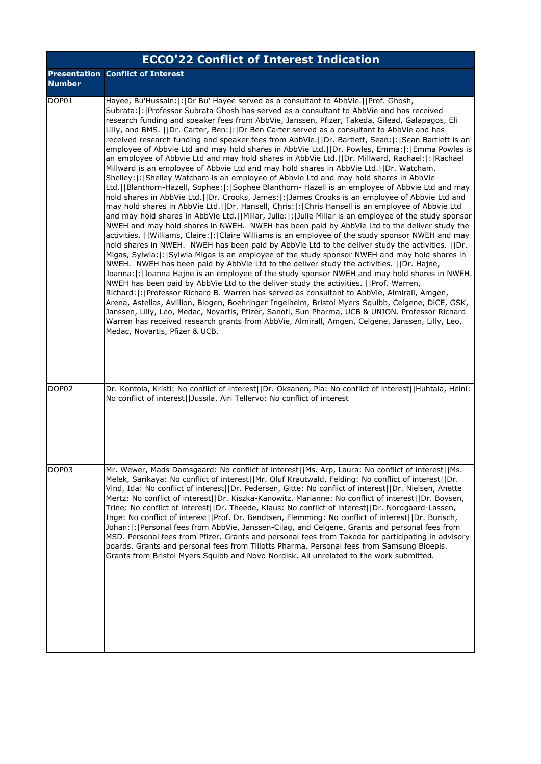# ECCO'22 Conflict of Interest Indication

| Presentation Number | Conflict of Interest |
|---|---|
| DOP01 | Hayee, Bu'Hussain:\|:\|Dr Bu' Hayee served as a consultant to AbbVie.\|\|Prof. Ghosh, Subrata:\|:\|Professor Subrata Ghosh has served as a consultant to AbbVie and has received research funding and speaker fees from AbbVie, Janssen, Pfizer, Takeda, Gilead, Galapagos, Eli Lilly, and BMS. \|\|Dr. Carter, Ben:\|:\|Dr Ben Carter served as a consultant to AbbVie and has received research funding and speaker fees from AbbVie.\|\|Dr. Bartlett, Sean:\|:\|Sean Bartlett is an employee of Abbvie Ltd and may hold shares in AbbVie Ltd.\|\|Dr. Powles, Emma:\|:\|Emma Powles is an employee of Abbvie Ltd and may hold shares in AbbVie Ltd.\|\|Dr. Millward, Rachael:\|:\|Rachael Millward is an employee of Abbvie Ltd and may hold shares in AbbVie Ltd.\|\|Dr. Watcham, Shelley:\|:\|Shelley Watcham is an employee of Abbvie Ltd and may hold shares in AbbVie Ltd.\|\|Blanthorn-Hazell, Sophee:\|:\|Sophee Blanthorn- Hazell is an employee of Abbvie Ltd and may hold shares in AbbVie Ltd.\|\|Dr. Crooks, James:\|:\|James Crooks is an employee of Abbvie Ltd and may hold shares in AbbVie Ltd.\|\|Dr. Hansell, Chris:\|:\|Chris Hansell is an employee of Abbvie Ltd and may hold shares in AbbVie Ltd.\|\|Millar, Julie:\|:\|Julie Millar is an employee of the study sponsor NWEH and may hold shares in NWEH. NWEH has been paid by AbbVie Ltd to the deliver study the activities. \|\|Williams, Claire:\|:\|Claire Williams is an employee of the study sponsor NWEH and may hold shares in NWEH. NWEH has been paid by AbbVie Ltd to the deliver study the activities. \|\|Dr. Migas, Sylwia:\|:\|Sylwia Migas is an employee of the study sponsor NWEH and may hold shares in NWEH. NWEH has been paid by AbbVie Ltd to the deliver study the activities. \|\|Dr. Hajne, Joanna:\|:\|Joanna Hajne is an employee of the study sponsor NWEH and may hold shares in NWEH. NWEH has been paid by AbbVie Ltd to the deliver study the activities. \|\|Prof. Warren, Richard:\|:\|Professor Richard B. Warren has served as consultant to AbbVie, Almirall, Amgen, Arena, Astellas, Avillion, Biogen, Boehringer Ingelheim, Bristol Myers Squibb, Celgene, DiCE, GSK, Janssen, Lilly, Leo, Medac, Novartis, Pfizer, Sanofi, Sun Pharma, UCB & UNION. Professor Richard Warren has received research grants from AbbVie, Almirall, Amgen, Celgene, Janssen, Lilly, Leo, Medac, Novartis, Pfizer & UCB. |
| DOP02 | Dr. Kontola, Kristi: No conflict of interest\|\|Dr. Oksanen, Pia: No conflict of interest\|\|Huhtala, Heini: No conflict of interest\|\|Jussila, Airi Tellervo: No conflict of interest |
| DOP03 | Mr. Wewer, Mads Damsgaard: No conflict of interest\|\|Ms. Arp, Laura: No conflict of interest\|\|Ms. Melek, Sarikaya: No conflict of interest\|\|Mr. Oluf Krautwald, Felding: No conflict of interest\|\|Dr. Vind, Ida: No conflict of interest\|\|Dr. Pedersen, Gitte: No conflict of interest\|\|Dr. Nielsen, Anette Mertz: No conflict of interest\|\|Dr. Kiszka-Kanowitz, Marianne: No conflict of interest\|\|Dr. Boysen, Trine: No conflict of interest\|\|Dr. Theede, Klaus: No conflict of interest\|\|Dr. Nordgaard-Lassen, Inge: No conflict of interest\|\|Prof. Dr. Bendtsen, Flemming: No conflict of interest\|\|Dr. Burisch, Johan:\|:\|Personal fees from AbbVie, Janssen-Cilag, and Celgene. Grants and personal fees from MSD. Personal fees from Pfizer. Grants and personal fees from Takeda for participating in advisory boards. Grants and personal fees from Tillotts Pharma. Personal fees from Samsung Bioepis. Grants from Bristol Myers Squibb and Novo Nordisk. All unrelated to the work submitted. |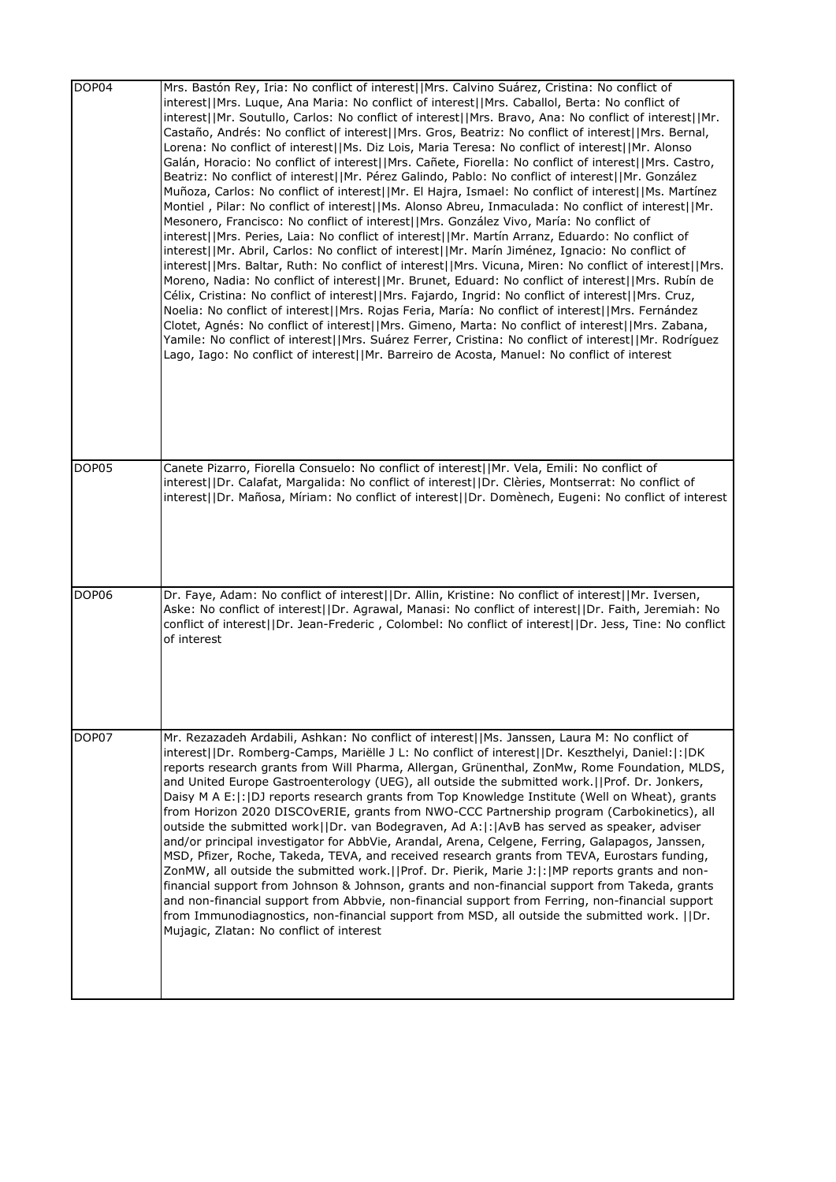| | |
|---|---|
| DOP04 | Mrs. Bastón Rey, Iria: No conflict of interest\|\|Mrs. Calvino Suárez, Cristina: No conflict of interest\|\|Mrs. Luque, Ana Maria: No conflict of interest\|\|Mrs. Caballol, Berta: No conflict of interest\|\|Mr. Soutullo, Carlos: No conflict of interest\|\|Mrs. Bravo, Ana: No conflict of interest\|\|Mr. Castaño, Andrés: No conflict of interest\|\|Mrs. Gros, Beatriz: No conflict of interest\|\|Mrs. Bernal, Lorena: No conflict of interest\|\|Ms. Diz Lois, Maria Teresa: No conflict of interest\|\|Mr. Alonso Galán, Horacio: No conflict of interest\|\|Mrs. Cañete, Fiorella: No conflict of interest\|\|Mrs. Castro, Beatriz: No conflict of interest\|\|Mr. Pérez Galindo, Pablo: No conflict of interest\|\|Mr. González Muñoza, Carlos: No conflict of interest\|\|Mr. El Hajra, Ismael: No conflict of interest\|\|Ms. Martínez Montiel , Pilar: No conflict of interest\|\|Ms. Alonso Abreu, Inmaculada: No conflict of interest\|\|Mr. Mesonero, Francisco: No conflict of interest\|\|Mrs. González Vivo, María: No conflict of interest\|\|Mrs. Peries, Laia: No conflict of interest\|\|Mr. Martín Arranz, Eduardo: No conflict of interest\|\|Mr. Abril, Carlos: No conflict of interest\|\|Mr. Marín Jiménez, Ignacio: No conflict of interest\|\|Mrs. Baltar, Ruth: No conflict of interest\|\|Mrs. Vicuna, Miren: No conflict of interest\|\|Mrs. Moreno, Nadia: No conflict of interest\|\|Mr. Brunet, Eduard: No conflict of interest\|\|Mrs. Rubín de Célix, Cristina: No conflict of interest\|\|Mrs. Fajardo, Ingrid: No conflict of interest\|\|Mrs. Cruz, Noelia: No conflict of interest\|\|Mrs. Rojas Feria, María: No conflict of interest\|\|Mrs. Fernández Clotet, Agnés: No conflict of interest\|\|Mrs. Gimeno, Marta: No conflict of interest\|\|Mrs. Zabana, Yamile: No conflict of interest\|\|Mrs. Suárez Ferrer, Cristina: No conflict of interest\|\|Mr. Rodríguez Lago, Iago: No conflict of interest\|\|Mr. Barreiro de Acosta, Manuel: No conflict of interest |
| DOP05 | Canete Pizarro, Fiorella Consuelo: No conflict of interest\|\|Mr. Vela, Emili: No conflict of interest\|\|Dr. Calafat, Margalida: No conflict of interest\|\|Dr. Clèries, Montserrat: No conflict of interest\|\|Dr. Mañosa, Míriam: No conflict of interest\|\|Dr. Domènech, Eugeni: No conflict of interest |
| DOP06 | Dr. Faye, Adam: No conflict of interest\|\|Dr. Allin, Kristine: No conflict of interest\|\|Mr. Iversen, Aske: No conflict of interest\|\|Dr. Agrawal, Manasi: No conflict of interest\|\|Dr. Faith, Jeremiah: No conflict of interest\|\|Dr. Jean-Frederic , Colombel: No conflict of interest\|\|Dr. Jess, Tine: No conflict of interest |
| DOP07 | Mr. Rezazadeh Ardabili, Ashkan: No conflict of interest\|\|Ms. Janssen, Laura M: No conflict of interest\|\|Dr. Romberg-Camps, Mariëlle J L: No conflict of interest\|\|Dr. Keszthelyi, Daniel:\|:\|DK reports research grants from Will Pharma, Allergan, Grünenthal, ZonMw, Rome Foundation, MLDS, and United Europe Gastroenterology (UEG), all outside the submitted work.\|\|Prof. Dr. Jonkers, Daisy M A E:\|:\|DJ reports research grants from Top Knowledge Institute (Well on Wheat), grants from Horizon 2020 DISCOvERIE, grants from NWO-CCC Partnership program (Carbokinetics), all outside the submitted work\|\|Dr. van Bodegraven, Ad A:\|:\|AvB has served as speaker, adviser and/or principal investigator for AbbVie, Arandal, Arena, Celgene, Ferring, Galapagos, Janssen, MSD, Pfizer, Roche, Takeda, TEVA, and received research grants from TEVA, Eurostars funding, ZonMW, all outside the submitted work.\|\|Prof. Dr. Pierik, Marie J:\|:\|MP reports grants and non-financial support from Johnson & Johnson, grants and non-financial support from Takeda, grants and non-financial support from Abbvie, non-financial support from Ferring, non-financial support from Immunodiagnostics, non-financial support from MSD, all outside the submitted work. \|\|Dr. Mujagic, Zlatan: No conflict of interest |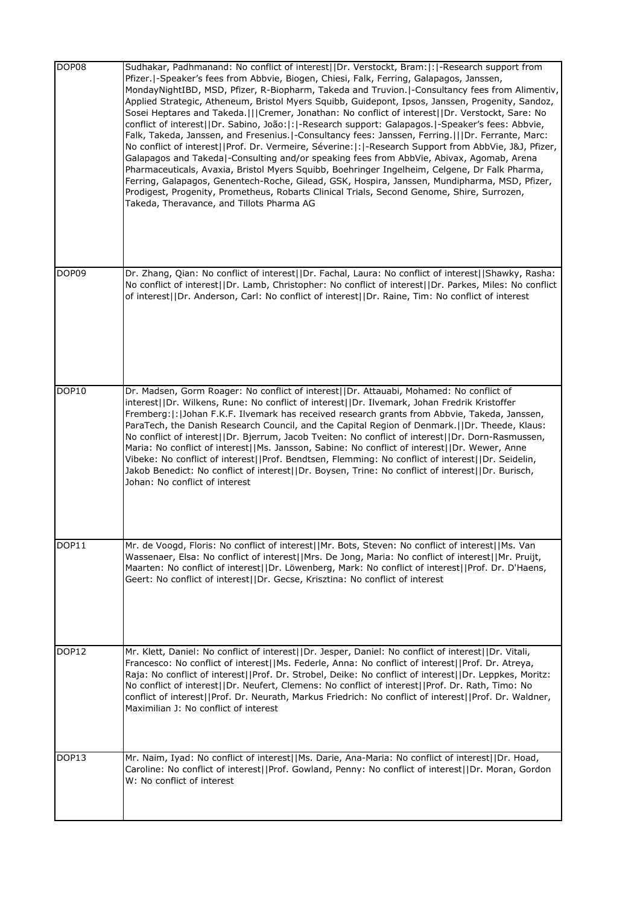| | |
|---|---|
| DOP08 | Sudhakar, Padhmanand: No conflict of interest\|\|Dr. Verstockt, Bram:\|:\|-Research support from Pfizer.\|-Speaker's fees from Abbvie, Biogen, Chiesi, Falk, Ferring, Galapagos, Janssen, MondayNightIBD, MSD, Pfizer, R-Biopharm, Takeda and Truvion.\|-Consultancy fees from Alimentiv, Applied Strategic, Atheneum, Bristol Myers Squibb, Guidepont, Ipsos, Janssen, Progenity, Sandoz, Sosei Heptares and Takeda.\|\|\|Cremer, Jonathan: No conflict of interest\|\|Dr. Verstockt, Sare: No conflict of interest\|\|Dr. Sabino, João:\|:\|-Research support: Galapagos.\|-Speaker's fees: Abbvie, Falk, Takeda, Janssen, and Fresenius.\|-Consultancy fees: Janssen, Ferring.\|\|\|Dr. Ferrante, Marc: No conflict of interest\|\|Prof. Dr. Vermeire, Séverine:\|:\|-Research Support from AbbVie, J&J, Pfizer, Galapagos and Takeda\|-Consulting and/or speaking fees from AbbVie, Abivax, Agomab, Arena Pharmaceuticals, Avaxia, Bristol Myers Squibb, Boehringer Ingelheim, Celgene, Dr Falk Pharma, Ferring, Galapagos, Genentech-Roche, Gilead, GSK, Hospira, Janssen, Mundipharma, MSD, Pfizer, Prodigest, Progenity, Prometheus, Robarts Clinical Trials, Second Genome, Shire, Surrozen, Takeda, Theravance, and Tillots Pharma AG |
| DOP09 | Dr. Zhang, Qian: No conflict of interest\|\|Dr. Fachal, Laura: No conflict of interest\|\|Shawky, Rasha: No conflict of interest\|\|Dr. Lamb, Christopher: No conflict of interest\|\|Dr. Parkes, Miles: No conflict of interest\|\|Dr. Anderson, Carl: No conflict of interest\|\|Dr. Raine, Tim: No conflict of interest |
| DOP10 | Dr. Madsen, Gorm Roager: No conflict of interest\|\|Dr. Attauabi, Mohamed: No conflict of interest\|\|Dr. Wilkens, Rune: No conflict of interest\|\|Dr. Ilvemark, Johan Fredrik Kristoffer Fremberg:\|:\|Johan F.K.F. Ilvemark has received research grants from Abbvie, Takeda, Janssen, ParaTech, the Danish Research Council, and the Capital Region of Denmark.\|\|Dr. Theede, Klaus: No conflict of interest\|\|Dr. Bjerrum, Jacob Tveiten: No conflict of interest\|\|Dr. Dorn-Rasmussen, Maria: No conflict of interest\|\|Ms. Jansson, Sabine: No conflict of interest\|\|Dr. Wewer, Anne Vibeke: No conflict of interest\|\|Prof. Bendtsen, Flemming: No conflict of interest\|\|Dr. Seidelin, Jakob Benedict: No conflict of interest\|\|Dr. Boysen, Trine: No conflict of interest\|\|Dr. Burisch, Johan: No conflict of interest |
| DOP11 | Mr. de Voogd, Floris: No conflict of interest\|\|Mr. Bots, Steven: No conflict of interest\|\|Ms. Van Wassenaer, Elsa: No conflict of interest\|\|Mrs. De Jong, Maria: No conflict of interest\|\|Mr. Pruijt, Maarten: No conflict of interest\|\|Dr. Löwenberg, Mark: No conflict of interest\|\|Prof. Dr. D'Haens, Geert: No conflict of interest\|\|Dr. Gecse, Krisztina: No conflict of interest |
| DOP12 | Mr. Klett, Daniel: No conflict of interest\|\|Dr. Jesper, Daniel: No conflict of interest\|\|Dr. Vitali, Francesco: No conflict of interest\|\|Ms. Federle, Anna: No conflict of interest\|\|Prof. Dr. Atreya, Raja: No conflict of interest\|\|Prof. Dr. Strobel, Deike: No conflict of interest\|\|Dr. Leppkes, Moritz: No conflict of interest\|\|Dr. Neufert, Clemens: No conflict of interest\|\|Prof. Dr. Rath, Timo: No conflict of interest\|\|Prof. Dr. Neurath, Markus Friedrich: No conflict of interest\|\|Prof. Dr. Waldner, Maximilian J: No conflict of interest |
| DOP13 | Mr. Naim, Iyad: No conflict of interest\|\|Ms. Darie, Ana-Maria: No conflict of interest\|\|Dr. Hoad, Caroline: No conflict of interest\|\|Prof. Gowland, Penny: No conflict of interest\|\|Dr. Moran, Gordon W: No conflict of interest |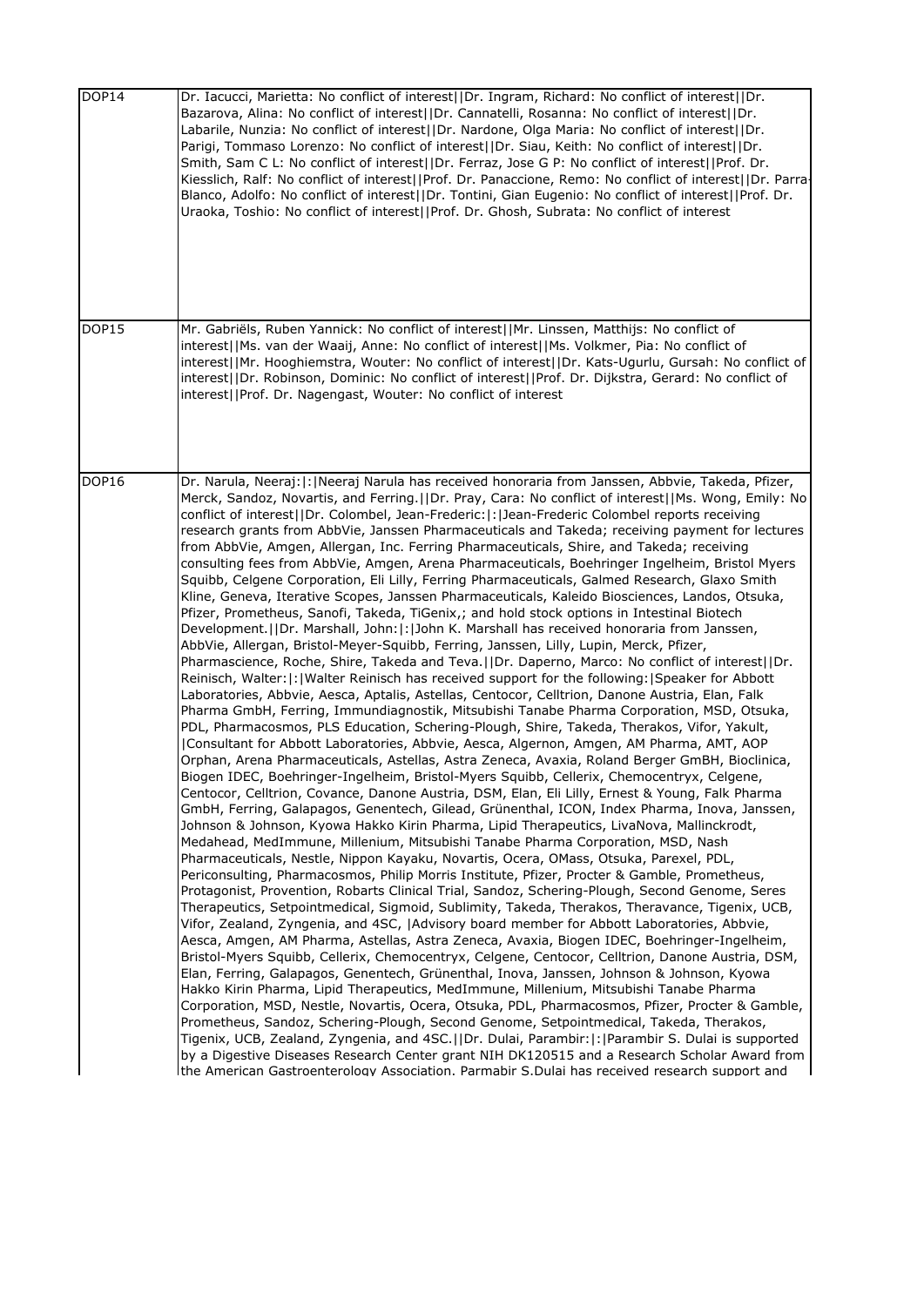| | |
|---|---|
| DOP14 | Dr. Iacucci, Marietta: No conflict of interest\|\|Dr. Ingram, Richard: No conflict of interest\|\|Dr. Bazarova, Alina: No conflict of interest\|\|Dr. Cannatelli, Rosanna: No conflict of interest\|\|Dr. Labarile, Nunzia: No conflict of interest\|\|Dr. Nardone, Olga Maria: No conflict of interest\|\|Dr. Parigi, Tommaso Lorenzo: No conflict of interest\|\|Dr. Siau, Keith: No conflict of interest\|\|Dr. Smith, Sam C L: No conflict of interest\|\|Dr. Ferraz, Jose G P: No conflict of interest\|\|Prof. Dr. Kiesslich, Ralf: No conflict of interest\|\|Prof. Dr. Panaccione, Remo: No conflict of interest\|\|Dr. Parra-Blanco, Adolfo: No conflict of interest\|\|Dr. Tontini, Gian Eugenio: No conflict of interest\|\|Prof. Dr. Uraoka, Toshio: No conflict of interest\|\|Prof. Dr. Ghosh, Subrata: No conflict of interest |
| DOP15 | Mr. Gabriëls, Ruben Yannick: No conflict of interest\|\|Mr. Linssen, Matthijs: No conflict of interest\|\|Ms. van der Waaij, Anne: No conflict of interest\|\|Ms. Volkmer, Pia: No conflict of interest\|\|Mr. Hooghiemstra, Wouter: No conflict of interest\|\|Dr. Kats-Ugurlu, Gursah: No conflict of interest\|\|Dr. Robinson, Dominic: No conflict of interest\|\|Prof. Dr. Dijkstra, Gerard: No conflict of interest\|\|Prof. Dr. Nagengast, Wouter: No conflict of interest |
| DOP16 | Dr. Narula, Neeraj:\|:\|Neeraj Narula has received honoraria from Janssen, Abbvie, Takeda, Pfizer, Merck, Sandoz, Novartis, and Ferring.\|\|Dr. Pray, Cara: No conflict of interest\|\|Ms. Wong, Emily: No conflict of interest\|\|Dr. Colombel, Jean-Frederic:\|:\|Jean-Frederic Colombel reports receiving research grants from AbbVie, Janssen Pharmaceuticals and Takeda; receiving payment for lectures from AbbVie, Amgen, Allergan, Inc. Ferring Pharmaceuticals, Shire, and Takeda; receiving consulting fees from AbbVie, Amgen, Arena Pharmaceuticals, Boehringer Ingelheim, Bristol Myers Squibb, Celgene Corporation, Eli Lilly, Ferring Pharmaceuticals, Galmed Research, Glaxo Smith Kline, Geneva, Iterative Scopes, Janssen Pharmaceuticals, Kaleido Biosciences, Landos, Otsuka, Pfizer, Prometheus, Sanofi, Takeda, TiGenix,; and hold stock options in Intestinal Biotech Development.\|\|Dr. Marshall, John:\|:\|John K. Marshall has received honoraria from Janssen, AbbVie, Allergan, Bristol-Meyer-Squibb, Ferring, Janssen, Lilly, Lupin, Merck, Pfizer, Pharmascience, Roche, Shire, Takeda and Teva.\|\|Dr. Daperno, Marco: No conflict of interest\|\|Dr. Reinisch, Walter:\|:\|Walter Reinisch has received support for the following:\|Speaker for Abbott Laboratories, Abbvie, Aesca, Aptalis, Astellas, Centocor, Celltrion, Danone Austria, Elan, Falk Pharma GmbH, Ferring, Immundiagnostik, Mitsubishi Tanabe Pharma Corporation, MSD, Otsuka, PDL, Pharmacosmos, PLS Education, Schering-Plough, Shire, Takeda, Therakos, Vifor, Yakult, \|Consultant for Abbott Laboratories, Abbvie, Aesca, Algernon, Amgen, AM Pharma, AMT, AOP Orphan, Arena Pharmaceuticals, Astellas, Astra Zeneca, Avaxia, Roland Berger GmBH, Bioclinica, Biogen IDEC, Boehringer-Ingelheim, Bristol-Myers Squibb, Cellerix, Chemocentryx, Celgene, Centocor, Celltrion, Covance, Danone Austria, DSM, Elan, Eli Lilly, Ernest & Young, Falk Pharma GmbH, Ferring, Galapagos, Genentech, Gilead, Grünenthal, ICON, Index Pharma, Inova, Janssen, Johnson & Johnson, Kyowa Hakko Kirin Pharma, Lipid Therapeutics, LivaNova, Mallinckrodt, Medahead, MedImmune, Millenium, Mitsubishi Tanabe Pharma Corporation, MSD, Nash Pharmaceuticals, Nestle, Nippon Kayaku, Novartis, Ocera, OMass, Otsuka, Parexel, PDL, Periconsulting, Pharmacosmos, Philip Morris Institute, Pfizer, Procter & Gamble, Prometheus, Protagonist, Provention, Robarts Clinical Trial, Sandoz, Schering-Plough, Second Genome, Seres Therapeutics, Setpointmedical, Sigmoid, Sublimity, Takeda, Therakos, Theravance, Tigenix, UCB, Vifor, Zealand, Zyngenia, and 4SC, \|Advisory board member for Abbott Laboratories, Abbvie, Aesca, Amgen, AM Pharma, Astellas, Astra Zeneca, Avaxia, Biogen IDEC, Boehringer-Ingelheim, Bristol-Myers Squibb, Cellerix, Chemocentryx, Celgene, Centocor, Celltrion, Danone Austria, DSM, Elan, Ferring, Galapagos, Genentech, Grünenthal, Inova, Janssen, Johnson & Johnson, Kyowa Hakko Kirin Pharma, Lipid Therapeutics, MedImmune, Millenium, Mitsubishi Tanabe Pharma Corporation, MSD, Nestle, Novartis, Ocera, Otsuka, PDL, Pharmacosmos, Pfizer, Procter & Gamble, Prometheus, Sandoz, Schering-Plough, Second Genome, Setpointmedical, Takeda, Therakos, Tigenix, UCB, Zealand, Zyngenia, and 4SC.\|\|Dr. Dulai, Parambir:\|:\|Parambir S. Dulai is supported by a Digestive Diseases Research Center grant NIH DK120515 and a Research Scholar Award from the American Gastroenterology Association. Parmabir S.Dulai has received research support and |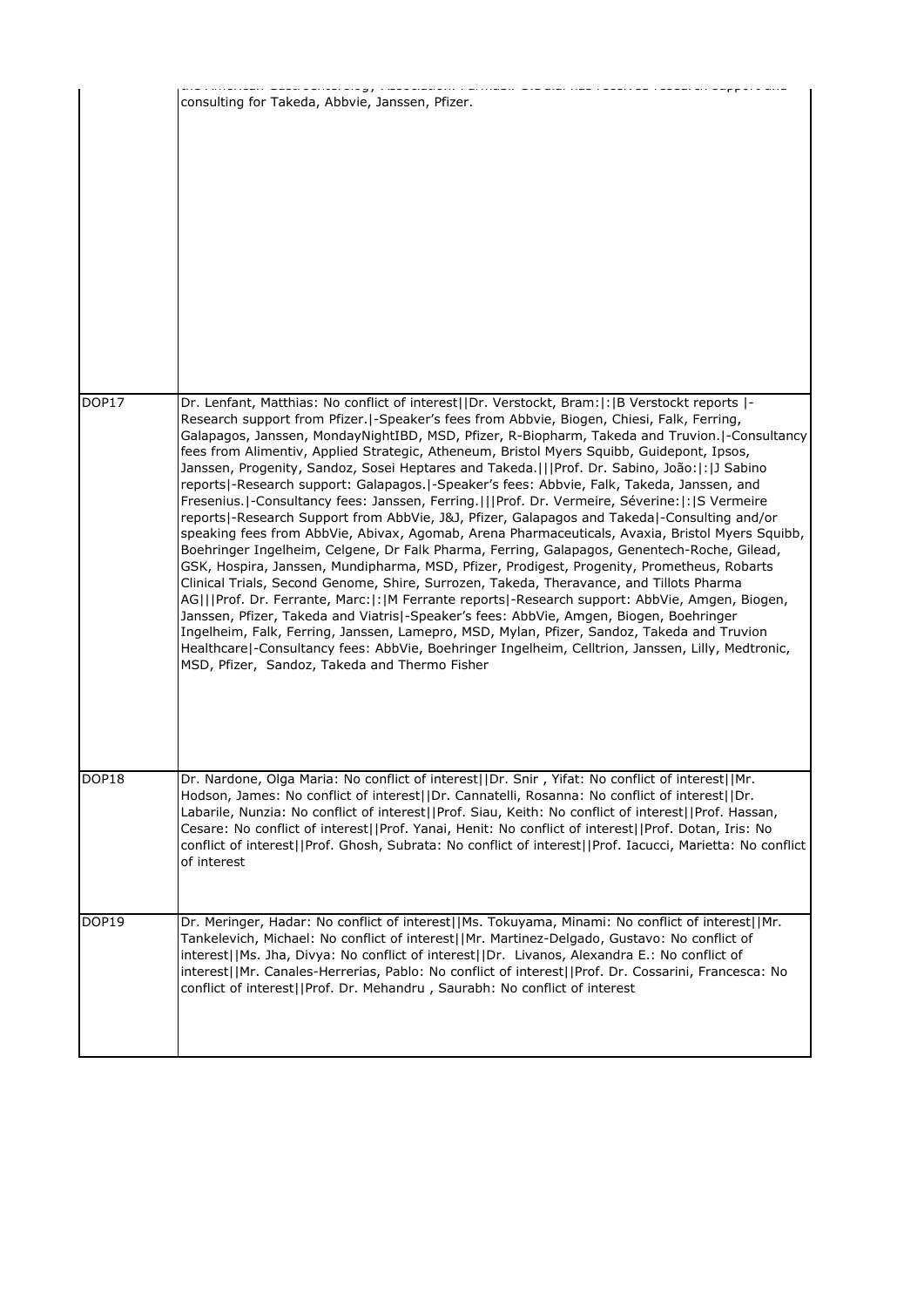| | |
|---|---|
| | the American Gastroenterology Association. Parnabi Sidiadi has received research support and consulting for Takeda, Abbvie, Janssen, Pfizer. |
| DOP17 | Dr. Lenfant, Matthias: No conflict of interest\|\|Dr. Verstockt, Bram:\|:\|B Verstockt reports \|-Research support from Pfizer.\|-Speaker's fees from Abbvie, Biogen, Chiesi, Falk, Ferring, Galapagos, Janssen, MondayNightIBD, MSD, Pfizer, R-Biopharm, Takeda and Truvion.\|-Consultancy fees from Alimentiv, Applied Strategic, Atheneum, Bristol Myers Squibb, Guidepont, Ipsos, Janssen, Progenity, Sandoz, Sosei Heptares and Takeda.\|\|\|Prof. Dr. Sabino, João:\|:\|J Sabino reports\|-Research support: Galapagos.\|-Speaker's fees: Abbvie, Falk, Takeda, Janssen, and Fresenius.\|-Consultancy fees: Janssen, Ferring.\|\|\|Prof. Dr. Vermeire, Séverine:\|:\|S Vermeire reports\|-Research Support from AbbVie, J&J, Pfizer, Galapagos and Takeda\|-Consulting and/or speaking fees from AbbVie, Abivax, Agomab, Arena Pharmaceuticals, Avaxia, Bristol Myers Squibb, Boehringer Ingelheim, Celgene, Dr Falk Pharma, Ferring, Galapagos, Genentech-Roche, Gilead, GSK, Hospira, Janssen, Mundipharma, MSD, Pfizer, Prodigest, Progenity, Prometheus, Robarts Clinical Trials, Second Genome, Shire, Surrozen, Takeda, Theravance, and Tillots Pharma AG\|\|\|Prof. Dr. Ferrante, Marc:\|:\|M Ferrante reports\|-Research support: AbbVie, Amgen, Biogen, Janssen, Pfizer, Takeda and Viatris\|-Speaker's fees: AbbVie, Amgen, Biogen, Boehringer Ingelheim, Falk, Ferring, Janssen, Lamepro, MSD, Mylan, Pfizer, Sandoz, Takeda and Truvion Healthcare\|-Consultancy fees: AbbVie, Boehringer Ingelheim, Celltrion, Janssen, Lilly, Medtronic, MSD, Pfizer, Sandoz, Takeda and Thermo Fisher |
| DOP18 | Dr. Nardone, Olga Maria: No conflict of interest\|\|Dr. Snir , Yifat: No conflict of interest\|\|Mr. Hodson, James: No conflict of interest\|\|Dr. Cannatelli, Rosanna: No conflict of interest\|\|Dr. Labarile, Nunzia: No conflict of interest\|\|Prof. Siau, Keith: No conflict of interest\|\|Prof. Hassan, Cesare: No conflict of interest\|\|Prof. Yanai, Henit: No conflict of interest\|\|Prof. Dotan, Iris: No conflict of interest\|\|Prof. Ghosh, Subrata: No conflict of interest\|\|Prof. Iacucci, Marietta: No conflict of interest |
| DOP19 | Dr. Meringer, Hadar: No conflict of interest\|\|Ms. Tokuyama, Minami: No conflict of interest\|\|Mr. Tankelevich, Michael: No conflict of interest\|\|Mr. Martinez-Delgado, Gustavo: No conflict of interest\|\|Ms. Jha, Divya: No conflict of interest\|\|Dr. Livanos, Alexandra E.: No conflict of interest\|\|Mr. Canales-Herrerias, Pablo: No conflict of interest\|\|Prof. Dr. Cossarini, Francesca: No conflict of interest\|\|Prof. Dr. Mehandru , Saurabh: No conflict of interest |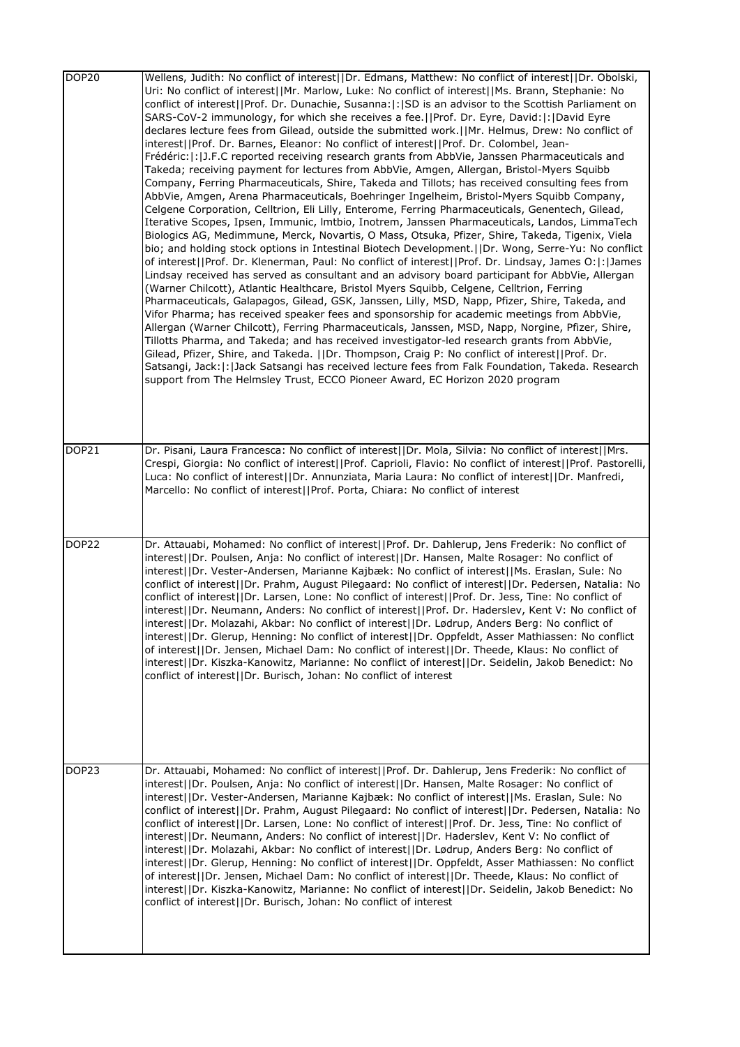| | |
|---|---|
| DOP20 | Wellens, Judith: No conflict of interest\|\|Dr. Edmans, Matthew: No conflict of interest\|\|Dr. Obolski, Uri: No conflict of interest\|\|Mr. Marlow, Luke: No conflict of interest\|\|Ms. Brann, Stephanie: No conflict of interest\|\|Prof. Dr. Dunachie, Susanna:\|:\|SD is an advisor to the Scottish Parliament on SARS-CoV-2 immunology, for which she receives a fee.\|\|Prof. Dr. Eyre, David:\|:\|David Eyre declares lecture fees from Gilead, outside the submitted work.\|\|Mr. Helmus, Drew: No conflict of interest\|\|Prof. Dr. Barnes, Eleanor: No conflict of interest\|\|Prof. Dr. Colombel, Jean-Frédéric:\|:\|J.F.C reported receiving research grants from AbbVie, Janssen Pharmaceuticals and Takeda; receiving payment for lectures from AbbVie, Amgen, Allergan, Bristol-Myers Squibb Company, Ferring Pharmaceuticals, Shire, Takeda and Tillots; has received consulting fees from AbbVie, Amgen, Arena Pharmaceuticals, Boehringer Ingelheim, Bristol-Myers Squibb Company, Celgene Corporation, Celltrion, Eli Lilly, Enterome, Ferring Pharmaceuticals, Genentech, Gilead, Iterative Scopes, Ipsen, Immunic, Imtbio, Inotrem, Janssen Pharmaceuticals, Landos, LimmaTech Biologics AG, Medimmune, Merck, Novartis, O Mass, Otsuka, Pfizer, Shire, Takeda, Tigenix, Viela bio; and holding stock options in Intestinal Biotech Development.\|\|Dr. Wong, Serre-Yu: No conflict of interest\|\|Prof. Dr. Klenerman, Paul: No conflict of interest\|\|Prof. Dr. Lindsay, James O:\|:\|James Lindsay received has served as consultant and an advisory board participant for AbbVie, Allergan (Warner Chilcott), Atlantic Healthcare, Bristol Myers Squibb, Celgene, Celltrion, Ferring Pharmaceuticals, Galapagos, Gilead, GSK, Janssen, Lilly, MSD, Napp, Pfizer, Shire, Takeda, and Vifor Pharma; has received speaker fees and sponsorship for academic meetings from AbbVie, Allergan (Warner Chilcott), Ferring Pharmaceuticals, Janssen, MSD, Napp, Norgine, Pfizer, Shire, Tillotts Pharma, and Takeda; and has received investigator-led research grants from AbbVie, Gilead, Pfizer, Shire, and Takeda. \|\|Dr. Thompson, Craig P: No conflict of interest\|\|Prof. Dr. Satsangi, Jack:\|:\|Jack Satsangi has received lecture fees from Falk Foundation, Takeda. Research support from The Helmsley Trust, ECCO Pioneer Award, EC Horizon 2020 program |
| DOP21 | Dr. Pisani, Laura Francesca: No conflict of interest\|\|Dr. Mola, Silvia: No conflict of interest\|\|Mrs. Crespi, Giorgia: No conflict of interest\|\|Prof. Caprioli, Flavio: No conflict of interest\|\|Prof. Pastorelli, Luca: No conflict of interest\|\|Dr. Annunziata, Maria Laura: No conflict of interest\|\|Dr. Manfredi, Marcello: No conflict of interest\|\|Prof. Porta, Chiara: No conflict of interest |
| DOP22 | Dr. Attauabi, Mohamed: No conflict of interest\|\|Prof. Dr. Dahlerup, Jens Frederik: No conflict of interest\|\|Dr. Poulsen, Anja: No conflict of interest\|\|Dr. Hansen, Malte Rosager: No conflict of interest\|\|Dr. Vester-Andersen, Marianne Kajbæk: No conflict of interest\|\|Ms. Eraslan, Sule: No conflict of interest\|\|Dr. Prahm, August Pilegaard: No conflict of interest\|\|Dr. Pedersen, Natalia: No conflict of interest\|\|Dr. Larsen, Lone: No conflict of interest\|\|Prof. Dr. Jess, Tine: No conflict of interest\|\|Dr. Neumann, Anders: No conflict of interest\|\|Prof. Dr. Haderslev, Kent V: No conflict of interest\|\|Dr. Molazahi, Akbar: No conflict of interest\|\|Dr. Lødrup, Anders Berg: No conflict of interest\|\|Dr. Glerup, Henning: No conflict of interest\|\|Dr. Oppfeldt, Asser Mathiassen: No conflict of interest\|\|Dr. Jensen, Michael Dam: No conflict of interest\|\|Dr. Theede, Klaus: No conflict of interest\|\|Dr. Kiszka-Kanowitz, Marianne: No conflict of interest\|\|Dr. Seidelin, Jakob Benedict: No conflict of interest\|\|Dr. Burisch, Johan: No conflict of interest |
| DOP23 | Dr. Attauabi, Mohamed: No conflict of interest\|\|Prof. Dr. Dahlerup, Jens Frederik: No conflict of interest\|\|Dr. Poulsen, Anja: No conflict of interest\|\|Dr. Hansen, Malte Rosager: No conflict of interest\|\|Dr. Vester-Andersen, Marianne Kajbæk: No conflict of interest\|\|Ms. Eraslan, Sule: No conflict of interest\|\|Dr. Prahm, August Pilegaard: No conflict of interest\|\|Dr. Pedersen, Natalia: No conflict of interest\|\|Dr. Larsen, Lone: No conflict of interest\|\|Prof. Dr. Jess, Tine: No conflict of interest\|\|Dr. Neumann, Anders: No conflict of interest\|\|Dr. Haderslev, Kent V: No conflict of interest\|\|Dr. Molazahi, Akbar: No conflict of interest\|\|Dr. Lødrup, Anders Berg: No conflict of interest\|\|Dr. Glerup, Henning: No conflict of interest\|\|Dr. Oppfeldt, Asser Mathiassen: No conflict of interest\|\|Dr. Jensen, Michael Dam: No conflict of interest\|\|Dr. Theede, Klaus: No conflict of interest\|\|Dr. Kiszka-Kanowitz, Marianne: No conflict of interest\|\|Dr. Seidelin, Jakob Benedict: No conflict of interest\|\|Dr. Burisch, Johan: No conflict of interest |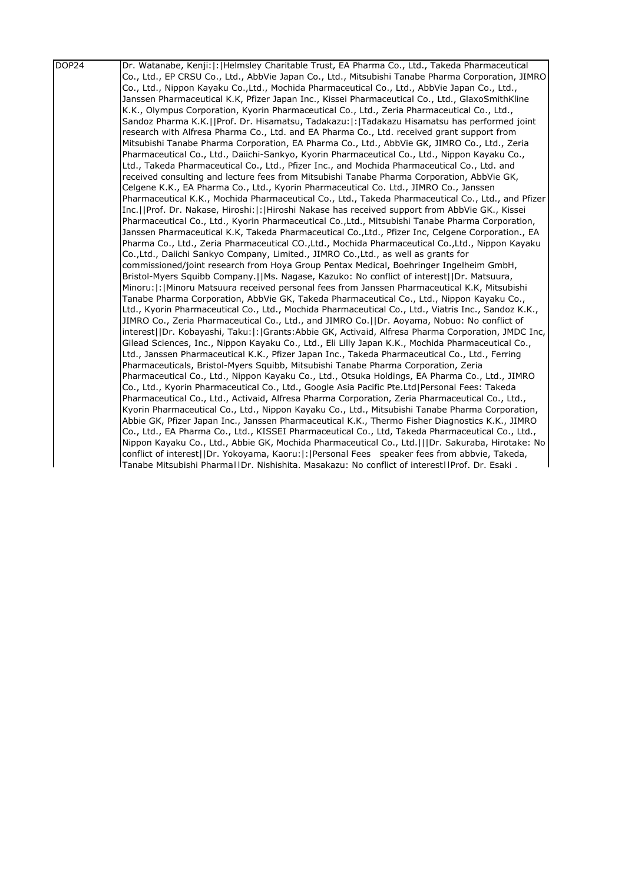| DOP24 | Dr. Watanabe, Kenji:\|:\|Helmsley Charitable Trust, EA Pharma Co., Ltd., Takeda Pharmaceutical Co., Ltd., EP CRSU Co., Ltd., AbbVie Japan Co., Ltd., Mitsubishi Tanabe Pharma Corporation, JIMRO Co., Ltd., Nippon Kayaku Co.,Ltd., Mochida Pharmaceutical Co., Ltd., AbbVie Japan Co., Ltd., Janssen Pharmaceutical K.K, Pfizer Japan Inc., Kissei Pharmaceutical Co., Ltd., GlaxoSmithKline K.K., Olympus Corporation, Kyorin Pharmaceutical Co., Ltd., Zeria Pharmaceutical Co., Ltd., Sandoz Pharma K.K.\|\|Prof. Dr. Hisamatsu, Tadakazu:\|:\|Tadakazu Hisamatsu has performed joint research with Alfresa Pharma Co., Ltd. and EA Pharma Co., Ltd. received grant support from Mitsubishi Tanabe Pharma Corporation, EA Pharma Co., Ltd., AbbVie GK, JIMRO Co., Ltd., Zeria Pharmaceutical Co., Ltd., Daiichi-Sankyo, Kyorin Pharmaceutical Co., Ltd., Nippon Kayaku Co., Ltd., Takeda Pharmaceutical Co., Ltd., Pfizer Inc., and Mochida Pharmaceutical Co., Ltd. and received consulting and lecture fees from Mitsubishi Tanabe Pharma Corporation, AbbVie GK, Celgene K.K., EA Pharma Co., Ltd., Kyorin Pharmaceutical Co. Ltd., JIMRO Co., Janssen Pharmaceutical K.K., Mochida Pharmaceutical Co., Ltd., Takeda Pharmaceutical Co., Ltd., and Pfizer Inc.\|\|Prof. Dr. Nakase, Hiroshi:\|:\|Hiroshi Nakase has received support from AbbVie GK., Kissei Pharmaceutical Co., Ltd., Kyorin Pharmaceutical Co.,Ltd., Mitsubishi Tanabe Pharma Corporation, Janssen Pharmaceutical K.K, Takeda Pharmaceutical Co.,Ltd., Pfizer Inc, Celgene Corporation., EA Pharma Co., Ltd., Zeria Pharmaceutical CO.,Ltd., Mochida Pharmaceutical Co.,Ltd., Nippon Kayaku Co.,Ltd., Daiichi Sankyo Company, Limited., JIMRO Co.,Ltd., as well as grants for commissioned/joint research from Hoya Group Pentax Medical, Boehringer Ingelheim GmbH, Bristol-Myers Squibb Company.\|\|Ms. Nagase, Kazuko: No conflict of interest\|\|Dr. Matsuura, Minoru:\|:\|Minoru Matsuura received personal fees from Janssen Pharmaceutical K.K, Mitsubishi Tanabe Pharma Corporation, AbbVie GK, Takeda Pharmaceutical Co., Ltd., Nippon Kayaku Co., Ltd., Kyorin Pharmaceutical Co., Ltd., Mochida Pharmaceutical Co., Ltd., Viatris Inc., Sandoz K.K., JIMRO Co., Zeria Pharmaceutical Co., Ltd., and JIMRO Co.\|\|Dr. Aoyama, Nobuo: No conflict of interest\|\|Dr. Kobayashi, Taku:\|:\|Grants:Abbie GK, Activaid, Alfresa Pharma Corporation, JMDC Inc, Gilead Sciences, Inc., Nippon Kayaku Co., Ltd., Eli Lilly Japan K.K., Mochida Pharmaceutical Co., Ltd., Janssen Pharmaceutical K.K., Pfizer Japan Inc., Takeda Pharmaceutical Co., Ltd., Ferring Pharmaceuticals, Bristol-Myers Squibb, Mitsubishi Tanabe Pharma Corporation, Zeria Pharmaceutical Co., Ltd., Nippon Kayaku Co., Ltd., Otsuka Holdings, EA Pharma Co., Ltd., JIMRO Co., Ltd., Kyorin Pharmaceutical Co., Ltd., Google Asia Pacific Pte.Ltd\|Personal Fees: Takeda Pharmaceutical Co., Ltd., Activaid, Alfresa Pharma Corporation, Zeria Pharmaceutical Co., Ltd., Kyorin Pharmaceutical Co., Ltd., Nippon Kayaku Co., Ltd., Mitsubishi Tanabe Pharma Corporation, Abbie GK, Pfizer Japan Inc., Janssen Pharmaceutical K.K., Thermo Fisher Diagnostics K.K., JIMRO Co., Ltd., EA Pharma Co., Ltd., KISSEI Pharmaceutical Co., Ltd, Takeda Pharmaceutical Co., Ltd., Nippon Kayaku Co., Ltd., Abbie GK, Mochida Pharmaceutical Co., Ltd.\|\|\|Dr. Sakuraba, Hirotake: No conflict of interest\|\|Dr. Yokoyama, Kaoru:\|:\|Personal Fees speaker fees from abbvie, Takeda, Tanabe Mitsubishi Pharma\|\|Dr. Nishishita, Masakazu: No conflict of interest\|\|Prof. Dr. Esaki , |
|---|---|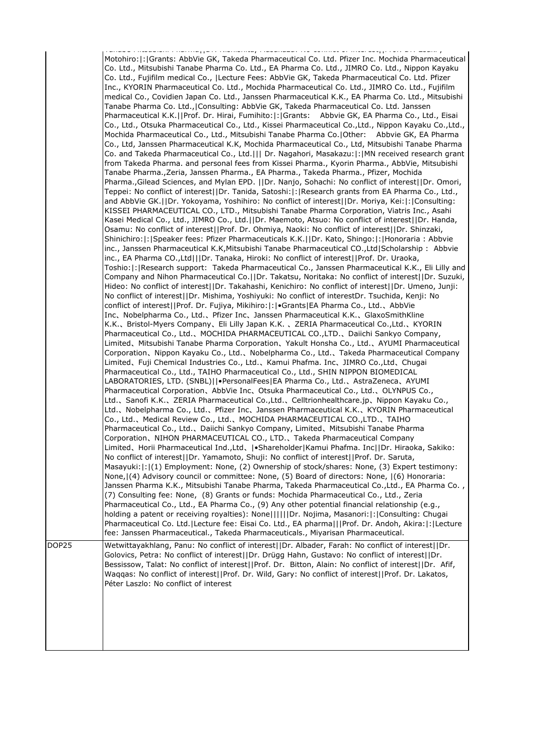| | |
|---|---|
| | Tanabe Mitsubishi Pharma||Dr. Nishimata, Masakazu: No conflict of interest||Prof. Dr. Ezaki, Motohiro:\|:\|Grants: AbbVie GK, Takeda Pharmaceutical Co. Ltd. Pfizer Inc. Mochida Pharmaceutical Co. Ltd., Mitsubishi Tanabe Pharma Co. Ltd., EA Pharma Co. Ltd., JIMRO Co. Ltd., Nippon Kayaku Co. Ltd., Fujifilm medical Co., \|Lecture Fees: AbbVie GK, Takeda Pharmaceutical Co. Ltd. Pfizer Inc., KYORIN Pharmaceutical Co. Ltd., Mochida Pharmaceutical Co. Ltd., JIMRO Co. Ltd., Fujifilm medical Co., Covidien Japan Co. Ltd., Janssen Pharmaceutical K.K., EA Pharma Co. Ltd., Mitsubishi Tanabe Pharma Co. Ltd.,\|Consulting: AbbVie GK, Takeda Pharmaceutical Co. Ltd. Janssen Pharmaceutical K.K.\|\|Prof. Dr. Hirai, Fumihito:\|:\|Grants: Abbvie GK, EA Pharma Co., Ltd., Eisai Co., Ltd., Otsuka Pharmaceutical Co., Ltd., Kissei Pharmaceutical Co.,Ltd., Nippon Kayaku Co.,Ltd., Mochida Pharmaceutical Co., Ltd., Mitsubishi Tanabe Pharma Co.\|Other: Abbvie GK, EA Pharma Co., Ltd, Janssen Pharmaceutical K.K, Mochida Pharmaceutical Co., Ltd, Mitsubishi Tanabe Pharma Co. and Takeda Pharmaceutical Co., Ltd.\|\|\| Dr. Nagahori, Masakazu:\|:\|MN received research grant from Takeda Pharma. and personal fees from Kissei Pharma., Kyorin Pharma., AbbVie, Mitsubishi Tanabe Pharma.,Zeria, Janssen Pharma., EA Pharma., Takeda Pharma., Pfizer, Mochida Pharma.,Gilead Sciences, and Mylan EPD. \|\|Dr. Nanjo, Sohachi: No conflict of interest\|\|Dr. Omori, Teppei: No conflict of interest\|\|Dr. Tanida, Satoshi:\|:\|Research grants from EA Pharma Co., Ltd., and AbbVie GK.\|\|Dr. Yokoyama, Yoshihiro: No conflict of interest\|\|Dr. Moriya, Kei:\|:\|Consulting: KISSEI PHARMACEUTICAL CO., LTD., Mitsubishi Tanabe Pharma Corporation, Viatris Inc., Asahi Kasei Medical Co., Ltd., JIMRO Co., Ltd.\|\|Dr. Maemoto, Atsuo: No conflict of interest\|\|Dr. Handa, Osamu: No conflict of interest\|\|Prof. Dr. Ohmiya, Naoki: No conflict of interest\|\|Dr. Shinzaki, Shinichiro:\|:\|Speaker fees: Pfizer Pharmaceuticals K.K.\|\|Dr. Kato, Shingo:\|:\|Honoraria : Abbvie inc., Janssen Pharmaceutical K.K,Mitsubishi Tanabe Pharmaceutical CO.,Ltd\|Scholarship : Abbvie inc., EA Pharma CO.,Ltd\|\|\|Dr. Tanaka, Hiroki: No conflict of interest\|\|Prof. Dr. Uraoka, Toshio:\|:\|Research support: Takeda Pharmaceutical Co., Janssen Pharmaceutical K.K., Eli Lilly and Company and Nihon Pharmaceutical Co.\|\|Dr. Takatsu, Noritaka: No conflict of interest\|\|Dr. Suzuki, Hideo: No conflict of interest\|\|Dr. Takahashi, Kenichiro: No conflict of interest\|\|Dr. Umeno, Junji: No conflict of interest\|\|Dr. Mishima, Yoshiyuki: No conflict of interestDr. Tsuchida, Kenji: No conflict of interest\|\|Prof. Dr. Fujiya, Mikihiro:\|:\|•Grants\|EA Pharma Co., Ltd.、AbbVie Inc、Nobelpharma Co., Ltd.、Pfizer Inc、Janssen Pharmaceutical K.K.、GlaxoSmithKline K.K.、Bristol-Myers Company、Eli Lilly Japan K.K. 、ZERIA Pharmaceutical Co.,Ltd.、KYORIN Pharmaceutical Co., Ltd.、MOCHIDA PHARMACEUTICAL CO.,LTD.、Daiichi Sankyo Company, Limited、Mitsubishi Tanabe Pharma Corporation、Yakult Honsha Co., Ltd.、AYUMI Pharmaceutical Corporation、Nippon Kayaku Co., Ltd.、Nobelpharma Co., Ltd.、Takeda Pharmaceutical Company Limited、Fuji Chemical Industries Co., Ltd.、Kamui Phafma. Inc、JIMRO Co.,Ltd、Chugai Pharmaceutical Co., Ltd.、TAIHO Pharmaceutical Co., Ltd.、SHIN NIPPON BIOMEDICAL LABORATORIES, LTD. (SNBL)\|\|•PersonalFees\|EA Pharma Co., Ltd.、AstraZeneca、AYUMI Pharmaceutical Corporation、AbbVie Inc、Otsuka Pharmaceutical Co., Ltd.、OLYNPUS Co., Ltd.、Sanofi K.K.、ZERIA Pharmaceutical Co.,Ltd.、Celltrionhealthcare.jp、Nippon Kayaku Co., Ltd.、Nobelpharma Co., Ltd.、Pfizer Inc、Janssen Pharmaceutical K.K.、KYORIN Pharmaceutical Co., Ltd.、Medical Review Co., Ltd.、MOCHIDA PHARMACEUTICAL CO.,LTD.、TAIHO Pharmaceutical Co., Ltd.、Daiichi Sankyo Company, Limited、Mitsubishi Tanabe Pharma Corporation、NIHON PHARMACEUTICAL CO., LTD.、Takeda Pharmaceutical Company Limited、Horii Pharmaceutical Ind.,Ltd、\|•Shareholder\|Kamui Phafma. Inc\|\|Dr. Hiraoka, Sakiko: No conflict of interest\|\|Dr. Yamamoto, Shuji: No conflict of interest\|\|Prof. Dr. Saruta, Masayuki:\|:\|(1) Employment: None, (2) Ownership of stock/shares: None, (3) Expert testimony: None,\|(4) Advisory council or committee: None, (5) Board of directors: None, \|(6) Honoraria: Janssen Pharma K.K., Mitsubishi Tanabe Pharma, Takeda Pharmaceutical Co.,Ltd., EA Pharma Co. , (7) Consulting fee: None, (8) Grants or funds: Mochida Pharmaceutical Co., Ltd., Zeria Pharmaceutical Co., Ltd., EA Pharma Co., (9) Any other potential financial relationship (e.g., holding a patent or receiving royalties): None\|\|\|\|\|Dr. Nojima, Masanori:\|:\|Consulting: Chugai Pharmaceutical Co. Ltd.\|Lecture fee: Eisai Co. Ltd., EA pharma\|\|\|Prof. Dr. Andoh, Akira:\|:\|Lecture fee: Janssen Pharmaceutical., Takeda Pharmaceuticals., Miyarisan Pharmaceutical. |
| DOP25 | Wetwittayakhlang, Panu: No conflict of interest\|\|Dr. Albader, Farah: No conflict of interest\|\|Dr. Golovics, Petra: No conflict of interest\|\|Dr. Drügg Hahn, Gustavo: No conflict of interest\|\|Dr. Bessissow, Talat: No conflict of interest\|\|Prof. Dr. Bitton, Alain: No conflict of interest\|\|Dr. Afif, Waqqas: No conflict of interest\|\|Prof. Dr. Wild, Gary: No conflict of interest\|\|Prof. Dr. Lakatos, Péter Laszlo: No conflict of interest |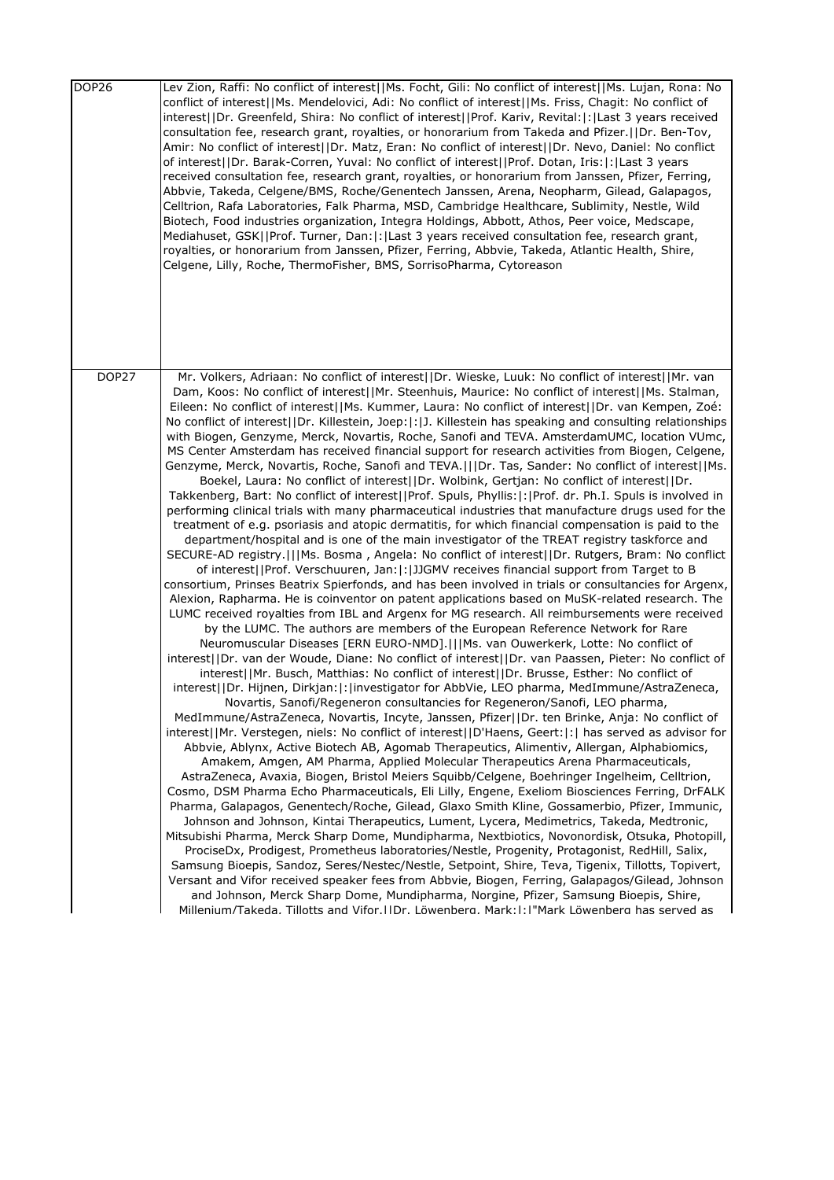| | |
|---|---|
| DOP26 | Lev Zion, Raffi: No conflict of interest\|\|Ms. Focht, Gili: No conflict of interest\|\|Ms. Lujan, Rona: No conflict of interest\|\|Ms. Mendelovici, Adi: No conflict of interest\|\|Ms. Friss, Chagit: No conflict of interest\|\|Dr. Greenfeld, Shira: No conflict of interest\|\|Prof. Kariv, Revital:\|:\|Last 3 years received consultation fee, research grant, royalties, or honorarium from Takeda and Pfizer.\|\|Dr. Ben-Tov, Amir: No conflict of interest\|\|Dr. Matz, Eran: No conflict of interest\|\|Dr. Nevo, Daniel: No conflict of interest\|\|Dr. Barak-Corren, Yuval: No conflict of interest\|\|Prof. Dotan, Iris:\|:\|Last 3 years received consultation fee, research grant, royalties, or honorarium from Janssen, Pfizer, Ferring, Abbvie, Takeda, Celgene/BMS, Roche/Genentech Janssen, Arena, Neopharm, Gilead, Galapagos, Celltrion, Rafa Laboratories, Falk Pharma, MSD, Cambridge Healthcare, Sublimity, Nestle, Wild Biotech, Food industries organization, Integra Holdings, Abbott, Athos, Peer voice, Medscape, Mediahuset, GSK\|\|Prof. Turner, Dan:\|:\|Last 3 years received consultation fee, research grant, royalties, or honorarium from Janssen, Pfizer, Ferring, Abbvie, Takeda, Atlantic Health, Shire, Celgene, Lilly, Roche, ThermoFisher, BMS, SorrisoPharma, Cytoreason |
| DOP27 | Mr. Volkers, Adriaan: No conflict of interest\|\|Dr. Wieske, Luuk: No conflict of interest\|\|Mr. van Dam, Koos: No conflict of interest\|\|Mr. Steenhuis, Maurice: No conflict of interest\|\|Ms. Stalman, Eileen: No conflict of interest\|\|Ms. Kummer, Laura: No conflict of interest\|\|Dr. van Kempen, Zoé: No conflict of interest\|\|Dr. Killestein, Joep:\|:\|J. Killestein has speaking and consulting relationships with Biogen, Genzyme, Merck, Novartis, Roche, Sanofi and TEVA. AmsterdamUMC, location VUmc, MS Center Amsterdam has received financial support for research activities from Biogen, Celgene, Genzyme, Merck, Novartis, Roche, Sanofi and TEVA.\|\|\|Dr. Tas, Sander: No conflict of interest\|\|Ms. Boekel, Laura: No conflict of interest\|\|Dr. Wolbink, Gertjan: No conflict of interest\|\|Dr. Takkenberg, Bart: No conflict of interest\|\|Prof. Spuls, Phyllis:\|:\|Prof. dr. Ph.I. Spuls is involved in performing clinical trials with many pharmaceutical industries that manufacture drugs used for the treatment of e.g. psoriasis and atopic dermatitis, for which financial compensation is paid to the department/hospital and is one of the main investigator of the TREAT registry taskforce and SECURE-AD registry.\|\|\|Ms. Bosma , Angela: No conflict of interest\|\|Dr. Rutgers, Bram: No conflict of interest\|\|Prof. Verschuuren, Jan:\|:\|JJGMV receives financial support from Target to B consortium, Prinses Beatrix Spierfonds, and has been involved in trials or consultancies for Argenx, Alexion, Rapharma. He is coinventor on patent applications based on MuSK-related research. The LUMC received royalties from IBL and Argenx for MG research. All reimbursements were received by the LUMC. The authors are members of the European Reference Network for Rare Neuromuscular Diseases [ERN EURO-NMD].\|\|\|Ms. van Ouwerkerk, Lotte: No conflict of interest\|\|Dr. van der Woude, Diane: No conflict of interest\|\|Dr. van Paassen, Pieter: No conflict of interest\|\|Mr. Busch, Matthias: No conflict of interest\|\|Dr. Brusse, Esther: No conflict of interest\|\|Dr. Hijnen, Dirkjan:\|:\|investigator for AbbVie, LEO pharma, MedImmune/AstraZeneca, Novartis, Sanofi/Regeneron consultancies for Regeneron/Sanofi, LEO pharma, MedImmune/AstraZeneca, Novartis, Incyte, Janssen, Pfizer\|\|Dr. ten Brinke, Anja: No conflict of interest\|\|Mr. Verstegen, niels: No conflict of interest\|\|D'Haens, Geert:\|:\| has served as advisor for Abbvie, Ablynx, Active Biotech AB, Agomab Therapeutics, Alimentiv, Allergan, Alphabiomics, Amakem, Amgen, AM Pharma, Applied Molecular Therapeutics Arena Pharmaceuticals, AstraZeneca, Avaxia, Biogen, Bristol Meiers Squibb/Celgene, Boehringer Ingelheim, Celltrion, Cosmo, DSM Pharma Echo Pharmaceuticals, Eli Lilly, Engene, Exeliom Biosciences Ferring, DrFALK Pharma, Galapagos, Genentech/Roche, Gilead, Glaxo Smith Kline, Gossamerbio, Pfizer, Immunic, Johnson and Johnson, Kintai Therapeutics, Lument, Lycera, Medimetrics, Takeda, Medtronic, Mitsubishi Pharma, Merck Sharp Dome, Mundipharma, Nextbiotics, Novonordisk, Otsuka, Photopill, ProciseDx, Prodigest, Prometheus laboratories/Nestle, Progenity, Protagonist, RedHill, Salix, Samsung Bioepis, Sandoz, Seres/Nestec/Nestle, Setpoint, Shire, Teva, Tigenix, Tillotts, Topivert, Versant and Vifor received speaker fees from Abbvie, Biogen, Ferring, Galapagos/Gilead, Johnson and Johnson, Merck Sharp Dome, Mundipharma, Norgine, Pfizer, Samsung Bioepis, Shire, Millenium/Takeda, Tillotts and Vifor.\|\|Dr. Löwenberg, Mark:\|:\|"Mark Löwenberg has served as |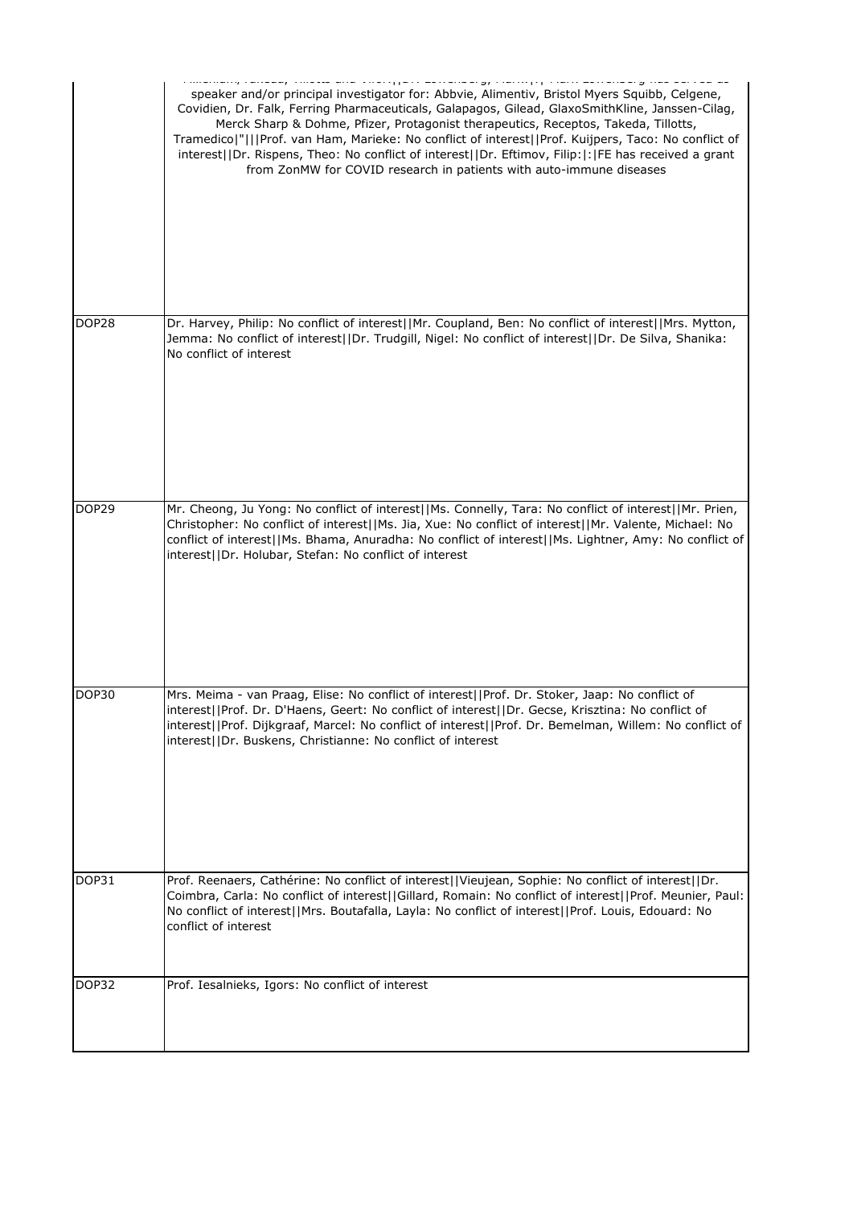| | |
|---|---|
| | speaker and/or principal investigator for: Abbvie, Alimentiv, Bristol Myers Squibb, Celgene, Covidien, Dr. Falk, Ferring Pharmaceuticals, Galapagos, Gilead, GlaxoSmithKline, Janssen-Cilag, Merck Sharp & Dohme, Pfizer, Protagonist therapeutics, Receptos, Takeda, Tillotts, Tramedico\|"\|\|\|Prof. van Ham, Marieke: No conflict of interest\|\|Prof. Kuijpers, Taco: No conflict of interest\|\|Dr. Rispens, Theo: No conflict of interest\|\|Dr. Eftimov, Filip:\|:\|FE has received a grant from ZonMW for COVID research in patients with auto-immune diseases |
| DOP28 | Dr. Harvey, Philip: No conflict of interest\|\|Mr. Coupland, Ben: No conflict of interest\|\|Mrs. Mytton, Jemma: No conflict of interest\|\|Dr. Trudgill, Nigel: No conflict of interest\|\|Dr. De Silva, Shanika: No conflict of interest |
| DOP29 | Mr. Cheong, Ju Yong: No conflict of interest\|\|Ms. Connelly, Tara: No conflict of interest\|\|Mr. Prien, Christopher: No conflict of interest\|\|Ms. Jia, Xue: No conflict of interest\|\|Mr. Valente, Michael: No conflict of interest\|\|Ms. Bhama, Anuradha: No conflict of interest\|\|Ms. Lightner, Amy: No conflict of interest\|\|Dr. Holubar, Stefan: No conflict of interest |
| DOP30 | Mrs. Meima - van Praag, Elise: No conflict of interest\|\|Prof. Dr. Stoker, Jaap: No conflict of interest\|\|Prof. Dr. D'Haens, Geert: No conflict of interest\|\|Dr. Gecse, Krisztina: No conflict of interest\|\|Prof. Dijkgraaf, Marcel: No conflict of interest\|\|Prof. Dr. Bemelman, Willem: No conflict of interest\|\|Dr. Buskens, Christianne: No conflict of interest |
| DOP31 | Prof. Reenaers, Cathérine: No conflict of interest\|\|Vieujean, Sophie: No conflict of interest\|\|Dr. Coimbra, Carla: No conflict of interest\|\|Gillard, Romain: No conflict of interest\|\|Prof. Meunier, Paul: No conflict of interest\|\|Mrs. Boutafalla, Layla: No conflict of interest\|\|Prof. Louis, Edouard: No conflict of interest |
| DOP32 | Prof. Iesalnieks, Igors: No conflict of interest |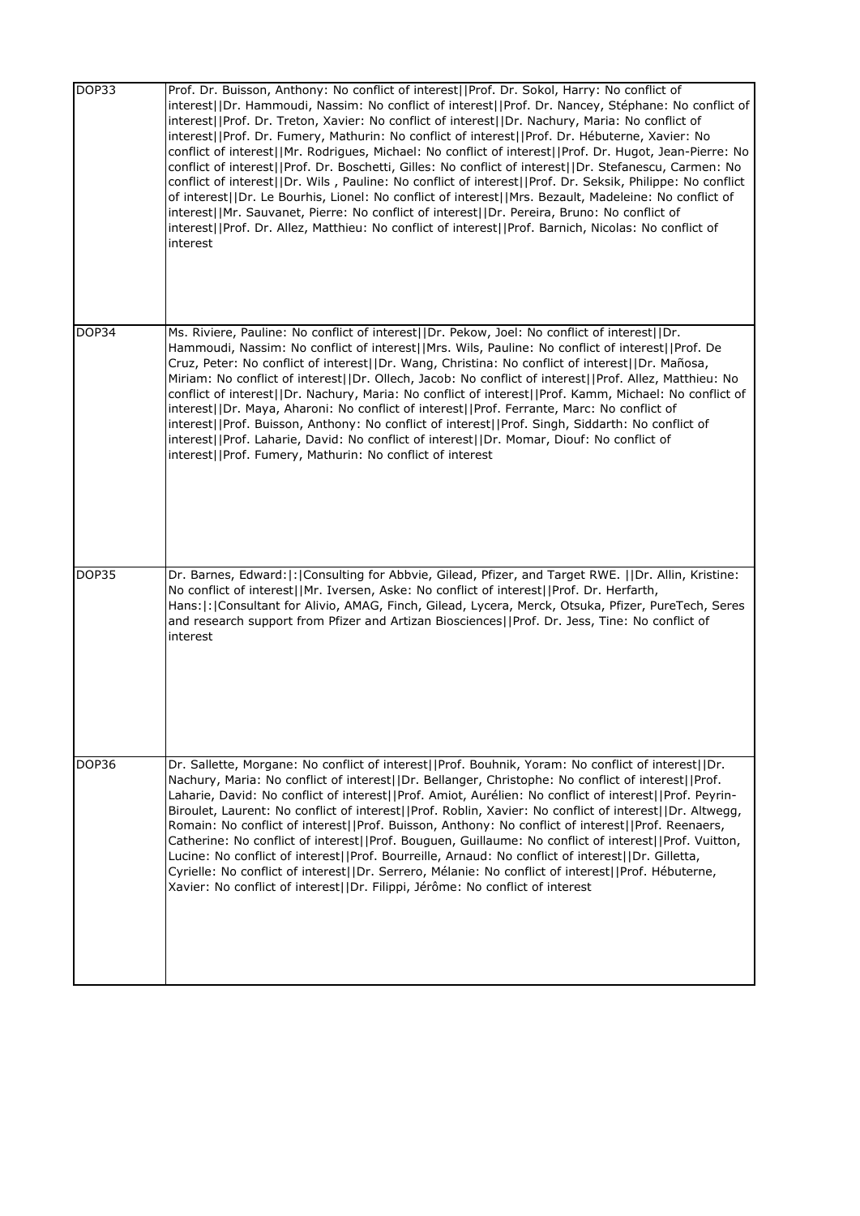| | |
|---|---|
| DOP33 | Prof. Dr. Buisson, Anthony: No conflict of interest\|\|Prof. Dr. Sokol, Harry: No conflict of interest\|\|Dr. Hammoudi, Nassim: No conflict of interest\|\|Prof. Dr. Nancey, Stéphane: No conflict of interest\|\|Prof. Dr. Treton, Xavier: No conflict of interest\|\|Dr. Nachury, Maria: No conflict of interest\|\|Prof. Dr. Fumery, Mathurin: No conflict of interest\|\|Prof. Dr. Hébuterne, Xavier: No conflict of interest\|\|Mr. Rodrigues, Michael: No conflict of interest\|\|Prof. Dr. Hugot, Jean-Pierre: No conflict of interest\|\|Prof. Dr. Boschetti, Gilles: No conflict of interest\|\|Dr. Stefanescu, Carmen: No conflict of interest\|\|Dr. Wils , Pauline: No conflict of interest\|\|Prof. Dr. Seksik, Philippe: No conflict of interest\|\|Dr. Le Bourhis, Lionel: No conflict of interest\|\|Mrs. Bezault, Madeleine: No conflict of interest\|\|Mr. Sauvanet, Pierre: No conflict of interest\|\|Dr. Pereira, Bruno: No conflict of interest\|\|Prof. Dr. Allez, Matthieu: No conflict of interest\|\|Prof. Barnich, Nicolas: No conflict of interest |
| DOP34 | Ms. Riviere, Pauline: No conflict of interest\|\|Dr. Pekow, Joel: No conflict of interest\|\|Dr. Hammoudi, Nassim: No conflict of interest\|\|Mrs. Wils, Pauline: No conflict of interest\|\|Prof. De Cruz, Peter: No conflict of interest\|\|Dr. Wang, Christina: No conflict of interest\|\|Dr. Mañosa, Miriam: No conflict of interest\|\|Dr. Ollech, Jacob: No conflict of interest\|\|Prof. Allez, Matthieu: No conflict of interest\|\|Dr. Nachury, Maria: No conflict of interest\|\|Prof. Kamm, Michael: No conflict of interest\|\|Dr. Maya, Aharoni: No conflict of interest\|\|Prof. Ferrante, Marc: No conflict of interest\|\|Prof. Buisson, Anthony: No conflict of interest\|\|Prof. Singh, Siddarth: No conflict of interest\|\|Prof. Laharie, David: No conflict of interest\|\|Dr. Momar, Diouf: No conflict of interest\|\|Prof. Fumery, Mathurin: No conflict of interest |
| DOP35 | Dr. Barnes, Edward:\|:\|Consulting for Abbvie, Gilead, Pfizer, and Target RWE. \|\|Dr. Allin, Kristine: No conflict of interest\|\|Mr. Iversen, Aske: No conflict of interest\|\|Prof. Dr. Herfarth, Hans:\|:\|Consultant for Alivio, AMAG, Finch, Gilead, Lycera, Merck, Otsuka, Pfizer, PureTech, Seres and research support from Pfizer and Artizan Biosciences\|\|Prof. Dr. Jess, Tine: No conflict of interest |
| DOP36 | Dr. Sallette, Morgane: No conflict of interest\|\|Prof. Bouhnik, Yoram: No conflict of interest\|\|Dr. Nachury, Maria: No conflict of interest\|\|Dr. Bellanger, Christophe: No conflict of interest\|\|Prof. Laharie, David: No conflict of interest\|\|Prof. Amiot, Aurélien: No conflict of interest\|\|Prof. Peyrin-Biroulet, Laurent: No conflict of interest\|\|Prof. Roblin, Xavier: No conflict of interest\|\|Dr. Altwegg, Romain: No conflict of interest\|\|Prof. Buisson, Anthony: No conflict of interest\|\|Prof. Reenaers, Catherine: No conflict of interest\|\|Prof. Bouguen, Guillaume: No conflict of interest\|\|Prof. Vuitton, Lucine: No conflict of interest\|\|Prof. Bourreille, Arnaud: No conflict of interest\|\|Dr. Gilletta, Cyrielle: No conflict of interest\|\|Dr. Serrero, Mélanie: No conflict of interest\|\|Prof. Hébuterne, Xavier: No conflict of interest\|\|Dr. Filippi, Jérôme: No conflict of interest |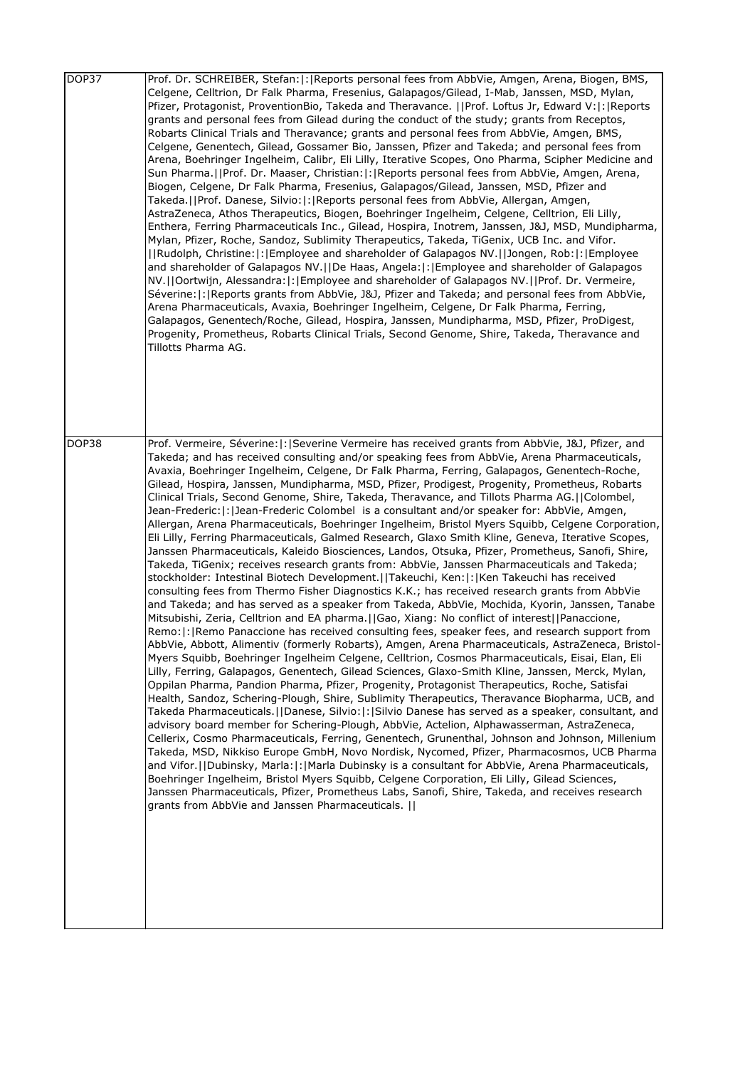| | |
|---|---|
| DOP37 | Prof. Dr. SCHREIBER, Stefan:\|:\|Reports personal fees from AbbVie, Amgen, Arena, Biogen, BMS, Celgene, Celltrion, Dr Falk Pharma, Fresenius, Galapagos/Gilead, I-Mab, Janssen, MSD, Mylan, Pfizer, Protagonist, ProventionBio, Takeda and Theravance. \|\|Prof. Loftus Jr, Edward V:\|:\|Reports grants and personal fees from Gilead during the conduct of the study; grants from Receptos, Robarts Clinical Trials and Theravance; grants and personal fees from AbbVie, Amgen, BMS, Celgene, Genentech, Gilead, Gossamer Bio, Janssen, Pfizer and Takeda; and personal fees from Arena, Boehringer Ingelheim, Calibr, Eli Lilly, Iterative Scopes, Ono Pharma, Scipher Medicine and Sun Pharma.\|\|Prof. Dr. Maaser, Christian:\|:\|Reports personal fees from AbbVie, Amgen, Arena, Biogen, Celgene, Dr Falk Pharma, Fresenius, Galapagos/Gilead, Janssen, MSD, Pfizer and Takeda.\|\|Prof. Danese, Silvio:\|:\|Reports personal fees from AbbVie, Allergan, Amgen, AstraZeneca, Athos Therapeutics, Biogen, Boehringer Ingelheim, Celgene, Celltrion, Eli Lilly, Enthera, Ferring Pharmaceuticals Inc., Gilead, Hospira, Inotrem, Janssen, J&J, MSD, Mundipharma, Mylan, Pfizer, Roche, Sandoz, Sublimity Therapeutics, Takeda, TiGenix, UCB Inc. and Vifor. \|\|Rudolph, Christine:\|:\|Employee and shareholder of Galapagos NV.\|\|Jongen, Rob:\|:\|Employee and shareholder of Galapagos NV.\|\|De Haas, Angela:\|:\|Employee and shareholder of Galapagos NV.\|\|Oortwijn, Alessandra:\|:\|Employee and shareholder of Galapagos NV.\|\|Prof. Dr. Vermeire, Séverine:\|:\|Reports grants from AbbVie, J&J, Pfizer and Takeda; and personal fees from AbbVie, Arena Pharmaceuticals, Avaxia, Boehringer Ingelheim, Celgene, Dr Falk Pharma, Ferring, Galapagos, Genentech/Roche, Gilead, Hospira, Janssen, Mundipharma, MSD, Pfizer, ProDigest, Progenity, Prometheus, Robarts Clinical Trials, Second Genome, Shire, Takeda, Theravance and Tillotts Pharma AG. |
| DOP38 | Prof. Vermeire, Séverine:\|:\|Severine Vermeire has received grants from AbbVie, J&J, Pfizer, and Takeda; and has received consulting and/or speaking fees from AbbVie, Arena Pharmaceuticals, Avaxia, Boehringer Ingelheim, Celgene, Dr Falk Pharma, Ferring, Galapagos, Genentech-Roche, Gilead, Hospira, Janssen, Mundipharma, MSD, Pfizer, Prodigest, Progenity, Prometheus, Robarts Clinical Trials, Second Genome, Shire, Takeda, Theravance, and Tillots Pharma AG.\|\|Colombel, Jean-Frederic:\|:\|Jean-Frederic Colombel is a consultant and/or speaker for: AbbVie, Amgen, Allergan, Arena Pharmaceuticals, Boehringer Ingelheim, Bristol Myers Squibb, Celgene Corporation, Eli Lilly, Ferring Pharmaceuticals, Galmed Research, Glaxo Smith Kline, Geneva, Iterative Scopes, Janssen Pharmaceuticals, Kaleido Biosciences, Landos, Otsuka, Pfizer, Prometheus, Sanofi, Shire, Takeda, TiGenix; receives research grants from: AbbVie, Janssen Pharmaceuticals and Takeda; stockholder: Intestinal Biotech Development.\|\|Takeuchi, Ken:\|:\|Ken Takeuchi has received consulting fees from Thermo Fisher Diagnostics K.K.; has received research grants from AbbVie and Takeda; and has served as a speaker from Takeda, AbbVie, Mochida, Kyorin, Janssen, Tanabe Mitsubishi, Zeria, Celltrion and EA pharma.\|\|Gao, Xiang: No conflict of interest\|\|Panaccione, Remo:\|:\|Remo Panaccione has received consulting fees, speaker fees, and research support from AbbVie, Abbott, Alimentiv (formerly Robarts), Amgen, Arena Pharmaceuticals, AstraZeneca, Bristol-Myers Squibb, Boehringer Ingelheim Celgene, Celltrion, Cosmos Pharmaceuticals, Eisai, Elan, Eli Lilly, Ferring, Galapagos, Genentech, Gilead Sciences, Glaxo-Smith Kline, Janssen, Merck, Mylan, Oppilan Pharma, Pandion Pharma, Pfizer, Progenity, Protagonist Therapeutics, Roche, Satisfai Health, Sandoz, Schering-Plough, Shire, Sublimity Therapeutics, Theravance Biopharma, UCB, and Takeda Pharmaceuticals.\|\|Danese, Silvio:\|:\|Silvio Danese has served as a speaker, consultant, and advisory board member for Schering-Plough, AbbVie, Actelion, Alphawasserman, AstraZeneca, Cellerix, Cosmo Pharmaceuticals, Ferring, Genentech, Grunenthal, Johnson and Johnson, Millenium Takeda, MSD, Nikkiso Europe GmbH, Novo Nordisk, Nycomed, Pfizer, Pharmacosmos, UCB Pharma and Vifor.\|\|Dubinsky, Marla:\|:\|Marla Dubinsky is a consultant for AbbVie, Arena Pharmaceuticals, Boehringer Ingelheim, Bristol Myers Squibb, Celgene Corporation, Eli Lilly, Gilead Sciences, Janssen Pharmaceuticals, Pfizer, Prometheus Labs, Sanofi, Shire, Takeda, and receives research grants from AbbVie and Janssen Pharmaceuticals. \|\| |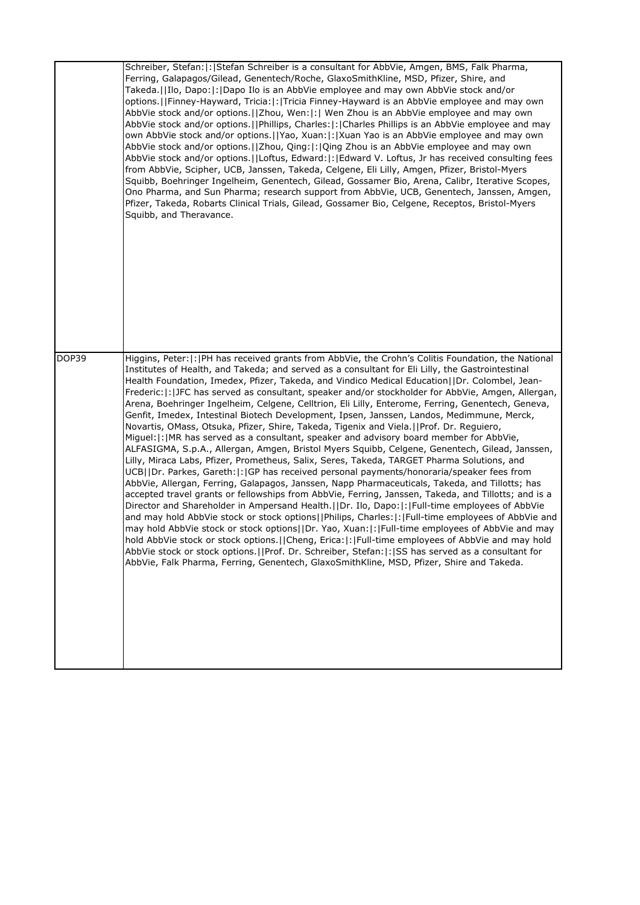| | |
|---|---|
| | Schreiber, Stefan:\|:\|Stefan Schreiber is a consultant for AbbVie, Amgen, BMS, Falk Pharma, Ferring, Galapagos/Gilead, Genentech/Roche, GlaxoSmithKline, MSD, Pfizer, Shire, and Takeda.\|\|Ilo, Dapo:\|:\|Dapo Ilo is an AbbVie employee and may own AbbVie stock and/or options.\|\|Finney-Hayward, Tricia:\|:\|Tricia Finney-Hayward is an AbbVie employee and may own AbbVie stock and/or options.\|\|Zhou, Wen:\|:\| Wen Zhou is an AbbVie employee and may own AbbVie stock and/or options.\|\|Phillips, Charles:\|:\|Charles Phillips is an AbbVie employee and may own AbbVie stock and/or options.\|\|Yao, Xuan:\|:\|Xuan Yao is an AbbVie employee and may own AbbVie stock and/or options.\|\|Zhou, Qing:\|:\|Qing Zhou is an AbbVie employee and may own AbbVie stock and/or options.\|\|Loftus, Edward:\|:\|Edward V. Loftus, Jr has received consulting fees from AbbVie, Scipher, UCB, Janssen, Takeda, Celgene, Eli Lilly, Amgen, Pfizer, Bristol-Myers Squibb, Boehringer Ingelheim, Genentech, Gilead, Gossamer Bio, Arena, Calibr, Iterative Scopes, Ono Pharma, and Sun Pharma; research support from AbbVie, UCB, Genentech, Janssen, Amgen, Pfizer, Takeda, Robarts Clinical Trials, Gilead, Gossamer Bio, Celgene, Receptos, Bristol-Myers Squibb, and Theravance. |
| DOP39 | Higgins, Peter:\|:\|PH has received grants from AbbVie, the Crohn's Colitis Foundation, the National Institutes of Health, and Takeda; and served as a consultant for Eli Lilly, the Gastrointestinal Health Foundation, Imedex, Pfizer, Takeda, and Vindico Medical Education\|\|Dr. Colombel, Jean-Frederic:\|:\|JFC has served as consultant, speaker and/or stockholder for AbbVie, Amgen, Allergan, Arena, Boehringer Ingelheim, Celgene, Celltrion, Eli Lilly, Enterome, Ferring, Genentech, Geneva, Genfit, Imedex, Intestinal Biotech Development, Ipsen, Janssen, Landos, Medimmune, Merck, Novartis, OMass, Otsuka, Pfizer, Shire, Takeda, Tigenix and Viela.\|\|Prof. Dr. Reguiero, Miguel:\|:\|MR has served as a consultant, speaker and advisory board member for AbbVie, ALFASIGMA, S.p.A., Allergan, Amgen, Bristol Myers Squibb, Celgene, Genentech, Gilead, Janssen, Lilly, Miraca Labs, Pfizer, Prometheus, Salix, Seres, Takeda, TARGET Pharma Solutions, and UCB\|\|Dr. Parkes, Gareth:\|:\|GP has received personal payments/honoraria/speaker fees from AbbVie, Allergan, Ferring, Galapagos, Janssen, Napp Pharmaceuticals, Takeda, and Tillotts; has accepted travel grants or fellowships from AbbVie, Ferring, Janssen, Takeda, and Tillotts; and is a Director and Shareholder in Ampersand Health.\|\|Dr. Ilo, Dapo:\|:\|Full-time employees of AbbVie and may hold AbbVie stock or stock options\|\|Philips, Charles:\|:\|Full-time employees of AbbVie and may hold AbbVie stock or stock options\|\|Dr. Yao, Xuan:\|:\|Full-time employees of AbbVie and may hold AbbVie stock or stock options.\|\|Cheng, Erica:\|:\|Full-time employees of AbbVie and may hold AbbVie stock or stock options.\|\|Prof. Dr. Schreiber, Stefan:\|:\|SS has served as a consultant for AbbVie, Falk Pharma, Ferring, Genentech, GlaxoSmithKline, MSD, Pfizer, Shire and Takeda. |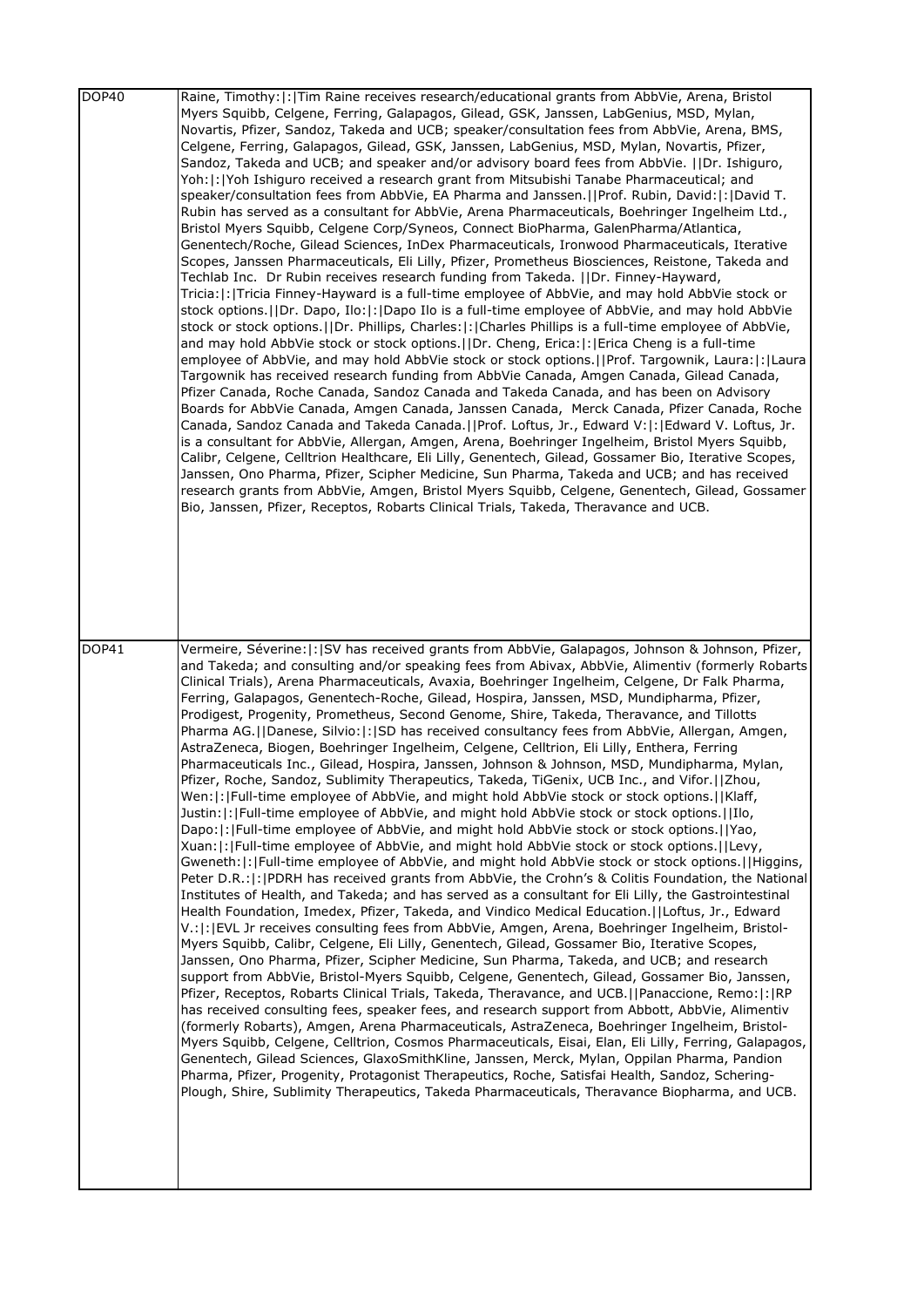| | |
|---|---|
| DOP40 | Raine, Timothy:\|:\|Tim Raine receives research/educational grants from AbbVie, Arena, Bristol Myers Squibb, Celgene, Ferring, Galapagos, Gilead, GSK, Janssen, LabGenius, MSD, Mylan, Novartis, Pfizer, Sandoz, Takeda and UCB; speaker/consultation fees from AbbVie, Arena, BMS, Celgene, Ferring, Galapagos, Gilead, GSK, Janssen, LabGenius, MSD, Mylan, Novartis, Pfizer, Sandoz, Takeda and UCB; and speaker and/or advisory board fees from AbbVie. \|\|Dr. Ishiguro, Yoh:\|:\|Yoh Ishiguro received a research grant from Mitsubishi Tanabe Pharmaceutical; and speaker/consultation fees from AbbVie, EA Pharma and Janssen.\|\|Prof. Rubin, David:\|:\|David T. Rubin has served as a consultant for AbbVie, Arena Pharmaceuticals, Boehringer Ingelheim Ltd., Bristol Myers Squibb, Celgene Corp/Syneos, Connect BioPharma, GalenPharma/Atlantica, Genentech/Roche, Gilead Sciences, InDex Pharmaceuticals, Ironwood Pharmaceuticals, Iterative Scopes, Janssen Pharmaceuticals, Eli Lilly, Pfizer, Prometheus Biosciences, Reistone, Takeda and Techlab Inc. Dr Rubin receives research funding from Takeda. \|\|Dr. Finney-Hayward, Tricia:\|:\|Tricia Finney-Hayward is a full-time employee of AbbVie, and may hold AbbVie stock or stock options.\|\|Dr. Dapo, Ilo:\|:\|Dapo Ilo is a full-time employee of AbbVie, and may hold AbbVie stock or stock options.\|\|Dr. Phillips, Charles:\|:\|Charles Phillips is a full-time employee of AbbVie, and may hold AbbVie stock or stock options.\|\|Dr. Cheng, Erica:\|:\|Erica Cheng is a full-time employee of AbbVie, and may hold AbbVie stock or stock options.\|\|Prof. Targownik, Laura:\|:\|Laura Targownik has received research funding from AbbVie Canada, Amgen Canada, Gilead Canada, Pfizer Canada, Roche Canada, Sandoz Canada and Takeda Canada, and has been on Advisory Boards for AbbVie Canada, Amgen Canada, Janssen Canada, Merck Canada, Pfizer Canada, Roche Canada, Sandoz Canada and Takeda Canada.\|\|Prof. Loftus, Jr., Edward V:\|:\|Edward V. Loftus, Jr. is a consultant for AbbVie, Allergan, Amgen, Arena, Boehringer Ingelheim, Bristol Myers Squibb, Calibr, Celgene, Celltrion Healthcare, Eli Lilly, Genentech, Gilead, Gossamer Bio, Iterative Scopes, Janssen, Ono Pharma, Pfizer, Scipher Medicine, Sun Pharma, Takeda and UCB; and has received research grants from AbbVie, Amgen, Bristol Myers Squibb, Celgene, Genentech, Gilead, Gossamer Bio, Janssen, Pfizer, Receptos, Robarts Clinical Trials, Takeda, Theravance and UCB. |
| DOP41 | Vermeire, Séverine:\|:\|SV has received grants from AbbVie, Galapagos, Johnson & Johnson, Pfizer, and Takeda; and consulting and/or speaking fees from Abivax, AbbVie, Alimentiv (formerly Robarts Clinical Trials), Arena Pharmaceuticals, Avaxia, Boehringer Ingelheim, Celgene, Dr Falk Pharma, Ferring, Galapagos, Genentech-Roche, Gilead, Hospira, Janssen, MSD, Mundipharma, Pfizer, Prodigest, Progenity, Prometheus, Second Genome, Shire, Takeda, Theravance, and Tillotts Pharma AG.\|\|Danese, Silvio:\|:\|SD has received consultancy fees from AbbVie, Allergan, Amgen, AstraZeneca, Biogen, Boehringer Ingelheim, Celgene, Celltrion, Eli Lilly, Enthera, Ferring Pharmaceuticals Inc., Gilead, Hospira, Janssen, Johnson & Johnson, MSD, Mundipharma, Mylan, Pfizer, Roche, Sandoz, Sublimity Therapeutics, Takeda, TiGenix, UCB Inc., and Vifor.\|\|Zhou, Wen:\|:\|Full-time employee of AbbVie, and might hold AbbVie stock or stock options.\|\|Klaff, Justin:\|:\|Full-time employee of AbbVie, and might hold AbbVie stock or stock options.\|\|Ilo, Dapo:\|:\|Full-time employee of AbbVie, and might hold AbbVie stock or stock options.\|\|Yao, Xuan:\|:\|Full-time employee of AbbVie, and might hold AbbVie stock or stock options.\|\|Levy, Gweneth:\|:\|Full-time employee of AbbVie, and might hold AbbVie stock or stock options.\|\|Higgins, Peter D.R.:\|:\|PDRH has received grants from AbbVie, the Crohn's & Colitis Foundation, the National Institutes of Health, and Takeda; and has served as a consultant for Eli Lilly, the Gastrointestinal Health Foundation, Imedex, Pfizer, Takeda, and Vindico Medical Education.\|\|Loftus, Jr., Edward V.:\|:\|EVL Jr receives consulting fees from AbbVie, Amgen, Arena, Boehringer Ingelheim, Bristol-Myers Squibb, Calibr, Celgene, Eli Lilly, Genentech, Gilead, Gossamer Bio, Iterative Scopes, Janssen, Ono Pharma, Pfizer, Scipher Medicine, Sun Pharma, Takeda, and UCB; and research support from AbbVie, Bristol-Myers Squibb, Celgene, Genentech, Gilead, Gossamer Bio, Janssen, Pfizer, Receptos, Robarts Clinical Trials, Takeda, Theravance, and UCB.\|\|Panaccione, Remo:\|:\|RP has received consulting fees, speaker fees, and research support from Abbott, AbbVie, Alimentiv (formerly Robarts), Amgen, Arena Pharmaceuticals, AstraZeneca, Boehringer Ingelheim, Bristol-Myers Squibb, Celgene, Celltrion, Cosmos Pharmaceuticals, Eisai, Elan, Eli Lilly, Ferring, Galapagos, Genentech, Gilead Sciences, GlaxoSmithKline, Janssen, Merck, Mylan, Oppilan Pharma, Pandion Pharma, Pfizer, Progenity, Protagonist Therapeutics, Roche, Satisfai Health, Sandoz, Schering-Plough, Shire, Sublimity Therapeutics, Takeda Pharmaceuticals, Theravance Biopharma, and UCB. |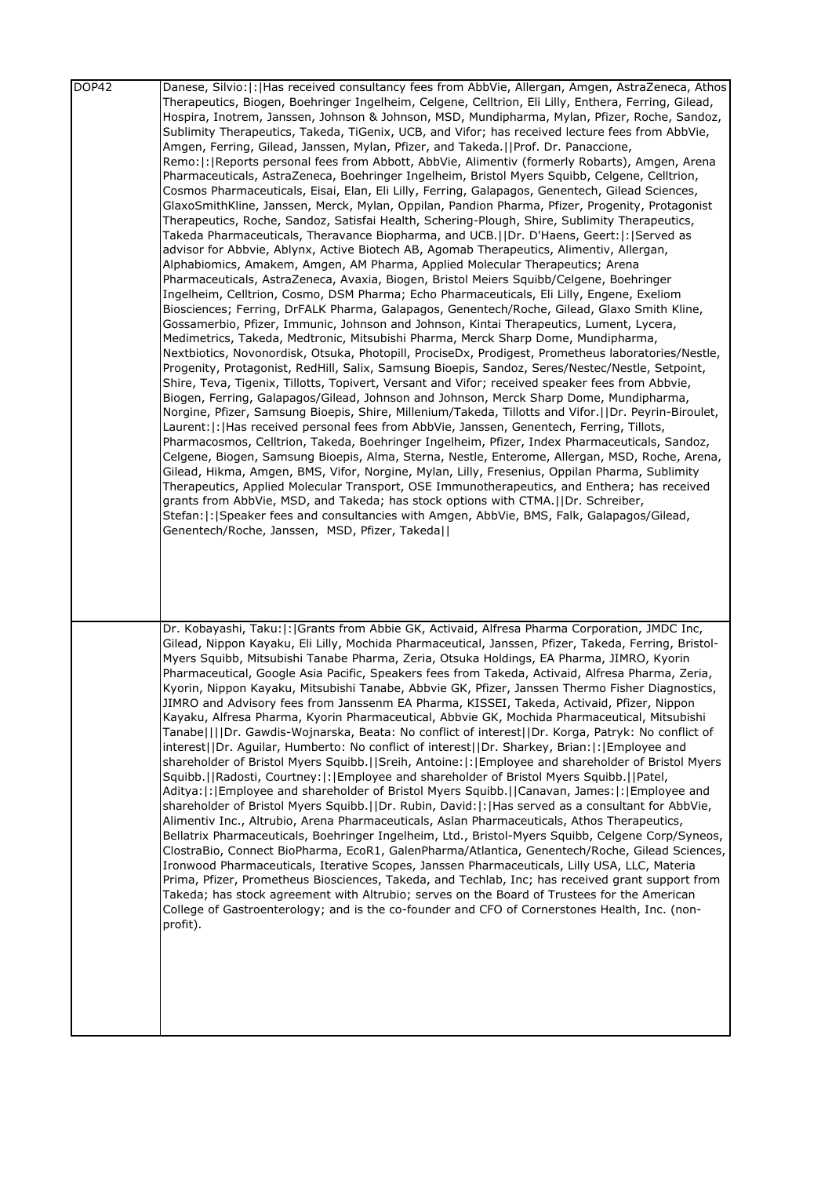| DOP42 | Danese, Silvio:\|:\|Has received consultancy fees from AbbVie, Allergan, Amgen, AstraZeneca, Athos Therapeutics, Biogen, Boehringer Ingelheim, Celgene, Celltrion, Eli Lilly, Enthera, Ferring, Gilead, Hospira, Inotrem, Janssen, Johnson & Johnson, MSD, Mundipharma, Mylan, Pfizer, Roche, Sandoz, Sublimity Therapeutics, Takeda, TiGenix, UCB, and Vifor; has received lecture fees from AbbVie, Amgen, Ferring, Gilead, Janssen, Mylan, Pfizer, and Takeda.\|\|Prof. Dr. Panaccione, Remo:\|:\|Reports personal fees from Abbott, AbbVie, Alimentiv (formerly Robarts), Amgen, Arena Pharmaceuticals, AstraZeneca, Boehringer Ingelheim, Bristol Myers Squibb, Celgene, Celltrion, Cosmos Pharmaceuticals, Eisai, Elan, Eli Lilly, Ferring, Galapagos, Genentech, Gilead Sciences, GlaxoSmithKline, Janssen, Merck, Mylan, Oppilan, Pandion Pharma, Pfizer, Progenity, Protagonist Therapeutics, Roche, Sandoz, Satisfai Health, Schering-Plough, Shire, Sublimity Therapeutics, Takeda Pharmaceuticals, Theravance Biopharma, and UCB.\|\|Dr. D'Haens, Geert:\|:\|Served as advisor for Abbvie, Ablynx, Active Biotech AB, Agomab Therapeutics, Alimentiv, Allergan, Alphabiomics, Amakem, Amgen, AM Pharma, Applied Molecular Therapeutics; Arena Pharmaceuticals, AstraZeneca, Avaxia, Biogen, Bristol Meiers Squibb/Celgene, Boehringer Ingelheim, Celltrion, Cosmo, DSM Pharma; Echo Pharmaceuticals, Eli Lilly, Engene, Exeliom Biosciences; Ferring, DrFALK Pharma, Galapagos, Genentech/Roche, Gilead, Glaxo Smith Kline, Gossamerbio, Pfizer, Immunic, Johnson and Johnson, Kintai Therapeutics, Lument, Lycera, Medimetrics, Takeda, Medtronic, Mitsubishi Pharma, Merck Sharp Dome, Mundipharma, Nextbiotics, Novonordisk, Otsuka, Photopill, ProciseDx, Prodigest, Prometheus laboratories/Nestle, Progenity, Protagonist, RedHill, Salix, Samsung Bioepis, Sandoz, Seres/Nestec/Nestle, Setpoint, Shire, Teva, Tigenix, Tillotts, Topivert, Versant and Vifor; received speaker fees from Abbvie, Biogen, Ferring, Galapagos/Gilead, Johnson and Johnson, Merck Sharp Dome, Mundipharma, Norgine, Pfizer, Samsung Bioepis, Shire, Millenium/Takeda, Tillotts and Vifor.\|\|Dr. Peyrin-Biroulet, Laurent:\|:\|Has received personal fees from AbbVie, Janssen, Genentech, Ferring, Tillots, Pharmacosmos, Celltrion, Takeda, Boehringer Ingelheim, Pfizer, Index Pharmaceuticals, Sandoz, Celgene, Biogen, Samsung Bioepis, Alma, Sterna, Nestle, Enterome, Allergan, MSD, Roche, Arena, Gilead, Hikma, Amgen, BMS, Vifor, Norgine, Mylan, Lilly, Fresenius, Oppilan Pharma, Sublimity Therapeutics, Applied Molecular Transport, OSE Immunotherapeutics, and Enthera; has received grants from AbbVie, MSD, and Takeda; has stock options with CTMA.\|\|Dr. Schreiber, Stefan:\|:\|Speaker fees and consultancies with Amgen, AbbVie, BMS, Falk, Galapagos/Gilead, Genentech/Roche, Janssen, MSD, Pfizer, Takeda\|\| |
|---|---|
| | Dr. Kobayashi, Taku:\|:\|Grants from Abbie GK, Activaid, Alfresa Pharma Corporation, JMDC Inc, Gilead, Nippon Kayaku, Eli Lilly, Mochida Pharmaceutical, Janssen, Pfizer, Takeda, Ferring, Bristol-Myers Squibb, Mitsubishi Tanabe Pharma, Zeria, Otsuka Holdings, EA Pharma, JIMRO, Kyorin Pharmaceutical, Google Asia Pacific, Speakers fees from Takeda, Activaid, Alfresa Pharma, Zeria, Kyorin, Nippon Kayaku, Mitsubishi Tanabe, Abbvie GK, Pfizer, Janssen Thermo Fisher Diagnostics, JIMRO and Advisory fees from Janssenm EA Pharma, KISSEI, Takeda, Activaid, Pfizer, Nippon Kayaku, Alfresa Pharma, Kyorin Pharmaceutical, Abbvie GK, Mochida Pharmaceutical, Mitsubishi Tanabe\|\|\|\|Dr. Gawdis-Wojnarska, Beata: No conflict of interest\|\|Dr. Korga, Patryk: No conflict of interest\|\|Dr. Aguilar, Humberto: No conflict of interest\|\|Dr. Sharkey, Brian:\|:\|Employee and shareholder of Bristol Myers Squibb.\|\|Sreih, Antoine:\|:\|Employee and shareholder of Bristol Myers Squibb.\|\|Radosti, Courtney:\|:\|Employee and shareholder of Bristol Myers Squibb.\|\|Patel, Aditya:\|:\|Employee and shareholder of Bristol Myers Squibb.\|\|Canavan, James:\|:\|Employee and shareholder of Bristol Myers Squibb.\|\|Dr. Rubin, David:\|:\|Has served as a consultant for AbbVie, Alimentiv Inc., Altrubio, Arena Pharmaceuticals, Aslan Pharmaceuticals, Athos Therapeutics, Bellatrix Pharmaceuticals, Boehringer Ingelheim, Ltd., Bristol-Myers Squibb, Celgene Corp/Syneos, ClostraBio, Connect BioPharma, EcoR1, GalenPharma/Atlantica, Genentech/Roche, Gilead Sciences, Ironwood Pharmaceuticals, Iterative Scopes, Janssen Pharmaceuticals, Lilly USA, LLC, Materia Prima, Pfizer, Prometheus Biosciences, Takeda, and Techlab, Inc; has received grant support from Takeda; has stock agreement with Altrubio; serves on the Board of Trustees for the American College of Gastroenterology; and is the co-founder and CFO of Cornerstones Health, Inc. (non-profit). |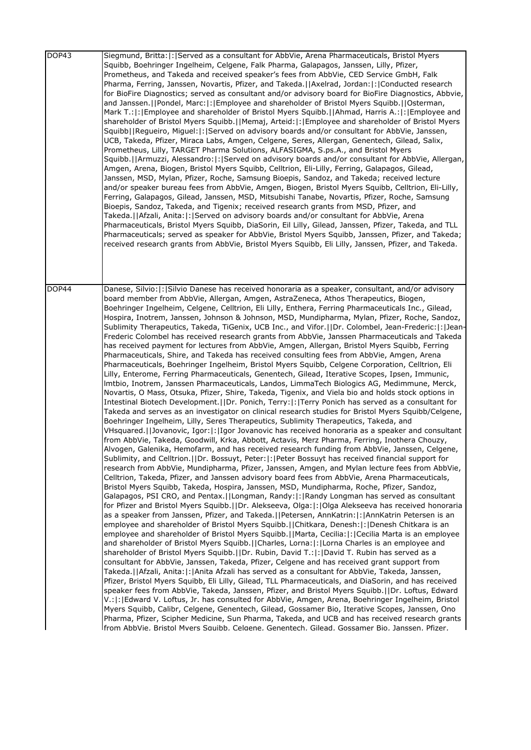| | |
|---|---|
| DOP43 | Siegmund, Britta:\|:\|Served as a consultant for AbbVie, Arena Pharmaceuticals, Bristol Myers Squibb, Boehringer Ingelheim, Celgene, Falk Pharma, Galapagos, Janssen, Lilly, Pfizer, Prometheus, and Takeda and received speaker's fees from AbbVie, CED Service GmbH, Falk Pharma, Ferring, Janssen, Novartis, Pfizer, and Takeda.\|\|Axelrad, Jordan:\|:\|Conducted research for BioFire Diagnostics; served as consultant and/or advisory board for BioFire Diagnostics, Abbvie, and Janssen.\|\|Pondel, Marc:\|:\|Employee and shareholder of Bristol Myers Squibb.\|\|Osterman, Mark T.:\|:\|Employee and shareholder of Bristol Myers Squibb.\|\|Ahmad, Harris A.:\|:\|Employee and shareholder of Bristol Myers Squibb.\|\|Memaj, Arteid:\|:\|Employee and shareholder of Bristol Myers Squibb\|\|Regueiro, Miguel:\|:\|Served on advisory boards and/or consultant for AbbVie, Janssen, UCB, Takeda, Pfizer, Miraca Labs, Amgen, Celgene, Seres, Allergan, Genentech, Gilead, Salix, Prometheus, Lilly, TARGET Pharma Solutions, ALFASIGMA, S.ps.A., and Bristol Myers Squibb.\|\|Armuzzi, Alessandro:\|:\|Served on advisory boards and/or consultant for AbbVie, Allergan, Amgen, Arena, Biogen, Bristol Myers Squibb, Celltrion, Eli-Lilly, Ferring, Galapagos, Gilead, Janssen, MSD, Mylan, Pfizer, Roche, Samsung Bioepis, Sandoz, and Takeda; received lecture and/or speaker bureau fees from AbbVie, Amgen, Biogen, Bristol Myers Squibb, Celltrion, Eli-Lilly, Ferring, Galapagos, Gilead, Janssen, MSD, Mitsubishi Tanabe, Novartis, Pfizer, Roche, Samsung Bioepis, Sandoz, Takeda, and Tigenix; received research grants from MSD, Pfizer, and Takeda.\|\|Afzali, Anita:\|:\|Served on advisory boards and/or consultant for AbbVie, Arena Pharmaceuticals, Bristol Myers Squibb, DiaSorin, Eil Lilly, Gilead, Janssen, Pfizer, Takeda, and TLL Pharmaceuticals; served as speaker for AbbVie, Bristol Myers Squibb, Janssen, Pfizer, and Takeda; received research grants from AbbVie, Bristol Myers Squibb, Eli Lilly, Janssen, Pfizer, and Takeda. |
| DOP44 | Danese, Silvio:\|:\|Silvio Danese has received honoraria as a speaker, consultant, and/or advisory board member from AbbVie, Allergan, Amgen, AstraZeneca, Athos Therapeutics, Biogen, Boehringer Ingelheim, Celgene, Celltrion, Eli Lilly, Enthera, Ferring Pharmaceuticals Inc., Gilead, Hospira, Inotrem, Janssen, Johnson & Johnson, MSD, Mundipharma, Mylan, Pfizer, Roche, Sandoz, Sublimity Therapeutics, Takeda, TiGenix, UCB Inc., and Vifor.\|\|Dr. Colombel, Jean-Frederic:\|:\|Jean-Frederic Colombel has received research grants from AbbVie, Janssen Pharmaceuticals and Takeda has received payment for lectures from AbbVie, Amgen, Allergan, Bristol Myers Squibb, Ferring Pharmaceuticals, Shire, and Takeda has received consulting fees from AbbVie, Amgen, Arena Pharmaceuticals, Boehringer Ingelheim, Bristol Myers Squibb, Celgene Corporation, Celltrion, Eli Lilly, Enterome, Ferring Pharmaceuticals, Genentech, Gilead, Iterative Scopes, Ipsen, Immunic, Imtbio, Inotrem, Janssen Pharmaceuticals, Landos, LimmaTech Biologics AG, Medimmune, Merck, Novartis, O Mass, Otsuka, Pfizer, Shire, Takeda, Tigenix, and Viela bio and holds stock options in Intestinal Biotech Development.\|\|Dr. Ponich, Terry:\|:\|Terry Ponich has served as a consultant for Takeda and serves as an investigator on clinical research studies for Bristol Myers Squibb/Celgene, Boehringer Ingelheim, Lilly, Seres Therapeutics, Sublimity Therapeutics, Takeda, and VHsquared.\|\|Jovanovic, Igor:\|:\|Igor Jovanovic has received honoraria as a speaker and consultant from AbbVie, Takeda, Goodwill, Krka, Abbott, Actavis, Merz Pharma, Ferring, Inothera Chouzy, Alvogen, Galenika, Hemofarm, and has received research funding from AbbVie, Janssen, Celgene, Sublimity, and Celltrion.\|\|Dr. Bossuyt, Peter:\|:\|Peter Bossuyt has received financial support for research from AbbVie, Mundipharma, Pfizer, Janssen, Amgen, and Mylan lecture fees from AbbVie, Celltrion, Takeda, Pfizer, and Janssen advisory board fees from AbbVie, Arena Pharmaceuticals, Bristol Myers Squibb, Takeda, Hospira, Janssen, MSD, Mundipharma, Roche, Pfizer, Sandoz, Galapagos, PSI CRO, and Pentax.\|\|Longman, Randy:\|:\|Randy Longman has served as consultant for Pfizer and Bristol Myers Squibb.\|\|Dr. Alekseeva, Olga:\|:\|Olga Alekseeva has received honoraria as a speaker from Janssen, Pfizer, and Takeda.\|\|Petersen, AnnKatrin:\|:\|AnnKatrin Petersen is an employee and shareholder of Bristol Myers Squibb.\|\|Chitkara, Denesh:\|:\|Denesh Chitkara is an employee and shareholder of Bristol Myers Squibb.\|\|Marta, Cecilia:\|:\|Cecilia Marta is an employee and shareholder of Bristol Myers Squibb.\|\|Charles, Lorna:\|:\|Lorna Charles is an employee and shareholder of Bristol Myers Squibb.\|\|Dr. Rubin, David T.:\|:\|David T. Rubin has served as a consultant for AbbVie, Janssen, Takeda, Pfizer, Celgene and has received grant support from Takeda.\|\|Afzali, Anita:\|:\|Anita Afzali has served as a consultant for AbbVie, Takeda, Janssen, Pfizer, Bristol Myers Squibb, Eli Lilly, Gilead, TLL Pharmaceuticals, and DiaSorin, and has received speaker fees from AbbVie, Takeda, Janssen, Pfizer, and Bristol Myers Squibb.\|\|Dr. Loftus, Edward V.:\|:\|Edward V. Loftus, Jr. has consulted for AbbVie, Amgen, Arena, Boehringer Ingelheim, Bristol Myers Squibb, Calibr, Celgene, Genentech, Gilead, Gossamer Bio, Iterative Scopes, Janssen, Ono Pharma, Pfizer, Scipher Medicine, Sun Pharma, Takeda, and UCB and has received research grants from AbbVie, Bristol Myers Squibb, Celgene, Genentech, Gilead, Gossamer Bio, Janssen, Pfizer, |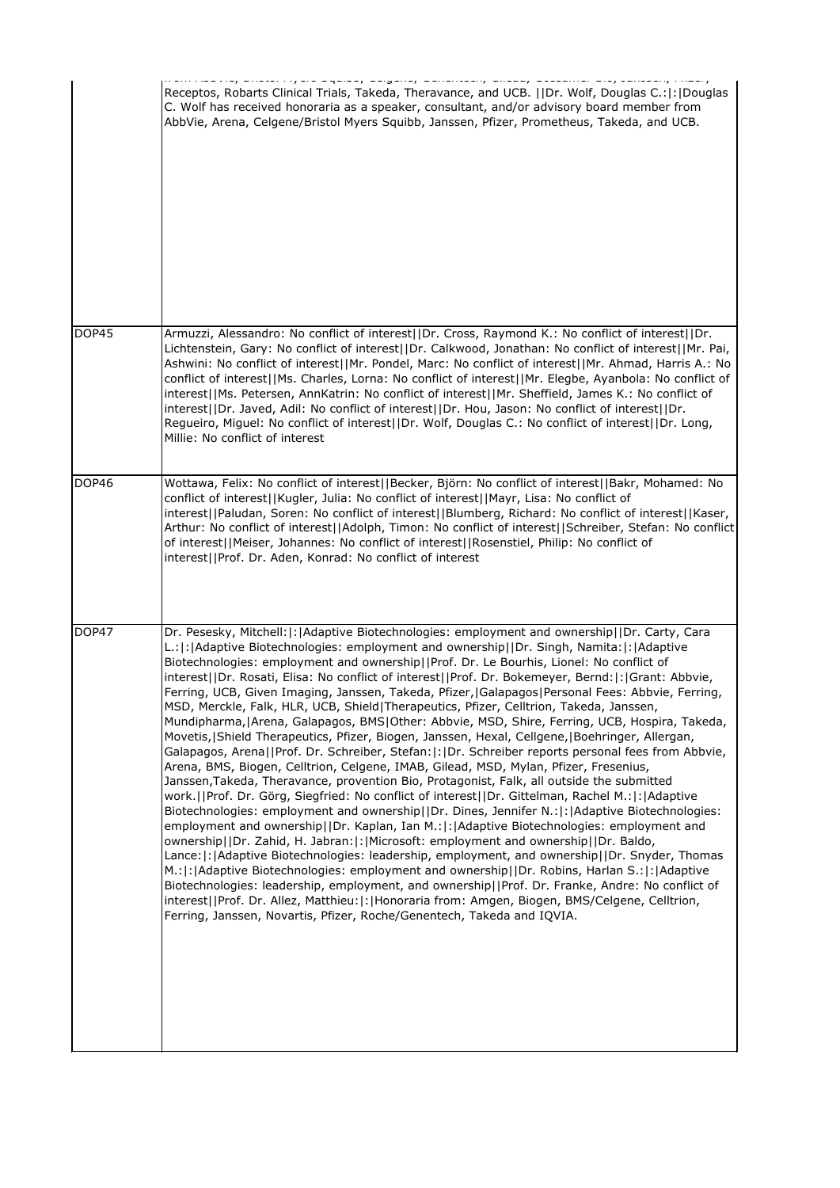| | |
|---|---|
| | from AbbVie, Bristol Myers Squibb, Celgene, Genentech, Gilead, Gossamer Bio, Janssen, Pfizer, Receptos, Robarts Clinical Trials, Takeda, Theravance, and UCB. \|\|Dr. Wolf, Douglas C.:\|:\|Douglas C. Wolf has received honoraria as a speaker, consultant, and/or advisory board member from AbbVie, Arena, Celgene/Bristol Myers Squibb, Janssen, Pfizer, Prometheus, Takeda, and UCB. |
| DOP45 | Armuzzi, Alessandro: No conflict of interest\|\|Dr. Cross, Raymond K.: No conflict of interest\|\|Dr. Lichtenstein, Gary: No conflict of interest\|\|Dr. Calkwood, Jonathan: No conflict of interest\|\|Mr. Pai, Ashwini: No conflict of interest\|\|Mr. Pondel, Marc: No conflict of interest\|\|Mr. Ahmad, Harris A.: No conflict of interest\|\|Ms. Charles, Lorna: No conflict of interest\|\|Mr. Elegbe, Ayanbola: No conflict of interest\|\|Ms. Petersen, AnnKatrin: No conflict of interest\|\|Mr. Sheffield, James K.: No conflict of interest\|\|Dr. Javed, Adil: No conflict of interest\|\|Dr. Hou, Jason: No conflict of interest\|\|Dr. Regueiro, Miguel: No conflict of interest\|\|Dr. Wolf, Douglas C.: No conflict of interest\|\|Dr. Long, Millie: No conflict of interest |
| DOP46 | Wottawa, Felix: No conflict of interest\|\|Becker, Björn: No conflict of interest\|\|Bakr, Mohamed: No conflict of interest\|\|Kugler, Julia: No conflict of interest\|\|Mayr, Lisa: No conflict of interest\|\|Paludan, Soren: No conflict of interest\|\|Blumberg, Richard: No conflict of interest\|\|Kaser, Arthur: No conflict of interest\|\|Adolph, Timon: No conflict of interest\|\|Schreiber, Stefan: No conflict of interest\|\|Meiser, Johannes: No conflict of interest\|\|Rosenstiel, Philip: No conflict of interest\|\|Prof. Dr. Aden, Konrad: No conflict of interest |
| DOP47 | Dr. Pesesky, Mitchell:\|:\|Adaptive Biotechnologies: employment and ownership\|\|Dr. Carty, Cara L.:\|:\|Adaptive Biotechnologies: employment and ownership\|\|Dr. Singh, Namita:\|:\|Adaptive Biotechnologies: employment and ownership\|\|Prof. Dr. Le Bourhis, Lionel: No conflict of interest\|\|Dr. Rosati, Elisa: No conflict of interest\|\|Prof. Dr. Bokemeyer, Bernd:\|:\|Grant: Abbvie, Ferring, UCB, Given Imaging, Janssen, Takeda, Pfizer,\|Galapagos\|Personal Fees: Abbvie, Ferring, MSD, Merckle, Falk, HLR, UCB, Shield\|Therapeutics, Pfizer, Celltrion, Takeda, Janssen, Mundipharma,\|Arena, Galapagos, BMS\|Other: Abbvie, MSD, Shire, Ferring, UCB, Hospira, Takeda, Movetis,\|Shield Therapeutics, Pfizer, Biogen, Janssen, Hexal, Cellgene,\|Boehringer, Allergan, Galapagos, Arena\|\|Prof. Dr. Schreiber, Stefan:\|:\|Dr. Schreiber reports personal fees from Abbvie, Arena, BMS, Biogen, Celltrion, Celgene, IMAB, Gilead, MSD, Mylan, Pfizer, Fresenius, Janssen,Takeda, Theravance, provention Bio, Protagonist, Falk, all outside the submitted work.\|\|Prof. Dr. Görg, Siegfried: No conflict of interest\|\|Dr. Gittelman, Rachel M.:\|:\|Adaptive Biotechnologies: employment and ownership\|\|Dr. Dines, Jennifer N.:\|:\|Adaptive Biotechnologies: employment and ownership\|\|Dr. Kaplan, Ian M.:\|:\|Adaptive Biotechnologies: employment and ownership\|\|Dr. Zahid, H. Jabran:\|:\|Microsoft: employment and ownership\|\|Dr. Baldo, Lance:\|:\|Adaptive Biotechnologies: leadership, employment, and ownership\|\|Dr. Snyder, Thomas M.:\|:\|Adaptive Biotechnologies: employment and ownership\|\|Dr. Robins, Harlan S.:\|:\|Adaptive Biotechnologies: leadership, employment, and ownership\|\|Prof. Dr. Franke, Andre: No conflict of interest\|\|Prof. Dr. Allez, Matthieu:\|:\|Honoraria from: Amgen, Biogen, BMS/Celgene, Celltrion, Ferring, Janssen, Novartis, Pfizer, Roche/Genentech, Takeda and IQVIA. |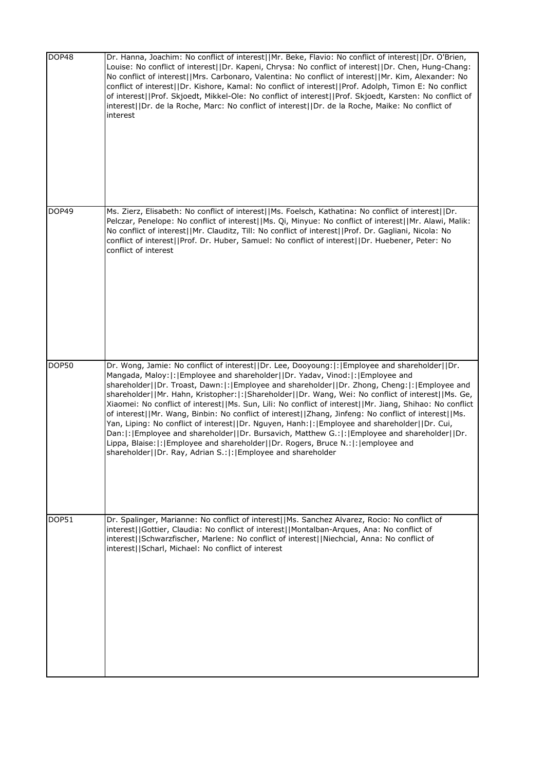| | |
|---|---|
| DOP48 | Dr. Hanna, Joachim: No conflict of interest\|\|Mr. Beke, Flavio: No conflict of interest\|\|Dr. O'Brien, Louise: No conflict of interest\|\|Dr. Kapeni, Chrysa: No conflict of interest\|\|Dr. Chen, Hung-Chang: No conflict of interest\|\|Mrs. Carbonaro, Valentina: No conflict of interest\|\|Mr. Kim, Alexander: No conflict of interest\|\|Dr. Kishore, Kamal: No conflict of interest\|\|Prof. Adolph, Timon E: No conflict of interest\|\|Prof. Skjoedt, Mikkel-Ole: No conflict of interest\|\|Prof. Skjoedt, Karsten: No conflict of interest\|\|Dr. de la Roche, Marc: No conflict of interest\|\|Dr. de la Roche, Maike: No conflict of interest |
| DOP49 | Ms. Zierz, Elisabeth: No conflict of interest\|\|Ms. Foelsch, Kathatina: No conflict of interest\|\|Dr. Pelczar, Penelope: No conflict of interest\|\|Ms. Qi, Minyue: No conflict of interest\|\|Mr. Alawi, Malik: No conflict of interest\|\|Mr. Clauditz, Till: No conflict of interest\|\|Prof. Dr. Gagliani, Nicola: No conflict of interest\|\|Prof. Dr. Huber, Samuel: No conflict of interest\|\|Dr. Huebener, Peter: No conflict of interest |
| DOP50 | Dr. Wong, Jamie: No conflict of interest\|\|Dr. Lee, Dooyoung:\|:\|Employee and shareholder\|\|Dr. Mangada, Maloy:\|:\|Employee and shareholder\|\|Dr. Yadav, Vinod:\|:\|Employee and shareholder\|\|Dr. Troast, Dawn:\|:\|Employee and shareholder\|\|Dr. Zhong, Cheng:\|:\|Employee and shareholder\|\|Mr. Hahn, Kristopher:\|:\|Shareholder\|\|Dr. Wang, Wei: No conflict of interest\|\|Ms. Ge, Xiaomei: No conflict of interest\|\|Ms. Sun, Lili: No conflict of interest\|\|Mr. Jiang, Shihao: No conflict of interest\|\|Mr. Wang, Binbin: No conflict of interest\|\|Zhang, Jinfeng: No conflict of interest\|\|Ms. Yan, Liping: No conflict of interest\|\|Dr. Nguyen, Hanh:\|:\|Employee and shareholder\|\|Dr. Cui, Dan:\|:\|Employee and shareholder\|\|Dr. Bursavich, Matthew G.:\|:\|Employee and shareholder\|\|Dr. Lippa, Blaise:\|:\|Employee and shareholder\|\|Dr. Rogers, Bruce N.:\|:\|employee and shareholder\|\|Dr. Ray, Adrian S.:\|:\|Employee and shareholder |
| DOP51 | Dr. Spalinger, Marianne: No conflict of interest\|\|Ms. Sanchez Alvarez, Rocio: No conflict of interest\|\|Gottier, Claudia: No conflict of interest\|\|Montalban-Arques, Ana: No conflict of interest\|\|Schwarzfischer, Marlene: No conflict of interest\|\|Niechcial, Anna: No conflict of interest\|\|Scharl, Michael: No conflict of interest |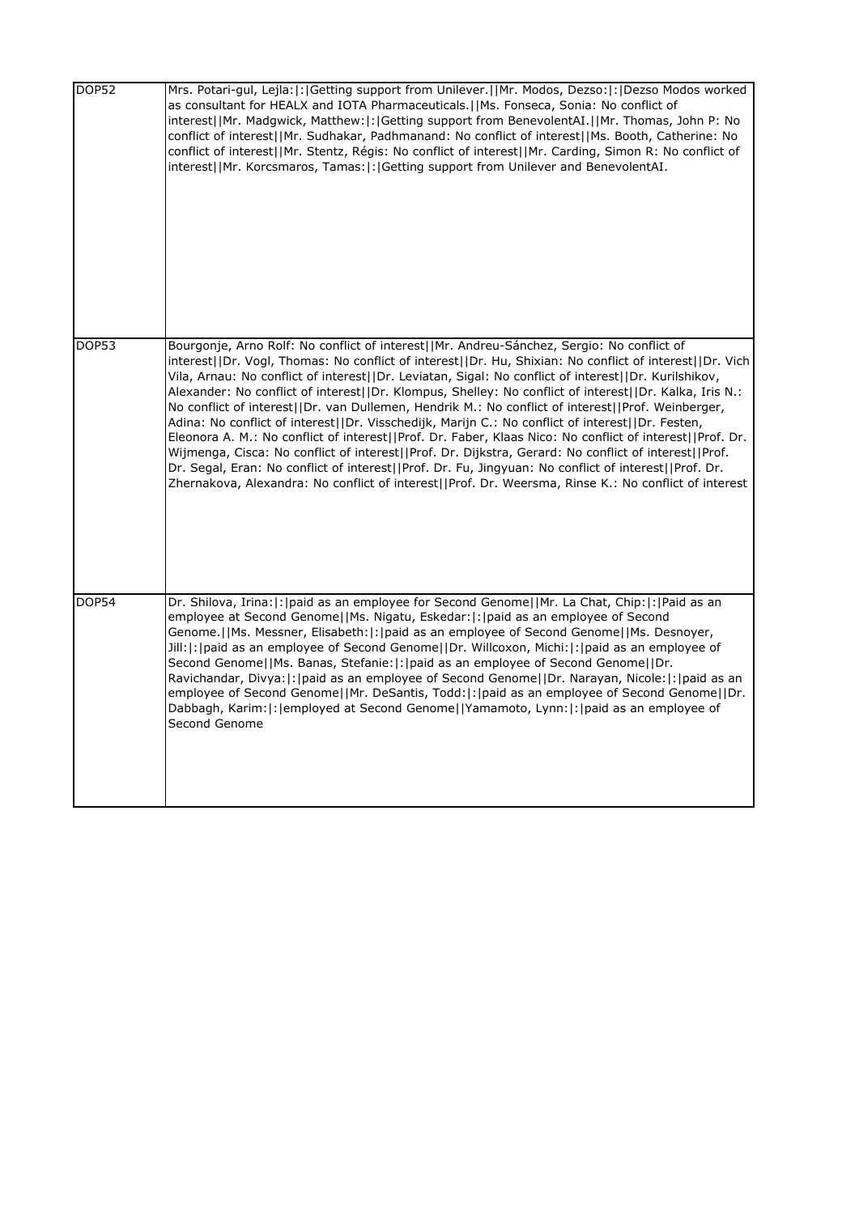| | |
|---|---|
| DOP52 | Mrs. Potari-gul, Lejla:\|:\|Getting support from Unilever.\|\|Mr. Modos, Dezso:\|:\|Dezso Modos worked as consultant for HEALX and IOTA Pharmaceuticals.\|\|Ms. Fonseca, Sonia: No conflict of interest\|\|Mr. Madgwick, Matthew:\|:\|Getting support from BenevolentAI.\|\|Mr. Thomas, John P: No conflict of interest\|\|Mr. Sudhakar, Padhmanand: No conflict of interest\|\|Ms. Booth, Catherine: No conflict of interest\|\|Mr. Stentz, Régis: No conflict of interest\|\|Mr. Carding, Simon R: No conflict of interest\|\|Mr. Korcsmaros, Tamas:\|:\|Getting support from Unilever and BenevolentAI. |
| DOP53 | Bourgonje, Arno Rolf: No conflict of interest\|\|Mr. Andreu-Sánchez, Sergio: No conflict of interest\|\|Dr. Vogl, Thomas: No conflict of interest\|\|Dr. Hu, Shixian: No conflict of interest\|\|Dr. Vich Vila, Arnau: No conflict of interest\|\|Dr. Leviatan, Sigal: No conflict of interest\|\|Dr. Kurilshikov, Alexander: No conflict of interest\|\|Dr. Klompus, Shelley: No conflict of interest\|\|Dr. Kalka, Iris N.: No conflict of interest\|\|Dr. van Dullemen, Hendrik M.: No conflict of interest\|\|Prof. Weinberger, Adina: No conflict of interest\|\|Dr. Visschedijk, Marijn C.: No conflict of interest\|\|Dr. Festen, Eleonora A. M.: No conflict of interest\|\|Prof. Dr. Faber, Klaas Nico: No conflict of interest\|\|Prof. Dr. Wijmenga, Cisca: No conflict of interest\|\|Prof. Dr. Dijkstra, Gerard: No conflict of interest\|\|Prof. Dr. Segal, Eran: No conflict of interest\|\|Prof. Dr. Fu, Jingyuan: No conflict of interest\|\|Prof. Dr. Zhernakova, Alexandra: No conflict of interest\|\|Prof. Dr. Weersma, Rinse K.: No conflict of interest |
| DOP54 | Dr. Shilova, Irina:\|:\|paid as an employee for Second Genome\|\|Mr. La Chat, Chip:\|:\|Paid as an employee at Second Genome\|\|Ms. Nigatu, Eskedar:\|:\|paid as an employee of Second Genome.\|\|Ms. Messner, Elisabeth:\|:\|paid as an employee of Second Genome\|\|Ms. Desnoyer, Jill:\|:\|paid as an employee of Second Genome\|\|Dr. Willcoxon, Michi:\|:\|paid as an employee of Second Genome\|\|Ms. Banas, Stefanie:\|:\|paid as an employee of Second Genome\|\|Dr. Ravichandar, Divya:\|:\|paid as an employee of Second Genome\|\|Dr. Narayan, Nicole:\|:\|paid as an employee of Second Genome\|\|Mr. DeSantis, Todd:\|:\|paid as an employee of Second Genome\|\|Dr. Dabbagh, Karim:\|:\|employed at Second Genome\|\|Yamamoto, Lynn:\|:\|paid as an employee of Second Genome |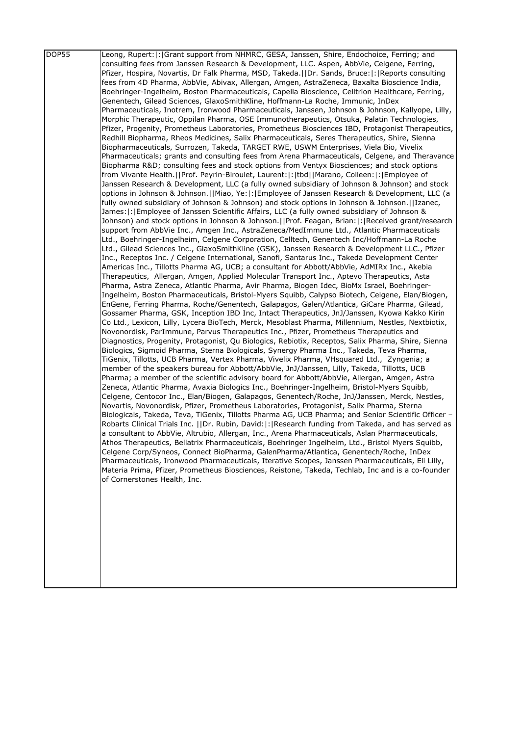| DOP55 | Leong, Rupert:\|:\|Grant support from NHMRC, GESA, Janssen, Shire, Endochoice, Ferring; and consulting fees from Janssen Research & Development, LLC. Aspen, AbbVie, Celgene, Ferring, Pfizer, Hospira, Novartis, Dr Falk Pharma, MSD, Takeda.\|\|Dr. Sands, Bruce:\|:\|Reports consulting fees from 4D Pharma, AbbVie, Abivax, Allergan, Amgen, AstraZeneca, Baxalta Bioscience India, Boehringer-Ingelheim, Boston Pharmaceuticals, Capella Bioscience, Celltrion Healthcare, Ferring, Genentech, Gilead Sciences, GlaxoSmithKline, Hoffmann-La Roche, Immunic, InDex Pharmaceuticals, Inotrem, Ironwood Pharmaceuticals, Janssen, Johnson & Johnson, Kallyope, Lilly, Morphic Therapeutic, Oppilan Pharma, OSE Immunotherapeutics, Otsuka, Palatin Technologies, Pfizer, Progenity, Prometheus Laboratories, Prometheus Biosciences IBD, Protagonist Therapeutics, Redhill Biopharma, Rheos Medicines, Salix Pharmaceuticals, Seres Therapeutics, Shire, Sienna Biopharmaceuticals, Surrozen, Takeda, TARGET RWE, USWM Enterprises, Viela Bio, Vivelix Pharmaceuticals; grants and consulting fees from Arena Pharmaceuticals, Celgene, and Theravance Biopharma R&D; consulting fees and stock options from Ventyx Biosciences; and stock options from Vivante Health.\|\|Prof. Peyrin-Biroulet, Laurent:\|:\|tbd\|\|Marano, Colleen:\|:\|Employee of Janssen Research & Development, LLC (a fully owned subsidiary of Johnson & Johnson) and stock options in Johnson & Johnson.\|\|Miao, Ye:\|:\|Employee of Janssen Research & Development, LLC (a fully owned subsidiary of Johnson & Johnson) and stock options in Johnson & Johnson.\|\|Izanec, James:\|:\|Employee of Janssen Scientific Affairs, LLC (a fully owned subsidiary of Johnson & Johnson) and stock options in Johnson & Johnson.\|\|Prof. Feagan, Brian:\|:\|Received grant/research support from AbbVie Inc., Amgen Inc., AstraZeneca/MedImmune Ltd., Atlantic Pharmaceuticals Ltd., Boehringer-Ingelheim, Celgene Corporation, Celltech, Genentech Inc/Hoffmann-La Roche Ltd., Gilead Sciences Inc., GlaxoSmithKline (GSK), Janssen Research & Development LLC., Pfizer Inc., Receptos Inc. / Celgene International, Sanofi, Santarus Inc., Takeda Development Center Americas Inc., Tillotts Pharma AG, UCB; a consultant for Abbott/AbbVie, AdMIRx Inc., Akebia Therapeutics, Allergan, Amgen, Applied Molecular Transport Inc., Aptevo Therapeutics, Asta Pharma, Astra Zeneca, Atlantic Pharma, Avir Pharma, Biogen Idec, BioMx Israel, Boehringer-Ingelheim, Boston Pharmaceuticals, Bristol-Myers Squibb, Calypso Biotech, Celgene, Elan/Biogen, EnGene, Ferring Pharma, Roche/Genentech, Galapagos, Galen/Atlantica, GiCare Pharma, Gilead, Gossamer Pharma, GSK, Inception IBD Inc, Intact Therapeutics, JnJ/Janssen, Kyowa Kakko Kirin Co Ltd., Lexicon, Lilly, Lycera BioTech, Merck, Mesoblast Pharma, Millennium, Nestles, Nextbiotix, Novonordisk, ParImmune, Parvus Therapeutics Inc., Pfizer, Prometheus Therapeutics and Diagnostics, Progenity, Protagonist, Qu Biologics, Rebiotix, Receptos, Salix Pharma, Shire, Sienna Biologics, Sigmoid Pharma, Sterna Biologicals, Synergy Pharma Inc., Takeda, Teva Pharma, TiGenix, Tillotts, UCB Pharma, Vertex Pharma, Vivelix Pharma, VHsquared Ltd., Zyngenia; a member of the speakers bureau for Abbott/AbbVie, JnJ/Janssen, Lilly, Takeda, Tillotts, UCB Pharma; a member of the scientific advisory board for Abbott/AbbVie, Allergan, Amgen, Astra Zeneca, Atlantic Pharma, Avaxia Biologics Inc., Boehringer-Ingelheim, Bristol-Myers Squibb, Celgene, Centocor Inc., Elan/Biogen, Galapagos, Genentech/Roche, JnJ/Janssen, Merck, Nestles, Novartis, Novonordisk, Pfizer, Prometheus Laboratories, Protagonist, Salix Pharma, Sterna Biologicals, Takeda, Teva, TiGenix, Tillotts Pharma AG, UCB Pharma; and Senior Scientific Officer – Robarts Clinical Trials Inc. \|\|Dr. Rubin, David:\|:\|Research funding from Takeda, and has served as a consultant to AbbVie, Altrubio, Allergan, Inc., Arena Pharmaceuticals, Aslan Pharmaceuticals, Athos Therapeutics, Bellatrix Pharmaceuticals, Boehringer Ingelheim, Ltd., Bristol Myers Squibb, Celgene Corp/Syneos, Connect BioPharma, GalenPharma/Atlantica, Genentech/Roche, InDex Pharmaceuticals, Ironwood Pharmaceuticals, Iterative Scopes, Janssen Pharmaceuticals, Eli Lilly, Materia Prima, Pfizer, Prometheus Biosciences, Reistone, Takeda, Techlab, Inc and is a co-founder of Cornerstones Health, Inc. |
|---|---|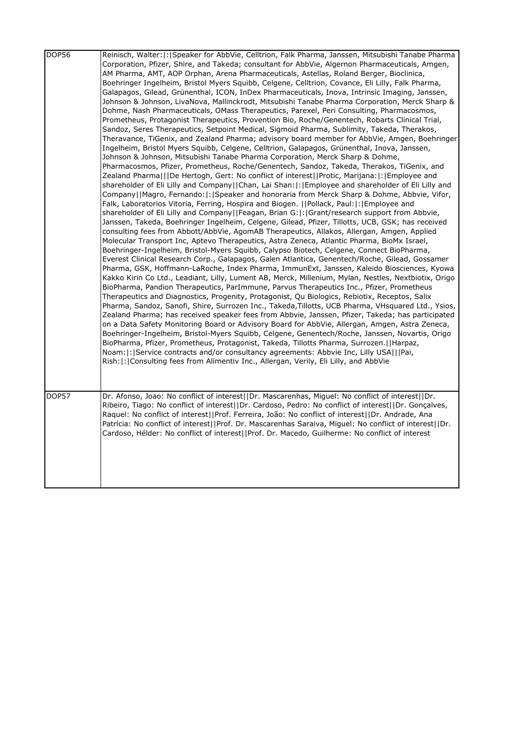| | |
|---|---|
| DOP56 | Reinisch, Walter:\|:\|Speaker for AbbVie, Celltrion, Falk Pharma, Janssen, Mitsubishi Tanabe Pharma Corporation, Pfizer, Shire, and Takeda; consultant for AbbVie, Algernon Pharmaceuticals, Amgen, AM Pharma, AMT, AOP Orphan, Arena Pharmaceuticals, Astellas, Roland Berger, Bioclinica, Boehringer Ingelheim, Bristol Myers Squibb, Celgene, Celltrion, Covance, Eli Lilly, Falk Pharma, Galapagos, Gilead, Grünenthal, ICON, InDex Pharmaceuticals, Inova, Intrinsic Imaging, Janssen, Johnson & Johnson, LivaNova, Mallinckrodt, Mitsubishi Tanabe Pharma Corporation, Merck Sharp & Dohme, Nash Pharmaceuticals, OMass Therapeutics, Parexel, Peri Consulting, Pharmacosmos, Prometheus, Protagonist Therapeutics, Provention Bio, Roche/Genentech, Robarts Clinical Trial, Sandoz, Seres Therapeutics, Setpoint Medical, Sigmoid Pharma, Sublimity, Takeda, Therakos, Theravance, TiGenix, and Zealand Pharma; advisory board member for AbbVie, Amgen, Boehringer Ingelheim, Bristol Myers Squibb, Celgene, Celltrion, Galapagos, Grünenthal, Inova, Janssen, Johnson & Johnson, Mitsubishi Tanabe Pharma Corporation, Merck Sharp & Dohme, Pharmacosmos, Pfizer, Prometheus, Roche/Genentech, Sandoz, Takeda, Therakos, TiGenix, and Zealand Pharma\|\|\|De Hertogh, Gert: No conflict of interest\|\|Protic, Marijana:\|:\|Employee and shareholder of Eli Lilly and Company\|\|Chan, Lai Shan:\|:\|Employee and shareholder of Eli Lilly and Company\|\|Magro, Fernando:\|:\|Speaker and honoraria from Merck Sharp & Dohme, Abbvie, Vifor, Falk, Laboratorios Vitoria, Ferring, Hospira and Biogen. \|\|Pollack, Paul:\|:\|Employee and shareholder of Eli Lilly and Company\|\|Feagan, Brian G:\|:\|Grant/research support from Abbvie, Janssen, Takeda, Boehringer Ingelheim, Celgene, Gilead, Pfizer, Tillotts, UCB, GSK; has received consulting fees from Abbott/AbbVie, AgomAB Therapeutics, Allakos, Allergan, Amgen, Applied Molecular Transport Inc, Aptevo Therapeutics, Astra Zeneca, Atlantic Pharma, BioMx Israel, Boehringer-Ingelheim, Bristol-Myers Squibb, Calypso Biotech, Celgene, Connect BioPharma, Everest Clinical Research Corp., Galapagos, Galen Atlantica, Genentech/Roche, Gilead, Gossamer Pharma, GSK, Hoffmann-LaRoche, Index Pharma, ImmunExt, Janssen, Kaleido Biosciences, Kyowa Kakko Kirin Co Ltd., Leadiant, Lilly, Lument AB, Merck, Millenium, Mylan, Nestles, Nextbiotix, Origo BioPharma, Pandion Therapeutics, ParImmune, Parvus Therapeutics Inc., Pfizer, Prometheus Therapeutics and Diagnostics, Progenity, Protagonist, Qu Biologics, Rebiotix, Receptos, Salix Pharma, Sandoz, Sanofi, Shire, Surrozen Inc., Takeda,Tillotts, UCB Pharma, VHsquared Ltd., Ysios, Zealand Pharma; has received speaker fees from Abbvie, Janssen, Pfizer, Takeda; has participated on a Data Safety Monitoring Board or Advisory Board for AbbVie, Allergan, Amgen, Astra Zeneca, Boehringer-Ingelheim, Bristol-Myers Squibb, Celgene, Genentech/Roche, Janssen, Novartis, Origo BioPharma, Pfizer, Prometheus, Protagonist, Takeda, Tillotts Pharma, Surrozen.\|\|Harpaz, Noam:\|:\|Service contracts and/or consultancy agreements: Abbvie Inc, Lilly USA\|\|\|Pai, Rish:\|:\|Consulting fees from Alimentiv Inc., Allergan, Verily, Eli Lilly, and AbbVie |
| DOP57 | Dr. Afonso, Joao: No conflict of interest\|\|Dr. Mascarenhas, Miguel: No conflict of interest\|\|Dr. Ribeiro, Tiago: No conflict of interest\|\|Dr. Cardoso, Pedro: No conflict of interest\|\|Dr. Gonçalves, Raquel: No conflict of interest\|\|Prof. Ferreira, João: No conflict of interest\|\|Dr. Andrade, Ana Patrícia: No conflict of interest\|\|Prof. Dr. Mascarenhas Saraiva, Miguel: No conflict of interest\|\|Dr. Cardoso, Hélder: No conflict of interest\|\|Prof. Dr. Macedo, Guilherme: No conflict of interest |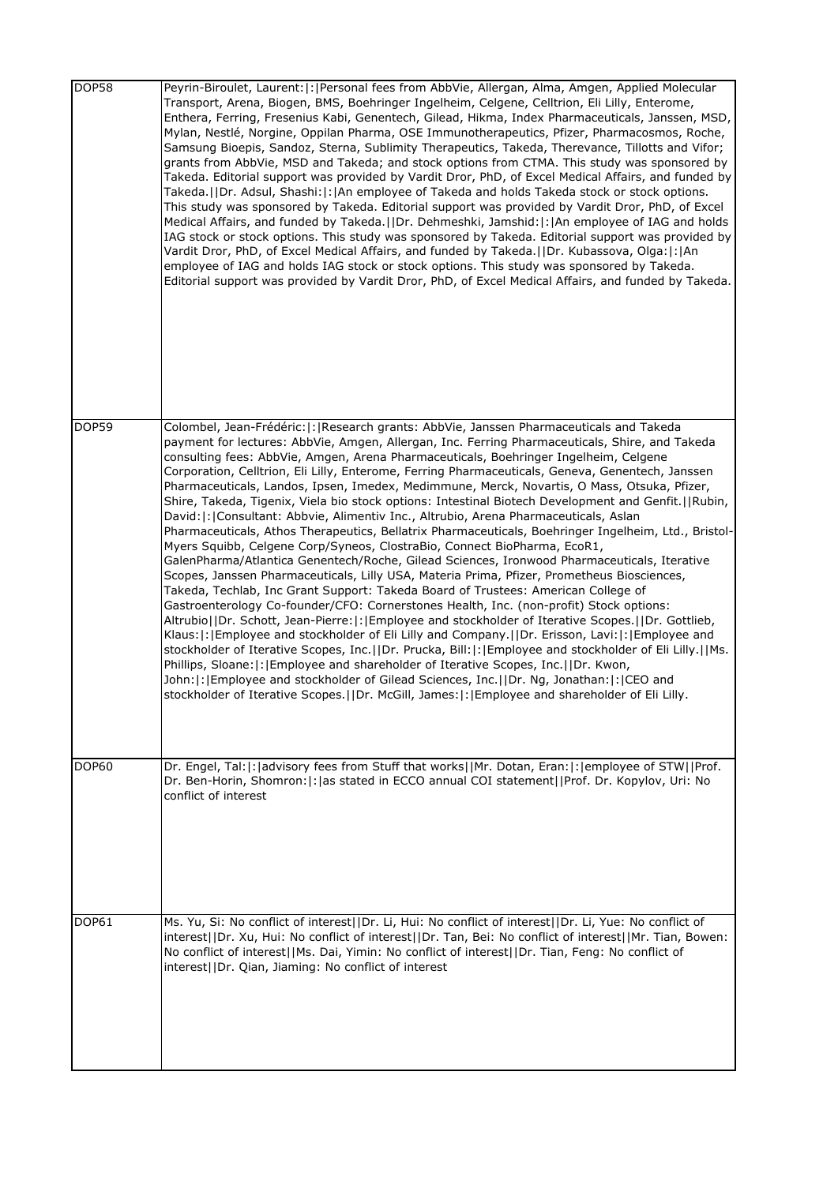| | |
|---|---|
| DOP58 | Peyrin-Biroulet, Laurent:\|:\|Personal fees from AbbVie, Allergan, Alma, Amgen, Applied Molecular Transport, Arena, Biogen, BMS, Boehringer Ingelheim, Celgene, Celltrion, Eli Lilly, Enterome, Enthera, Ferring, Fresenius Kabi, Genentech, Gilead, Hikma, Index Pharmaceuticals, Janssen, MSD, Mylan, Nestlé, Norgine, Oppilan Pharma, OSE Immunotherapeutics, Pfizer, Pharmacosmos, Roche, Samsung Bioepis, Sandoz, Sterna, Sublimity Therapeutics, Takeda, Therevance, Tillotts and Vifor; grants from AbbVie, MSD and Takeda; and stock options from CTMA. This study was sponsored by Takeda. Editorial support was provided by Vardit Dror, PhD, of Excel Medical Affairs, and funded by Takeda.\|\|Dr. Adsul, Shashi:\|:\|An employee of Takeda and holds Takeda stock or stock options. This study was sponsored by Takeda. Editorial support was provided by Vardit Dror, PhD, of Excel Medical Affairs, and funded by Takeda.\|\|Dr. Dehmeshki, Jamshid:\|:\|An employee of IAG and holds IAG stock or stock options. This study was sponsored by Takeda. Editorial support was provided by Vardit Dror, PhD, of Excel Medical Affairs, and funded by Takeda.\|\|Dr. Kubassova, Olga:\|:\|An employee of IAG and holds IAG stock or stock options. This study was sponsored by Takeda. Editorial support was provided by Vardit Dror, PhD, of Excel Medical Affairs, and funded by Takeda. |
| DOP59 | Colombel, Jean-Frédéric:\|:\|Research grants: AbbVie, Janssen Pharmaceuticals and Takeda payment for lectures: AbbVie, Amgen, Allergan, Inc. Ferring Pharmaceuticals, Shire, and Takeda consulting fees: AbbVie, Amgen, Arena Pharmaceuticals, Boehringer Ingelheim, Celgene Corporation, Celltrion, Eli Lilly, Enterome, Ferring Pharmaceuticals, Geneva, Genentech, Janssen Pharmaceuticals, Landos, Ipsen, Imedex, Medimmune, Merck, Novartis, O Mass, Otsuka, Pfizer, Shire, Takeda, Tigenix, Viela bio stock options: Intestinal Biotech Development and Genfit.\|\|Rubin, David:\|:\|Consultant: Abbvie, Alimentiv Inc., Altrubio, Arena Pharmaceuticals, Aslan Pharmaceuticals, Athos Therapeutics, Bellatrix Pharmaceuticals, Boehringer Ingelheim, Ltd., Bristol-Myers Squibb, Celgene Corp/Syneos, ClostraBio, Connect BioPharma, EcoR1, GalenPharma/Atlantica Genentech/Roche, Gilead Sciences, Ironwood Pharmaceuticals, Iterative Scopes, Janssen Pharmaceuticals, Lilly USA, Materia Prima, Pfizer, Prometheus Biosciences, Takeda, Techlab, Inc Grant Support: Takeda Board of Trustees: American College of Gastroenterology Co-founder/CFO: Cornerstones Health, Inc. (non-profit) Stock options: Altrubio\|\|Dr. Schott, Jean-Pierre:\|:\|Employee and stockholder of Iterative Scopes.\|\|Dr. Gottlieb, Klaus:\|:\|Employee and stockholder of Eli Lilly and Company.\|\|Dr. Erisson, Lavi:\|:\|Employee and stockholder of Iterative Scopes, Inc.\|\|Dr. Prucka, Bill:\|:\|Employee and stockholder of Eli Lilly.\|\|Ms. Phillips, Sloane:\|:\|Employee and shareholder of Iterative Scopes, Inc.\|\|Dr. Kwon, John:\|:\|Employee and stockholder of Gilead Sciences, Inc.\|\|Dr. Ng, Jonathan:\|:\|CEO and stockholder of Iterative Scopes.\|\|Dr. McGill, James:\|:\|Employee and shareholder of Eli Lilly. |
| DOP60 | Dr. Engel, Tal:\|:\|advisory fees from Stuff that works\|\|Mr. Dotan, Eran:\|:\|employee of STW\|\|Prof. Dr. Ben-Horin, Shomron:\|:\|as stated in ECCO annual COI statement\|\|Prof. Dr. Kopylov, Uri: No conflict of interest |
| DOP61 | Ms. Yu, Si: No conflict of interest\|\|Dr. Li, Hui: No conflict of interest\|\|Dr. Li, Yue: No conflict of interest\|\|Dr. Xu, Hui: No conflict of interest\|\|Dr. Tan, Bei: No conflict of interest\|\|Mr. Tian, Bowen: No conflict of interest\|\|Ms. Dai, Yimin: No conflict of interest\|\|Dr. Tian, Feng: No conflict of interest\|\|Dr. Qian, Jiaming: No conflict of interest |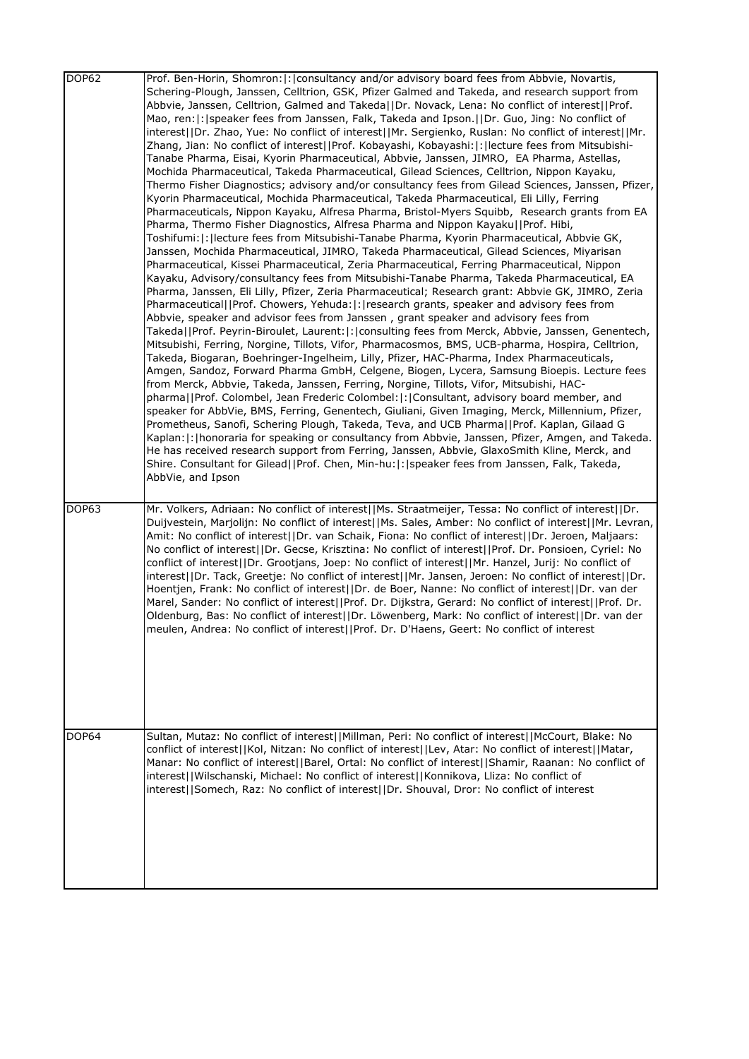| | |
|---|---|
| DOP62 | Prof. Ben-Horin, Shomron:\|:\|consultancy and/or advisory board fees from Abbvie, Novartis, Schering-Plough, Janssen, Celltrion, GSK, Pfizer Galmed and Takeda, and research support from Abbvie, Janssen, Celltrion, Galmed and Takeda\|\|Dr. Novack, Lena: No conflict of interest\|\|Prof. Mao, ren:\|:\|speaker fees from Janssen, Falk, Takeda and Ipson.\|\|Dr. Guo, Jing: No conflict of interest\|\|Dr. Zhao, Yue: No conflict of interest\|\|Mr. Sergienko, Ruslan: No conflict of interest\|\|Mr. Zhang, Jian: No conflict of interest\|\|Prof. Kobayashi, Kobayashi:\|:\|lecture fees from Mitsubishi-Tanabe Pharma, Eisai, Kyorin Pharmaceutical, Abbvie, Janssen, JIMRO, EA Pharma, Astellas, Mochida Pharmaceutical, Takeda Pharmaceutical, Gilead Sciences, Celltrion, Nippon Kayaku, Thermo Fisher Diagnostics; advisory and/or consultancy fees from Gilead Sciences, Janssen, Pfizer, Kyorin Pharmaceutical, Mochida Pharmaceutical, Takeda Pharmaceutical, Eli Lilly, Ferring Pharmaceuticals, Nippon Kayaku, Alfresa Pharma, Bristol-Myers Squibb, Research grants from EA Pharma, Thermo Fisher Diagnostics, Alfresa Pharma and Nippon Kayaku\|\|Prof. Hibi, Toshifumi:\|:\|lecture fees from Mitsubishi-Tanabe Pharma, Kyorin Pharmaceutical, Abbvie GK, Janssen, Mochida Pharmaceutical, JIMRO, Takeda Pharmaceutical, Gilead Sciences, Miyarisan Pharmaceutical, Kissei Pharmaceutical, Zeria Pharmaceutical, Ferring Pharmaceutical, Nippon Kayaku, Advisory/consultancy fees from Mitsubishi-Tanabe Pharma, Takeda Pharmaceutical, EA Pharma, Janssen, Eli Lilly, Pfizer, Zeria Pharmaceutical; Research grant: Abbvie GK, JIMRO, Zeria Pharmaceutical\|\|Prof. Chowers, Yehuda:\|:\|research grants, speaker and advisory fees from Abbvie, speaker and advisor fees from Janssen , grant speaker and advisory fees from Takeda\|\|Prof. Peyrin-Biroulet, Laurent:\|:\|consulting fees from Merck, Abbvie, Janssen, Genentech, Mitsubishi, Ferring, Norgine, Tillots, Vifor, Pharmacosmos, BMS, UCB-pharma, Hospira, Celltrion, Takeda, Biogaran, Boehringer-Ingelheim, Lilly, Pfizer, HAC-Pharma, Index Pharmaceuticals, Amgen, Sandoz, Forward Pharma GmbH, Celgene, Biogen, Lycera, Samsung Bioepis. Lecture fees from Merck, Abbvie, Takeda, Janssen, Ferring, Norgine, Tillots, Vifor, Mitsubishi, HAC-pharma\|\|Prof. Colombel, Jean Frederic Colombel:\|:\|Consultant, advisory board member, and speaker for AbbVie, BMS, Ferring, Genentech, Giuliani, Given Imaging, Merck, Millennium, Pfizer, Prometheus, Sanofi, Schering Plough, Takeda, Teva, and UCB Pharma\|\|Prof. Kaplan, Gilaad G Kaplan:\|:\|honoraria for speaking or consultancy from Abbvie, Janssen, Pfizer, Amgen, and Takeda. He has received research support from Ferring, Janssen, Abbvie, GlaxoSmith Kline, Merck, and Shire. Consultant for Gilead\|\|Prof. Chen, Min-hu:\|:\|speaker fees from Janssen, Falk, Takeda, AbbVie, and Ipson |
| DOP63 | Mr. Volkers, Adriaan: No conflict of interest\|\|Ms. Straatmeijer, Tessa: No conflict of interest\|\|Dr. Duijvestein, Marjolijn: No conflict of interest\|\|Ms. Sales, Amber: No conflict of interest\|\|Mr. Levran, Amit: No conflict of interest\|\|Dr. van Schaik, Fiona: No conflict of interest\|\|Dr. Jeroen, Maljaars: No conflict of interest\|\|Dr. Gecse, Krisztina: No conflict of interest\|\|Prof. Dr. Ponsioen, Cyriel: No conflict of interest\|\|Dr. Grootjans, Joep: No conflict of interest\|\|Mr. Hanzel, Jurij: No conflict of interest\|\|Dr. Tack, Greetje: No conflict of interest\|\|Mr. Jansen, Jeroen: No conflict of interest\|\|Dr. Hoentjen, Frank: No conflict of interest\|\|Dr. de Boer, Nanne: No conflict of interest\|\|Dr. van der Marel, Sander: No conflict of interest\|\|Prof. Dr. Dijkstra, Gerard: No conflict of interest\|\|Prof. Dr. Oldenburg, Bas: No conflict of interest\|\|Dr. Löwenberg, Mark: No conflict of interest\|\|Dr. van der meulen, Andrea: No conflict of interest\|\|Prof. Dr. D'Haens, Geert: No conflict of interest |
| DOP64 | Sultan, Mutaz: No conflict of interest\|\|Millman, Peri: No conflict of interest\|\|McCourt, Blake: No conflict of interest\|\|Kol, Nitzan: No conflict of interest\|\|Lev, Atar: No conflict of interest\|\|Matar, Manar: No conflict of interest\|\|Barel, Ortal: No conflict of interest\|\|Shamir, Raanan: No conflict of interest\|\|Wilschanski, Michael: No conflict of interest\|\|Konnikova, Lliza: No conflict of interest\|\|Somech, Raz: No conflict of interest\|\|Dr. Shouval, Dror: No conflict of interest |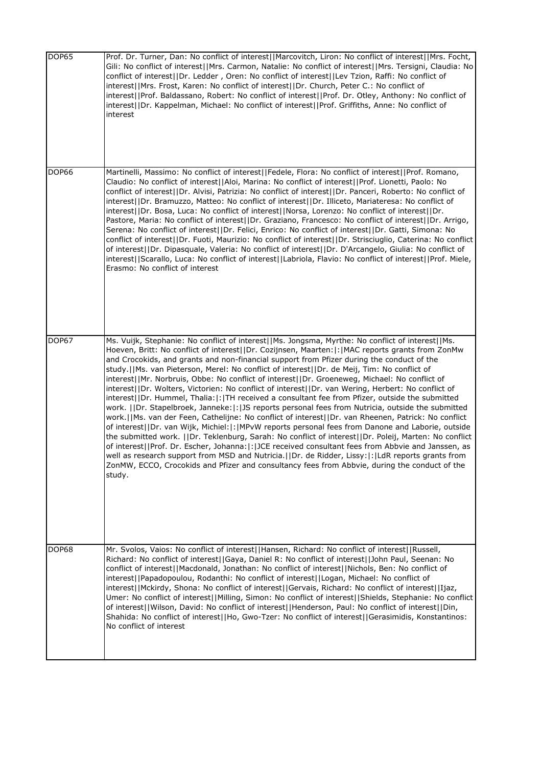| | |
|---|---|
| DOP65 | Prof. Dr. Turner, Dan: No conflict of interest\|\|Marcovitch, Liron: No conflict of interest\|\|Mrs. Focht, Gili: No conflict of interest\|\|Mrs. Carmon, Natalie: No conflict of interest\|\|Mrs. Tersigni, Claudia: No conflict of interest\|\|Dr. Ledder , Oren: No conflict of interest\|\|Lev Tzion, Raffi: No conflict of interest\|\|Mrs. Frost, Karen: No conflict of interest\|\|Dr. Church, Peter C.: No conflict of interest\|\|Prof. Baldassano, Robert: No conflict of interest\|\|Prof. Dr. Otley, Anthony: No conflict of interest\|\|Dr. Kappelman, Michael: No conflict of interest\|\|Prof. Griffiths, Anne: No conflict of interest |
| DOP66 | Martinelli, Massimo: No conflict of interest\|\|Fedele, Flora: No conflict of interest\|\|Prof. Romano, Claudio: No conflict of interest\|\|Aloi, Marina: No conflict of interest\|\|Prof. Lionetti, Paolo: No conflict of interest\|\|Dr. Alvisi, Patrizia: No conflict of interest\|\|Dr. Panceri, Roberto: No conflict of interest\|\|Dr. Bramuzzo, Matteo: No conflict of interest\|\|Dr. Illiceto, Mariateresa: No conflict of interest\|\|Dr. Bosa, Luca: No conflict of interest\|\|Norsa, Lorenzo: No conflict of interest\|\|Dr. Pastore, Maria: No conflict of interest\|\|Dr. Graziano, Francesco: No conflict of interest\|\|Dr. Arrigo, Serena: No conflict of interest\|\|Dr. Felici, Enrico: No conflict of interest\|\|Dr. Gatti, Simona: No conflict of interest\|\|Dr. Fuoti, Maurizio: No conflict of interest\|\|Dr. Strisciuglio, Caterina: No conflict of interest\|\|Dr. Dipasquale, Valeria: No conflict of interest\|\|Dr. D'Arcangelo, Giulia: No conflict of interest\|\|Scarallo, Luca: No conflict of interest\|\|Labriola, Flavio: No conflict of interest\|\|Prof. Miele, Erasmo: No conflict of interest |
| DOP67 | Ms. Vuijk, Stephanie: No conflict of interest\|\|Ms. Jongsma, Myrthe: No conflict of interest\|\|Ms. Hoeven, Britt: No conflict of interest\|\|Dr. Cozijnsen, Maarten:\|:\|MAC reports grants from ZonMw and Crocokids, and grants and non-financial support from Pfizer during the conduct of the study.\|\|Ms. van Pieterson, Merel: No conflict of interest\|\|Dr. de Meij, Tim: No conflict of interest\|\|Mr. Norbruis, Obbe: No conflict of interest\|\|Dr. Groeneweg, Michael: No conflict of interest\|\|Dr. Wolters, Victorien: No conflict of interest\|\|Dr. van Wering, Herbert: No conflict of interest\|\|Dr. Hummel, Thalia:\|:\|TH received a consultant fee from Pfizer, outside the submitted work. \|\|Dr. Stapelbroek, Janneke:\|:\|JS reports personal fees from Nutricia, outside the submitted work.\|\|Ms. van der Feen, Cathelijne: No conflict of interest\|\|Dr. van Rheenen, Patrick: No conflict of interest\|\|Dr. van Wijk, Michiel:\|:\|MPvW reports personal fees from Danone and Laborie, outside the submitted work. \|\|Dr. Teklenburg, Sarah: No conflict of interest\|\|Dr. Poleij, Marten: No conflict of interest\|\|Prof. Dr. Escher, Johanna:\|:\|JCE received consultant fees from Abbvie and Janssen, as well as research support from MSD and Nutricia.\|\|Dr. de Ridder, Lissy:\|:\|LdR reports grants from ZonMW, ECCO, Crocokids and Pfizer and consultancy fees from Abbvie, during the conduct of the study. |
| DOP68 | Mr. Svolos, Vaios: No conflict of interest\|\|Hansen, Richard: No conflict of interest\|\|Russell, Richard: No conflict of interest\|\|Gaya, Daniel R: No conflict of interest\|\|John Paul, Seenan: No conflict of interest\|\|Macdonald, Jonathan: No conflict of interest\|\|Nichols, Ben: No conflict of interest\|\|Papadopoulou, Rodanthi: No conflict of interest\|\|Logan, Michael: No conflict of interest\|\|Mckirdy, Shona: No conflict of interest\|\|Gervais, Richard: No conflict of interest\|\|Ijaz, Umer: No conflict of interest\|\|Milling, Simon: No conflict of interest\|\|Shields, Stephanie: No conflict of interest\|\|Wilson, David: No conflict of interest\|\|Henderson, Paul: No conflict of interest\|\|Din, Shahida: No conflict of interest\|\|Ho, Gwo-Tzer: No conflict of interest\|\|Gerasimidis, Konstantinos: No conflict of interest |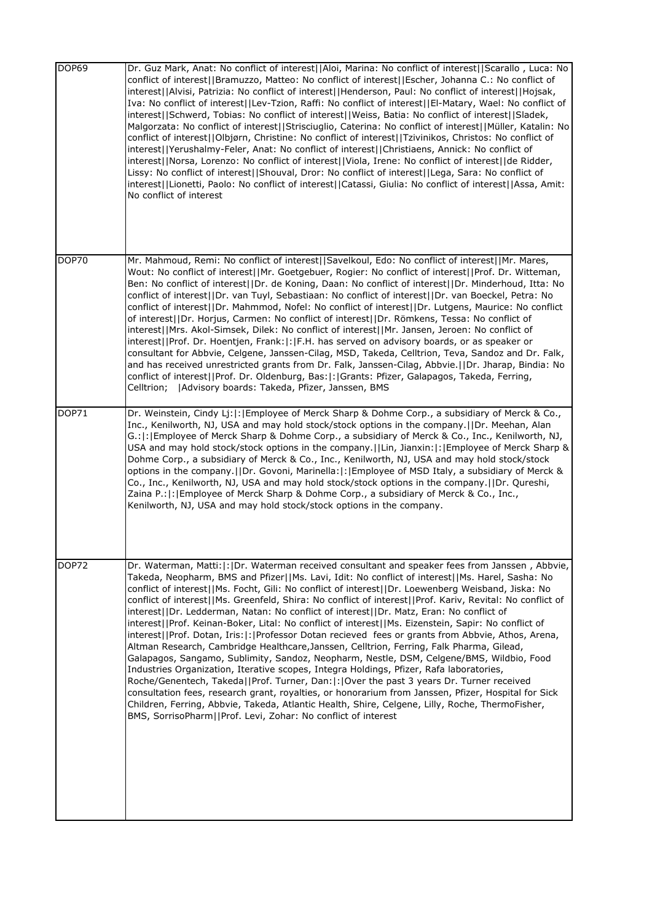| | |
|---|---|
| DOP69 | Dr. Guz Mark, Anat: No conflict of interest\|\|Aloi, Marina: No conflict of interest\|\|Scarallo , Luca: No conflict of interest\|\|Bramuzzo, Matteo: No conflict of interest\|\|Escher, Johanna C.: No conflict of interest\|\|Alvisi, Patrizia: No conflict of interest\|\|Henderson, Paul: No conflict of interest\|\|Hojsak, Iva: No conflict of interest\|\|Lev-Tzion, Raffi: No conflict of interest\|\|El-Matary, Wael: No conflict of interest\|\|Schwerd, Tobias: No conflict of interest\|\|Weiss, Batia: No conflict of interest\|\|Sladek, Malgorzata: No conflict of interest\|\|Strisciuglio, Caterina: No conflict of interest\|\|Müller, Katalin: No conflict of interest\|\|Olbjørn, Christine: No conflict of interest\|\|Tzivinikos, Christos: No conflict of interest\|\|Yerushalmy-Feler, Anat: No conflict of interest\|\|Christiaens, Annick: No conflict of interest\|\|Norsa, Lorenzo: No conflict of interest\|\|Viola, Irene: No conflict of interest\|\|de Ridder, Lissy: No conflict of interest\|\|Shouval, Dror: No conflict of interest\|\|Lega, Sara: No conflict of interest\|\|Lionetti, Paolo: No conflict of interest\|\|Catassi, Giulia: No conflict of interest\|\|Assa, Amit: No conflict of interest |
| DOP70 | Mr. Mahmoud, Remi: No conflict of interest\|\|Savelkoul, Edo: No conflict of interest\|\|Mr. Mares, Wout: No conflict of interest\|\|Mr. Goetgebuer, Rogier: No conflict of interest\|\|Prof. Dr. Witteman, Ben: No conflict of interest\|\|Dr. de Koning, Daan: No conflict of interest\|\|Dr. Minderhoud, Itta: No conflict of interest\|\|Dr. van Tuyl, Sebastiaan: No conflict of interest\|\|Dr. van Boeckel, Petra: No conflict of interest\|\|Dr. Mahmmod, Nofel: No conflict of interest\|\|Dr. Lutgens, Maurice: No conflict of interest\|\|Dr. Horjus, Carmen: No conflict of interest\|\|Dr. Römkens, Tessa: No conflict of interest\|\|Mrs. Akol-Simsek, Dilek: No conflict of interest\|\|Mr. Jansen, Jeroen: No conflict of interest\|\|Prof. Dr. Hoentjen, Frank:\|:\|F.H. has served on advisory boards, or as speaker or consultant for Abbvie, Celgene, Janssen-Cilag, MSD, Takeda, Celltrion, Teva, Sandoz and Dr. Falk, and has received unrestricted grants from Dr. Falk, Janssen-Cilag, Abbvie.\|\|Dr. Jharap, Bindia: No conflict of interest\|\|Prof. Dr. Oldenburg, Bas:\|:\|Grants: Pfizer, Galapagos, Takeda, Ferring, Celltrion; \|Advisory boards: Takeda, Pfizer, Janssen, BMS |
| DOP71 | Dr. Weinstein, Cindy Lj:\|:\|Employee of Merck Sharp & Dohme Corp., a subsidiary of Merck & Co., Inc., Kenilworth, NJ, USA and may hold stock/stock options in the company.\|\|Dr. Meehan, Alan G.:\|:\|Employee of Merck Sharp & Dohme Corp., a subsidiary of Merck & Co., Inc., Kenilworth, NJ, USA and may hold stock/stock options in the company.\|\|Lin, Jianxin:\|:\|Employee of Merck Sharp & Dohme Corp., a subsidiary of Merck & Co., Inc., Kenilworth, NJ, USA and may hold stock/stock options in the company.\|\|Dr. Govoni, Marinella:\|:\|Employee of MSD Italy, a subsidiary of Merck & Co., Inc., Kenilworth, NJ, USA and may hold stock/stock options in the company.\|\|Dr. Qureshi, Zaina P.:\|:\|Employee of Merck Sharp & Dohme Corp., a subsidiary of Merck & Co., Inc., Kenilworth, NJ, USA and may hold stock/stock options in the company. |
| DOP72 | Dr. Waterman, Matti:\|:\|Dr. Waterman received consultant and speaker fees from Janssen , Abbvie, Takeda, Neopharm, BMS and Pfizer\|\|Ms. Lavi, Idit: No conflict of interest\|\|Ms. Harel, Sasha: No conflict of interest\|\|Ms. Focht, Gili: No conflict of interest\|\|Dr. Loewenberg Weisband, Jiska: No conflict of interest\|\|Ms. Greenfeld, Shira: No conflict of interest\|\|Prof. Kariv, Revital: No conflict of interest\|\|Dr. Ledderman, Natan: No conflict of interest\|\|Dr. Matz, Eran: No conflict of interest\|\|Prof. Keinan-Boker, Lital: No conflict of interest\|\|Ms. Eizenstein, Sapir: No conflict of interest\|\|Prof. Dotan, Iris:\|:\|Professor Dotan recieved fees or grants from Abbvie, Athos, Arena, Altman Research, Cambridge Healthcare,Janssen, Celltrion, Ferring, Falk Pharma, Gilead, Galapagos, Sangamo, Sublimity, Sandoz, Neopharm, Nestle, DSM, Celgene/BMS, Wildbio, Food Industries Organization, Iterative scopes, Integra Holdings, Pfizer, Rafa laboratories, Roche/Genentech, Takeda\|\|Prof. Turner, Dan:\|:\|Over the past 3 years Dr. Turner received consultation fees, research grant, royalties, or honorarium from Janssen, Pfizer, Hospital for Sick Children, Ferring, Abbvie, Takeda, Atlantic Health, Shire, Celgene, Lilly, Roche, ThermoFisher, BMS, SorrisoPharm\|\|Prof. Levi, Zohar: No conflict of interest |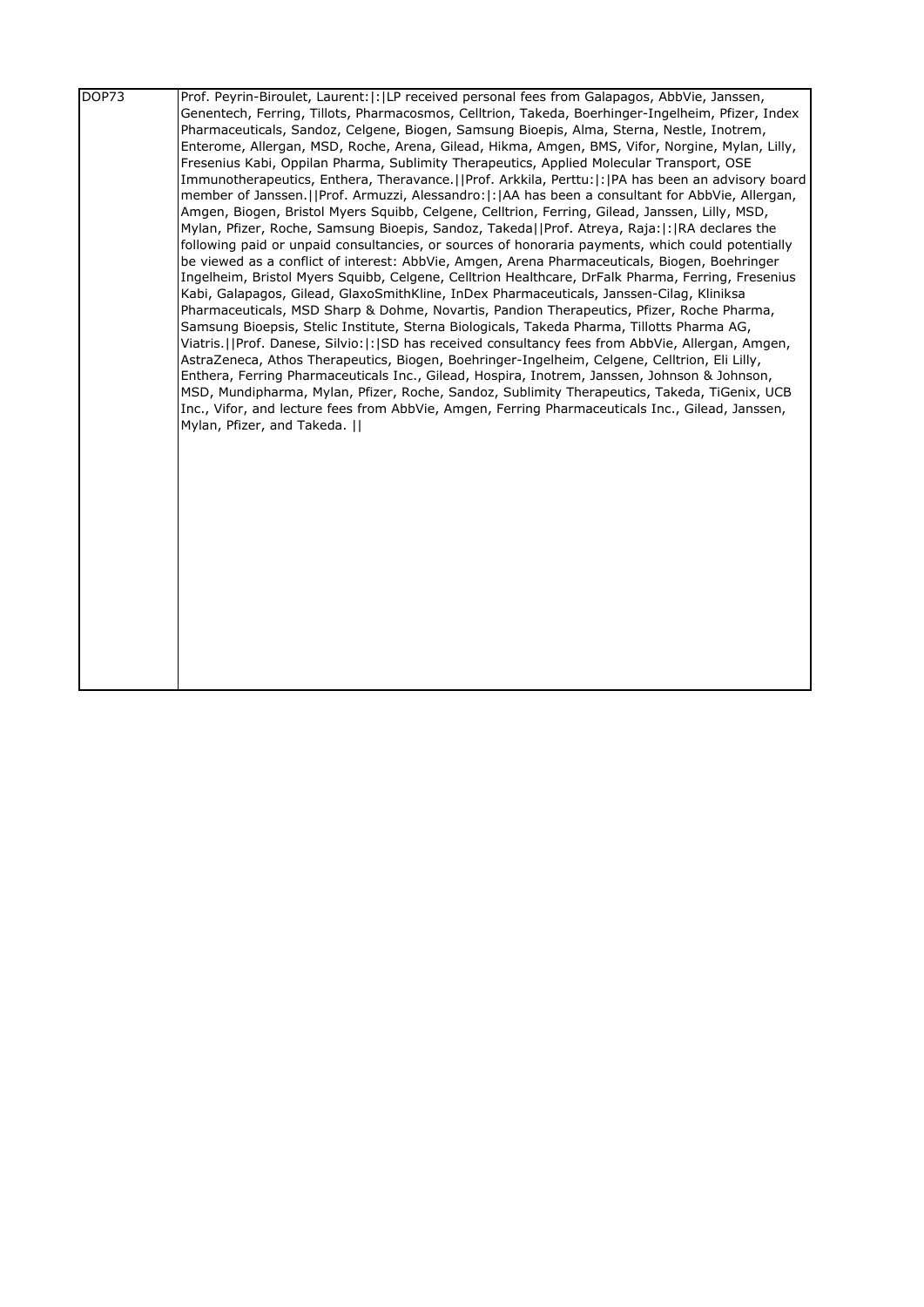| DOP73 | Prof. Peyrin-Biroulet, Laurent:\|:\|LP received personal fees from Galapagos, AbbVie, Janssen, Genentech, Ferring, Tillots, Pharmacosmos, Celltrion, Takeda, Boerhinger-Ingelheim, Pfizer, Index Pharmaceuticals, Sandoz, Celgene, Biogen, Samsung Bioepis, Alma, Sterna, Nestle, Inotrem, Enterome, Allergan, MSD, Roche, Arena, Gilead, Hikma, Amgen, BMS, Vifor, Norgine, Mylan, Lilly, Fresenius Kabi, Oppilan Pharma, Sublimity Therapeutics, Applied Molecular Transport, OSE Immunotherapeutics, Enthera, Theravance.\|\|Prof. Arkkila, Perttu:\|:\|PA has been an advisory board member of Janssen.\|\|Prof. Armuzzi, Alessandro:\|:\|AA has been a consultant for AbbVie, Allergan, Amgen, Biogen, Bristol Myers Squibb, Celgene, Celltrion, Ferring, Gilead, Janssen, Lilly, MSD, Mylan, Pfizer, Roche, Samsung Bioepis, Sandoz, Takeda\|\|Prof. Atreya, Raja:\|:\|RA declares the following paid or unpaid consultancies, or sources of honoraria payments, which could potentially be viewed as a conflict of interest: AbbVie, Amgen, Arena Pharmaceuticals, Biogen, Boehringer Ingelheim, Bristol Myers Squibb, Celgene, Celltrion Healthcare, DrFalk Pharma, Ferring, Fresenius Kabi, Galapagos, Gilead, GlaxoSmithKline, InDex Pharmaceuticals, Janssen-Cilag, Kliniksa Pharmaceuticals, MSD Sharp & Dohme, Novartis, Pandion Therapeutics, Pfizer, Roche Pharma, Samsung Bioepsis, Stelic Institute, Sterna Biologicals, Takeda Pharma, Tillotts Pharma AG, Viatris.\|\|Prof. Danese, Silvio:\|:\|SD has received consultancy fees from AbbVie, Allergan, Amgen, AstraZeneca, Athos Therapeutics, Biogen, Boehringer-Ingelheim, Celgene, Celltrion, Eli Lilly, Enthera, Ferring Pharmaceuticals Inc., Gilead, Hospira, Inotrem, Janssen, Johnson & Johnson, MSD, Mundipharma, Mylan, Pfizer, Roche, Sandoz, Sublimity Therapeutics, Takeda, TiGenix, UCB Inc., Vifor, and lecture fees from AbbVie, Amgen, Ferring Pharmaceuticals Inc., Gilead, Janssen, Mylan, Pfizer, and Takeda. \|\| |
|---|---|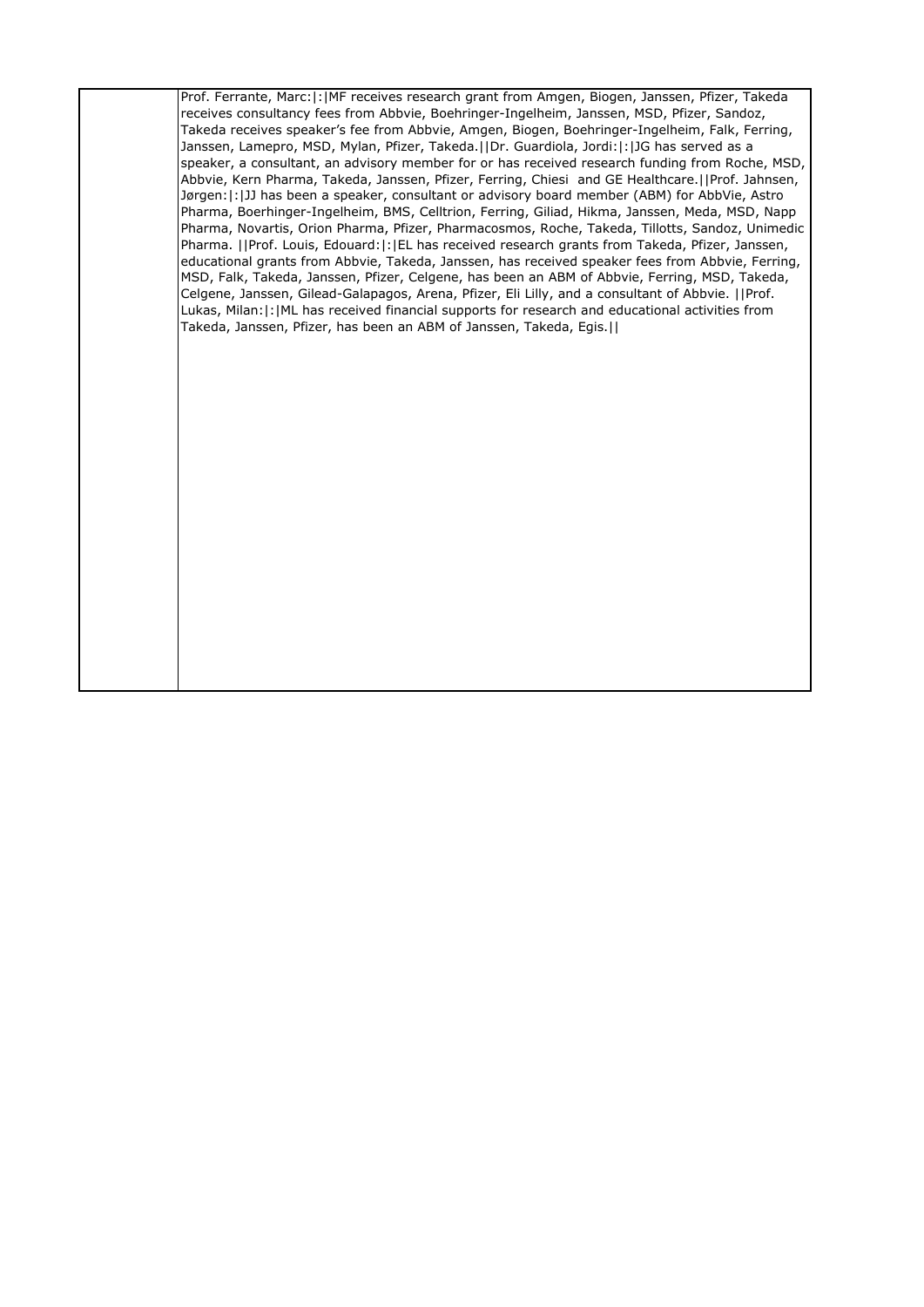| | |
|---|---|
| | Prof. Ferrante, Marc:\|:\|MF receives research grant from Amgen, Biogen, Janssen, Pfizer, Takeda receives consultancy fees from Abbvie, Boehringer-Ingelheim, Janssen, MSD, Pfizer, Sandoz, Takeda receives speaker's fee from Abbvie, Amgen, Biogen, Boehringer-Ingelheim, Falk, Ferring, Janssen, Lamepro, MSD, Mylan, Pfizer, Takeda.\|\|Dr. Guardiola, Jordi:\|:\|JG has served as a speaker, a consultant, an advisory member for or has received research funding from Roche, MSD, Abbvie, Kern Pharma, Takeda, Janssen, Pfizer, Ferring, Chiesi and GE Healthcare.\|\|Prof. Jahnsen, Jørgen:\|:\|JJ has been a speaker, consultant or advisory board member (ABM) for AbbVie, Astro Pharma, Boerhinger-Ingelheim, BMS, Celltrion, Ferring, Giliad, Hikma, Janssen, Meda, MSD, Napp Pharma, Novartis, Orion Pharma, Pfizer, Pharmacosmos, Roche, Takeda, Tillotts, Sandoz, Unimedic Pharma. \|\|Prof. Louis, Edouard:\|:\|EL has received research grants from Takeda, Pfizer, Janssen, educational grants from Abbvie, Takeda, Janssen, has received speaker fees from Abbvie, Ferring, MSD, Falk, Takeda, Janssen, Pfizer, Celgene, has been an ABM of Abbvie, Ferring, MSD, Takeda, Celgene, Janssen, Gilead-Galapagos, Arena, Pfizer, Eli Lilly, and a consultant of Abbvie. \|\|Prof. Lukas, Milan:\|:\|ML has received financial supports for research and educational activities from Takeda, Janssen, Pfizer, has been an ABM of Janssen, Takeda, Egis.\|\| |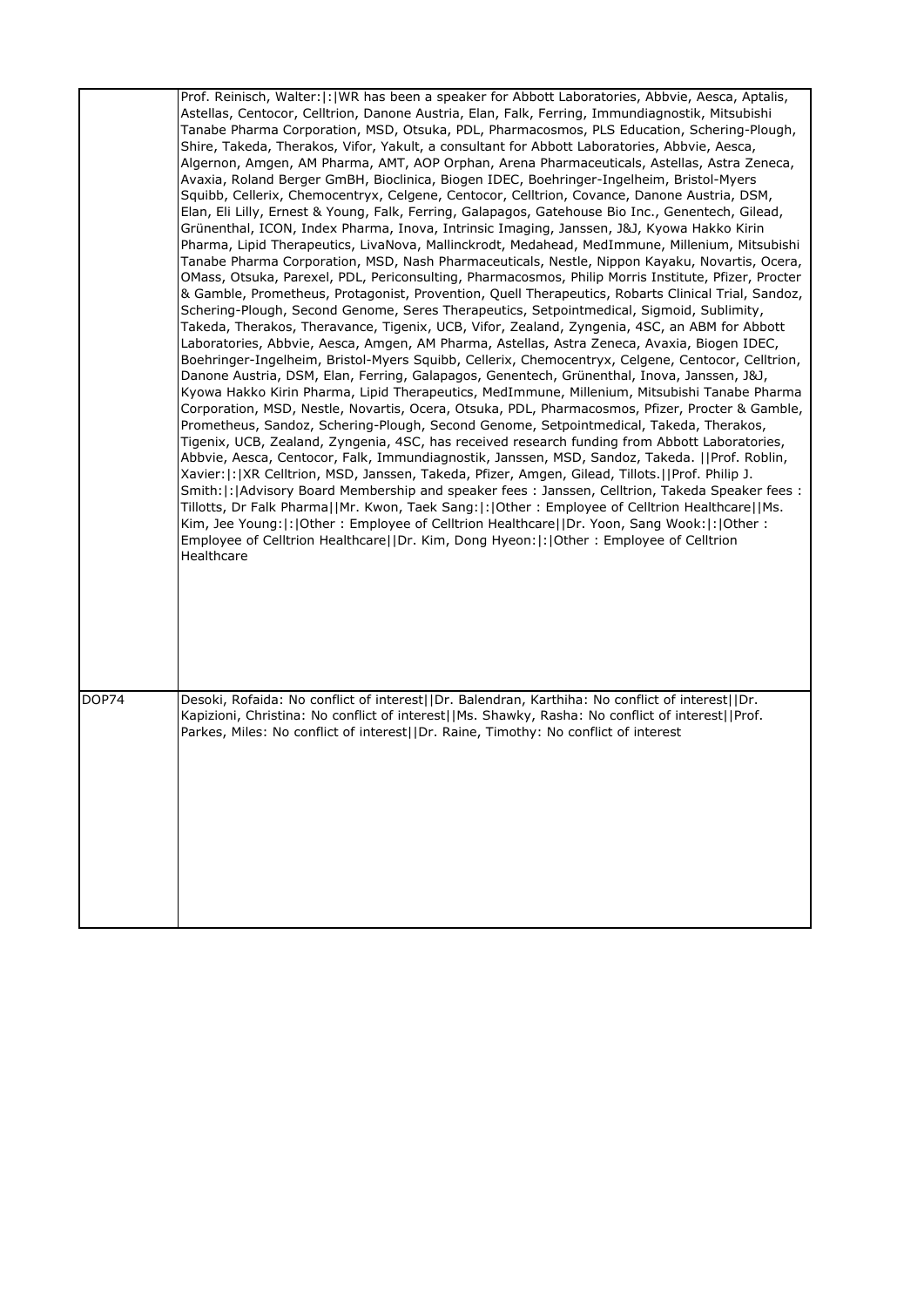|  |  |
| --- | --- |
|  | Prof. Reinisch, Walter:\|:\|WR has been a speaker for Abbott Laboratories, Abbvie, Aesca, Aptalis, Astellas, Centocor, Celltrion, Danone Austria, Elan, Falk, Ferring, Immundiagnostik, Mitsubishi Tanabe Pharma Corporation, MSD, Otsuka, PDL, Pharmacosmos, PLS Education, Schering-Plough, Shire, Takeda, Therakos, Vifor, Yakult, a consultant for Abbott Laboratories, Abbvie, Aesca, Algernon, Amgen, AM Pharma, AMT, AOP Orphan, Arena Pharmaceuticals, Astellas, Astra Zeneca, Avaxia, Roland Berger GmBH, Bioclinica, Biogen IDEC, Boehringer-Ingelheim, Bristol-Myers Squibb, Cellerix, Chemocentryx, Celgene, Centocor, Celltrion, Covance, Danone Austria, DSM, Elan, Eli Lilly, Ernest & Young, Falk, Ferring, Galapagos, Gatehouse Bio Inc., Genentech, Gilead, Grünenthal, ICON, Index Pharma, Inova, Intrinsic Imaging, Janssen, J&J, Kyowa Hakko Kirin Pharma, Lipid Therapeutics, LivaNova, Mallinckrodt, Medahead, MedImmune, Millenium, Mitsubishi Tanabe Pharma Corporation, MSD, Nash Pharmaceuticals, Nestle, Nippon Kayaku, Novartis, Ocera, OMass, Otsuka, Parexel, PDL, Periconsulting, Pharmacosmos, Philip Morris Institute, Pfizer, Procter & Gamble, Prometheus, Protagonist, Provention, Quell Therapeutics, Robarts Clinical Trial, Sandoz, Schering-Plough, Second Genome, Seres Therapeutics, Setpointmedical, Sigmoid, Sublimity, Takeda, Therakos, Theravance, Tigenix, UCB, Vifor, Zealand, Zyngenia, 4SC, an ABM for Abbott Laboratories, Abbvie, Aesca, Amgen, AM Pharma, Astellas, Astra Zeneca, Avaxia, Biogen IDEC, Boehringer-Ingelheim, Bristol-Myers Squibb, Cellerix, Chemocentryx, Celgene, Centocor, Celltrion, Danone Austria, DSM, Elan, Ferring, Galapagos, Genentech, Grünenthal, Inova, Janssen, J&J, Kyowa Hakko Kirin Pharma, Lipid Therapeutics, MedImmune, Millenium, Mitsubishi Tanabe Pharma Corporation, MSD, Nestle, Novartis, Ocera, Otsuka, PDL, Pharmacosmos, Pfizer, Procter & Gamble, Prometheus, Sandoz, Schering-Plough, Second Genome, Setpointmedical, Takeda, Therakos, Tigenix, UCB, Zealand, Zyngenia, 4SC, has received research funding from Abbott Laboratories, Abbvie, Aesca, Centocor, Falk, Immundiagnostik, Janssen, MSD, Sandoz, Takeda. \|\|Prof. Roblin, Xavier:\|:\|XR Celltrion, MSD, Janssen, Takeda, Pfizer, Amgen, Gilead, Tillots.\|\|Prof. Philip J. Smith:\|:\|Advisory Board Membership and speaker fees : Janssen, Celltrion, Takeda Speaker fees : Tillotts, Dr Falk Pharma\|\|Mr. Kwon, Taek Sang:\|:\|Other : Employee of Celltrion Healthcare\|\|Ms. Kim, Jee Young:\|:\|Other : Employee of Celltrion Healthcare\|\|Dr. Yoon, Sang Wook:\|:\|Other : Employee of Celltrion Healthcare\|\|Dr. Kim, Dong Hyeon:\|:\|Other : Employee of Celltrion Healthcare |
| DOP74 | Desoki, Rofaida: No conflict of interest\|\|Dr. Balendran, Karthiha: No conflict of interest\|\|Dr. Kapizioni, Christina: No conflict of interest\|\|Ms. Shawky, Rasha: No conflict of interest\|\|Prof. Parkes, Miles: No conflict of interest\|\|Dr. Raine, Timothy: No conflict of interest |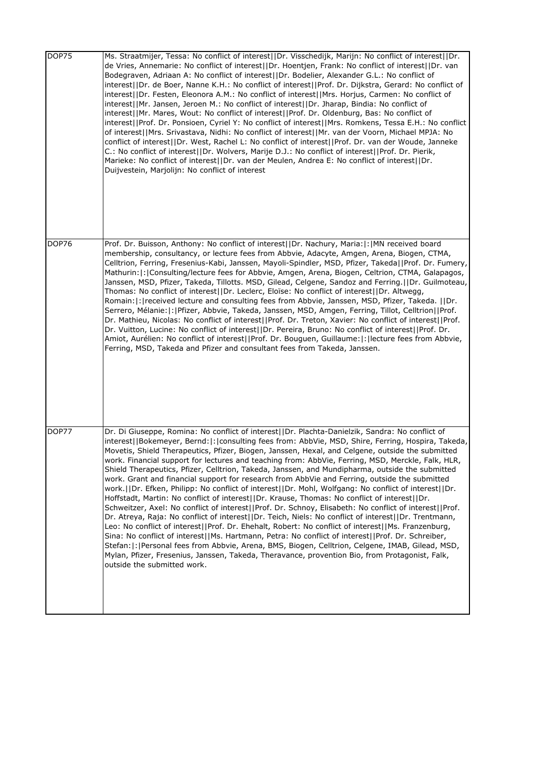| | |
|---|---|
| DOP75 | Ms. Straatmijer, Tessa: No conflict of interest\|\|Dr. Visschedijk, Marijn: No conflict of interest\|\|Dr. de Vries, Annemarie: No conflict of interest\|\|Dr. Hoentjen, Frank: No conflict of interest\|\|Dr. van Bodegraven, Adriaan A: No conflict of interest\|\|Dr. Bodelier, Alexander G.L.: No conflict of interest\|\|Dr. de Boer, Nanne K.H.: No conflict of interest\|\|Prof. Dr. Dijkstra, Gerard: No conflict of interest\|\|Dr. Festen, Eleonora A.M.: No conflict of interest\|\|Mrs. Horjus, Carmen: No conflict of interest\|\|Mr. Jansen, Jeroen M.: No conflict of interest\|\|Dr. Jharap, Bindia: No conflict of interest\|\|Mr. Mares, Wout: No conflict of interest\|\|Prof. Dr. Oldenburg, Bas: No conflict of interest\|\|Prof. Dr. Ponsioen, Cyriel Y: No conflict of interest\|\|Mrs. Romkens, Tessa E.H.: No conflict of interest\|\|Mrs. Srivastava, Nidhi: No conflict of interest\|\|Mr. van der Voorn, Michael MPJA: No conflict of interest\|\|Dr. West, Rachel L: No conflict of interest\|\|Prof. Dr. van der Woude, Janneke C.: No conflict of interest\|\|Dr. Wolvers, Marije D.J.: No conflict of interest\|\|Prof. Dr. Pierik, Marieke: No conflict of interest\|\|Dr. van der Meulen, Andrea E: No conflict of interest\|\|Dr. Duijvestein, Marjolijn: No conflict of interest |
| DOP76 | Prof. Dr. Buisson, Anthony: No conflict of interest\|\|Dr. Nachury, Maria:\|:\|MN received board membership, consultancy, or lecture fees from Abbvie, Adacyte, Amgen, Arena, Biogen, CTMA, Celltrion, Ferring, Fresenius-Kabi, Janssen, Mayoli-Spindler, MSD, Pfizer, Takeda\|\|Prof. Dr. Fumery, Mathurin:\|:\|Consulting/lecture fees for Abbvie, Amgen, Arena, Biogen, Celtrion, CTMA, Galapagos, Janssen, MSD, Pfizer, Takeda, Tillotts. MSD, Gilead, Celgene, Sandoz and Ferring.\|\|Dr. Guilmoteau, Thomas: No conflict of interest\|\|Dr. Leclerc, Eloïse: No conflict of interest\|\|Dr. Altwegg, Romain:\|:\|received lecture and consulting fees from Abbvie, Janssen, MSD, Pfizer, Takeda. \|\|Dr. Serrero, Mélanie:\|:\|Pfizer, Abbvie, Takeda, Janssen, MSD, Amgen, Ferring, Tillot, Celltrion\|\|Prof. Dr. Mathieu, Nicolas: No conflict of interest\|\|Prof. Dr. Treton, Xavier: No conflict of interest\|\|Prof. Dr. Vuitton, Lucine: No conflict of interest\|\|Dr. Pereira, Bruno: No conflict of interest\|\|Prof. Dr. Amiot, Aurélien: No conflict of interest\|\|Prof. Dr. Bouguen, Guillaume:\|:\|lecture fees from Abbvie, Ferring, MSD, Takeda and Pfizer and consultant fees from Takeda, Janssen. |
| DOP77 | Dr. Di Giuseppe, Romina: No conflict of interest\|\|Dr. Plachta-Danielzik, Sandra: No conflict of interest\|\|Bokemeyer, Bernd:\|:\|consulting fees from: AbbVie, MSD, Shire, Ferring, Hospira, Takeda, Movetis, Shield Therapeutics, Pfizer, Biogen, Janssen, Hexal, and Celgene, outside the submitted work. Financial support for lectures and teaching from: AbbVie, Ferring, MSD, Merckle, Falk, HLR, Shield Therapeutics, Pfizer, Celltrion, Takeda, Janssen, and Mundipharma, outside the submitted work. Grant and financial support for research from AbbVie and Ferring, outside the submitted work.\|\|Dr. Efken, Philipp: No conflict of interest\|\|Dr. Mohl, Wolfgang: No conflict of interest\|\|Dr. Hoffstadt, Martin: No conflict of interest\|\|Dr. Krause, Thomas: No conflict of interest\|\|Dr. Schweitzer, Axel: No conflict of interest\|\|Prof. Dr. Schnoy, Elisabeth: No conflict of interest\|\|Prof. Dr. Atreya, Raja: No conflict of interest\|\|Dr. Teich, Niels: No conflict of interest\|\|Dr. Trentmann, Leo: No conflict of interest\|\|Prof. Dr. Ehehalt, Robert: No conflict of interest\|\|Ms. Franzenburg, Sina: No conflict of interest\|\|Ms. Hartmann, Petra: No conflict of interest\|\|Prof. Dr. Schreiber, Stefan:\|:\|Personal fees from Abbvie, Arena, BMS, Biogen, Celltrion, Celgene, IMAB, Gilead, MSD, Mylan, Pfizer, Fresenius, Janssen, Takeda, Theravance, provention Bio, from Protagonist, Falk, outside the submitted work. |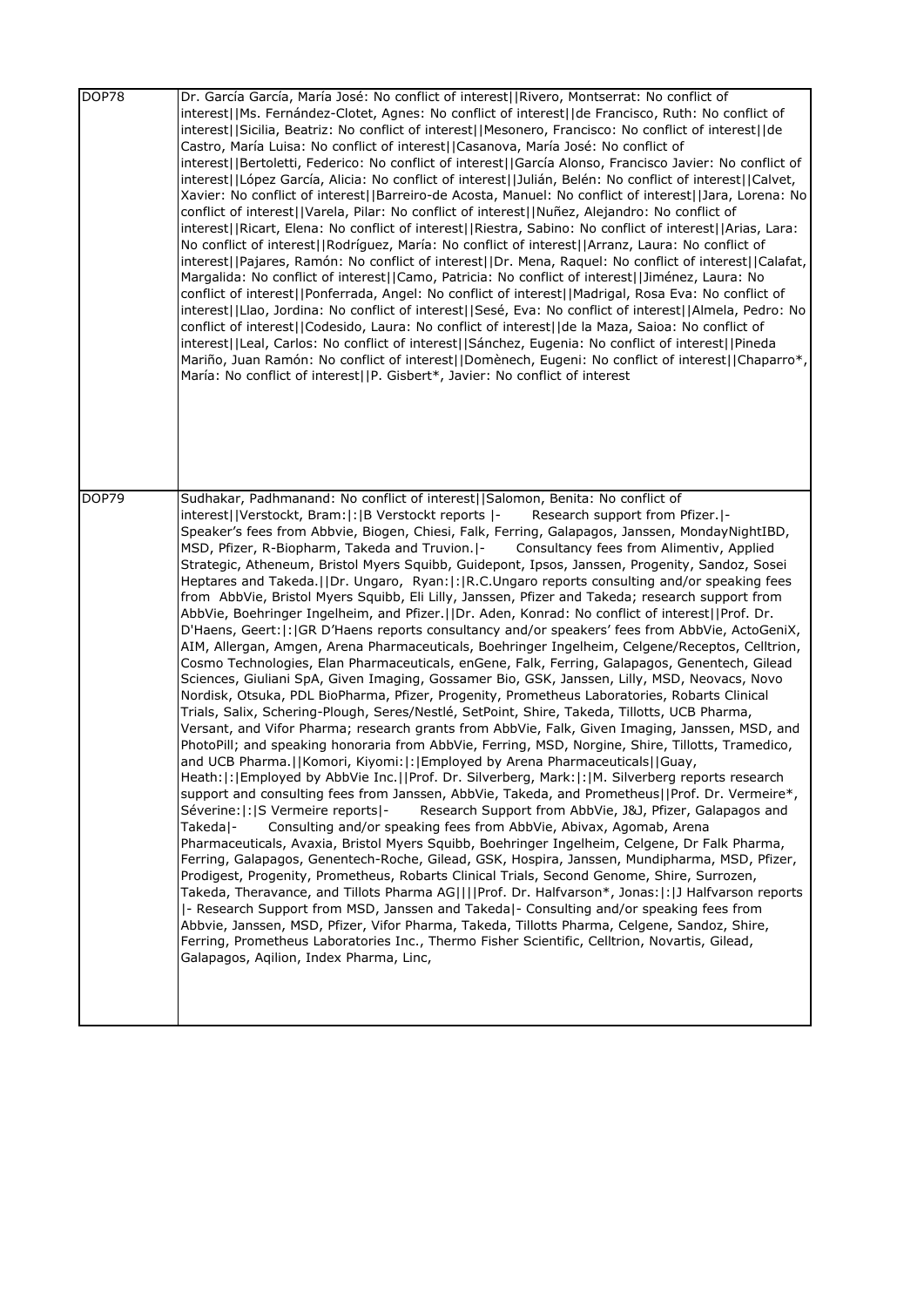| | |
|---|---|
| DOP78 | Dr. García García, María José: No conflict of interest\|\|Rivero, Montserrat: No conflict of interest\|\|Ms. Fernández-Clotet, Agnes: No conflict of interest\|\|de Francisco, Ruth: No conflict of interest\|\|Sicilia, Beatriz: No conflict of interest\|\|Mesonero, Francisco: No conflict of interest\|\|de Castro, María Luisa: No conflict of interest\|\|Casanova, María José: No conflict of interest\|\|Bertoletti, Federico: No conflict of interest\|\|García Alonso, Francisco Javier: No conflict of interest\|\|López García, Alicia: No conflict of interest\|\|Julián, Belén: No conflict of interest\|\|Calvet, Xavier: No conflict of interest\|\|Barreiro-de Acosta, Manuel: No conflict of interest\|\|Jara, Lorena: No conflict of interest\|\|Varela, Pilar: No conflict of interest\|\|Nuñez, Alejandro: No conflict of interest\|\|Ricart, Elena: No conflict of interest\|\|Riestra, Sabino: No conflict of interest\|\|Arias, Lara: No conflict of interest\|\|Rodríguez, María: No conflict of interest\|\|Arranz, Laura: No conflict of interest\|\|Pajares, Ramón: No conflict of interest\|\|Dr. Mena, Raquel: No conflict of interest\|\|Calafat, Margalida: No conflict of interest\|\|Camo, Patricia: No conflict of interest\|\|Jiménez, Laura: No conflict of interest\|\|Ponferrada, Angel: No conflict of interest\|\|Madrigal, Rosa Eva: No conflict of interest\|\|Llao, Jordina: No conflict of interest\|\|Sesé, Eva: No conflict of interest\|\|Almela, Pedro: No conflict of interest\|\|Codesido, Laura: No conflict of interest\|\|de la Maza, Saioa: No conflict of interest\|\|Leal, Carlos: No conflict of interest\|\|Sánchez, Eugenia: No conflict of interest\|\|Pineda Mariño, Juan Ramón: No conflict of interest\|\|Domènech, Eugeni: No conflict of interest\|\|Chaparro*, María: No conflict of interest\|\|P. Gisbert*, Javier: No conflict of interest |
| DOP79 | Sudhakar, Padhmanand: No conflict of interest\|\|Salomon, Benita: No conflict of interest\|\|Verstockt, Bram:\|:\|B Verstockt reports \|- Research support from Pfizer.\|- Speaker's fees from Abbvie, Biogen, Chiesi, Falk, Ferring, Galapagos, Janssen, MondayNightIBD, MSD, Pfizer, R-Biopharm, Takeda and Truvion.\|- Consultancy fees from Alimentiv, Applied Strategic, Atheneum, Bristol Myers Squibb, Guidepont, Ipsos, Janssen, Progenity, Sandoz, Sosei Heptares and Takeda.\|\|Dr. Ungaro, Ryan:\|:\|R.C.Ungaro reports consulting and/or speaking fees from AbbVie, Bristol Myers Squibb, Eli Lilly, Janssen, Pfizer and Takeda; research support from AbbVie, Boehringer Ingelheim, and Pfizer.\|\|Dr. Aden, Konrad: No conflict of interest\|\|Prof. Dr. D'Haens, Geert:\|:\|GR D'Haens reports consultancy and/or speakers' fees from AbbVie, ActoGeniX, AIM, Allergan, Amgen, Arena Pharmaceuticals, Boehringer Ingelheim, Celgene/Receptos, Celltrion, Cosmo Technologies, Elan Pharmaceuticals, enGene, Falk, Ferring, Galapagos, Genentech, Gilead Sciences, Giuliani SpA, Given Imaging, Gossamer Bio, GSK, Janssen, Lilly, MSD, Neovacs, Novo Nordisk, Otsuka, PDL BioPharma, Pfizer, Progenity, Prometheus Laboratories, Robarts Clinical Trials, Salix, Schering-Plough, Seres/Nestlé, SetPoint, Shire, Takeda, Tillotts, UCB Pharma, Versant, and Vifor Pharma; research grants from AbbVie, Falk, Given Imaging, Janssen, MSD, and PhotoPill; and speaking honoraria from AbbVie, Ferring, MSD, Norgine, Shire, Tillotts, Tramedico, and UCB Pharma.\|\|Komori, Kiyomi:\|:\|Employed by Arena Pharmaceuticals\|\|Guay, Heath:\|:\|Employed by AbbVie Inc.\|\|Prof. Dr. Silverberg, Mark:\|:\|M. Silverberg reports research support and consulting fees from Janssen, AbbVie, Takeda, and Prometheus\|\|Prof. Dr. Vermeire*, Séverine:\|:\|S Vermeire reports\|- Research Support from AbbVie, J&J, Pfizer, Galapagos and Takeda\|- Consulting and/or speaking fees from AbbVie, Abivax, Agomab, Arena Pharmaceuticals, Avaxia, Bristol Myers Squibb, Boehringer Ingelheim, Celgene, Dr Falk Pharma, Ferring, Galapagos, Genentech-Roche, Gilead, GSK, Hospira, Janssen, Mundipharma, MSD, Pfizer, Prodigest, Progenity, Prometheus, Robarts Clinical Trials, Second Genome, Shire, Surrozen, Takeda, Theravance, and Tillots Pharma AG\|\|\|\|Prof. Dr. Halfvarson*, Jonas:\|:\|J Halfvarson reports \|- Research Support from MSD, Janssen and Takeda\|- Consulting and/or speaking fees from Abbvie, Janssen, MSD, Pfizer, Vifor Pharma, Takeda, Tillotts Pharma, Celgene, Sandoz, Shire, Ferring, Prometheus Laboratories Inc., Thermo Fisher Scientific, Celltrion, Novartis, Gilead, Galapagos, Aqilion, Index Pharma, Linc, |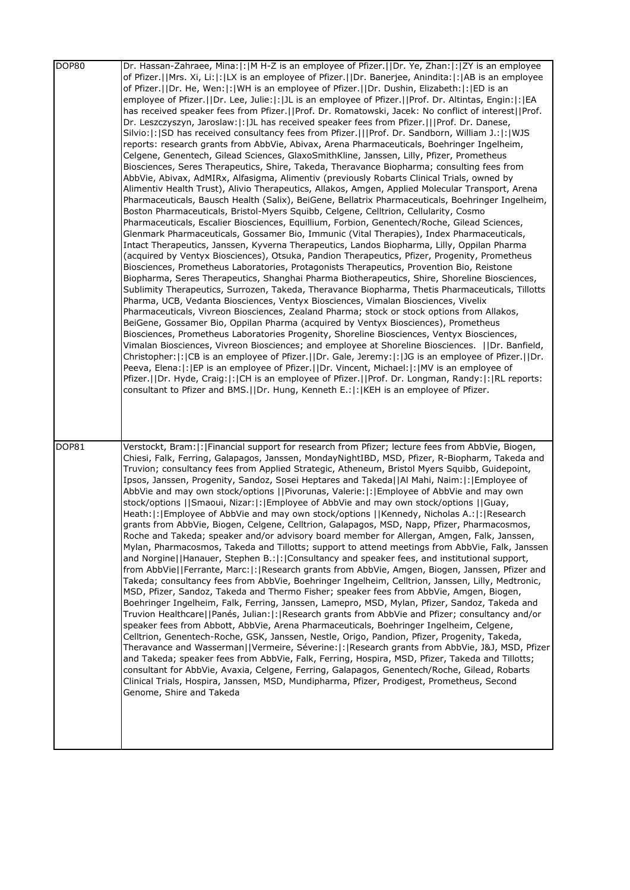| | |
|---|---|
| DOP80 | Dr. Hassan-Zahraee, Mina:\|:\|M H-Z is an employee of Pfizer.\|\|Dr. Ye, Zhan:\|:\|ZY is an employee of Pfizer.\|\|Mrs. Xi, Li:\|:\|LX is an employee of Pfizer.\|\|Dr. Banerjee, Anindita:\|:\|AB is an employee of Pfizer.\|\|Dr. He, Wen:\|:\|WH is an employee of Pfizer.\|\|Dr. Dushin, Elizabeth:\|:\|ED is an employee of Pfizer.\|\|Dr. Lee, Julie:\|:\|JL is an employee of Pfizer.\|\|Prof. Dr. Altintas, Engin:\|:\|EA has received speaker fees from Pfizer.\|\|Prof. Dr. Romatowski, Jacek: No conflict of interest\|\|Prof. Dr. Leszczyszyn, Jaroslaw:\|:\|JL has received speaker fees from Pfizer.\|\|\|Prof. Dr. Danese, Silvio:\|:\|SD has received consultancy fees from Pfizer.\|\|\|Prof. Dr. Sandborn, William J.:\|:\|WJS reports: research grants from AbbVie, Abivax, Arena Pharmaceuticals, Boehringer Ingelheim, Celgene, Genentech, Gilead Sciences, GlaxoSmithKline, Janssen, Lilly, Pfizer, Prometheus Biosciences, Seres Therapeutics, Shire, Takeda, Theravance Biopharma; consulting fees from AbbVie, Abivax, AdMIRx, Alfasigma, Alimentiv (previously Robarts Clinical Trials, owned by Alimentiv Health Trust), Alivio Therapeutics, Allakos, Amgen, Applied Molecular Transport, Arena Pharmaceuticals, Bausch Health (Salix), BeiGene, Bellatrix Pharmaceuticals, Boehringer Ingelheim, Boston Pharmaceuticals, Bristol-Myers Squibb, Celgene, Celltrion, Cellularity, Cosmo Pharmaceuticals, Escalier Biosciences, Equillium, Forbion, Genentech/Roche, Gilead Sciences, Glenmark Pharmaceuticals, Gossamer Bio, Immunic (Vital Therapies), Index Pharmaceuticals, Intact Therapeutics, Janssen, Kyverna Therapeutics, Landos Biopharma, Lilly, Oppilan Pharma (acquired by Ventyx Biosciences), Otsuka, Pandion Therapeutics, Pfizer, Progenity, Prometheus Biosciences, Prometheus Laboratories, Protagonists Therapeutics, Provention Bio, Reistone Biopharma, Seres Therapeutics, Shanghai Pharma Biotherapeutics, Shire, Shoreline Biosciences, Sublimity Therapeutics, Surrozen, Takeda, Theravance Biopharma, Thetis Pharmaceuticals, Tillotts Pharma, UCB, Vedanta Biosciences, Ventyx Biosciences, Vimalan Biosciences, Vivelix Pharmaceuticals, Vivreon Biosciences, Zealand Pharma; stock or stock options from Allakos, BeiGene, Gossamer Bio, Oppilan Pharma (acquired by Ventyx Biosciences), Prometheus Biosciences, Prometheus Laboratories Progenity, Shoreline Biosciences, Ventyx Biosciences, Vimalan Biosciences, Vivreon Biosciences; and employee at Shoreline Biosciences. \|\|Dr. Banfield, Christopher:\|:\|CB is an employee of Pfizer.\|\|Dr. Gale, Jeremy:\|:\|JG is an employee of Pfizer.\|\|Dr. Peeva, Elena:\|:\|EP is an employee of Pfizer.\|\|Dr. Vincent, Michael:\|:\|MV is an employee of Pfizer.\|\|Dr. Hyde, Craig:\|:\|CH is an employee of Pfizer.\|\|Prof. Dr. Longman, Randy:\|:\|RL reports: consultant to Pfizer and BMS.\|\|Dr. Hung, Kenneth E.:\|:\|KEH is an employee of Pfizer. |
| DOP81 | Verstockt, Bram:\|:\|Financial support for research from Pfizer; lecture fees from AbbVie, Biogen, Chiesi, Falk, Ferring, Galapagos, Janssen, MondayNightIBD, MSD, Pfizer, R-Biopharm, Takeda and Truvion; consultancy fees from Applied Strategic, Atheneum, Bristol Myers Squibb, Guidepoint, Ipsos, Janssen, Progenity, Sandoz, Sosei Heptares and Takeda\|\|Al Mahi, Naim:\|:\|Employee of AbbVie and may own stock/options \|\|Pivorunas, Valerie:\|:\|Employee of AbbVie and may own stock/options \|\|Smaoui, Nizar:\|:\|Employee of AbbVie and may own stock/options \|\|Guay, Heath:\|:\|Employee of AbbVie and may own stock/options \|\|Kennedy, Nicholas A.:\|:\|Research grants from AbbVie, Biogen, Celgene, Celltrion, Galapagos, MSD, Napp, Pfizer, Pharmacosmos, Roche and Takeda; speaker and/or advisory board member for Allergan, Amgen, Falk, Janssen, Mylan, Pharmacosmos, Takeda and Tillotts; support to attend meetings from AbbVie, Falk, Janssen and Norgine\|\|Hanauer, Stephen B.:\|:\|Consultancy and speaker fees, and institutional support, from AbbVie\|\|Ferrante, Marc:\|:\|Research grants from AbbVie, Amgen, Biogen, Janssen, Pfizer and Takeda; consultancy fees from AbbVie, Boehringer Ingelheim, Celltrion, Janssen, Lilly, Medtronic, MSD, Pfizer, Sandoz, Takeda and Thermo Fisher; speaker fees from AbbVie, Amgen, Biogen, Boehringer Ingelheim, Falk, Ferring, Janssen, Lamepro, MSD, Mylan, Pfizer, Sandoz, Takeda and Truvion Healthcare\|\|Panés, Julian:\|:\|Research grants from AbbVie and Pfizer; consultancy and/or speaker fees from Abbott, AbbVie, Arena Pharmaceuticals, Boehringer Ingelheim, Celgene, Celltrion, Genentech-Roche, GSK, Janssen, Nestle, Origo, Pandion, Pfizer, Progenity, Takeda, Theravance and Wasserman\|\|Vermeire, Séverine:\|:\|Research grants from AbbVie, J&J, MSD, Pfizer and Takeda; speaker fees from AbbVie, Falk, Ferring, Hospira, MSD, Pfizer, Takeda and Tillotts; consultant for AbbVie, Avaxia, Celgene, Ferring, Galapagos, Genentech/Roche, Gilead, Robarts Clinical Trials, Hospira, Janssen, MSD, Mundipharma, Pfizer, Prodigest, Prometheus, Second Genome, Shire and Takeda |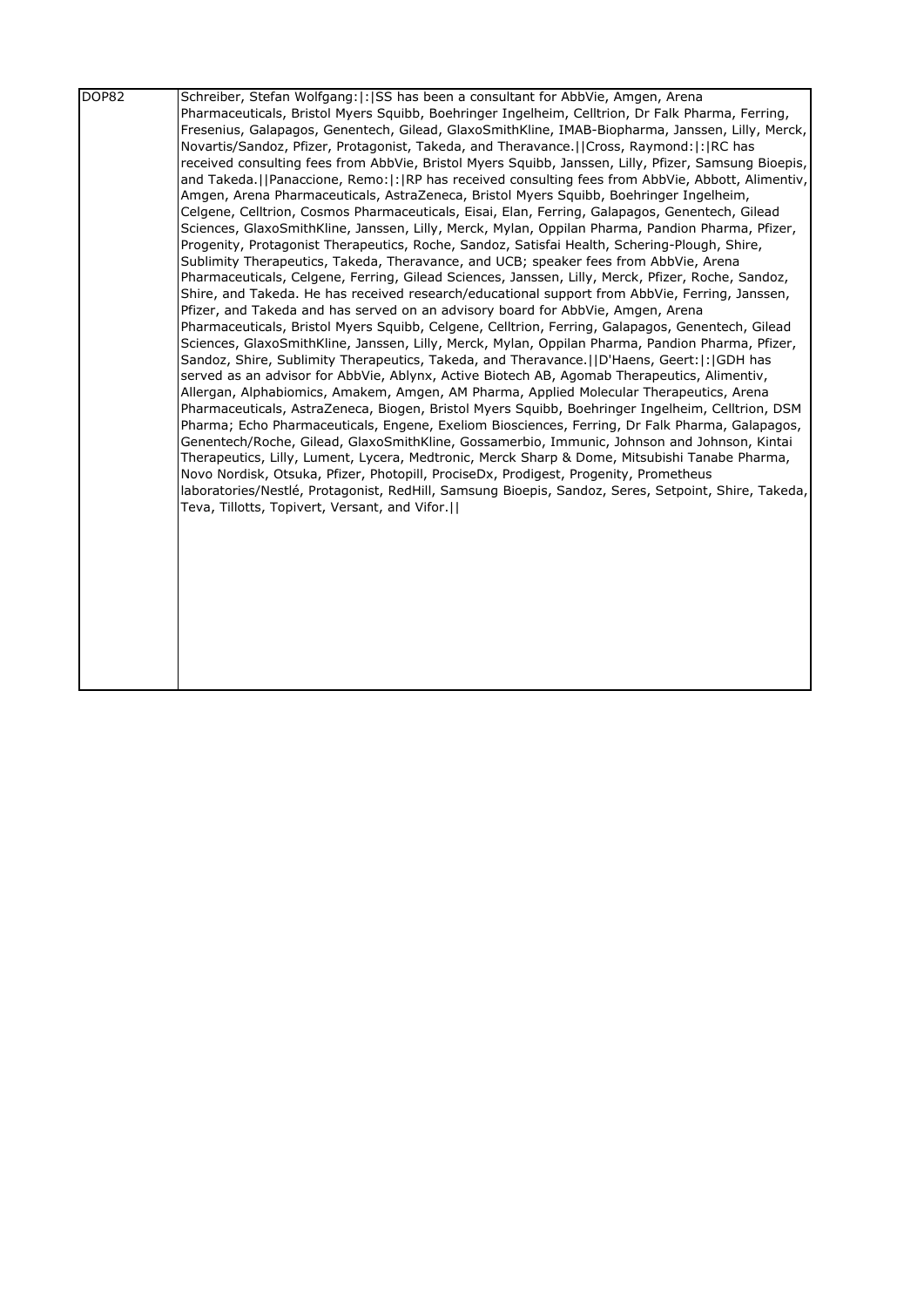| DOP82 | Schreiber, Stefan Wolfgang:\|:\|SS has been a consultant for AbbVie, Amgen, Arena Pharmaceuticals, Bristol Myers Squibb, Boehringer Ingelheim, Celltrion, Dr Falk Pharma, Ferring, Fresenius, Galapagos, Genentech, Gilead, GlaxoSmithKline, IMAB-Biopharma, Janssen, Lilly, Merck, Novartis/Sandoz, Pfizer, Protagonist, Takeda, and Theravance.\|\|Cross, Raymond:\|:\|RC has received consulting fees from AbbVie, Bristol Myers Squibb, Janssen, Lilly, Pfizer, Samsung Bioepis, and Takeda.\|\|Panaccione, Remo:\|:\|RP has received consulting fees from AbbVie, Abbott, Alimentiv, Amgen, Arena Pharmaceuticals, AstraZeneca, Bristol Myers Squibb, Boehringer Ingelheim, Celgene, Celltrion, Cosmos Pharmaceuticals, Eisai, Elan, Ferring, Galapagos, Genentech, Gilead Sciences, GlaxoSmithKline, Janssen, Lilly, Merck, Mylan, Oppilan Pharma, Pandion Pharma, Pfizer, Progenity, Protagonist Therapeutics, Roche, Sandoz, Satisfai Health, Schering-Plough, Shire, Sublimity Therapeutics, Takeda, Theravance, and UCB; speaker fees from AbbVie, Arena Pharmaceuticals, Celgene, Ferring, Gilead Sciences, Janssen, Lilly, Merck, Pfizer, Roche, Sandoz, Shire, and Takeda. He has received research/educational support from AbbVie, Ferring, Janssen, Pfizer, and Takeda and has served on an advisory board for AbbVie, Amgen, Arena Pharmaceuticals, Bristol Myers Squibb, Celgene, Celltrion, Ferring, Galapagos, Genentech, Gilead Sciences, GlaxoSmithKline, Janssen, Lilly, Merck, Mylan, Oppilan Pharma, Pandion Pharma, Pfizer, Sandoz, Shire, Sublimity Therapeutics, Takeda, and Theravance.\|\|D'Haens, Geert:\|:\|GDH has served as an advisor for AbbVie, Ablynx, Active Biotech AB, Agomab Therapeutics, Alimentiv, Allergan, Alphabiomics, Amakem, Amgen, AM Pharma, Applied Molecular Therapeutics, Arena Pharmaceuticals, AstraZeneca, Biogen, Bristol Myers Squibb, Boehringer Ingelheim, Celltrion, DSM Pharma; Echo Pharmaceuticals, Engene, Exeliom Biosciences, Ferring, Dr Falk Pharma, Galapagos, Genentech/Roche, Gilead, GlaxoSmithKline, Gossamerbio, Immunic, Johnson and Johnson, Kintai Therapeutics, Lilly, Lument, Lycera, Medtronic, Merck Sharp & Dome, Mitsubishi Tanabe Pharma, Novo Nordisk, Otsuka, Pfizer, Photopill, ProciseDx, Prodigest, Progenity, Prometheus laboratories/Nestlé, Protagonist, RedHill, Samsung Bioepis, Sandoz, Seres, Setpoint, Shire, Takeda, Teva, Tillotts, Topivert, Versant, and Vifor.\|\| |
|---|---|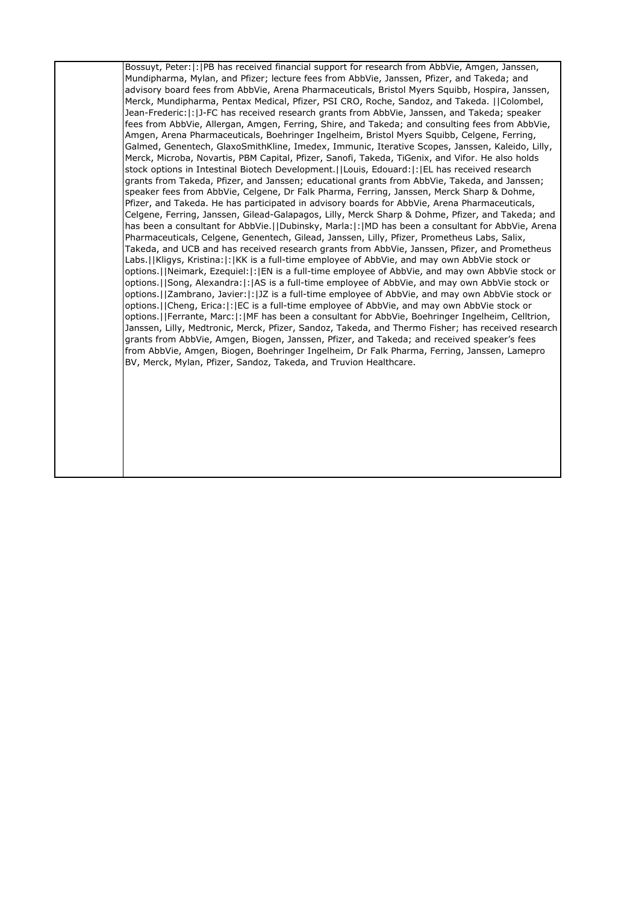| | |
|---|---|
| | Bossuyt, Peter:\|:\|PB has received financial support for research from AbbVie, Amgen, Janssen, Mundipharma, Mylan, and Pfizer; lecture fees from AbbVie, Janssen, Pfizer, and Takeda; and advisory board fees from AbbVie, Arena Pharmaceuticals, Bristol Myers Squibb, Hospira, Janssen, Merck, Mundipharma, Pentax Medical, Pfizer, PSI CRO, Roche, Sandoz, and Takeda. \|\|Colombel, Jean-Frederic:\|:\|J-FC has received research grants from AbbVie, Janssen, and Takeda; speaker fees from AbbVie, Allergan, Amgen, Ferring, Shire, and Takeda; and consulting fees from AbbVie, Amgen, Arena Pharmaceuticals, Boehringer Ingelheim, Bristol Myers Squibb, Celgene, Ferring, Galmed, Genentech, GlaxoSmithKline, Imedex, Immunic, Iterative Scopes, Janssen, Kaleido, Lilly, Merck, Microba, Novartis, PBM Capital, Pfizer, Sanofi, Takeda, TiGenix, and Vifor. He also holds stock options in Intestinal Biotech Development.\|\|Louis, Edouard:\|:\|EL has received research grants from Takeda, Pfizer, and Janssen; educational grants from AbbVie, Takeda, and Janssen; speaker fees from AbbVie, Celgene, Dr Falk Pharma, Ferring, Janssen, Merck Sharp & Dohme, Pfizer, and Takeda. He has participated in advisory boards for AbbVie, Arena Pharmaceuticals, Celgene, Ferring, Janssen, Gilead-Galapagos, Lilly, Merck Sharp & Dohme, Pfizer, and Takeda; and has been a consultant for AbbVie.\|\|Dubinsky, Marla:\|:\|MD has been a consultant for AbbVie, Arena Pharmaceuticals, Celgene, Genentech, Gilead, Janssen, Lilly, Pfizer, Prometheus Labs, Salix, Takeda, and UCB and has received research grants from AbbVie, Janssen, Pfizer, and Prometheus Labs.\|\|Kligys, Kristina:\|:\|KK is a full-time employee of AbbVie, and may own AbbVie stock or options.\|\|Neimark, Ezequiel:\|:\|EN is a full-time employee of AbbVie, and may own AbbVie stock or options.\|\|Song, Alexandra:\|:\|AS is a full-time employee of AbbVie, and may own AbbVie stock or options.\|\|Zambrano, Javier:\|:\|JZ is a full-time employee of AbbVie, and may own AbbVie stock or options.\|\|Cheng, Erica:\|:\|EC is a full-time employee of AbbVie, and may own AbbVie stock or options.\|\|Ferrante, Marc:\|:\|MF has been a consultant for AbbVie, Boehringer Ingelheim, Celltrion, Janssen, Lilly, Medtronic, Merck, Pfizer, Sandoz, Takeda, and Thermo Fisher; has received research grants from AbbVie, Amgen, Biogen, Janssen, Pfizer, and Takeda; and received speaker's fees from AbbVie, Amgen, Biogen, Boehringer Ingelheim, Dr Falk Pharma, Ferring, Janssen, Lamepro BV, Merck, Mylan, Pfizer, Sandoz, Takeda, and Truvion Healthcare. |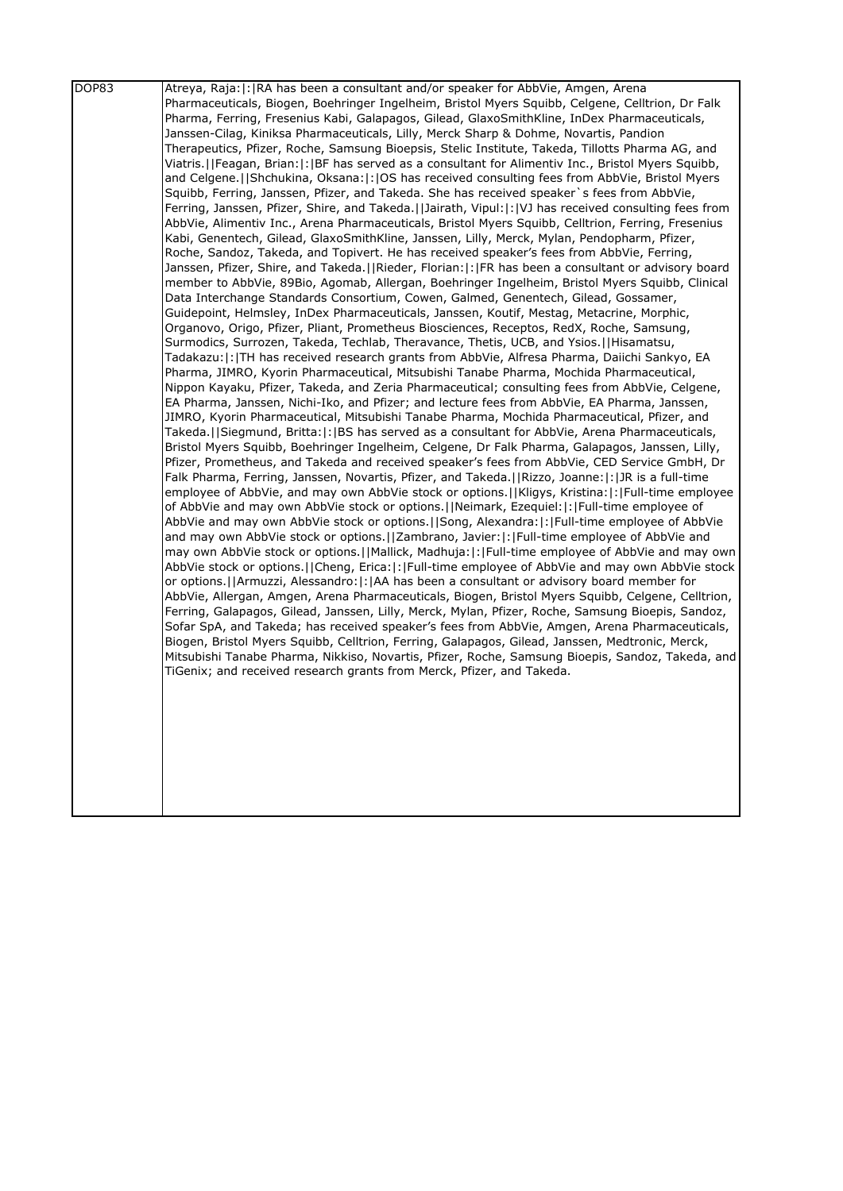| | |
|---|---|
| DOP83 | Atreya, Raja:\|:\|RA has been a consultant and/or speaker for AbbVie, Amgen, Arena Pharmaceuticals, Biogen, Boehringer Ingelheim, Bristol Myers Squibb, Celgene, Celltrion, Dr Falk Pharma, Ferring, Fresenius Kabi, Galapagos, Gilead, GlaxoSmithKline, InDex Pharmaceuticals, Janssen-Cilag, Kiniksa Pharmaceuticals, Lilly, Merck Sharp & Dohme, Novartis, Pandion Therapeutics, Pfizer, Roche, Samsung Bioepsis, Stelic Institute, Takeda, Tillotts Pharma AG, and Viatris.\|\|Feagan, Brian:\|:\|BF has served as a consultant for Alimentiv Inc., Bristol Myers Squibb, and Celgene.\|\|Shchukina, Oksana:\|:\|OS has received consulting fees from AbbVie, Bristol Myers Squibb, Ferring, Janssen, Pfizer, and Takeda. She has received speaker`s fees from AbbVie, Ferring, Janssen, Pfizer, Shire, and Takeda.\|\|Jairath, Vipul:\|:\|VJ has received consulting fees from AbbVie, Alimentiv Inc., Arena Pharmaceuticals, Bristol Myers Squibb, Celltrion, Ferring, Fresenius Kabi, Genentech, Gilead, GlaxoSmithKline, Janssen, Lilly, Merck, Mylan, Pendopharm, Pfizer, Roche, Sandoz, Takeda, and Topivert. He has received speaker's fees from AbbVie, Ferring, Janssen, Pfizer, Shire, and Takeda.\|\|Rieder, Florian:\|:\|FR has been a consultant or advisory board member to AbbVie, 89Bio, Agomab, Allergan, Boehringer Ingelheim, Bristol Myers Squibb, Clinical Data Interchange Standards Consortium, Cowen, Galmed, Genentech, Gilead, Gossamer, Guidepoint, Helmsley, InDex Pharmaceuticals, Janssen, Koutif, Mestag, Metacrine, Morphic, Organovo, Origo, Pfizer, Pliant, Prometheus Biosciences, Receptos, RedX, Roche, Samsung, Surmodics, Surrozen, Takeda, Techlab, Theravance, Thetis, UCB, and Ysios.\|\|Hisamatsu, Tadakazu:\|:\|TH has received research grants from AbbVie, Alfresa Pharma, Daiichi Sankyo, EA Pharma, JIMRO, Kyorin Pharmaceutical, Mitsubishi Tanabe Pharma, Mochida Pharmaceutical, Nippon Kayaku, Pfizer, Takeda, and Zeria Pharmaceutical; consulting fees from AbbVie, Celgene, EA Pharma, Janssen, Nichi-Iko, and Pfizer; and lecture fees from AbbVie, EA Pharma, Janssen, JIMRO, Kyorin Pharmaceutical, Mitsubishi Tanabe Pharma, Mochida Pharmaceutical, Pfizer, and Takeda.\|\|Siegmund, Britta:\|:\|BS has served as a consultant for AbbVie, Arena Pharmaceuticals, Bristol Myers Squibb, Boehringer Ingelheim, Celgene, Dr Falk Pharma, Galapagos, Janssen, Lilly, Pfizer, Prometheus, and Takeda and received speaker's fees from AbbVie, CED Service GmbH, Dr Falk Pharma, Ferring, Janssen, Novartis, Pfizer, and Takeda.\|\|Rizzo, Joanne:\|:\|JR is a full-time employee of AbbVie, and may own AbbVie stock or options.\|\|Kligys, Kristina:\|:\|Full-time employee of AbbVie and may own AbbVie stock or options.\|\|Neimark, Ezequiel:\|:\|Full-time employee of AbbVie and may own AbbVie stock or options.\|\|Song, Alexandra:\|:\|Full-time employee of AbbVie and may own AbbVie stock or options.\|\|Zambrano, Javier:\|:\|Full-time employee of AbbVie and may own AbbVie stock or options.\|\|Mallick, Madhuja:\|:\|Full-time employee of AbbVie and may own AbbVie stock or options.\|\|Cheng, Erica:\|:\|Full-time employee of AbbVie and may own AbbVie stock or options.\|\|Armuzzi, Alessandro:\|:\|AA has been a consultant or advisory board member for AbbVie, Allergan, Amgen, Arena Pharmaceuticals, Biogen, Bristol Myers Squibb, Celgene, Celltrion, Ferring, Galapagos, Gilead, Janssen, Lilly, Merck, Mylan, Pfizer, Roche, Samsung Bioepis, Sandoz, Sofar SpA, and Takeda; has received speaker's fees from AbbVie, Amgen, Arena Pharmaceuticals, Biogen, Bristol Myers Squibb, Celltrion, Ferring, Galapagos, Gilead, Janssen, Medtronic, Merck, Mitsubishi Tanabe Pharma, Nikkiso, Novartis, Pfizer, Roche, Samsung Bioepis, Sandoz, Takeda, and TiGenix; and received research grants from Merck, Pfizer, and Takeda. |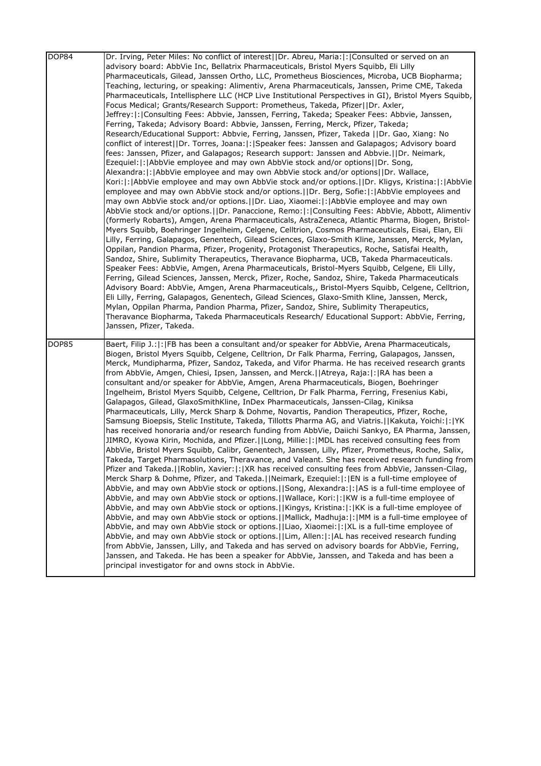| | |
|---|---|
| DOP84 | Dr. Irving, Peter Miles: No conflict of interest\|\|Dr. Abreu, Maria:\|:\|Consulted or served on an advisory board: AbbVie Inc, Bellatrix Pharmaceuticals, Bristol Myers Squibb, Eli Lilly Pharmaceuticals, Gilead, Janssen Ortho, LLC, Prometheus Biosciences, Microba, UCB Biopharma; Teaching, lecturing, or speaking: Alimentiv, Arena Pharmaceuticals, Janssen, Prime CME, Takeda Pharmaceuticals, Intellisphere LLC (HCP Live Institutional Perspectives in GI), Bristol Myers Squibb, Focus Medical; Grants/Research Support: Prometheus, Takeda, Pfizer\|\|Dr. Axler, Jeffrey:\|:\|Consulting Fees: Abbvie, Janssen, Ferring, Takeda; Speaker Fees: Abbvie, Janssen, Ferring, Takeda; Advisory Board: Abbvie, Janssen, Ferring, Merck, Pfizer, Takeda; Research/Educational Support: Abbvie, Ferring, Janssen, Pfizer, Takeda \|\|Dr. Gao, Xiang: No conflict of interest\|\|Dr. Torres, Joana:\|:\|Speaker fees: Janssen and Galapagos; Advisory board fees: Janssen, Pfizer, and Galapagos; Research support: Janssen and Abbvie.\|\|Dr. Neimark, Ezequiel:\|:\|AbbVie employee and may own AbbVie stock and/or options\|\|Dr. Song, Alexandra:\|:\|AbbVie employee and may own AbbVie stock and/or options\|\|Dr. Wallace, Kori:\|:\|AbbVie employee and may own AbbVie stock and/or options.\|\|Dr. Kligys, Kristina:\|:\|AbbVie employee and may own AbbVie stock and/or options.\|\|Dr. Berg, Sofie:\|:\|AbbVie employees and may own AbbVie stock and/or options.\|\|Dr. Liao, Xiaomei:\|:\|AbbVie employee and may own AbbVie stock and/or options.\|\|Dr. Panaccione, Remo:\|:\|Consulting Fees: AbbVie, Abbott, Alimentiv (formerly Robarts), Amgen, Arena Pharmaceuticals, AstraZeneca, Atlantic Pharma, Biogen, Bristol-Myers Squibb, Boehringer Ingelheim, Celgene, Celltrion, Cosmos Pharmaceuticals, Eisai, Elan, Eli Lilly, Ferring, Galapagos, Genentech, Gilead Sciences, Glaxo-Smith Kline, Janssen, Merck, Mylan, Oppilan, Pandion Pharma, Pfizer, Progenity, Protagonist Therapeutics, Roche, Satisfai Health, Sandoz, Shire, Sublimity Therapeutics, Theravance Biopharma, UCB, Takeda Pharmaceuticals. Speaker Fees: AbbVie, Amgen, Arena Pharmaceuticals, Bristol-Myers Squibb, Celgene, Eli Lilly, Ferring, Gilead Sciences, Janssen, Merck, Pfizer, Roche, Sandoz, Shire, Takeda Pharmaceuticals Advisory Board: AbbVie, Amgen, Arena Pharmaceuticals,, Bristol-Myers Squibb, Celgene, Celltrion, Eli Lilly, Ferring, Galapagos, Genentech, Gilead Sciences, Glaxo-Smith Kline, Janssen, Merck, Mylan, Oppilan Pharma, Pandion Pharma, Pfizer, Sandoz, Shire, Sublimity Therapeutics, Theravance Biopharma, Takeda Pharmaceuticals Research/ Educational Support: AbbVie, Ferring, Janssen, Pfizer, Takeda. |
| DOP85 | Baert, Filip J.:\|:\|FB has been a consultant and/or speaker for AbbVie, Arena Pharmaceuticals, Biogen, Bristol Myers Squibb, Celgene, Celltrion, Dr Falk Pharma, Ferring, Galapagos, Janssen, Merck, Mundipharma, Pfizer, Sandoz, Takeda, and Vifor Pharma. He has received research grants from AbbVie, Amgen, Chiesi, Ipsen, Janssen, and Merck.\|\|Atreya, Raja:\|:\|RA has been a consultant and/or speaker for AbbVie, Amgen, Arena Pharmaceuticals, Biogen, Boehringer Ingelheim, Bristol Myers Squibb, Celgene, Celltrion, Dr Falk Pharma, Ferring, Fresenius Kabi, Galapagos, Gilead, GlaxoSmithKline, InDex Pharmaceuticals, Janssen-Cilag, Kiniksa Pharmaceuticals, Lilly, Merck Sharp & Dohme, Novartis, Pandion Therapeutics, Pfizer, Roche, Samsung Bioepsis, Stelic Institute, Takeda, Tillotts Pharma AG, and Viatris.\|\|Kakuta, Yoichi:\|:\|YK has received honoraria and/or research funding from AbbVie, Daiichi Sankyo, EA Pharma, Janssen, JIMRO, Kyowa Kirin, Mochida, and Pfizer.\|\|Long, Millie:\|:\|MDL has received consulting fees from AbbVie, Bristol Myers Squibb, Calibr, Genentech, Janssen, Lilly, Pfizer, Prometheus, Roche, Salix, Takeda, Target Pharmasolutions, Theravance, and Valeant. She has received research funding from Pfizer and Takeda.\|\|Roblin, Xavier:\|:\|XR has received consulting fees from AbbVie, Janssen-Cilag, Merck Sharp & Dohme, Pfizer, and Takeda.\|\|Neimark, Ezequiel:\|:\|EN is a full-time employee of AbbVie, and may own AbbVie stock or options.\|\|Song, Alexandra:\|:\|AS is a full-time employee of AbbVie, and may own AbbVie stock or options.\|\|Wallace, Kori:\|:\|KW is a full-time employee of AbbVie, and may own AbbVie stock or options.\|\|Kingys, Kristina:\|:\|KK is a full-time employee of AbbVie, and may own AbbVie stock or options.\|\|Mallick, Madhuja:\|:\|MM is a full-time employee of AbbVie, and may own AbbVie stock or options.\|\|Liao, Xiaomei:\|:\|XL is a full-time employee of AbbVie, and may own AbbVie stock or options.\|\|Lim, Allen:\|:\|AL has received research funding from AbbVie, Janssen, Lilly, and Takeda and has served on advisory boards for AbbVie, Ferring, Janssen, and Takeda. He has been a speaker for AbbVie, Janssen, and Takeda and has been a principal investigator for and owns stock in AbbVie. |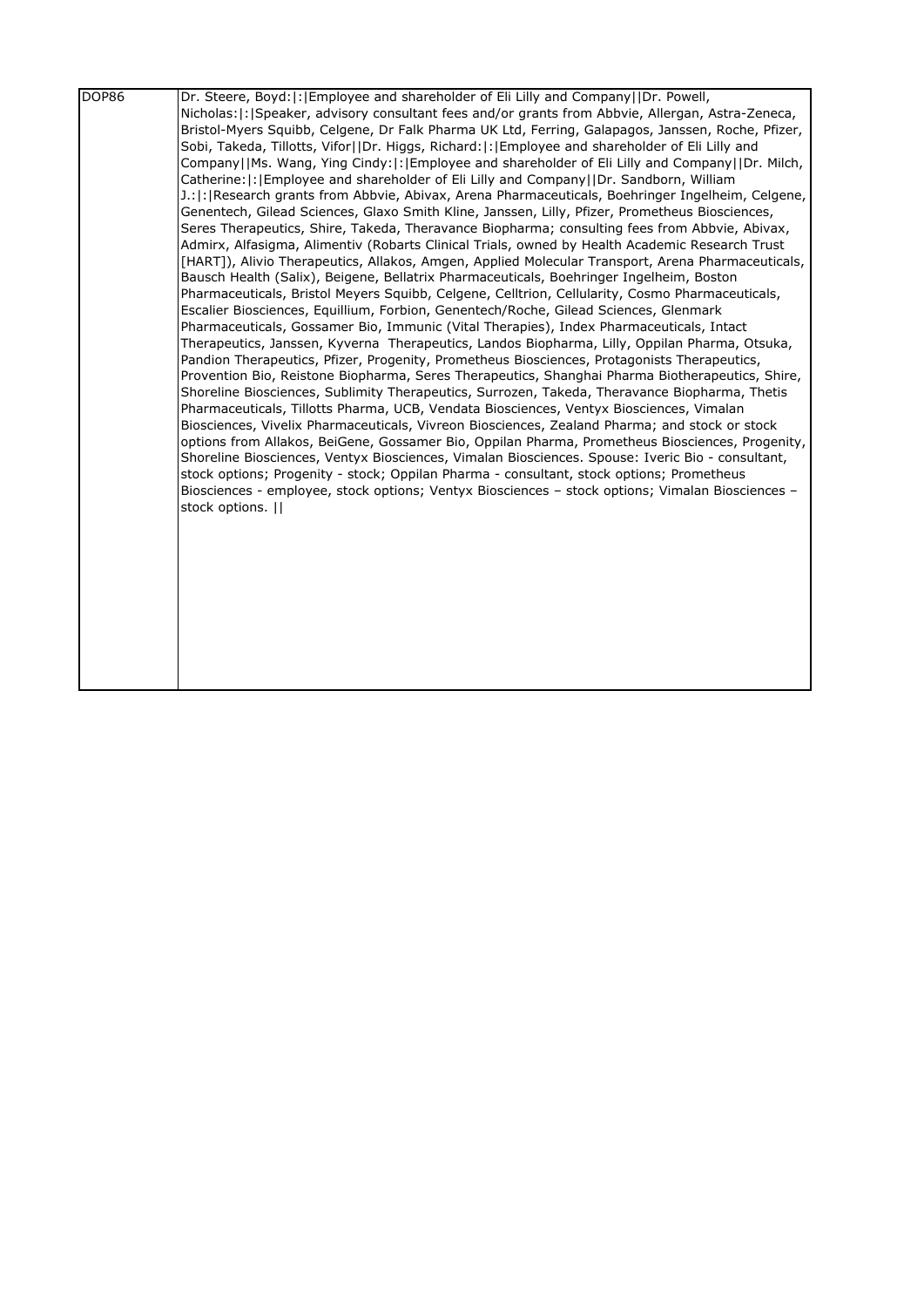| DOP86 | Dr. Steere, Boyd:\|:\|Employee and shareholder of Eli Lilly and Company\|\|Dr. Powell, Nicholas:\|:\|Speaker, advisory consultant fees and/or grants from Abbvie, Allergan, Astra-Zeneca, Bristol-Myers Squibb, Celgene, Dr Falk Pharma UK Ltd, Ferring, Galapagos, Janssen, Roche, Pfizer, Sobi, Takeda, Tillotts, Vifor\|\|Dr. Higgs, Richard:\|:\|Employee and shareholder of Eli Lilly and Company\|\|Ms. Wang, Ying Cindy:\|:\|Employee and shareholder of Eli Lilly and Company\|\|Dr. Milch, Catherine:\|:\|Employee and shareholder of Eli Lilly and Company\|\|Dr. Sandborn, William J.:\|:\|Research grants from Abbvie, Abivax, Arena Pharmaceuticals, Boehringer Ingelheim, Celgene, Genentech, Gilead Sciences, Glaxo Smith Kline, Janssen, Lilly, Pfizer, Prometheus Biosciences, Seres Therapeutics, Shire, Takeda, Theravance Biopharma; consulting fees from Abbvie, Abivax, Admirx, Alfasigma, Alimentiv (Robarts Clinical Trials, owned by Health Academic Research Trust [HART]), Alivio Therapeutics, Allakos, Amgen, Applied Molecular Transport, Arena Pharmaceuticals, Bausch Health (Salix), Beigene, Bellatrix Pharmaceuticals, Boehringer Ingelheim, Boston Pharmaceuticals, Bristol Meyers Squibb, Celgene, Celltrion, Cellularity, Cosmo Pharmaceuticals, Escalier Biosciences, Equillium, Forbion, Genentech/Roche, Gilead Sciences, Glenmark Pharmaceuticals, Gossamer Bio, Immunic (Vital Therapies), Index Pharmaceuticals, Intact Therapeutics, Janssen, Kyverna Therapeutics, Landos Biopharma, Lilly, Oppilan Pharma, Otsuka, Pandion Therapeutics, Pfizer, Progenity, Prometheus Biosciences, Protagonists Therapeutics, Provention Bio, Reistone Biopharma, Seres Therapeutics, Shanghai Pharma Biotherapeutics, Shire, Shoreline Biosciences, Sublimity Therapeutics, Surrozen, Takeda, Theravance Biopharma, Thetis Pharmaceuticals, Tillotts Pharma, UCB, Vendata Biosciences, Ventyx Biosciences, Vimalan Biosciences, Vivelix Pharmaceuticals, Vivreon Biosciences, Zealand Pharma; and stock or stock options from Allakos, BeiGene, Gossamer Bio, Oppilan Pharma, Prometheus Biosciences, Progenity, Shoreline Biosciences, Ventyx Biosciences, Vimalan Biosciences. Spouse: Iveric Bio - consultant, stock options; Progenity - stock; Oppilan Pharma - consultant, stock options; Prometheus Biosciences - employee, stock options; Ventyx Biosciences – stock options; Vimalan Biosciences – stock options. \|\| |
|---|---|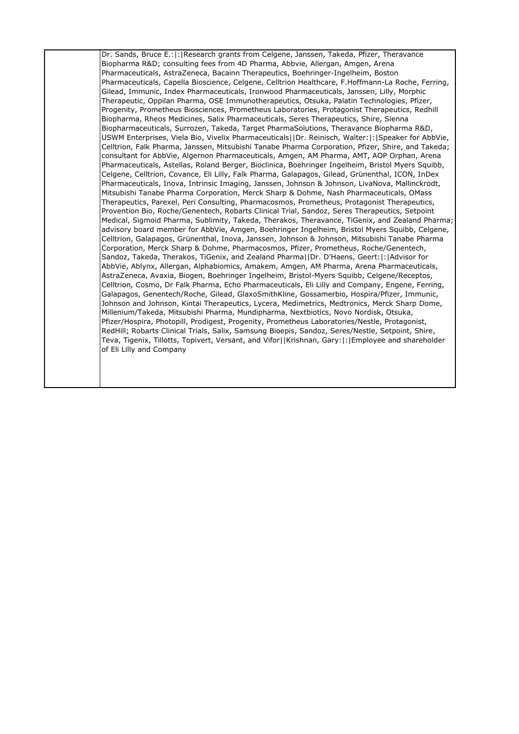| | |
|---|---|
| | Dr. Sands, Bruce E.:\|:\|Research grants from Celgene, Janssen, Takeda, Pfizer, Theravance Biopharma R&D; consulting fees from 4D Pharma, Abbvie, Allergan, Amgen, Arena Pharmaceuticals, AstraZeneca, Bacainn Therapeutics, Boehringer-Ingelheim, Boston Pharmaceuticals, Capella Bioscience, Celgene, Celltrion Healthcare, F.Hoffmann-La Roche, Ferring, Gilead, Immunic, Index Pharmaceuticals, Ironwood Pharmaceuticals, Janssen, Lilly, Morphic Therapeutic, Oppilan Pharma, OSE Immunotherapeutics, Otsuka, Palatin Technologies, Pfizer, Progenity, Prometheus Biosciences, Prometheus Laboratories, Protagonist Therapeutics, Redhill Biopharma, Rheos Medicines, Salix Pharmaceuticals, Seres Therapeutics, Shire, Sienna Biopharmaceuticals, Surrozen, Takeda, Target PharmaSolutions, Theravance Biopharma R&D, USWM Enterprises, Viela Bio, Vivelix Pharmaceuticals\|\|Dr. Reinisch, Walter:\|:\|Speaker for AbbVie, Celltrion, Falk Pharma, Janssen, Mitsubishi Tanabe Pharma Corporation, Pfizer, Shire, and Takeda; consultant for AbbVie, Algernon Pharmaceuticals, Amgen, AM Pharma, AMT, AOP Orphan, Arena Pharmaceuticals, Astellas, Roland Berger, Bioclinica, Boehringer Ingelheim, Bristol Myers Squibb, Celgene, Celltrion, Covance, Eli Lilly, Falk Pharma, Galapagos, Gilead, Grünenthal, ICON, InDex Pharmaceuticals, Inova, Intrinsic Imaging, Janssen, Johnson & Johnson, LivaNova, Mallinckrodt, Mitsubishi Tanabe Pharma Corporation, Merck Sharp & Dohme, Nash Pharmaceuticals, OMass Therapeutics, Parexel, Peri Consulting, Pharmacosmos, Prometheus, Protagonist Therapeutics, Provention Bio, Roche/Genentech, Robarts Clinical Trial, Sandoz, Seres Therapeutics, Setpoint Medical, Sigmoid Pharma, Sublimity, Takeda, Therakos, Theravance, TiGenix, and Zealand Pharma; advisory board member for AbbVie, Amgen, Boehringer Ingelheim, Bristol Myers Squibb, Celgene, Celltrion, Galapagos, Grünenthal, Inova, Janssen, Johnson & Johnson, Mitsubishi Tanabe Pharma Corporation, Merck Sharp & Dohme, Pharmacosmos, Pfizer, Prometheus, Roche/Genentech, Sandoz, Takeda, Therakos, TiGenix, and Zealand Pharma\|\|Dr. D'Haens, Geert:\|:\|Advisor for AbbVie, Ablynx, Allergan, Alphabiomics, Amakem, Amgen, AM Pharma, Arena Pharmaceuticals, AstraZeneca, Avaxia, Biogen, Boehringer Ingelheim, Bristol-Myers Squibb, Celgene/Receptos, Celltrion, Cosmo, Dr Falk Pharma, Echo Pharmaceuticals, Eli Lilly and Company, Engene, Ferring, Galapagos, Genentech/Roche, Gilead, GlaxoSmithKline, Gossamerbio, Hospira/Pfizer, Immunic, Johnson and Johnson, Kintai Therapeutics, Lycera, Medimetrics, Medtronics, Merck Sharp Dome, Millenium/Takeda, Mitsubishi Pharma, Mundipharma, Nextbiotics, Novo Nordisk, Otsuka, Pfizer/Hospira, Photopill, Prodigest, Progenity, Prometheus Laboratories/Nestle, Protagonist, RedHill; Robarts Clinical Trials, Salix, Samsung Bioepis, Sandoz, Seres/Nestle, Setpoint, Shire, Teva, Tigenix, Tillotts, Topivert, Versant, and Vifor\|\|Krishnan, Gary:\|:\|Employee and shareholder of Eli Lilly and Company |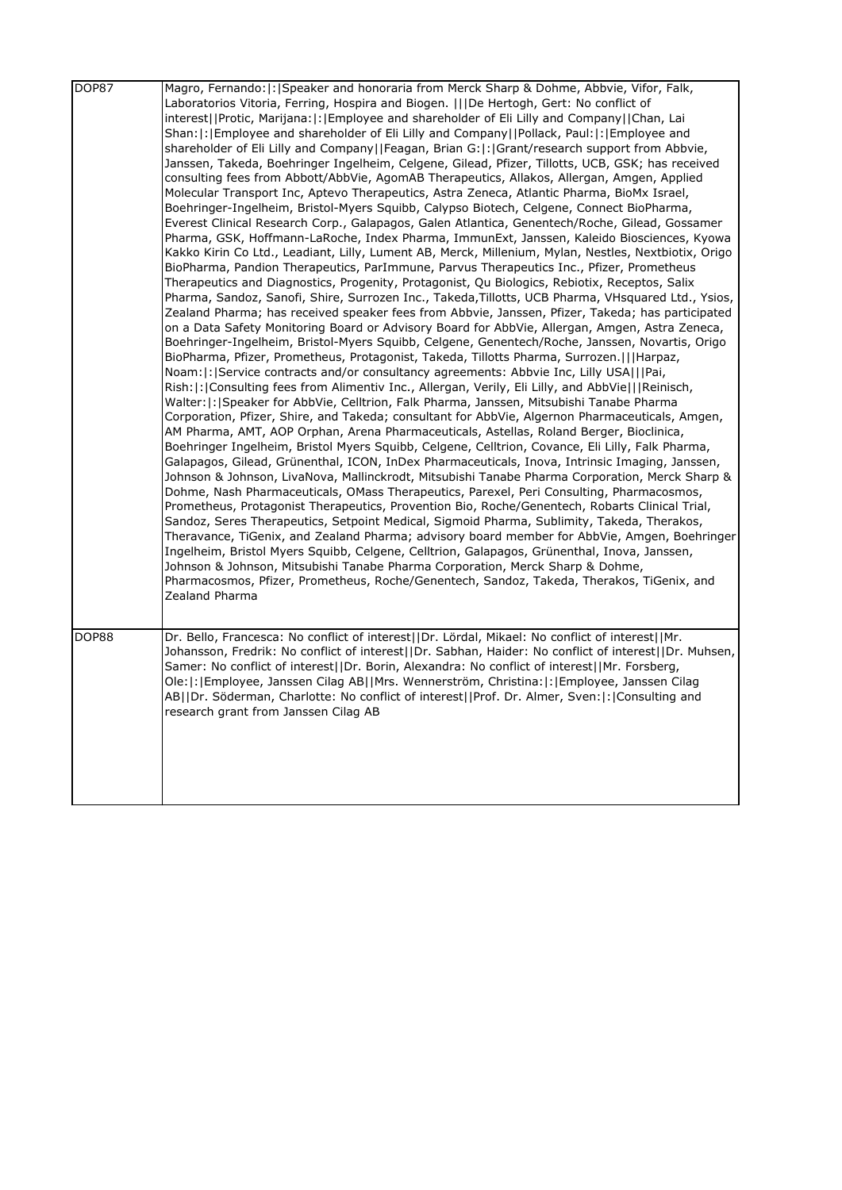| | |
|---|---|
| DOP87 | Magro, Fernando:\|:\|Speaker and honoraria from Merck Sharp & Dohme, Abbvie, Vifor, Falk, Laboratorios Vitoria, Ferring, Hospira and Biogen. \|\|\|De Hertogh, Gert: No conflict of interest\|\|Protic, Marijana:\|:\|Employee and shareholder of Eli Lilly and Company\|\|Chan, Lai Shan:\|:\|Employee and shareholder of Eli Lilly and Company\|\|Pollack, Paul:\|:\|Employee and shareholder of Eli Lilly and Company\|\|Feagan, Brian G:\|:\|Grant/research support from Abbvie, Janssen, Takeda, Boehringer Ingelheim, Celgene, Gilead, Pfizer, Tillotts, UCB, GSK; has received consulting fees from Abbott/AbbVie, AgomAB Therapeutics, Allakos, Allergan, Amgen, Applied Molecular Transport Inc, Aptevo Therapeutics, Astra Zeneca, Atlantic Pharma, BioMx Israel, Boehringer-Ingelheim, Bristol-Myers Squibb, Calypso Biotech, Celgene, Connect BioPharma, Everest Clinical Research Corp., Galapagos, Galen Atlantica, Genentech/Roche, Gilead, Gossamer Pharma, GSK, Hoffmann-LaRoche, Index Pharma, ImmunExt, Janssen, Kaleido Biosciences, Kyowa Kakko Kirin Co Ltd., Leadiant, Lilly, Lument AB, Merck, Millenium, Mylan, Nestles, Nextbiotix, Origo BioPharma, Pandion Therapeutics, ParImmune, Parvus Therapeutics Inc., Pfizer, Prometheus Therapeutics and Diagnostics, Progenity, Protagonist, Qu Biologics, Rebiotix, Receptos, Salix Pharma, Sandoz, Sanofi, Shire, Surrozen Inc., Takeda,Tillotts, UCB Pharma, VHsquared Ltd., Ysios, Zealand Pharma; has received speaker fees from Abbvie, Janssen, Pfizer, Takeda; has participated on a Data Safety Monitoring Board or Advisory Board for AbbVie, Allergan, Amgen, Astra Zeneca, Boehringer-Ingelheim, Bristol-Myers Squibb, Celgene, Genentech/Roche, Janssen, Novartis, Origo BioPharma, Pfizer, Prometheus, Protagonist, Takeda, Tillotts Pharma, Surrozen.\|\|\|Harpaz, Noam:\|:\|Service contracts and/or consultancy agreements: Abbvie Inc, Lilly USA\|\|\|Pai, Rish:\|:\|Consulting fees from Alimentiv Inc., Allergan, Verily, Eli Lilly, and AbbVie\|\|\|Reinisch, Walter:\|:\|Speaker for AbbVie, Celltrion, Falk Pharma, Janssen, Mitsubishi Tanabe Pharma Corporation, Pfizer, Shire, and Takeda; consultant for AbbVie, Algernon Pharmaceuticals, Amgen, AM Pharma, AMT, AOP Orphan, Arena Pharmaceuticals, Astellas, Roland Berger, Bioclinica, Boehringer Ingelheim, Bristol Myers Squibb, Celgene, Celltrion, Covance, Eli Lilly, Falk Pharma, Galapagos, Gilead, Grünenthal, ICON, InDex Pharmaceuticals, Inova, Intrinsic Imaging, Janssen, Johnson & Johnson, LivaNova, Mallinckrodt, Mitsubishi Tanabe Pharma Corporation, Merck Sharp & Dohme, Nash Pharmaceuticals, OMass Therapeutics, Parexel, Peri Consulting, Pharmacosmos, Prometheus, Protagonist Therapeutics, Provention Bio, Roche/Genentech, Robarts Clinical Trial, Sandoz, Seres Therapeutics, Setpoint Medical, Sigmoid Pharma, Sublimity, Takeda, Therakos, Theravance, TiGenix, and Zealand Pharma; advisory board member for AbbVie, Amgen, Boehringer Ingelheim, Bristol Myers Squibb, Celgene, Celltrion, Galapagos, Grünenthal, Inova, Janssen, Johnson & Johnson, Mitsubishi Tanabe Pharma Corporation, Merck Sharp & Dohme, Pharmacosmos, Pfizer, Prometheus, Roche/Genentech, Sandoz, Takeda, Therakos, TiGenix, and Zealand Pharma |
| DOP88 | Dr. Bello, Francesca: No conflict of interest\|\|Dr. Lördal, Mikael: No conflict of interest\|\|Mr. Johansson, Fredrik: No conflict of interest\|\|Dr. Sabhan, Haider: No conflict of interest\|\|Dr. Muhsen, Samer: No conflict of interest\|\|Dr. Borin, Alexandra: No conflict of interest\|\|Mr. Forsberg, Ole:\|:\|Employee, Janssen Cilag AB\|\|Mrs. Wennerström, Christina:\|:\|Employee, Janssen Cilag AB\|\|Dr. Söderman, Charlotte: No conflict of interest\|\|Prof. Dr. Almer, Sven:\|:\|Consulting and research grant from Janssen Cilag AB |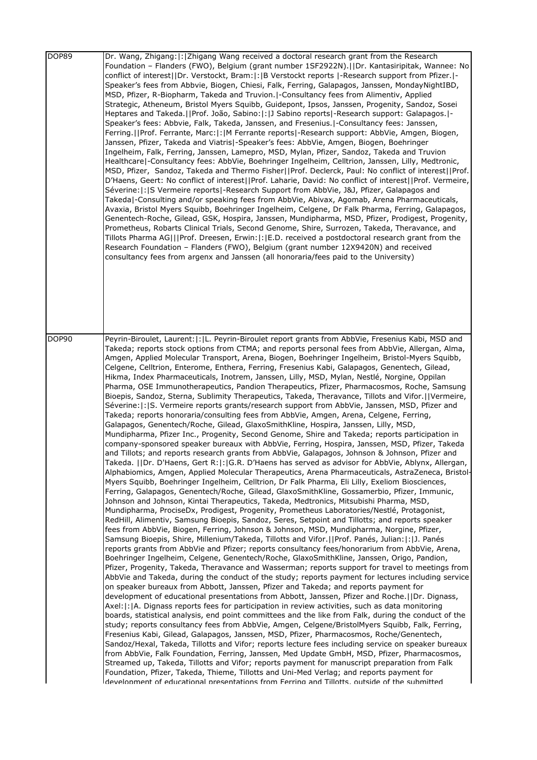| | |
|---|---|
| DOP89 | Dr. Wang, Zhigang:\|:\|Zhigang Wang received a doctoral research grant from the Research Foundation – Flanders (FWO), Belgium (grant number 1SF2922N).\|\|Dr. Kantasiripitak, Wannee: No conflict of interest\|\|Dr. Verstockt, Bram:\|:\|B Verstockt reports \|-Research support from Pfizer.\|-Speaker's fees from Abbvie, Biogen, Chiesi, Falk, Ferring, Galapagos, Janssen, MondayNightIBD, MSD, Pfizer, R-Biopharm, Takeda and Truvion.\|-Consultancy fees from Alimentiv, Applied Strategic, Atheneum, Bristol Myers Squibb, Guidepont, Ipsos, Janssen, Progenity, Sandoz, Sosei Heptares and Takeda.\|\|Prof. João, Sabino:\|:\|J Sabino reports\|-Research support: Galapagos.\|-Speaker's fees: Abbvie, Falk, Takeda, Janssen, and Fresenius.\|-Consultancy fees: Janssen, Ferring.\|\|Prof. Ferrante, Marc:\|:\|M Ferrante reports\|-Research support: AbbVie, Amgen, Biogen, Janssen, Pfizer, Takeda and Viatris\|-Speaker's fees: AbbVie, Amgen, Biogen, Boehringer Ingelheim, Falk, Ferring, Janssen, Lamepro, MSD, Mylan, Pfizer, Sandoz, Takeda and Truvion Healthcare\|-Consultancy fees: AbbVie, Boehringer Ingelheim, Celltrion, Janssen, Lilly, Medtronic, MSD, Pfizer, Sandoz, Takeda and Thermo Fisher\|\|Prof. Declerck, Paul: No conflict of interest\|\|Prof. D'Haens, Geert: No conflict of interest\|\|Prof. Laharie, David: No conflict of interest\|\|Prof. Vermeire, Séverine:\|:\|S Vermeire reports\|-Research Support from AbbVie, J&J, Pfizer, Galapagos and Takeda\|-Consulting and/or speaking fees from AbbVie, Abivax, Agomab, Arena Pharmaceuticals, Avaxia, Bristol Myers Squibb, Boehringer Ingelheim, Celgene, Dr Falk Pharma, Ferring, Galapagos, Genentech-Roche, Gilead, GSK, Hospira, Janssen, Mundipharma, MSD, Pfizer, Prodigest, Progenity, Prometheus, Robarts Clinical Trials, Second Genome, Shire, Surrozen, Takeda, Theravance, and Tillots Pharma AG\|\|\|Prof. Dreesen, Erwin:\|:\|E.D. received a postdoctoral research grant from the Research Foundation – Flanders (FWO), Belgium (grant number 12X9420N) and received consultancy fees from argenx and Janssen (all honoraria/fees paid to the University) |
| DOP90 | Peyrin-Biroulet, Laurent:\|:\|L. Peyrin-Biroulet report grants from AbbVie, Fresenius Kabi, MSD and Takeda; reports stock options from CTMA; and reports personal fees from AbbVie, Allergan, Alma, Amgen, Applied Molecular Transport, Arena, Biogen, Boehringer Ingelheim, Bristol-Myers Squibb, Celgene, Celltrion, Enterome, Enthera, Ferring, Fresenius Kabi, Galapagos, Genentech, Gilead, Hikma, Index Pharmaceuticals, Inotrem, Janssen, Lilly, MSD, Mylan, Nestlé, Norgine, Oppilan Pharma, OSE Immunotherapeutics, Pandion Therapeutics, Pfizer, Pharmacosmos, Roche, Samsung Bioepis, Sandoz, Sterna, Sublimity Therapeutics, Takeda, Theravance, Tillots and Vifor.\|\|Vermeire, Séverine:\|:\|S. Vermeire reports grants/research support from AbbVie, Janssen, MSD, Pfizer and Takeda; reports honoraria/consulting fees from AbbVie, Amgen, Arena, Celgene, Ferring, Galapagos, Genentech/Roche, Gilead, GlaxoSmithKline, Hospira, Janssen, Lilly, MSD, Mundipharma, Pfizer Inc., Progenity, Second Genome, Shire and Takeda; reports participation in company-sponsored speaker bureaux with AbbVie, Ferring, Hospira, Janssen, MSD, Pfizer, Takeda and Tillots; and reports research grants from AbbVie, Galapagos, Johnson & Johnson, Pfizer and Takeda. \|\|Dr. D'Haens, Gert R:\|:\|G.R. D'Haens has served as advisor for AbbVie, Ablynx, Allergan, Alphabiomics, Amgen, Applied Molecular Therapeutics, Arena Pharmaceuticals, AstraZeneca, Bristol-Myers Squibb, Boehringer Ingelheim, Celltrion, Dr Falk Pharma, Eli Lilly, Exeliom Biosciences, Ferring, Galapagos, Genentech/Roche, Gilead, GlaxoSmithKline, Gossamerbio, Pfizer, Immunic, Johnson and Johnson, Kintai Therapeutics, Takeda, Medtronics, Mitsubishi Pharma, MSD, Mundipharma, ProciseDx, Prodigest, Progenity, Prometheus Laboratories/Nestlé, Protagonist, RedHill, Alimentiv, Samsung Bioepis, Sandoz, Seres, Setpoint and Tillotts; and reports speaker fees from AbbVie, Biogen, Ferring, Johnson & Johnson, MSD, Mundipharma, Norgine, Pfizer, Samsung Bioepis, Shire, Millenium/Takeda, Tillotts and Vifor.\|\|Prof. Panés, Julian:\|:\|J. Panés reports grants from AbbVie and Pfizer; reports consultancy fees/honorarium from AbbVie, Arena, Boehringer Ingelheim, Celgene, Genentech/Roche, GlaxoSmithKline, Janssen, Origo, Pandion, Pfizer, Progenity, Takeda, Theravance and Wasserman; reports support for travel to meetings from AbbVie and Takeda, during the conduct of the study; reports payment for lectures including service on speaker bureaux from Abbott, Janssen, Pfizer and Takeda; and reports payment for development of educational presentations from Abbott, Janssen, Pfizer and Roche.\|\|Dr. Dignass, Axel:\|:\|A. Dignass reports fees for participation in review activities, such as data monitoring boards, statistical analysis, end point committees and the like from Falk, during the conduct of the study; reports consultancy fees from AbbVie, Amgen, Celgene/BristolMyers Squibb, Falk, Ferring, Fresenius Kabi, Gilead, Galapagos, Janssen, MSD, Pfizer, Pharmacosmos, Roche/Genentech, Sandoz/Hexal, Takeda, Tillotts and Vifor; reports lecture fees including service on speaker bureaux from AbbVie, Falk Foundation, Ferring, Janssen, Med Update GmbH, MSD, Pfizer, Pharmacosmos, Streamed up, Takeda, Tillotts and Vifor; reports payment for manuscript preparation from Falk Foundation, Pfizer, Takeda, Thieme, Tillotts and Uni-Med Verlag; and reports payment for development of educational presentations from Ferring and Tillotts, outside of the submitted |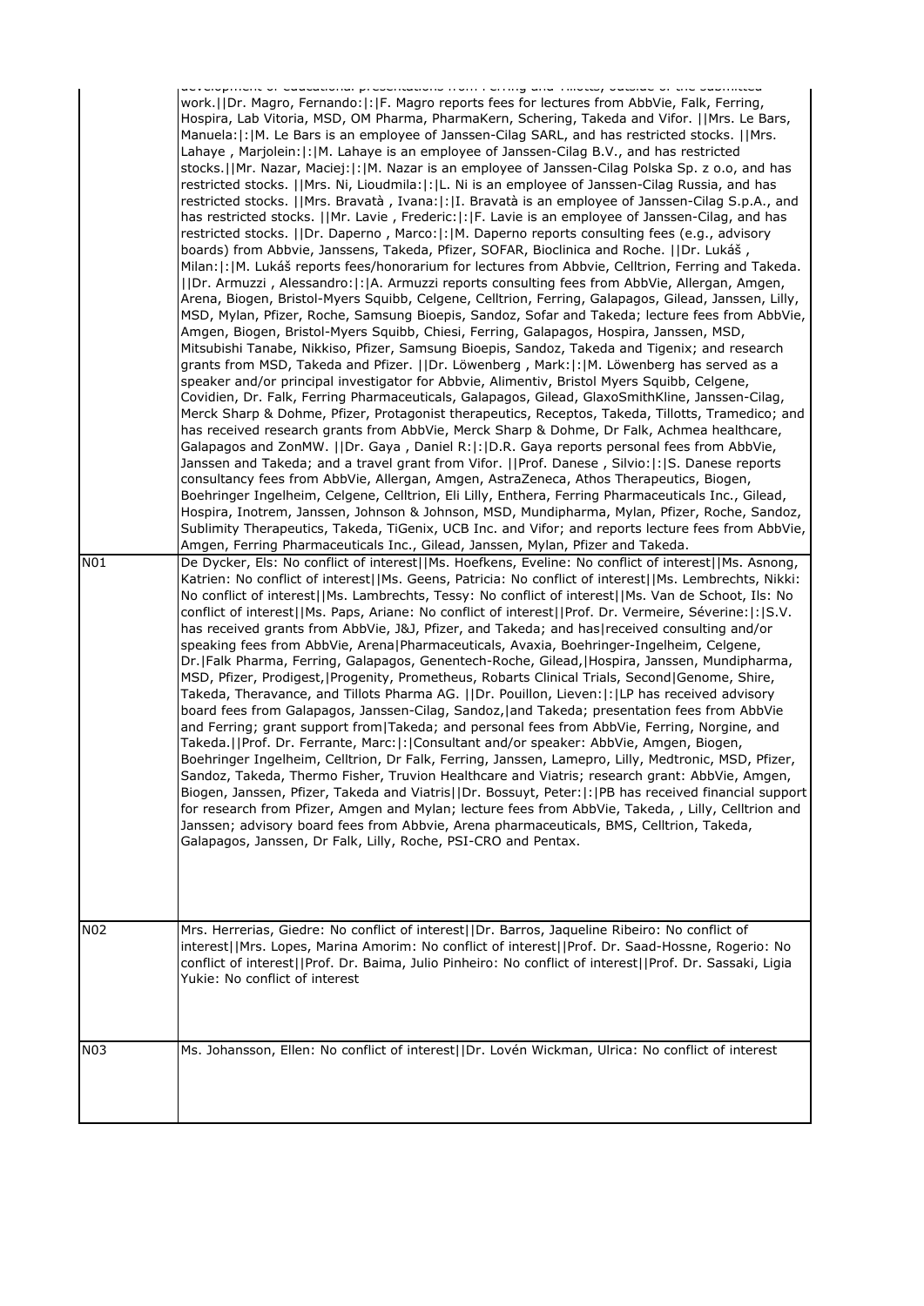| | |
|---|---|
| | development of educational presentations from Ferring and Tillotts, outside of the submitted work.\|\|Dr. Magro, Fernando:\|:\|F. Magro reports fees for lectures from AbbVie, Falk, Ferring, Hospira, Lab Vitoria, MSD, OM Pharma, PharmaKern, Schering, Takeda and Vifor. \|\|Mrs. Le Bars, Manuela:\|:\|M. Le Bars is an employee of Janssen-Cilag SARL, and has restricted stocks. \|\|Mrs. Lahaye , Marjolein:\|:\|M. Lahaye is an employee of Janssen-Cilag B.V., and has restricted stocks.\|\|Mr. Nazar, Maciej:\|:\|M. Nazar is an employee of Janssen-Cilag Polska Sp. z o.o, and has restricted stocks. \|\|Mrs. Ni, Lioudmila:\|:\|L. Ni is an employee of Janssen-Cilag Russia, and has restricted stocks. \|\|Mrs. Bravatà , Ivana:\|:\|I. Bravatà is an employee of Janssen-Cilag S.p.A., and has restricted stocks. \|\|Mr. Lavie , Frederic:\|:\|F. Lavie is an employee of Janssen-Cilag, and has restricted stocks. \|\|Dr. Daperno , Marco:\|:\|M. Daperno reports consulting fees (e.g., advisory boards) from Abbvie, Janssens, Takeda, Pfizer, SOFAR, Bioclinica and Roche. \|\|Dr. Lukáš , Milan:\|:\|M. Lukáš reports fees/honorarium for lectures from Abbvie, Celltrion, Ferring and Takeda. \|\|Dr. Armuzzi , Alessandro:\|:\|A. Armuzzi reports consulting fees from AbbVie, Allergan, Amgen, Arena, Biogen, Bristol-Myers Squibb, Celgene, Celltrion, Ferring, Galapagos, Gilead, Janssen, Lilly, MSD, Mylan, Pfizer, Roche, Samsung Bioepis, Sandoz, Sofar and Takeda; lecture fees from AbbVie, Amgen, Biogen, Bristol-Myers Squibb, Chiesi, Ferring, Galapagos, Hospira, Janssen, MSD, Mitsubishi Tanabe, Nikkiso, Pfizer, Samsung Bioepis, Sandoz, Takeda and Tigenix; and research grants from MSD, Takeda and Pfizer. \|\|Dr. Löwenberg , Mark:\|:\|M. Löwenberg has served as a speaker and/or principal investigator for Abbvie, Alimentiv, Bristol Myers Squibb, Celgene, Covidien, Dr. Falk, Ferring Pharmaceuticals, Galapagos, Gilead, GlaxoSmithKline, Janssen-Cilag, Merck Sharp & Dohme, Pfizer, Protagonist therapeutics, Receptos, Takeda, Tillotts, Tramedico; and has received research grants from AbbVie, Merck Sharp & Dohme, Dr Falk, Achmea healthcare, Galapagos and ZonMW. \|\|Dr. Gaya , Daniel R:\|:\|D.R. Gaya reports personal fees from AbbVie, Janssen and Takeda; and a travel grant from Vifor. \|\|Prof. Danese , Silvio:\|:\|S. Danese reports consultancy fees from AbbVie, Allergan, Amgen, AstraZeneca, Athos Therapeutics, Biogen, Boehringer Ingelheim, Celgene, Celltrion, Eli Lilly, Enthera, Ferring Pharmaceuticals Inc., Gilead, Hospira, Inotrem, Janssen, Johnson & Johnson, MSD, Mundipharma, Mylan, Pfizer, Roche, Sandoz, Sublimity Therapeutics, Takeda, TiGenix, UCB Inc. and Vifor; and reports lecture fees from AbbVie, Amgen, Ferring Pharmaceuticals Inc., Gilead, Janssen, Mylan, Pfizer and Takeda. |
| N01 | De Dycker, Els: No conflict of interest\|\|Ms. Hoefkens, Eveline: No conflict of interest\|\|Ms. Asnong, Katrien: No conflict of interest\|\|Ms. Geens, Patricia: No conflict of interest\|\|Ms. Lembrechts, Nikki: No conflict of interest\|\|Ms. Lambrechts, Tessy: No conflict of interest\|\|Ms. Van de Schoot, Ils: No conflict of interest\|\|Ms. Paps, Ariane: No conflict of interest\|\|Prof. Dr. Vermeire, Séverine:\|:\|S.V. has received grants from AbbVie, J&J, Pfizer, and Takeda; and has\|received consulting and/or speaking fees from AbbVie, Arena\|Pharmaceuticals, Avaxia, Boehringer-Ingelheim, Celgene, Dr.\|Falk Pharma, Ferring, Galapagos, Genentech-Roche, Gilead,\|Hospira, Janssen, Mundipharma, MSD, Pfizer, Prodigest,\|Progenity, Prometheus, Robarts Clinical Trials, Second\|Genome, Shire, Takeda, Theravance, and Tillots Pharma AG. \|\|Dr. Pouillon, Lieven:\|:\|LP has received advisory board fees from Galapagos, Janssen-Cilag, Sandoz,\|and Takeda; presentation fees from AbbVie and Ferring; grant support from\|Takeda; and personal fees from AbbVie, Ferring, Norgine, and Takeda.\|\|Prof. Dr. Ferrante, Marc:\|:\|Consultant and/or speaker: AbbVie, Amgen, Biogen, Boehringer Ingelheim, Celltrion, Dr Falk, Ferring, Janssen, Lamepro, Lilly, Medtronic, MSD, Pfizer, Sandoz, Takeda, Thermo Fisher, Truvion Healthcare and Viatris; research grant: AbbVie, Amgen, Biogen, Janssen, Pfizer, Takeda and Viatris\|\|Dr. Bossuyt, Peter:\|:\|PB has received financial support for research from Pfizer, Amgen and Mylan; lecture fees from AbbVie, Takeda, , Lilly, Celltrion and Janssen; advisory board fees from Abbvie, Arena pharmaceuticals, BMS, Celltrion, Takeda, Galapagos, Janssen, Dr Falk, Lilly, Roche, PSI-CRO and Pentax. |
| N02 | Mrs. Herrerias, Giedre: No conflict of interest\|\|Dr. Barros, Jaqueline Ribeiro: No conflict of interest\|\|Mrs. Lopes, Marina Amorim: No conflict of interest\|\|Prof. Dr. Saad-Hossne, Rogerio: No conflict of interest\|\|Prof. Dr. Baima, Julio Pinheiro: No conflict of interest\|\|Prof. Dr. Sassaki, Ligia Yukie: No conflict of interest |
| N03 | Ms. Johansson, Ellen: No conflict of interest\|\|Dr. Lovén Wickman, Ulrica: No conflict of interest |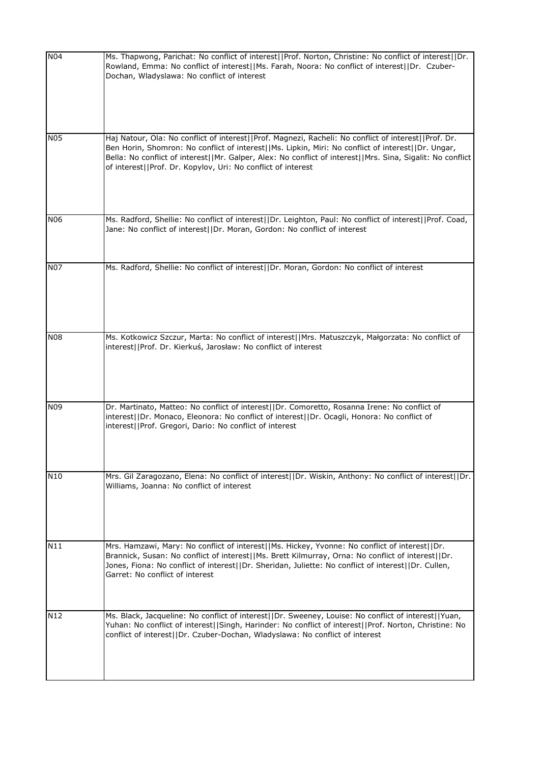| | |
|---|---|
| N04 | Ms. Thapwong, Parichat: No conflict of interest\|\|Prof. Norton, Christine: No conflict of interest\|\|Dr. Rowland, Emma: No conflict of interest\|\|Ms. Farah, Noora: No conflict of interest\|\|Dr. Czuber-Dochan, Wladyslawa: No conflict of interest |
| N05 | Haj Natour, Ola: No conflict of interest\|\|Prof. Magnezi, Racheli: No conflict of interest\|\|Prof. Dr. Ben Horin, Shomron: No conflict of interest\|\|Ms. Lipkin, Miri: No conflict of interest\|\|Dr. Ungar, Bella: No conflict of interest\|\|Mr. Galper, Alex: No conflict of interest\|\|Mrs. Sina, Sigalit: No conflict of interest\|\|Prof. Dr. Kopylov, Uri: No conflict of interest |
| N06 | Ms. Radford, Shellie: No conflict of interest\|\|Dr. Leighton, Paul: No conflict of interest\|\|Prof. Coad, Jane: No conflict of interest\|\|Dr. Moran, Gordon: No conflict of interest |
| N07 | Ms. Radford, Shellie: No conflict of interest\|\|Dr. Moran, Gordon: No conflict of interest |
| N08 | Ms. Kotkowicz Szczur, Marta: No conflict of interest\|\|Mrs. Matuszczyk, Małgorzata: No conflict of interest\|\|Prof. Dr. Kierkuś, Jarosław: No conflict of interest |
| N09 | Dr. Martinato, Matteo: No conflict of interest\|\|Dr. Comoretto, Rosanna Irene: No conflict of interest\|\|Dr. Monaco, Eleonora: No conflict of interest\|\|Dr. Ocagli, Honora: No conflict of interest\|\|Prof. Gregori, Dario: No conflict of interest |
| N10 | Mrs. Gil Zaragozano, Elena: No conflict of interest\|\|Dr. Wiskin, Anthony: No conflict of interest\|\|Dr. Williams, Joanna: No conflict of interest |
| N11 | Mrs. Hamzawi, Mary: No conflict of interest\|\|Ms. Hickey, Yvonne: No conflict of interest\|\|Dr. Brannick, Susan: No conflict of interest\|\|Ms. Brett Kilmurray, Orna: No conflict of interest\|\|Dr. Jones, Fiona: No conflict of interest\|\|Dr. Sheridan, Juliette: No conflict of interest\|\|Dr. Cullen, Garret: No conflict of interest |
| N12 | Ms. Black, Jacqueline: No conflict of interest\|\|Dr. Sweeney, Louise: No conflict of interest\|\|Yuan, Yuhan: No conflict of interest\|\|Singh, Harinder: No conflict of interest\|\|Prof. Norton, Christine: No conflict of interest\|\|Dr. Czuber-Dochan, Wladyslawa: No conflict of interest |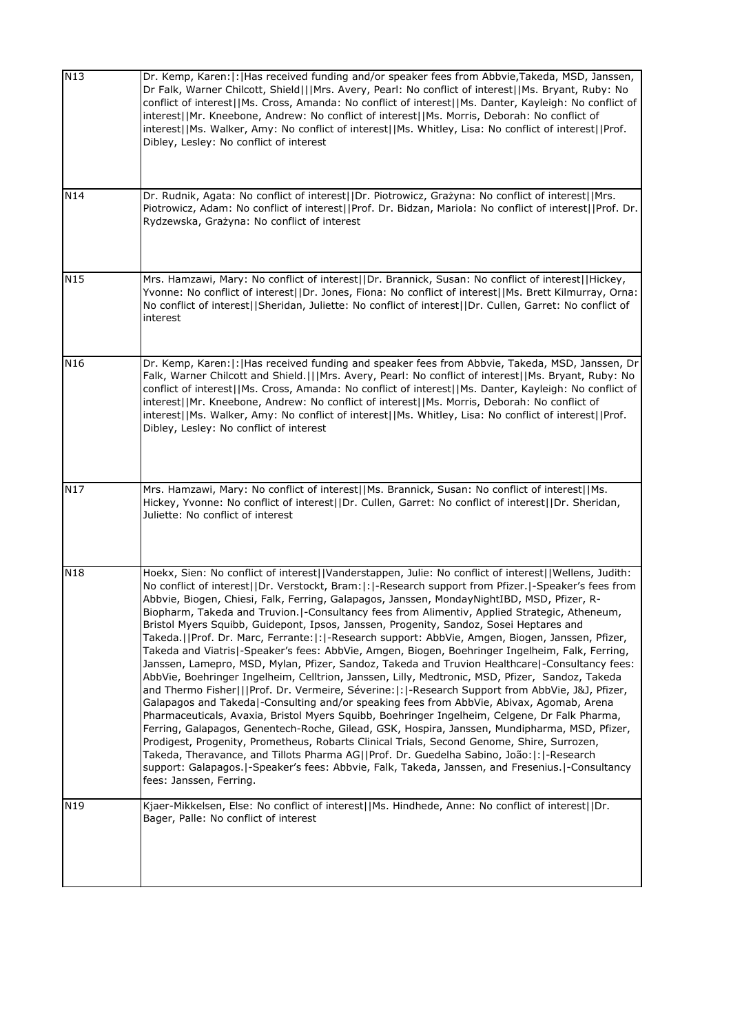| | |
|---|---|
| N13 | Dr. Kemp, Karen:\|:\|Has received funding and/or speaker fees from Abbvie,Takeda, MSD, Janssen, Dr Falk, Warner Chilcott, Shield\|\|\|Mrs. Avery, Pearl: No conflict of interest\|\|Ms. Bryant, Ruby: No conflict of interest\|\|Ms. Cross, Amanda: No conflict of interest\|\|Ms. Danter, Kayleigh: No conflict of interest\|\|Mr. Kneebone, Andrew: No conflict of interest\|\|Ms. Morris, Deborah: No conflict of interest\|\|Ms. Walker, Amy: No conflict of interest\|\|Ms. Whitley, Lisa: No conflict of interest\|\|Prof. Dibley, Lesley: No conflict of interest |
| N14 | Dr. Rudnik, Agata: No conflict of interest\|\|Dr. Piotrowicz, Grażyna: No conflict of interest\|\|Mrs. Piotrowicz, Adam: No conflict of interest\|\|Prof. Dr. Bidzan, Mariola: No conflict of interest\|\|Prof. Dr. Rydzewska, Grażyna: No conflict of interest |
| N15 | Mrs. Hamzawi, Mary: No conflict of interest\|\|Dr. Brannick, Susan: No conflict of interest\|\|Hickey, Yvonne: No conflict of interest\|\|Dr. Jones, Fiona: No conflict of interest\|\|Ms. Brett Kilmurray, Orna: No conflict of interest\|\|Sheridan, Juliette: No conflict of interest\|\|Dr. Cullen, Garret: No conflict of interest |
| N16 | Dr. Kemp, Karen:\|:\|Has received funding and speaker fees from Abbvie, Takeda, MSD, Janssen, Dr Falk, Warner Chilcott and Shield.\|\|\|Mrs. Avery, Pearl: No conflict of interest\|\|Ms. Bryant, Ruby: No conflict of interest\|\|Ms. Cross, Amanda: No conflict of interest\|\|Ms. Danter, Kayleigh: No conflict of interest\|\|Mr. Kneebone, Andrew: No conflict of interest\|\|Ms. Morris, Deborah: No conflict of interest\|\|Ms. Walker, Amy: No conflict of interest\|\|Ms. Whitley, Lisa: No conflict of interest\|\|Prof. Dibley, Lesley: No conflict of interest |
| N17 | Mrs. Hamzawi, Mary: No conflict of interest\|\|Ms. Brannick, Susan: No conflict of interest\|\|Ms. Hickey, Yvonne: No conflict of interest\|\|Dr. Cullen, Garret: No conflict of interest\|\|Dr. Sheridan, Juliette: No conflict of interest |
| N18 | Hoekx, Sien: No conflict of interest\|\|Vanderstappen, Julie: No conflict of interest\|\|Wellens, Judith: No conflict of interest\|\|Dr. Verstockt, Bram:\|:\|-Research support from Pfizer.\|-Speaker's fees from Abbvie, Biogen, Chiesi, Falk, Ferring, Galapagos, Janssen, MondayNightIBD, MSD, Pfizer, R-Biopharm, Takeda and Truvion.\|-Consultancy fees from Alimentiv, Applied Strategic, Atheneum, Bristol Myers Squibb, Guidepont, Ipsos, Janssen, Progenity, Sandoz, Sosei Heptares and Takeda.\|\|Prof. Dr. Marc, Ferrante:\|:\|-Research support: AbbVie, Amgen, Biogen, Janssen, Pfizer, Takeda and Viatris\|-Speaker's fees: AbbVie, Amgen, Biogen, Boehringer Ingelheim, Falk, Ferring, Janssen, Lamepro, MSD, Mylan, Pfizer, Sandoz, Takeda and Truvion Healthcare\|-Consultancy fees: AbbVie, Boehringer Ingelheim, Celltrion, Janssen, Lilly, Medtronic, MSD, Pfizer, Sandoz, Takeda and Thermo Fisher\|\|\|Prof. Dr. Vermeire, Séverine:\|:\|-Research Support from AbbVie, J&J, Pfizer, Galapagos and Takeda\|-Consulting and/or speaking fees from AbbVie, Abivax, Agomab, Arena Pharmaceuticals, Avaxia, Bristol Myers Squibb, Boehringer Ingelheim, Celgene, Dr Falk Pharma, Ferring, Galapagos, Genentech-Roche, Gilead, GSK, Hospira, Janssen, Mundipharma, MSD, Pfizer, Prodigest, Progenity, Prometheus, Robarts Clinical Trials, Second Genome, Shire, Surrozen, Takeda, Theravance, and Tillots Pharma AG\|\|Prof. Dr. Guedelha Sabino, João:\|:\|-Research support: Galapagos.\|-Speaker's fees: Abbvie, Falk, Takeda, Janssen, and Fresenius.\|-Consultancy fees: Janssen, Ferring. |
| N19 | Kjaer-Mikkelsen, Else: No conflict of interest\|\|Ms. Hindhede, Anne: No conflict of interest\|\|Dr. Bager, Palle: No conflict of interest |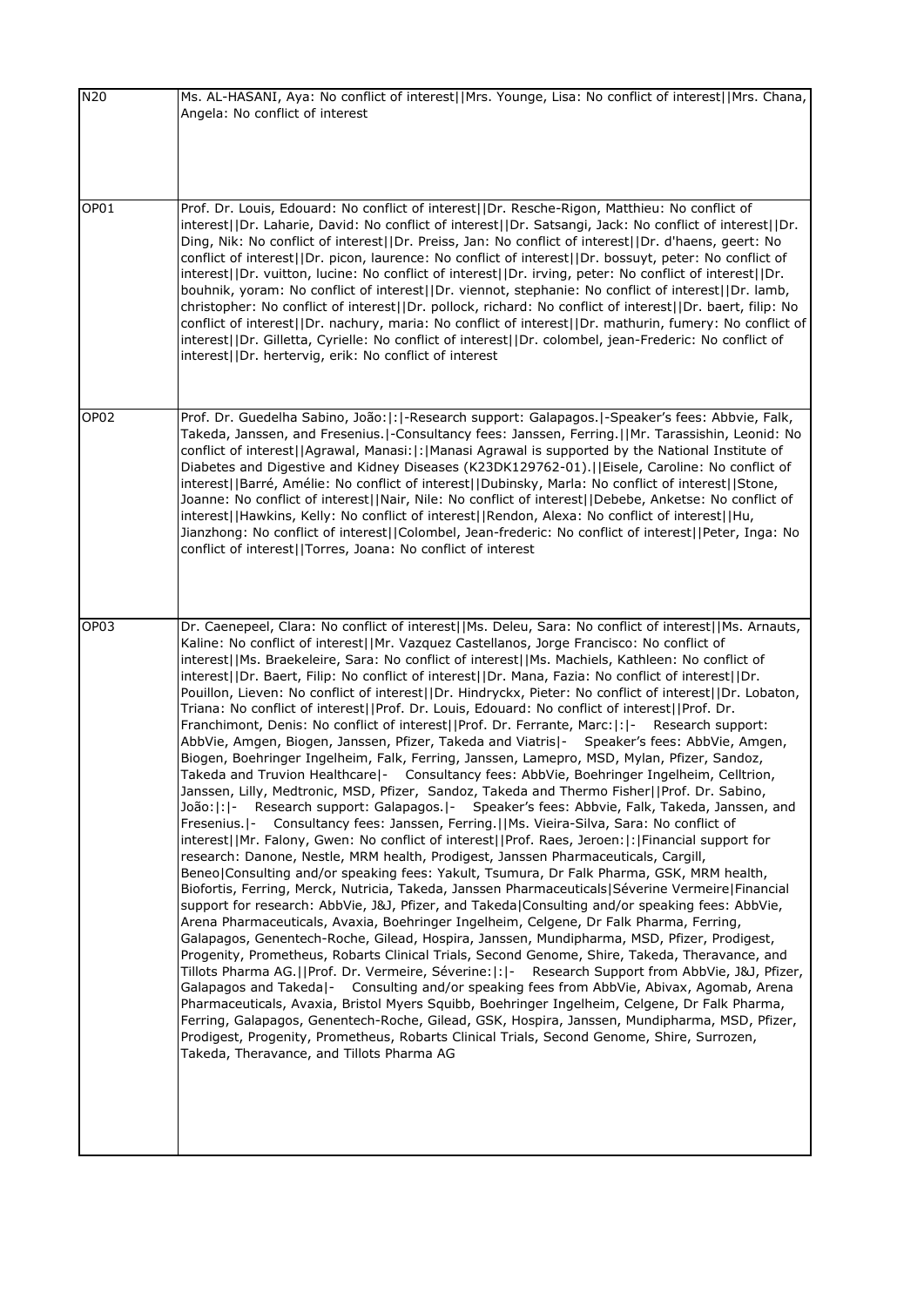| | |
|---|---|
| N20 | Ms. AL-HASANI, Aya: No conflict of interest\|\|Mrs. Younge, Lisa: No conflict of interest\|\|Mrs. Chana, Angela: No conflict of interest |
| OP01 | Prof. Dr. Louis, Edouard: No conflict of interest\|\|Dr. Resche-Rigon, Matthieu: No conflict of interest\|\|Dr. Laharie, David: No conflict of interest\|\|Dr. Satsangi, Jack: No conflict of interest\|\|Dr. Ding, Nik: No conflict of interest\|\|Dr. Preiss, Jan: No conflict of interest\|\|Dr. d'haens, geert: No conflict of interest\|\|Dr. picon, laurence: No conflict of interest\|\|Dr. bossuyt, peter: No conflict of interest\|\|Dr. vuitton, lucine: No conflict of interest\|\|Dr. irving, peter: No conflict of interest\|\|Dr. bouhnik, yoram: No conflict of interest\|\|Dr. viennot, stephanie: No conflict of interest\|\|Dr. lamb, christopher: No conflict of interest\|\|Dr. pollock, richard: No conflict of interest\|\|Dr. baert, filip: No conflict of interest\|\|Dr. nachury, maria: No conflict of interest\|\|Dr. mathurin, fumery: No conflict of interest\|\|Dr. Gilletta, Cyrielle: No conflict of interest\|\|Dr. colombel, jean-Frederic: No conflict of interest\|\|Dr. hertervig, erik: No conflict of interest |
| OP02 | Prof. Dr. Guedelha Sabino, João:\|:\|-Research support: Galapagos.\|-Speaker's fees: Abbvie, Falk, Takeda, Janssen, and Fresenius.\|-Consultancy fees: Janssen, Ferring.\|\|Mr. Tarassishin, Leonid: No conflict of interest\|\|Agrawal, Manasi:\|:\|Manasi Agrawal is supported by the National Institute of Diabetes and Digestive and Kidney Diseases (K23DK129762-01).\|\|Eisele, Caroline: No conflict of interest\|\|Barré, Amélie: No conflict of interest\|\|Dubinsky, Marla: No conflict of interest\|\|Stone, Joanne: No conflict of interest\|\|Nair, Nile: No conflict of interest\|\|Debebe, Anketse: No conflict of interest\|\|Hawkins, Kelly: No conflict of interest\|\|Rendon, Alexa: No conflict of interest\|\|Hu, Jianzhong: No conflict of interest\|\|Colombel, Jean-frederic: No conflict of interest\|\|Peter, Inga: No conflict of interest\|\|Torres, Joana: No conflict of interest |
| OP03 | Dr. Caenepeel, Clara: No conflict of interest\|\|Ms. Deleu, Sara: No conflict of interest\|\|Ms. Arnauts, Kaline: No conflict of interest\|\|Mr. Vazquez Castellanos, Jorge Francisco: No conflict of interest\|\|Ms. Braekeleire, Sara: No conflict of interest\|\|Ms. Machiels, Kathleen: No conflict of interest\|\|Dr. Baert, Filip: No conflict of interest\|\|Dr. Mana, Fazia: No conflict of interest\|\|Dr. Pouillon, Lieven: No conflict of interest\|\|Dr. Hindryckx, Pieter: No conflict of interest\|\|Dr. Lobaton, Triana: No conflict of interest\|\|Prof. Dr. Louis, Edouard: No conflict of interest\|\|Prof. Dr. Franchimont, Denis: No conflict of interest\|\|Prof. Dr. Ferrante, Marc:\|:\|- Research support: AbbVie, Amgen, Biogen, Janssen, Pfizer, Takeda and Viatris\|- Speaker's fees: AbbVie, Amgen, Biogen, Boehringer Ingelheim, Falk, Ferring, Janssen, Lamepro, MSD, Mylan, Pfizer, Sandoz, Takeda and Truvion Healthcare\|- Consultancy fees: AbbVie, Boehringer Ingelheim, Celltrion, Janssen, Lilly, Medtronic, MSD, Pfizer, Sandoz, Takeda and Thermo Fisher\|\|Prof. Dr. Sabino, João:\|:\|- Research support: Galapagos.\|- Speaker's fees: Abbvie, Falk, Takeda, Janssen, and Fresenius.\|- Consultancy fees: Janssen, Ferring.\|\|Ms. Vieira-Silva, Sara: No conflict of interest\|\|Mr. Falony, Gwen: No conflict of interest\|\|Prof. Raes, Jeroen:\|:\|Financial support for research: Danone, Nestle, MRM health, Prodigest, Janssen Pharmaceuticals, Cargill, Beneo\|Consulting and/or speaking fees: Yakult, Tsumura, Dr Falk Pharma, GSK, MRM health, Biofortis, Ferring, Merck, Nutricia, Takeda, Janssen Pharmaceuticals\|Séverine Vermeire\|Financial support for research: AbbVie, J&J, Pfizer, and Takeda\|Consulting and/or speaking fees: AbbVie, Arena Pharmaceuticals, Avaxia, Boehringer Ingelheim, Celgene, Dr Falk Pharma, Ferring, Galapagos, Genentech-Roche, Gilead, Hospira, Janssen, Mundipharma, MSD, Pfizer, Prodigest, Progenity, Prometheus, Robarts Clinical Trials, Second Genome, Shire, Takeda, Theravance, and Tillots Pharma AG.\|\|Prof. Dr. Vermeire, Séverine:\|:\|- Research Support from AbbVie, J&J, Pfizer, Galapagos and Takeda\|- Consulting and/or speaking fees from AbbVie, Abivax, Agomab, Arena Pharmaceuticals, Avaxia, Bristol Myers Squibb, Boehringer Ingelheim, Celgene, Dr Falk Pharma, Ferring, Galapagos, Genentech-Roche, Gilead, GSK, Hospira, Janssen, Mundipharma, MSD, Pfizer, Prodigest, Progenity, Prometheus, Robarts Clinical Trials, Second Genome, Shire, Surrozen, Takeda, Theravance, and Tillots Pharma AG |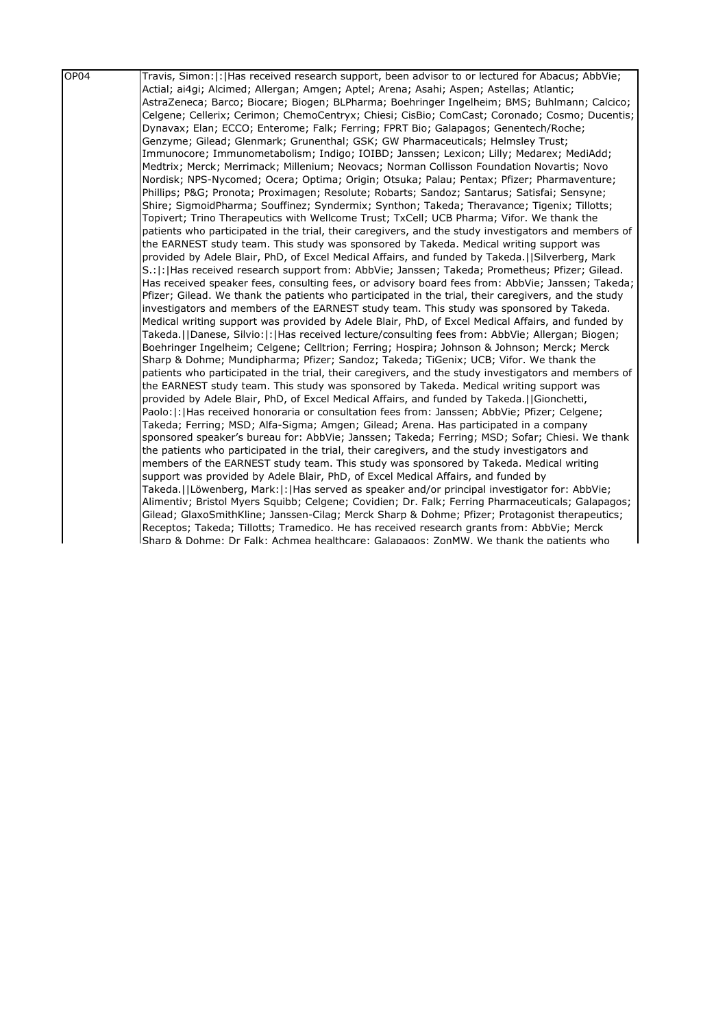| OP04 | Travis, Simon:\|:\|Has received research support, been advisor to or lectured for Abacus; AbbVie; Actial; ai4gi; Alcimed; Allergan; Amgen; Aptel; Arena; Asahi; Aspen; Astellas; Atlantic; AstraZeneca; Barco; Biocare; Biogen; BLPharma; Boehringer Ingelheim; BMS; Buhlmann; Calcico; Celgene; Cellerix; Cerimon; ChemoCentryx; Chiesi; CisBio; ComCast; Coronado; Cosmo; Ducentis; Dynavax; Elan; ECCO; Enterome; Falk; Ferring; FPRT Bio; Galapagos; Genentech/Roche; Genzyme; Gilead; Glenmark; Grunenthal; GSK; GW Pharmaceuticals; Helmsley Trust; Immunocore; Immunometabolism; Indigo; IOIBD; Janssen; Lexicon; Lilly; Medarex; MediAdd; Medtrix; Merck; Merrimack; Millenium; Neovacs; Norman Collisson Foundation Novartis; Novo Nordisk; NPS-Nycomed; Ocera; Optima; Origin; Otsuka; Palau; Pentax; Pfizer; Pharmaventure; Phillips; P&G; Pronota; Proximagen; Resolute; Robarts; Sandoz; Santarus; Satisfai; Sensyne; Shire; SigmoidPharma; Souffinez; Syndermix; Synthon; Takeda; Theravance; Tigenix; Tillotts; Topivert; Trino Therapeutics with Wellcome Trust; TxCell; UCB Pharma; Vifor. We thank the patients who participated in the trial, their caregivers, and the study investigators and members of the EARNEST study team. This study was sponsored by Takeda. Medical writing support was provided by Adele Blair, PhD, of Excel Medical Affairs, and funded by Takeda.\|\|Silverberg, Mark S.:\|:\|Has received research support from: AbbVie; Janssen; Takeda; Prometheus; Pfizer; Gilead. Has received speaker fees, consulting fees, or advisory board fees from: AbbVie; Janssen; Takeda; Pfizer; Gilead. We thank the patients who participated in the trial, their caregivers, and the study investigators and members of the EARNEST study team. This study was sponsored by Takeda. Medical writing support was provided by Adele Blair, PhD, of Excel Medical Affairs, and funded by Takeda.\|\|Danese, Silvio:\|:\|Has received lecture/consulting fees from: AbbVie; Allergan; Biogen; Boehringer Ingelheim; Celgene; Celltrion; Ferring; Hospira; Johnson & Johnson; Merck; Merck Sharp & Dohme; Mundipharma; Pfizer; Sandoz; Takeda; TiGenix; UCB; Vifor. We thank the patients who participated in the trial, their caregivers, and the study investigators and members of the EARNEST study team. This study was sponsored by Takeda. Medical writing support was provided by Adele Blair, PhD, of Excel Medical Affairs, and funded by Takeda.\|\|Gionchetti, Paolo:\|:\|Has received honoraria or consultation fees from: Janssen; AbbVie; Pfizer; Celgene; Takeda; Ferring; MSD; Alfa-Sigma; Amgen; Gilead; Arena. Has participated in a company sponsored speaker's bureau for: AbbVie; Janssen; Takeda; Ferring; MSD; Sofar; Chiesi. We thank the patients who participated in the trial, their caregivers, and the study investigators and members of the EARNEST study team. This study was sponsored by Takeda. Medical writing support was provided by Adele Blair, PhD, of Excel Medical Affairs, and funded by Takeda.\|\|Löwenberg, Mark:\|:\|Has served as speaker and/or principal investigator for: AbbVie; Alimentiv; Bristol Myers Squibb; Celgene; Covidien; Dr. Falk; Ferring Pharmaceuticals; Galapagos; Gilead; GlaxoSmithKline; Janssen-Cilag; Merck Sharp & Dohme; Pfizer; Protagonist therapeutics; Receptos; Takeda; Tillotts; Tramedico. He has received research grants from: AbbVie; Merck Sharp & Dohme; Dr Falk; Achmea healthcare; Galapagos; ZonMW. We thank the patients who |
|---|---|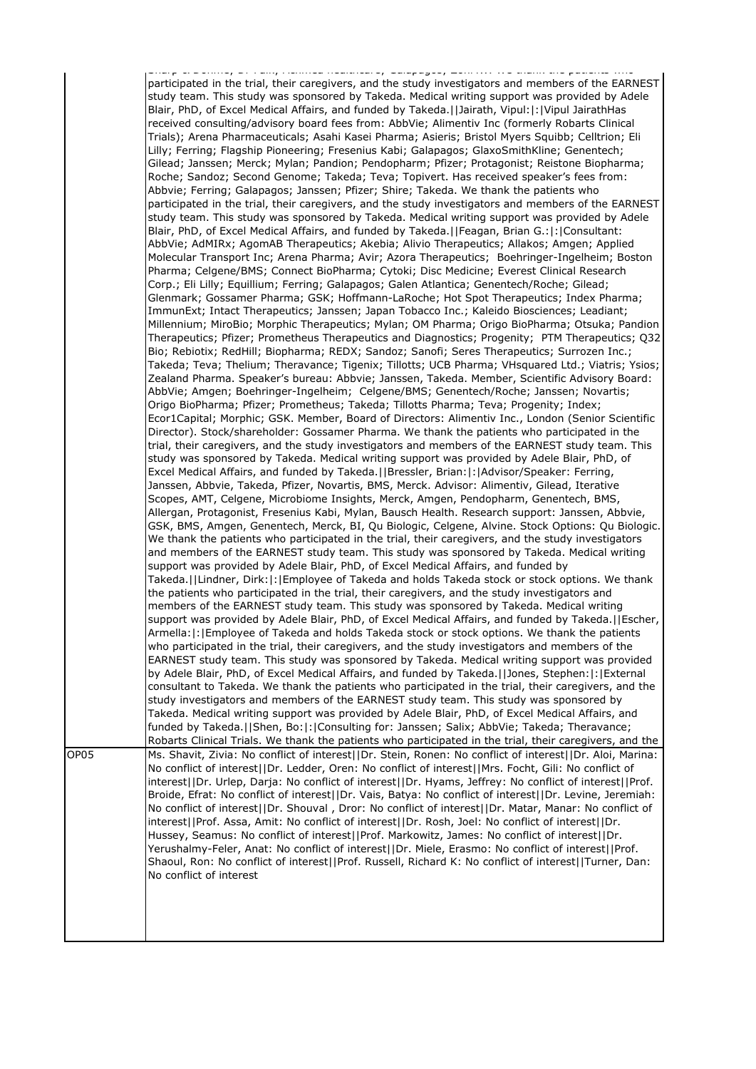| | |
|---|---|
| | Sharp & Dohme; Dr Falk; Abivax healthcare; Galapagos; Zeni. ... We thank the patients who participated in the trial, their caregivers, and the study investigators and members of the EARNEST study team. This study was sponsored by Takeda. Medical writing support was provided by Adele Blair, PhD, of Excel Medical Affairs, and funded by Takeda.\|\|Jairath, Vipul:\|:\|Vipul JairathHas received consulting/advisory board fees from: AbbVie; Alimentiv Inc (formerly Robarts Clinical Trials); Arena Pharmaceuticals; Asahi Kasei Pharma; Asieris; Bristol Myers Squibb; Celltrion; Eli Lilly; Ferring; Flagship Pioneering; Fresenius Kabi; Galapagos; GlaxoSmithKline; Genentech; Gilead; Janssen; Merck; Mylan; Pandion; Pendopharm; Pfizer; Protagonist; Reistone Biopharma; Roche; Sandoz; Second Genome; Takeda; Teva; Topivert. Has received speaker's fees from: Abbvie; Ferring; Galapagos; Janssen; Pfizer; Shire; Takeda. We thank the patients who participated in the trial, their caregivers, and the study investigators and members of the EARNEST study team. This study was sponsored by Takeda. Medical writing support was provided by Adele Blair, PhD, of Excel Medical Affairs, and funded by Takeda.\|\|Feagan, Brian G.:\|:\|Consultant: AbbVie; AdMIRx; AgomAB Therapeutics; Akebia; Alivio Therapeutics; Allakos; Amgen; Applied Molecular Transport Inc; Arena Pharma; Avir; Azora Therapeutics; Boehringer-Ingelheim; Boston Pharma; Celgene/BMS; Connect BioPharma; Cytoki; Disc Medicine; Everest Clinical Research Corp.; Eli Lilly; Equillium; Ferring; Galapagos; Galen Atlantica; Genentech/Roche; Gilead; Glenmark; Gossamer Pharma; GSK; Hoffmann-LaRoche; Hot Spot Therapeutics; Index Pharma; ImmunExt; Intact Therapeutics; Janssen; Japan Tobacco Inc.; Kaleido Biosciences; Leadiant; Millennium; MiroBio; Morphic Therapeutics; Mylan; OM Pharma; Origo BioPharma; Otsuka; Pandion Therapeutics; Pfizer; Prometheus Therapeutics and Diagnostics; Progenity; PTM Therapeutics; Q32 Bio; Rebiotix; RedHill; Biopharma; REDX; Sandoz; Sanofi; Seres Therapeutics; Surrozen Inc.; Takeda; Teva; Thelium; Theravance; Tigenix; Tillotts; UCB Pharma; VHsquared Ltd.; Viatris; Ysios; Zealand Pharma. Speaker's bureau: Abbvie; Janssen, Takeda. Member, Scientific Advisory Board: AbbVie; Amgen; Boehringer-Ingelheim; Celgene/BMS; Genentech/Roche; Janssen; Novartis; Origo BioPharma; Pfizer; Prometheus; Takeda; Tillotts Pharma; Teva; Progenity; Index; Ecor1Capital; Morphic; GSK. Member, Board of Directors: Alimentiv Inc., London (Senior Scientific Director). Stock/shareholder: Gossamer Pharma. We thank the patients who participated in the trial, their caregivers, and the study investigators and members of the EARNEST study team. This study was sponsored by Takeda. Medical writing support was provided by Adele Blair, PhD, of Excel Medical Affairs, and funded by Takeda.\|\|Bressler, Brian:\|:\|Advisor/Speaker: Ferring, Janssen, Abbvie, Takeda, Pfizer, Novartis, BMS, Merck. Advisor: Alimentiv, Gilead, Iterative Scopes, AMT, Celgene, Microbiome Insights, Merck, Amgen, Pendopharm, Genentech, BMS, Allergan, Protagonist, Fresenius Kabi, Mylan, Bausch Health. Research support: Janssen, Abbvie, GSK, BMS, Amgen, Genentech, Merck, BI, Qu Biologic, Celgene, Alvine. Stock Options: Qu Biologic. We thank the patients who participated in the trial, their caregivers, and the study investigators and members of the EARNEST study team. This study was sponsored by Takeda. Medical writing support was provided by Adele Blair, PhD, of Excel Medical Affairs, and funded by Takeda.\|\|Lindner, Dirk:\|:\|Employee of Takeda and holds Takeda stock or stock options. We thank the patients who participated in the trial, their caregivers, and the study investigators and members of the EARNEST study team. This study was sponsored by Takeda. Medical writing support was provided by Adele Blair, PhD, of Excel Medical Affairs, and funded by Takeda.\|\|Escher, Armella:\|:\|Employee of Takeda and holds Takeda stock or stock options. We thank the patients who participated in the trial, their caregivers, and the study investigators and members of the EARNEST study team. This study was sponsored by Takeda. Medical writing support was provided by Adele Blair, PhD, of Excel Medical Affairs, and funded by Takeda.\|\|Jones, Stephen:\|:\|External consultant to Takeda. We thank the patients who participated in the trial, their caregivers, and the study investigators and members of the EARNEST study team. This study was sponsored by Takeda. Medical writing support was provided by Adele Blair, PhD, of Excel Medical Affairs, and funded by Takeda.\|\|Shen, Bo:\|:\|Consulting for: Janssen; Salix; AbbVie; Takeda; Theravance; Robarts Clinical Trials. We thank the patients who participated in the trial, their caregivers, and the |
| OP05 | Ms. Shavit, Zivia: No conflict of interest\|\|Dr. Stein, Ronen: No conflict of interest\|\|Dr. Aloi, Marina: No conflict of interest\|\|Dr. Ledder, Oren: No conflict of interest\|\|Mrs. Focht, Gili: No conflict of interest\|\|Dr. Urlep, Darja: No conflict of interest\|\|Dr. Hyams, Jeffrey: No conflict of interest\|\|Prof. Broide, Efrat: No conflict of interest\|\|Dr. Vais, Batya: No conflict of interest\|\|Dr. Levine, Jeremiah: No conflict of interest\|\|Dr. Shouval , Dror: No conflict of interest\|\|Dr. Matar, Manar: No conflict of interest\|\|Prof. Assa, Amit: No conflict of interest\|\|Dr. Rosh, Joel: No conflict of interest\|\|Dr. Hussey, Seamus: No conflict of interest\|\|Prof. Markowitz, James: No conflict of interest\|\|Dr. Yerushalmy-Feler, Anat: No conflict of interest\|\|Dr. Miele, Erasmo: No conflict of interest\|\|Prof. Shaoul, Ron: No conflict of interest\|\|Prof. Russell, Richard K: No conflict of interest\|\|Turner, Dan: No conflict of interest |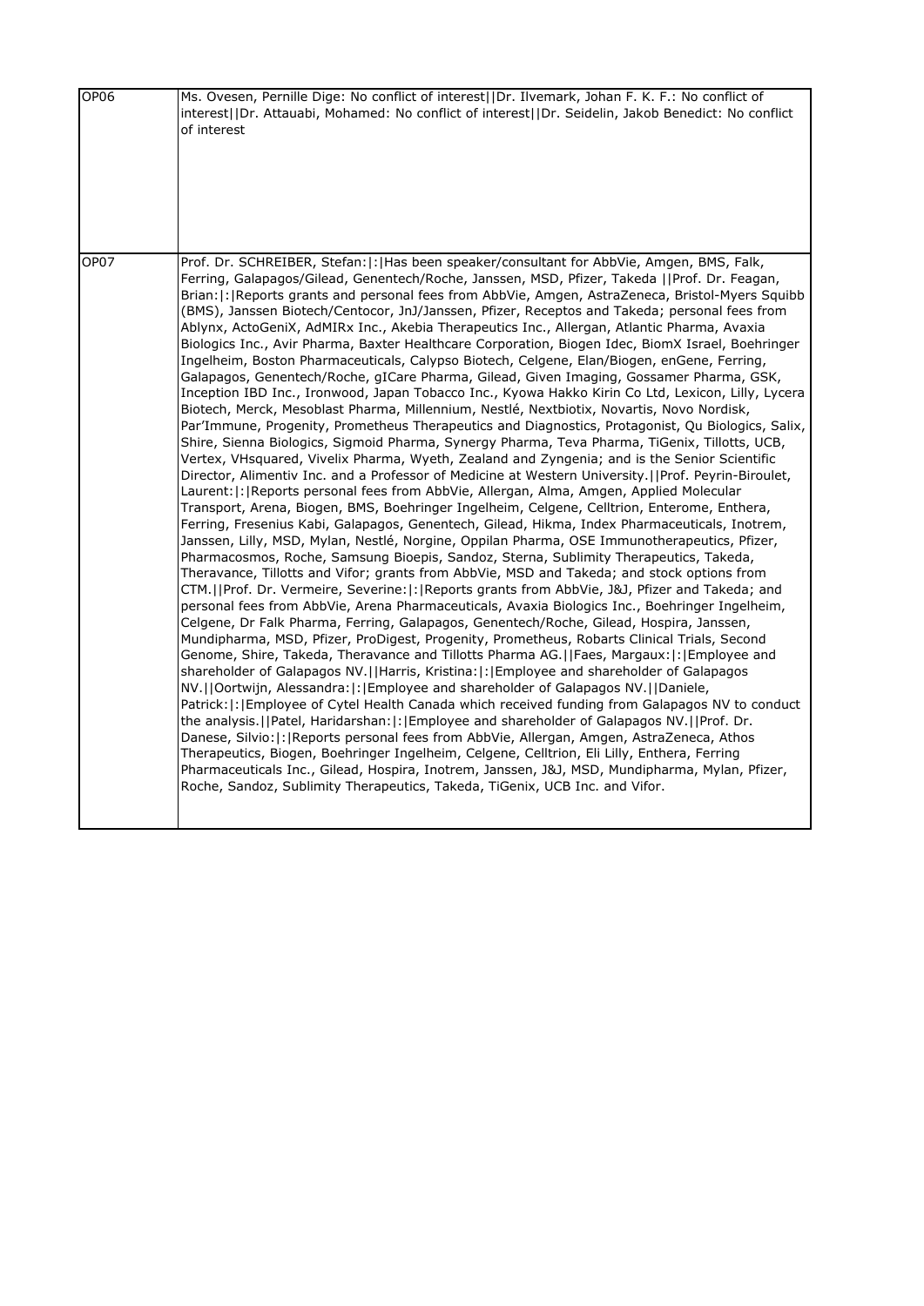| | |
|---|---|
| OP06 | Ms. Ovesen, Pernille Dige: No conflict of interest\|\|Dr. Ilvemark, Johan F. K. F.: No conflict of interest\|\|Dr. Attauabi, Mohamed: No conflict of interest\|\|Dr. Seidelin, Jakob Benedict: No conflict of interest |
| OP07 | Prof. Dr. SCHREIBER, Stefan:\|:\|Has been speaker/consultant for AbbVie, Amgen, BMS, Falk, Ferring, Galapagos/Gilead, Genentech/Roche, Janssen, MSD, Pfizer, Takeda \|\|Prof. Dr. Feagan, Brian:\|:\|Reports grants and personal fees from AbbVie, Amgen, AstraZeneca, Bristol-Myers Squibb (BMS), Janssen Biotech/Centocor, JnJ/Janssen, Pfizer, Receptos and Takeda; personal fees from Ablynx, ActoGeniX, AdMIRx Inc., Akebia Therapeutics Inc., Allergan, Atlantic Pharma, Avaxia Biologics Inc., Avir Pharma, Baxter Healthcare Corporation, Biogen Idec, BiomX Israel, Boehringer Ingelheim, Boston Pharmaceuticals, Calypso Biotech, Celgene, Elan/Biogen, enGene, Ferring, Galapagos, Genentech/Roche, gICare Pharma, Gilead, Given Imaging, Gossamer Pharma, GSK, Inception IBD Inc., Ironwood, Japan Tobacco Inc., Kyowa Hakko Kirin Co Ltd, Lexicon, Lilly, Lycera Biotech, Merck, Mesoblast Pharma, Millennium, Nestlé, Nextbiotix, Novartis, Novo Nordisk, Par'Immune, Progenity, Prometheus Therapeutics and Diagnostics, Protagonist, Qu Biologics, Salix, Shire, Sienna Biologics, Sigmoid Pharma, Synergy Pharma, Teva Pharma, TiGenix, Tillotts, UCB, Vertex, VHsquared, Vivelix Pharma, Wyeth, Zealand and Zyngenia; and is the Senior Scientific Director, Alimentiv Inc. and a Professor of Medicine at Western University.\|\|Prof. Peyrin-Biroulet, Laurent:\|:\|Reports personal fees from AbbVie, Allergan, Alma, Amgen, Applied Molecular Transport, Arena, Biogen, BMS, Boehringer Ingelheim, Celgene, Celltrion, Enterome, Enthera, Ferring, Fresenius Kabi, Galapagos, Genentech, Gilead, Hikma, Index Pharmaceuticals, Inotrem, Janssen, Lilly, MSD, Mylan, Nestlé, Norgine, Oppilan Pharma, OSE Immunotherapeutics, Pfizer, Pharmacosmos, Roche, Samsung Bioepis, Sandoz, Sterna, Sublimity Therapeutics, Takeda, Theravance, Tillotts and Vifor; grants from AbbVie, MSD and Takeda; and stock options from CTM.\|\|Prof. Dr. Vermeire, Severine:\|:\|Reports grants from AbbVie, J&J, Pfizer and Takeda; and personal fees from AbbVie, Arena Pharmaceuticals, Avaxia Biologics Inc., Boehringer Ingelheim, Celgene, Dr Falk Pharma, Ferring, Galapagos, Genentech/Roche, Gilead, Hospira, Janssen, Mundipharma, MSD, Pfizer, ProDigest, Progenity, Prometheus, Robarts Clinical Trials, Second Genome, Shire, Takeda, Theravance and Tillotts Pharma AG.\|\|Faes, Margaux:\|:\|Employee and shareholder of Galapagos NV.\|\|Harris, Kristina:\|:\|Employee and shareholder of Galapagos NV.\|\|Oortwijn, Alessandra:\|:\|Employee and shareholder of Galapagos NV.\|\|Daniele, Patrick:\|:\|Employee of Cytel Health Canada which received funding from Galapagos NV to conduct the analysis.\|\|Patel, Haridarshan:\|:\|Employee and shareholder of Galapagos NV.\|\|Prof. Dr. Danese, Silvio:\|:\|Reports personal fees from AbbVie, Allergan, Amgen, AstraZeneca, Athos Therapeutics, Biogen, Boehringer Ingelheim, Celgene, Celltrion, Eli Lilly, Enthera, Ferring Pharmaceuticals Inc., Gilead, Hospira, Inotrem, Janssen, J&J, MSD, Mundipharma, Mylan, Pfizer, Roche, Sandoz, Sublimity Therapeutics, Takeda, TiGenix, UCB Inc. and Vifor. |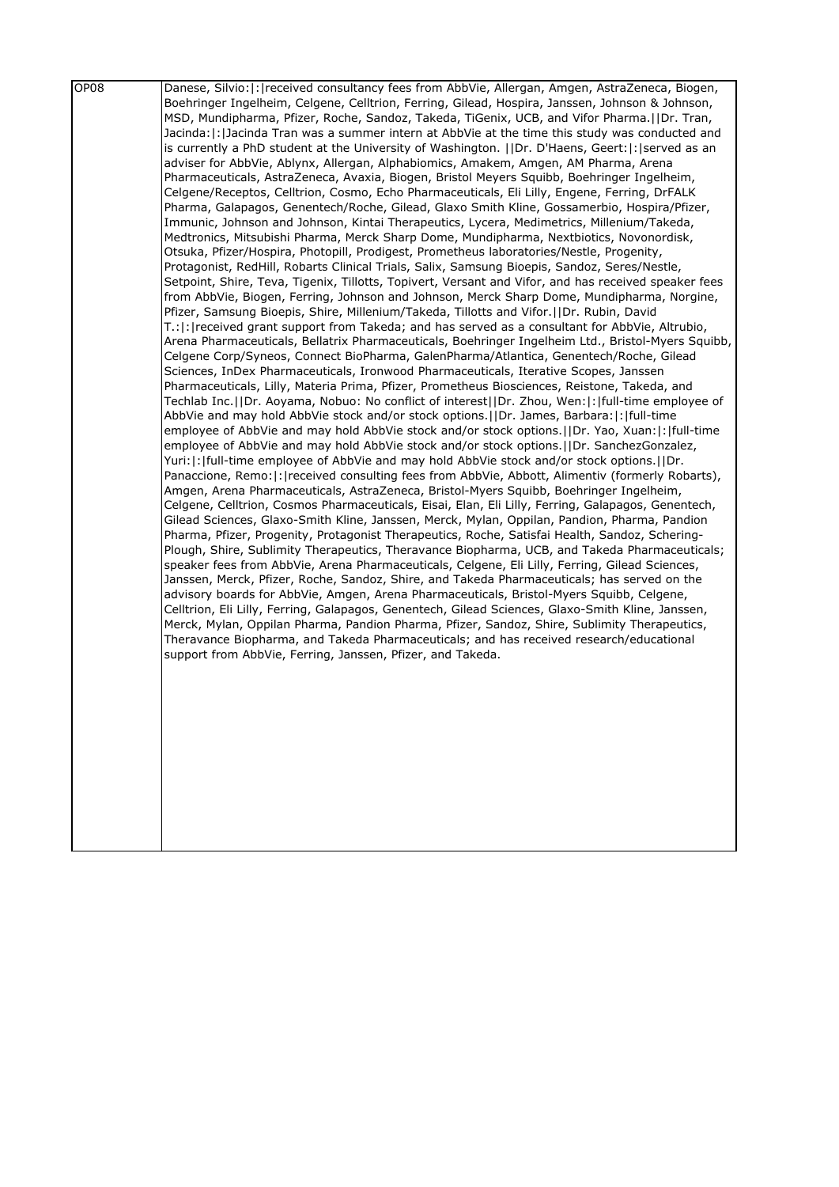| OP08 | Danese, Silvio:\|:\|received consultancy fees from AbbVie, Allergan, Amgen, AstraZeneca, Biogen, Boehringer Ingelheim, Celgene, Celltrion, Ferring, Gilead, Hospira, Janssen, Johnson & Johnson, MSD, Mundipharma, Pfizer, Roche, Sandoz, Takeda, TiGenix, UCB, and Vifor Pharma.\|\|Dr. Tran, Jacinda:\|:\|Jacinda Tran was a summer intern at AbbVie at the time this study was conducted and is currently a PhD student at the University of Washington. \|\|Dr. D'Haens, Geert:\|:\|served as an adviser for AbbVie, Ablynx, Allergan, Alphabiomics, Amakem, Amgen, AM Pharma, Arena Pharmaceuticals, AstraZeneca, Avaxia, Biogen, Bristol Meyers Squibb, Boehringer Ingelheim, Celgene/Receptos, Celltrion, Cosmo, Echo Pharmaceuticals, Eli Lilly, Engene, Ferring, DrFALK Pharma, Galapagos, Genentech/Roche, Gilead, Glaxo Smith Kline, Gossamerbio, Hospira/Pfizer, Immunic, Johnson and Johnson, Kintai Therapeutics, Lycera, Medimetrics, Millenium/Takeda, Medtronics, Mitsubishi Pharma, Merck Sharp Dome, Mundipharma, Nextbiotics, Novonordisk, Otsuka, Pfizer/Hospira, Photopill, Prodigest, Prometheus laboratories/Nestle, Progenity, Protagonist, RedHill, Robarts Clinical Trials, Salix, Samsung Bioepis, Sandoz, Seres/Nestle, Setpoint, Shire, Teva, Tigenix, Tillotts, Topivert, Versant and Vifor, and has received speaker fees from AbbVie, Biogen, Ferring, Johnson and Johnson, Merck Sharp Dome, Mundipharma, Norgine, Pfizer, Samsung Bioepis, Shire, Millenium/Takeda, Tillotts and Vifor.\|\|Dr. Rubin, David T.:\|:\|received grant support from Takeda; and has served as a consultant for AbbVie, Altrubio, Arena Pharmaceuticals, Bellatrix Pharmaceuticals, Boehringer Ingelheim Ltd., Bristol-Myers Squibb, Celgene Corp/Syneos, Connect BioPharma, GalenPharma/Atlantica, Genentech/Roche, Gilead Sciences, InDex Pharmaceuticals, Ironwood Pharmaceuticals, Iterative Scopes, Janssen Pharmaceuticals, Lilly, Materia Prima, Pfizer, Prometheus Biosciences, Reistone, Takeda, and Techlab Inc.\|\|Dr. Aoyama, Nobuo: No conflict of interest\|\|Dr. Zhou, Wen:\|:\|full-time employee of AbbVie and may hold AbbVie stock and/or stock options.\|\|Dr. James, Barbara:\|:\|full-time employee of AbbVie and may hold AbbVie stock and/or stock options.\|\|Dr. Yao, Xuan:\|:\|full-time employee of AbbVie and may hold AbbVie stock and/or stock options.\|\|Dr. SanchezGonzalez, Yuri:\|:\|full-time employee of AbbVie and may hold AbbVie stock and/or stock options.\|\|Dr. Panaccione, Remo:\|:\|received consulting fees from AbbVie, Abbott, Alimentiv (formerly Robarts), Amgen, Arena Pharmaceuticals, AstraZeneca, Bristol-Myers Squibb, Boehringer Ingelheim, Celgene, Celltrion, Cosmos Pharmaceuticals, Eisai, Elan, Eli Lilly, Ferring, Galapagos, Genentech, Gilead Sciences, Glaxo-Smith Kline, Janssen, Merck, Mylan, Oppilan, Pandion, Pharma, Pandion Pharma, Pfizer, Progenity, Protagonist Therapeutics, Roche, Satisfai Health, Sandoz, Schering-Plough, Shire, Sublimity Therapeutics, Theravance Biopharma, UCB, and Takeda Pharmaceuticals; speaker fees from AbbVie, Arena Pharmaceuticals, Celgene, Eli Lilly, Ferring, Gilead Sciences, Janssen, Merck, Pfizer, Roche, Sandoz, Shire, and Takeda Pharmaceuticals; has served on the advisory boards for AbbVie, Amgen, Arena Pharmaceuticals, Bristol-Myers Squibb, Celgene, Celltrion, Eli Lilly, Ferring, Galapagos, Genentech, Gilead Sciences, Glaxo-Smith Kline, Janssen, Merck, Mylan, Oppilan Pharma, Pandion Pharma, Pfizer, Sandoz, Shire, Sublimity Therapeutics, Theravance Biopharma, and Takeda Pharmaceuticals; and has received research/educational support from AbbVie, Ferring, Janssen, Pfizer, and Takeda. |
|---|---|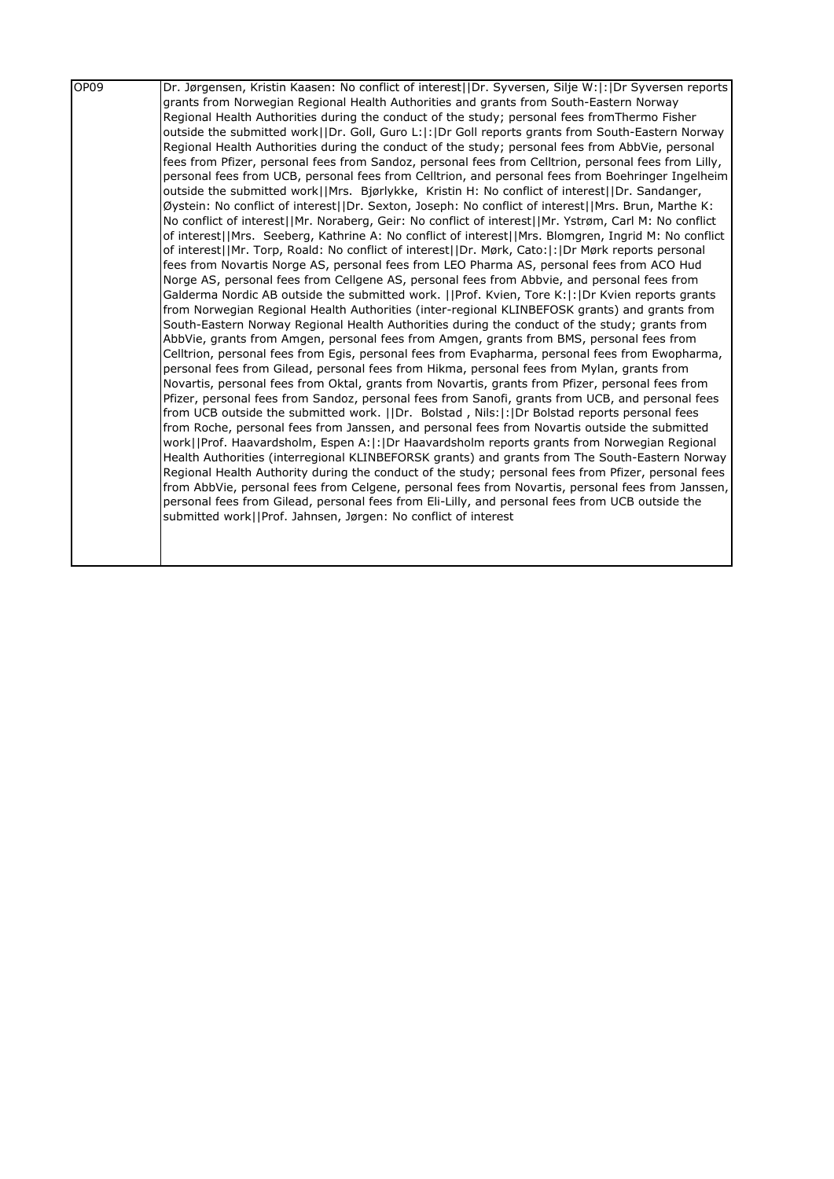| OP09 | Dr. Jørgensen, Kristin Kaasen: No conflict of interest\|\|Dr. Syversen, Silje W:\|:\|Dr Syversen reports grants from Norwegian Regional Health Authorities and grants from South-Eastern Norway Regional Health Authorities during the conduct of the study; personal fees fromThermo Fisher outside the submitted work\|\|Dr. Goll, Guro L:\|:\|Dr Goll reports grants from South-Eastern Norway Regional Health Authorities during the conduct of the study; personal fees from AbbVie, personal fees from Pfizer, personal fees from Sandoz, personal fees from Celltrion, personal fees from Lilly, personal fees from UCB, personal fees from Celltrion, and personal fees from Boehringer Ingelheim outside the submitted work\|\|Mrs. Bjørlykke, Kristin H: No conflict of interest\|\|Dr. Sandanger, Øystein: No conflict of interest\|\|Dr. Sexton, Joseph: No conflict of interest\|\|Mrs. Brun, Marthe K: No conflict of interest\|\|Mr. Noraberg, Geir: No conflict of interest\|\|Mr. Ystrøm, Carl M: No conflict of interest\|\|Mrs. Seeberg, Kathrine A: No conflict of interest\|\|Mrs. Blomgren, Ingrid M: No conflict of interest\|\|Mr. Torp, Roald: No conflict of interest\|\|Dr. Mørk, Cato:\|:\|Dr Mørk reports personal fees from Novartis Norge AS, personal fees from LEO Pharma AS, personal fees from ACO Hud Norge AS, personal fees from Cellgene AS, personal fees from Abbvie, and personal fees from Galderma Nordic AB outside the submitted work. \|\|Prof. Kvien, Tore K:\|:\|Dr Kvien reports grants from Norwegian Regional Health Authorities (inter-regional KLINBEFOSK grants) and grants from South-Eastern Norway Regional Health Authorities during the conduct of the study; grants from AbbVie, grants from Amgen, personal fees from Amgen, grants from BMS, personal fees from Celltrion, personal fees from Egis, personal fees from Evapharma, personal fees from Ewopharma, personal fees from Gilead, personal fees from Hikma, personal fees from Mylan, grants from Novartis, personal fees from Oktal, grants from Novartis, grants from Pfizer, personal fees from Pfizer, personal fees from Sandoz, personal fees from Sanofi, grants from UCB, and personal fees from UCB outside the submitted work. \|\|Dr. Bolstad , Nils:\|:\|Dr Bolstad reports personal fees from Roche, personal fees from Janssen, and personal fees from Novartis outside the submitted work\|\|Prof. Haavardsholm, Espen A:\|:\|Dr Haavardsholm reports grants from Norwegian Regional Health Authorities (interregional KLINBEFORSK grants) and grants from The South-Eastern Norway Regional Health Authority during the conduct of the study; personal fees from Pfizer, personal fees from AbbVie, personal fees from Celgene, personal fees from Novartis, personal fees from Janssen, personal fees from Gilead, personal fees from Eli-Lilly, and personal fees from UCB outside the submitted work\|\|Prof. Jahnsen, Jørgen: No conflict of interest |
|---|---|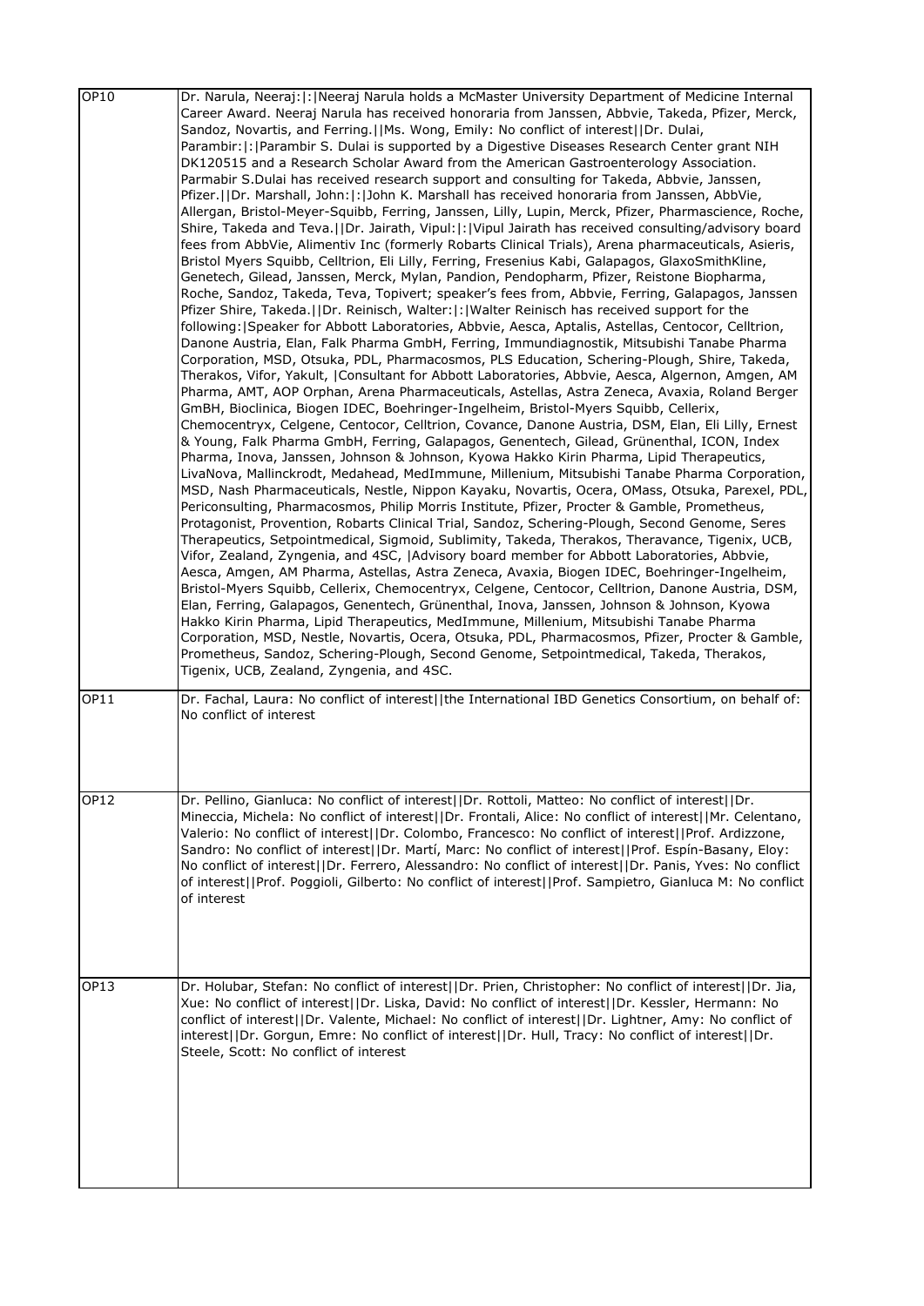| | |
|---|---|
| OP10 | Dr. Narula, Neeraj:\|:\|Neeraj Narula holds a McMaster University Department of Medicine Internal Career Award. Neeraj Narula has received honoraria from Janssen, Abbvie, Takeda, Pfizer, Merck, Sandoz, Novartis, and Ferring.\|\|Ms. Wong, Emily: No conflict of interest\|\|Dr. Dulai, Parambir:\|:\|Parambir S. Dulai is supported by a Digestive Diseases Research Center grant NIH DK120515 and a Research Scholar Award from the American Gastroenterology Association. Parmabir S.Dulai has received research support and consulting for Takeda, Abbvie, Janssen, Pfizer.\|\|Dr. Marshall, John:\|:\|John K. Marshall has received honoraria from Janssen, AbbVie, Allergan, Bristol-Meyer-Squibb, Ferring, Janssen, Lilly, Lupin, Merck, Pfizer, Pharmascience, Roche, Shire, Takeda and Teva.\|\|Dr. Jairath, Vipul:\|:\|Vipul Jairath has received consulting/advisory board fees from AbbVie, Alimentiv Inc (formerly Robarts Clinical Trials), Arena pharmaceuticals, Asieris, Bristol Myers Squibb, Celltrion, Eli Lilly, Ferring, Fresenius Kabi, Galapagos, GlaxoSmithKline, Genetech, Gilead, Janssen, Merck, Mylan, Pandion, Pendopharm, Pfizer, Reistone Biopharma, Roche, Sandoz, Takeda, Teva, Topivert; speaker's fees from, Abbvie, Ferring, Galapagos, Janssen Pfizer Shire, Takeda.\|\|Dr. Reinisch, Walter:\|:\|Walter Reinisch has received support for the following:\|Speaker for Abbott Laboratories, Abbvie, Aesca, Aptalis, Astellas, Centocor, Celltrion, Danone Austria, Elan, Falk Pharma GmbH, Ferring, Immundiagnostik, Mitsubishi Tanabe Pharma Corporation, MSD, Otsuka, PDL, Pharmacosmos, PLS Education, Schering-Plough, Shire, Takeda, Therakos, Vifor, Yakult, \|Consultant for Abbott Laboratories, Abbvie, Aesca, Algernon, Amgen, AM Pharma, AMT, AOP Orphan, Arena Pharmaceuticals, Astellas, Astra Zeneca, Avaxia, Roland Berger GmBH, Bioclinica, Biogen IDEC, Boehringer-Ingelheim, Bristol-Myers Squibb, Cellerix, Chemocentryx, Celgene, Centocor, Celltrion, Covance, Danone Austria, DSM, Elan, Eli Lilly, Ernest & Young, Falk Pharma GmbH, Ferring, Galapagos, Genentech, Gilead, Grünenthal, ICON, Index Pharma, Inova, Janssen, Johnson & Johnson, Kyowa Hakko Kirin Pharma, Lipid Therapeutics, LivaNova, Mallinckrodt, Medahead, MedImmune, Millenium, Mitsubishi Tanabe Pharma Corporation, MSD, Nash Pharmaceuticals, Nestle, Nippon Kayaku, Novartis, Ocera, OMass, Otsuka, Parexel, PDL, Periconsulting, Pharmacosmos, Philip Morris Institute, Pfizer, Procter & Gamble, Prometheus, Protagonist, Provention, Robarts Clinical Trial, Sandoz, Schering-Plough, Second Genome, Seres Therapeutics, Setpointmedical, Sigmoid, Sublimity, Takeda, Therakos, Theravance, Tigenix, UCB, Vifor, Zealand, Zyngenia, and 4SC, \|Advisory board member for Abbott Laboratories, Abbvie, Aesca, Amgen, AM Pharma, Astellas, Astra Zeneca, Avaxia, Biogen IDEC, Boehringer-Ingelheim, Bristol-Myers Squibb, Cellerix, Chemocentryx, Celgene, Centocor, Celltrion, Danone Austria, DSM, Elan, Ferring, Galapagos, Genentech, Grünenthal, Inova, Janssen, Johnson & Johnson, Kyowa Hakko Kirin Pharma, Lipid Therapeutics, MedImmune, Millenium, Mitsubishi Tanabe Pharma Corporation, MSD, Nestle, Novartis, Ocera, Otsuka, PDL, Pharmacosmos, Pfizer, Procter & Gamble, Prometheus, Sandoz, Schering-Plough, Second Genome, Setpointmedical, Takeda, Therakos, Tigenix, UCB, Zealand, Zyngenia, and 4SC. |
| OP11 | Dr. Fachal, Laura: No conflict of interest\|\|the International IBD Genetics Consortium, on behalf of: No conflict of interest |
| OP12 | Dr. Pellino, Gianluca: No conflict of interest\|\|Dr. Rottoli, Matteo: No conflict of interest\|\|Dr. Mineccia, Michela: No conflict of interest\|\|Dr. Frontali, Alice: No conflict of interest\|\|Mr. Celentano, Valerio: No conflict of interest\|\|Dr. Colombo, Francesco: No conflict of interest\|\|Prof. Ardizzone, Sandro: No conflict of interest\|\|Dr. Martí, Marc: No conflict of interest\|\|Prof. Espín-Basany, Eloy: No conflict of interest\|\|Dr. Ferrero, Alessandro: No conflict of interest\|\|Dr. Panis, Yves: No conflict of interest\|\|Prof. Poggioli, Gilberto: No conflict of interest\|\|Prof. Sampietro, Gianluca M: No conflict of interest |
| OP13 | Dr. Holubar, Stefan: No conflict of interest\|\|Dr. Prien, Christopher: No conflict of interest\|\|Dr. Jia, Xue: No conflict of interest\|\|Dr. Liska, David: No conflict of interest\|\|Dr. Kessler, Hermann: No conflict of interest\|\|Dr. Valente, Michael: No conflict of interest\|\|Dr. Lightner, Amy: No conflict of interest\|\|Dr. Gorgun, Emre: No conflict of interest\|\|Dr. Hull, Tracy: No conflict of interest\|\|Dr. Steele, Scott: No conflict of interest |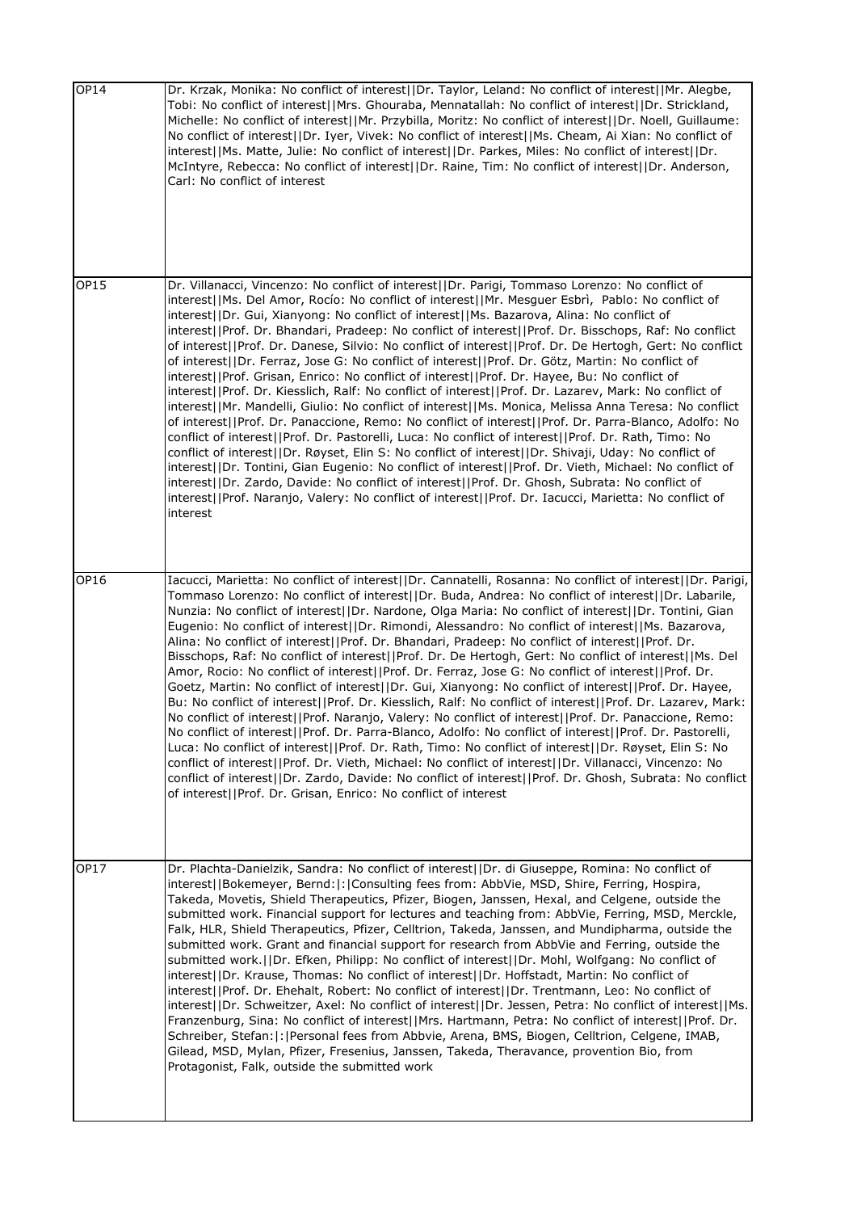| | |
|---|---|
| OP14 | Dr. Krzak, Monika: No conflict of interest\|\|Dr. Taylor, Leland: No conflict of interest\|\|Mr. Alegbe, Tobi: No conflict of interest\|\|Mrs. Ghouraba, Mennatallah: No conflict of interest\|\|Dr. Strickland, Michelle: No conflict of interest\|\|Mr. Przybilla, Moritz: No conflict of interest\|\|Dr. Noell, Guillaume: No conflict of interest\|\|Dr. Iyer, Vivek: No conflict of interest\|\|Ms. Cheam, Ai Xian: No conflict of interest\|\|Ms. Matte, Julie: No conflict of interest\|\|Dr. Parkes, Miles: No conflict of interest\|\|Dr. McIntyre, Rebecca: No conflict of interest\|\|Dr. Raine, Tim: No conflict of interest\|\|Dr. Anderson, Carl: No conflict of interest |
| OP15 | Dr. Villanacci, Vincenzo: No conflict of interest\|\|Dr. Parigi, Tommaso Lorenzo: No conflict of interest\|\|Ms. Del Amor, Rocío: No conflict of interest\|\|Mr. Mesguer Esbrì, Pablo: No conflict of interest\|\|Dr. Gui, Xianyong: No conflict of interest\|\|Ms. Bazarova, Alina: No conflict of interest\|\|Prof. Dr. Bhandari, Pradeep: No conflict of interest\|\|Prof. Dr. Bisschops, Raf: No conflict of interest\|\|Prof. Dr. Danese, Silvio: No conflict of interest\|\|Prof. Dr. De Hertogh, Gert: No conflict of interest\|\|Dr. Ferraz, Jose G: No conflict of interest\|\|Prof. Dr. Götz, Martin: No conflict of interest\|\|Prof. Grisan, Enrico: No conflict of interest\|\|Prof. Dr. Hayee, Bu: No conflict of interest\|\|Prof. Dr. Kiesslich, Ralf: No conflict of interest\|\|Prof. Dr. Lazarev, Mark: No conflict of interest\|\|Mr. Mandelli, Giulio: No conflict of interest\|\|Ms. Monica, Melissa Anna Teresa: No conflict of interest\|\|Prof. Dr. Panaccione, Remo: No conflict of interest\|\|Prof. Dr. Parra-Blanco, Adolfo: No conflict of interest\|\|Prof. Dr. Pastorelli, Luca: No conflict of interest\|\|Prof. Dr. Rath, Timo: No conflict of interest\|\|Dr. Røyset, Elin S: No conflict of interest\|\|Dr. Shivaji, Uday: No conflict of interest\|\|Dr. Tontini, Gian Eugenio: No conflict of interest\|\|Prof. Dr. Vieth, Michael: No conflict of interest\|\|Dr. Zardo, Davide: No conflict of interest\|\|Prof. Dr. Ghosh, Subrata: No conflict of interest\|\|Prof. Naranjo, Valery: No conflict of interest\|\|Prof. Dr. Iacucci, Marietta: No conflict of interest |
| OP16 | Iacucci, Marietta: No conflict of interest\|\|Dr. Cannatelli, Rosanna: No conflict of interest\|\|Dr. Parigi, Tommaso Lorenzo: No conflict of interest\|\|Dr. Buda, Andrea: No conflict of interest\|\|Dr. Labarile, Nunzia: No conflict of interest\|\|Dr. Nardone, Olga Maria: No conflict of interest\|\|Dr. Tontini, Gian Eugenio: No conflict of interest\|\|Dr. Rimondi, Alessandro: No conflict of interest\|\|Ms. Bazarova, Alina: No conflict of interest\|\|Prof. Dr. Bhandari, Pradeep: No conflict of interest\|\|Prof. Dr. Bisschops, Raf: No conflict of interest\|\|Prof. Dr. De Hertogh, Gert: No conflict of interest\|\|Ms. Del Amor, Rocio: No conflict of interest\|\|Prof. Dr. Ferraz, Jose G: No conflict of interest\|\|Prof. Dr. Goetz, Martin: No conflict of interest\|\|Dr. Gui, Xianyong: No conflict of interest\|\|Prof. Dr. Hayee, Bu: No conflict of interest\|\|Prof. Dr. Kiesslich, Ralf: No conflict of interest\|\|Prof. Dr. Lazarev, Mark: No conflict of interest\|\|Prof. Naranjo, Valery: No conflict of interest\|\|Prof. Dr. Panaccione, Remo: No conflict of interest\|\|Prof. Dr. Parra-Blanco, Adolfo: No conflict of interest\|\|Prof. Dr. Pastorelli, Luca: No conflict of interest\|\|Prof. Dr. Rath, Timo: No conflict of interest\|\|Dr. Røyset, Elin S: No conflict of interest\|\|Prof. Dr. Vieth, Michael: No conflict of interest\|\|Dr. Villanacci, Vincenzo: No conflict of interest\|\|Dr. Zardo, Davide: No conflict of interest\|\|Prof. Dr. Ghosh, Subrata: No conflict of interest\|\|Prof. Dr. Grisan, Enrico: No conflict of interest |
| OP17 | Dr. Plachta-Danielzik, Sandra: No conflict of interest\|\|Dr. di Giuseppe, Romina: No conflict of interest\|\|Bokemeyer, Bernd:\|:\|Consulting fees from: AbbVie, MSD, Shire, Ferring, Hospira, Takeda, Movetis, Shield Therapeutics, Pfizer, Biogen, Janssen, Hexal, and Celgene, outside the submitted work. Financial support for lectures and teaching from: AbbVie, Ferring, MSD, Merckle, Falk, HLR, Shield Therapeutics, Pfizer, Celltrion, Takeda, Janssen, and Mundipharma, outside the submitted work. Grant and financial support for research from AbbVie and Ferring, outside the submitted work.\|\|Dr. Efken, Philipp: No conflict of interest\|\|Dr. Mohl, Wolfgang: No conflict of interest\|\|Dr. Krause, Thomas: No conflict of interest\|\|Dr. Hoffstadt, Martin: No conflict of interest\|\|Prof. Dr. Ehehalt, Robert: No conflict of interest\|\|Dr. Trentmann, Leo: No conflict of interest\|\|Dr. Schweitzer, Axel: No conflict of interest\|\|Dr. Jessen, Petra: No conflict of interest\|\|Ms. Franzenburg, Sina: No conflict of interest\|\|Mrs. Hartmann, Petra: No conflict of interest\|\|Prof. Dr. Schreiber, Stefan:\|:\|Personal fees from Abbvie, Arena, BMS, Biogen, Celltrion, Celgene, IMAB, Gilead, MSD, Mylan, Pfizer, Fresenius, Janssen, Takeda, Theravance, provention Bio, from Protagonist, Falk, outside the submitted work |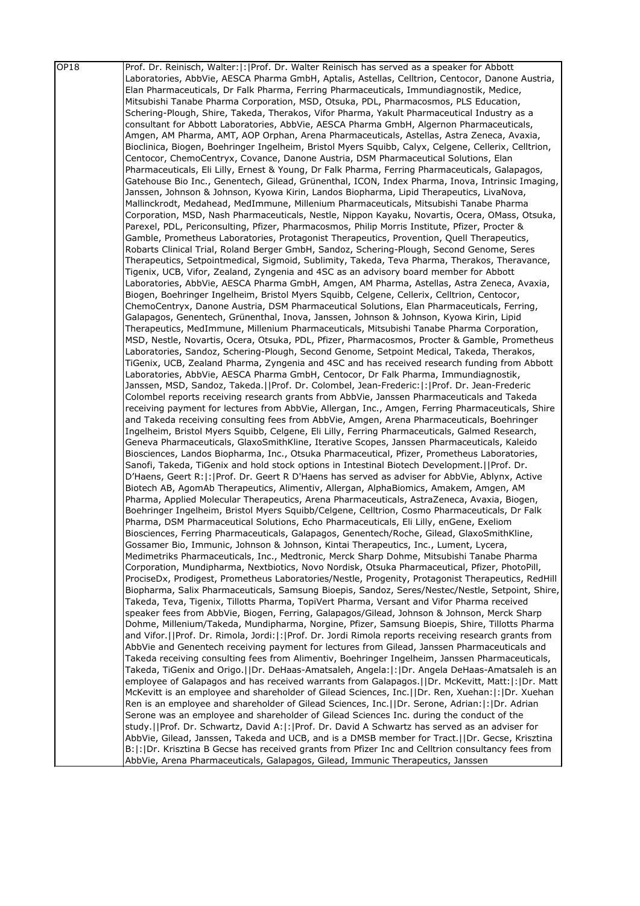| | |
|---|---|
| OP18 | Prof. Dr. Reinisch, Walter:\|:\|Prof. Dr. Walter Reinisch has served as a speaker for Abbott Laboratories, AbbVie, AESCA Pharma GmbH, Aptalis, Astellas, Celltrion, Centocor, Danone Austria, Elan Pharmaceuticals, Dr Falk Pharma, Ferring Pharmaceuticals, Immundiagnostik, Medice, Mitsubishi Tanabe Pharma Corporation, MSD, Otsuka, PDL, Pharmacosmos, PLS Education, Schering-Plough, Shire, Takeda, Therakos, Vifor Pharma, Yakult Pharmaceutical Industry as a consultant for Abbott Laboratories, AbbVie, AESCA Pharma GmbH, Algernon Pharmaceuticals, Amgen, AM Pharma, AMT, AOP Orphan, Arena Pharmaceuticals, Astellas, Astra Zeneca, Avaxia, Bioclinica, Biogen, Boehringer Ingelheim, Bristol Myers Squibb, Calyx, Celgene, Cellerix, Celltrion, Centocor, ChemoCentryx, Covance, Danone Austria, DSM Pharmaceutical Solutions, Elan Pharmaceuticals, Eli Lilly, Ernest & Young, Dr Falk Pharma, Ferring Pharmaceuticals, Galapagos, Gatehouse Bio Inc., Genentech, Gilead, Grünenthal, ICON, Index Pharma, Inova, Intrinsic Imaging, Janssen, Johnson & Johnson, Kyowa Kirin, Landos Biopharma, Lipid Therapeutics, LivaNova, Mallinckrodt, Medahead, MedImmune, Millenium Pharmaceuticals, Mitsubishi Tanabe Pharma Corporation, MSD, Nash Pharmaceuticals, Nestle, Nippon Kayaku, Novartis, Ocera, OMass, Otsuka, Parexel, PDL, Periconsulting, Pfizer, Pharmacosmos, Philip Morris Institute, Pfizer, Procter & Gamble, Prometheus Laboratories, Protagonist Therapeutics, Provention, Quell Therapeutics, Robarts Clinical Trial, Roland Berger GmbH, Sandoz, Schering-Plough, Second Genome, Seres Therapeutics, Setpointmedical, Sigmoid, Sublimity, Takeda, Teva Pharma, Therakos, Theravance, Tigenix, UCB, Vifor, Zealand, Zyngenia and 4SC as an advisory board member for Abbott Laboratories, AbbVie, AESCA Pharma GmbH, Amgen, AM Pharma, Astellas, Astra Zeneca, Avaxia, Biogen, Boehringer Ingelheim, Bristol Myers Squibb, Celgene, Cellerix, Celltrion, Centocor, ChemoCentryx, Danone Austria, DSM Pharmaceutical Solutions, Elan Pharmaceuticals, Ferring, Galapagos, Genentech, Grünenthal, Inova, Janssen, Johnson & Johnson, Kyowa Kirin, Lipid Therapeutics, MedImmune, Millenium Pharmaceuticals, Mitsubishi Tanabe Pharma Corporation, MSD, Nestle, Novartis, Ocera, Otsuka, PDL, Pfizer, Pharmacosmos, Procter & Gamble, Prometheus Laboratories, Sandoz, Schering-Plough, Second Genome, Setpoint Medical, Takeda, Therakos, TiGenix, UCB, Zealand Pharma, Zyngenia and 4SC and has received research funding from Abbott Laboratories, AbbVie, AESCA Pharma GmbH, Centocor, Dr Falk Pharma, Immundiagnostik, Janssen, MSD, Sandoz, Takeda.\|\|Prof. Dr. Colombel, Jean-Frederic:\|:\|Prof. Dr. Jean-Frederic Colombel reports receiving research grants from AbbVie, Janssen Pharmaceuticals and Takeda receiving payment for lectures from AbbVie, Allergan, Inc., Amgen, Ferring Pharmaceuticals, Shire and Takeda receiving consulting fees from AbbVie, Amgen, Arena Pharmaceuticals, Boehringer Ingelheim, Bristol Myers Squibb, Celgene, Eli Lilly, Ferring Pharmaceuticals, Galmed Research, Geneva Pharmaceuticals, GlaxoSmithKline, Iterative Scopes, Janssen Pharmaceuticals, Kaleido Biosciences, Landos Biopharma, Inc., Otsuka Pharmaceutical, Pfizer, Prometheus Laboratories, Sanofi, Takeda, TiGenix and hold stock options in Intestinal Biotech Development.\|\|Prof. Dr. D'Haens, Geert R:\|:\|Prof. Dr. Geert R D'Haens has served as adviser for AbbVie, Ablynx, Active Biotech AB, AgomAb Therapeutics, Alimentiv, Allergan, AlphaBiomics, Amakem, Amgen, AM Pharma, Applied Molecular Therapeutics, Arena Pharmaceuticals, AstraZeneca, Avaxia, Biogen, Boehringer Ingelheim, Bristol Myers Squibb/Celgene, Celltrion, Cosmo Pharmaceuticals, Dr Falk Pharma, DSM Pharmaceutical Solutions, Echo Pharmaceuticals, Eli Lilly, enGene, Exeliom Biosciences, Ferring Pharmaceuticals, Galapagos, Genentech/Roche, Gilead, GlaxoSmithKline, Gossamer Bio, Immunic, Johnson & Johnson, Kintai Therapeutics, Inc., Lument, Lycera, Medimetriks Pharmaceuticals, Inc., Medtronic, Merck Sharp Dohme, Mitsubishi Tanabe Pharma Corporation, Mundipharma, Nextbiotics, Novo Nordisk, Otsuka Pharmaceutical, Pfizer, PhotoPill, ProciseDx, Prodigest, Prometheus Laboratories/Nestle, Progenity, Protagonist Therapeutics, RedHill Biopharma, Salix Pharmaceuticals, Samsung Bioepis, Sandoz, Seres/Nestec/Nestle, Setpoint, Shire, Takeda, Teva, Tigenix, Tillotts Pharma, TopiVert Pharma, Versant and Vifor Pharma received speaker fees from AbbVie, Biogen, Ferring, Galapagos/Gilead, Johnson & Johnson, Merck Sharp Dohme, Millenium/Takeda, Mundipharma, Norgine, Pfizer, Samsung Bioepis, Shire, Tillotts Pharma and Vifor.\|\|Prof. Dr. Rimola, Jordi:\|:\|Prof. Dr. Jordi Rimola reports receiving research grants from AbbVie and Genentech receiving payment for lectures from Gilead, Janssen Pharmaceuticals and Takeda receiving consulting fees from Alimentiv, Boehringer Ingelheim, Janssen Pharmaceuticals, Takeda, TiGenix and Origo.\|\|Dr. DeHaas-Amatsaleh, Angela:\|:\|Dr. Angela DeHaas-Amatsaleh is an employee of Galapagos and has received warrants from Galapagos.\|\|Dr. McKevitt, Matt:\|:\|Dr. Matt McKevitt is an employee and shareholder of Gilead Sciences, Inc.\|\|Dr. Ren, Xuehan:\|:\|Dr. Xuehan Ren is an employee and shareholder of Gilead Sciences, Inc.\|\|Dr. Serone, Adrian:\|:\|Dr. Adrian Serone was an employee and shareholder of Gilead Sciences Inc. during the conduct of the study.\|\|Prof. Dr. Schwartz, David A:\|:\|Prof. Dr. David A Schwartz has served as an adviser for AbbVie, Gilead, Janssen, Takeda and UCB, and is a DMSB member for Tract.\|\|Dr. Gecse, Krisztina B:\|:\|Dr. Krisztina B Gecse has received grants from Pfizer Inc and Celltrion consultancy fees from AbbVie, Arena Pharmaceuticals, Galapagos, Gilead, Immunic Therapeutics, Janssen |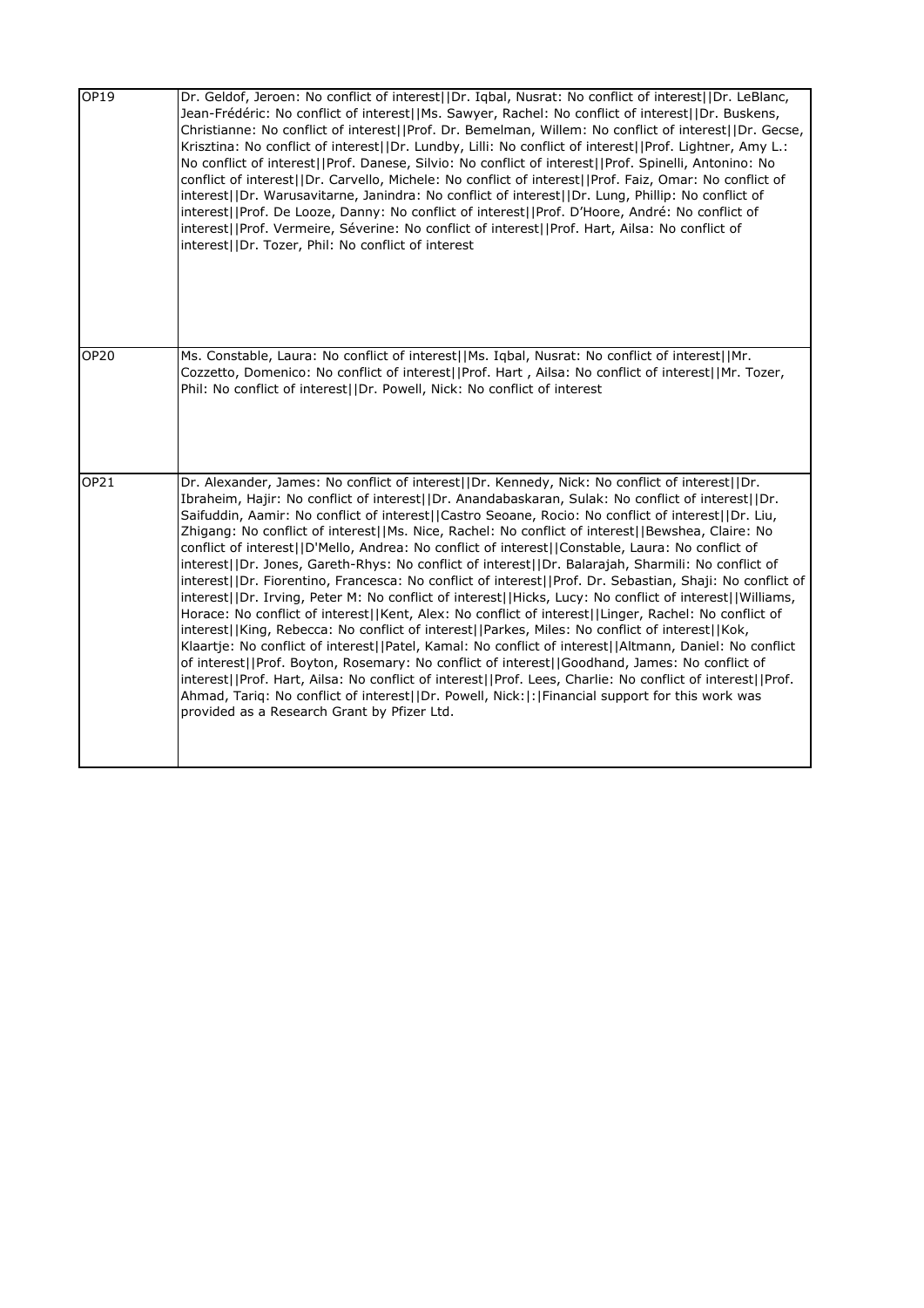| | |
|---|---|
| OP19 | Dr. Geldof, Jeroen: No conflict of interest\|\|Dr. Iqbal, Nusrat: No conflict of interest\|\|Dr. LeBlanc, Jean-Frédéric: No conflict of interest\|\|Ms. Sawyer, Rachel: No conflict of interest\|\|Dr. Buskens, Christianne: No conflict of interest\|\|Prof. Dr. Bemelman, Willem: No conflict of interest\|\|Dr. Gecse, Krisztina: No conflict of interest\|\|Dr. Lundby, Lilli: No conflict of interest\|\|Prof. Lightner, Amy L.: No conflict of interest\|\|Prof. Danese, Silvio: No conflict of interest\|\|Prof. Spinelli, Antonino: No conflict of interest\|\|Dr. Carvello, Michele: No conflict of interest\|\|Prof. Faiz, Omar: No conflict of interest\|\|Dr. Warusavitarne, Janindra: No conflict of interest\|\|Dr. Lung, Phillip: No conflict of interest\|\|Prof. De Looze, Danny: No conflict of interest\|\|Prof. D'Hoore, André: No conflict of interest\|\|Prof. Vermeire, Séverine: No conflict of interest\|\|Prof. Hart, Ailsa: No conflict of interest\|\|Dr. Tozer, Phil: No conflict of interest |
| OP20 | Ms. Constable, Laura: No conflict of interest\|\|Ms. Iqbal, Nusrat: No conflict of interest\|\|Mr. Cozzetto, Domenico: No conflict of interest\|\|Prof. Hart , Ailsa: No conflict of interest\|\|Mr. Tozer, Phil: No conflict of interest\|\|Dr. Powell, Nick: No conflict of interest |
| OP21 | Dr. Alexander, James: No conflict of interest\|\|Dr. Kennedy, Nick: No conflict of interest\|\|Dr. Ibraheim, Hajir: No conflict of interest\|\|Dr. Anandabaskaran, Sulak: No conflict of interest\|\|Dr. Saifuddin, Aamir: No conflict of interest\|\|Castro Seoane, Rocio: No conflict of interest\|\|Dr. Liu, Zhigang: No conflict of interest\|\|Ms. Nice, Rachel: No conflict of interest\|\|Bewshea, Claire: No conflict of interest\|\|D'Mello, Andrea: No conflict of interest\|\|Constable, Laura: No conflict of interest\|\|Dr. Jones, Gareth-Rhys: No conflict of interest\|\|Dr. Balarajah, Sharmili: No conflict of interest\|\|Dr. Fiorentino, Francesca: No conflict of interest\|\|Prof. Dr. Sebastian, Shaji: No conflict of interest\|\|Dr. Irving, Peter M: No conflict of interest\|\|Hicks, Lucy: No conflict of interest\|\|Williams, Horace: No conflict of interest\|\|Kent, Alex: No conflict of interest\|\|Linger, Rachel: No conflict of interest\|\|King, Rebecca: No conflict of interest\|\|Parkes, Miles: No conflict of interest\|\|Kok, Klaartje: No conflict of interest\|\|Patel, Kamal: No conflict of interest\|\|Altmann, Daniel: No conflict of interest\|\|Prof. Boyton, Rosemary: No conflict of interest\|\|Goodhand, James: No conflict of interest\|\|Prof. Hart, Ailsa: No conflict of interest\|\|Prof. Lees, Charlie: No conflict of interest\|\|Prof. Ahmad, Tariq: No conflict of interest\|\|Dr. Powell, Nick:\|:\|Financial support for this work was provided as a Research Grant by Pfizer Ltd. |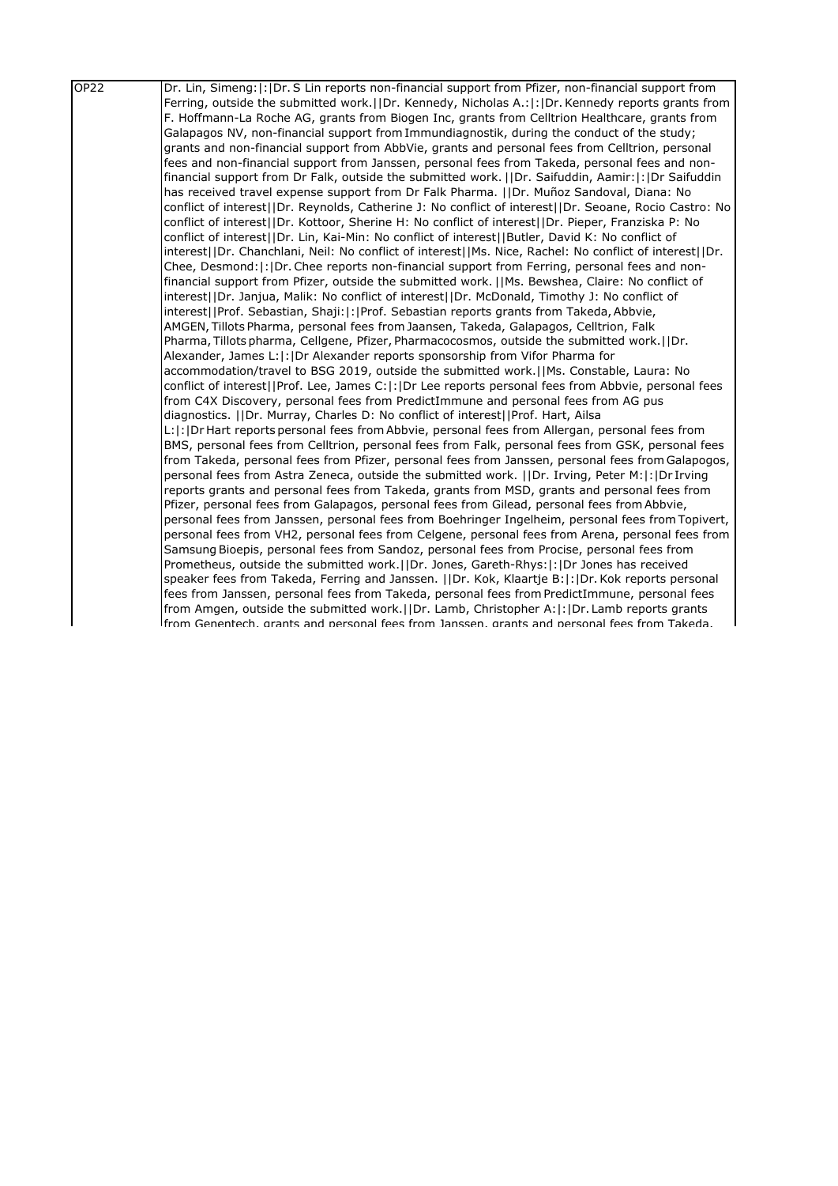| | |
|---|---|
| OP22 | Dr. Lin, Simeng:\|:\|Dr. S Lin reports non-financial support from Pfizer, non-financial support from Ferring, outside the submitted work.\|\|Dr. Kennedy, Nicholas A.:\|:\|Dr. Kennedy reports grants from F. Hoffmann-La Roche AG, grants from Biogen Inc, grants from Celltrion Healthcare, grants from Galapagos NV, non-financial support from Immundiagnostik, during the conduct of the study; grants and non-financial support from AbbVie, grants and personal fees from Celltrion, personal fees and non-financial support from Janssen, personal fees from Takeda, personal fees and non-financial support from Dr Falk, outside the submitted work. \|\|Dr. Saifuddin, Aamir:\|:\|Dr Saifuddin has received travel expense support from Dr Falk Pharma. \|\|Dr. Muñoz Sandoval, Diana: No conflict of interest\|\|Dr. Reynolds, Catherine J: No conflict of interest\|\|Dr. Seoane, Rocio Castro: No conflict of interest\|\|Dr. Kottoor, Sherine H: No conflict of interest\|\|Dr. Pieper, Franziska P: No conflict of interest\|\|Dr. Lin, Kai-Min: No conflict of interest\|\|Butler, David K: No conflict of interest\|\|Dr. Chanchlani, Neil: No conflict of interest\|\|Ms. Nice, Rachel: No conflict of interest\|\|Dr. Chee, Desmond:\|:\|Dr. Chee reports non-financial support from Ferring, personal fees and non-financial support from Pfizer, outside the submitted work. \|\|Ms. Bewshea, Claire: No conflict of interest\|\|Dr. Janjua, Malik: No conflict of interest\|\|Dr. McDonald, Timothy J: No conflict of interest\|\|Prof. Sebastian, Shaji:\|:\|Prof. Sebastian reports grants from Takeda, Abbvie, AMGEN, Tillots Pharma, personal fees from Jaansen, Takeda, Galapagos, Celltrion, Falk Pharma, Tillots pharma, Cellgene, Pfizer, Pharmacocosmos, outside the submitted work.\|\|Dr. Alexander, James L:\|:\|Dr Alexander reports sponsorship from Vifor Pharma for accommodation/travel to BSG 2019, outside the submitted work.\|\|Ms. Constable, Laura: No conflict of interest\|\|Prof. Lee, James C:\|:\|Dr Lee reports personal fees from Abbvie, personal fees from C4X Discovery, personal fees from PredictImmune and personal fees from AG pus diagnostics. \|\|Dr. Murray, Charles D: No conflict of interest\|\|Prof. Hart, Ailsa L:\|:\|Dr Hart reports personal fees from Abbvie, personal fees from Allergan, personal fees from BMS, personal fees from Celltrion, personal fees from Falk, personal fees from GSK, personal fees from Takeda, personal fees from Pfizer, personal fees from Janssen, personal fees from Galapogos, personal fees from Astra Zeneca, outside the submitted work. \|\|Dr. Irving, Peter M:\|:\|Dr Irving reports grants and personal fees from Takeda, grants from MSD, grants and personal fees from Pfizer, personal fees from Galapagos, personal fees from Gilead, personal fees from Abbvie, personal fees from Janssen, personal fees from Boehringer Ingelheim, personal fees from Topivert, personal fees from VH2, personal fees from Celgene, personal fees from Arena, personal fees from Samsung Bioepis, personal fees from Sandoz, personal fees from Procise, personal fees from Prometheus, outside the submitted work.\|\|Dr. Jones, Gareth-Rhys:\|:\|Dr Jones has received speaker fees from Takeda, Ferring and Janssen. \|\|Dr. Kok, Klaartje B:\|:\|Dr. Kok reports personal fees from Janssen, personal fees from Takeda, personal fees from PredictImmune, personal fees from Amgen, outside the submitted work.\|\|Dr. Lamb, Christopher A:\|:\|Dr. Lamb reports grants from Genentech, grants and personal fees from Janssen, grants and personal fees from Takeda, |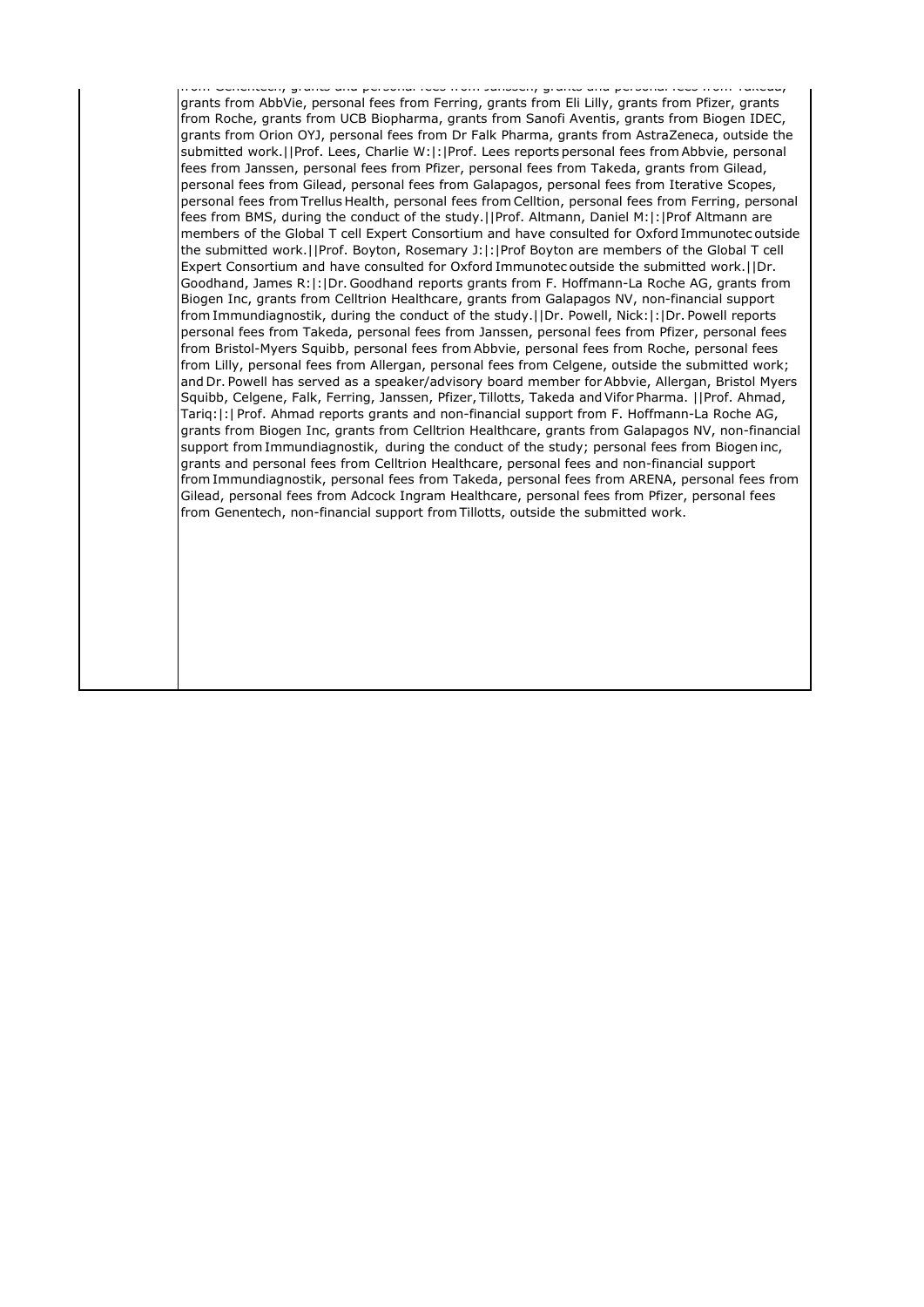from Genentech, grants and personal fees from Janssen, grants and personal fees from Takeda, grants from AbbVie, personal fees from Ferring, grants from Eli Lilly, grants from Pfizer, grants from Roche, grants from UCB Biopharma, grants from Sanofi Aventis, grants from Biogen IDEC, grants from Orion OYJ, personal fees from Dr Falk Pharma, grants from AstraZeneca, outside the submitted work.||Prof. Lees, Charlie W:|:|Prof. Lees reports personal fees from Abbvie, personal fees from Janssen, personal fees from Pfizer, personal fees from Takeda, grants from Gilead, personal fees from Gilead, personal fees from Galapagos, personal fees from Iterative Scopes, personal fees from Trellus Health, personal fees from Celltion, personal fees from Ferring, personal fees from BMS, during the conduct of the study.||Prof. Altmann, Daniel M:|:|Prof Altmann are members of the Global T cell Expert Consortium and have consulted for Oxford Immunotec outside the submitted work.||Prof. Boyton, Rosemary J:|:|Prof Boyton are members of the Global T cell Expert Consortium and have consulted for Oxford Immunotec outside the submitted work.||Dr. Goodhand, James R:|:|Dr. Goodhand reports grants from F. Hoffmann-La Roche AG, grants from Biogen Inc, grants from Celltrion Healthcare, grants from Galapagos NV, non-financial support from Immundiagnostik, during the conduct of the study.||Dr. Powell, Nick:|:|Dr. Powell reports personal fees from Takeda, personal fees from Janssen, personal fees from Pfizer, personal fees from Bristol-Myers Squibb, personal fees from Abbvie, personal fees from Roche, personal fees from Lilly, personal fees from Allergan, personal fees from Celgene, outside the submitted work; and Dr. Powell has served as a speaker/advisory board member for Abbvie, Allergan, Bristol Myers Squibb, Celgene, Falk, Ferring, Janssen, Pfizer, Tillotts, Takeda and Vifor Pharma. ||Prof. Ahmad, Tariq:|:| Prof. Ahmad reports grants and non-financial support from F. Hoffmann-La Roche AG, grants from Biogen Inc, grants from Celltrion Healthcare, grants from Galapagos NV, non-financial support from Immundiagnostik, during the conduct of the study; personal fees from Biogen inc, grants and personal fees from Celltrion Healthcare, personal fees and non-financial support from Immundiagnostik, personal fees from Takeda, personal fees from ARENA, personal fees from Gilead, personal fees from Adcock Ingram Healthcare, personal fees from Pfizer, personal fees from Genentech, non-financial support from Tillotts, outside the submitted work.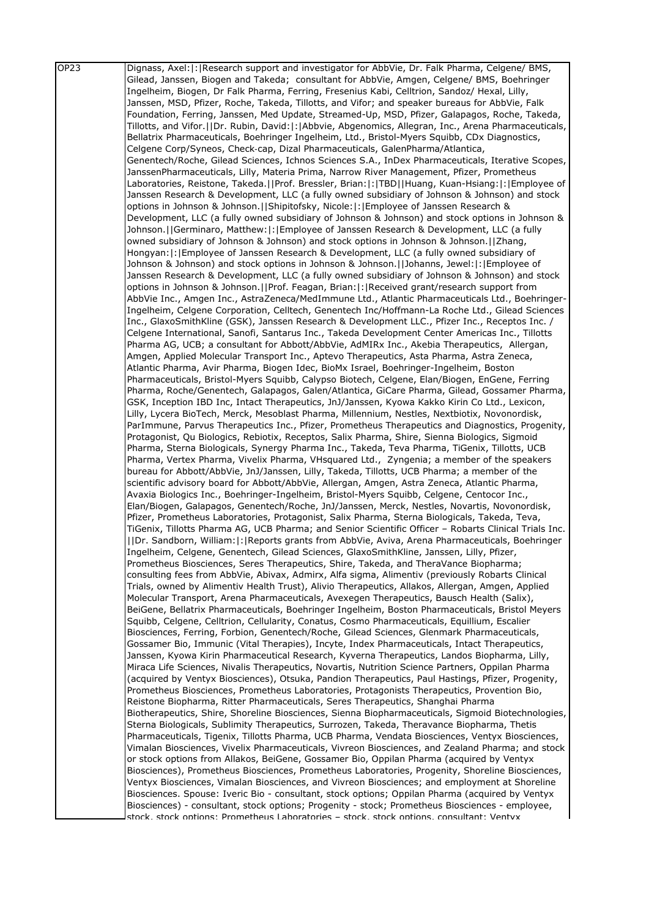| OP23 | Dignass, Axel:\|:\|Research support and investigator for AbbVie, Dr. Falk Pharma, Celgene/ BMS, Gilead, Janssen, Biogen and Takeda; consultant for AbbVie, Amgen, Celgene/ BMS, Boehringer Ingelheim, Biogen, Dr Falk Pharma, Ferring, Fresenius Kabi, Celltrion, Sandoz/ Hexal, Lilly, Janssen, MSD, Pfizer, Roche, Takeda, Tillotts, and Vifor; and speaker bureaus for AbbVie, Falk Foundation, Ferring, Janssen, Med Update, Streamed-Up, MSD, Pfizer, Galapagos, Roche, Takeda, Tillotts, and Vifor.\|\|Dr. Rubin, David:\|:\|Abbvie, Abgenomics, Allegran, Inc., Arena Pharmaceuticals, Bellatrix Pharmaceuticals, Boehringer Ingelheim, Ltd., Bristol-Myers Squibb, CDx Diagnostics, Celgene Corp/Syneos, Check-cap, Dizal Pharmaceuticals, GalenPharma/Atlantica, Genentech/Roche, Gilead Sciences, Ichnos Sciences S.A., InDex Pharmaceuticals, Iterative Scopes, JanssenPharmaceuticals, Lilly, Materia Prima, Narrow River Management, Pfizer, Prometheus Laboratories, Reistone, Takeda.\|\|Prof. Bressler, Brian:\|:\|TBD\|\|Huang, Kuan-Hsiang:\|:\|Employee of Janssen Research & Development, LLC (a fully owned subsidiary of Johnson & Johnson) and stock options in Johnson & Johnson.\|\|Shipitofsky, Nicole:\|:\|Employee of Janssen Research & Development, LLC (a fully owned subsidiary of Johnson & Johnson) and stock options in Johnson & Johnson.\|\|Germinaro, Matthew:\|:\|Employee of Janssen Research & Development, LLC (a fully owned subsidiary of Johnson & Johnson) and stock options in Johnson & Johnson.\|\|Zhang, Hongyan:\|:\|Employee of Janssen Research & Development, LLC (a fully owned subsidiary of Johnson & Johnson) and stock options in Johnson & Johnson.\|\|Johanns, Jewel:\|:\|Employee of Janssen Research & Development, LLC (a fully owned subsidiary of Johnson & Johnson) and stock options in Johnson & Johnson.\|\|Prof. Feagan, Brian:\|:\|Received grant/research support from AbbVie Inc., Amgen Inc., AstraZeneca/MedImmune Ltd., Atlantic Pharmaceuticals Ltd., Boehringer-Ingelheim, Celgene Corporation, Celltech, Genentech Inc/Hoffmann-La Roche Ltd., Gilead Sciences Inc., GlaxoSmithKline (GSK), Janssen Research & Development LLC., Pfizer Inc., Receptos Inc. / Celgene International, Sanofi, Santarus Inc., Takeda Development Center Americas Inc., Tillotts Pharma AG, UCB; a consultant for Abbott/AbbVie, AdMIRx Inc., Akebia Therapeutics, Allergan, Amgen, Applied Molecular Transport Inc., Aptevo Therapeutics, Asta Pharma, Astra Zeneca, Atlantic Pharma, Avir Pharma, Biogen Idec, BioMx Israel, Boehringer-Ingelheim, Boston Pharmaceuticals, Bristol-Myers Squibb, Calypso Biotech, Celgene, Elan/Biogen, EnGene, Ferring Pharma, Roche/Genentech, Galapagos, Galen/Atlantica, GiCare Pharma, Gilead, Gossamer Pharma, GSK, Inception IBD Inc, Intact Therapeutics, JnJ/Janssen, Kyowa Kakko Kirin Co Ltd., Lexicon, Lilly, Lycera BioTech, Merck, Mesoblast Pharma, Millennium, Nestles, Nextbiotix, Novonordisk, ParImmune, Parvus Therapeutics Inc., Pfizer, Prometheus Therapeutics and Diagnostics, Progenity, Protagonist, Qu Biologics, Rebiotix, Receptos, Salix Pharma, Shire, Sienna Biologics, Sigmoid Pharma, Sterna Biologicals, Synergy Pharma Inc., Takeda, Teva Pharma, TiGenix, Tillotts, UCB Pharma, Vertex Pharma, Vivelix Pharma, VHsquared Ltd., Zyngenia; a member of the speakers bureau for Abbott/AbbVie, JnJ/Janssen, Lilly, Takeda, Tillotts, UCB Pharma; a member of the scientific advisory board for Abbott/AbbVie, Allergan, Amgen, Astra Zeneca, Atlantic Pharma, Avaxia Biologics Inc., Boehringer-Ingelheim, Bristol-Myers Squibb, Celgene, Centocor Inc., Elan/Biogen, Galapagos, Genentech/Roche, JnJ/Janssen, Merck, Nestles, Novartis, Novonordisk, Pfizer, Prometheus Laboratories, Protagonist, Salix Pharma, Sterna Biologicals, Takeda, Teva, TiGenix, Tillotts Pharma AG, UCB Pharma; and Senior Scientific Officer – Robarts Clinical Trials Inc. \|\|Dr. Sandborn, William:\|:\|Reports grants from AbbVie, Aviva, Arena Pharmaceuticals, Boehringer Ingelheim, Celgene, Genentech, Gilead Sciences, GlaxoSmithKline, Janssen, Lilly, Pfizer, Prometheus Biosciences, Seres Therapeutics, Shire, Takeda, and TheraVance Biopharma; consulting fees from AbbVie, Abivax, Admirx, Alfa sigma, Alimentiv (previously Robarts Clinical Trials, owned by Alimentiv Health Trust), Alivio Therapeutics, Allakos, Allergan, Amgen, Applied Molecular Transport, Arena Pharmaceuticals, Avexegen Therapeutics, Bausch Health (Salix), BeiGene, Bellatrix Pharmaceuticals, Boehringer Ingelheim, Boston Pharmaceuticals, Bristol Meyers Squibb, Celgene, Celltrion, Cellularity, Conatus, Cosmo Pharmaceuticals, Equillium, Escalier Biosciences, Ferring, Forbion, Genentech/Roche, Gilead Sciences, Glenmark Pharmaceuticals, Gossamer Bio, Immunic (Vital Therapies), Incyte, Index Pharmaceuticals, Intact Therapeutics, Janssen, Kyowa Kirin Pharmaceutical Research, Kyverna Therapeutics, Landos Biopharma, Lilly, Miraca Life Sciences, Nivalis Therapeutics, Novartis, Nutrition Science Partners, Oppilan Pharma (acquired by Ventyx Biosciences), Otsuka, Pandion Therapeutics, Paul Hastings, Pfizer, Progenity, Prometheus Biosciences, Prometheus Laboratories, Protagonists Therapeutics, Provention Bio, Reistone Biopharma, Ritter Pharmaceuticals, Seres Therapeutics, Shanghai Pharma Biotherapeutics, Shire, Shoreline Biosciences, Sienna Biopharmaceuticals, Sigmoid Biotechnologies, Sterna Biologicals, Sublimity Therapeutics, Surrozen, Takeda, Theravance Biopharma, Thetis Pharmaceuticals, Tigenix, Tillotts Pharma, UCB Pharma, Vendata Biosciences, Ventyx Biosciences, Vimalan Biosciences, Vivelix Pharmaceuticals, Vivreon Biosciences, and Zealand Pharma; and stock or stock options from Allakos, BeiGene, Gossamer Bio, Oppilan Pharma (acquired by Ventyx Biosciences), Prometheus Biosciences, Prometheus Laboratories, Progenity, Shoreline Biosciences, Ventyx Biosciences, Vimalan Biosciences, and Vivreon Biosciences; and employment at Shoreline Biosciences. Spouse: Iveric Bio - consultant, stock options; Oppilan Pharma (acquired by Ventyx Biosciences) - consultant, stock options; Progenity - stock; Prometheus Biosciences - employee, stock, stock options; Prometheus Laboratories – stock, stock options, consultant; Ventyx |
|---|---|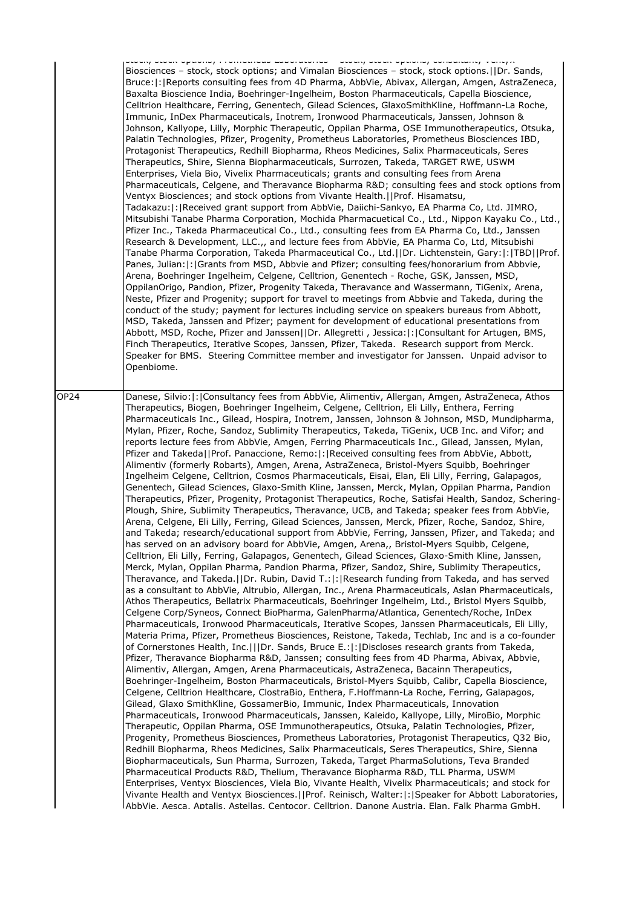| | |
|---|---|
| | stock, stock options; Prometheus Laboratories – stock, stock options; consultant; Ventyx Biosciences – stock, stock options; and Vimalan Biosciences – stock, stock options.\|\|Dr. Sands, Bruce:\|:\|Reports consulting fees from 4D Pharma, AbbVie, Abivax, Allergan, Amgen, AstraZeneca, Baxalta Bioscience India, Boehringer-Ingelheim, Boston Pharmaceuticals, Capella Bioscience, Celltrion Healthcare, Ferring, Genentech, Gilead Sciences, GlaxoSmithKline, Hoffmann-La Roche, Immunic, InDex Pharmaceuticals, Inotrem, Ironwood Pharmaceuticals, Janssen, Johnson & Johnson, Kallyope, Lilly, Morphic Therapeutic, Oppilan Pharma, OSE Immunotherapeutics, Otsuka, Palatin Technologies, Pfizer, Progenity, Prometheus Laboratories, Prometheus Biosciences IBD, Protagonist Therapeutics, Redhill Biopharma, Rheos Medicines, Salix Pharmaceuticals, Seres Therapeutics, Shire, Sienna Biopharmaceuticals, Surrozen, Takeda, TARGET RWE, USWM Enterprises, Viela Bio, Vivelix Pharmaceuticals; grants and consulting fees from Arena Pharmaceuticals, Celgene, and Theravance Biopharma R&D; consulting fees and stock options from Ventyx Biosciences; and stock options from Vivante Health.\|\|Prof. Hisamatsu, Tadakazu:\|:\|Received grant support from AbbVie, Daiichi-Sankyo, EA Pharma Co, Ltd. JIMRO, Mitsubishi Tanabe Pharma Corporation, Mochida Pharmacuetical Co., Ltd., Nippon Kayaku Co., Ltd., Pfizer Inc., Takeda Pharmaceutical Co., Ltd., consulting fees from EA Pharma Co, Ltd., Janssen Research & Development, LLC.,, and lecture fees from AbbVie, EA Pharma Co, Ltd, Mitsubishi Tanabe Pharma Corporation, Takeda Pharmaceutical Co., Ltd.\|\|Dr. Lichtenstein, Gary:\|:\|TBD\|\|Prof. Panes, Julian:\|:\|Grants from MSD, Abbvie and Pfizer; consulting fees/honorarium from Abbvie, Arena, Boehringer Ingelheim, Celgene, Celltrion, Genentech - Roche, GSK, Janssen, MSD, OppilanOrigo, Pandion, Pfizer, Progenity Takeda, Theravance and Wassermann, TiGenix, Arena, Neste, Pfizer and Progenity; support for travel to meetings from Abbvie and Takeda, during the conduct of the study; payment for lectures including service on speakers bureaus from Abbott, MSD, Takeda, Janssen and Pfizer; payment for development of educational presentations from Abbott, MSD, Roche, Pfizer and Janssen\|\|Dr. Allegretti , Jessica:\|:\|Consultant for Artugen, BMS, Finch Therapeutics, Iterative Scopes, Janssen, Pfizer, Takeda. Research support from Merck. Speaker for BMS. Steering Committee member and investigator for Janssen. Unpaid advisor to Openbiome. |
| OP24 | Danese, Silvio:\|:\|Consultancy fees from AbbVie, Alimentiv, Allergan, Amgen, AstraZeneca, Athos Therapeutics, Biogen, Boehringer Ingelheim, Celgene, Celltrion, Eli Lilly, Enthera, Ferring Pharmaceuticals Inc., Gilead, Hospira, Inotrem, Janssen, Johnson & Johnson, MSD, Mundipharma, Mylan, Pfizer, Roche, Sandoz, Sublimity Therapeutics, Takeda, TiGenix, UCB Inc. and Vifor; and reports lecture fees from AbbVie, Amgen, Ferring Pharmaceuticals Inc., Gilead, Janssen, Mylan, Pfizer and Takeda\|\|Prof. Panaccione, Remo:\|:\|Received consulting fees from AbbVie, Abbott, Alimentiv (formerly Robarts), Amgen, Arena, AstraZeneca, Bristol-Myers Squibb, Boehringer Ingelheim Celgene, Celltrion, Cosmos Pharmaceuticals, Eisai, Elan, Eli Lilly, Ferring, Galapagos, Genentech, Gilead Sciences, Glaxo-Smith Kline, Janssen, Merck, Mylan, Oppilan Pharma, Pandion Therapeutics, Pfizer, Progenity, Protagonist Therapeutics, Roche, Satisfai Health, Sandoz, Schering-Plough, Shire, Sublimity Therapeutics, Theravance, UCB, and Takeda; speaker fees from AbbVie, Arena, Celgene, Eli Lilly, Ferring, Gilead Sciences, Janssen, Merck, Pfizer, Roche, Sandoz, Shire, and Takeda; research/educational support from AbbVie, Ferring, Janssen, Pfizer, and Takeda; and has served on an advisory board for AbbVie, Amgen, Arena,, Bristol-Myers Squibb, Celgene, Celltrion, Eli Lilly, Ferring, Galapagos, Genentech, Gilead Sciences, Glaxo-Smith Kline, Janssen, Merck, Mylan, Oppilan Pharma, Pandion Pharma, Pfizer, Sandoz, Shire, Sublimity Therapeutics, Theravance, and Takeda.\|\|Dr. Rubin, David T.:\|:\|Research funding from Takeda, and has served as a consultant to AbbVie, Altrubio, Allergan, Inc., Arena Pharmaceuticals, Aslan Pharmaceuticals, Athos Therapeutics, Bellatrix Pharmaceuticals, Boehringer Ingelheim, Ltd., Bristol Myers Squibb, Celgene Corp/Syneos, Connect BioPharma, GalenPharma/Atlantica, Genentech/Roche, InDex Pharmaceuticals, Ironwood Pharmaceuticals, Iterative Scopes, Janssen Pharmaceuticals, Eli Lilly, Materia Prima, Pfizer, Prometheus Biosciences, Reistone, Takeda, Techlab, Inc and is a co-founder of Cornerstones Health, Inc.\|\|\|Dr. Sands, Bruce E.:\|:\|Discloses research grants from Takeda, Pfizer, Theravance Biopharma R&D, Janssen; consulting fees from 4D Pharma, Abivax, Abbvie, Alimentiv, Allergan, Amgen, Arena Pharmaceuticals, AstraZeneca, Bacainn Therapeutics, Boehringer-Ingelheim, Boston Pharmaceuticals, Bristol-Myers Squibb, Calibr, Capella Bioscience, Celgene, Celltrion Healthcare, ClostraBio, Enthera, F.Hoffmann-La Roche, Ferring, Galapagos, Gilead, Glaxo SmithKline, GossamerBio, Immunic, Index Pharmaceuticals, Innovation Pharmaceuticals, Ironwood Pharmaceuticals, Janssen, Kaleido, Kallyope, Lilly, MiroBio, Morphic Therapeutic, Oppilan Pharma, OSE Immunotherapeutics, Otsuka, Palatin Technologies, Pfizer, Progenity, Prometheus Biosciences, Prometheus Laboratories, Protagonist Therapeutics, Q32 Bio, Redhill Biopharma, Rheos Medicines, Salix Pharmaceuticals, Seres Therapeutics, Shire, Sienna Biopharmaceuticals, Sun Pharma, Surrozen, Takeda, Target PharmaSolutions, Teva Branded Pharmaceutical Products R&D, Thelium, Theravance Biopharma R&D, TLL Pharma, USWM Enterprises, Ventyx Biosciences, Viela Bio, Vivante Health, Vivelix Pharmaceuticals; and stock for Vivante Health and Ventyx Biosciences.\|\|Prof. Reinisch, Walter:\|:\|Speaker for Abbott Laboratories, AbbVie, Aesca, Aptalis, Astellas, Centocor, Celltrion, Danone Austria, Elan, Falk Pharma GmbH, |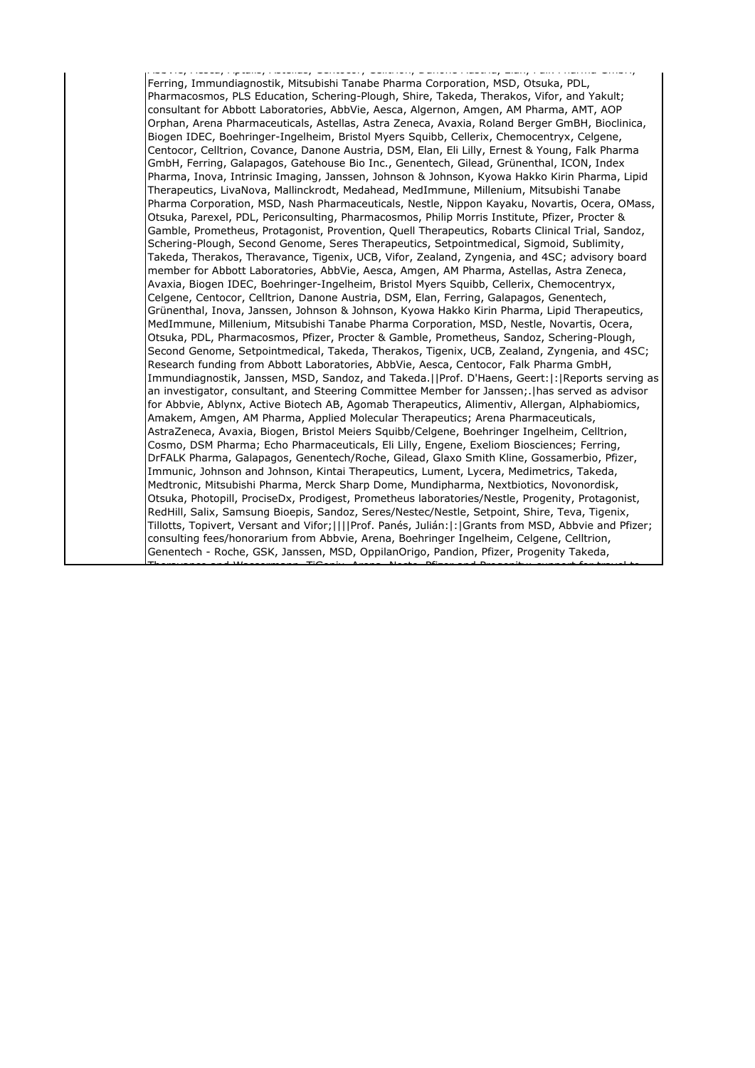| | AbbVie, Aesca, Aptalis, Astellas, Centocor, Celltrion, Danone Austria, Elan, Falk Pharma GmbH, Ferring, Immundiagnostik, Mitsubishi Tanabe Pharma Corporation, MSD, Otsuka, PDL, Pharmacosmos, PLS Education, Schering-Plough, Shire, Takeda, Therakos, Vifor, and Yakult; consultant for Abbott Laboratories, AbbVie, Aesca, Algernon, Amgen, AM Pharma, AMT, AOP Orphan, Arena Pharmaceuticals, Astellas, Astra Zeneca, Avaxia, Roland Berger GmBH, Bioclinica, Biogen IDEC, Boehringer-Ingelheim, Bristol Myers Squibb, Cellerix, Chemocentryx, Celgene, Centocor, Celltrion, Covance, Danone Austria, DSM, Elan, Eli Lilly, Ernest & Young, Falk Pharma GmbH, Ferring, Galapagos, Gatehouse Bio Inc., Genentech, Gilead, Grünenthal, ICON, Index Pharma, Inova, Intrinsic Imaging, Janssen, Johnson & Johnson, Kyowa Hakko Kirin Pharma, Lipid Therapeutics, LivaNova, Mallinckrodt, Medahead, MedImmune, Millenium, Mitsubishi Tanabe Pharma Corporation, MSD, Nash Pharmaceuticals, Nestle, Nippon Kayaku, Novartis, Ocera, OMass, Otsuka, Parexel, PDL, Periconsulting, Pharmacosmos, Philip Morris Institute, Pfizer, Procter & Gamble, Prometheus, Protagonist, Provention, Quell Therapeutics, Robarts Clinical Trial, Sandoz, Schering-Plough, Second Genome, Seres Therapeutics, Setpointmedical, Sigmoid, Sublimity, Takeda, Therakos, Theravance, Tigenix, UCB, Vifor, Zealand, Zyngenia, and 4SC; advisory board member for Abbott Laboratories, AbbVie, Aesca, Amgen, AM Pharma, Astellas, Astra Zeneca, Avaxia, Biogen IDEC, Boehringer-Ingelheim, Bristol Myers Squibb, Cellerix, Chemocentryx, Celgene, Centocor, Celltrion, Danone Austria, DSM, Elan, Ferring, Galapagos, Genentech, Grünenthal, Inova, Janssen, Johnson & Johnson, Kyowa Hakko Kirin Pharma, Lipid Therapeutics, MedImmune, Millenium, Mitsubishi Tanabe Pharma Corporation, MSD, Nestle, Novartis, Ocera, Otsuka, PDL, Pharmacosmos, Pfizer, Procter & Gamble, Prometheus, Sandoz, Schering-Plough, Second Genome, Setpointmedical, Takeda, Therakos, Tigenix, UCB, Zealand, Zyngenia, and 4SC; Research funding from Abbott Laboratories, AbbVie, Aesca, Centocor, Falk Pharma GmbH, Immundiagnostik, Janssen, MSD, Sandoz, and Takeda.\|\|Prof. D'Haens, Geert:\|:\|Reports serving as an investigator, consultant, and Steering Committee Member for Janssen;.\|has served as advisor for Abbvie, Ablynx, Active Biotech AB, Agomab Therapeutics, Alimentiv, Allergan, Alphabiomics, Amakem, Amgen, AM Pharma, Applied Molecular Therapeutics; Arena Pharmaceuticals, AstraZeneca, Avaxia, Biogen, Bristol Meiers Squibb/Celgene, Boehringer Ingelheim, Celltrion, Cosmo, DSM Pharma; Echo Pharmaceuticals, Eli Lilly, Engene, Exeliom Biosciences; Ferring, DrFALK Pharma, Galapagos, Genentech/Roche, Gilead, Glaxo Smith Kline, Gossamerbio, Pfizer, Immunic, Johnson and Johnson, Kintai Therapeutics, Lument, Lycera, Medimetrics, Takeda, Medtronic, Mitsubishi Pharma, Merck Sharp Dome, Mundipharma, Nextbiotics, Novonordisk, Otsuka, Photopill, ProciseDx, Prodigest, Prometheus laboratories/Nestle, Progenity, Protagonist, RedHill, Salix, Samsung Bioepis, Sandoz, Seres/Nestec/Nestle, Setpoint, Shire, Teva, Tigenix, Tillotts, Topivert, Versant and Vifor;\|\|\|\|Prof. Panés, Julián:\|:\|Grants from MSD, Abbvie and Pfizer; consulting fees/honorarium from Abbvie, Arena, Boehringer Ingelheim, Celgene, Celltrion, Genentech - Roche, GSK, Janssen, MSD, OppilanOrigo, Pandion, Pfizer, Progenity Takeda, Theravance and Wassermann, TiGenix, Arena, Nestle, Pfizer and Progenity; support for travel to |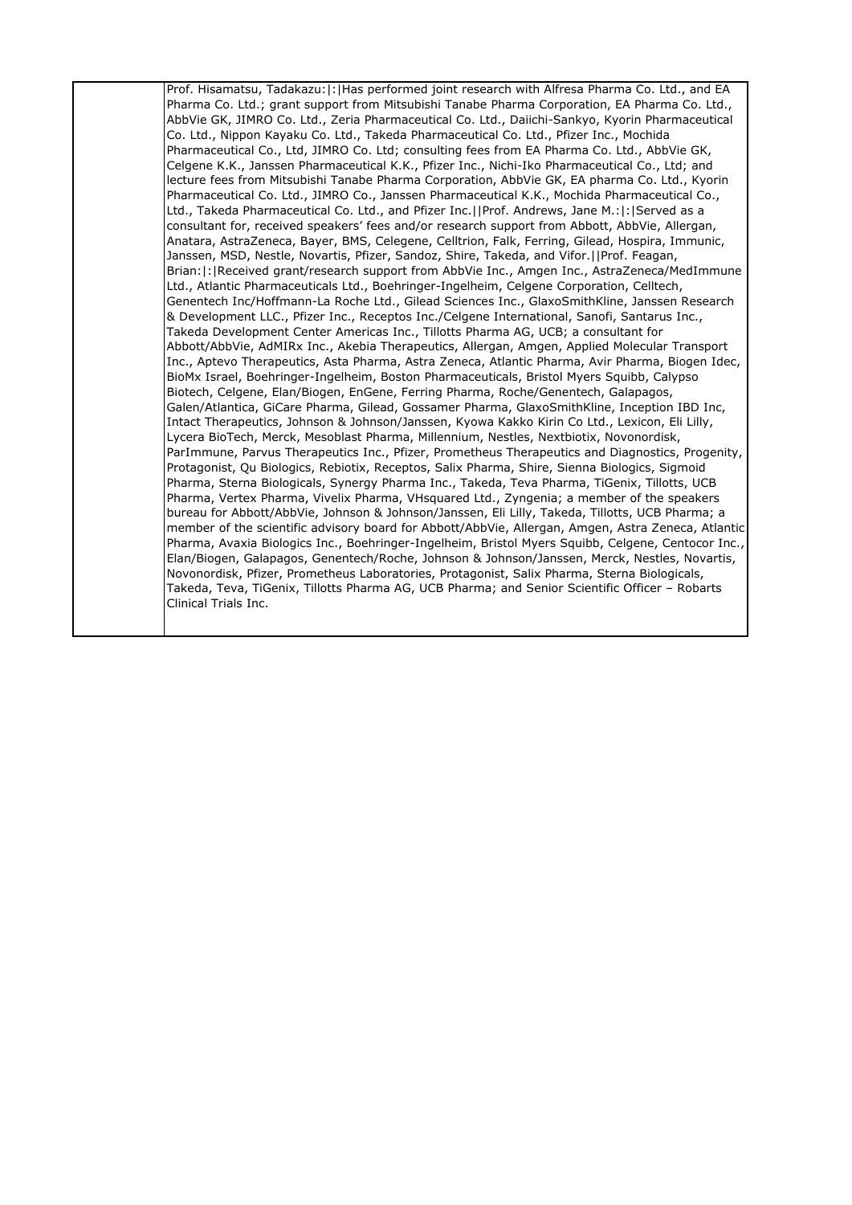| | |
|---|---|
| | Prof. Hisamatsu, Tadakazu:\|:\|Has performed joint research with Alfresa Pharma Co. Ltd., and EA Pharma Co. Ltd.; grant support from Mitsubishi Tanabe Pharma Corporation, EA Pharma Co. Ltd., AbbVie GK, JIMRO Co. Ltd., Zeria Pharmaceutical Co. Ltd., Daiichi-Sankyo, Kyorin Pharmaceutical Co. Ltd., Nippon Kayaku Co. Ltd., Takeda Pharmaceutical Co. Ltd., Pfizer Inc., Mochida Pharmaceutical Co., Ltd, JIMRO Co. Ltd; consulting fees from EA Pharma Co. Ltd., AbbVie GK, Celgene K.K., Janssen Pharmaceutical K.K., Pfizer Inc., Nichi-Iko Pharmaceutical Co., Ltd; and lecture fees from Mitsubishi Tanabe Pharma Corporation, AbbVie GK, EA pharma Co. Ltd., Kyorin Pharmaceutical Co. Ltd., JIMRO Co., Janssen Pharmaceutical K.K., Mochida Pharmaceutical Co., Ltd., Takeda Pharmaceutical Co. Ltd., and Pfizer Inc.\|\|Prof. Andrews, Jane M.:\|:\|Served as a consultant for, received speakers' fees and/or research support from Abbott, AbbVie, Allergan, Anatara, AstraZeneca, Bayer, BMS, Celegene, Celltrion, Falk, Ferring, Gilead, Hospira, Immunic, Janssen, MSD, Nestle, Novartis, Pfizer, Sandoz, Shire, Takeda, and Vifor.\|\|Prof. Feagan, Brian:\|:\|Received grant/research support from AbbVie Inc., Amgen Inc., AstraZeneca/MedImmune Ltd., Atlantic Pharmaceuticals Ltd., Boehringer-Ingelheim, Celgene Corporation, Celltech, Genentech Inc/Hoffmann-La Roche Ltd., Gilead Sciences Inc., GlaxoSmithKline, Janssen Research & Development LLC., Pfizer Inc., Receptos Inc./Celgene International, Sanofi, Santarus Inc., Takeda Development Center Americas Inc., Tillotts Pharma AG, UCB; a consultant for Abbott/AbbVie, AdMIRx Inc., Akebia Therapeutics, Allergan, Amgen, Applied Molecular Transport Inc., Aptevo Therapeutics, Asta Pharma, Astra Zeneca, Atlantic Pharma, Avir Pharma, Biogen Idec, BioMx Israel, Boehringer-Ingelheim, Boston Pharmaceuticals, Bristol Myers Squibb, Calypso Biotech, Celgene, Elan/Biogen, EnGene, Ferring Pharma, Roche/Genentech, Galapagos, Galen/Atlantica, GiCare Pharma, Gilead, Gossamer Pharma, GlaxoSmithKline, Inception IBD Inc, Intact Therapeutics, Johnson & Johnson/Janssen, Kyowa Kakko Kirin Co Ltd., Lexicon, Eli Lilly, Lycera BioTech, Merck, Mesoblast Pharma, Millennium, Nestles, Nextbiotix, Novonordisk, ParImmune, Parvus Therapeutics Inc., Pfizer, Prometheus Therapeutics and Diagnostics, Progenity, Protagonist, Qu Biologics, Rebiotix, Receptos, Salix Pharma, Shire, Sienna Biologics, Sigmoid Pharma, Sterna Biologicals, Synergy Pharma Inc., Takeda, Teva Pharma, TiGenix, Tillotts, UCB Pharma, Vertex Pharma, Vivelix Pharma, VHsquared Ltd., Zyngenia; a member of the speakers bureau for Abbott/AbbVie, Johnson & Johnson/Janssen, Eli Lilly, Takeda, Tillotts, UCB Pharma; a member of the scientific advisory board for Abbott/AbbVie, Allergan, Amgen, Astra Zeneca, Atlantic Pharma, Avaxia Biologics Inc., Boehringer-Ingelheim, Bristol Myers Squibb, Celgene, Centocor Inc., Elan/Biogen, Galapagos, Genentech/Roche, Johnson & Johnson/Janssen, Merck, Nestles, Novartis, Novonordisk, Pfizer, Prometheus Laboratories, Protagonist, Salix Pharma, Sterna Biologicals, Takeda, Teva, TiGenix, Tillotts Pharma AG, UCB Pharma; and Senior Scientific Officer – Robarts Clinical Trials Inc. |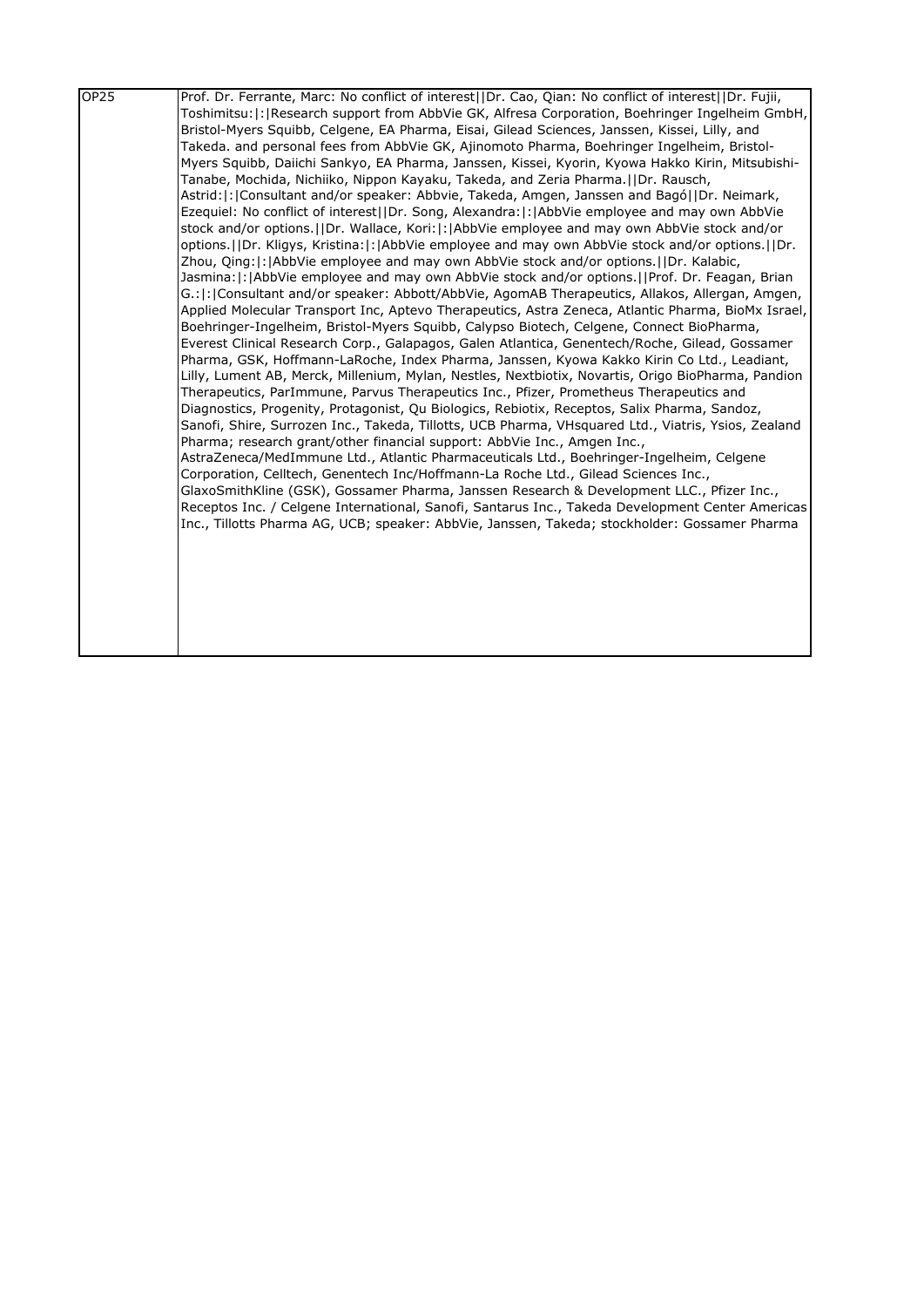| OP25 | Prof. Dr. Ferrante, Marc: No conflict of interest\|\|Dr. Cao, Qian: No conflict of interest\|\|Dr. Fujii, Toshimitsu:\|:\|Research support from AbbVie GK, Alfresa Corporation, Boehringer Ingelheim GmbH, Bristol-Myers Squibb, Celgene, EA Pharma, Eisai, Gilead Sciences, Janssen, Kissei, Lilly, and Takeda. and personal fees from AbbVie GK, Ajinomoto Pharma, Boehringer Ingelheim, Bristol-Myers Squibb, Daiichi Sankyo, EA Pharma, Janssen, Kissei, Kyorin, Kyowa Hakko Kirin, Mitsubishi-Tanabe, Mochida, Nichiiko, Nippon Kayaku, Takeda, and Zeria Pharma.\|\|Dr. Rausch, Astrid:\|:\|Consultant and/or speaker: Abbvie, Takeda, Amgen, Janssen and Bagó\|\|Dr. Neimark, Ezequiel: No conflict of interest\|\|Dr. Song, Alexandra:\|:\|AbbVie employee and may own AbbVie stock and/or options.\|\|Dr. Wallace, Kori:\|:\|AbbVie employee and may own AbbVie stock and/or options.\|\|Dr. Kligys, Kristina:\|:\|AbbVie employee and may own AbbVie stock and/or options.\|\|Dr. Zhou, Qing:\|:\|AbbVie employee and may own AbbVie stock and/or options.\|\|Dr. Kalabic, Jasmina:\|:\|AbbVie employee and may own AbbVie stock and/or options.\|\|Prof. Dr. Feagan, Brian G.:\|:\|Consultant and/or speaker: Abbott/AbbVie, AgomAB Therapeutics, Allakos, Allergan, Amgen, Applied Molecular Transport Inc, Aptevo Therapeutics, Astra Zeneca, Atlantic Pharma, BioMx Israel, Boehringer-Ingelheim, Bristol-Myers Squibb, Calypso Biotech, Celgene, Connect BioPharma, Everest Clinical Research Corp., Galapagos, Galen Atlantica, Genentech/Roche, Gilead, Gossamer Pharma, GSK, Hoffmann-LaRoche, Index Pharma, Janssen, Kyowa Kakko Kirin Co Ltd., Leadiant, Lilly, Lument AB, Merck, Millenium, Mylan, Nestles, Nextbiotix, Novartis, Origo BioPharma, Pandion Therapeutics, ParImmune, Parvus Therapeutics Inc., Pfizer, Prometheus Therapeutics and Diagnostics, Progenity, Protagonist, Qu Biologics, Rebiotix, Receptos, Salix Pharma, Sandoz, Sanofi, Shire, Surrozen Inc., Takeda, Tillotts, UCB Pharma, VHsquared Ltd., Viatris, Ysios, Zealand Pharma; research grant/other financial support: AbbVie Inc., Amgen Inc., AstraZeneca/MedImmune Ltd., Atlantic Pharmaceuticals Ltd., Boehringer-Ingelheim, Celgene Corporation, Celltech, Genentech Inc/Hoffmann-La Roche Ltd., Gilead Sciences Inc., GlaxoSmithKline (GSK), Gossamer Pharma, Janssen Research & Development LLC., Pfizer Inc., Receptos Inc. / Celgene International, Sanofi, Santarus Inc., Takeda Development Center Americas Inc., Tillotts Pharma AG, UCB; speaker: AbbVie, Janssen, Takeda; stockholder: Gossamer Pharma |
|---|---|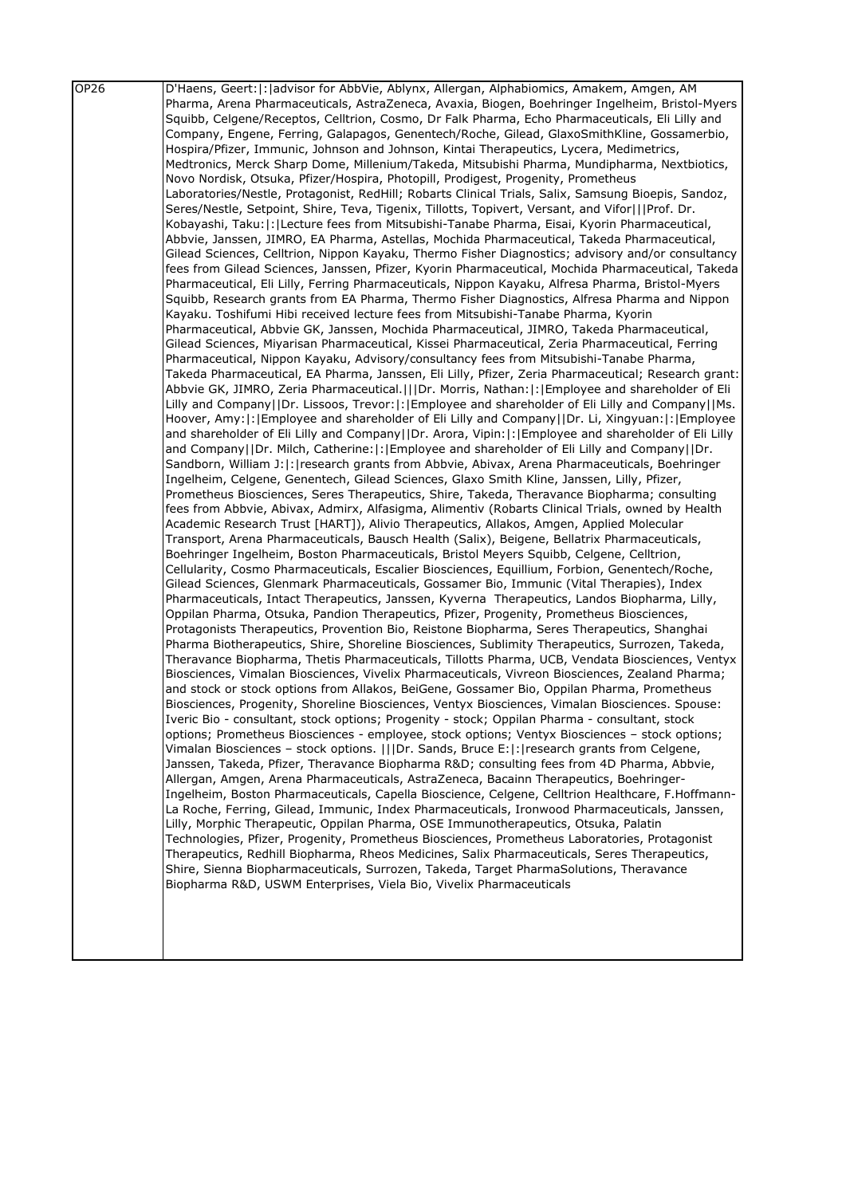| OP26 | D'Haens, Geert:\|:\|advisor for AbbVie, Ablynx, Allergan, Alphabiomics, Amakem, Amgen, AM Pharma, Arena Pharmaceuticals, AstraZeneca, Avaxia, Biogen, Boehringer Ingelheim, Bristol-Myers Squibb, Celgene/Receptos, Celltrion, Cosmo, Dr Falk Pharma, Echo Pharmaceuticals, Eli Lilly and Company, Engene, Ferring, Galapagos, Genentech/Roche, Gilead, GlaxoSmithKline, Gossamerbio, Hospira/Pfizer, Immunic, Johnson and Johnson, Kintai Therapeutics, Lycera, Medimetrics, Medtronics, Merck Sharp Dome, Millenium/Takeda, Mitsubishi Pharma, Mundipharma, Nextbiotics, Novo Nordisk, Otsuka, Pfizer/Hospira, Photopill, Prodigest, Progenity, Prometheus Laboratories/Nestle, Protagonist, RedHill; Robarts Clinical Trials, Salix, Samsung Bioepis, Sandoz, Seres/Nestle, Setpoint, Shire, Teva, Tigenix, Tillotts, Topivert, Versant, and Vifor\|\|\|Prof. Dr. Kobayashi, Taku:\|:\|Lecture fees from Mitsubishi-Tanabe Pharma, Eisai, Kyorin Pharmaceutical, Abbvie, Janssen, JIMRO, EA Pharma, Astellas, Mochida Pharmaceutical, Takeda Pharmaceutical, Gilead Sciences, Celltrion, Nippon Kayaku, Thermo Fisher Diagnostics; advisory and/or consultancy fees from Gilead Sciences, Janssen, Pfizer, Kyorin Pharmaceutical, Mochida Pharmaceutical, Takeda Pharmaceutical, Eli Lilly, Ferring Pharmaceuticals, Nippon Kayaku, Alfresa Pharma, Bristol-Myers Squibb, Research grants from EA Pharma, Thermo Fisher Diagnostics, Alfresa Pharma and Nippon Kayaku. Toshifumi Hibi received lecture fees from Mitsubishi-Tanabe Pharma, Kyorin Pharmaceutical, Abbvie GK, Janssen, Mochida Pharmaceutical, JIMRO, Takeda Pharmaceutical, Gilead Sciences, Miyarisan Pharmaceutical, Kissei Pharmaceutical, Zeria Pharmaceutical, Ferring Pharmaceutical, Nippon Kayaku, Advisory/consultancy fees from Mitsubishi-Tanabe Pharma, Takeda Pharmaceutical, EA Pharma, Janssen, Eli Lilly, Pfizer, Zeria Pharmaceutical; Research grant: Abbvie GK, JIMRO, Zeria Pharmaceutical.\|\|\|Dr. Morris, Nathan:\|:\|Employee and shareholder of Eli Lilly and Company\|\|Dr. Lissoos, Trevor:\|:\|Employee and shareholder of Eli Lilly and Company\|\|Ms. Hoover, Amy:\|:\|Employee and shareholder of Eli Lilly and Company\|\|Dr. Li, Xingyuan:\|:\|Employee and shareholder of Eli Lilly and Company\|\|Dr. Arora, Vipin:\|:\|Employee and shareholder of Eli Lilly and Company\|\|Dr. Milch, Catherine:\|:\|Employee and shareholder of Eli Lilly and Company\|\|Dr. Sandborn, William J:\|:\|research grants from Abbvie, Abivax, Arena Pharmaceuticals, Boehringer Ingelheim, Celgene, Genentech, Gilead Sciences, Glaxo Smith Kline, Janssen, Lilly, Pfizer, Prometheus Biosciences, Seres Therapeutics, Shire, Takeda, Theravance Biopharma; consulting fees from Abbvie, Abivax, Admirx, Alfasigma, Alimentiv (Robarts Clinical Trials, owned by Health Academic Research Trust [HART]), Alivio Therapeutics, Allakos, Amgen, Applied Molecular Transport, Arena Pharmaceuticals, Bausch Health (Salix), Beigene, Bellatrix Pharmaceuticals, Boehringer Ingelheim, Boston Pharmaceuticals, Bristol Meyers Squibb, Celgene, Celltrion, Cellularity, Cosmo Pharmaceuticals, Escalier Biosciences, Equillium, Forbion, Genentech/Roche, Gilead Sciences, Glenmark Pharmaceuticals, Gossamer Bio, Immunic (Vital Therapies), Index Pharmaceuticals, Intact Therapeutics, Janssen, Kyverna Therapeutics, Landos Biopharma, Lilly, Oppilan Pharma, Otsuka, Pandion Therapeutics, Pfizer, Progenity, Prometheus Biosciences, Protagonists Therapeutics, Provention Bio, Reistone Biopharma, Seres Therapeutics, Shanghai Pharma Biotherapeutics, Shire, Shoreline Biosciences, Sublimity Therapeutics, Surrozen, Takeda, Theravance Biopharma, Thetis Pharmaceuticals, Tillotts Pharma, UCB, Vendata Biosciences, Ventyx Biosciences, Vimalan Biosciences, Vivelix Pharmaceuticals, Vivreon Biosciences, Zealand Pharma; and stock or stock options from Allakos, BeiGene, Gossamer Bio, Oppilan Pharma, Prometheus Biosciences, Progenity, Shoreline Biosciences, Ventyx Biosciences, Vimalan Biosciences. Spouse: Iveric Bio - consultant, stock options; Progenity - stock; Oppilan Pharma - consultant, stock options; Prometheus Biosciences - employee, stock options; Ventyx Biosciences – stock options; Vimalan Biosciences – stock options. \|\|\|Dr. Sands, Bruce E:\|:\|research grants from Celgene, Janssen, Takeda, Pfizer, Theravance Biopharma R&D; consulting fees from 4D Pharma, Abbvie, Allergan, Amgen, Arena Pharmaceuticals, AstraZeneca, Bacainn Therapeutics, Boehringer-Ingelheim, Boston Pharmaceuticals, Capella Bioscience, Celgene, Celltrion Healthcare, F.Hoffmann-La Roche, Ferring, Gilead, Immunic, Index Pharmaceuticals, Ironwood Pharmaceuticals, Janssen, Lilly, Morphic Therapeutic, Oppilan Pharma, OSE Immunotherapeutics, Otsuka, Palatin Technologies, Pfizer, Progenity, Prometheus Biosciences, Prometheus Laboratories, Protagonist Therapeutics, Redhill Biopharma, Rheos Medicines, Salix Pharmaceuticals, Seres Therapeutics, Shire, Sienna Biopharmaceuticals, Surrozen, Takeda, Target PharmaSolutions, Theravance Biopharma R&D, USWM Enterprises, Viela Bio, Vivelix Pharmaceuticals |
|---|---|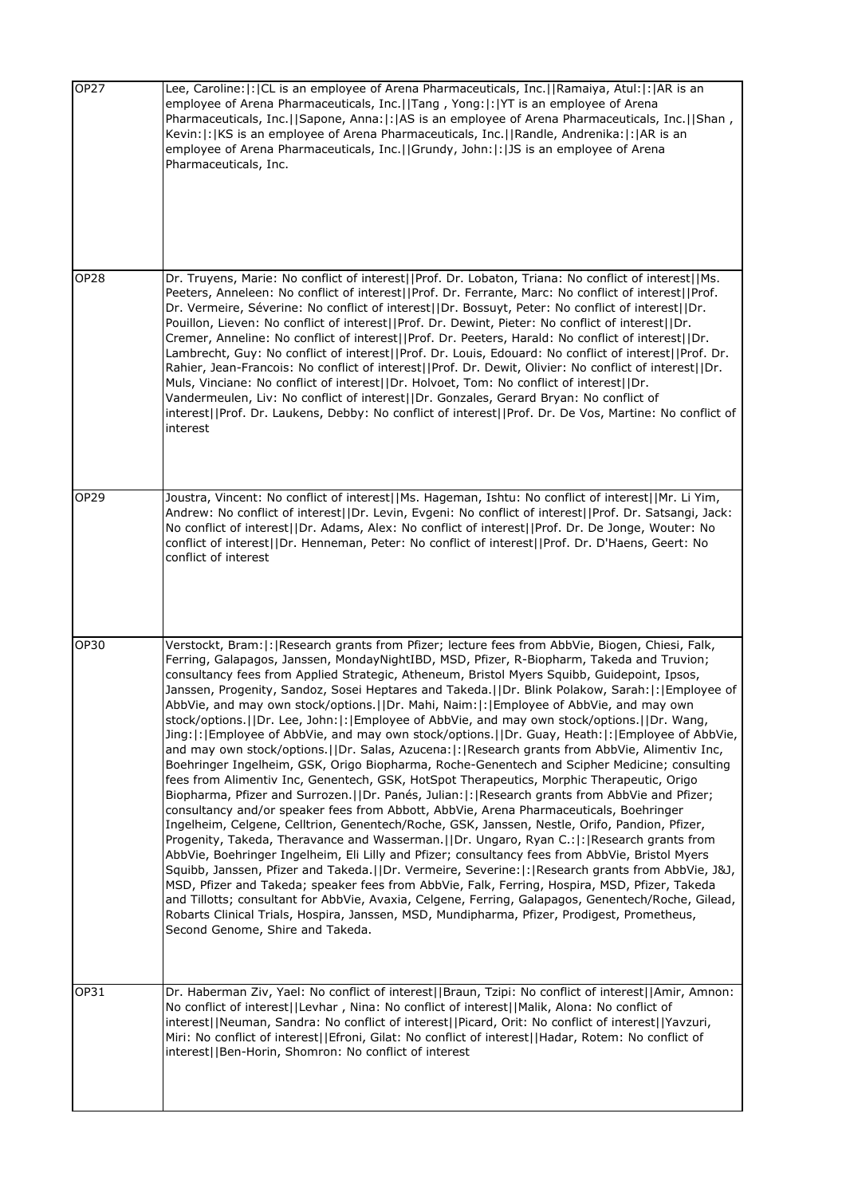| | |
|---|---|
| OP27 | Lee, Caroline:\|:\|CL is an employee of Arena Pharmaceuticals, Inc.\|\|Ramaiya, Atul:\|:\|AR is an employee of Arena Pharmaceuticals, Inc.\|\|Tang , Yong:\|:\|YT is an employee of Arena Pharmaceuticals, Inc.\|\|Sapone, Anna:\|:\|AS is an employee of Arena Pharmaceuticals, Inc.\|\|Shan , Kevin:\|:\|KS is an employee of Arena Pharmaceuticals, Inc.\|\|Randle, Andrenika:\|:\|AR is an employee of Arena Pharmaceuticals, Inc.\|\|Grundy, John:\|:\|JS is an employee of Arena Pharmaceuticals, Inc. |
| OP28 | Dr. Truyens, Marie: No conflict of interest\|\|Prof. Dr. Lobaton, Triana: No conflict of interest\|\|Ms. Peeters, Anneleen: No conflict of interest\|\|Prof. Dr. Ferrante, Marc: No conflict of interest\|\|Prof. Dr. Vermeire, Séverine: No conflict of interest\|\|Dr. Bossuyt, Peter: No conflict of interest\|\|Dr. Pouillon, Lieven: No conflict of interest\|\|Prof. Dr. Dewint, Pieter: No conflict of interest\|\|Dr. Cremer, Anneline: No conflict of interest\|\|Prof. Dr. Peeters, Harald: No conflict of interest\|\|Dr. Lambrecht, Guy: No conflict of interest\|\|Prof. Dr. Louis, Edouard: No conflict of interest\|\|Prof. Dr. Rahier, Jean-Francois: No conflict of interest\|\|Prof. Dr. Dewit, Olivier: No conflict of interest\|\|Dr. Muls, Vinciane: No conflict of interest\|\|Dr. Holvoet, Tom: No conflict of interest\|\|Dr. Vandermeulen, Liv: No conflict of interest\|\|Dr. Gonzales, Gerard Bryan: No conflict of interest\|\|Prof. Dr. Laukens, Debby: No conflict of interest\|\|Prof. Dr. De Vos, Martine: No conflict of interest |
| OP29 | Joustra, Vincent: No conflict of interest\|\|Ms. Hageman, Ishtu: No conflict of interest\|\|Mr. Li Yim, Andrew: No conflict of interest\|\|Dr. Levin, Evgeni: No conflict of interest\|\|Prof. Dr. Satsangi, Jack: No conflict of interest\|\|Dr. Adams, Alex: No conflict of interest\|\|Prof. Dr. De Jonge, Wouter: No conflict of interest\|\|Dr. Henneman, Peter: No conflict of interest\|\|Prof. Dr. D'Haens, Geert: No conflict of interest |
| OP30 | Verstockt, Bram:\|:\|Research grants from Pfizer; lecture fees from AbbVie, Biogen, Chiesi, Falk, Ferring, Galapagos, Janssen, MondayNightIBD, MSD, Pfizer, R-Biopharm, Takeda and Truvion; consultancy fees from Applied Strategic, Atheneum, Bristol Myers Squibb, Guidepoint, Ipsos, Janssen, Progenity, Sandoz, Sosei Heptares and Takeda.\|\|Dr. Blink Polakow, Sarah:\|:\|Employee of AbbVie, and may own stock/options.\|\|Dr. Mahi, Naim:\|:\|Employee of AbbVie, and may own stock/options.\|\|Dr. Lee, John:\|:\|Employee of AbbVie, and may own stock/options.\|\|Dr. Wang, Jing:\|:\|Employee of AbbVie, and may own stock/options.\|\|Dr. Guay, Heath:\|:\|Employee of AbbVie, and may own stock/options.\|\|Dr. Salas, Azucena:\|:\|Research grants from AbbVie, Alimentiv Inc, Boehringer Ingelheim, GSK, Origo Biopharma, Roche-Genentech and Scipher Medicine; consulting fees from Alimentiv Inc, Genentech, GSK, HotSpot Therapeutics, Morphic Therapeutic, Origo Biopharma, Pfizer and Surrozen.\|\|Dr. Panés, Julian:\|:\|Research grants from AbbVie and Pfizer; consultancy and/or speaker fees from Abbott, AbbVie, Arena Pharmaceuticals, Boehringer Ingelheim, Celgene, Celltrion, Genentech/Roche, GSK, Janssen, Nestle, Orifo, Pandion, Pfizer, Progenity, Takeda, Theravance and Wasserman.\|\|Dr. Ungaro, Ryan C.:\|:\|Research grants from AbbVie, Boehringer Ingelheim, Eli Lilly and Pfizer; consultancy fees from AbbVie, Bristol Myers Squibb, Janssen, Pfizer and Takeda.\|\|Dr. Vermeire, Severine:\|:\|Research grants from AbbVie, J&J, MSD, Pfizer and Takeda; speaker fees from AbbVie, Falk, Ferring, Hospira, MSD, Pfizer, Takeda and Tillotts; consultant for AbbVie, Avaxia, Celgene, Ferring, Galapagos, Genentech/Roche, Gilead, Robarts Clinical Trials, Hospira, Janssen, MSD, Mundipharma, Pfizer, Prodigest, Prometheus, Second Genome, Shire and Takeda. |
| OP31 | Dr. Haberman Ziv, Yael: No conflict of interest\|\|Braun, Tzipi: No conflict of interest\|\|Amir, Amnon: No conflict of interest\|\|Levhar , Nina: No conflict of interest\|\|Malik, Alona: No conflict of interest\|\|Neuman, Sandra: No conflict of interest\|\|Picard, Orit: No conflict of interest\|\|Yavzuri, Miri: No conflict of interest\|\|Efroni, Gilat: No conflict of interest\|\|Hadar, Rotem: No conflict of interest\|\|Ben-Horin, Shomron: No conflict of interest |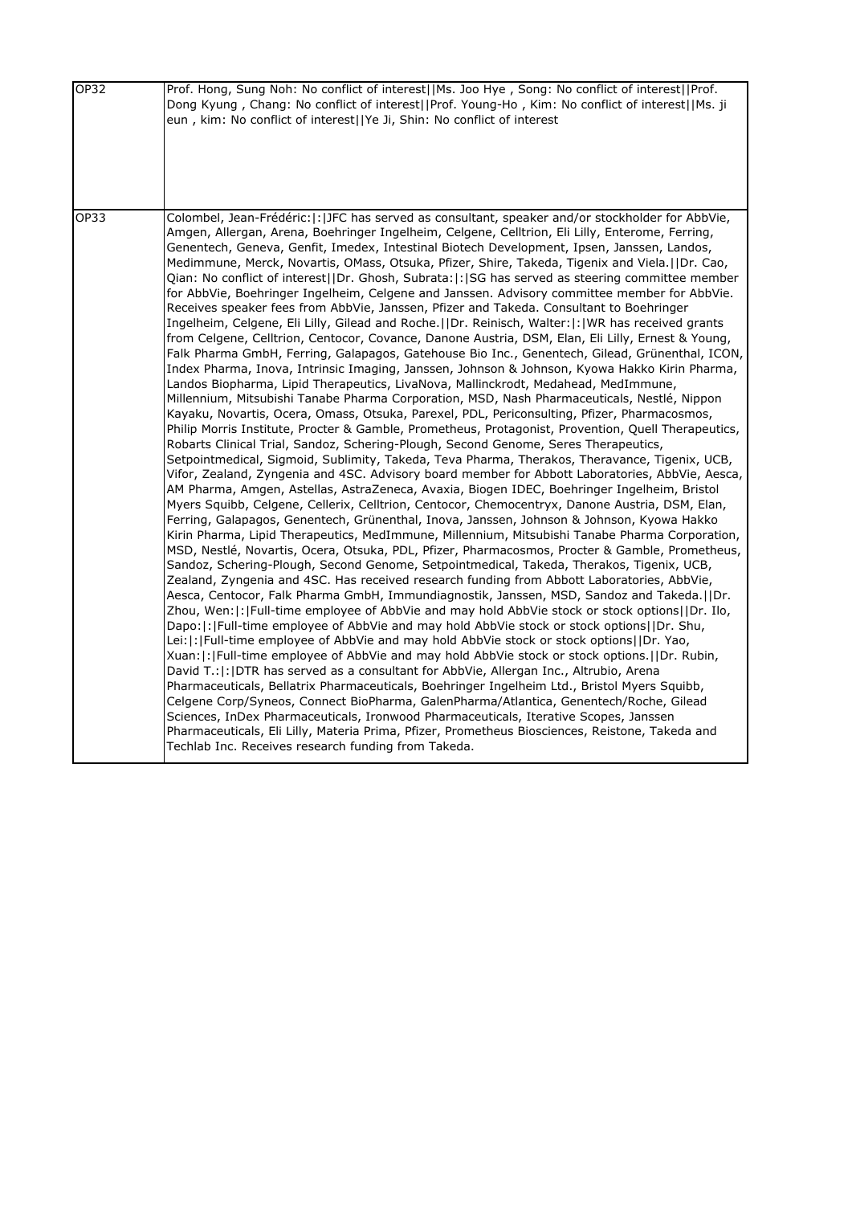| OP32 | Prof. Hong, Sung Noh: No conflict of interest\|\|Ms. Joo Hye , Song: No conflict of interest\|\|Prof. Dong Kyung , Chang: No conflict of interest\|\|Prof. Young-Ho , Kim: No conflict of interest\|\|Ms. ji eun , kim: No conflict of interest\|\|Ye Ji, Shin: No conflict of interest |
|---|---|
| OP33 | Colombel, Jean-Frédéric:\|:\|JFC has served as consultant, speaker and/or stockholder for AbbVie, Amgen, Allergan, Arena, Boehringer Ingelheim, Celgene, Celltrion, Eli Lilly, Enterome, Ferring, Genentech, Geneva, Genfit, Imedex, Intestinal Biotech Development, Ipsen, Janssen, Landos, Medimmune, Merck, Novartis, OMass, Otsuka, Pfizer, Shire, Takeda, Tigenix and Viela.\|\|Dr. Cao, Qian: No conflict of interest\|\|Dr. Ghosh, Subrata:\|:\|SG has served as steering committee member for AbbVie, Boehringer Ingelheim, Celgene and Janssen. Advisory committee member for AbbVie. Receives speaker fees from AbbVie, Janssen, Pfizer and Takeda. Consultant to Boehringer Ingelheim, Celgene, Eli Lilly, Gilead and Roche.\|\|Dr. Reinisch, Walter:\|:\|WR has received grants from Celgene, Celltrion, Centocor, Covance, Danone Austria, DSM, Elan, Eli Lilly, Ernest & Young, Falk Pharma GmbH, Ferring, Galapagos, Gatehouse Bio Inc., Genentech, Gilead, Grünenthal, ICON, Index Pharma, Inova, Intrinsic Imaging, Janssen, Johnson & Johnson, Kyowa Hakko Kirin Pharma, Landos Biopharma, Lipid Therapeutics, LivaNova, Mallinckrodt, Medahead, MedImmune, Millennium, Mitsubishi Tanabe Pharma Corporation, MSD, Nash Pharmaceuticals, Nestlé, Nippon Kayaku, Novartis, Ocera, Omass, Otsuka, Parexel, PDL, Periconsulting, Pfizer, Pharmacosmos, Philip Morris Institute, Procter & Gamble, Prometheus, Protagonist, Provention, Quell Therapeutics, Robarts Clinical Trial, Sandoz, Schering-Plough, Second Genome, Seres Therapeutics, Setpointmedical, Sigmoid, Sublimity, Takeda, Teva Pharma, Therakos, Theravance, Tigenix, UCB, Vifor, Zealand, Zyngenia and 4SC. Advisory board member for Abbott Laboratories, AbbVie, Aesca, AM Pharma, Amgen, Astellas, AstraZeneca, Avaxia, Biogen IDEC, Boehringer Ingelheim, Bristol Myers Squibb, Celgene, Cellerix, Celltrion, Centocor, Chemocentryx, Danone Austria, DSM, Elan, Ferring, Galapagos, Genentech, Grünenthal, Inova, Janssen, Johnson & Johnson, Kyowa Hakko Kirin Pharma, Lipid Therapeutics, MedImmune, Millennium, Mitsubishi Tanabe Pharma Corporation, MSD, Nestlé, Novartis, Ocera, Otsuka, PDL, Pfizer, Pharmacosmos, Procter & Gamble, Prometheus, Sandoz, Schering-Plough, Second Genome, Setpointmedical, Takeda, Therakos, Tigenix, UCB, Zealand, Zyngenia and 4SC. Has received research funding from Abbott Laboratories, AbbVie, Aesca, Centocor, Falk Pharma GmbH, Immundiagnostik, Janssen, MSD, Sandoz and Takeda.\|\|Dr. Zhou, Wen:\|:\|Full-time employee of AbbVie and may hold AbbVie stock or stock options\|\|Dr. Ilo, Dapo:\|:\|Full-time employee of AbbVie and may hold AbbVie stock or stock options\|\|Dr. Shu, Lei:\|:\|Full-time employee of AbbVie and may hold AbbVie stock or stock options\|\|Dr. Yao, Xuan:\|:\|Full-time employee of AbbVie and may hold AbbVie stock or stock options.\|\|Dr. Rubin, David T.:\|:\|DTR has served as a consultant for AbbVie, Allergan Inc., Altrubio, Arena Pharmaceuticals, Bellatrix Pharmaceuticals, Boehringer Ingelheim Ltd., Bristol Myers Squibb, Celgene Corp/Syneos, Connect BioPharma, GalenPharma/Atlantica, Genentech/Roche, Gilead Sciences, InDex Pharmaceuticals, Ironwood Pharmaceuticals, Iterative Scopes, Janssen Pharmaceuticals, Eli Lilly, Materia Prima, Pfizer, Prometheus Biosciences, Reistone, Takeda and Techlab Inc. Receives research funding from Takeda. |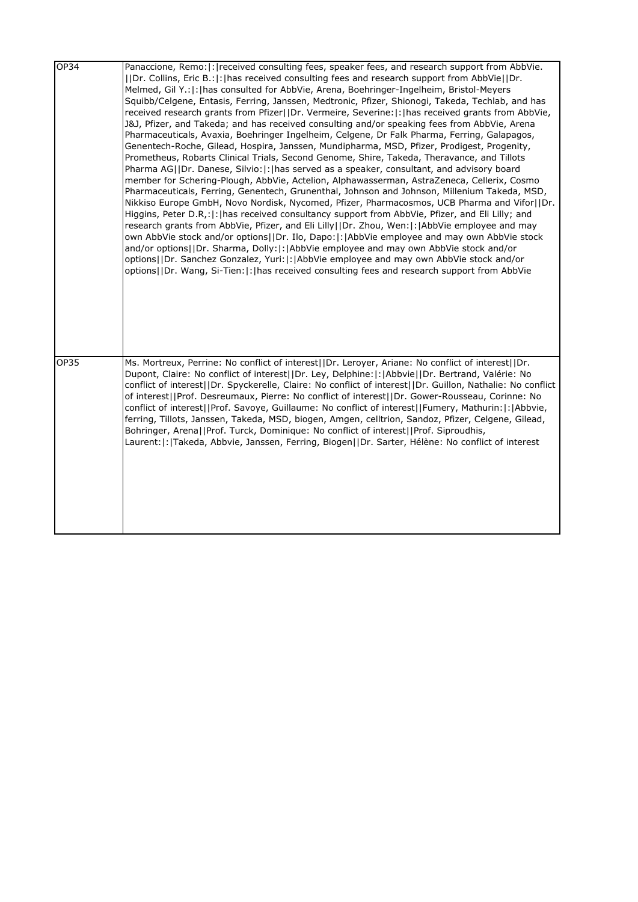| | |
|---|---|
| OP34 | Panaccione, Remo:\|:\|received consulting fees, speaker fees, and research support from AbbVie. \|\|Dr. Collins, Eric B.:\|:\|has received consulting fees and research support from AbbVie\|\|Dr. Melmed, Gil Y.:\|:\|has consulted for AbbVie, Arena, Boehringer-Ingelheim, Bristol-Meyers Squibb/Celgene, Entasis, Ferring, Janssen, Medtronic, Pfizer, Shionogi, Takeda, Techlab, and has received research grants from Pfizer\|\|Dr. Vermeire, Severine:\|:\|has received grants from AbbVie, J&J, Pfizer, and Takeda; and has received consulting and/or speaking fees from AbbVie, Arena Pharmaceuticals, Avaxia, Boehringer Ingelheim, Celgene, Dr Falk Pharma, Ferring, Galapagos, Genentech-Roche, Gilead, Hospira, Janssen, Mundipharma, MSD, Pfizer, Prodigest, Progenity, Prometheus, Robarts Clinical Trials, Second Genome, Shire, Takeda, Theravance, and Tillots Pharma AG\|\|Dr. Danese, Silvio:\|:\|has served as a speaker, consultant, and advisory board member for Schering-Plough, AbbVie, Actelion, Alphawasserman, AstraZeneca, Cellerix, Cosmo Pharmaceuticals, Ferring, Genentech, Grunenthal, Johnson and Johnson, Millenium Takeda, MSD, Nikkiso Europe GmbH, Novo Nordisk, Nycomed, Pfizer, Pharmacosmos, UCB Pharma and Vifor\|\|Dr. Higgins, Peter D.R,:\|:\|has received consultancy support from AbbVie, Pfizer, and Eli Lilly; and research grants from AbbVie, Pfizer, and Eli Lilly\|\|Dr. Zhou, Wen:\|:\|AbbVie employee and may own AbbVie stock and/or options\|\|Dr. Ilo, Dapo:\|:\|AbbVie employee and may own AbbVie stock and/or options\|\|Dr. Sharma, Dolly:\|:\|AbbVie employee and may own AbbVie stock and/or options\|\|Dr. Sanchez Gonzalez, Yuri:\|:\|AbbVie employee and may own AbbVie stock and/or options\|\|Dr. Wang, Si-Tien:\|:\|has received consulting fees and research support from AbbVie |
| OP35 | Ms. Mortreux, Perrine: No conflict of interest\|\|Dr. Leroyer, Ariane: No conflict of interest\|\|Dr. Dupont, Claire: No conflict of interest\|\|Dr. Ley, Delphine:\|:\|Abbvie\|\|Dr. Bertrand, Valérie: No conflict of interest\|\|Dr. Spyckerelle, Claire: No conflict of interest\|\|Dr. Guillon, Nathalie: No conflict of interest\|\|Prof. Desreumaux, Pierre: No conflict of interest\|\|Dr. Gower-Rousseau, Corinne: No conflict of interest\|\|Prof. Savoye, Guillaume: No conflict of interest\|\|Fumery, Mathurin:\|:\|Abbvie, ferring, Tillots, Janssen, Takeda, MSD, biogen, Amgen, celltrion, Sandoz, Pfizer, Celgene, Gilead, Bohringer, Arena\|\|Prof. Turck, Dominique: No conflict of interest\|\|Prof. Siproudhis, Laurent:\|:\|Takeda, Abbvie, Janssen, Ferring, Biogen\|\|Dr. Sarter, Hélène: No conflict of interest |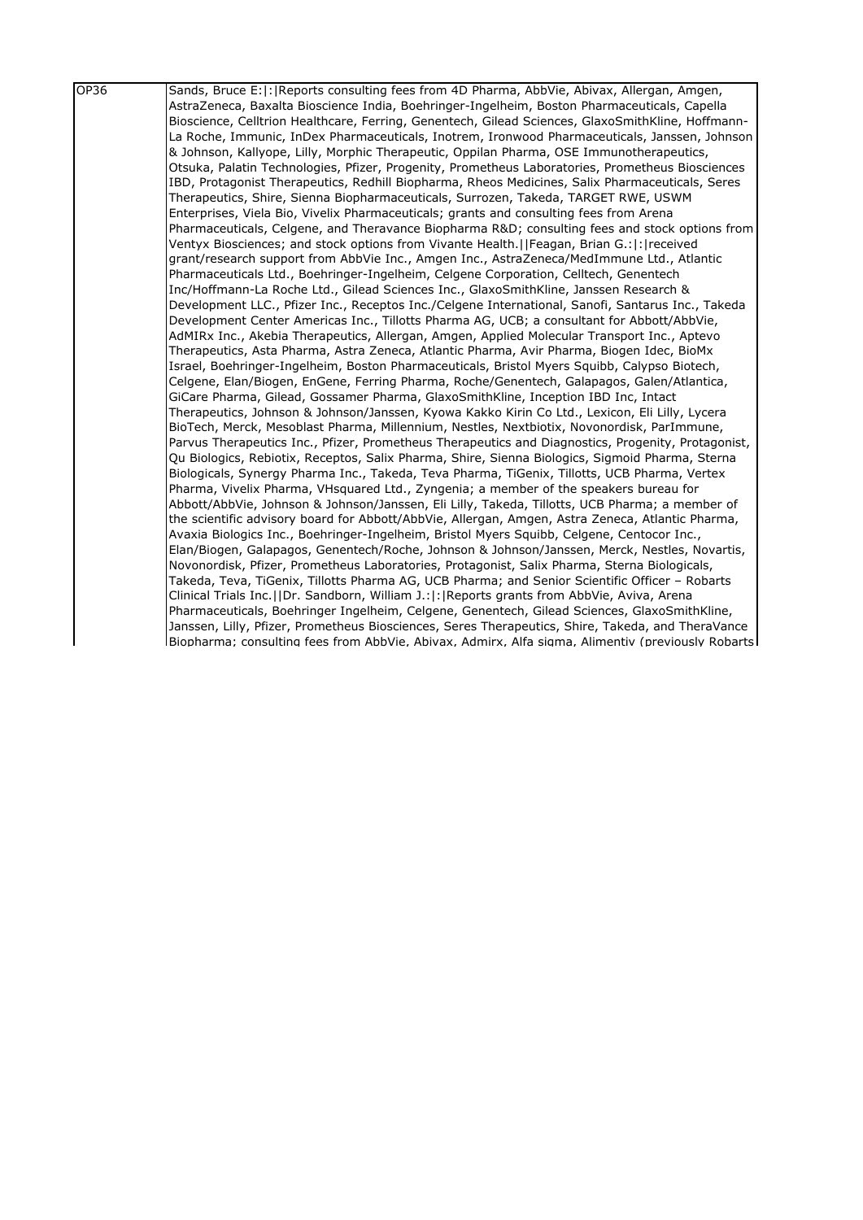| OP36 | Sands, Bruce E:\|:\|Reports consulting fees from 4D Pharma, AbbVie, Abivax, Allergan, Amgen, AstraZeneca, Baxalta Bioscience India, Boehringer-Ingelheim, Boston Pharmaceuticals, Capella Bioscience, Celltrion Healthcare, Ferring, Genentech, Gilead Sciences, GlaxoSmithKline, Hoffmann-La Roche, Immunic, InDex Pharmaceuticals, Inotrem, Ironwood Pharmaceuticals, Janssen, Johnson & Johnson, Kallyope, Lilly, Morphic Therapeutic, Oppilan Pharma, OSE Immunotherapeutics, Otsuka, Palatin Technologies, Pfizer, Progenity, Prometheus Laboratories, Prometheus Biosciences IBD, Protagonist Therapeutics, Redhill Biopharma, Rheos Medicines, Salix Pharmaceuticals, Seres Therapeutics, Shire, Sienna Biopharmaceuticals, Surrozen, Takeda, TARGET RWE, USWM Enterprises, Viela Bio, Vivelix Pharmaceuticals; grants and consulting fees from Arena Pharmaceuticals, Celgene, and Theravance Biopharma R&D; consulting fees and stock options from Ventyx Biosciences; and stock options from Vivante Health.\|\|Feagan, Brian G.:\|:\|received grant/research support from AbbVie Inc., Amgen Inc., AstraZeneca/MedImmune Ltd., Atlantic Pharmaceuticals Ltd., Boehringer-Ingelheim, Celgene Corporation, Celltech, Genentech Inc/Hoffmann-La Roche Ltd., Gilead Sciences Inc., GlaxoSmithKline, Janssen Research & Development LLC., Pfizer Inc., Receptos Inc./Celgene International, Sanofi, Santarus Inc., Takeda Development Center Americas Inc., Tillotts Pharma AG, UCB; a consultant for Abbott/AbbVie, AdMIRx Inc., Akebia Therapeutics, Allergan, Amgen, Applied Molecular Transport Inc., Aptevo Therapeutics, Asta Pharma, Astra Zeneca, Atlantic Pharma, Avir Pharma, Biogen Idec, BioMx Israel, Boehringer-Ingelheim, Boston Pharmaceuticals, Bristol Myers Squibb, Calypso Biotech, Celgene, Elan/Biogen, EnGene, Ferring Pharma, Roche/Genentech, Galapagos, Galen/Atlantica, GiCare Pharma, Gilead, Gossamer Pharma, GlaxoSmithKline, Inception IBD Inc, Intact Therapeutics, Johnson & Johnson/Janssen, Kyowa Kakko Kirin Co Ltd., Lexicon, Eli Lilly, Lycera BioTech, Merck, Mesoblast Pharma, Millennium, Nestles, Nextbiotix, Novonordisk, ParImmune, Parvus Therapeutics Inc., Pfizer, Prometheus Therapeutics and Diagnostics, Progenity, Protagonist, Qu Biologics, Rebiotix, Receptos, Salix Pharma, Shire, Sienna Biologics, Sigmoid Pharma, Sterna Biologicals, Synergy Pharma Inc., Takeda, Teva Pharma, TiGenix, Tillotts, UCB Pharma, Vertex Pharma, Vivelix Pharma, VHsquared Ltd., Zyngenia; a member of the speakers bureau for Abbott/AbbVie, Johnson & Johnson/Janssen, Eli Lilly, Takeda, Tillotts, UCB Pharma; a member of the scientific advisory board for Abbott/AbbVie, Allergan, Amgen, Astra Zeneca, Atlantic Pharma, Avaxia Biologics Inc., Boehringer-Ingelheim, Bristol Myers Squibb, Celgene, Centocor Inc., Elan/Biogen, Galapagos, Genentech/Roche, Johnson & Johnson/Janssen, Merck, Nestles, Novartis, Novonordisk, Pfizer, Prometheus Laboratories, Protagonist, Salix Pharma, Sterna Biologicals, Takeda, Teva, TiGenix, Tillotts Pharma AG, UCB Pharma; and Senior Scientific Officer – Robarts Clinical Trials Inc.\|\|Dr. Sandborn, William J.:\|:\|Reports grants from AbbVie, Aviva, Arena Pharmaceuticals, Boehringer Ingelheim, Celgene, Genentech, Gilead Sciences, GlaxoSmithKline, Janssen, Lilly, Pfizer, Prometheus Biosciences, Seres Therapeutics, Shire, Takeda, and TheraVance Biopharma; consulting fees from AbbVie, Abivax, Admirx, Alfa sigma, Alimentiv (previously Robarts |
|---|---|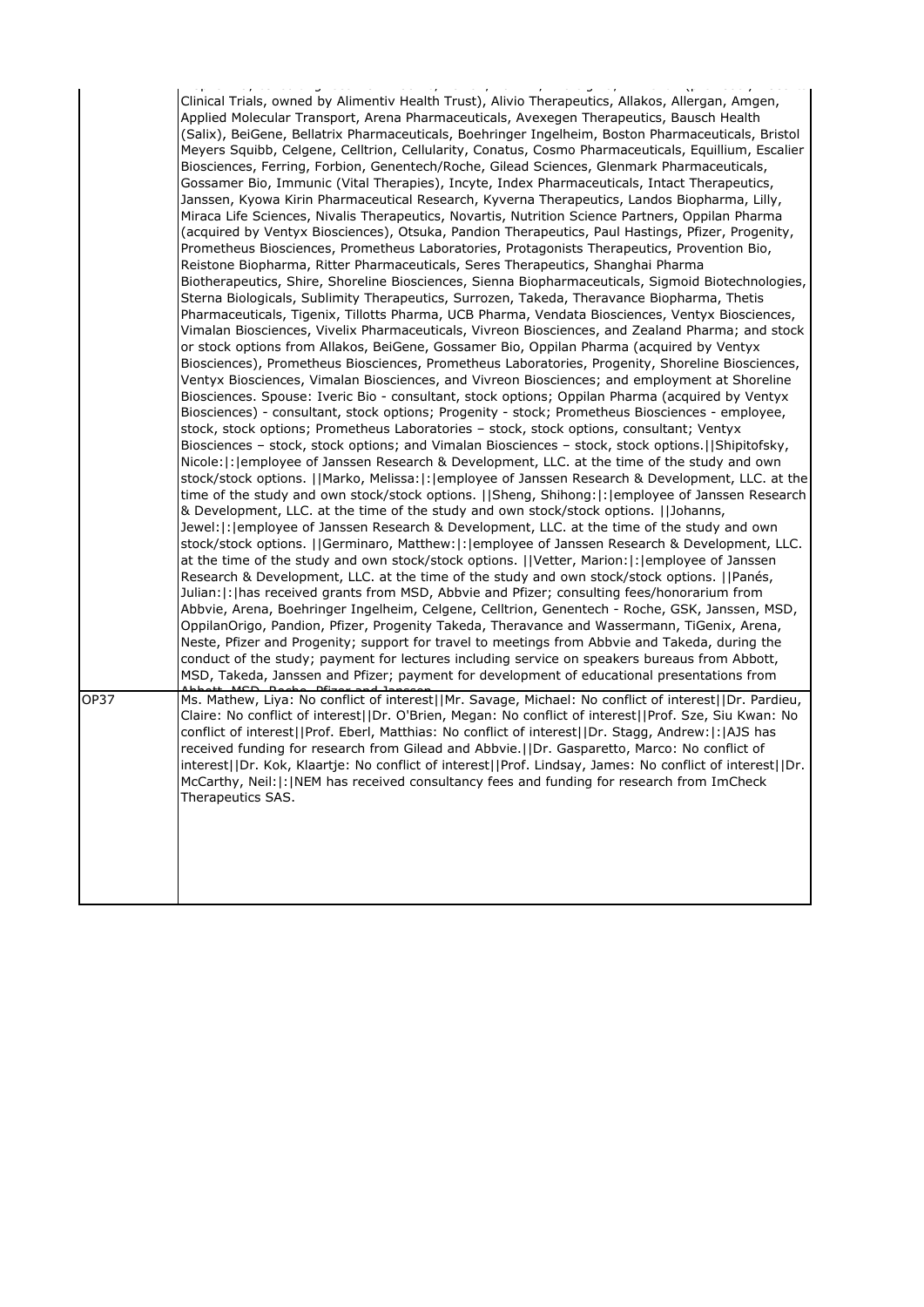| | |
|---|---|
| | Clinical Trials, owned by Alimentiv Health Trust), Alivio Therapeutics, Allakos, Allergan, Amgen, Applied Molecular Transport, Arena Pharmaceuticals, Avexegen Therapeutics, Bausch Health (Salix), BeiGene, Bellatrix Pharmaceuticals, Boehringer Ingelheim, Boston Pharmaceuticals, Bristol Meyers Squibb, Celgene, Celltrion, Cellularity, Conatus, Cosmo Pharmaceuticals, Equillium, Escalier Biosciences, Ferring, Forbion, Genentech/Roche, Gilead Sciences, Glenmark Pharmaceuticals, Gossamer Bio, Immunic (Vital Therapies), Incyte, Index Pharmaceuticals, Intact Therapeutics, Janssen, Kyowa Kirin Pharmaceutical Research, Kyverna Therapeutics, Landos Biopharma, Lilly, Miraca Life Sciences, Nivalis Therapeutics, Novartis, Nutrition Science Partners, Oppilan Pharma (acquired by Ventyx Biosciences), Otsuka, Pandion Therapeutics, Paul Hastings, Pfizer, Progenity, Prometheus Biosciences, Prometheus Laboratories, Protagonists Therapeutics, Provention Bio, Reistone Biopharma, Ritter Pharmaceuticals, Seres Therapeutics, Shanghai Pharma Biotherapeutics, Shire, Shoreline Biosciences, Sienna Biopharmaceuticals, Sigmoid Biotechnologies, Sterna Biologicals, Sublimity Therapeutics, Surrozen, Takeda, Theravance Biopharma, Thetis Pharmaceuticals, Tigenix, Tillotts Pharma, UCB Pharma, Vendata Biosciences, Ventyx Biosciences, Vimalan Biosciences, Vivelix Pharmaceuticals, Vivreon Biosciences, and Zealand Pharma; and stock or stock options from Allakos, BeiGene, Gossamer Bio, Oppilan Pharma (acquired by Ventyx Biosciences), Prometheus Biosciences, Prometheus Laboratories, Progenity, Shoreline Biosciences, Ventyx Biosciences, Vimalan Biosciences, and Vivreon Biosciences; and employment at Shoreline Biosciences. Spouse: Iveric Bio - consultant, stock options; Oppilan Pharma (acquired by Ventyx Biosciences) - consultant, stock options; Progenity - stock; Prometheus Biosciences - employee, stock, stock options; Prometheus Laboratories – stock, stock options, consultant; Ventyx Biosciences – stock, stock options; and Vimalan Biosciences – stock, stock options.\|\|Shipitofsky, Nicole:\|:\|employee of Janssen Research & Development, LLC. at the time of the study and own stock/stock options. \|\|Marko, Melissa:\|:\|employee of Janssen Research & Development, LLC. at the time of the study and own stock/stock options. \|\|Sheng, Shihong:\|:\|employee of Janssen Research & Development, LLC. at the time of the study and own stock/stock options. \|\|Johanns, Jewel:\|:\|employee of Janssen Research & Development, LLC. at the time of the study and own stock/stock options. \|\|Germinaro, Matthew:\|:\|employee of Janssen Research & Development, LLC. at the time of the study and own stock/stock options. \|\|Vetter, Marion:\|:\|employee of Janssen Research & Development, LLC. at the time of the study and own stock/stock options. \|\|Panés, Julian:\|:\|has received grants from MSD, Abbvie and Pfizer; consulting fees/honorarium from Abbvie, Arena, Boehringer Ingelheim, Celgene, Celltrion, Genentech - Roche, GSK, Janssen, MSD, OppilanOrigo, Pandion, Pfizer, Progenity Takeda, Theravance and Wassermann, TiGenix, Arena, Neste, Pfizer and Progenity; support for travel to meetings from Abbvie and Takeda, during the conduct of the study; payment for lectures including service on speakers bureaus from Abbott, MSD, Takeda, Janssen and Pfizer; payment for development of educational presentations from Abbott, MSD, Roche, Pfizer and Janssen |
| OP37 | Ms. Mathew, Liya: No conflict of interest\|\|Mr. Savage, Michael: No conflict of interest\|\|Dr. Pardieu, Claire: No conflict of interest\|\|Dr. O'Brien, Megan: No conflict of interest\|\|Prof. Sze, Siu Kwan: No conflict of interest\|\|Prof. Eberl, Matthias: No conflict of interest\|\|Dr. Stagg, Andrew:\|:\|AJS has received funding for research from Gilead and Abbvie.\|\|Dr. Gasparetto, Marco: No conflict of interest\|\|Dr. Kok, Klaartje: No conflict of interest\|\|Prof. Lindsay, James: No conflict of interest\|\|Dr. McCarthy, Neil:\|:\|NEM has received consultancy fees and funding for research from ImCheck Therapeutics SAS. |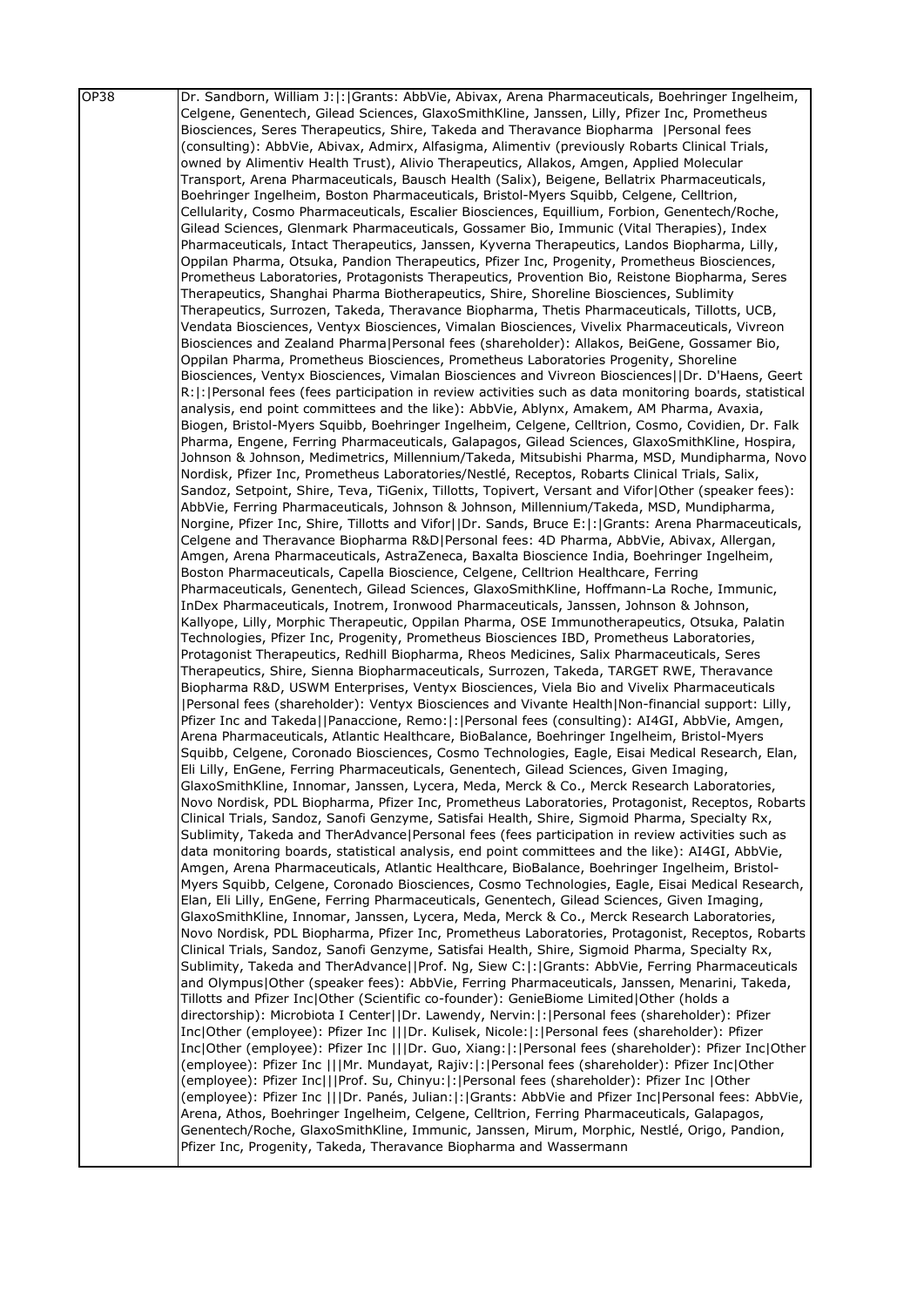| OP38 | Dr. Sandborn, William J:\|:\|Grants: AbbVie, Abivax, Arena Pharmaceuticals, Boehringer Ingelheim, Celgene, Genentech, Gilead Sciences, GlaxoSmithKline, Janssen, Lilly, Pfizer Inc, Prometheus Biosciences, Seres Therapeutics, Shire, Takeda and Theravance Biopharma \|Personal fees (consulting): AbbVie, Abivax, Admirx, Alfasigma, Alimentiv (previously Robarts Clinical Trials, owned by Alimentiv Health Trust), Alivio Therapeutics, Allakos, Amgen, Applied Molecular Transport, Arena Pharmaceuticals, Bausch Health (Salix), Beigene, Bellatrix Pharmaceuticals, Boehringer Ingelheim, Boston Pharmaceuticals, Bristol-Myers Squibb, Celgene, Celltrion, Cellularity, Cosmo Pharmaceuticals, Escalier Biosciences, Equillium, Forbion, Genentech/Roche, Gilead Sciences, Glenmark Pharmaceuticals, Gossamer Bio, Immunic (Vital Therapies), Index Pharmaceuticals, Intact Therapeutics, Janssen, Kyverna Therapeutics, Landos Biopharma, Lilly, Oppilan Pharma, Otsuka, Pandion Therapeutics, Pfizer Inc, Progenity, Prometheus Biosciences, Prometheus Laboratories, Protagonists Therapeutics, Provention Bio, Reistone Biopharma, Seres Therapeutics, Shanghai Pharma Biotherapeutics, Shire, Shoreline Biosciences, Sublimity Therapeutics, Surrozen, Takeda, Theravance Biopharma, Thetis Pharmaceuticals, Tillotts, UCB, Vendata Biosciences, Ventyx Biosciences, Vimalan Biosciences, Vivelix Pharmaceuticals, Vivreon Biosciences and Zealand Pharma\|Personal fees (shareholder): Allakos, BeiGene, Gossamer Bio, Oppilan Pharma, Prometheus Biosciences, Prometheus Laboratories Progenity, Shoreline Biosciences, Ventyx Biosciences, Vimalan Biosciences and Vivreon Biosciences\|\|Dr. D'Haens, Geert R:\|:\|Personal fees (fees participation in review activities such as data monitoring boards, statistical analysis, end point committees and the like): AbbVie, Ablynx, Amakem, AM Pharma, Avaxia, Biogen, Bristol-Myers Squibb, Boehringer Ingelheim, Celgene, Celltrion, Cosmo, Covidien, Dr. Falk Pharma, Engene, Ferring Pharmaceuticals, Galapagos, Gilead Sciences, GlaxoSmithKline, Hospira, Johnson & Johnson, Medimetrics, Millennium/Takeda, Mitsubishi Pharma, MSD, Mundipharma, Novo Nordisk, Pfizer Inc, Prometheus Laboratories/Nestlé, Receptos, Robarts Clinical Trials, Salix, Sandoz, Setpoint, Shire, Teva, TiGenix, Tillotts, Topivert, Versant and Vifor\|Other (speaker fees): AbbVie, Ferring Pharmaceuticals, Johnson & Johnson, Millennium/Takeda, MSD, Mundipharma, Norgine, Pfizer Inc, Shire, Tillotts and Vifor\|\|Dr. Sands, Bruce E:\|:\|Grants: Arena Pharmaceuticals, Celgene and Theravance Biopharma R&D\|Personal fees: 4D Pharma, AbbVie, Abivax, Allergan, Amgen, Arena Pharmaceuticals, AstraZeneca, Baxalta Bioscience India, Boehringer Ingelheim, Boston Pharmaceuticals, Capella Bioscience, Celgene, Celltrion Healthcare, Ferring Pharmaceuticals, Genentech, Gilead Sciences, GlaxoSmithKline, Hoffmann-La Roche, Immunic, InDex Pharmaceuticals, Inotrem, Ironwood Pharmaceuticals, Janssen, Johnson & Johnson, Kallyope, Lilly, Morphic Therapeutic, Oppilan Pharma, OSE Immunotherapeutics, Otsuka, Palatin Technologies, Pfizer Inc, Progenity, Prometheus Biosciences IBD, Prometheus Laboratories, Protagonist Therapeutics, Redhill Biopharma, Rheos Medicines, Salix Pharmaceuticals, Seres Therapeutics, Shire, Sienna Biopharmaceuticals, Surrozen, Takeda, TARGET RWE, Theravance Biopharma R&D, USWM Enterprises, Ventyx Biosciences, Viela Bio and Vivelix Pharmaceuticals \|Personal fees (shareholder): Ventyx Biosciences and Vivante Health\|Non-financial support: Lilly, Pfizer Inc and Takeda\|\|Panaccione, Remo:\|:\|Personal fees (consulting): AI4GI, AbbVie, Amgen, Arena Pharmaceuticals, Atlantic Healthcare, BioBalance, Boehringer Ingelheim, Bristol-Myers Squibb, Celgene, Coronado Biosciences, Cosmo Technologies, Eagle, Eisai Medical Research, Elan, Eli Lilly, EnGene, Ferring Pharmaceuticals, Genentech, Gilead Sciences, Given Imaging, GlaxoSmithKline, Innomar, Janssen, Lycera, Meda, Merck & Co., Merck Research Laboratories, Novo Nordisk, PDL Biopharma, Pfizer Inc, Prometheus Laboratories, Protagonist, Receptos, Robarts Clinical Trials, Sandoz, Sanofi Genzyme, Satisfai Health, Shire, Sigmoid Pharma, Specialty Rx, Sublimity, Takeda and TherAdvance\|Personal fees (fees participation in review activities such as data monitoring boards, statistical analysis, end point committees and the like): AI4GI, AbbVie, Amgen, Arena Pharmaceuticals, Atlantic Healthcare, BioBalance, Boehringer Ingelheim, Bristol-Myers Squibb, Celgene, Coronado Biosciences, Cosmo Technologies, Eagle, Eisai Medical Research, Elan, Eli Lilly, EnGene, Ferring Pharmaceuticals, Genentech, Gilead Sciences, Given Imaging, GlaxoSmithKline, Innomar, Janssen, Lycera, Meda, Merck & Co., Merck Research Laboratories, Novo Nordisk, PDL Biopharma, Pfizer Inc, Prometheus Laboratories, Protagonist, Receptos, Robarts Clinical Trials, Sandoz, Sanofi Genzyme, Satisfai Health, Shire, Sigmoid Pharma, Specialty Rx, Sublimity, Takeda and TherAdvance\|\|Prof. Ng, Siew C:\|:\|Grants: AbbVie, Ferring Pharmaceuticals and Olympus\|Other (speaker fees): AbbVie, Ferring Pharmaceuticals, Janssen, Menarini, Takeda, Tillotts and Pfizer Inc\|Other (Scientific co-founder): GenieBiome Limited\|Other (holds a directorship): Microbiota I Center\|\|Dr. Lawendy, Nervin:\|:\|Personal fees (shareholder): Pfizer Inc\|Other (employee): Pfizer Inc \|\|\|Dr. Kulisek, Nicole:\|:\|Personal fees (shareholder): Pfizer Inc\|Other (employee): Pfizer Inc \|\|\|Dr. Guo, Xiang:\|:\|Personal fees (shareholder): Pfizer Inc\|Other (employee): Pfizer Inc \|\|\|Mr. Mundayat, Rajiv:\|:\|Personal fees (shareholder): Pfizer Inc\|Other (employee): Pfizer Inc\|\|\|Prof. Su, Chinyu:\|:\|Personal fees (shareholder): Pfizer Inc \|Other (employee): Pfizer Inc \|\|\|Dr. Panés, Julian:\|:\|Grants: AbbVie and Pfizer Inc\|Personal fees: AbbVie, Arena, Athos, Boehringer Ingelheim, Celgene, Celltrion, Ferring Pharmaceuticals, Galapagos, Genentech/Roche, GlaxoSmithKline, Immunic, Janssen, Mirum, Morphic, Nestlé, Origo, Pandion, Pfizer Inc, Progenity, Takeda, Theravance Biopharma and Wassermann |
|---|---|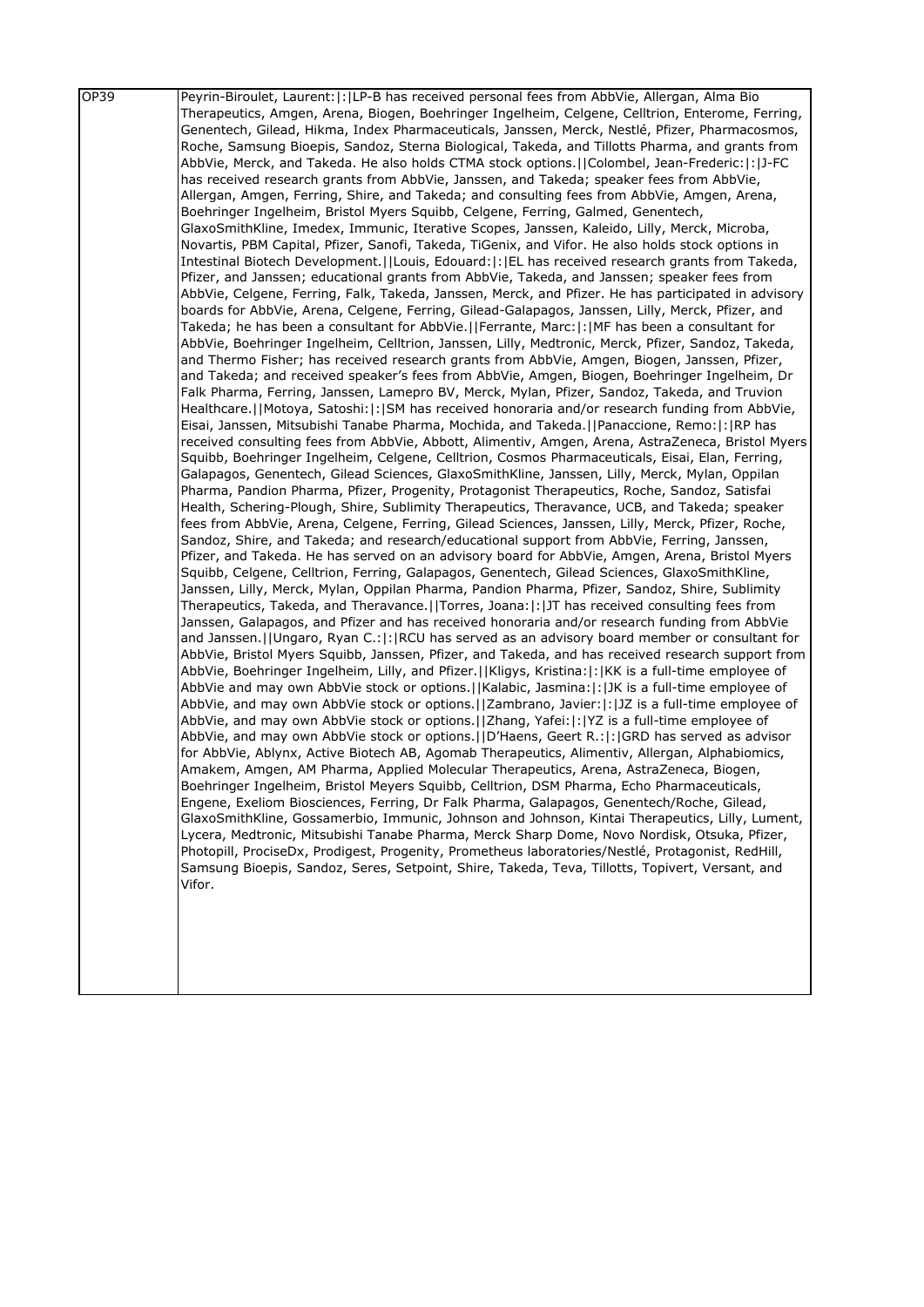| OP39 | Peyrin-Biroulet, Laurent:\|:\|LP-B has received personal fees from AbbVie, Allergan, Alma Bio Therapeutics, Amgen, Arena, Biogen, Boehringer Ingelheim, Celgene, Celltrion, Enterome, Ferring, Genentech, Gilead, Hikma, Index Pharmaceuticals, Janssen, Merck, Nestlé, Pfizer, Pharmacosmos, Roche, Samsung Bioepis, Sandoz, Sterna Biological, Takeda, and Tillotts Pharma, and grants from AbbVie, Merck, and Takeda. He also holds CTMA stock options.\|\|Colombel, Jean-Frederic:\|:\|J-FC has received research grants from AbbVie, Janssen, and Takeda; speaker fees from AbbVie, Allergan, Amgen, Ferring, Shire, and Takeda; and consulting fees from AbbVie, Amgen, Arena, Boehringer Ingelheim, Bristol Myers Squibb, Celgene, Ferring, Galmed, Genentech, GlaxoSmithKline, Imedex, Immunic, Iterative Scopes, Janssen, Kaleido, Lilly, Merck, Microba, Novartis, PBM Capital, Pfizer, Sanofi, Takeda, TiGenix, and Vifor. He also holds stock options in Intestinal Biotech Development.\|\|Louis, Edouard:\|:\|EL has received research grants from Takeda, Pfizer, and Janssen; educational grants from AbbVie, Takeda, and Janssen; speaker fees from AbbVie, Celgene, Ferring, Falk, Takeda, Janssen, Merck, and Pfizer. He has participated in advisory boards for AbbVie, Arena, Celgene, Ferring, Gilead-Galapagos, Janssen, Lilly, Merck, Pfizer, and Takeda; he has been a consultant for AbbVie.\|\|Ferrante, Marc:\|:\|MF has been a consultant for AbbVie, Boehringer Ingelheim, Celltrion, Janssen, Lilly, Medtronic, Merck, Pfizer, Sandoz, Takeda, and Thermo Fisher; has received research grants from AbbVie, Amgen, Biogen, Janssen, Pfizer, and Takeda; and received speaker's fees from AbbVie, Amgen, Biogen, Boehringer Ingelheim, Dr Falk Pharma, Ferring, Janssen, Lamepro BV, Merck, Mylan, Pfizer, Sandoz, Takeda, and Truvion Healthcare.\|\|Motoya, Satoshi:\|:\|SM has received honoraria and/or research funding from AbbVie, Eisai, Janssen, Mitsubishi Tanabe Pharma, Mochida, and Takeda.\|\|Panaccione, Remo:\|:\|RP has received consulting fees from AbbVie, Abbott, Alimentiv, Amgen, Arena, AstraZeneca, Bristol Myers Squibb, Boehringer Ingelheim, Celgene, Celltrion, Cosmos Pharmaceuticals, Eisai, Elan, Ferring, Galapagos, Genentech, Gilead Sciences, GlaxoSmithKline, Janssen, Lilly, Merck, Mylan, Oppilan Pharma, Pandion Pharma, Pfizer, Progenity, Protagonist Therapeutics, Roche, Sandoz, Satisfai Health, Schering-Plough, Shire, Sublimity Therapeutics, Theravance, UCB, and Takeda; speaker fees from AbbVie, Arena, Celgene, Ferring, Gilead Sciences, Janssen, Lilly, Merck, Pfizer, Roche, Sandoz, Shire, and Takeda; and research/educational support from AbbVie, Ferring, Janssen, Pfizer, and Takeda. He has served on an advisory board for AbbVie, Amgen, Arena, Bristol Myers Squibb, Celgene, Celltrion, Ferring, Galapagos, Genentech, Gilead Sciences, GlaxoSmithKline, Janssen, Lilly, Merck, Mylan, Oppilan Pharma, Pandion Pharma, Pfizer, Sandoz, Shire, Sublimity Therapeutics, Takeda, and Theravance.\|\|Torres, Joana:\|:\|JT has received consulting fees from Janssen, Galapagos, and Pfizer and has received honoraria and/or research funding from AbbVie and Janssen.\|\|Ungaro, Ryan C.:\|:\|RCU has served as an advisory board member or consultant for AbbVie, Bristol Myers Squibb, Janssen, Pfizer, and Takeda, and has received research support from AbbVie, Boehringer Ingelheim, Lilly, and Pfizer.\|\|Kligys, Kristina:\|:\|KK is a full-time employee of AbbVie and may own AbbVie stock or options.\|\|Kalabic, Jasmina:\|:\|JK is a full-time employee of AbbVie, and may own AbbVie stock or options.\|\|Zambrano, Javier:\|:\|JZ is a full-time employee of AbbVie, and may own AbbVie stock or options.\|\|Zhang, Yafei:\|:\|YZ is a full-time employee of AbbVie, and may own AbbVie stock or options.\|\|D'Haens, Geert R.:\|:\|GRD has served as advisor for AbbVie, Ablynx, Active Biotech AB, Agomab Therapeutics, Alimentiv, Allergan, Alphabiomics, Amakem, Amgen, AM Pharma, Applied Molecular Therapeutics, Arena, AstraZeneca, Biogen, Boehringer Ingelheim, Bristol Meyers Squibb, Celltrion, DSM Pharma, Echo Pharmaceuticals, Engene, Exeliom Biosciences, Ferring, Dr Falk Pharma, Galapagos, Genentech/Roche, Gilead, GlaxoSmithKline, Gossamerbio, Immunic, Johnson and Johnson, Kintai Therapeutics, Lilly, Lument, Lycera, Medtronic, Mitsubishi Tanabe Pharma, Merck Sharp Dome, Novo Nordisk, Otsuka, Pfizer, Photopill, ProciseDx, Prodigest, Progenity, Prometheus laboratories/Nestlé, Protagonist, RedHill, Samsung Bioepis, Sandoz, Seres, Setpoint, Shire, Takeda, Teva, Tillotts, Topivert, Versant, and Vifor. |
|---|---|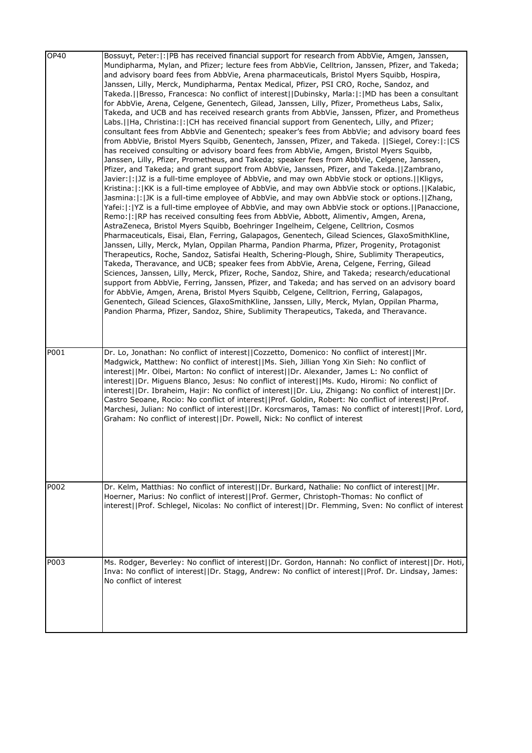| | |
|---|---|
| OP40 | Bossuyt, Peter:\|:\|PB has received financial support for research from AbbVie, Amgen, Janssen, Mundipharma, Mylan, and Pfizer; lecture fees from AbbVie, Celltrion, Janssen, Pfizer, and Takeda; and advisory board fees from AbbVie, Arena pharmaceuticals, Bristol Myers Squibb, Hospira, Janssen, Lilly, Merck, Mundipharma, Pentax Medical, Pfizer, PSI CRO, Roche, Sandoz, and Takeda.\|\|Bresso, Francesca: No conflict of interest\|\|Dubinsky, Marla:\|:\|MD has been a consultant for AbbVie, Arena, Celgene, Genentech, Gilead, Janssen, Lilly, Pfizer, Prometheus Labs, Salix, Takeda, and UCB and has received research grants from AbbVie, Janssen, Pfizer, and Prometheus Labs.\|\|Ha, Christina:\|:\|CH has received financial support from Genentech, Lilly, and Pfizer; consultant fees from AbbVie and Genentech; speaker's fees from AbbVie; and advisory board fees from AbbVie, Bristol Myers Squibb, Genentech, Janssen, Pfizer, and Takeda. \|\|Siegel, Corey:\|:\|CS has received consulting or advisory board fees from AbbVie, Amgen, Bristol Myers Squibb, Janssen, Lilly, Pfizer, Prometheus, and Takeda; speaker fees from AbbVie, Celgene, Janssen, Pfizer, and Takeda; and grant support from AbbVie, Janssen, Pfizer, and Takeda.\|\|Zambrano, Javier:\|:\|JZ is a full-time employee of AbbVie, and may own AbbVie stock or options.\|\|Kligys, Kristina:\|:\|KK is a full-time employee of AbbVie, and may own AbbVie stock or options.\|\|Kalabic, Jasmina:\|:\|JK is a full-time employee of AbbVie, and may own AbbVie stock or options.\|\|Zhang, Yafei:\|:\|YZ is a full-time employee of AbbVie, and may own AbbVie stock or options.\|\|Panaccione, Remo:\|:\|RP has received consulting fees from AbbVie, Abbott, Alimentiv, Amgen, Arena, AstraZeneca, Bristol Myers Squibb, Boehringer Ingelheim, Celgene, Celltrion, Cosmos Pharmaceuticals, Eisai, Elan, Ferring, Galapagos, Genentech, Gilead Sciences, GlaxoSmithKline, Janssen, Lilly, Merck, Mylan, Oppilan Pharma, Pandion Pharma, Pfizer, Progenity, Protagonist Therapeutics, Roche, Sandoz, Satisfai Health, Schering-Plough, Shire, Sublimity Therapeutics, Takeda, Theravance, and UCB; speaker fees from AbbVie, Arena, Celgene, Ferring, Gilead Sciences, Janssen, Lilly, Merck, Pfizer, Roche, Sandoz, Shire, and Takeda; research/educational support from AbbVie, Ferring, Janssen, Pfizer, and Takeda; and has served on an advisory board for AbbVie, Amgen, Arena, Bristol Myers Squibb, Celgene, Celltrion, Ferring, Galapagos, Genentech, Gilead Sciences, GlaxoSmithKline, Janssen, Lilly, Merck, Mylan, Oppilan Pharma, Pandion Pharma, Pfizer, Sandoz, Shire, Sublimity Therapeutics, Takeda, and Theravance. |
| P001 | Dr. Lo, Jonathan: No conflict of interest\|\|Cozzetto, Domenico: No conflict of interest\|\|Mr. Madgwick, Matthew: No conflict of interest\|\|Ms. Sieh, Jillian Yong Xin Sieh: No conflict of interest\|\|Mr. Olbei, Marton: No conflict of interest\|\|Dr. Alexander, James L: No conflict of interest\|\|Dr. Miguens Blanco, Jesus: No conflict of interest\|\|Ms. Kudo, Hiromi: No conflict of interest\|\|Dr. Ibraheim, Hajir: No conflict of interest\|\|Dr. Liu, Zhigang: No conflict of interest\|\|Dr. Castro Seoane, Rocio: No conflict of interest\|\|Prof. Goldin, Robert: No conflict of interest\|\|Prof. Marchesi, Julian: No conflict of interest\|\|Dr. Korcsmaros, Tamas: No conflict of interest\|\|Prof. Lord, Graham: No conflict of interest\|\|Dr. Powell, Nick: No conflict of interest |
| P002 | Dr. Kelm, Matthias: No conflict of interest\|\|Dr. Burkard, Nathalie: No conflict of interest\|\|Mr. Hoerner, Marius: No conflict of interest\|\|Prof. Germer, Christoph-Thomas: No conflict of interest\|\|Prof. Schlegel, Nicolas: No conflict of interest\|\|Dr. Flemming, Sven: No conflict of interest |
| P003 | Ms. Rodger, Beverley: No conflict of interest\|\|Dr. Gordon, Hannah: No conflict of interest\|\|Dr. Hoti, Inva: No conflict of interest\|\|Dr. Stagg, Andrew: No conflict of interest\|\|Prof. Dr. Lindsay, James: No conflict of interest |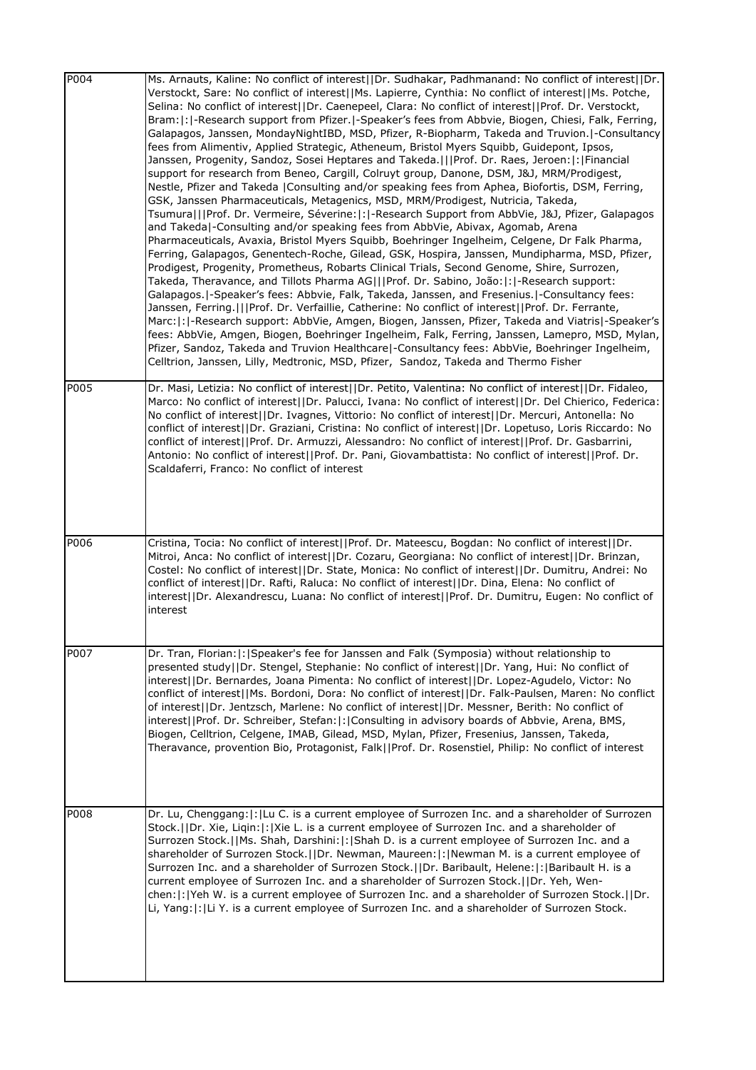| | |
|---|---|
| P004 | Ms. Arnauts, Kaline: No conflict of interest\|\|Dr. Sudhakar, Padhmanand: No conflict of interest\|\|Dr. Verstockt, Sare: No conflict of interest\|\|Ms. Lapierre, Cynthia: No conflict of interest\|\|Ms. Potche, Selina: No conflict of interest\|\|Dr. Caenepeel, Clara: No conflict of interest\|\|Prof. Dr. Verstockt, Bram:\|:\|-Research support from Pfizer.\|-Speaker's fees from Abbvie, Biogen, Chiesi, Falk, Ferring, Galapagos, Janssen, MondayNightIBD, MSD, Pfizer, R-Biopharm, Takeda and Truvion.\|-Consultancy fees from Alimentiv, Applied Strategic, Atheneum, Bristol Myers Squibb, Guidepont, Ipsos, Janssen, Progenity, Sandoz, Sosei Heptares and Takeda.\|\|\|Prof. Dr. Raes, Jeroen:\|:\|Financial support for research from Beneo, Cargill, Colruyt group, Danone, DSM, J&J, MRM/Prodigest, Nestle, Pfizer and Takeda \|Consulting and/or speaking fees from Aphea, Biofortis, DSM, Ferring, GSK, Janssen Pharmaceuticals, Metagenics, MSD, MRM/Prodigest, Nutricia, Takeda, Tsumura\|\|\|Prof. Dr. Vermeire, Séverine:\|:\|-Research Support from AbbVie, J&J, Pfizer, Galapagos and Takeda\|-Consulting and/or speaking fees from AbbVie, Abivax, Agomab, Arena Pharmaceuticals, Avaxia, Bristol Myers Squibb, Boehringer Ingelheim, Celgene, Dr Falk Pharma, Ferring, Galapagos, Genentech-Roche, Gilead, GSK, Hospira, Janssen, Mundipharma, MSD, Pfizer, Prodigest, Progenity, Prometheus, Robarts Clinical Trials, Second Genome, Shire, Surrozen, Takeda, Theravance, and Tillots Pharma AG\|\|\|Prof. Dr. Sabino, João:\|:\|-Research support: Galapagos.\|-Speaker's fees: Abbvie, Falk, Takeda, Janssen, and Fresenius.\|-Consultancy fees: Janssen, Ferring.\|\|\|Prof. Dr. Verfaillie, Catherine: No conflict of interest\|\|Prof. Dr. Ferrante, Marc:\|:\|-Research support: AbbVie, Amgen, Biogen, Janssen, Pfizer, Takeda and Viatris\|-Speaker's fees: AbbVie, Amgen, Biogen, Boehringer Ingelheim, Falk, Ferring, Janssen, Lamepro, MSD, Mylan, Pfizer, Sandoz, Takeda and Truvion Healthcare\|-Consultancy fees: AbbVie, Boehringer Ingelheim, Celltrion, Janssen, Lilly, Medtronic, MSD, Pfizer, Sandoz, Takeda and Thermo Fisher |
| P005 | Dr. Masi, Letizia: No conflict of interest\|\|Dr. Petito, Valentina: No conflict of interest\|\|Dr. Fidaleo, Marco: No conflict of interest\|\|Dr. Palucci, Ivana: No conflict of interest\|\|Dr. Del Chierico, Federica: No conflict of interest\|\|Dr. Ivagnes, Vittorio: No conflict of interest\|\|Dr. Mercuri, Antonella: No conflict of interest\|\|Dr. Graziani, Cristina: No conflict of interest\|\|Dr. Lopetuso, Loris Riccardo: No conflict of interest\|\|Prof. Dr. Armuzzi, Alessandro: No conflict of interest\|\|Prof. Dr. Gasbarrini, Antonio: No conflict of interest\|\|Prof. Dr. Pani, Giovambattista: No conflict of interest\|\|Prof. Dr. Scaldaferri, Franco: No conflict of interest |
| P006 | Cristina, Tocia: No conflict of interest\|\|Prof. Dr. Mateescu, Bogdan: No conflict of interest\|\|Dr. Mitroi, Anca: No conflict of interest\|\|Dr. Cozaru, Georgiana: No conflict of interest\|\|Dr. Brinzan, Costel: No conflict of interest\|\|Dr. State, Monica: No conflict of interest\|\|Dr. Dumitru, Andrei: No conflict of interest\|\|Dr. Rafti, Raluca: No conflict of interest\|\|Dr. Dina, Elena: No conflict of interest\|\|Dr. Alexandrescu, Luana: No conflict of interest\|\|Prof. Dr. Dumitru, Eugen: No conflict of interest |
| P007 | Dr. Tran, Florian:\|:\|Speaker's fee for Janssen and Falk (Symposia) without relationship to presented study\|\|Dr. Stengel, Stephanie: No conflict of interest\|\|Dr. Yang, Hui: No conflict of interest\|\|Dr. Bernardes, Joana Pimenta: No conflict of interest\|\|Dr. Lopez-Agudelo, Victor: No conflict of interest\|\|Ms. Bordoni, Dora: No conflict of interest\|\|Dr. Falk-Paulsen, Maren: No conflict of interest\|\|Dr. Jentzsch, Marlene: No conflict of interest\|\|Dr. Messner, Berith: No conflict of interest\|\|Prof. Dr. Schreiber, Stefan:\|:\|Consulting in advisory boards of Abbvie, Arena, BMS, Biogen, Celltrion, Celgene, IMAB, Gilead, MSD, Mylan, Pfizer, Fresenius, Janssen, Takeda, Theravance, provention Bio, Protagonist, Falk\|\|Prof. Dr. Rosenstiel, Philip: No conflict of interest |
| P008 | Dr. Lu, Chenggang:\|:\|Lu C. is a current employee of Surrozen Inc. and a shareholder of Surrozen Stock.\|\|Dr. Xie, Liqin:\|:\|Xie L. is a current employee of Surrozen Inc. and a shareholder of Surrozen Stock.\|\|Ms. Shah, Darshini:\|:\|Shah D. is a current employee of Surrozen Inc. and a shareholder of Surrozen Stock.\|\|Dr. Newman, Maureen:\|:\|Newman M. is a current employee of Surrozen Inc. and a shareholder of Surrozen Stock.\|\|Dr. Baribault, Helene:\|:\|Baribault H. is a current employee of Surrozen Inc. and a shareholder of Surrozen Stock.\|\|Dr. Yeh, Wen-chen:\|:\|Yeh W. is a current employee of Surrozen Inc. and a shareholder of Surrozen Stock.\|\|Dr. Li, Yang:\|:\|Li Y. is a current employee of Surrozen Inc. and a shareholder of Surrozen Stock. |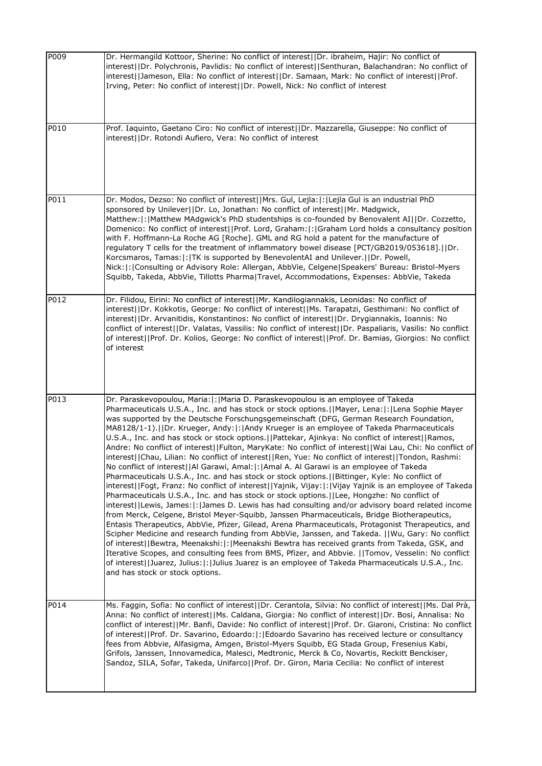| | |
|---|---|
| P009 | Dr. Hermangild Kottoor, Sherine: No conflict of interest\|\|Dr. ibraheim, Hajir: No conflict of interest\|\|Dr. Polychronis, Pavlidis: No conflict of interest\|\|Senthuran, Balachandran: No conflict of interest\|\|Jameson, Ella: No conflict of interest\|\|Dr. Samaan, Mark: No conflict of interest\|\|Prof. Irving, Peter: No conflict of interest\|\|Dr. Powell, Nick: No conflict of interest |
| P010 | Prof. Iaquinto, Gaetano Ciro: No conflict of interest\|\|Dr. Mazzarella, Giuseppe: No conflict of interest\|\|Dr. Rotondi Aufiero, Vera: No conflict of interest |
| P011 | Dr. Modos, Dezso: No conflict of interest\|\|Mrs. Gul, Lejla:\|:\|Lejla Gul is an industrial PhD sponsored by Unilever\|\|Dr. Lo, Jonathan: No conflict of interest\|\|Mr. Madgwick, Matthew:\|:\|Matthew MAdgwick's PhD studentships is co-founded by Benovalent AI\|\|Dr. Cozzetto, Domenico: No conflict of interest\|\|Prof. Lord, Graham:\|:\|Graham Lord holds a consultancy position with F. Hoffmann-La Roche AG [Roche]. GML and RG hold a patent for the manufacture of regulatory T cells for the treatment of inflammatory bowel disease [PCT/GB2019/053618].\|\|Dr. Korcsmaros, Tamas:\|:\|TK is supported by BenevolentAI and Unilever.\|\|Dr. Powell, Nick:\|:\|Consulting or Advisory Role: Allergan, AbbVie, Celgene\|Speakers' Bureau: Bristol-Myers Squibb, Takeda, AbbVie, Tillotts Pharma\|Travel, Accommodations, Expenses: AbbVie, Takeda |
| P012 | Dr. Filidou, Eirini: No conflict of interest\|\|Mr. Kandilogiannakis, Leonidas: No conflict of interest\|\|Dr. Kokkotis, George: No conflict of interest\|\|Ms. Tarapatzi, Gesthimani: No conflict of interest\|\|Dr. Arvanitidis, Konstantinos: No conflict of interest\|\|Dr. Drygiannakis, Ioannis: No conflict of interest\|\|Dr. Valatas, Vassilis: No conflict of interest\|\|Dr. Paspaliaris, Vasilis: No conflict of interest\|\|Prof. Dr. Kolios, George: No conflict of interest\|\|Prof. Dr. Bamias, Giorgios: No conflict of interest |
| P013 | Dr. Paraskevopoulou, Maria:\|:\|Maria D. Paraskevopoulou is an employee of Takeda Pharmaceuticals U.S.A., Inc. and has stock or stock options.\|\|Mayer, Lena:\|:\|Lena Sophie Mayer was supported by the Deutsche Forschungsgemeinschaft (DFG, German Research Foundation, MA8128/1-1).\|\|Dr. Krueger, Andy:\|:\|Andy Krueger is an employee of Takeda Pharmaceuticals U.S.A., Inc. and has stock or stock options.\|\|Pattekar, Ajinkya: No conflict of interest\|\|Ramos, Andre: No conflict of interest\|\|Fulton, MaryKate: No conflict of interest\|\|Wai Lau, Chi: No conflict of interest\|\|Chau, Lilian: No conflict of interest\|\|Ren, Yue: No conflict of interest\|\|Tondon, Rashmi: No conflict of interest\|\|Al Garawi, Amal:\|:\|Amal A. Al Garawi is an employee of Takeda Pharmaceuticals U.S.A., Inc. and has stock or stock options.\|\|Bittinger, Kyle: No conflict of interest\|\|Fogt, Franz: No conflict of interest\|\|Yajnik, Vijay:\|:\|Vijay Yajnik is an employee of Takeda Pharmaceuticals U.S.A., Inc. and has stock or stock options.\|\|Lee, Hongzhe: No conflict of interest\|\|Lewis, James:\|:\|James D. Lewis has had consulting and/or advisory board related income from Merck, Celgene, Bristol Meyer-Squibb, Janssen Pharmaceuticals, Bridge Biotherapeutics, Entasis Therapeutics, AbbVie, Pfizer, Gilead, Arena Pharmaceuticals, Protagonist Therapeutics, and Scipher Medicine and research funding from AbbVie, Janssen, and Takeda. \|\|Wu, Gary: No conflict of interest\|\|Bewtra, Meenakshi:\|:\|Meenakshi Bewtra has received grants from Takeda, GSK, and Iterative Scopes, and consulting fees from BMS, Pfizer, and Abbvie. \|\|Tomov, Vesselin: No conflict of interest\|\|Juarez, Julius:\|:\|Julius Juarez is an employee of Takeda Pharmaceuticals U.S.A., Inc. and has stock or stock options. |
| P014 | Ms. Faggin, Sofia: No conflict of interest\|\|Dr. Cerantola, Silvia: No conflict of interest\|\|Ms. Dal Prà, Anna: No conflict of interest\|\|Ms. Caldana, Giorgia: No conflict of interest\|\|Dr. Bosi, Annalisa: No conflict of interest\|\|Mr. Banfi, Davide: No conflict of interest\|\|Prof. Dr. Giaroni, Cristina: No conflict of interest\|\|Prof. Dr. Savarino, Edoardo:\|:\|Edoardo Savarino has received lecture or consultancy fees from Abbvie, Alfasigma, Amgen, Bristol-Myers Squibb, EG Stada Group, Fresenius Kabi, Grifols, Janssen, Innovamedica, Malesci, Medtronic, Merck & Co, Novartis, Reckitt Benckiser, Sandoz, SILA, Sofar, Takeda, Unifarco\|\|Prof. Dr. Giron, Maria Cecilia: No conflict of interest |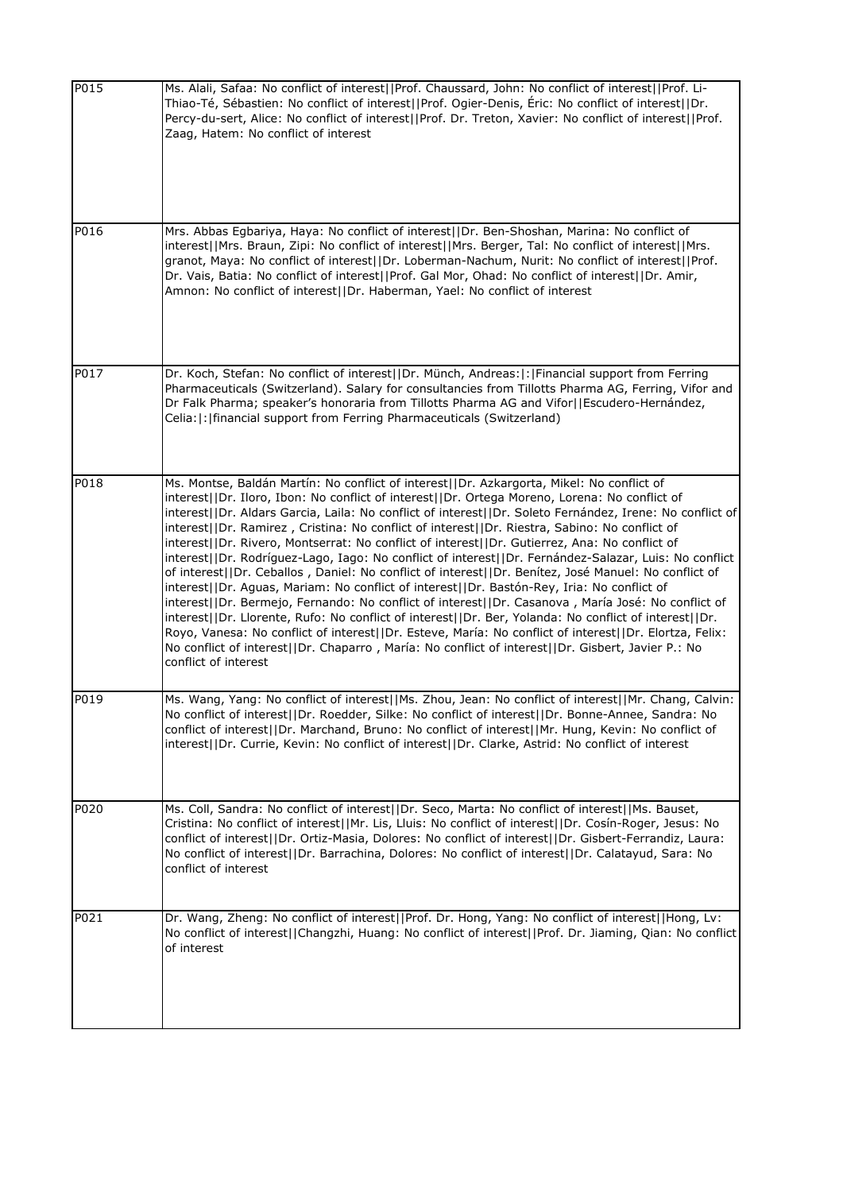| | |
|---|---|
| P015 | Ms. Alali, Safaa: No conflict of interest\|\|Prof. Chaussard, John: No conflict of interest\|\|Prof. Li-Thiao-Té, Sébastien: No conflict of interest\|\|Prof. Ogier-Denis, Éric: No conflict of interest\|\|Dr. Percy-du-sert, Alice: No conflict of interest\|\|Prof. Dr. Treton, Xavier: No conflict of interest\|\|Prof. Zaag, Hatem: No conflict of interest |
| P016 | Mrs. Abbas Egbariya, Haya: No conflict of interest\|\|Dr. Ben-Shoshan, Marina: No conflict of interest\|\|Mrs. Braun, Zipi: No conflict of interest\|\|Mrs. Berger, Tal: No conflict of interest\|\|Mrs. granot, Maya: No conflict of interest\|\|Dr. Loberman-Nachum, Nurit: No conflict of interest\|\|Prof. Dr. Vais, Batia: No conflict of interest\|\|Prof. Gal Mor, Ohad: No conflict of interest\|\|Dr. Amir, Amnon: No conflict of interest\|\|Dr. Haberman, Yael: No conflict of interest |
| P017 | Dr. Koch, Stefan: No conflict of interest\|\|Dr. Münch, Andreas:\|:\|Financial support from Ferring Pharmaceuticals (Switzerland). Salary for consultancies from Tillotts Pharma AG, Ferring, Vifor and Dr Falk Pharma; speaker's honoraria from Tillotts Pharma AG and Vifor\|\|Escudero-Hernández, Celia:\|:\|financial support from Ferring Pharmaceuticals (Switzerland) |
| P018 | Ms. Montse, Baldán Martín: No conflict of interest\|\|Dr. Azkargorta, Mikel: No conflict of interest\|\|Dr. Iloro, Ibon: No conflict of interest\|\|Dr. Ortega Moreno, Lorena: No conflict of interest\|\|Dr. Aldars Garcia, Laila: No conflict of interest\|\|Dr. Soleto Fernández, Irene: No conflict of interest\|\|Dr. Ramirez , Cristina: No conflict of interest\|\|Dr. Riestra, Sabino: No conflict of interest\|\|Dr. Rivero, Montserrat: No conflict of interest\|\|Dr. Gutierrez, Ana: No conflict of interest\|\|Dr. Rodríguez-Lago, Iago: No conflict of interest\|\|Dr. Fernández-Salazar, Luis: No conflict of interest\|\|Dr. Ceballos , Daniel: No conflict of interest\|\|Dr. Benítez, José Manuel: No conflict of interest\|\|Dr. Aguas, Mariam: No conflict of interest\|\|Dr. Bastón-Rey, Iria: No conflict of interest\|\|Dr. Bermejo, Fernando: No conflict of interest\|\|Dr. Casanova , María José: No conflict of interest\|\|Dr. Llorente, Rufo: No conflict of interest\|\|Dr. Ber, Yolanda: No conflict of interest\|\|Dr. Royo, Vanesa: No conflict of interest\|\|Dr. Esteve, María: No conflict of interest\|\|Dr. Elortza, Felix: No conflict of interest\|\|Dr. Chaparro , María: No conflict of interest\|\|Dr. Gisbert, Javier P.: No conflict of interest |
| P019 | Ms. Wang, Yang: No conflict of interest\|\|Ms. Zhou, Jean: No conflict of interest\|\|Mr. Chang, Calvin: No conflict of interest\|\|Dr. Roedder, Silke: No conflict of interest\|\|Dr. Bonne-Annee, Sandra: No conflict of interest\|\|Dr. Marchand, Bruno: No conflict of interest\|\|Mr. Hung, Kevin: No conflict of interest\|\|Dr. Currie, Kevin: No conflict of interest\|\|Dr. Clarke, Astrid: No conflict of interest |
| P020 | Ms. Coll, Sandra: No conflict of interest\|\|Dr. Seco, Marta: No conflict of interest\|\|Ms. Bauset, Cristina: No conflict of interest\|\|Mr. Lis, Lluis: No conflict of interest\|\|Dr. Cosín-Roger, Jesus: No conflict of interest\|\|Dr. Ortiz-Masia, Dolores: No conflict of interest\|\|Dr. Gisbert-Ferrandiz, Laura: No conflict of interest\|\|Dr. Barrachina, Dolores: No conflict of interest\|\|Dr. Calatayud, Sara: No conflict of interest |
| P021 | Dr. Wang, Zheng: No conflict of interest\|\|Prof. Dr. Hong, Yang: No conflict of interest\|\|Hong, Lv: No conflict of interest\|\|Changzhi, Huang: No conflict of interest\|\|Prof. Dr. Jiaming, Qian: No conflict of interest |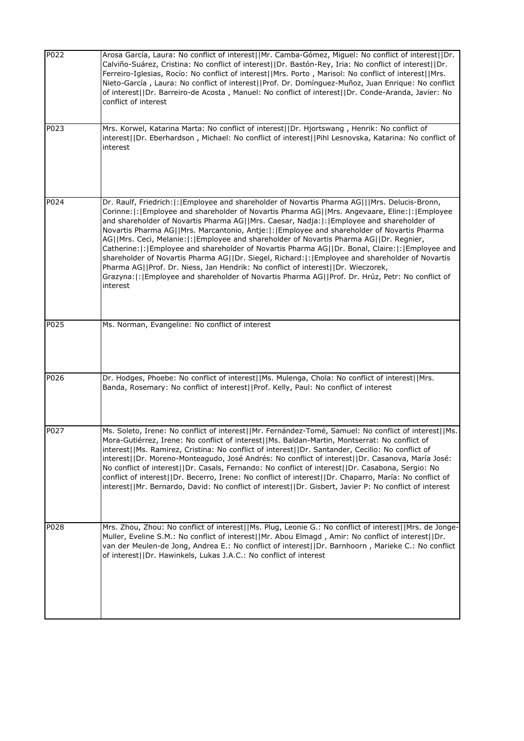| | |
|---|---|
| P022 | Arosa García, Laura: No conflict of interest\|\|Mr. Camba-Gómez, Miguel: No conflict of interest\|\|Dr. Calviño-Suárez, Cristina: No conflict of interest\|\|Dr. Bastón-Rey, Iria: No conflict of interest\|\|Dr. Ferreiro-Iglesias, Rocío: No conflict of interest\|\|Mrs. Porto , Marisol: No conflict of interest\|\|Mrs. Nieto-García , Laura: No conflict of interest\|\|Prof. Dr. Domínguez-Muñoz, Juan Enrique: No conflict of interest\|\|Dr. Barreiro-de Acosta , Manuel: No conflict of interest\|\|Dr. Conde-Aranda, Javier: No conflict of interest |
| P023 | Mrs. Korwel, Katarina Marta: No conflict of interest\|\|Dr. Hjortswang , Henrik: No conflict of interest\|\|Dr. Eberhardson , Michael: No conflict of interest\|\|Pihl Lesnovska, Katarina: No conflict of interest |
| P024 | Dr. Raulf, Friedrich:\|:\|Employee and shareholder of Novartis Pharma AG\|\|\|Mrs. Delucis-Bronn, Corinne:\|:\|Employee and shareholder of Novartis Pharma AG\|\|Mrs. Angevaare, Eline:\|:\|Employee and shareholder of Novartis Pharma AG\|\|Mrs. Caesar, Nadja:\|:\|Employee and shareholder of Novartis Pharma AG\|\|Mrs. Marcantonio, Antje:\|:\|Employee and shareholder of Novartis Pharma AG\|\|Mrs. Ceci, Melanie:\|:\|Employee and shareholder of Novartis Pharma AG\|\|Dr. Regnier, Catherine:\|:\|Employee and shareholder of Novartis Pharma AG\|\|Dr. Bonal, Claire:\|:\|Employee and shareholder of Novartis Pharma AG\|\|Dr. Siegel, Richard:\|:\|Employee and shareholder of Novartis Pharma AG\|\|Prof. Dr. Niess, Jan Hendrik: No conflict of interest\|\|Dr. Wieczorek, Grazyna:\|:\|Employee and shareholder of Novartis Pharma AG\|\|Prof. Dr. Hrúz, Petr: No conflict of interest |
| P025 | Ms. Norman, Evangeline: No conflict of interest |
| P026 | Dr. Hodges, Phoebe: No conflict of interest\|\|Ms. Mulenga, Chola: No conflict of interest\|\|Mrs. Banda, Rosemary: No conflict of interest\|\|Prof. Kelly, Paul: No conflict of interest |
| P027 | Ms. Soleto, Irene: No conflict of interest\|\|Mr. Fernández-Tomé, Samuel: No conflict of interest\|\|Ms. Mora-Gutiérrez, Irene: No conflict of interest\|\|Ms. Baldan-Martin, Montserrat: No conflict of interest\|\|Ms. Ramirez, Cristina: No conflict of interest\|\|Dr. Santander, Cecilio: No conflict of interest\|\|Dr. Moreno-Monteagudo, José Andrés: No conflict of interest\|\|Dr. Casanova, María José: No conflict of interest\|\|Dr. Casals, Fernando: No conflict of interest\|\|Dr. Casabona, Sergio: No conflict of interest\|\|Dr. Becerro, Irene: No conflict of interest\|\|Dr. Chaparro, María: No conflict of interest\|\|Mr. Bernardo, David: No conflict of interest\|\|Dr. Gisbert, Javier P: No conflict of interest |
| P028 | Mrs. Zhou, Zhou: No conflict of interest\|\|Ms. Plug, Leonie G.: No conflict of interest\|\|Mrs. de Jonge-Muller, Eveline S.M.: No conflict of interest\|\|Mr. Abou Elmagd , Amir: No conflict of interest\|\|Dr. van der Meulen-de Jong, Andrea E.: No conflict of interest\|\|Dr. Barnhoorn , Marieke C.: No conflict of interest\|\|Dr. Hawinkels, Lukas J.A.C.: No conflict of interest |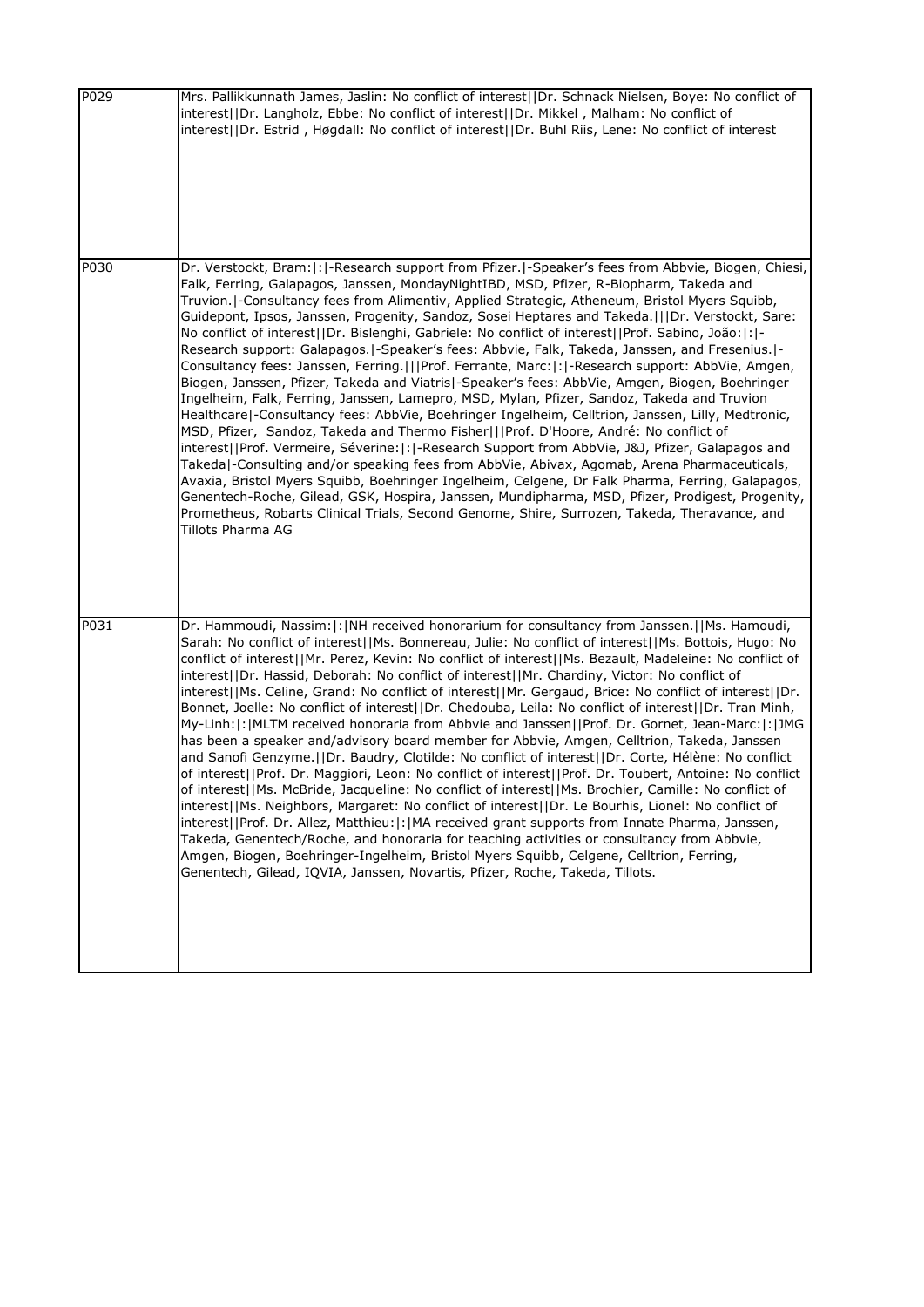| | |
|---|---|
| P029 | Mrs. Pallikkunnath James, Jaslin: No conflict of interest\|\|Dr. Schnack Nielsen, Boye: No conflict of interest\|\|Dr. Langholz, Ebbe: No conflict of interest\|\|Dr. Mikkel , Malham: No conflict of interest\|\|Dr. Estrid , Høgdall: No conflict of interest\|\|Dr. Buhl Riis, Lene: No conflict of interest |
| P030 | Dr. Verstockt, Bram:\|:\|-Research support from Pfizer.\|-Speaker's fees from Abbvie, Biogen, Chiesi, Falk, Ferring, Galapagos, Janssen, MondayNightIBD, MSD, Pfizer, R-Biopharm, Takeda and Truvion.\|-Consultancy fees from Alimentiv, Applied Strategic, Atheneum, Bristol Myers Squibb, Guidepont, Ipsos, Janssen, Progenity, Sandoz, Sosei Heptares and Takeda.\|\|\|Dr. Verstockt, Sare: No conflict of interest\|\|Dr. Bislenghi, Gabriele: No conflict of interest\|\|Prof. Sabino, João:\|:\|-Research support: Galapagos.\|-Speaker's fees: Abbvie, Falk, Takeda, Janssen, and Fresenius.\|-Consultancy fees: Janssen, Ferring.\|\|\|Prof. Ferrante, Marc:\|:\|-Research support: AbbVie, Amgen, Biogen, Janssen, Pfizer, Takeda and Viatris\|-Speaker's fees: AbbVie, Amgen, Biogen, Boehringer Ingelheim, Falk, Ferring, Janssen, Lamepro, MSD, Mylan, Pfizer, Sandoz, Takeda and Truvion Healthcare\|-Consultancy fees: AbbVie, Boehringer Ingelheim, Celltrion, Janssen, Lilly, Medtronic, MSD, Pfizer, Sandoz, Takeda and Thermo Fisher\|\|\|Prof. D'Hoore, André: No conflict of interest\|\|Prof. Vermeire, Séverine:\|:\|-Research Support from AbbVie, J&J, Pfizer, Galapagos and Takeda\|-Consulting and/or speaking fees from AbbVie, Abivax, Agomab, Arena Pharmaceuticals, Avaxia, Bristol Myers Squibb, Boehringer Ingelheim, Celgene, Dr Falk Pharma, Ferring, Galapagos, Genentech-Roche, Gilead, GSK, Hospira, Janssen, Mundipharma, MSD, Pfizer, Prodigest, Progenity, Prometheus, Robarts Clinical Trials, Second Genome, Shire, Surrozen, Takeda, Theravance, and Tillots Pharma AG |
| P031 | Dr. Hammoudi, Nassim:\|:\|NH received honorarium for consultancy from Janssen.\|\|Ms. Hamoudi, Sarah: No conflict of interest\|\|Ms. Bonnereau, Julie: No conflict of interest\|\|Ms. Bottois, Hugo: No conflict of interest\|\|Mr. Perez, Kevin: No conflict of interest\|\|Ms. Bezault, Madeleine: No conflict of interest\|\|Dr. Hassid, Deborah: No conflict of interest\|\|Mr. Chardiny, Victor: No conflict of interest\|\|Ms. Celine, Grand: No conflict of interest\|\|Mr. Gergaud, Brice: No conflict of interest\|\|Dr. Bonnet, Joelle: No conflict of interest\|\|Dr. Chedouba, Leila: No conflict of interest\|\|Dr. Tran Minh, My-Linh:\|:\|MLTM received honoraria from Abbvie and Janssen\|\|Prof. Dr. Gornet, Jean-Marc:\|:\|JMG has been a speaker and/advisory board member for Abbvie, Amgen, Celltrion, Takeda, Janssen and Sanofi Genzyme.\|\|Dr. Baudry, Clotilde: No conflict of interest\|\|Dr. Corte, Hélène: No conflict of interest\|\|Prof. Dr. Maggiori, Leon: No conflict of interest\|\|Prof. Dr. Toubert, Antoine: No conflict of interest\|\|Ms. McBride, Jacqueline: No conflict of interest\|\|Ms. Brochier, Camille: No conflict of interest\|\|Ms. Neighbors, Margaret: No conflict of interest\|\|Dr. Le Bourhis, Lionel: No conflict of interest\|\|Prof. Dr. Allez, Matthieu:\|:\|MA received grant supports from Innate Pharma, Janssen, Takeda, Genentech/Roche, and honoraria for teaching activities or consultancy from Abbvie, Amgen, Biogen, Boehringer-Ingelheim, Bristol Myers Squibb, Celgene, Celltrion, Ferring, Genentech, Gilead, IQVIA, Janssen, Novartis, Pfizer, Roche, Takeda, Tillots. |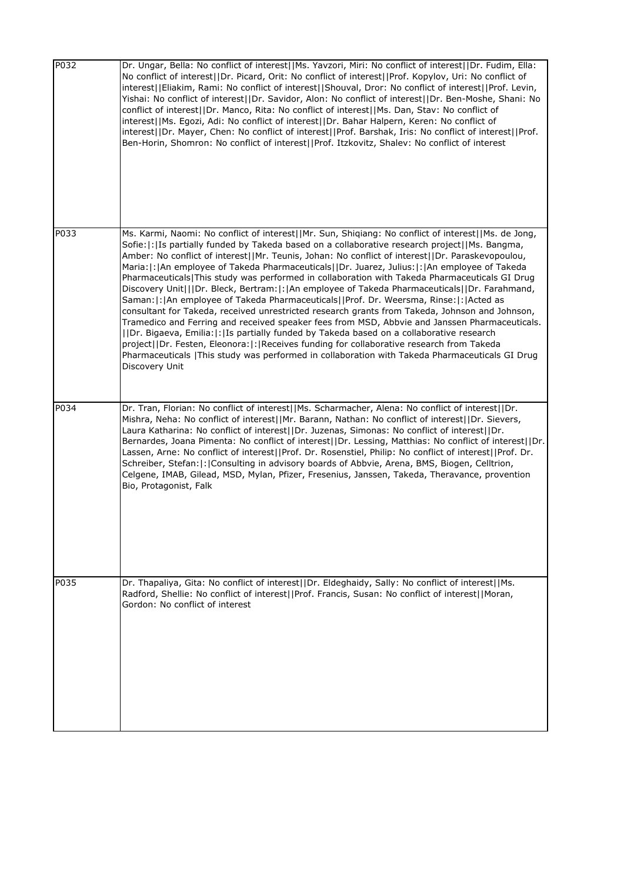| | |
|---|---|
| P032 | Dr. Ungar, Bella: No conflict of interest\|\|Ms. Yavzori, Miri: No conflict of interest\|\|Dr. Fudim, Ella: No conflict of interest\|\|Dr. Picard, Orit: No conflict of interest\|\|Prof. Kopylov, Uri: No conflict of interest\|\|Eliakim, Rami: No conflict of interest\|\|Shouval, Dror: No conflict of interest\|\|Prof. Levin, Yishai: No conflict of interest\|\|Dr. Savidor, Alon: No conflict of interest\|\|Dr. Ben-Moshe, Shani: No conflict of interest\|\|Dr. Manco, Rita: No conflict of interest\|\|Ms. Dan, Stav: No conflict of interest\|\|Ms. Egozi, Adi: No conflict of interest\|\|Dr. Bahar Halpern, Keren: No conflict of interest\|\|Dr. Mayer, Chen: No conflict of interest\|\|Prof. Barshak, Iris: No conflict of interest\|\|Prof. Ben-Horin, Shomron: No conflict of interest\|\|Prof. Itzkovitz, Shalev: No conflict of interest |
| P033 | Ms. Karmi, Naomi: No conflict of interest\|\|Mr. Sun, Shiqiang: No conflict of interest\|\|Ms. de Jong, Sofie:\|:\|Is partially funded by Takeda based on a collaborative research project\|\|Ms. Bangma, Amber: No conflict of interest\|\|Mr. Teunis, Johan: No conflict of interest\|\|Dr. Paraskevopoulou, Maria:\|:\|An employee of Takeda Pharmaceuticals\|\|Dr. Juarez, Julius:\|:\|An employee of Takeda Pharmaceuticals\|This study was performed in collaboration with Takeda Pharmaceuticals GI Drug Discovery Unit\|\|\|Dr. Bleck, Bertram:\|:\|An employee of Takeda Pharmaceuticals\|\|Dr. Farahmand, Saman:\|:\|An employee of Takeda Pharmaceuticals\|\|Prof. Dr. Weersma, Rinse:\|:\|Acted as consultant for Takeda, received unrestricted research grants from Takeda, Johnson and Johnson, Tramedico and Ferring and received speaker fees from MSD, Abbvie and Janssen Pharmaceuticals. \|\|Dr. Bigaeva, Emilia:\|:\|Is partially funded by Takeda based on a collaborative research project\|\|Dr. Festen, Eleonora:\|:\|Receives funding for collaborative research from Takeda Pharmaceuticals \|This study was performed in collaboration with Takeda Pharmaceuticals GI Drug Discovery Unit |
| P034 | Dr. Tran, Florian: No conflict of interest\|\|Ms. Scharmacher, Alena: No conflict of interest\|\|Dr. Mishra, Neha: No conflict of interest\|\|Mr. Barann, Nathan: No conflict of interest\|\|Dr. Sievers, Laura Katharina: No conflict of interest\|\|Dr. Juzenas, Simonas: No conflict of interest\|\|Dr. Bernardes, Joana Pimenta: No conflict of interest\|\|Dr. Lessing, Matthias: No conflict of interest\|\|Dr. Lassen, Arne: No conflict of interest\|\|Prof. Dr. Rosenstiel, Philip: No conflict of interest\|\|Prof. Dr. Schreiber, Stefan:\|:\|Consulting in advisory boards of Abbvie, Arena, BMS, Biogen, Celltrion, Celgene, IMAB, Gilead, MSD, Mylan, Pfizer, Fresenius, Janssen, Takeda, Theravance, provention Bio, Protagonist, Falk |
| P035 | Dr. Thapaliya, Gita: No conflict of interest\|\|Dr. Eldeghaidy, Sally: No conflict of interest\|\|Ms. Radford, Shellie: No conflict of interest\|\|Prof. Francis, Susan: No conflict of interest\|\|Moran, Gordon: No conflict of interest |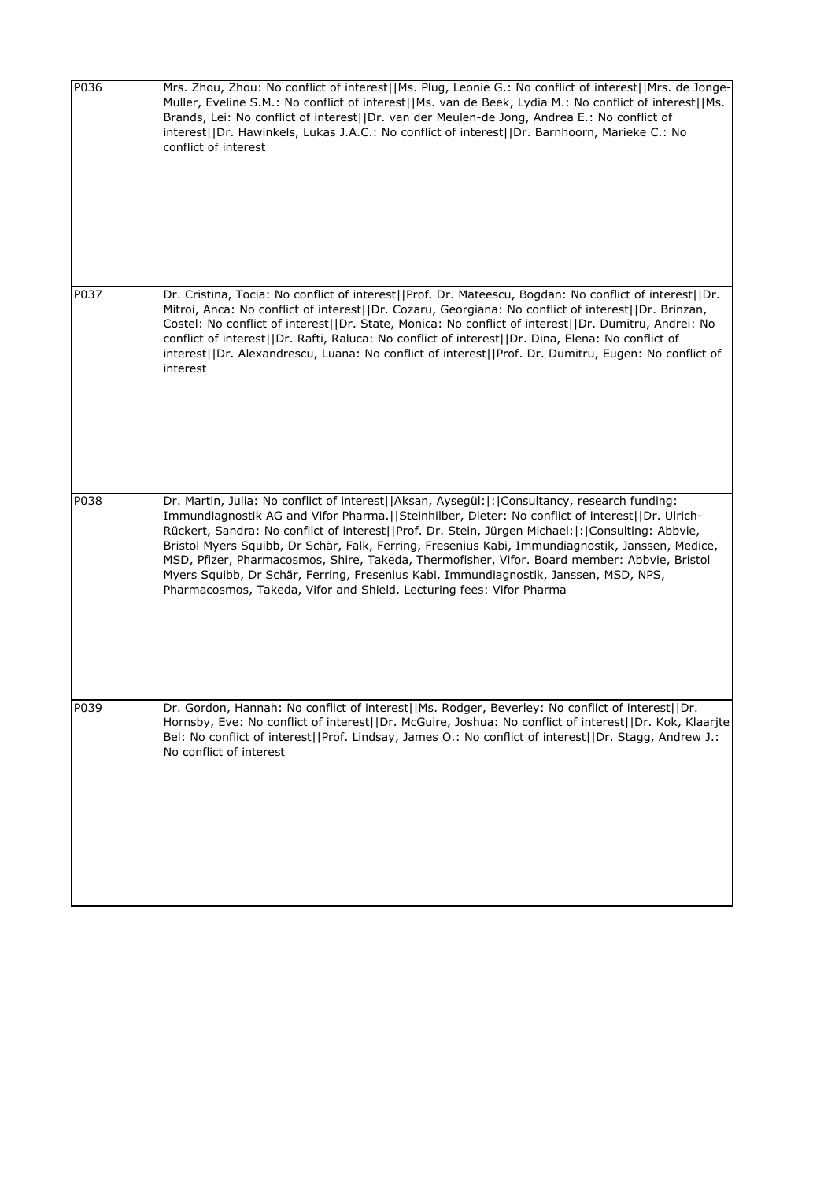| | |
|---|---|
| P036 | Mrs. Zhou, Zhou: No conflict of interest\|\|Ms. Plug, Leonie G.: No conflict of interest\|\|Mrs. de Jonge-Muller, Eveline S.M.: No conflict of interest\|\|Ms. van de Beek, Lydia M.: No conflict of interest\|\|Ms. Brands, Lei: No conflict of interest\|\|Dr. van der Meulen-de Jong, Andrea E.: No conflict of interest\|\|Dr. Hawinkels, Lukas J.A.C.: No conflict of interest\|\|Dr. Barnhoorn, Marieke C.: No conflict of interest |
| P037 | Dr. Cristina, Tocia: No conflict of interest\|\|Prof. Dr. Mateescu, Bogdan: No conflict of interest\|\|Dr. Mitroi, Anca: No conflict of interest\|\|Dr. Cozaru, Georgiana: No conflict of interest\|\|Dr. Brinzan, Costel: No conflict of interest\|\|Dr. State, Monica: No conflict of interest\|\|Dr. Dumitru, Andrei: No conflict of interest\|\|Dr. Rafti, Raluca: No conflict of interest\|\|Dr. Dina, Elena: No conflict of interest\|\|Dr. Alexandrescu, Luana: No conflict of interest\|\|Prof. Dr. Dumitru, Eugen: No conflict of interest |
| P038 | Dr. Martin, Julia: No conflict of interest\|\|Aksan, Aysegül:\|:\|Consultancy, research funding: Immundiagnostik AG and Vifor Pharma.\|\|Steinhilber, Dieter: No conflict of interest\|\|Dr. Ulrich-Rückert, Sandra: No conflict of interest\|\|Prof. Dr. Stein, Jürgen Michael:\|:\|Consulting: Abbvie, Bristol Myers Squibb, Dr Schär, Falk, Ferring, Fresenius Kabi, Immundiagnostik, Janssen, Medice, MSD, Pfizer, Pharmacosmos, Shire, Takeda, Thermofisher, Vifor. Board member: Abbvie, Bristol Myers Squibb, Dr Schär, Ferring, Fresenius Kabi, Immundiagnostik, Janssen, MSD, NPS, Pharmacosmos, Takeda, Vifor and Shield. Lecturing fees: Vifor Pharma |
| P039 | Dr. Gordon, Hannah: No conflict of interest\|\|Ms. Rodger, Beverley: No conflict of interest\|\|Dr. Hornsby, Eve: No conflict of interest\|\|Dr. McGuire, Joshua: No conflict of interest\|\|Dr. Kok, Klaarjte Bel: No conflict of interest\|\|Prof. Lindsay, James O.: No conflict of interest\|\|Dr. Stagg, Andrew J.: No conflict of interest |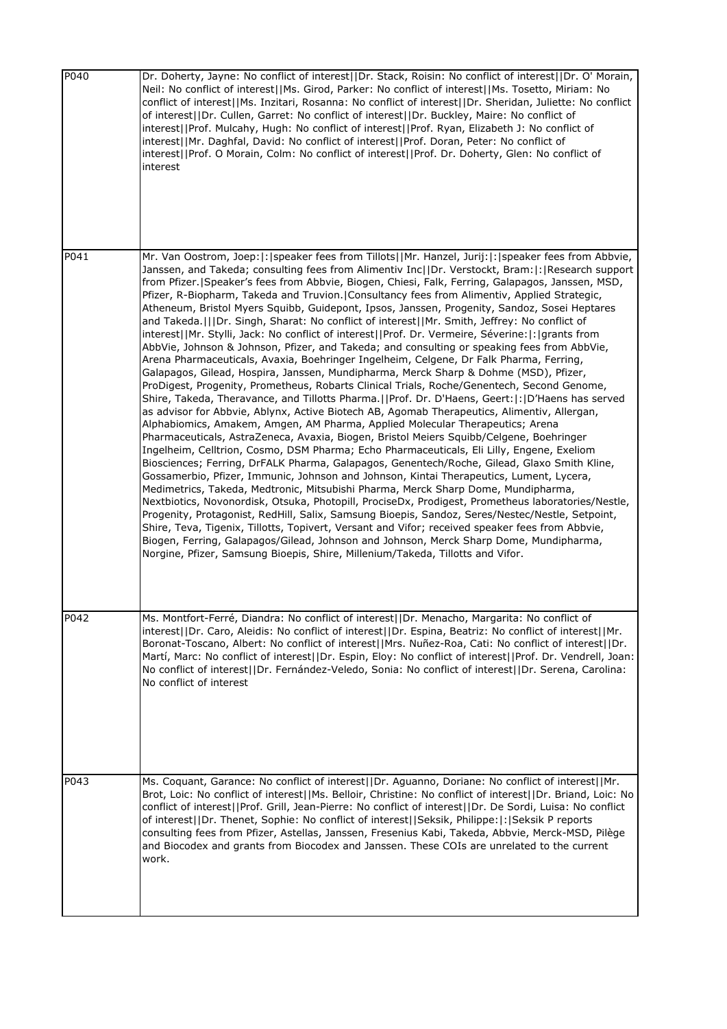| | |
|---|---|
| P040 | Dr. Doherty, Jayne: No conflict of interest\|\|Dr. Stack, Roisin: No conflict of interest\|\|Dr. O' Morain, Neil: No conflict of interest\|\|Ms. Girod, Parker: No conflict of interest\|\|Ms. Tosetto, Miriam: No conflict of interest\|\|Ms. Inzitari, Rosanna: No conflict of interest\|\|Dr. Sheridan, Juliette: No conflict of interest\|\|Dr. Cullen, Garret: No conflict of interest\|\|Dr. Buckley, Maire: No conflict of interest\|\|Prof. Mulcahy, Hugh: No conflict of interest\|\|Prof. Ryan, Elizabeth J: No conflict of interest\|\|Mr. Daghfal, David: No conflict of interest\|\|Prof. Doran, Peter: No conflict of interest\|\|Prof. O Morain, Colm: No conflict of interest\|\|Prof. Dr. Doherty, Glen: No conflict of interest |
| P041 | Mr. Van Oostrom, Joep:\|:\|speaker fees from Tillots\|\|Mr. Hanzel, Jurij:\|:\|speaker fees from Abbvie, Janssen, and Takeda; consulting fees from Alimentiv Inc\|\|Dr. Verstockt, Bram:\|:\|Research support from Pfizer.\|Speaker's fees from Abbvie, Biogen, Chiesi, Falk, Ferring, Galapagos, Janssen, MSD, Pfizer, R-Biopharm, Takeda and Truvion.\|Consultancy fees from Alimentiv, Applied Strategic, Atheneum, Bristol Myers Squibb, Guidepont, Ipsos, Janssen, Progenity, Sandoz, Sosei Heptares and Takeda.\|\|\|Dr. Singh, Sharat: No conflict of interest\|\|Mr. Smith, Jeffrey: No conflict of interest\|\|Mr. Stylli, Jack: No conflict of interest\|\|Prof. Dr. Vermeire, Séverine:\|:\|grants from AbbVie, Johnson & Johnson, Pfizer, and Takeda; and consulting or speaking fees from AbbVie, Arena Pharmaceuticals, Avaxia, Boehringer Ingelheim, Celgene, Dr Falk Pharma, Ferring, Galapagos, Gilead, Hospira, Janssen, Mundipharma, Merck Sharp & Dohme (MSD), Pfizer, ProDigest, Progenity, Prometheus, Robarts Clinical Trials, Roche/Genentech, Second Genome, Shire, Takeda, Theravance, and Tillotts Pharma.\|\|Prof. Dr. D'Haens, Geert:\|:\|D'Haens has served as advisor for Abbvie, Ablynx, Active Biotech AB, Agomab Therapeutics, Alimentiv, Allergan, Alphabiomics, Amakem, Amgen, AM Pharma, Applied Molecular Therapeutics; Arena Pharmaceuticals, AstraZeneca, Avaxia, Biogen, Bristol Meiers Squibb/Celgene, Boehringer Ingelheim, Celltrion, Cosmo, DSM Pharma; Echo Pharmaceuticals, Eli Lilly, Engene, Exeliom Biosciences; Ferring, DrFALK Pharma, Galapagos, Genentech/Roche, Gilead, Glaxo Smith Kline, Gossamerbio, Pfizer, Immunic, Johnson and Johnson, Kintai Therapeutics, Lument, Lycera, Medimetrics, Takeda, Medtronic, Mitsubishi Pharma, Merck Sharp Dome, Mundipharma, Nextbiotics, Novonordisk, Otsuka, Photopill, ProciseDx, Prodigest, Prometheus laboratories/Nestle, Progenity, Protagonist, RedHill, Salix, Samsung Bioepis, Sandoz, Seres/Nestec/Nestle, Setpoint, Shire, Teva, Tigenix, Tillotts, Topivert, Versant and Vifor; received speaker fees from Abbvie, Biogen, Ferring, Galapagos/Gilead, Johnson and Johnson, Merck Sharp Dome, Mundipharma, Norgine, Pfizer, Samsung Bioepis, Shire, Millenium/Takeda, Tillotts and Vifor. |
| P042 | Ms. Montfort-Ferré, Diandra: No conflict of interest\|\|Dr. Menacho, Margarita: No conflict of interest\|\|Dr. Caro, Aleidis: No conflict of interest\|\|Dr. Espina, Beatriz: No conflict of interest\|\|Mr. Boronat-Toscano, Albert: No conflict of interest\|\|Mrs. Nuñez-Roa, Cati: No conflict of interest\|\|Dr. Martí, Marc: No conflict of interest\|\|Dr. Espin, Eloy: No conflict of interest\|\|Prof. Dr. Vendrell, Joan: No conflict of interest\|\|Dr. Fernández-Veledo, Sonia: No conflict of interest\|\|Dr. Serena, Carolina: No conflict of interest |
| P043 | Ms. Coquant, Garance: No conflict of interest\|\|Dr. Aguanno, Doriane: No conflict of interest\|\|Mr. Brot, Loic: No conflict of interest\|\|Ms. Belloir, Christine: No conflict of interest\|\|Dr. Briand, Loic: No conflict of interest\|\|Prof. Grill, Jean-Pierre: No conflict of interest\|\|Dr. De Sordi, Luisa: No conflict of interest\|\|Dr. Thenet, Sophie: No conflict of interest\|\|Seksik, Philippe:\|:\|Seksik P reports consulting fees from Pfizer, Astellas, Janssen, Fresenius Kabi, Takeda, Abbvie, Merck-MSD, Pilège and Biocodex and grants from Biocodex and Janssen. These COIs are unrelated to the current work. |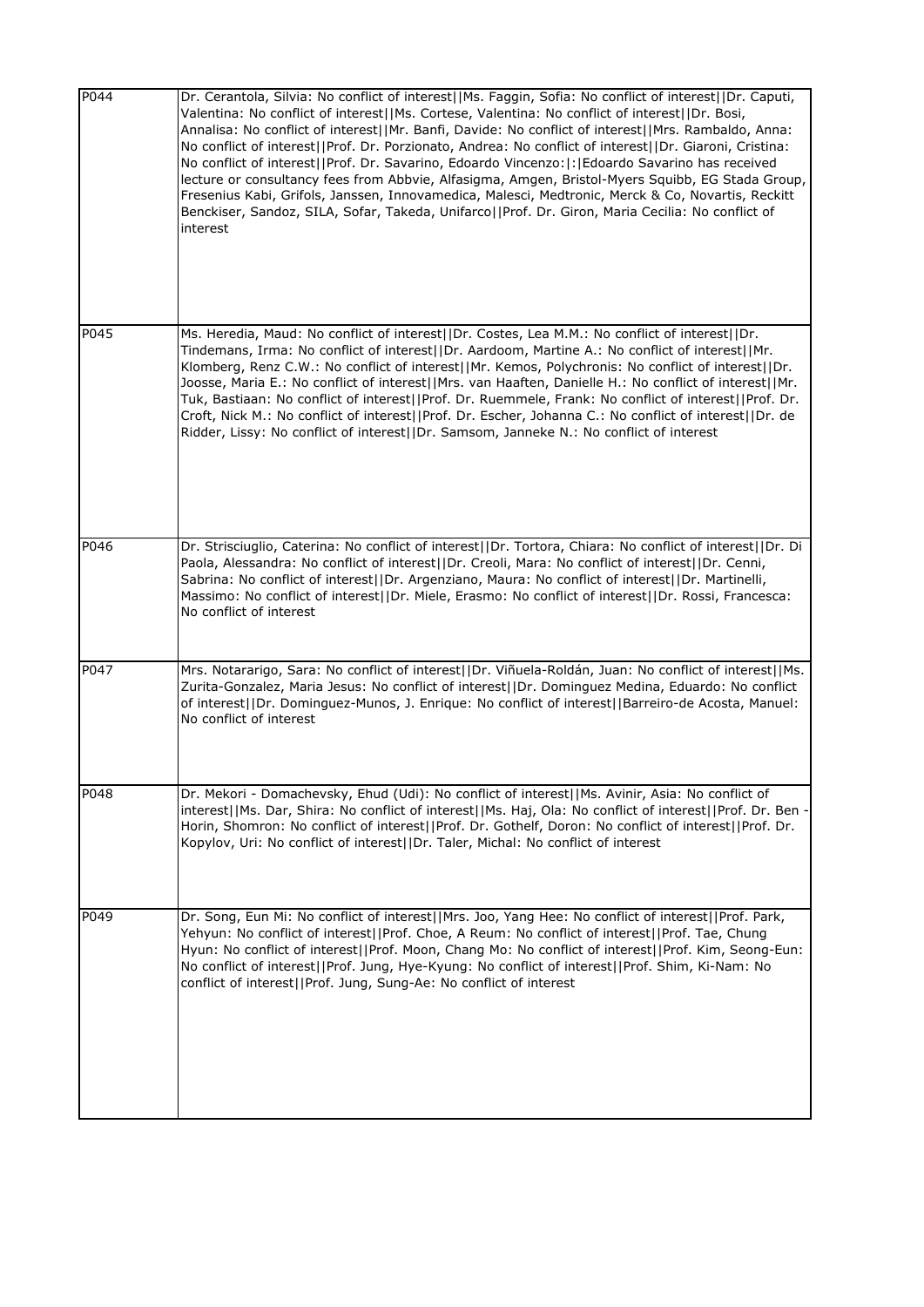| | |
|---|---|
| P044 | Dr. Cerantola, Silvia: No conflict of interest\|\|Ms. Faggin, Sofia: No conflict of interest\|\|Dr. Caputi, Valentina: No conflict of interest\|\|Ms. Cortese, Valentina: No conflict of interest\|\|Dr. Bosi, Annalisa: No conflict of interest\|\|Mr. Banfi, Davide: No conflict of interest\|\|Mrs. Rambaldo, Anna: No conflict of interest\|\|Prof. Dr. Porzionato, Andrea: No conflict of interest\|\|Dr. Giaroni, Cristina: No conflict of interest\|\|Prof. Dr. Savarino, Edoardo Vincenzo:\|:\|Edoardo Savarino has received lecture or consultancy fees from Abbvie, Alfasigma, Amgen, Bristol-Myers Squibb, EG Stada Group, Fresenius Kabi, Grifols, Janssen, Innovamedica, Malesci, Medtronic, Merck & Co, Novartis, Reckitt Benckiser, Sandoz, SILA, Sofar, Takeda, Unifarco\|\|Prof. Dr. Giron, Maria Cecilia: No conflict of interest |
| P045 | Ms. Heredia, Maud: No conflict of interest\|\|Dr. Costes, Lea M.M.: No conflict of interest\|\|Dr. Tindemans, Irma: No conflict of interest\|\|Dr. Aardoom, Martine A.: No conflict of interest\|\|Mr. Klomberg, Renz C.W.: No conflict of interest\|\|Mr. Kemos, Polychronis: No conflict of interest\|\|Dr. Joosse, Maria E.: No conflict of interest\|\|Mrs. van Haaften, Danielle H.: No conflict of interest\|\|Mr. Tuk, Bastiaan: No conflict of interest\|\|Prof. Dr. Ruemmele, Frank: No conflict of interest\|\|Prof. Dr. Croft, Nick M.: No conflict of interest\|\|Prof. Dr. Escher, Johanna C.: No conflict of interest\|\|Dr. de Ridder, Lissy: No conflict of interest\|\|Dr. Samsom, Janneke N.: No conflict of interest |
| P046 | Dr. Strisciuglio, Caterina: No conflict of interest\|\|Dr. Tortora, Chiara: No conflict of interest\|\|Dr. Di Paola, Alessandra: No conflict of interest\|\|Dr. Creoli, Mara: No conflict of interest\|\|Dr. Cenni, Sabrina: No conflict of interest\|\|Dr. Argenziano, Maura: No conflict of interest\|\|Dr. Martinelli, Massimo: No conflict of interest\|\|Dr. Miele, Erasmo: No conflict of interest\|\|Dr. Rossi, Francesca: No conflict of interest |
| P047 | Mrs. Notararigo, Sara: No conflict of interest\|\|Dr. Viñuela-Roldán, Juan: No conflict of interest\|\|Ms. Zurita-Gonzalez, Maria Jesus: No conflict of interest\|\|Dr. Dominguez Medina, Eduardo: No conflict of interest\|\|Dr. Dominguez-Munos, J. Enrique: No conflict of interest\|\|Barreiro-de Acosta, Manuel: No conflict of interest |
| P048 | Dr. Mekori - Domachevsky, Ehud (Udi): No conflict of interest\|\|Ms. Avinir, Asia: No conflict of interest\|\|Ms. Dar, Shira: No conflict of interest\|\|Ms. Haj, Ola: No conflict of interest\|\|Prof. Dr. Ben - Horin, Shomron: No conflict of interest\|\|Prof. Dr. Gothelf, Doron: No conflict of interest\|\|Prof. Dr. Kopylov, Uri: No conflict of interest\|\|Dr. Taler, Michal: No conflict of interest |
| P049 | Dr. Song, Eun Mi: No conflict of interest\|\|Mrs. Joo, Yang Hee: No conflict of interest\|\|Prof. Park, Yehyun: No conflict of interest\|\|Prof. Choe, A Reum: No conflict of interest\|\|Prof. Tae, Chung Hyun: No conflict of interest\|\|Prof. Moon, Chang Mo: No conflict of interest\|\|Prof. Kim, Seong-Eun: No conflict of interest\|\|Prof. Jung, Hye-Kyung: No conflict of interest\|\|Prof. Shim, Ki-Nam: No conflict of interest\|\|Prof. Jung, Sung-Ae: No conflict of interest |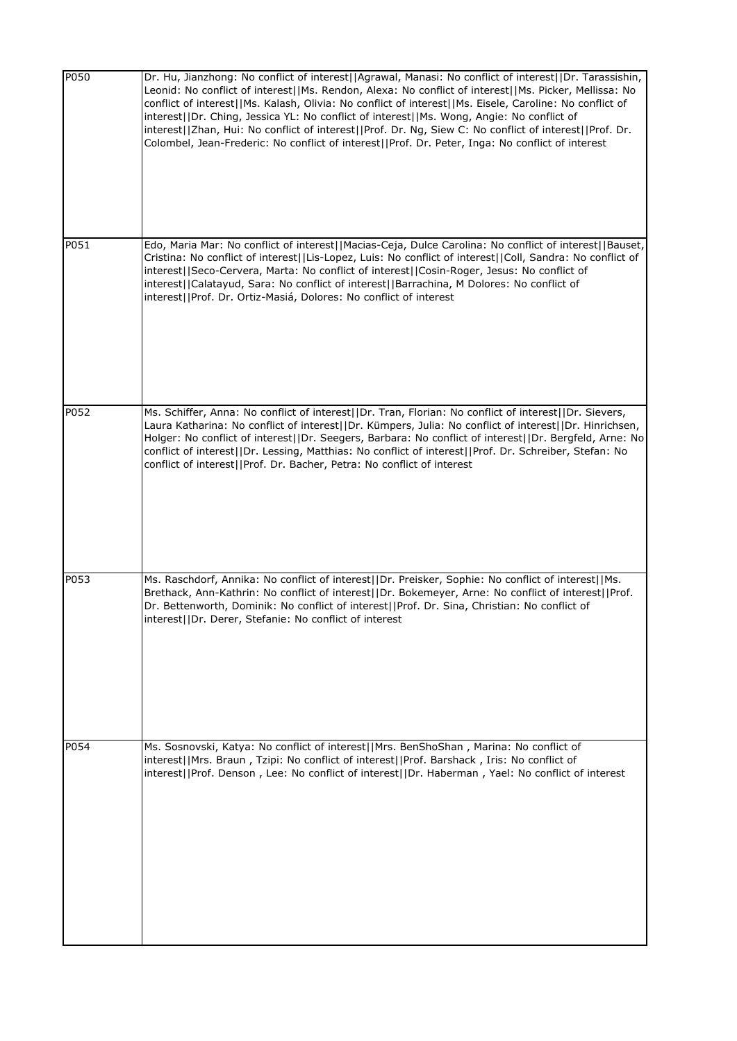| | |
|---|---|
| P050 | Dr. Hu, Jianzhong: No conflict of interest\|\|Agrawal, Manasi: No conflict of interest\|\|Dr. Tarassishin, Leonid: No conflict of interest\|\|Ms. Rendon, Alexa: No conflict of interest\|\|Ms. Picker, Mellissa: No conflict of interest\|\|Ms. Kalash, Olivia: No conflict of interest\|\|Ms. Eisele, Caroline: No conflict of interest\|\|Dr. Ching, Jessica YL: No conflict of interest\|\|Ms. Wong, Angie: No conflict of interest\|\|Zhan, Hui: No conflict of interest\|\|Prof. Dr. Ng, Siew C: No conflict of interest\|\|Prof. Dr. Colombel, Jean-Frederic: No conflict of interest\|\|Prof. Dr. Peter, Inga: No conflict of interest |
| P051 | Edo, Maria Mar: No conflict of interest\|\|Macias-Ceja, Dulce Carolina: No conflict of interest\|\|Bauset, Cristina: No conflict of interest\|\|Lis-Lopez, Luis: No conflict of interest\|\|Coll, Sandra: No conflict of interest\|\|Seco-Cervera, Marta: No conflict of interest\|\|Cosin-Roger, Jesus: No conflict of interest\|\|Calatayud, Sara: No conflict of interest\|\|Barrachina, M Dolores: No conflict of interest\|\|Prof. Dr. Ortiz-Masiá, Dolores: No conflict of interest |
| P052 | Ms. Schiffer, Anna: No conflict of interest\|\|Dr. Tran, Florian: No conflict of interest\|\|Dr. Sievers, Laura Katharina: No conflict of interest\|\|Dr. Kümpers, Julia: No conflict of interest\|\|Dr. Hinrichsen, Holger: No conflict of interest\|\|Dr. Seegers, Barbara: No conflict of interest\|\|Dr. Bergfeld, Arne: No conflict of interest\|\|Dr. Lessing, Matthias: No conflict of interest\|\|Prof. Dr. Schreiber, Stefan: No conflict of interest\|\|Prof. Dr. Bacher, Petra: No conflict of interest |
| P053 | Ms. Raschdorf, Annika: No conflict of interest\|\|Dr. Preisker, Sophie: No conflict of interest\|\|Ms. Brethack, Ann-Kathrin: No conflict of interest\|\|Dr. Bokemeyer, Arne: No conflict of interest\|\|Prof. Dr. Bettenworth, Dominik: No conflict of interest\|\|Prof. Dr. Sina, Christian: No conflict of interest\|\|Dr. Derer, Stefanie: No conflict of interest |
| P054 | Ms. Sosnovski, Katya: No conflict of interest\|\|Mrs. BenShoShan , Marina: No conflict of interest\|\|Mrs. Braun , Tzipi: No conflict of interest\|\|Prof. Barshack , Iris: No conflict of interest\|\|Prof. Denson , Lee: No conflict of interest\|\|Dr. Haberman , Yael: No conflict of interest |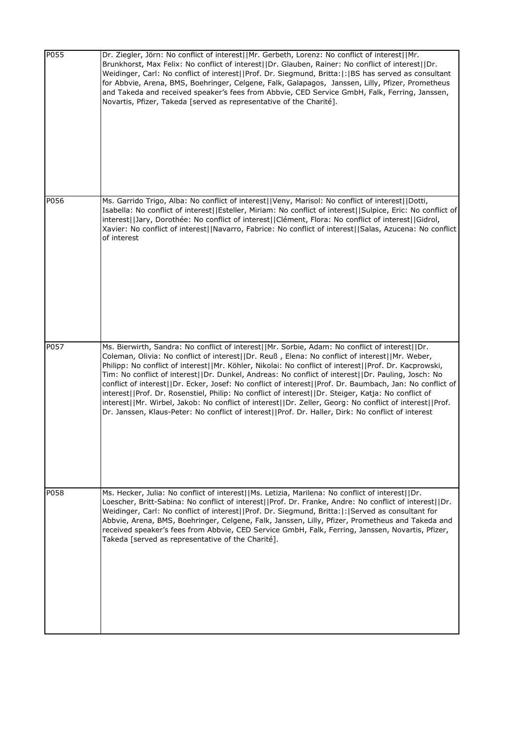| | |
|---|---|
| P055 | Dr. Ziegler, Jörn: No conflict of interest\|\|Mr. Gerbeth, Lorenz: No conflict of interest\|\|Mr. Brunkhorst, Max Felix: No conflict of interest\|\|Dr. Glauben, Rainer: No conflict of interest\|\|Dr. Weidinger, Carl: No conflict of interest\|\|Prof. Dr. Siegmund, Britta:\|:\|BS has served as consultant for Abbvie, Arena, BMS, Boehringer, Celgene, Falk, Galapagos, Janssen, Lilly, Pfizer, Prometheus and Takeda and received speaker's fees from Abbvie, CED Service GmbH, Falk, Ferring, Janssen, Novartis, Pfizer, Takeda [served as representative of the Charité]. |
| P056 | Ms. Garrido Trigo, Alba: No conflict of interest\|\|Veny, Marisol: No conflict of interest\|\|Dotti, Isabella: No conflict of interest\|\|Esteller, Miriam: No conflict of interest\|\|Sulpice, Eric: No conflict of interest\|\|Jary, Dorothée: No conflict of interest\|\|Clément, Flora: No conflict of interest\|\|Gidrol, Xavier: No conflict of interest\|\|Navarro, Fabrice: No conflict of interest\|\|Salas, Azucena: No conflict of interest |
| P057 | Ms. Bierwirth, Sandra: No conflict of interest\|\|Mr. Sorbie, Adam: No conflict of interest\|\|Dr. Coleman, Olivia: No conflict of interest\|\|Dr. Reuß , Elena: No conflict of interest\|\|Mr. Weber, Philipp: No conflict of interest\|\|Mr. Köhler, Nikolai: No conflict of interest\|\|Prof. Dr. Kacprowski, Tim: No conflict of interest\|\|Dr. Dunkel, Andreas: No conflict of interest\|\|Dr. Pauling, Josch: No conflict of interest\|\|Dr. Ecker, Josef: No conflict of interest\|\|Prof. Dr. Baumbach, Jan: No conflict of interest\|\|Prof. Dr. Rosenstiel, Philip: No conflict of interest\|\|Dr. Steiger, Katja: No conflict of interest\|\|Mr. Wirbel, Jakob: No conflict of interest\|\|Dr. Zeller, Georg: No conflict of interest\|\|Prof. Dr. Janssen, Klaus-Peter: No conflict of interest\|\|Prof. Dr. Haller, Dirk: No conflict of interest |
| P058 | Ms. Hecker, Julia: No conflict of interest\|\|Ms. Letizia, Marilena: No conflict of interest\|\|Dr. Loescher, Britt-Sabina: No conflict of interest\|\|Prof. Dr. Franke, Andre: No conflict of interest\|\|Dr. Weidinger, Carl: No conflict of interest\|\|Prof. Dr. Siegmund, Britta:\|:\|Served as consultant for Abbvie, Arena, BMS, Boehringer, Celgene, Falk, Janssen, Lilly, Pfizer, Prometheus and Takeda and received speaker's fees from Abbvie, CED Service GmbH, Falk, Ferring, Janssen, Novartis, Pfizer, Takeda [served as representative of the Charité]. |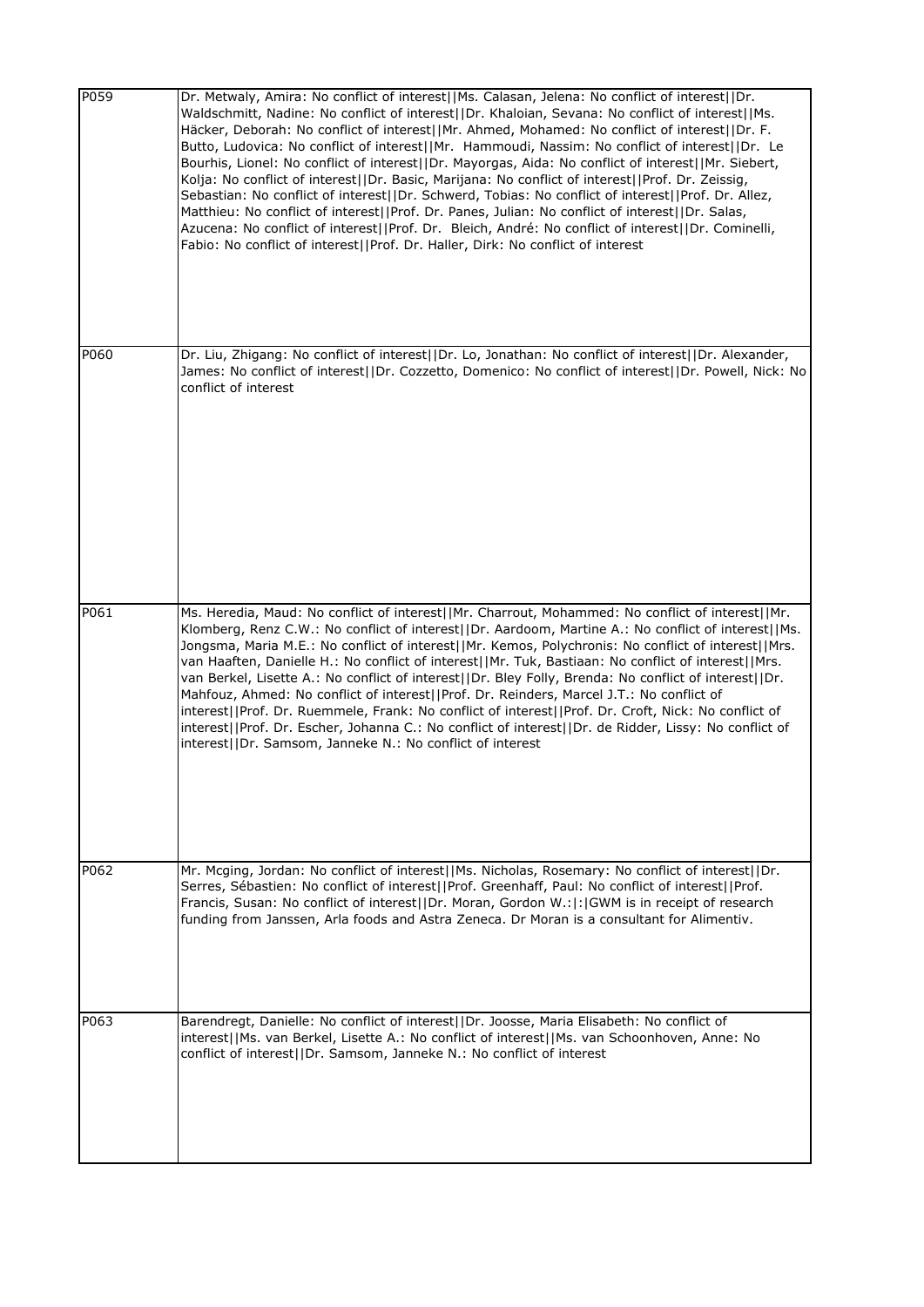| | |
|---|---|
| P059 | Dr. Metwaly, Amira: No conflict of interest\|\|Ms. Calasan, Jelena: No conflict of interest\|\|Dr. Waldschmitt, Nadine: No conflict of interest\|\|Dr. Khaloian, Sevana: No conflict of interest\|\|Ms. Häcker, Deborah: No conflict of interest\|\|Mr. Ahmed, Mohamed: No conflict of interest\|\|Dr. F. Butto, Ludovica: No conflict of interest\|\|Mr. Hammoudi, Nassim: No conflict of interest\|\|Dr. Le Bourhis, Lionel: No conflict of interest\|\|Dr. Mayorgas, Aida: No conflict of interest\|\|Mr. Siebert, Kolja: No conflict of interest\|\|Dr. Basic, Marijana: No conflict of interest\|\|Prof. Dr. Zeissig, Sebastian: No conflict of interest\|\|Dr. Schwerd, Tobias: No conflict of interest\|\|Prof. Dr. Allez, Matthieu: No conflict of interest\|\|Prof. Dr. Panes, Julian: No conflict of interest\|\|Dr. Salas, Azucena: No conflict of interest\|\|Prof. Dr. Bleich, André: No conflict of interest\|\|Dr. Cominelli, Fabio: No conflict of interest\|\|Prof. Dr. Haller, Dirk: No conflict of interest |
| P060 | Dr. Liu, Zhigang: No conflict of interest\|\|Dr. Lo, Jonathan: No conflict of interest\|\|Dr. Alexander, James: No conflict of interest\|\|Dr. Cozzetto, Domenico: No conflict of interest\|\|Dr. Powell, Nick: No conflict of interest |
| P061 | Ms. Heredia, Maud: No conflict of interest\|\|Mr. Charrout, Mohammed: No conflict of interest\|\|Mr. Klomberg, Renz C.W.: No conflict of interest\|\|Dr. Aardoom, Martine A.: No conflict of interest\|\|Ms. Jongsma, Maria M.E.: No conflict of interest\|\|Mr. Kemos, Polychronis: No conflict of interest\|\|Mrs. van Haaften, Danielle H.: No conflict of interest\|\|Mr. Tuk, Bastiaan: No conflict of interest\|\|Mrs. van Berkel, Lisette A.: No conflict of interest\|\|Dr. Bley Folly, Brenda: No conflict of interest\|\|Dr. Mahfouz, Ahmed: No conflict of interest\|\|Prof. Dr. Reinders, Marcel J.T.: No conflict of interest\|\|Prof. Dr. Ruemmele, Frank: No conflict of interest\|\|Prof. Dr. Croft, Nick: No conflict of interest\|\|Prof. Dr. Escher, Johanna C.: No conflict of interest\|\|Dr. de Ridder, Lissy: No conflict of interest\|\|Dr. Samsom, Janneke N.: No conflict of interest |
| P062 | Mr. Mcging, Jordan: No conflict of interest\|\|Ms. Nicholas, Rosemary: No conflict of interest\|\|Dr. Serres, Sébastien: No conflict of interest\|\|Prof. Greenhaff, Paul: No conflict of interest\|\|Prof. Francis, Susan: No conflict of interest\|\|Dr. Moran, Gordon W.:\|:\|GWM is in receipt of research funding from Janssen, Arla foods and Astra Zeneca. Dr Moran is a consultant for Alimentiv. |
| P063 | Barendregt, Danielle: No conflict of interest\|\|Dr. Joosse, Maria Elisabeth: No conflict of interest\|\|Ms. van Berkel, Lisette A.: No conflict of interest\|\|Ms. van Schoonhoven, Anne: No conflict of interest\|\|Dr. Samsom, Janneke N.: No conflict of interest |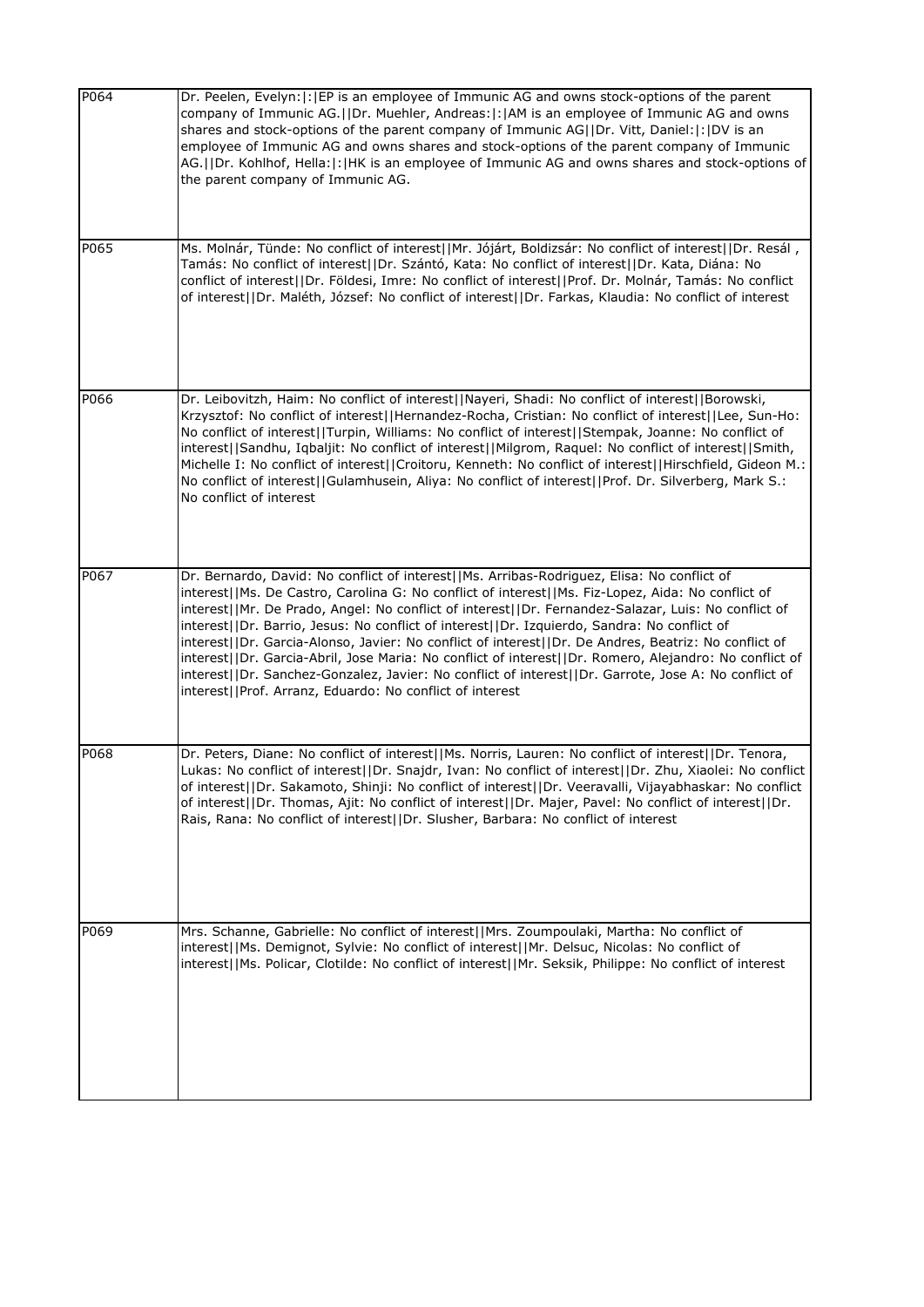| | |
|---|---|
| P064 | Dr. Peelen, Evelyn:\|:\|EP is an employee of Immunic AG and owns stock-options of the parent company of Immunic AG.\|\|Dr. Muehler, Andreas:\|:\|AM is an employee of Immunic AG and owns shares and stock-options of the parent company of Immunic AG\|\|Dr. Vitt, Daniel:\|:\|DV is an employee of Immunic AG and owns shares and stock-options of the parent company of Immunic AG.\|\|Dr. Kohlhof, Hella:\|:\|HK is an employee of Immunic AG and owns shares and stock-options of the parent company of Immunic AG. |
| P065 | Ms. Molnár, Tünde: No conflict of interest\|\|Mr. Jójárt, Boldizsár: No conflict of interest\|\|Dr. Resál , Tamás: No conflict of interest\|\|Dr. Szántó, Kata: No conflict of interest\|\|Dr. Kata, Diána: No conflict of interest\|\|Dr. Földesi, Imre: No conflict of interest\|\|Prof. Dr. Molnár, Tamás: No conflict of interest\|\|Dr. Maléth, József: No conflict of interest\|\|Dr. Farkas, Klaudia: No conflict of interest |
| P066 | Dr. Leibovitzh, Haim: No conflict of interest\|\|Nayeri, Shadi: No conflict of interest\|\|Borowski, Krzysztof: No conflict of interest\|\|Hernandez-Rocha, Cristian: No conflict of interest\|\|Lee, Sun-Ho: No conflict of interest\|\|Turpin, Williams: No conflict of interest\|\|Stempak, Joanne: No conflict of interest\|\|Sandhu, Iqbaljit: No conflict of interest\|\|Milgrom, Raquel: No conflict of interest\|\|Smith, Michelle I: No conflict of interest\|\|Croitoru, Kenneth: No conflict of interest\|\|Hirschfield, Gideon M.: No conflict of interest\|\|Gulamhusein, Aliya: No conflict of interest\|\|Prof. Dr. Silverberg, Mark S.: No conflict of interest |
| P067 | Dr. Bernardo, David: No conflict of interest\|\|Ms. Arribas-Rodriguez, Elisa: No conflict of interest\|\|Ms. De Castro, Carolina G: No conflict of interest\|\|Ms. Fiz-Lopez, Aida: No conflict of interest\|\|Mr. De Prado, Angel: No conflict of interest\|\|Dr. Fernandez-Salazar, Luis: No conflict of interest\|\|Dr. Barrio, Jesus: No conflict of interest\|\|Dr. Izquierdo, Sandra: No conflict of interest\|\|Dr. Garcia-Alonso, Javier: No conflict of interest\|\|Dr. De Andres, Beatriz: No conflict of interest\|\|Dr. Garcia-Abril, Jose Maria: No conflict of interest\|\|Dr. Romero, Alejandro: No conflict of interest\|\|Dr. Sanchez-Gonzalez, Javier: No conflict of interest\|\|Dr. Garrote, Jose A: No conflict of interest\|\|Prof. Arranz, Eduardo: No conflict of interest |
| P068 | Dr. Peters, Diane: No conflict of interest\|\|Ms. Norris, Lauren: No conflict of interest\|\|Dr. Tenora, Lukas: No conflict of interest\|\|Dr. Snajdr, Ivan: No conflict of interest\|\|Dr. Zhu, Xiaolei: No conflict of interest\|\|Dr. Sakamoto, Shinji: No conflict of interest\|\|Dr. Veeravalli, Vijayabhaskar: No conflict of interest\|\|Dr. Thomas, Ajit: No conflict of interest\|\|Dr. Majer, Pavel: No conflict of interest\|\|Dr. Rais, Rana: No conflict of interest\|\|Dr. Slusher, Barbara: No conflict of interest |
| P069 | Mrs. Schanne, Gabrielle: No conflict of interest\|\|Mrs. Zoumpoulaki, Martha: No conflict of interest\|\|Ms. Demignot, Sylvie: No conflict of interest\|\|Mr. Delsuc, Nicolas: No conflict of interest\|\|Ms. Policar, Clotilde: No conflict of interest\|\|Mr. Seksik, Philippe: No conflict of interest |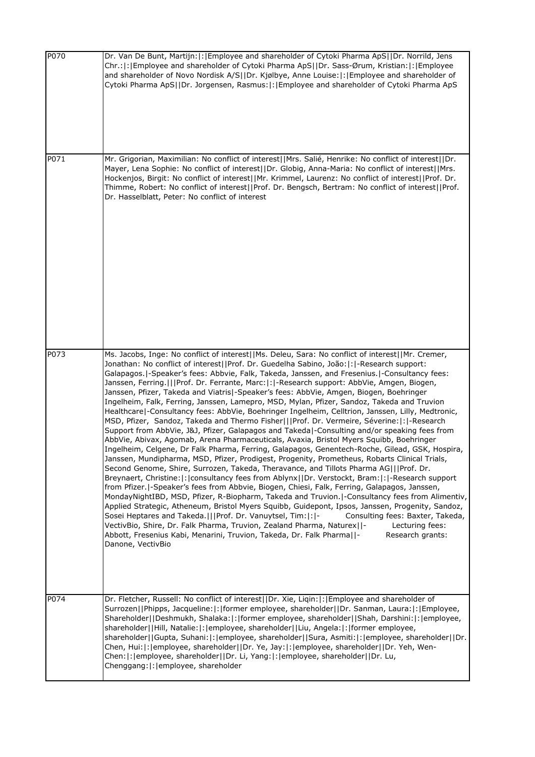| | |
|---|---|
| P070 | Dr. Van De Bunt, Martijn:\|:\|Employee and shareholder of Cytoki Pharma ApS\|\|Dr. Norrild, Jens Chr.:\|:\|Employee and shareholder of Cytoki Pharma ApS\|\|Dr. Sass-Ørum, Kristian:\|:\|Employee and shareholder of Novo Nordisk A/S\|\|Dr. Kjølbye, Anne Louise:\|:\|Employee and shareholder of Cytoki Pharma ApS\|\|Dr. Jorgensen, Rasmus:\|:\|Employee and shareholder of Cytoki Pharma ApS |
| P071 | Mr. Grigorian, Maximilian: No conflict of interest\|\|Mrs. Salié, Henrike: No conflict of interest\|\|Dr. Mayer, Lena Sophie: No conflict of interest\|\|Dr. Globig, Anna-Maria: No conflict of interest\|\|Mrs. Hockenjos, Birgit: No conflict of interest\|\|Mr. Krimmel, Laurenz: No conflict of interest\|\|Prof. Dr. Thimme, Robert: No conflict of interest\|\|Prof. Dr. Bengsch, Bertram: No conflict of interest\|\|Prof. Dr. Hasselblatt, Peter: No conflict of interest |
| P073 | Ms. Jacobs, Inge: No conflict of interest\|\|Ms. Deleu, Sara: No conflict of interest\|\|Mr. Cremer, Jonathan: No conflict of interest\|\|Prof. Dr. Guedelha Sabino, João:\|:\|-Research support: Galapagos.\|-Speaker's fees: Abbvie, Falk, Takeda, Janssen, and Fresenius.\|-Consultancy fees: Janssen, Ferring.\|\|\|Prof. Dr. Ferrante, Marc:\|:\|-Research support: AbbVie, Amgen, Biogen, Janssen, Pfizer, Takeda and Viatris\|-Speaker's fees: AbbVie, Amgen, Biogen, Boehringer Ingelheim, Falk, Ferring, Janssen, Lamepro, MSD, Mylan, Pfizer, Sandoz, Takeda and Truvion Healthcare\|-Consultancy fees: AbbVie, Boehringer Ingelheim, Celltrion, Janssen, Lilly, Medtronic, MSD, Pfizer, Sandoz, Takeda and Thermo Fisher\|\|\|Prof. Dr. Vermeire, Séverine:\|:\|-Research Support from AbbVie, J&J, Pfizer, Galapagos and Takeda\|-Consulting and/or speaking fees from AbbVie, Abivax, Agomab, Arena Pharmaceuticals, Avaxia, Bristol Myers Squibb, Boehringer Ingelheim, Celgene, Dr Falk Pharma, Ferring, Galapagos, Genentech-Roche, Gilead, GSK, Hospira, Janssen, Mundipharma, MSD, Pfizer, Prodigest, Progenity, Prometheus, Robarts Clinical Trials, Second Genome, Shire, Surrozen, Takeda, Theravance, and Tillots Pharma AG\|\|\|Prof. Dr. Breynaert, Christine:\|:\|consultancy fees from Ablynx\|\|Dr. Verstockt, Bram:\|:\|-Research support from Pfizer.\|-Speaker's fees from Abbvie, Biogen, Chiesi, Falk, Ferring, Galapagos, Janssen, MondayNightIBD, MSD, Pfizer, R-Biopharm, Takeda and Truvion.\|-Consultancy fees from Alimentiv, Applied Strategic, Atheneum, Bristol Myers Squibb, Guidepont, Ipsos, Janssen, Progenity, Sandoz, Sosei Heptares and Takeda.\|\|\|Prof. Dr. Vanuytsel, Tim:\|:\|- Consulting fees: Baxter, Takeda, VectivBio, Shire, Dr. Falk Pharma, Truvion, Zealand Pharma, Naturex\|\|- Lecturing fees: Abbott, Fresenius Kabi, Menarini, Truvion, Takeda, Dr. Falk Pharma\|\|- Research grants: Danone, VectivBio |
| P074 | Dr. Fletcher, Russell: No conflict of interest\|\|Dr. Xie, Liqin:\|:\|Employee and shareholder of Surrozen\|\|Phipps, Jacqueline:\|:\|former employee, shareholder\|\|Dr. Sanman, Laura:\|:\|Employee, Shareholder\|\|Deshmukh, Shalaka:\|:\|former employee, shareholder\|\|Shah, Darshini:\|:\|employee, shareholder\|\|Hill, Natalie:\|:\|employee, shareholder\|\|Liu, Angela:\|:\|former employee, shareholder\|\|Gupta, Suhani:\|:\|employee, shareholder\|\|Sura, Asmiti:\|:\|employee, shareholder\|\|Dr. Chen, Hui:\|:\|employee, shareholder\|\|Dr. Ye, Jay:\|:\|employee, shareholder\|\|Dr. Yeh, Wen-Chen:\|:\|employee, shareholder\|\|Dr. Li, Yang:\|:\|employee, shareholder\|\|Dr. Lu, Chenggang:\|:\|employee, shareholder |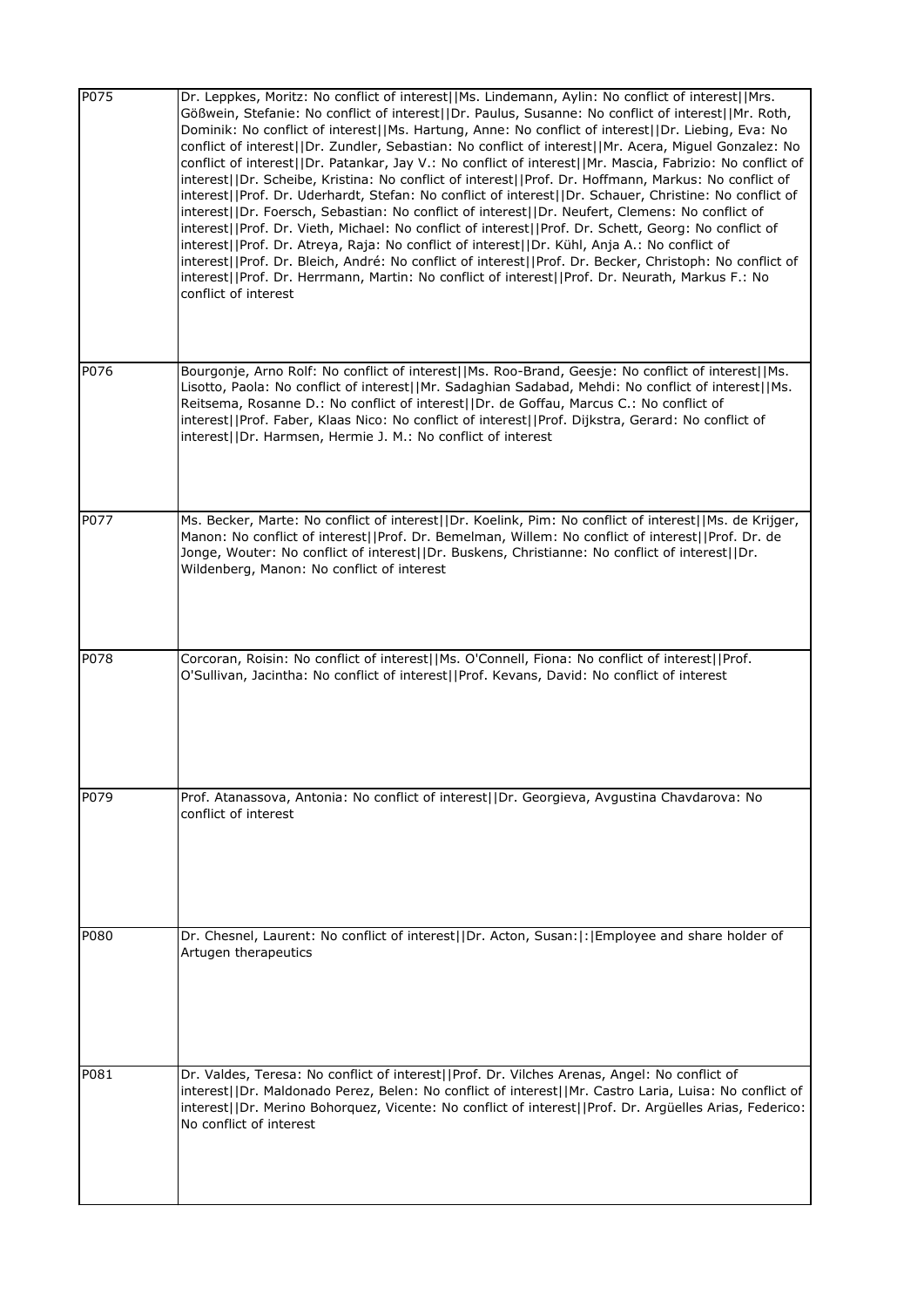| | |
|---|---|
| P075 | Dr. Leppkes, Moritz: No conflict of interest\|\|Ms. Lindemann, Aylin: No conflict of interest\|\|Mrs. Gößwein, Stefanie: No conflict of interest\|\|Dr. Paulus, Susanne: No conflict of interest\|\|Mr. Roth, Dominik: No conflict of interest\|\|Ms. Hartung, Anne: No conflict of interest\|\|Dr. Liebing, Eva: No conflict of interest\|\|Dr. Zundler, Sebastian: No conflict of interest\|\|Mr. Acera, Miguel Gonzalez: No conflict of interest\|\|Dr. Patankar, Jay V.: No conflict of interest\|\|Mr. Mascia, Fabrizio: No conflict of interest\|\|Dr. Scheibe, Kristina: No conflict of interest\|\|Prof. Dr. Hoffmann, Markus: No conflict of interest\|\|Prof. Dr. Uderhardt, Stefan: No conflict of interest\|\|Dr. Schauer, Christine: No conflict of interest\|\|Dr. Foersch, Sebastian: No conflict of interest\|\|Dr. Neufert, Clemens: No conflict of interest\|\|Prof. Dr. Vieth, Michael: No conflict of interest\|\|Prof. Dr. Schett, Georg: No conflict of interest\|\|Prof. Dr. Atreya, Raja: No conflict of interest\|\|Dr. Kühl, Anja A.: No conflict of interest\|\|Prof. Dr. Bleich, André: No conflict of interest\|\|Prof. Dr. Becker, Christoph: No conflict of interest\|\|Prof. Dr. Herrmann, Martin: No conflict of interest\|\|Prof. Dr. Neurath, Markus F.: No conflict of interest |
| P076 | Bourgonje, Arno Rolf: No conflict of interest\|\|Ms. Roo-Brand, Geesje: No conflict of interest\|\|Ms. Lisotto, Paola: No conflict of interest\|\|Mr. Sadaghian Sadabad, Mehdi: No conflict of interest\|\|Ms. Reitsema, Rosanne D.: No conflict of interest\|\|Dr. de Goffau, Marcus C.: No conflict of interest\|\|Prof. Faber, Klaas Nico: No conflict of interest\|\|Prof. Dijkstra, Gerard: No conflict of interest\|\|Dr. Harmsen, Hermie J. M.: No conflict of interest |
| P077 | Ms. Becker, Marte: No conflict of interest\|\|Dr. Koelink, Pim: No conflict of interest\|\|Ms. de Krijger, Manon: No conflict of interest\|\|Prof. Dr. Bemelman, Willem: No conflict of interest\|\|Prof. Dr. de Jonge, Wouter: No conflict of interest\|\|Dr. Buskens, Christianne: No conflict of interest\|\|Dr. Wildenberg, Manon: No conflict of interest |
| P078 | Corcoran, Roisin: No conflict of interest\|\|Ms. O'Connell, Fiona: No conflict of interest\|\|Prof. O'Sullivan, Jacintha: No conflict of interest\|\|Prof. Kevans, David: No conflict of interest |
| P079 | Prof. Atanassova, Antonia: No conflict of interest\|\|Dr. Georgieva, Avgustina Chavdarova: No conflict of interest |
| P080 | Dr. Chesnel, Laurent: No conflict of interest\|\|Dr. Acton, Susan:\|:\|Employee and share holder of Artugen therapeutics |
| P081 | Dr. Valdes, Teresa: No conflict of interest\|\|Prof. Dr. Vilches Arenas, Angel: No conflict of interest\|\|Dr. Maldonado Perez, Belen: No conflict of interest\|\|Mr. Castro Laria, Luisa: No conflict of interest\|\|Dr. Merino Bohorquez, Vicente: No conflict of interest\|\|Prof. Dr. Argüelles Arias, Federico: No conflict of interest |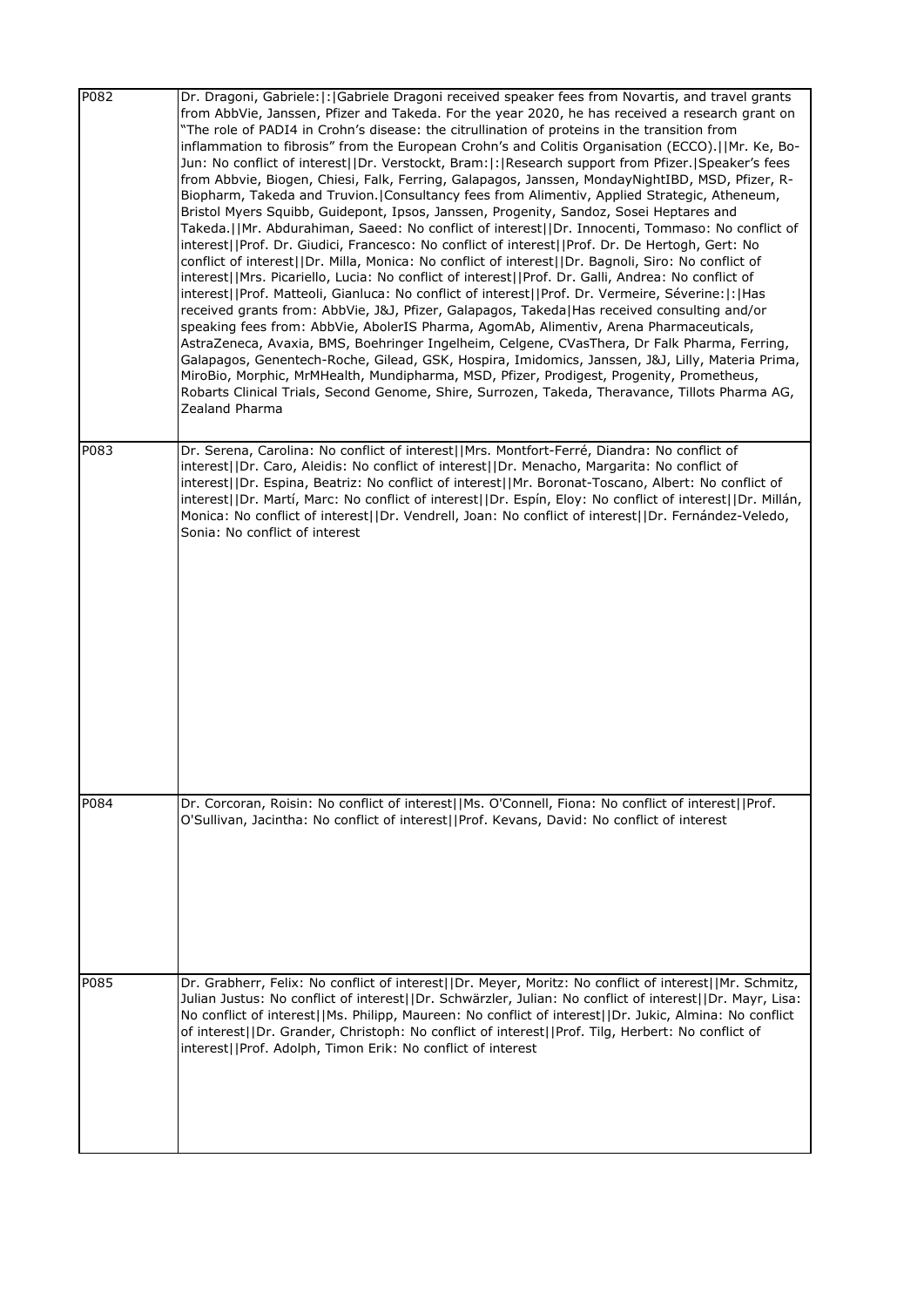| | |
|---|---|
| P082 | Dr. Dragoni, Gabriele:\|:\|Gabriele Dragoni received speaker fees from Novartis, and travel grants from AbbVie, Janssen, Pfizer and Takeda. For the year 2020, he has received a research grant on "The role of PADI4 in Crohn's disease: the citrullination of proteins in the transition from inflammation to fibrosis" from the European Crohn's and Colitis Organisation (ECCO).\|\|Mr. Ke, Bo-Jun: No conflict of interest\|\|Dr. Verstockt, Bram:\|:\|Research support from Pfizer.\|Speaker's fees from Abbvie, Biogen, Chiesi, Falk, Ferring, Galapagos, Janssen, MondayNightIBD, MSD, Pfizer, R-Biopharm, Takeda and Truvion.\|Consultancy fees from Alimentiv, Applied Strategic, Atheneum, Bristol Myers Squibb, Guidepont, Ipsos, Janssen, Progenity, Sandoz, Sosei Heptares and Takeda.\|\|Mr. Abdurahiman, Saeed: No conflict of interest\|\|Dr. Innocenti, Tommaso: No conflict of interest\|\|Prof. Dr. Giudici, Francesco: No conflict of interest\|\|Prof. Dr. De Hertogh, Gert: No conflict of interest\|\|Dr. Milla, Monica: No conflict of interest\|\|Dr. Bagnoli, Siro: No conflict of interest\|\|Mrs. Picariello, Lucia: No conflict of interest\|\|Prof. Dr. Galli, Andrea: No conflict of interest\|\|Prof. Matteoli, Gianluca: No conflict of interest\|\|Prof. Dr. Vermeire, Séverine:\|:\|Has received grants from: AbbVie, J&J, Pfizer, Galapagos, Takeda\|Has received consulting and/or speaking fees from: AbbVie, AbolerIS Pharma, AgomAb, Alimentiv, Arena Pharmaceuticals, AstraZeneca, Avaxia, BMS, Boehringer Ingelheim, Celgene, CVasThera, Dr Falk Pharma, Ferring, Galapagos, Genentech-Roche, Gilead, GSK, Hospira, Imidomics, Janssen, J&J, Lilly, Materia Prima, MiroBio, Morphic, MrMHealth, Mundipharma, MSD, Pfizer, Prodigest, Progenity, Prometheus, Robarts Clinical Trials, Second Genome, Shire, Surrozen, Takeda, Theravance, Tillots Pharma AG, Zealand Pharma |
| P083 | Dr. Serena, Carolina: No conflict of interest\|\|Mrs. Montfort-Ferré, Diandra: No conflict of interest\|\|Dr. Caro, Aleidis: No conflict of interest\|\|Dr. Menacho, Margarita: No conflict of interest\|\|Dr. Espina, Beatriz: No conflict of interest\|\|Mr. Boronat-Toscano, Albert: No conflict of interest\|\|Dr. Martí, Marc: No conflict of interest\|\|Dr. Espín, Eloy: No conflict of interest\|\|Dr. Millán, Monica: No conflict of interest\|\|Dr. Vendrell, Joan: No conflict of interest\|\|Dr. Fernández-Veledo, Sonia: No conflict of interest |
| P084 | Dr. Corcoran, Roisin: No conflict of interest\|\|Ms. O'Connell, Fiona: No conflict of interest\|\|Prof. O'Sullivan, Jacintha: No conflict of interest\|\|Prof. Kevans, David: No conflict of interest |
| P085 | Dr. Grabherr, Felix: No conflict of interest\|\|Dr. Meyer, Moritz: No conflict of interest\|\|Mr. Schmitz, Julian Justus: No conflict of interest\|\|Dr. Schwärzler, Julian: No conflict of interest\|\|Dr. Mayr, Lisa: No conflict of interest\|\|Ms. Philipp, Maureen: No conflict of interest\|\|Dr. Jukic, Almina: No conflict of interest\|\|Dr. Grander, Christoph: No conflict of interest\|\|Prof. Tilg, Herbert: No conflict of interest\|\|Prof. Adolph, Timon Erik: No conflict of interest |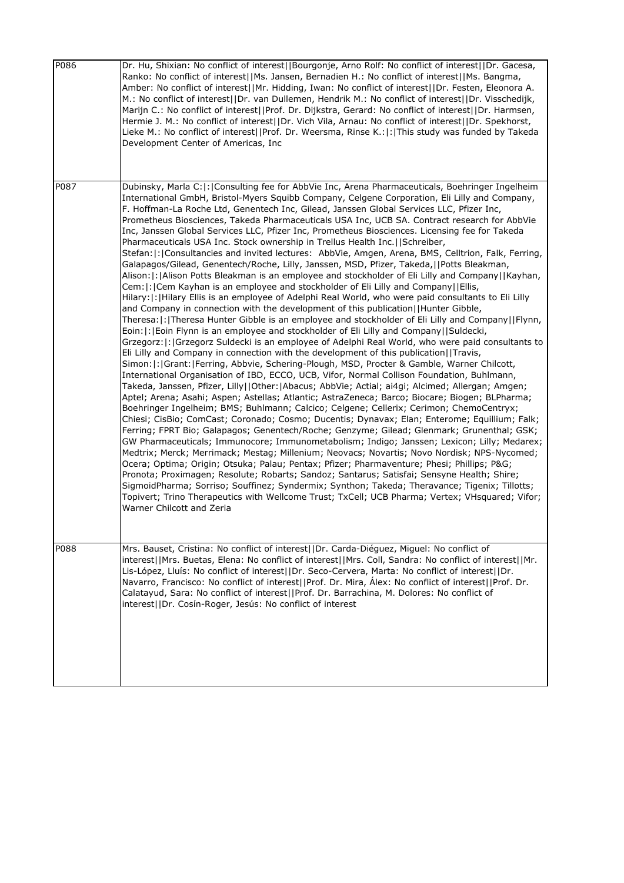| | |
|---|---|
| P086 | Dr. Hu, Shixian: No conflict of interest\|\|Bourgonje, Arno Rolf: No conflict of interest\|\|Dr. Gacesa, Ranko: No conflict of interest\|\|Ms. Jansen, Bernadien H.: No conflict of interest\|\|Ms. Bangma, Amber: No conflict of interest\|\|Mr. Hidding, Iwan: No conflict of interest\|\|Dr. Festen, Eleonora A. M.: No conflict of interest\|\|Dr. van Dullemen, Hendrik M.: No conflict of interest\|\|Dr. Visschedijk, Marijn C.: No conflict of interest\|\|Prof. Dr. Dijkstra, Gerard: No conflict of interest\|\|Dr. Harmsen, Hermie J. M.: No conflict of interest\|\|Dr. Vich Vila, Arnau: No conflict of interest\|\|Dr. Spekhorst, Lieke M.: No conflict of interest\|\|Prof. Dr. Weersma, Rinse K.:\|:\|This study was funded by Takeda Development Center of Americas, Inc |
| P087 | Dubinsky, Marla C:\|:\|Consulting fee for AbbVie Inc, Arena Pharmaceuticals, Boehringer Ingelheim International GmbH, Bristol-Myers Squibb Company, Celgene Corporation, Eli Lilly and Company, F. Hoffman-La Roche Ltd, Genentech Inc, Gilead, Janssen Global Services LLC, Pfizer Inc, Prometheus Biosciences, Takeda Pharmaceuticals USA Inc, UCB SA. Contract research for AbbVie Inc, Janssen Global Services LLC, Pfizer Inc, Prometheus Biosciences. Licensing fee for Takeda Pharmaceuticals USA Inc. Stock ownership in Trellus Health Inc.\|\|Schreiber, Stefan:\|:\|Consultancies and invited lectures: AbbVie, Amgen, Arena, BMS, Celltrion, Falk, Ferring, Galapagos/Gilead, Genentech/Roche, Lilly, Janssen, MSD, Pfizer, Takeda,\|\|Potts Bleakman, Alison:\|:\|Alison Potts Bleakman is an employee and stockholder of Eli Lilly and Company\|\|Kayhan, Cem:\|:\|Cem Kayhan is an employee and stockholder of Eli Lilly and Company\|\|Ellis, Hilary:\|:\|Hilary Ellis is an employee of Adelphi Real World, who were paid consultants to Eli Lilly and Company in connection with the development of this publication\|\|Hunter Gibble, Theresa:\|:\|Theresa Hunter Gibble is an employee and stockholder of Eli Lilly and Company\|\|Flynn, Eoin:\|:\|Eoin Flynn is an employee and stockholder of Eli Lilly and Company\|\|Suldecki, Grzegorz:\|:\|Grzegorz Suldecki is an employee of Adelphi Real World, who were paid consultants to Eli Lilly and Company in connection with the development of this publication\|\|Travis, Simon:\|:\|Grant:\|Ferring, Abbvie, Schering-Plough, MSD, Procter & Gamble, Warner Chilcott, International Organisation of IBD, ECCO, UCB, Vifor, Normal Collison Foundation, Buhlmann, Takeda, Janssen, Pfizer, Lilly\|\|Other:\|Abacus; AbbVie; Actial; ai4gi; Alcimed; Allergan; Amgen; Aptel; Arena; Asahi; Aspen; Astellas; Atlantic; AstraZeneca; Barco; Biocare; Biogen; BLPharma; Boehringer Ingelheim; BMS; Buhlmann; Calcico; Celgene; Cellerix; Cerimon; ChemoCentryx; Chiesi; CisBio; ComCast; Coronado; Cosmo; Ducentis; Dynavax; Elan; Enterome; Equillium; Falk; Ferring; FPRT Bio; Galapagos; Genentech/Roche; Genzyme; Gilead; Glenmark; Grunenthal; GSK; GW Pharmaceuticals; Immunocore; Immunometabolism; Indigo; Janssen; Lexicon; Lilly; Medarex; Medtrix; Merck; Merrimack; Mestag; Millenium; Neovacs; Novartis; Novo Nordisk; NPS-Nycomed; Ocera; Optima; Origin; Otsuka; Palau; Pentax; Pfizer; Pharmaventure; Phesi; Phillips; P&G; Pronota; Proximagen; Resolute; Robarts; Sandoz; Santarus; Satisfai; Sensyne Health; Shire; SigmoidPharma; Sorriso; Souffinez; Syndermix; Synthon; Takeda; Theravance; Tigenix; Tillotts; Topivert; Trino Therapeutics with Wellcome Trust; TxCell; UCB Pharma; Vertex; VHsquared; Vifor; Warner Chilcott and Zeria |
| P088 | Mrs. Bauset, Cristina: No conflict of interest\|\|Dr. Carda-Diéguez, Miguel: No conflict of interest\|\|Mrs. Buetas, Elena: No conflict of interest\|\|Mrs. Coll, Sandra: No conflict of interest\|\|Mr. Lis-López, Lluís: No conflict of interest\|\|Dr. Seco-Cervera, Marta: No conflict of interest\|\|Dr. Navarro, Francisco: No conflict of interest\|\|Prof. Dr. Mira, Álex: No conflict of interest\|\|Prof. Dr. Calatayud, Sara: No conflict of interest\|\|Prof. Dr. Barrachina, M. Dolores: No conflict of interest\|\|Dr. Cosín-Roger, Jesús: No conflict of interest |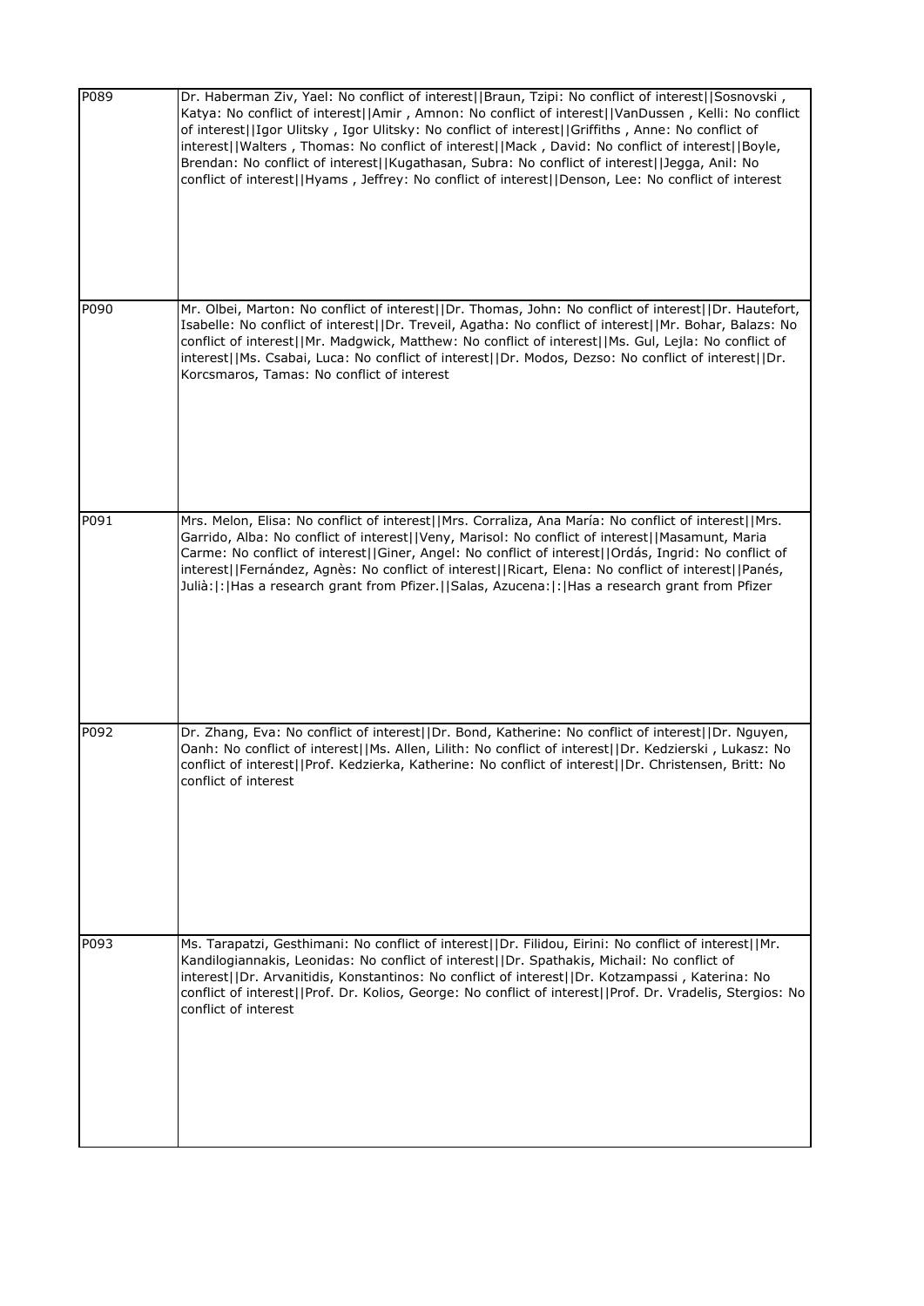| | |
|---|---|
| P089 | Dr. Haberman Ziv, Yael: No conflict of interest\|\|Braun, Tzipi: No conflict of interest\|\|Sosnovski , Katya: No conflict of interest\|\|Amir , Amnon: No conflict of interest\|\|VanDussen , Kelli: No conflict of interest\|\|Igor Ulitsky , Igor Ulitsky: No conflict of interest\|\|Griffiths , Anne: No conflict of interest\|\|Walters , Thomas: No conflict of interest\|\|Mack , David: No conflict of interest\|\|Boyle, Brendan: No conflict of interest\|\|Kugathasan, Subra: No conflict of interest\|\|Jegga, Anil: No conflict of interest\|\|Hyams , Jeffrey: No conflict of interest\|\|Denson, Lee: No conflict of interest |
| P090 | Mr. Olbei, Marton: No conflict of interest\|\|Dr. Thomas, John: No conflict of interest\|\|Dr. Hautefort, Isabelle: No conflict of interest\|\|Dr. Treveil, Agatha: No conflict of interest\|\|Mr. Bohar, Balazs: No conflict of interest\|\|Mr. Madgwick, Matthew: No conflict of interest\|\|Ms. Gul, Lejla: No conflict of interest\|\|Ms. Csabai, Luca: No conflict of interest\|\|Dr. Modos, Dezso: No conflict of interest\|\|Dr. Korcsmaros, Tamas: No conflict of interest |
| P091 | Mrs. Melon, Elisa: No conflict of interest\|\|Mrs. Corraliza, Ana María: No conflict of interest\|\|Mrs. Garrido, Alba: No conflict of interest\|\|Veny, Marisol: No conflict of interest\|\|Masamunt, Maria Carme: No conflict of interest\|\|Giner, Angel: No conflict of interest\|\|Ordás, Ingrid: No conflict of interest\|\|Fernández, Agnès: No conflict of interest\|\|Ricart, Elena: No conflict of interest\|\|Panés, Julià:\|:\|Has a research grant from Pfizer.\|\|Salas, Azucena:\|:\|Has a research grant from Pfizer |
| P092 | Dr. Zhang, Eva: No conflict of interest\|\|Dr. Bond, Katherine: No conflict of interest\|\|Dr. Nguyen, Oanh: No conflict of interest\|\|Ms. Allen, Lilith: No conflict of interest\|\|Dr. Kedzierski , Lukasz: No conflict of interest\|\|Prof. Kedzierka, Katherine: No conflict of interest\|\|Dr. Christensen, Britt: No conflict of interest |
| P093 | Ms. Tarapatzi, Gesthimani: No conflict of interest\|\|Dr. Filidou, Eirini: No conflict of interest\|\|Mr. Kandilogiannakis, Leonidas: No conflict of interest\|\|Dr. Spathakis, Michail: No conflict of interest\|\|Dr. Arvanitidis, Konstantinos: No conflict of interest\|\|Dr. Kotzampassi , Katerina: No conflict of interest\|\|Prof. Dr. Kolios, George: No conflict of interest\|\|Prof. Dr. Vradelis, Stergios: No conflict of interest |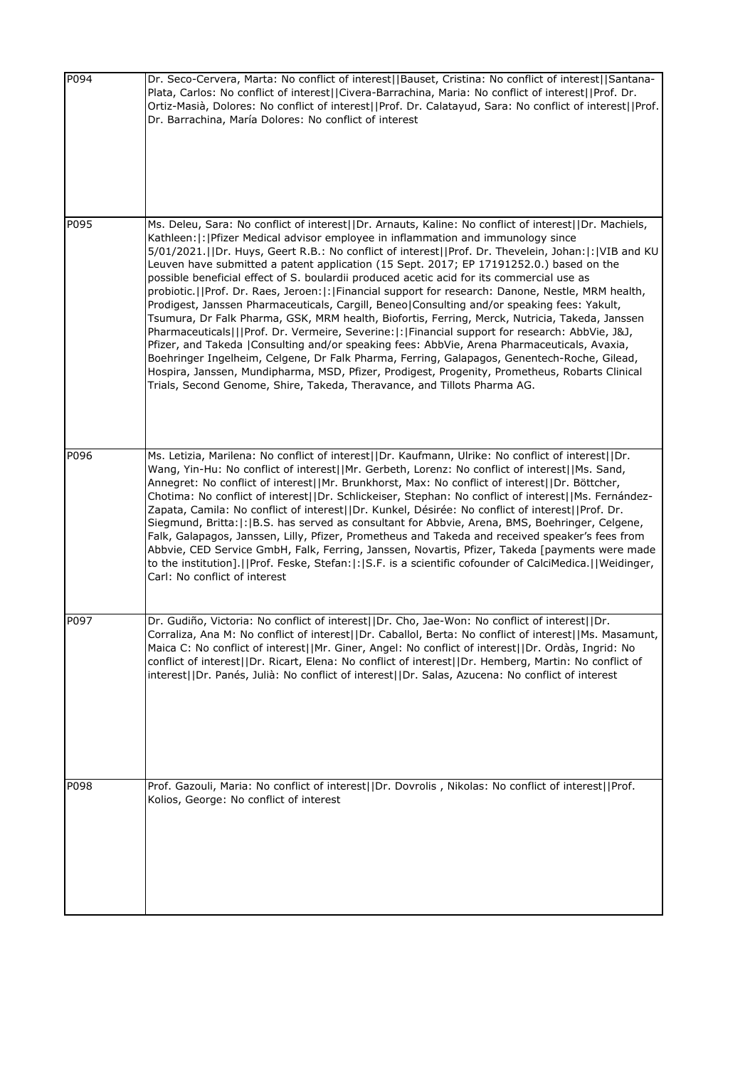| | |
|---|---|
| P094 | Dr. Seco-Cervera, Marta: No conflict of interest\|\|Bauset, Cristina: No conflict of interest\|\|Santana-Plata, Carlos: No conflict of interest\|\|Civera-Barrachina, Maria: No conflict of interest\|\|Prof. Dr. Ortiz-Masià, Dolores: No conflict of interest\|\|Prof. Dr. Calatayud, Sara: No conflict of interest\|\|Prof. Dr. Barrachina, María Dolores: No conflict of interest |
| P095 | Ms. Deleu, Sara: No conflict of interest\|\|Dr. Arnauts, Kaline: No conflict of interest\|\|Dr. Machiels, Kathleen:\|:\|Pfizer Medical advisor employee in inflammation and immunology since 5/01/2021.\|\|Dr. Huys, Geert R.B.: No conflict of interest\|\|Prof. Dr. Thevelein, Johan:\|:\|VIB and KU Leuven have submitted a patent application (15 Sept. 2017; EP 17191252.0.) based on the possible beneficial effect of S. boulardii produced acetic acid for its commercial use as probiotic.\|\|Prof. Dr. Raes, Jeroen:\|:\|Financial support for research: Danone, Nestle, MRM health, Prodigest, Janssen Pharmaceuticals, Cargill, Beneo\|Consulting and/or speaking fees: Yakult, Tsumura, Dr Falk Pharma, GSK, MRM health, Biofortis, Ferring, Merck, Nutricia, Takeda, Janssen Pharmaceuticals\|\|\|Prof. Dr. Vermeire, Severine:\|:\|Financial support for research: AbbVie, J&J, Pfizer, and Takeda \|Consulting and/or speaking fees: AbbVie, Arena Pharmaceuticals, Avaxia, Boehringer Ingelheim, Celgene, Dr Falk Pharma, Ferring, Galapagos, Genentech-Roche, Gilead, Hospira, Janssen, Mundipharma, MSD, Pfizer, Prodigest, Progenity, Prometheus, Robarts Clinical Trials, Second Genome, Shire, Takeda, Theravance, and Tillots Pharma AG. |
| P096 | Ms. Letizia, Marilena: No conflict of interest\|\|Dr. Kaufmann, Ulrike: No conflict of interest\|\|Dr. Wang, Yin-Hu: No conflict of interest\|\|Mr. Gerbeth, Lorenz: No conflict of interest\|\|Ms. Sand, Annegret: No conflict of interest\|\|Mr. Brunkhorst, Max: No conflict of interest\|\|Dr. Böttcher, Chotima: No conflict of interest\|\|Dr. Schlickeiser, Stephan: No conflict of interest\|\|Ms. Fernández-Zapata, Camila: No conflict of interest\|\|Dr. Kunkel, Désirée: No conflict of interest\|\|Prof. Dr. Siegmund, Britta:\|:\|B.S. has served as consultant for Abbvie, Arena, BMS, Boehringer, Celgene, Falk, Galapagos, Janssen, Lilly, Pfizer, Prometheus and Takeda and received speaker's fees from Abbvie, CED Service GmbH, Falk, Ferring, Janssen, Novartis, Pfizer, Takeda [payments were made to the institution].\|\|Prof. Feske, Stefan:\|:\|S.F. is a scientific cofounder of CalciMedica.\|\|Weidinger, Carl: No conflict of interest |
| P097 | Dr. Gudiño, Victoria: No conflict of interest\|\|Dr. Cho, Jae-Won: No conflict of interest\|\|Dr. Corraliza, Ana M: No conflict of interest\|\|Dr. Caballol, Berta: No conflict of interest\|\|Ms. Masamunt, Maica C: No conflict of interest\|\|Mr. Giner, Angel: No conflict of interest\|\|Dr. Ordàs, Ingrid: No conflict of interest\|\|Dr. Ricart, Elena: No conflict of interest\|\|Dr. Hemberg, Martin: No conflict of interest\|\|Dr. Panés, Julià: No conflict of interest\|\|Dr. Salas, Azucena: No conflict of interest |
| P098 | Prof. Gazouli, Maria: No conflict of interest\|\|Dr. Dovrolis , Nikolas: No conflict of interest\|\|Prof. Kolios, George: No conflict of interest |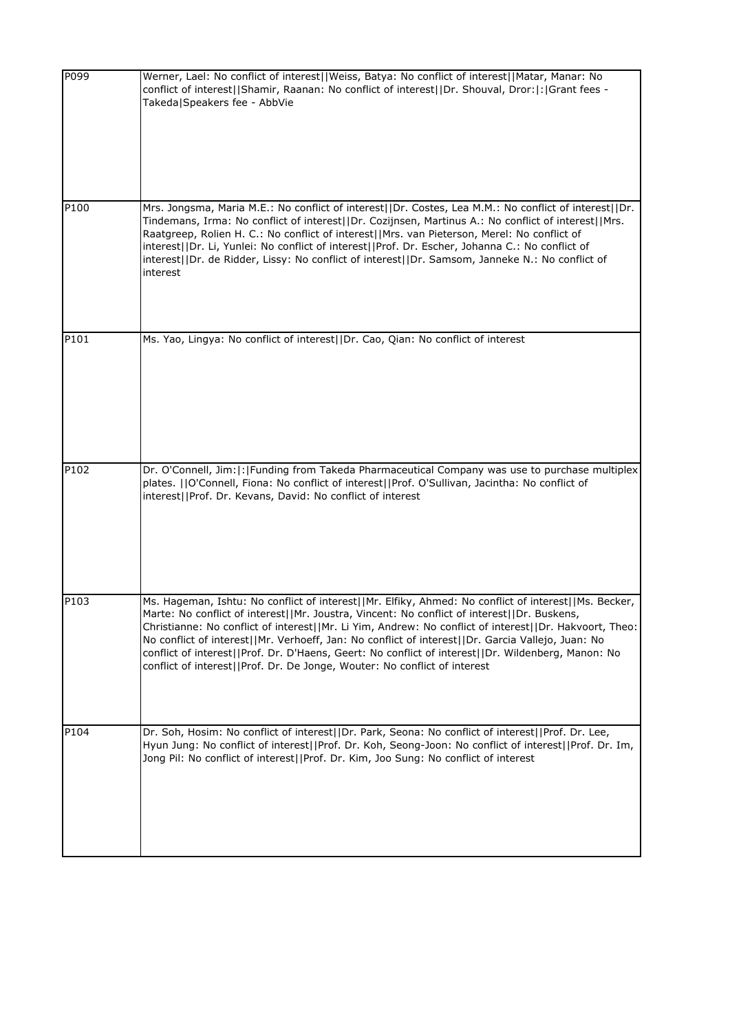| | |
|---|---|
| P099 | Werner, Lael: No conflict of interest\|\|Weiss, Batya: No conflict of interest\|\|Matar, Manar: No conflict of interest\|\|Shamir, Raanan: No conflict of interest\|\|Dr. Shouval, Dror:\|:\|Grant fees - Takeda\|Speakers fee - AbbVie |
| P100 | Mrs. Jongsma, Maria M.E.: No conflict of interest\|\|Dr. Costes, Lea M.M.: No conflict of interest\|\|Dr. Tindemans, Irma: No conflict of interest\|\|Dr. Cozijnsen, Martinus A.: No conflict of interest\|\|Mrs. Raatgreep, Rolien H. C.: No conflict of interest\|\|Mrs. van Pieterson, Merel: No conflict of interest\|\|Dr. Li, Yunlei: No conflict of interest\|\|Prof. Dr. Escher, Johanna C.: No conflict of interest\|\|Dr. de Ridder, Lissy: No conflict of interest\|\|Dr. Samsom, Janneke N.: No conflict of interest |
| P101 | Ms. Yao, Lingya: No conflict of interest\|\|Dr. Cao, Qian: No conflict of interest |
| P102 | Dr. O'Connell, Jim:\|:\|Funding from Takeda Pharmaceutical Company was use to purchase multiplex plates. \|\|O'Connell, Fiona: No conflict of interest\|\|Prof. O'Sullivan, Jacintha: No conflict of interest\|\|Prof. Dr. Kevans, David: No conflict of interest |
| P103 | Ms. Hageman, Ishtu: No conflict of interest\|\|Mr. Elfiky, Ahmed: No conflict of interest\|\|Ms. Becker, Marte: No conflict of interest\|\|Mr. Joustra, Vincent: No conflict of interest\|\|Dr. Buskens, Christianne: No conflict of interest\|\|Mr. Li Yim, Andrew: No conflict of interest\|\|Dr. Hakvoort, Theo: No conflict of interest\|\|Mr. Verhoeff, Jan: No conflict of interest\|\|Dr. Garcia Vallejo, Juan: No conflict of interest\|\|Prof. Dr. D'Haens, Geert: No conflict of interest\|\|Dr. Wildenberg, Manon: No conflict of interest\|\|Prof. Dr. De Jonge, Wouter: No conflict of interest |
| P104 | Dr. Soh, Hosim: No conflict of interest\|\|Dr. Park, Seona: No conflict of interest\|\|Prof. Dr. Lee, Hyun Jung: No conflict of interest\|\|Prof. Dr. Koh, Seong-Joon: No conflict of interest\|\|Prof. Dr. Im, Jong Pil: No conflict of interest\|\|Prof. Dr. Kim, Joo Sung: No conflict of interest |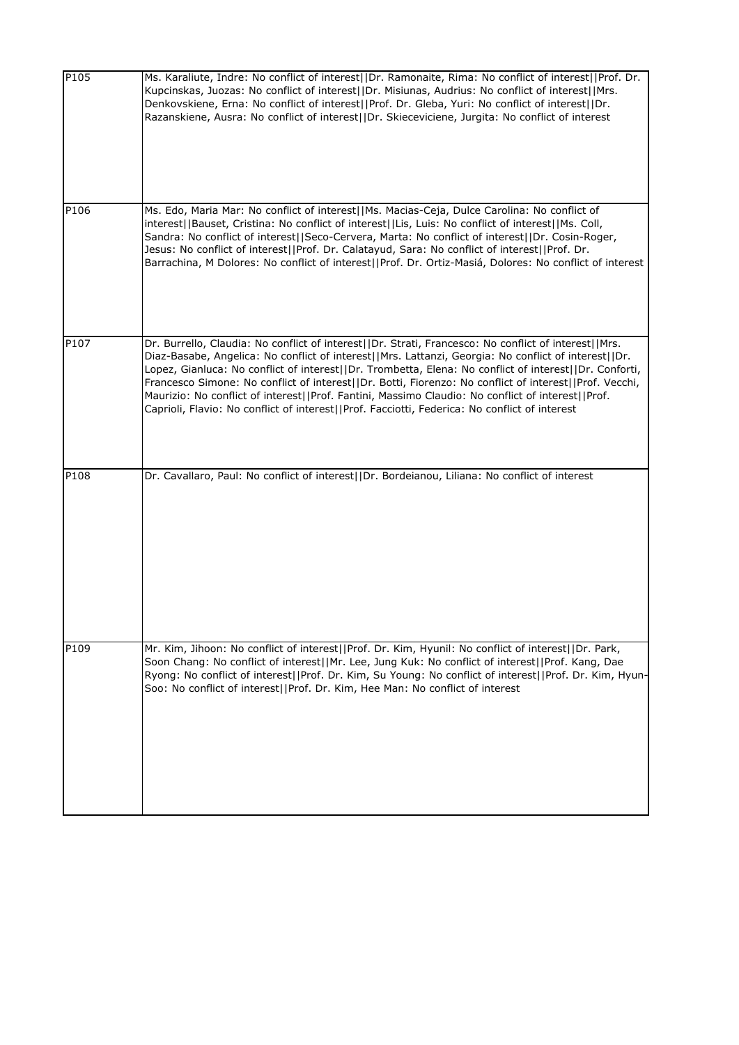| | |
|---|---|
| P105 | Ms. Karaliute, Indre: No conflict of interest\|\|Dr. Ramonaite, Rima: No conflict of interest\|\|Prof. Dr. Kupcinskas, Juozas: No conflict of interest\|\|Dr. Misiunas, Audrius: No conflict of interest\|\|Mrs. Denkovskiene, Erna: No conflict of interest\|\|Prof. Dr. Gleba, Yuri: No conflict of interest\|\|Dr. Razanskiene, Ausra: No conflict of interest\|\|Dr. Skieceviciene, Jurgita: No conflict of interest |
| P106 | Ms. Edo, Maria Mar: No conflict of interest\|\|Ms. Macias-Ceja, Dulce Carolina: No conflict of interest\|\|Bauset, Cristina: No conflict of interest\|\|Lis, Luis: No conflict of interest\|\|Ms. Coll, Sandra: No conflict of interest\|\|Seco-Cervera, Marta: No conflict of interest\|\|Dr. Cosin-Roger, Jesus: No conflict of interest\|\|Prof. Dr. Calatayud, Sara: No conflict of interest\|\|Prof. Dr. Barrachina, M Dolores: No conflict of interest\|\|Prof. Dr. Ortiz-Masiá, Dolores: No conflict of interest |
| P107 | Dr. Burrello, Claudia: No conflict of interest\|\|Dr. Strati, Francesco: No conflict of interest\|\|Mrs. Diaz-Basabe, Angelica: No conflict of interest\|\|Mrs. Lattanzi, Georgia: No conflict of interest\|\|Dr. Lopez, Gianluca: No conflict of interest\|\|Dr. Trombetta, Elena: No conflict of interest\|\|Dr. Conforti, Francesco Simone: No conflict of interest\|\|Dr. Botti, Fiorenzo: No conflict of interest\|\|Prof. Vecchi, Maurizio: No conflict of interest\|\|Prof. Fantini, Massimo Claudio: No conflict of interest\|\|Prof. Caprioli, Flavio: No conflict of interest\|\|Prof. Facciotti, Federica: No conflict of interest |
| P108 | Dr. Cavallaro, Paul: No conflict of interest\|\|Dr. Bordeianou, Liliana: No conflict of interest |
| P109 | Mr. Kim, Jihoon: No conflict of interest\|\|Prof. Dr. Kim, Hyunil: No conflict of interest\|\|Dr. Park, Soon Chang: No conflict of interest\|\|Mr. Lee, Jung Kuk: No conflict of interest\|\|Prof. Kang, Dae Ryong: No conflict of interest\|\|Prof. Dr. Kim, Su Young: No conflict of interest\|\|Prof. Dr. Kim, Hyun-Soo: No conflict of interest\|\|Prof. Dr. Kim, Hee Man: No conflict of interest |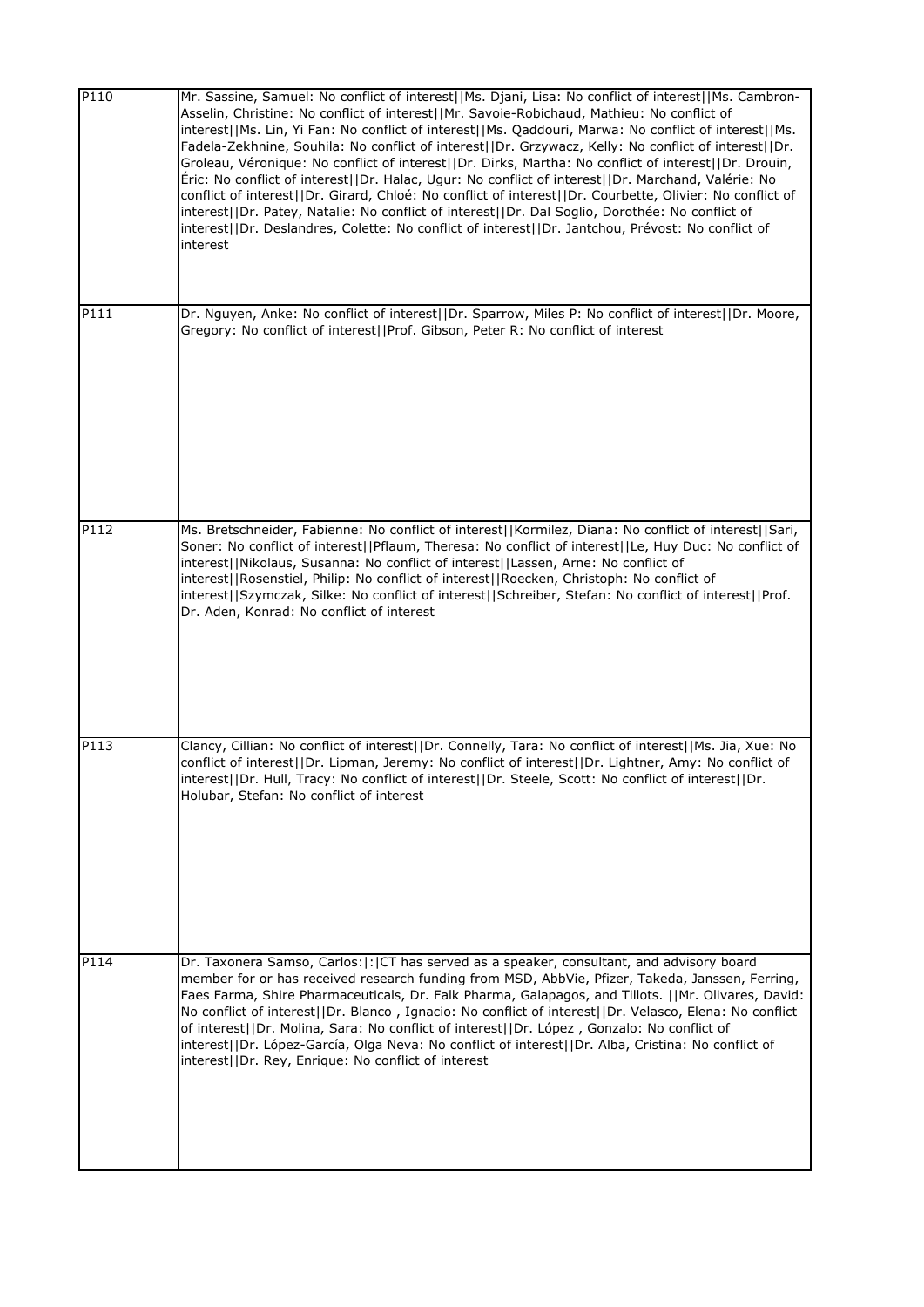| | |
|---|---|
| P110 | Mr. Sassine, Samuel: No conflict of interest\|\|Ms. Djani, Lisa: No conflict of interest\|\|Ms. Cambron-Asselin, Christine: No conflict of interest\|\|Mr. Savoie-Robichaud, Mathieu: No conflict of interest\|\|Ms. Lin, Yi Fan: No conflict of interest\|\|Ms. Qaddouri, Marwa: No conflict of interest\|\|Ms. Fadela-Zekhnine, Souhila: No conflict of interest\|\|Dr. Grzywacz, Kelly: No conflict of interest\|\|Dr. Groleau, Véronique: No conflict of interest\|\|Dr. Dirks, Martha: No conflict of interest\|\|Dr. Drouin, Éric: No conflict of interest\|\|Dr. Halac, Ugur: No conflict of interest\|\|Dr. Marchand, Valérie: No conflict of interest\|\|Dr. Girard, Chloé: No conflict of interest\|\|Dr. Courbette, Olivier: No conflict of interest\|\|Dr. Patey, Natalie: No conflict of interest\|\|Dr. Dal Soglio, Dorothée: No conflict of interest\|\|Dr. Deslandres, Colette: No conflict of interest\|\|Dr. Jantchou, Prévost: No conflict of interest |
| P111 | Dr. Nguyen, Anke: No conflict of interest\|\|Dr. Sparrow, Miles P: No conflict of interest\|\|Dr. Moore, Gregory: No conflict of interest\|\|Prof. Gibson, Peter R: No conflict of interest |
| P112 | Ms. Bretschneider, Fabienne: No conflict of interest\|\|Kormilez, Diana: No conflict of interest\|\|Sari, Soner: No conflict of interest\|\|Pflaum, Theresa: No conflict of interest\|\|Le, Huy Duc: No conflict of interest\|\|Nikolaus, Susanna: No conflict of interest\|\|Lassen, Arne: No conflict of interest\|\|Rosenstiel, Philip: No conflict of interest\|\|Roecken, Christoph: No conflict of interest\|\|Szymczak, Silke: No conflict of interest\|\|Schreiber, Stefan: No conflict of interest\|\|Prof. Dr. Aden, Konrad: No conflict of interest |
| P113 | Clancy, Cillian: No conflict of interest\|\|Dr. Connelly, Tara: No conflict of interest\|\|Ms. Jia, Xue: No conflict of interest\|\|Dr. Lipman, Jeremy: No conflict of interest\|\|Dr. Lightner, Amy: No conflict of interest\|\|Dr. Hull, Tracy: No conflict of interest\|\|Dr. Steele, Scott: No conflict of interest\|\|Dr. Holubar, Stefan: No conflict of interest |
| P114 | Dr. Taxonera Samso, Carlos:\|:\|CT has served as a speaker, consultant, and advisory board member for or has received research funding from MSD, AbbVie, Pfizer, Takeda, Janssen, Ferring, Faes Farma, Shire Pharmaceuticals, Dr. Falk Pharma, Galapagos, and Tillots. \|\|Mr. Olivares, David: No conflict of interest\|\|Dr. Blanco , Ignacio: No conflict of interest\|\|Dr. Velasco, Elena: No conflict of interest\|\|Dr. Molina, Sara: No conflict of interest\|\|Dr. López , Gonzalo: No conflict of interest\|\|Dr. López-García, Olga Neva: No conflict of interest\|\|Dr. Alba, Cristina: No conflict of interest\|\|Dr. Rey, Enrique: No conflict of interest |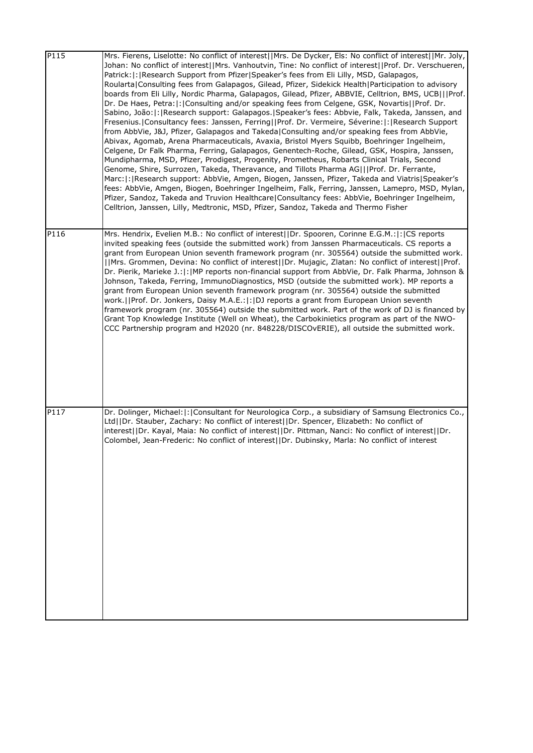| | |
|---|---|
| P115 | Mrs. Fierens, Liselotte: No conflict of interest\|\|Mrs. De Dycker, Els: No conflict of interest\|\|Mr. Joly, Johan: No conflict of interest\|\|Mrs. Vanhoutvin, Tine: No conflict of interest\|\|Prof. Dr. Verschueren, Patrick:\|:\|Research Support from Pfizer\|Speaker's fees from Eli Lilly, MSD, Galapagos, Roularta\|Consulting fees from Galapagos, Gilead, Pfizer, Sidekick Health\|Participation to advisory boards from Eli Lilly, Nordic Pharma, Galapagos, Gilead, Pfizer, ABBVIE, Celltrion, BMS, UCB\|\|\|Prof. Dr. De Haes, Petra:\|:\|Consulting and/or speaking fees from Celgene, GSK, Novartis\|\|Prof. Dr. Sabino, João:\|:\|Research support: Galapagos.\|Speaker's fees: Abbvie, Falk, Takeda, Janssen, and Fresenius.\|Consultancy fees: Janssen, Ferring\|\|Prof. Dr. Vermeire, Séverine:\|:\|Research Support from AbbVie, J&J, Pfizer, Galapagos and Takeda\|Consulting and/or speaking fees from AbbVie, Abivax, Agomab, Arena Pharmaceuticals, Avaxia, Bristol Myers Squibb, Boehringer Ingelheim, Celgene, Dr Falk Pharma, Ferring, Galapagos, Genentech-Roche, Gilead, GSK, Hospira, Janssen, Mundipharma, MSD, Pfizer, Prodigest, Progenity, Prometheus, Robarts Clinical Trials, Second Genome, Shire, Surrozen, Takeda, Theravance, and Tillots Pharma AG\|\|\|Prof. Dr. Ferrante, Marc:\|:\|Research support: AbbVie, Amgen, Biogen, Janssen, Pfizer, Takeda and Viatris\|Speaker's fees: AbbVie, Amgen, Biogen, Boehringer Ingelheim, Falk, Ferring, Janssen, Lamepro, MSD, Mylan, Pfizer, Sandoz, Takeda and Truvion Healthcare\|Consultancy fees: AbbVie, Boehringer Ingelheim, Celltrion, Janssen, Lilly, Medtronic, MSD, Pfizer, Sandoz, Takeda and Thermo Fisher |
| P116 | Mrs. Hendrix, Evelien M.B.: No conflict of interest\|\|Dr. Spooren, Corinne E.G.M.:\|:\|CS reports invited speaking fees (outside the submitted work) from Janssen Pharmaceuticals. CS reports a grant from European Union seventh framework program (nr. 305564) outside the submitted work. \|\|Mrs. Grommen, Devina: No conflict of interest\|\|Dr. Mujagic, Zlatan: No conflict of interest\|\|Prof. Dr. Pierik, Marieke J.:\|:\|MP reports non-financial support from AbbVie, Dr. Falk Pharma, Johnson & Johnson, Takeda, Ferring, ImmunoDiagnostics, MSD (outside the submitted work). MP reports a grant from European Union seventh framework program (nr. 305564) outside the submitted work.\|\|Prof. Dr. Jonkers, Daisy M.A.E.:\|:\|DJ reports a grant from European Union seventh framework program (nr. 305564) outside the submitted work. Part of the work of DJ is financed by Grant Top Knowledge Institute (Well on Wheat), the Carbokinietics program as part of the NWO-CCC Partnership program and H2020 (nr. 848228/DISCOvERIE), all outside the submitted work. |
| P117 | Dr. Dolinger, Michael:\|:\|Consultant for Neurologica Corp., a subsidiary of Samsung Electronics Co., Ltd\|\|Dr. Stauber, Zachary: No conflict of interest\|\|Dr. Spencer, Elizabeth: No conflict of interest\|\|Dr. Kayal, Maia: No conflict of interest\|\|Dr. Pittman, Nanci: No conflict of interest\|\|Dr. Colombel, Jean-Frederic: No conflict of interest\|\|Dr. Dubinsky, Marla: No conflict of interest |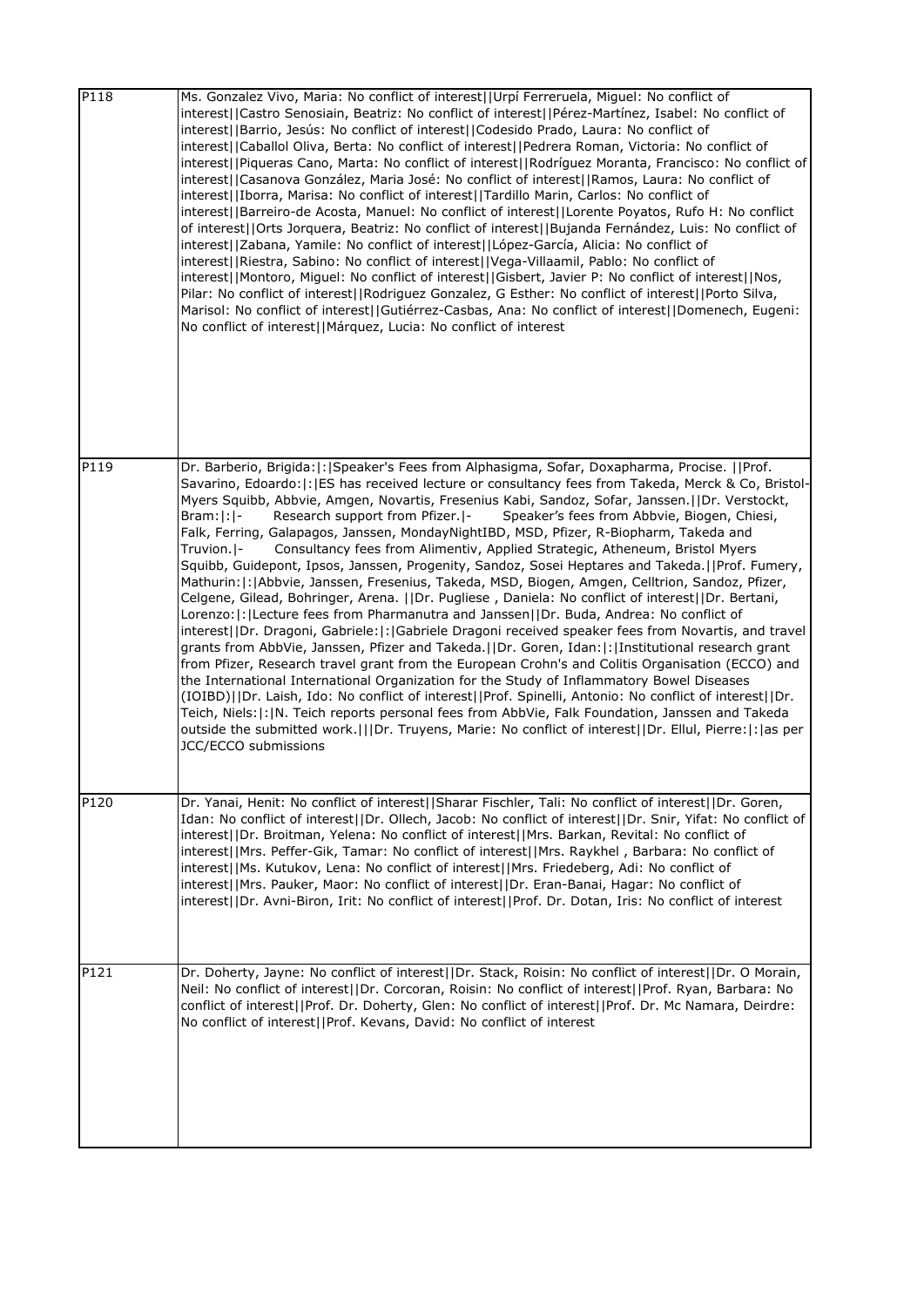| | |
|---|---|
| P118 | Ms. Gonzalez Vivo, Maria: No conflict of interest\|\|Urpí Ferreruela, Miguel: No conflict of interest\|\|Castro Senosiain, Beatriz: No conflict of interest\|\|Pérez-Martínez, Isabel: No conflict of interest\|\|Barrio, Jesús: No conflict of interest\|\|Codesido Prado, Laura: No conflict of interest\|\|Caballol Oliva, Berta: No conflict of interest\|\|Pedrera Roman, Victoria: No conflict of interest\|\|Piqueras Cano, Marta: No conflict of interest\|\|Rodríguez Moranta, Francisco: No conflict of interest\|\|Casanova González, Maria José: No conflict of interest\|\|Ramos, Laura: No conflict of interest\|\|Iborra, Marisa: No conflict of interest\|\|Tardillo Marin, Carlos: No conflict of interest\|\|Barreiro-de Acosta, Manuel: No conflict of interest\|\|Lorente Poyatos, Rufo H: No conflict of interest\|\|Orts Jorquera, Beatriz: No conflict of interest\|\|Bujanda Fernández, Luis: No conflict of interest\|\|Zabana, Yamile: No conflict of interest\|\|López-García, Alicia: No conflict of interest\|\|Riestra, Sabino: No conflict of interest\|\|Vega-Villaamil, Pablo: No conflict of interest\|\|Montoro, Miguel: No conflict of interest\|\|Gisbert, Javier P: No conflict of interest\|\|Nos, Pilar: No conflict of interest\|\|Rodriguez Gonzalez, G Esther: No conflict of interest\|\|Porto Silva, Marisol: No conflict of interest\|\|Gutiérrez-Casbas, Ana: No conflict of interest\|\|Domenech, Eugeni: No conflict of interest\|\|Márquez, Lucia: No conflict of interest |
| P119 | Dr. Barberio, Brigida:\|:\|Speaker's Fees from Alphasigma, Sofar, Doxapharma, Procise. \|\|Prof. Savarino, Edoardo:\|:\|ES has received lecture or consultancy fees from Takeda, Merck & Co, Bristol-Myers Squibb, Abbvie, Amgen, Novartis, Fresenius Kabi, Sandoz, Sofar, Janssen.\|\|Dr. Verstockt, Bram:\|:\|- Research support from Pfizer.\|- Speaker's fees from Abbvie, Biogen, Chiesi, Falk, Ferring, Galapagos, Janssen, MondayNightIBD, MSD, Pfizer, R-Biopharm, Takeda and Truvion.\|- Consultancy fees from Alimentiv, Applied Strategic, Atheneum, Bristol Myers Squibb, Guidepont, Ipsos, Janssen, Progenity, Sandoz, Sosei Heptares and Takeda.\|\|Prof. Fumery, Mathurin:\|:\|Abbvie, Janssen, Fresenius, Takeda, MSD, Biogen, Amgen, Celltrion, Sandoz, Pfizer, Celgene, Gilead, Bohringer, Arena. \|\|Dr. Pugliese , Daniela: No conflict of interest\|\|Dr. Bertani, Lorenzo:\|:\|Lecture fees from Pharmanutra and Janssen\|\|Dr. Buda, Andrea: No conflict of interest\|\|Dr. Dragoni, Gabriele:\|:\|Gabriele Dragoni received speaker fees from Novartis, and travel grants from AbbVie, Janssen, Pfizer and Takeda.\|\|Dr. Goren, Idan:\|:\|Institutional research grant from Pfizer, Research travel grant from the European Crohn's and Colitis Organisation (ECCO) and the International International Organization for the Study of Inflammatory Bowel Diseases (IOIBD)\|\|Dr. Laish, Ido: No conflict of interest\|\|Prof. Spinelli, Antonio: No conflict of interest\|\|Dr. Teich, Niels:\|:\|N. Teich reports personal fees from AbbVie, Falk Foundation, Janssen and Takeda outside the submitted work.\|\|\|Dr. Truyens, Marie: No conflict of interest\|\|Dr. Ellul, Pierre:\|:\|as per JCC/ECCO submissions |
| P120 | Dr. Yanai, Henit: No conflict of interest\|\|Sharar Fischler, Tali: No conflict of interest\|\|Dr. Goren, Idan: No conflict of interest\|\|Dr. Ollech, Jacob: No conflict of interest\|\|Dr. Snir, Yifat: No conflict of interest\|\|Dr. Broitman, Yelena: No conflict of interest\|\|Mrs. Barkan, Revital: No conflict of interest\|\|Mrs. Peffer-Gik, Tamar: No conflict of interest\|\|Mrs. Raykhel , Barbara: No conflict of interest\|\|Ms. Kutukov, Lena: No conflict of interest\|\|Mrs. Friedeberg, Adi: No conflict of interest\|\|Mrs. Pauker, Maor: No conflict of interest\|\|Dr. Eran-Banai, Hagar: No conflict of interest\|\|Dr. Avni-Biron, Irit: No conflict of interest\|\|Prof. Dr. Dotan, Iris: No conflict of interest |
| P121 | Dr. Doherty, Jayne: No conflict of interest\|\|Dr. Stack, Roisin: No conflict of interest\|\|Dr. O Morain, Neil: No conflict of interest\|\|Dr. Corcoran, Roisin: No conflict of interest\|\|Prof. Ryan, Barbara: No conflict of interest\|\|Prof. Dr. Doherty, Glen: No conflict of interest\|\|Prof. Dr. Mc Namara, Deirdre: No conflict of interest\|\|Prof. Kevans, David: No conflict of interest |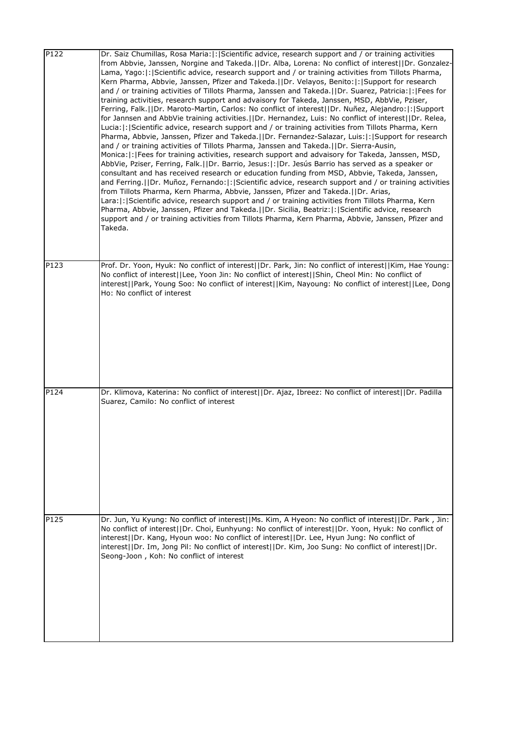| | |
|---|---|
| P122 | Dr. Saiz Chumillas, Rosa Maria:\|:\|Scientific advice, research support and / or training activities from Abbvie, Janssen, Norgine and Takeda.\|\|Dr. Alba, Lorena: No conflict of interest\|\|Dr. Gonzalez-Lama, Yago:\|:\|Scientific advice, research support and / or training activities from Tillots Pharma, Kern Pharma, Abbvie, Janssen, Pfizer and Takeda.\|\|Dr. Velayos, Benito:\|:\|Support for research and / or training activities of Tillots Pharma, Janssen and Takeda.\|\|Dr. Suarez, Patricia:\|:\|Fees for training activities, research support and advaisory for Takeda, Janssen, MSD, AbbVie, Pziser, Ferring, Falk.\|\|Dr. Maroto-Martin, Carlos: No conflict of interest\|\|Dr. Nuñez, Alejandro:\|:\|Support for Jannsen and AbbVie training activities.\|\|Dr. Hernandez, Luis: No conflict of interest\|\|Dr. Relea, Lucia:\|:\|Scientific advice, research support and / or training activities from Tillots Pharma, Kern Pharma, Abbvie, Janssen, Pfizer and Takeda.\|\|Dr. Fernandez-Salazar, Luis:\|:\|Support for research and / or training activities of Tillots Pharma, Janssen and Takeda.\|\|Dr. Sierra-Ausin, Monica:\|:\|Fees for training activities, research support and advaisory for Takeda, Janssen, MSD, AbbVie, Pziser, Ferring, Falk.\|\|Dr. Barrio, Jesus:\|:\|Dr. Jesús Barrio has served as a speaker or consultant and has received research or education funding from MSD, Abbvie, Takeda, Janssen, and Ferring.\|\|Dr. Muñoz, Fernando:\|:\|Scientific advice, research support and / or training activities from Tillots Pharma, Kern Pharma, Abbvie, Janssen, Pfizer and Takeda.\|\|Dr. Arias, Lara:\|:\|Scientific advice, research support and / or training activities from Tillots Pharma, Kern Pharma, Abbvie, Janssen, Pfizer and Takeda.\|\|Dr. Sicilia, Beatriz:\|:\|Scientific advice, research support and / or training activities from Tillots Pharma, Kern Pharma, Abbvie, Janssen, Pfizer and Takeda. |
| P123 | Prof. Dr. Yoon, Hyuk: No conflict of interest\|\|Dr. Park, Jin: No conflict of interest\|\|Kim, Hae Young: No conflict of interest\|\|Lee, Yoon Jin: No conflict of interest\|\|Shin, Cheol Min: No conflict of interest\|\|Park, Young Soo: No conflict of interest\|\|Kim, Nayoung: No conflict of interest\|\|Lee, Dong Ho: No conflict of interest |
| P124 | Dr. Klimova, Katerina: No conflict of interest\|\|Dr. Ajaz, Ibreez: No conflict of interest\|\|Dr. Padilla Suarez, Camilo: No conflict of interest |
| P125 | Dr. Jun, Yu Kyung: No conflict of interest\|\|Ms. Kim, A Hyeon: No conflict of interest\|\|Dr. Park , Jin: No conflict of interest\|\|Dr. Choi, Eunhyung: No conflict of interest\|\|Dr. Yoon, Hyuk: No conflict of interest\|\|Dr. Kang, Hyoun woo: No conflict of interest\|\|Dr. Lee, Hyun Jung: No conflict of interest\|\|Dr. Im, Jong Pil: No conflict of interest\|\|Dr. Kim, Joo Sung: No conflict of interest\|\|Dr. Seong-Joon , Koh: No conflict of interest |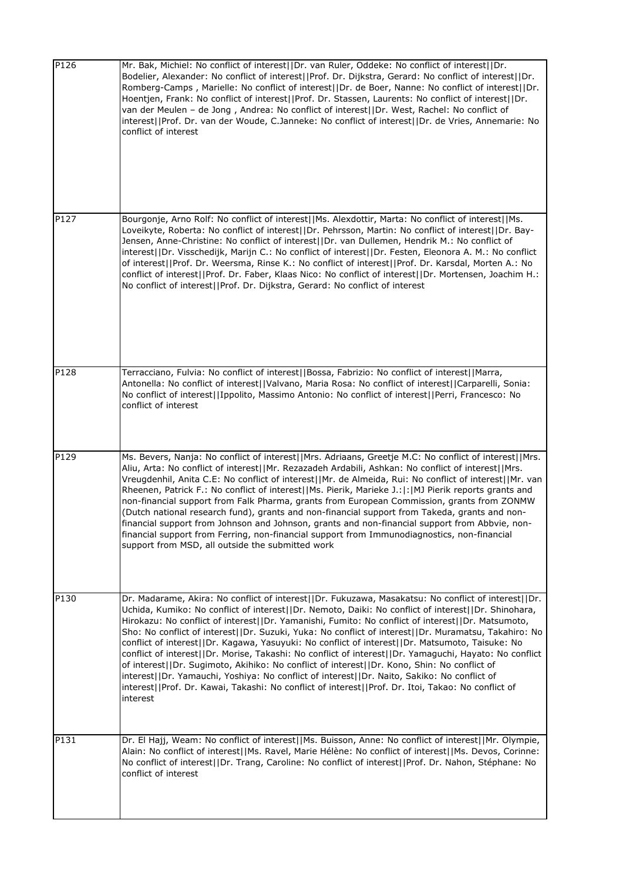| | |
|---|---|
| P126 | Mr. Bak, Michiel: No conflict of interest\|\|Dr. van Ruler, Oddeke: No conflict of interest\|\|Dr. Bodelier, Alexander: No conflict of interest\|\|Prof. Dr. Dijkstra, Gerard: No conflict of interest\|\|Dr. Romberg-Camps , Marielle: No conflict of interest\|\|Dr. de Boer, Nanne: No conflict of interest\|\|Dr. Hoentjen, Frank: No conflict of interest\|\|Prof. Dr. Stassen, Laurents: No conflict of interest\|\|Dr. van der Meulen – de Jong , Andrea: No conflict of interest\|\|Dr. West, Rachel: No conflict of interest\|\|Prof. Dr. van der Woude, C.Janneke: No conflict of interest\|\|Dr. de Vries, Annemarie: No conflict of interest |
| P127 | Bourgonje, Arno Rolf: No conflict of interest\|\|Ms. Alexdottir, Marta: No conflict of interest\|\|Ms. Loveikyte, Roberta: No conflict of interest\|\|Dr. Pehrsson, Martin: No conflict of interest\|\|Dr. Bay-Jensen, Anne-Christine: No conflict of interest\|\|Dr. van Dullemen, Hendrik M.: No conflict of interest\|\|Dr. Visschedijk, Marijn C.: No conflict of interest\|\|Dr. Festen, Eleonora A. M.: No conflict of interest\|\|Prof. Dr. Weersma, Rinse K.: No conflict of interest\|\|Prof. Dr. Karsdal, Morten A.: No conflict of interest\|\|Prof. Dr. Faber, Klaas Nico: No conflict of interest\|\|Dr. Mortensen, Joachim H.: No conflict of interest\|\|Prof. Dr. Dijkstra, Gerard: No conflict of interest |
| P128 | Terracciano, Fulvia: No conflict of interest\|\|Bossa, Fabrizio: No conflict of interest\|\|Marra, Antonella: No conflict of interest\|\|Valvano, Maria Rosa: No conflict of interest\|\|Carparelli, Sonia: No conflict of interest\|\|Ippolito, Massimo Antonio: No conflict of interest\|\|Perri, Francesco: No conflict of interest |
| P129 | Ms. Bevers, Nanja: No conflict of interest\|\|Mrs. Adriaans, Greetje M.C: No conflict of interest\|\|Mrs. Aliu, Arta: No conflict of interest\|\|Mr. Rezazadeh Ardabili, Ashkan: No conflict of interest\|\|Mrs. Vreugdenhil, Anita C.E: No conflict of interest\|\|Mr. de Almeida, Rui: No conflict of interest\|\|Mr. van Rheenen, Patrick F.: No conflict of interest\|\|Ms. Pierik, Marieke J.:\|:\|MJ Pierik reports grants and non-financial support from Falk Pharma, grants from European Commission, grants from ZONMW (Dutch national research fund), grants and non-financial support from Takeda, grants and non-financial support from Johnson and Johnson, grants and non-financial support from Abbvie, non-financial support from Ferring, non-financial support from Immunodiagnostics, non-financial support from MSD, all outside the submitted work |
| P130 | Dr. Madarame, Akira: No conflict of interest\|\|Dr. Fukuzawa, Masakatsu: No conflict of interest\|\|Dr. Uchida, Kumiko: No conflict of interest\|\|Dr. Nemoto, Daiki: No conflict of interest\|\|Dr. Shinohara, Hirokazu: No conflict of interest\|\|Dr. Yamanishi, Fumito: No conflict of interest\|\|Dr. Matsumoto, Sho: No conflict of interest\|\|Dr. Suzuki, Yuka: No conflict of interest\|\|Dr. Muramatsu, Takahiro: No conflict of interest\|\|Dr. Kagawa, Yasuyuki: No conflict of interest\|\|Dr. Matsumoto, Taisuke: No conflict of interest\|\|Dr. Morise, Takashi: No conflict of interest\|\|Dr. Yamaguchi, Hayato: No conflict of interest\|\|Dr. Sugimoto, Akihiko: No conflict of interest\|\|Dr. Kono, Shin: No conflict of interest\|\|Dr. Yamauchi, Yoshiya: No conflict of interest\|\|Dr. Naito, Sakiko: No conflict of interest\|\|Prof. Dr. Kawai, Takashi: No conflict of interest\|\|Prof. Dr. Itoi, Takao: No conflict of interest |
| P131 | Dr. El Hajj, Weam: No conflict of interest\|\|Ms. Buisson, Anne: No conflict of interest\|\|Mr. Olympie, Alain: No conflict of interest\|\|Ms. Ravel, Marie Hélène: No conflict of interest\|\|Ms. Devos, Corinne: No conflict of interest\|\|Dr. Trang, Caroline: No conflict of interest\|\|Prof. Dr. Nahon, Stéphane: No conflict of interest |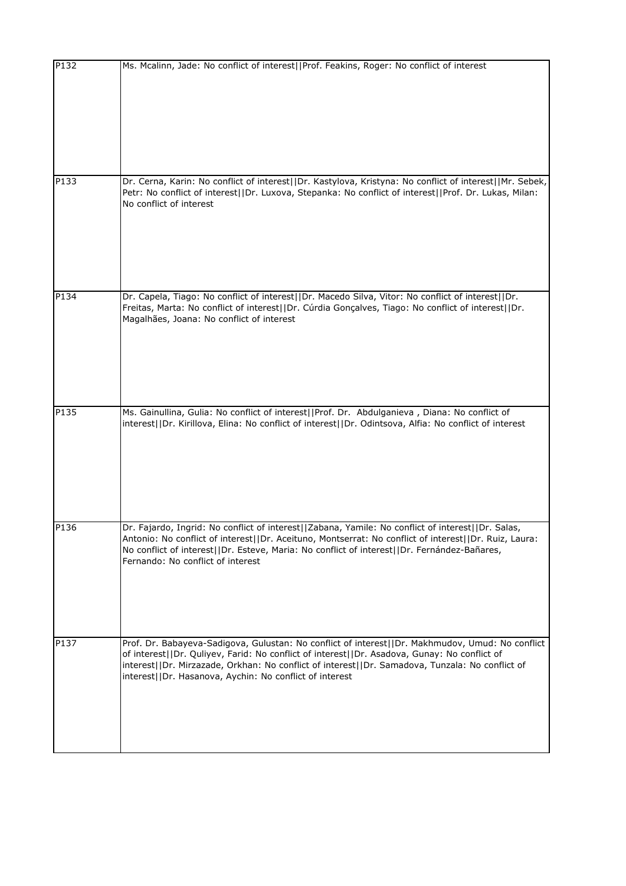| | |
|---|---|
| P132 | Ms. Mcalinn, Jade: No conflict of interest\|\|Prof. Feakins, Roger: No conflict of interest |
| P133 | Dr. Cerna, Karin: No conflict of interest\|\|Dr. Kastylova, Kristyna: No conflict of interest\|\|Mr. Sebek, Petr: No conflict of interest\|\|Dr. Luxova, Stepanka: No conflict of interest\|\|Prof. Dr. Lukas, Milan: No conflict of interest |
| P134 | Dr. Capela, Tiago: No conflict of interest\|\|Dr. Macedo Silva, Vitor: No conflict of interest\|\|Dr. Freitas, Marta: No conflict of interest\|\|Dr. Cúrdia Gonçalves, Tiago: No conflict of interest\|\|Dr. Magalhães, Joana: No conflict of interest |
| P135 | Ms. Gainullina, Gulia: No conflict of interest\|\|Prof. Dr. Abdulganieva , Diana: No conflict of interest\|\|Dr. Kirillova, Elina: No conflict of interest\|\|Dr. Odintsova, Alfia: No conflict of interest |
| P136 | Dr. Fajardo, Ingrid: No conflict of interest\|\|Zabana, Yamile: No conflict of interest\|\|Dr. Salas, Antonio: No conflict of interest\|\|Dr. Aceituno, Montserrat: No conflict of interest\|\|Dr. Ruiz, Laura: No conflict of interest\|\|Dr. Esteve, Maria: No conflict of interest\|\|Dr. Fernández-Bañares, Fernando: No conflict of interest |
| P137 | Prof. Dr. Babayeva-Sadigova, Gulustan: No conflict of interest\|\|Dr. Makhmudov, Umud: No conflict of interest\|\|Dr. Quliyev, Farid: No conflict of interest\|\|Dr. Asadova, Gunay: No conflict of interest\|\|Dr. Mirzazade, Orkhan: No conflict of interest\|\|Dr. Samadova, Tunzala: No conflict of interest\|\|Dr. Hasanova, Aychin: No conflict of interest |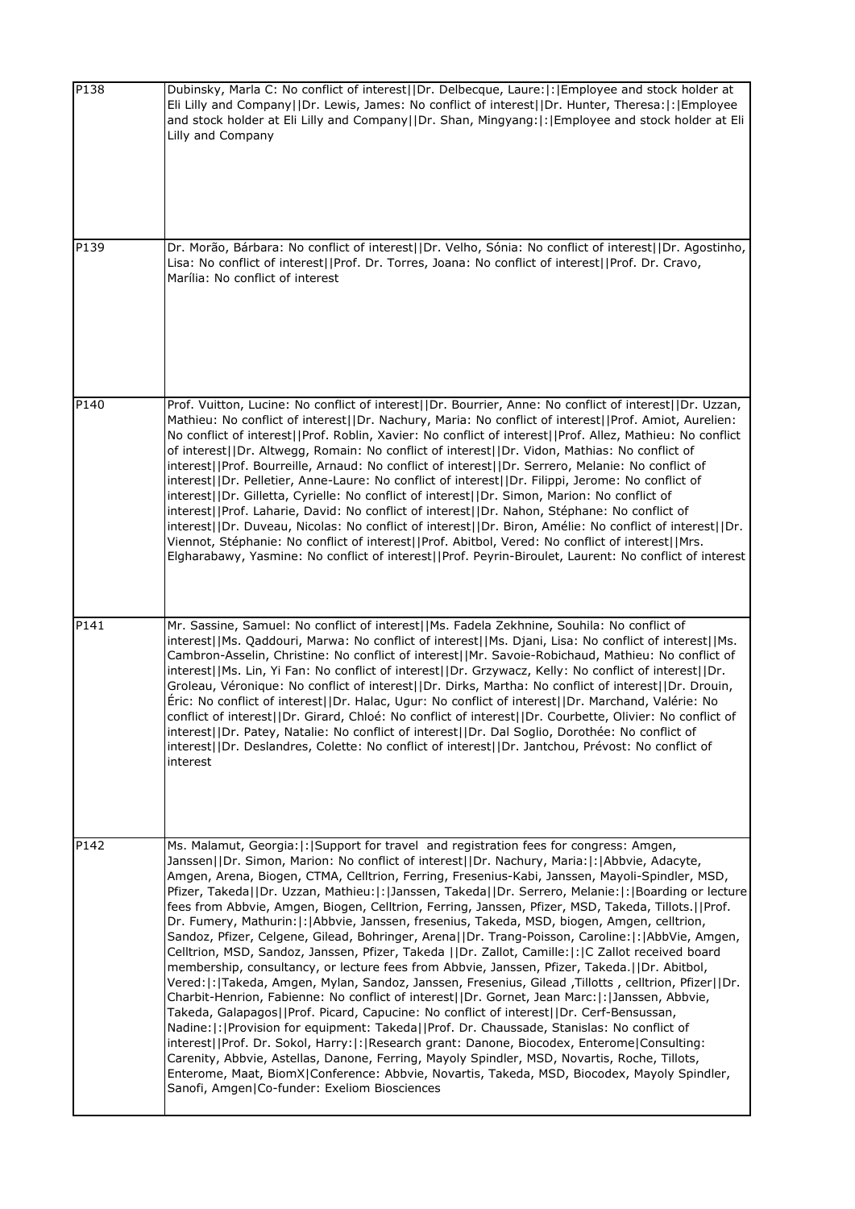| | |
|---|---|
| P138 | Dubinsky, Marla C: No conflict of interest\|\|Dr. Delbecque, Laure:\|:\|Employee and stock holder at Eli Lilly and Company\|\|Dr. Lewis, James: No conflict of interest\|\|Dr. Hunter, Theresa:\|:\|Employee and stock holder at Eli Lilly and Company\|\|Dr. Shan, Mingyang:\|:\|Employee and stock holder at Eli Lilly and Company |
| P139 | Dr. Morão, Bárbara: No conflict of interest\|\|Dr. Velho, Sónia: No conflict of interest\|\|Dr. Agostinho, Lisa: No conflict of interest\|\|Prof. Dr. Torres, Joana: No conflict of interest\|\|Prof. Dr. Cravo, Marília: No conflict of interest |
| P140 | Prof. Vuitton, Lucine: No conflict of interest\|\|Dr. Bourrier, Anne: No conflict of interest\|\|Dr. Uzzan, Mathieu: No conflict of interest\|\|Dr. Nachury, Maria: No conflict of interest\|\|Prof. Amiot, Aurelien: No conflict of interest\|\|Prof. Roblin, Xavier: No conflict of interest\|\|Prof. Allez, Mathieu: No conflict of interest\|\|Dr. Altwegg, Romain: No conflict of interest\|\|Dr. Vidon, Mathias: No conflict of interest\|\|Prof. Bourreille, Arnaud: No conflict of interest\|\|Dr. Serrero, Melanie: No conflict of interest\|\|Dr. Pelletier, Anne-Laure: No conflict of interest\|\|Dr. Filippi, Jerome: No conflict of interest\|\|Dr. Gilletta, Cyrielle: No conflict of interest\|\|Dr. Simon, Marion: No conflict of interest\|\|Prof. Laharie, David: No conflict of interest\|\|Dr. Nahon, Stéphane: No conflict of interest\|\|Dr. Duveau, Nicolas: No conflict of interest\|\|Dr. Biron, Amélie: No conflict of interest\|\|Dr. Viennot, Stéphanie: No conflict of interest\|\|Prof. Abitbol, Vered: No conflict of interest\|\|Mrs. Elgharabawy, Yasmine: No conflict of interest\|\|Prof. Peyrin-Biroulet, Laurent: No conflict of interest |
| P141 | Mr. Sassine, Samuel: No conflict of interest\|\|Ms. Fadela Zekhnine, Souhila: No conflict of interest\|\|Ms. Qaddouri, Marwa: No conflict of interest\|\|Ms. Djani, Lisa: No conflict of interest\|\|Ms. Cambron-Asselin, Christine: No conflict of interest\|\|Mr. Savoie-Robichaud, Mathieu: No conflict of interest\|\|Ms. Lin, Yi Fan: No conflict of interest\|\|Dr. Grzywacz, Kelly: No conflict of interest\|\|Dr. Groleau, Véronique: No conflict of interest\|\|Dr. Dirks, Martha: No conflict of interest\|\|Dr. Drouin, Éric: No conflict of interest\|\|Dr. Halac, Ugur: No conflict of interest\|\|Dr. Marchand, Valérie: No conflict of interest\|\|Dr. Girard, Chloé: No conflict of interest\|\|Dr. Courbette, Olivier: No conflict of interest\|\|Dr. Patey, Natalie: No conflict of interest\|\|Dr. Dal Soglio, Dorothée: No conflict of interest\|\|Dr. Deslandres, Colette: No conflict of interest\|\|Dr. Jantchou, Prévost: No conflict of interest |
| P142 | Ms. Malamut, Georgia:\|:\|Support for travel and registration fees for congress: Amgen, Janssen\|\|Dr. Simon, Marion: No conflict of interest\|\|Dr. Nachury, Maria:\|:\|Abbvie, Adacyte, Amgen, Arena, Biogen, CTMA, Celltrion, Ferring, Fresenius-Kabi, Janssen, Mayoli-Spindler, MSD, Pfizer, Takeda\|\|Dr. Uzzan, Mathieu:\|:\|Janssen, Takeda\|\|Dr. Serrero, Melanie:\|:\|Boarding or lecture fees from Abbvie, Amgen, Biogen, Celltrion, Ferring, Janssen, Pfizer, MSD, Takeda, Tillots.\|\|Prof. Dr. Fumery, Mathurin:\|:\|Abbvie, Janssen, fresenius, Takeda, MSD, biogen, Amgen, celltrion, Sandoz, Pfizer, Celgene, Gilead, Bohringer, Arena\|\|Dr. Trang-Poisson, Caroline:\|:\|AbbVie, Amgen, Celltrion, MSD, Sandoz, Janssen, Pfizer, Takeda \|\|Dr. Zallot, Camille:\|:\|C Zallot received board membership, consultancy, or lecture fees from Abbvie, Janssen, Pfizer, Takeda.\|\|Dr. Abitbol, Vered:\|:\|Takeda, Amgen, Mylan, Sandoz, Janssen, Fresenius, Gilead ,Tillotts , celltrion, Pfizer\|\|Dr. Charbit-Henrion, Fabienne: No conflict of interest\|\|Dr. Gornet, Jean Marc:\|:\|Janssen, Abbvie, Takeda, Galapagos\|\|Prof. Picard, Capucine: No conflict of interest\|\|Dr. Cerf-Bensussan, Nadine:\|:\|Provision for equipment: Takeda\|\|Prof. Dr. Chaussade, Stanislas: No conflict of interest\|\|Prof. Dr. Sokol, Harry:\|:\|Research grant: Danone, Biocodex, Enterome\|Consulting: Carenity, Abbvie, Astellas, Danone, Ferring, Mayoly Spindler, MSD, Novartis, Roche, Tillots, Enterome, Maat, BiomX\|Conference: Abbvie, Novartis, Takeda, MSD, Biocodex, Mayoly Spindler, Sanofi, Amgen\|Co-funder: Exeliom Biosciences |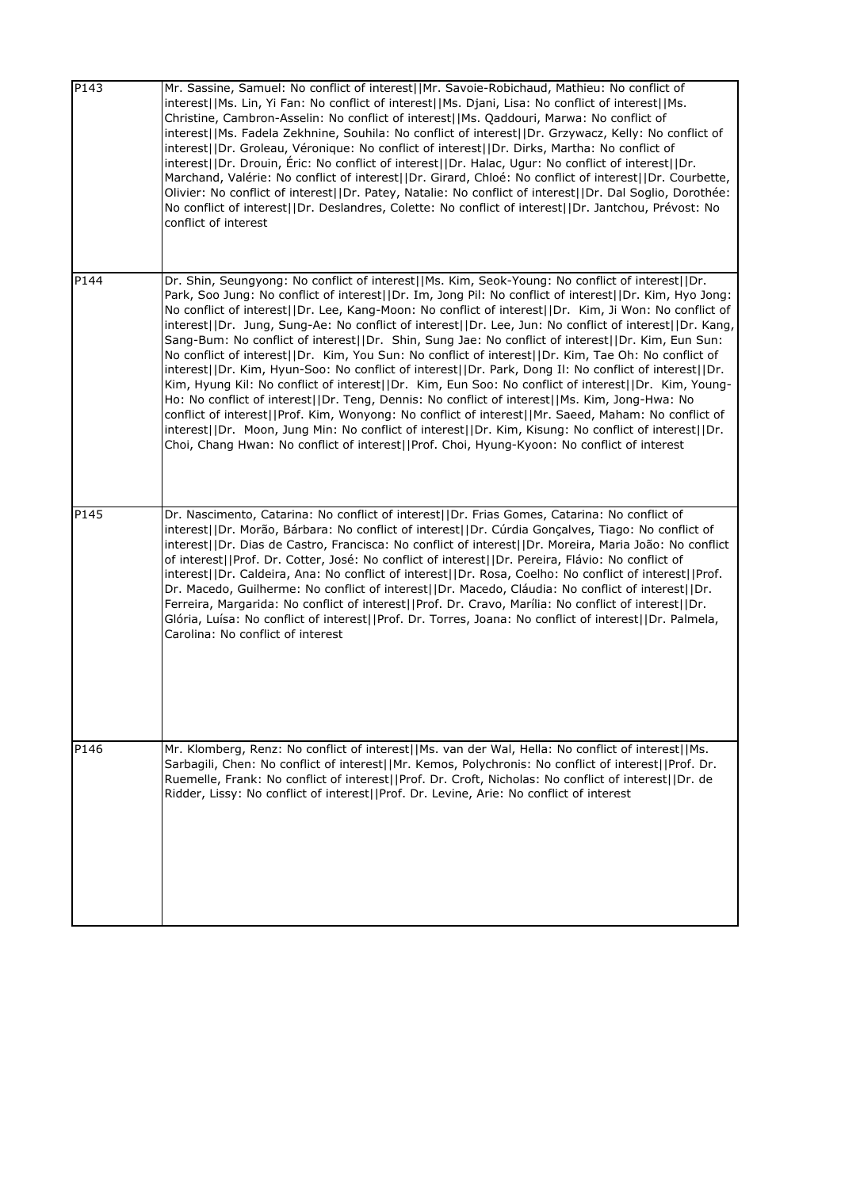| | |
|---|---|
| P143 | Mr. Sassine, Samuel: No conflict of interest\|\|Mr. Savoie-Robichaud, Mathieu: No conflict of interest\|\|Ms. Lin, Yi Fan: No conflict of interest\|\|Ms. Djani, Lisa: No conflict of interest\|\|Ms. Christine, Cambron-Asselin: No conflict of interest\|\|Ms. Qaddouri, Marwa: No conflict of interest\|\|Ms. Fadela Zekhnine, Souhila: No conflict of interest\|\|Dr. Grzywacz, Kelly: No conflict of interest\|\|Dr. Groleau, Véronique: No conflict of interest\|\|Dr. Dirks, Martha: No conflict of interest\|\|Dr. Drouin, Éric: No conflict of interest\|\|Dr. Halac, Ugur: No conflict of interest\|\|Dr. Marchand, Valérie: No conflict of interest\|\|Dr. Girard, Chloé: No conflict of interest\|\|Dr. Courbette, Olivier: No conflict of interest\|\|Dr. Patey, Natalie: No conflict of interest\|\|Dr. Dal Soglio, Dorothée: No conflict of interest\|\|Dr. Deslandres, Colette: No conflict of interest\|\|Dr. Jantchou, Prévost: No conflict of interest |
| P144 | Dr. Shin, Seungyong: No conflict of interest\|\|Ms. Kim, Seok-Young: No conflict of interest\|\|Dr. Park, Soo Jung: No conflict of interest\|\|Dr. Im, Jong Pil: No conflict of interest\|\|Dr. Kim, Hyo Jong: No conflict of interest\|\|Dr. Lee, Kang-Moon: No conflict of interest\|\|Dr. Kim, Ji Won: No conflict of interest\|\|Dr. Jung, Sung-Ae: No conflict of interest\|\|Dr. Lee, Jun: No conflict of interest\|\|Dr. Kang, Sang-Bum: No conflict of interest\|\|Dr. Shin, Sung Jae: No conflict of interest\|\|Dr. Kim, Eun Sun: No conflict of interest\|\|Dr. Kim, You Sun: No conflict of interest\|\|Dr. Kim, Tae Oh: No conflict of interest\|\|Dr. Kim, Hyun-Soo: No conflict of interest\|\|Dr. Park, Dong Il: No conflict of interest\|\|Dr. Kim, Hyung Kil: No conflict of interest\|\|Dr. Kim, Eun Soo: No conflict of interest\|\|Dr. Kim, Young-Ho: No conflict of interest\|\|Dr. Teng, Dennis: No conflict of interest\|\|Ms. Kim, Jong-Hwa: No conflict of interest\|\|Prof. Kim, Wonyong: No conflict of interest\|\|Mr. Saeed, Maham: No conflict of interest\|\|Dr. Moon, Jung Min: No conflict of interest\|\|Dr. Kim, Kisung: No conflict of interest\|\|Dr. Choi, Chang Hwan: No conflict of interest\|\|Prof. Choi, Hyung-Kyoon: No conflict of interest |
| P145 | Dr. Nascimento, Catarina: No conflict of interest\|\|Dr. Frias Gomes, Catarina: No conflict of interest\|\|Dr. Morão, Bárbara: No conflict of interest\|\|Dr. Cúrdia Gonçalves, Tiago: No conflict of interest\|\|Dr. Dias de Castro, Francisca: No conflict of interest\|\|Dr. Moreira, Maria João: No conflict of interest\|\|Prof. Dr. Cotter, José: No conflict of interest\|\|Dr. Pereira, Flávio: No conflict of interest\|\|Dr. Caldeira, Ana: No conflict of interest\|\|Dr. Rosa, Coelho: No conflict of interest\|\|Prof. Dr. Macedo, Guilherme: No conflict of interest\|\|Dr. Macedo, Cláudia: No conflict of interest\|\|Dr. Ferreira, Margarida: No conflict of interest\|\|Prof. Dr. Cravo, Marília: No conflict of interest\|\|Dr. Glória, Luísa: No conflict of interest\|\|Prof. Dr. Torres, Joana: No conflict of interest\|\|Dr. Palmela, Carolina: No conflict of interest |
| P146 | Mr. Klomberg, Renz: No conflict of interest\|\|Ms. van der Wal, Hella: No conflict of interest\|\|Ms. Sarbagili, Chen: No conflict of interest\|\|Mr. Kemos, Polychronis: No conflict of interest\|\|Prof. Dr. Ruemelle, Frank: No conflict of interest\|\|Prof. Dr. Croft, Nicholas: No conflict of interest\|\|Dr. de Ridder, Lissy: No conflict of interest\|\|Prof. Dr. Levine, Arie: No conflict of interest |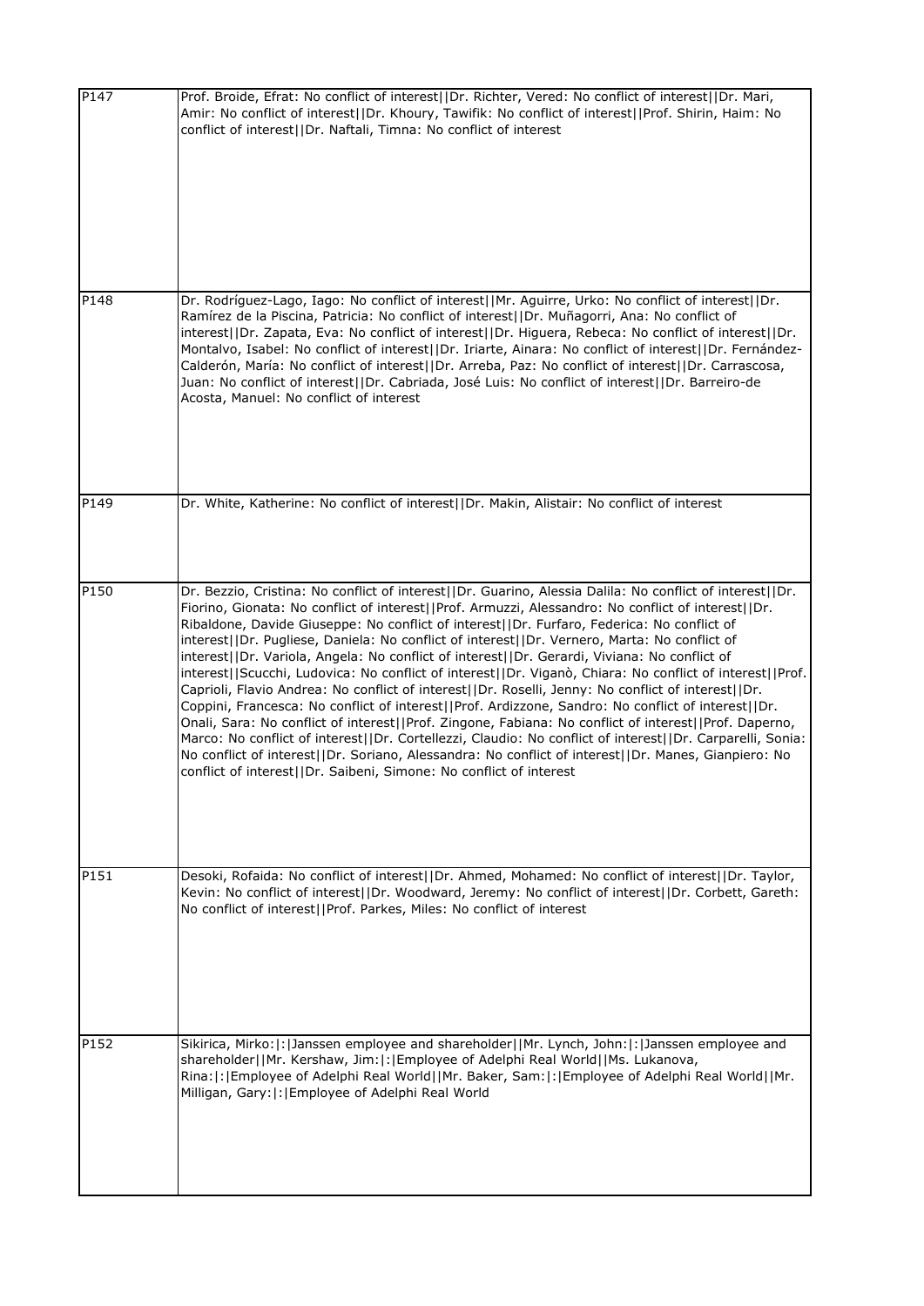| | |
|---|---|
| P147 | Prof. Broide, Efrat: No conflict of interest\|\|Dr. Richter, Vered: No conflict of interest\|\|Dr. Mari, Amir: No conflict of interest\|\|Dr. Khoury, Tawifik: No conflict of interest\|\|Prof. Shirin, Haim: No conflict of interest\|\|Dr. Naftali, Timna: No conflict of interest |
| P148 | Dr. Rodríguez-Lago, Iago: No conflict of interest\|\|Mr. Aguirre, Urko: No conflict of interest\|\|Dr. Ramírez de la Piscina, Patricia: No conflict of interest\|\|Dr. Muñagorri, Ana: No conflict of interest\|\|Dr. Zapata, Eva: No conflict of interest\|\|Dr. Higuera, Rebeca: No conflict of interest\|\|Dr. Montalvo, Isabel: No conflict of interest\|\|Dr. Iriarte, Ainara: No conflict of interest\|\|Dr. Fernández-Calderón, María: No conflict of interest\|\|Dr. Arreba, Paz: No conflict of interest\|\|Dr. Carrascosa, Juan: No conflict of interest\|\|Dr. Cabriada, José Luis: No conflict of interest\|\|Dr. Barreiro-de Acosta, Manuel: No conflict of interest |
| P149 | Dr. White, Katherine: No conflict of interest\|\|Dr. Makin, Alistair: No conflict of interest |
| P150 | Dr. Bezzio, Cristina: No conflict of interest\|\|Dr. Guarino, Alessia Dalila: No conflict of interest\|\|Dr. Fiorino, Gionata: No conflict of interest\|\|Prof. Armuzzi, Alessandro: No conflict of interest\|\|Dr. Ribaldone, Davide Giuseppe: No conflict of interest\|\|Dr. Furfaro, Federica: No conflict of interest\|\|Dr. Pugliese, Daniela: No conflict of interest\|\|Dr. Vernero, Marta: No conflict of interest\|\|Dr. Variola, Angela: No conflict of interest\|\|Dr. Gerardi, Viviana: No conflict of interest\|\|Scucchi, Ludovica: No conflict of interest\|\|Dr. Viganò, Chiara: No conflict of interest\|\|Prof. Caprioli, Flavio Andrea: No conflict of interest\|\|Dr. Roselli, Jenny: No conflict of interest\|\|Dr. Coppini, Francesca: No conflict of interest\|\|Prof. Ardizzone, Sandro: No conflict of interest\|\|Dr. Onali, Sara: No conflict of interest\|\|Prof. Zingone, Fabiana: No conflict of interest\|\|Prof. Daperno, Marco: No conflict of interest\|\|Dr. Cortellezzi, Claudio: No conflict of interest\|\|Dr. Carparelli, Sonia: No conflict of interest\|\|Dr. Soriano, Alessandra: No conflict of interest\|\|Dr. Manes, Gianpiero: No conflict of interest\|\|Dr. Saibeni, Simone: No conflict of interest |
| P151 | Desoki, Rofaida: No conflict of interest\|\|Dr. Ahmed, Mohamed: No conflict of interest\|\|Dr. Taylor, Kevin: No conflict of interest\|\|Dr. Woodward, Jeremy: No conflict of interest\|\|Dr. Corbett, Gareth: No conflict of interest\|\|Prof. Parkes, Miles: No conflict of interest |
| P152 | Sikirica, Mirko:\|:\|Janssen employee and shareholder\|\|Mr. Lynch, John:\|:\|Janssen employee and shareholder\|\|Mr. Kershaw, Jim:\|:\|Employee of Adelphi Real World\|\|Ms. Lukanova, Rina:\|:\|Employee of Adelphi Real World\|\|Mr. Baker, Sam:\|:\|Employee of Adelphi Real World\|\|Mr. Milligan, Gary:\|:\|Employee of Adelphi Real World |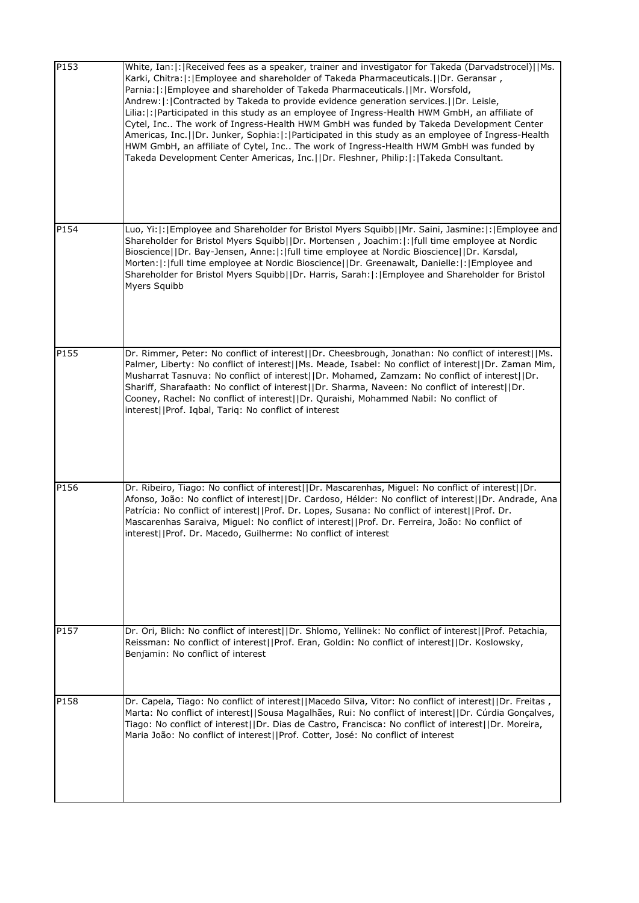**P153**

White, Ian:|:|Received fees as a speaker, trainer and investigator for Takeda (Darvadstrocel)||Ms. Karki, Chitra:|:|Employee and shareholder of Takeda Pharmaceuticals.||Dr. Geransar , Parnia:|:|Employee and shareholder of Takeda Pharmaceuticals.||Mr. Worsfold, Andrew:|:|Contracted by Takeda to provide evidence generation services.||Dr. Leisle, Lilia:|:|Participated in this study as an employee of Ingress-Health HWM GmbH, an affiliate of Cytel, Inc.. The work of Ingress-Health HWM GmbH was funded by Takeda Development Center Americas, Inc.||Dr. Junker, Sophia:|:|Participated in this study as an employee of Ingress-Health HWM GmbH, an affiliate of Cytel, Inc.. The work of Ingress-Health HWM GmbH was funded by Takeda Development Center Americas, Inc.||Dr. Fleshner, Philip:|:|Takeda Consultant.

**P154**

Luo, Yi:|:|Employee and Shareholder for Bristol Myers Squibb||Mr. Saini, Jasmine:|:|Employee and Shareholder for Bristol Myers Squibb||Dr. Mortensen , Joachim:|:|full time employee at Nordic Bioscience||Dr. Bay-Jensen, Anne:|:|full time employee at Nordic Bioscience||Dr. Karsdal, Morten:|:|full time employee at Nordic Bioscience||Dr. Greenawalt, Danielle:|:|Employee and Shareholder for Bristol Myers Squibb||Dr. Harris, Sarah:|:|Employee and Shareholder for Bristol Myers Squibb

**P155**

Dr. Rimmer, Peter: No conflict of interest||Dr. Cheesbrough, Jonathan: No conflict of interest||Ms. Palmer, Liberty: No conflict of interest||Ms. Meade, Isabel: No conflict of interest||Dr. Zaman Mim, Musharrat Tasnuva: No conflict of interest||Dr. Mohamed, Zamzam: No conflict of interest||Dr. Shariff, Sharafaath: No conflict of interest||Dr. Sharma, Naveen: No conflict of interest||Dr. Cooney, Rachel: No conflict of interest||Dr. Quraishi, Mohammed Nabil: No conflict of interest||Prof. Iqbal, Tariq: No conflict of interest

**P156**

Dr. Ribeiro, Tiago: No conflict of interest||Dr. Mascarenhas, Miguel: No conflict of interest||Dr. Afonso, João: No conflict of interest||Dr. Cardoso, Hélder: No conflict of interest||Dr. Andrade, Ana Patrícia: No conflict of interest||Prof. Dr. Lopes, Susana: No conflict of interest||Prof. Dr. Mascarenhas Saraiva, Miguel: No conflict of interest||Prof. Dr. Ferreira, João: No conflict of interest||Prof. Dr. Macedo, Guilherme: No conflict of interest

**P157**

Dr. Ori, Blich: No conflict of interest||Dr. Shlomo, Yellinek: No conflict of interest||Prof. Petachia, Reissman: No conflict of interest||Prof. Eran, Goldin: No conflict of interest||Dr. Koslowsky, Benjamin: No conflict of interest

**P158**

Dr. Capela, Tiago: No conflict of interest||Macedo Silva, Vitor: No conflict of interest||Dr. Freitas , Marta: No conflict of interest||Sousa Magalhães, Rui: No conflict of interest||Dr. Cúrdia Gonçalves, Tiago: No conflict of interest||Dr. Dias de Castro, Francisca: No conflict of interest||Dr. Moreira, Maria João: No conflict of interest||Prof. Cotter, José: No conflict of interest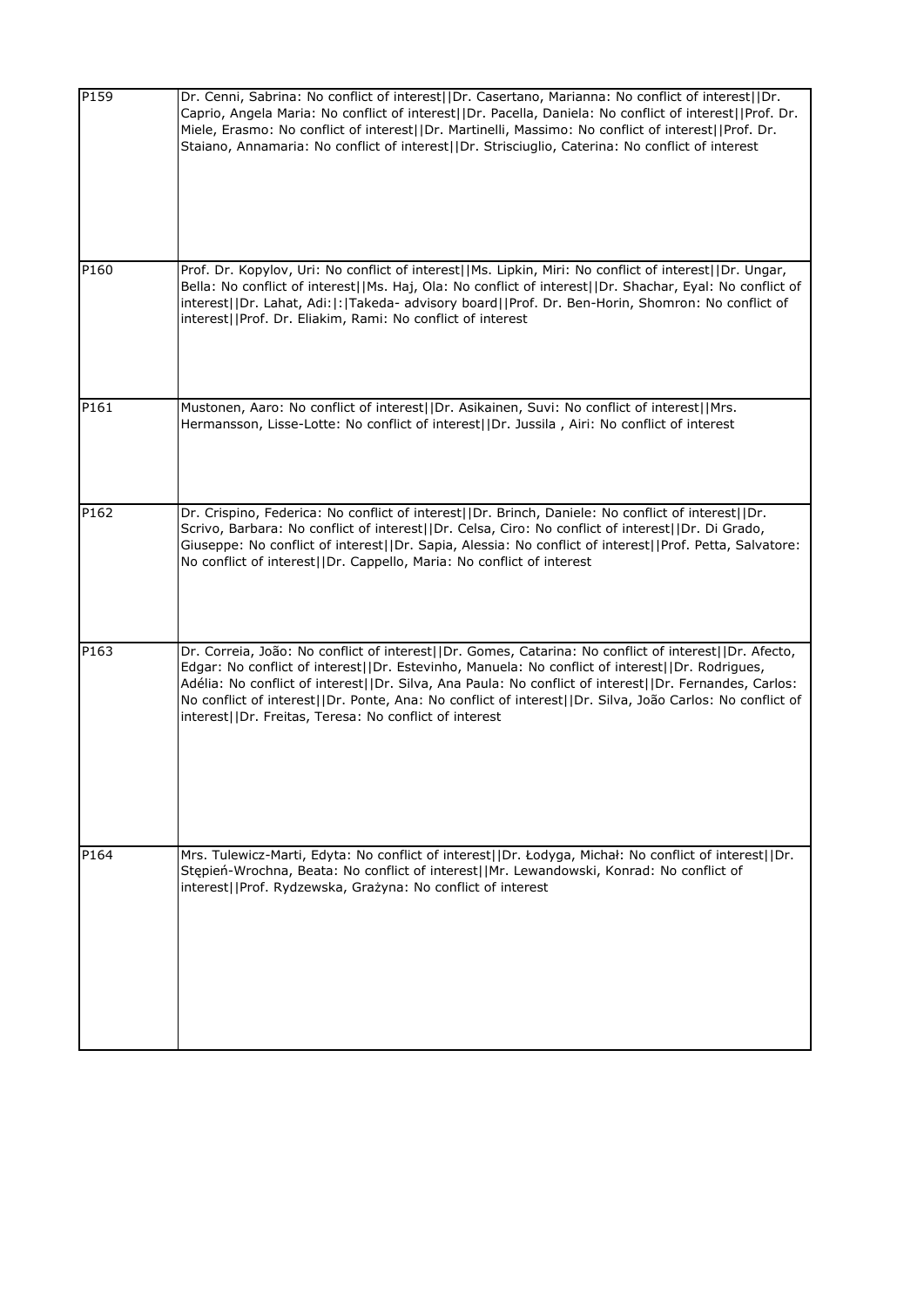| | |
|---|---|
| P159 | Dr. Cenni, Sabrina: No conflict of interest\|\|Dr. Casertano, Marianna: No conflict of interest\|\|Dr. Caprio, Angela Maria: No conflict of interest\|\|Dr. Pacella, Daniela: No conflict of interest\|\|Prof. Dr. Miele, Erasmo: No conflict of interest\|\|Dr. Martinelli, Massimo: No conflict of interest\|\|Prof. Dr. Staiano, Annamaria: No conflict of interest\|\|Dr. Strisciuglio, Caterina: No conflict of interest |
| P160 | Prof. Dr. Kopylov, Uri: No conflict of interest\|\|Ms. Lipkin, Miri: No conflict of interest\|\|Dr. Ungar, Bella: No conflict of interest\|\|Ms. Haj, Ola: No conflict of interest\|\|Dr. Shachar, Eyal: No conflict of interest\|\|Dr. Lahat, Adi:\|:\|Takeda- advisory board\|\|Prof. Dr. Ben-Horin, Shomron: No conflict of interest\|\|Prof. Dr. Eliakim, Rami: No conflict of interest |
| P161 | Mustonen, Aaro: No conflict of interest\|\|Dr. Asikainen, Suvi: No conflict of interest\|\|Mrs. Hermansson, Lisse-Lotte: No conflict of interest\|\|Dr. Jussila , Airi: No conflict of interest |
| P162 | Dr. Crispino, Federica: No conflict of interest\|\|Dr. Brinch, Daniele: No conflict of interest\|\|Dr. Scrivo, Barbara: No conflict of interest\|\|Dr. Celsa, Ciro: No conflict of interest\|\|Dr. Di Grado, Giuseppe: No conflict of interest\|\|Dr. Sapia, Alessia: No conflict of interest\|\|Prof. Petta, Salvatore: No conflict of interest\|\|Dr. Cappello, Maria: No conflict of interest |
| P163 | Dr. Correia, João: No conflict of interest\|\|Dr. Gomes, Catarina: No conflict of interest\|\|Dr. Afecto, Edgar: No conflict of interest\|\|Dr. Estevinho, Manuela: No conflict of interest\|\|Dr. Rodrigues, Adélia: No conflict of interest\|\|Dr. Silva, Ana Paula: No conflict of interest\|\|Dr. Fernandes, Carlos: No conflict of interest\|\|Dr. Ponte, Ana: No conflict of interest\|\|Dr. Silva, João Carlos: No conflict of interest\|\|Dr. Freitas, Teresa: No conflict of interest |
| P164 | Mrs. Tulewicz-Marti, Edyta: No conflict of interest\|\|Dr. Łodyga, Michał: No conflict of interest\|\|Dr. Stępień-Wrochna, Beata: No conflict of interest\|\|Mr. Lewandowski, Konrad: No conflict of interest\|\|Prof. Rydzewska, Grażyna: No conflict of interest |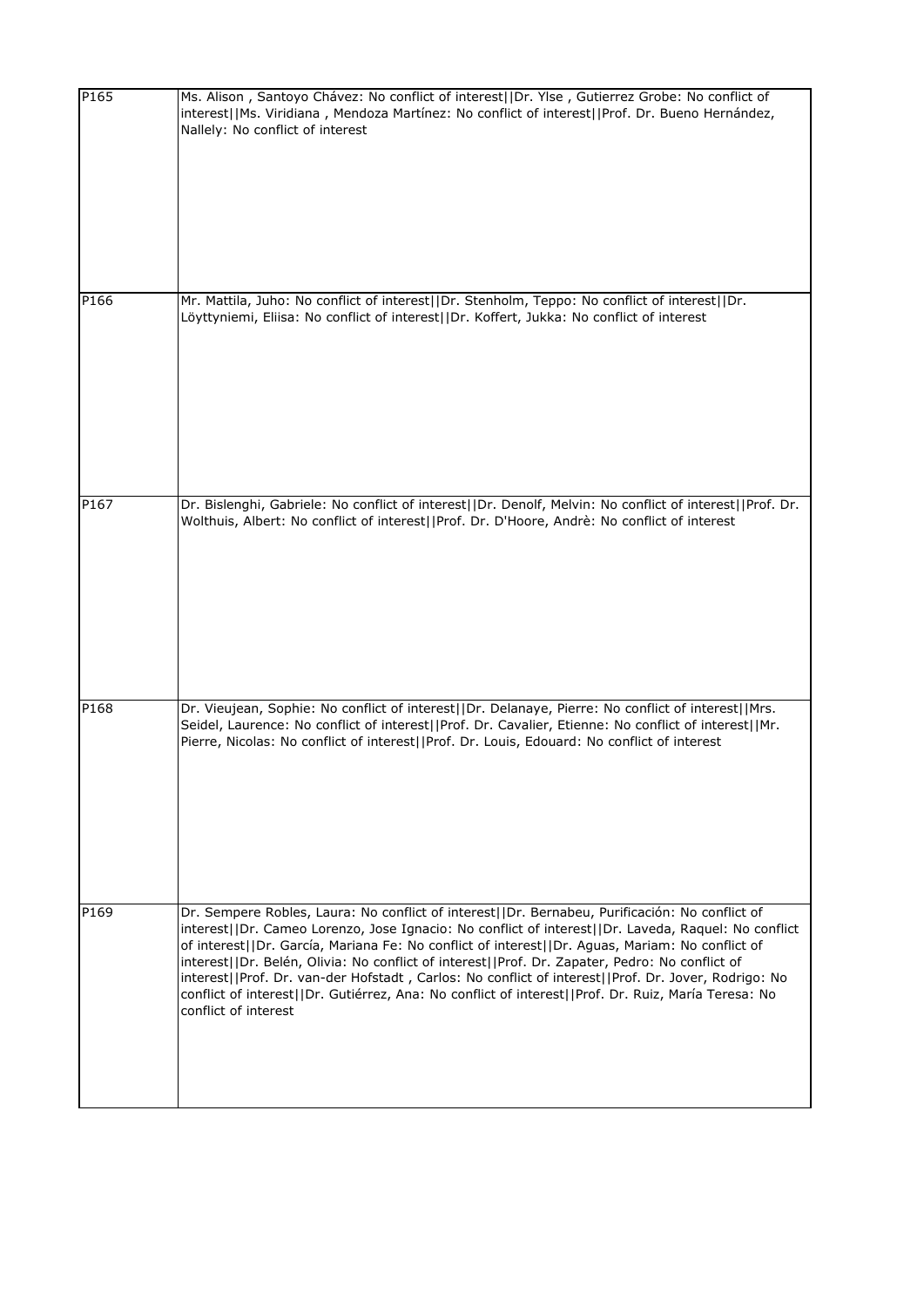| | |
|---|---|
| P165 | Ms. Alison , Santoyo Chávez: No conflict of interest\|\|Dr. Ylse , Gutierrez Grobe: No conflict of interest\|\|Ms. Viridiana , Mendoza Martínez: No conflict of interest\|\|Prof. Dr. Bueno Hernández, Nallely: No conflict of interest |
| P166 | Mr. Mattila, Juho: No conflict of interest\|\|Dr. Stenholm, Teppo: No conflict of interest\|\|Dr. Löyttyniemi, Eliisa: No conflict of interest\|\|Dr. Koffert, Jukka: No conflict of interest |
| P167 | Dr. Bislenghi, Gabriele: No conflict of interest\|\|Dr. Denolf, Melvin: No conflict of interest\|\|Prof. Dr. Wolthuis, Albert: No conflict of interest\|\|Prof. Dr. D'Hoore, Andrè: No conflict of interest |
| P168 | Dr. Vieujean, Sophie: No conflict of interest\|\|Dr. Delanaye, Pierre: No conflict of interest\|\|Mrs. Seidel, Laurence: No conflict of interest\|\|Prof. Dr. Cavalier, Etienne: No conflict of interest\|\|Mr. Pierre, Nicolas: No conflict of interest\|\|Prof. Dr. Louis, Edouard: No conflict of interest |
| P169 | Dr. Sempere Robles, Laura: No conflict of interest\|\|Dr. Bernabeu, Purificación: No conflict of interest\|\|Dr. Cameo Lorenzo, Jose Ignacio: No conflict of interest\|\|Dr. Laveda, Raquel: No conflict of interest\|\|Dr. García, Mariana Fe: No conflict of interest\|\|Dr. Aguas, Mariam: No conflict of interest\|\|Dr. Belén, Olivia: No conflict of interest\|\|Prof. Dr. Zapater, Pedro: No conflict of interest\|\|Prof. Dr. van-der Hofstadt , Carlos: No conflict of interest\|\|Prof. Dr. Jover, Rodrigo: No conflict of interest\|\|Dr. Gutiérrez, Ana: No conflict of interest\|\|Prof. Dr. Ruiz, María Teresa: No conflict of interest |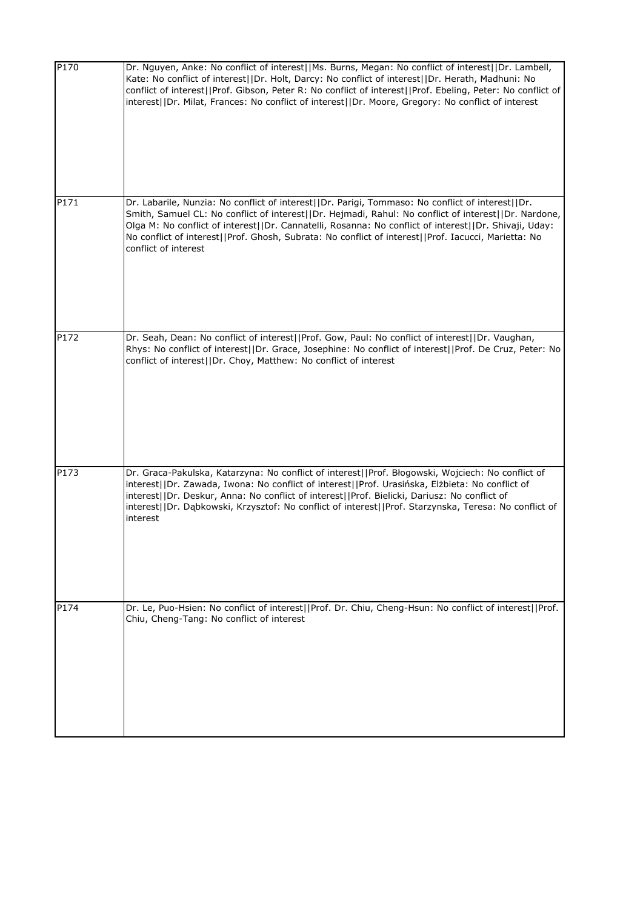| | |
|---|---|
| P170 | Dr. Nguyen, Anke: No conflict of interest\|\|Ms. Burns, Megan: No conflict of interest\|\|Dr. Lambell, Kate: No conflict of interest\|\|Dr. Holt, Darcy: No conflict of interest\|\|Dr. Herath, Madhuni: No conflict of interest\|\|Prof. Gibson, Peter R: No conflict of interest\|\|Prof. Ebeling, Peter: No conflict of interest\|\|Dr. Milat, Frances: No conflict of interest\|\|Dr. Moore, Gregory: No conflict of interest |
| P171 | Dr. Labarile, Nunzia: No conflict of interest\|\|Dr. Parigi, Tommaso: No conflict of interest\|\|Dr. Smith, Samuel CL: No conflict of interest\|\|Dr. Hejmadi, Rahul: No conflict of interest\|\|Dr. Nardone, Olga M: No conflict of interest\|\|Dr. Cannatelli, Rosanna: No conflict of interest\|\|Dr. Shivaji, Uday: No conflict of interest\|\|Prof. Ghosh, Subrata: No conflict of interest\|\|Prof. Iacucci, Marietta: No conflict of interest |
| P172 | Dr. Seah, Dean: No conflict of interest\|\|Prof. Gow, Paul: No conflict of interest\|\|Dr. Vaughan, Rhys: No conflict of interest\|\|Dr. Grace, Josephine: No conflict of interest\|\|Prof. De Cruz, Peter: No conflict of interest\|\|Dr. Choy, Matthew: No conflict of interest |
| P173 | Dr. Graca-Pakulska, Katarzyna: No conflict of interest\|\|Prof. Błogowski, Wojciech: No conflict of interest\|\|Dr. Zawada, Iwona: No conflict of interest\|\|Prof. Urasińska, Elżbieta: No conflict of interest\|\|Dr. Deskur, Anna: No conflict of interest\|\|Prof. Bielicki, Dariusz: No conflict of interest\|\|Dr. Dąbkowski, Krzysztof: No conflict of interest\|\|Prof. Starzynska, Teresa: No conflict of interest |
| P174 | Dr. Le, Puo-Hsien: No conflict of interest\|\|Prof. Dr. Chiu, Cheng-Hsun: No conflict of interest\|\|Prof. Chiu, Cheng-Tang: No conflict of interest |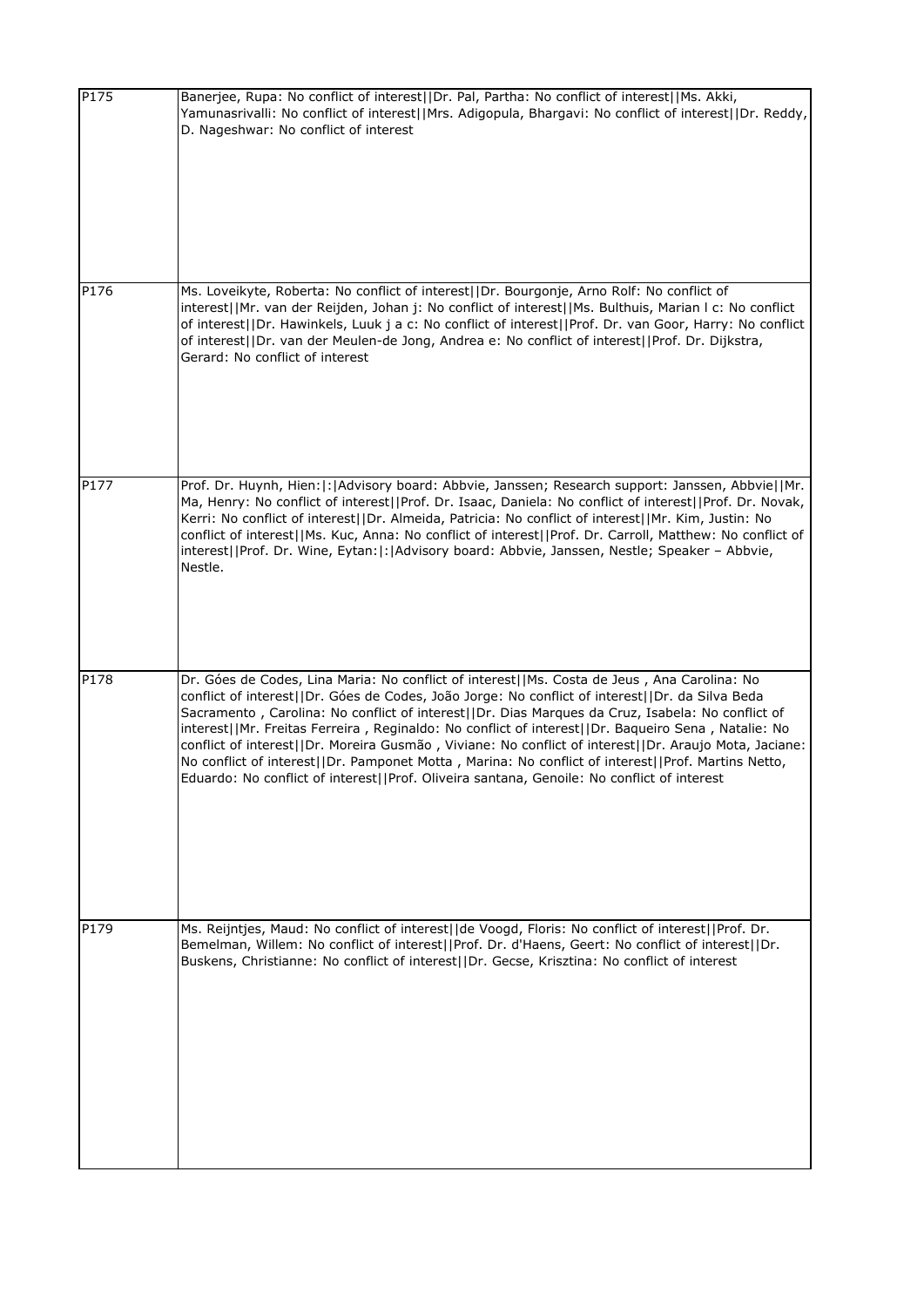| | |
|---|---|
| P175 | Banerjee, Rupa: No conflict of interest\|\|Dr. Pal, Partha: No conflict of interest\|\|Ms. Akki, Yamunasrivalli: No conflict of interest\|\|Mrs. Adigopula, Bhargavi: No conflict of interest\|\|Dr. Reddy, D. Nageshwar: No conflict of interest |
| P176 | Ms. Loveikyte, Roberta: No conflict of interest\|\|Dr. Bourgonje, Arno Rolf: No conflict of interest\|\|Mr. van der Reijden, Johan j: No conflict of interest\|\|Ms. Bulthuis, Marian l c: No conflict of interest\|\|Dr. Hawinkels, Luuk j a c: No conflict of interest\|\|Prof. Dr. van Goor, Harry: No conflict of interest\|\|Dr. van der Meulen-de Jong, Andrea e: No conflict of interest\|\|Prof. Dr. Dijkstra, Gerard: No conflict of interest |
| P177 | Prof. Dr. Huynh, Hien:\|:\|Advisory board: Abbvie, Janssen; Research support: Janssen, Abbvie\|\|Mr. Ma, Henry: No conflict of interest\|\|Prof. Dr. Isaac, Daniela: No conflict of interest\|\|Prof. Dr. Novak, Kerri: No conflict of interest\|\|Dr. Almeida, Patricia: No conflict of interest\|\|Mr. Kim, Justin: No conflict of interest\|\|Ms. Kuc, Anna: No conflict of interest\|\|Prof. Dr. Carroll, Matthew: No conflict of interest\|\|Prof. Dr. Wine, Eytan:\|:\|Advisory board: Abbvie, Janssen, Nestle; Speaker – Abbvie, Nestle. |
| P178 | Dr. Góes de Codes, Lina Maria: No conflict of interest\|\|Ms. Costa de Jeus , Ana Carolina: No conflict of interest\|\|Dr. Góes de Codes, João Jorge: No conflict of interest\|\|Dr. da Silva Beda Sacramento , Carolina: No conflict of interest\|\|Dr. Dias Marques da Cruz, Isabela: No conflict of interest\|\|Mr. Freitas Ferreira , Reginaldo: No conflict of interest\|\|Dr. Baqueiro Sena , Natalie: No conflict of interest\|\|Dr. Moreira Gusmão , Viviane: No conflict of interest\|\|Dr. Araujo Mota, Jaciane: No conflict of interest\|\|Dr. Pamponet Motta , Marina: No conflict of interest\|\|Prof. Martins Netto, Eduardo: No conflict of interest\|\|Prof. Oliveira santana, Genoile: No conflict of interest |
| P179 | Ms. Reijntjes, Maud: No conflict of interest\|\|de Voogd, Floris: No conflict of interest\|\|Prof. Dr. Bemelman, Willem: No conflict of interest\|\|Prof. Dr. d'Haens, Geert: No conflict of interest\|\|Dr. Buskens, Christianne: No conflict of interest\|\|Dr. Gecse, Krisztina: No conflict of interest |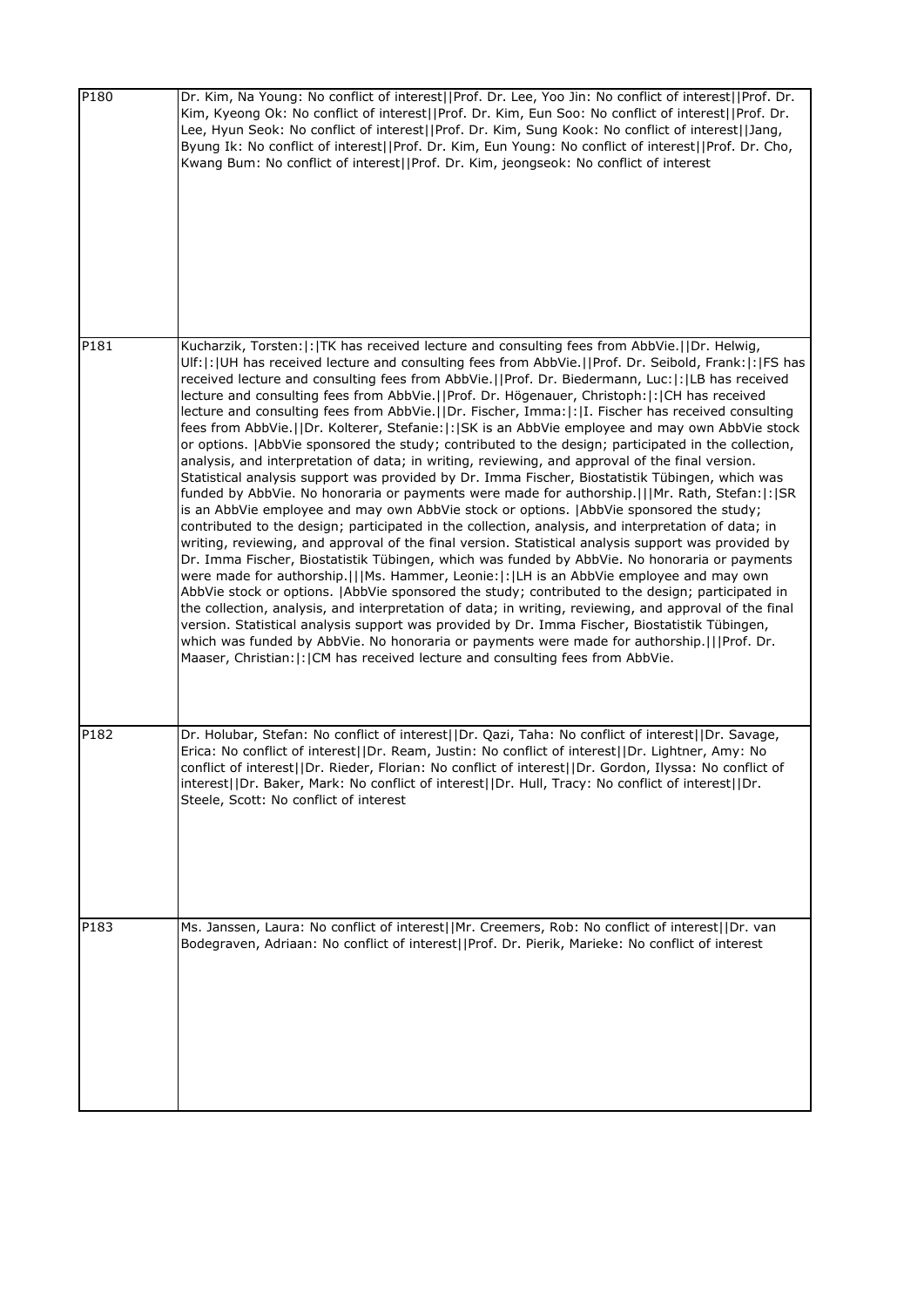| | |
|---|---|
| P180 | Dr. Kim, Na Young: No conflict of interest\|\|Prof. Dr. Lee, Yoo Jin: No conflict of interest\|\|Prof. Dr. Kim, Kyeong Ok: No conflict of interest\|\|Prof. Dr. Kim, Eun Soo: No conflict of interest\|\|Prof. Dr. Lee, Hyun Seok: No conflict of interest\|\|Prof. Dr. Kim, Sung Kook: No conflict of interest\|\|Jang, Byung Ik: No conflict of interest\|\|Prof. Dr. Kim, Eun Young: No conflict of interest\|\|Prof. Dr. Cho, Kwang Bum: No conflict of interest\|\|Prof. Dr. Kim, jeongseok: No conflict of interest |
| P181 | Kucharzik, Torsten:\|:\|TK has received lecture and consulting fees from AbbVie.\|\|Dr. Helwig, Ulf:\|:\|UH has received lecture and consulting fees from AbbVie.\|\|Prof. Dr. Seibold, Frank:\|:\|FS has received lecture and consulting fees from AbbVie.\|\|Prof. Dr. Biedermann, Luc:\|:\|LB has received lecture and consulting fees from AbbVie.\|\|Prof. Dr. Högenauer, Christoph:\|:\|CH has received lecture and consulting fees from AbbVie.\|\|Dr. Fischer, Imma:\|:\|I. Fischer has received consulting fees from AbbVie.\|\|Dr. Kolterer, Stefanie:\|:\|SK is an AbbVie employee and may own AbbVie stock or options. \|AbbVie sponsored the study; contributed to the design; participated in the collection, analysis, and interpretation of data; in writing, reviewing, and approval of the final version. Statistical analysis support was provided by Dr. Imma Fischer, Biostatistik Tübingen, which was funded by AbbVie. No honoraria or payments were made for authorship.\|\|\|Mr. Rath, Stefan:\|:\|SR is an AbbVie employee and may own AbbVie stock or options. \|AbbVie sponsored the study; contributed to the design; participated in the collection, analysis, and interpretation of data; in writing, reviewing, and approval of the final version. Statistical analysis support was provided by Dr. Imma Fischer, Biostatistik Tübingen, which was funded by AbbVie. No honoraria or payments were made for authorship.\|\|\|Ms. Hammer, Leonie:\|:\|LH is an AbbVie employee and may own AbbVie stock or options. \|AbbVie sponsored the study; contributed to the design; participated in the collection, analysis, and interpretation of data; in writing, reviewing, and approval of the final version. Statistical analysis support was provided by Dr. Imma Fischer, Biostatistik Tübingen, which was funded by AbbVie. No honoraria or payments were made for authorship.\|\|\|Prof. Dr. Maaser, Christian:\|:\|CM has received lecture and consulting fees from AbbVie. |
| P182 | Dr. Holubar, Stefan: No conflict of interest\|\|Dr. Qazi, Taha: No conflict of interest\|\|Dr. Savage, Erica: No conflict of interest\|\|Dr. Ream, Justin: No conflict of interest\|\|Dr. Lightner, Amy: No conflict of interest\|\|Dr. Rieder, Florian: No conflict of interest\|\|Dr. Gordon, Ilyssa: No conflict of interest\|\|Dr. Baker, Mark: No conflict of interest\|\|Dr. Hull, Tracy: No conflict of interest\|\|Dr. Steele, Scott: No conflict of interest |
| P183 | Ms. Janssen, Laura: No conflict of interest\|\|Mr. Creemers, Rob: No conflict of interest\|\|Dr. van Bodegraven, Adriaan: No conflict of interest\|\|Prof. Dr. Pierik, Marieke: No conflict of interest |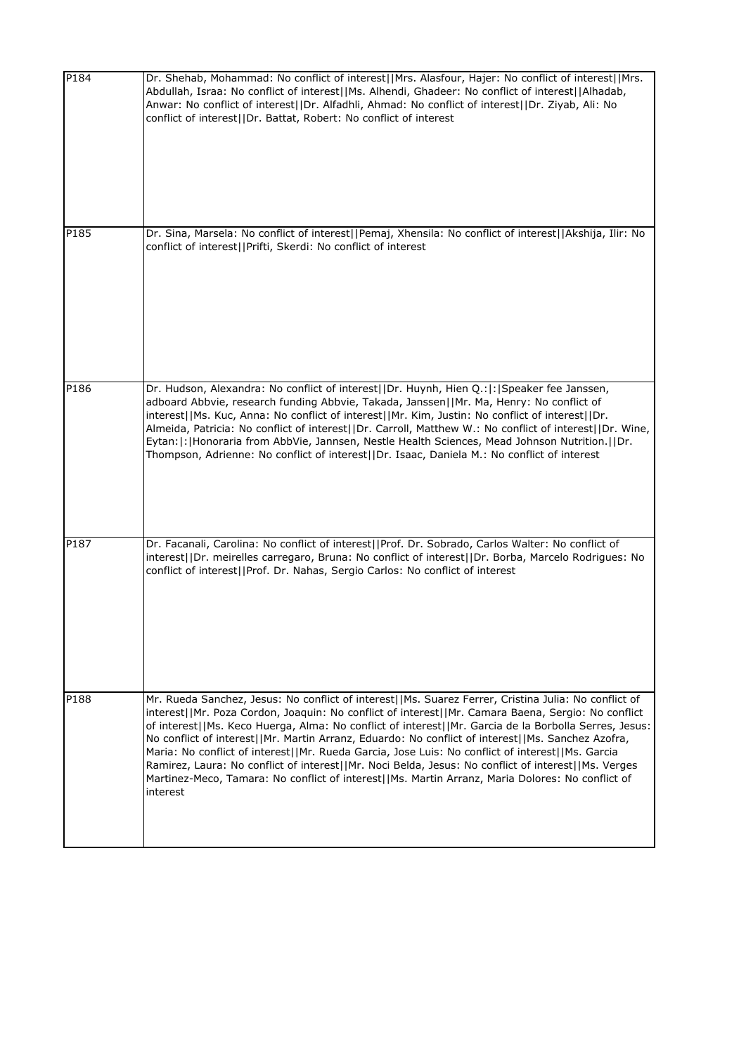| | |
|---|---|
| P184 | Dr. Shehab, Mohammad: No conflict of interest\|\|Mrs. Alasfour, Hajer: No conflict of interest\|\|Mrs. Abdullah, Israa: No conflict of interest\|\|Ms. Alhendi, Ghadeer: No conflict of interest\|\|Alhadab, Anwar: No conflict of interest\|\|Dr. Alfadhli, Ahmad: No conflict of interest\|\|Dr. Ziyab, Ali: No conflict of interest\|\|Dr. Battat, Robert: No conflict of interest |
| P185 | Dr. Sina, Marsela: No conflict of interest\|\|Pemaj, Xhensila: No conflict of interest\|\|Akshija, Ilir: No conflict of interest\|\|Prifti, Skerdi: No conflict of interest |
| P186 | Dr. Hudson, Alexandra: No conflict of interest\|\|Dr. Huynh, Hien Q.:\|:\|Speaker fee Janssen, adboard Abbvie, research funding Abbvie, Takada, Janssen\|\|Mr. Ma, Henry: No conflict of interest\|\|Ms. Kuc, Anna: No conflict of interest\|\|Mr. Kim, Justin: No conflict of interest\|\|Dr. Almeida, Patricia: No conflict of interest\|\|Dr. Carroll, Matthew W.: No conflict of interest\|\|Dr. Wine, Eytan:\|:\|Honoraria from AbbVie, Jannsen, Nestle Health Sciences, Mead Johnson Nutrition.\|\|Dr. Thompson, Adrienne: No conflict of interest\|\|Dr. Isaac, Daniela M.: No conflict of interest |
| P187 | Dr. Facanali, Carolina: No conflict of interest\|\|Prof. Dr. Sobrado, Carlos Walter: No conflict of interest\|\|Dr. meirelles carregaro, Bruna: No conflict of interest\|\|Dr. Borba, Marcelo Rodrigues: No conflict of interest\|\|Prof. Dr. Nahas, Sergio Carlos: No conflict of interest |
| P188 | Mr. Rueda Sanchez, Jesus: No conflict of interest\|\|Ms. Suarez Ferrer, Cristina Julia: No conflict of interest\|\|Mr. Poza Cordon, Joaquin: No conflict of interest\|\|Mr. Camara Baena, Sergio: No conflict of interest\|\|Ms. Keco Huerga, Alma: No conflict of interest\|\|Mr. Garcia de la Borbolla Serres, Jesus: No conflict of interest\|\|Mr. Martin Arranz, Eduardo: No conflict of interest\|\|Ms. Sanchez Azofra, Maria: No conflict of interest\|\|Mr. Rueda Garcia, Jose Luis: No conflict of interest\|\|Ms. Garcia Ramirez, Laura: No conflict of interest\|\|Mr. Noci Belda, Jesus: No conflict of interest\|\|Ms. Verges Martinez-Meco, Tamara: No conflict of interest\|\|Ms. Martin Arranz, Maria Dolores: No conflict of interest |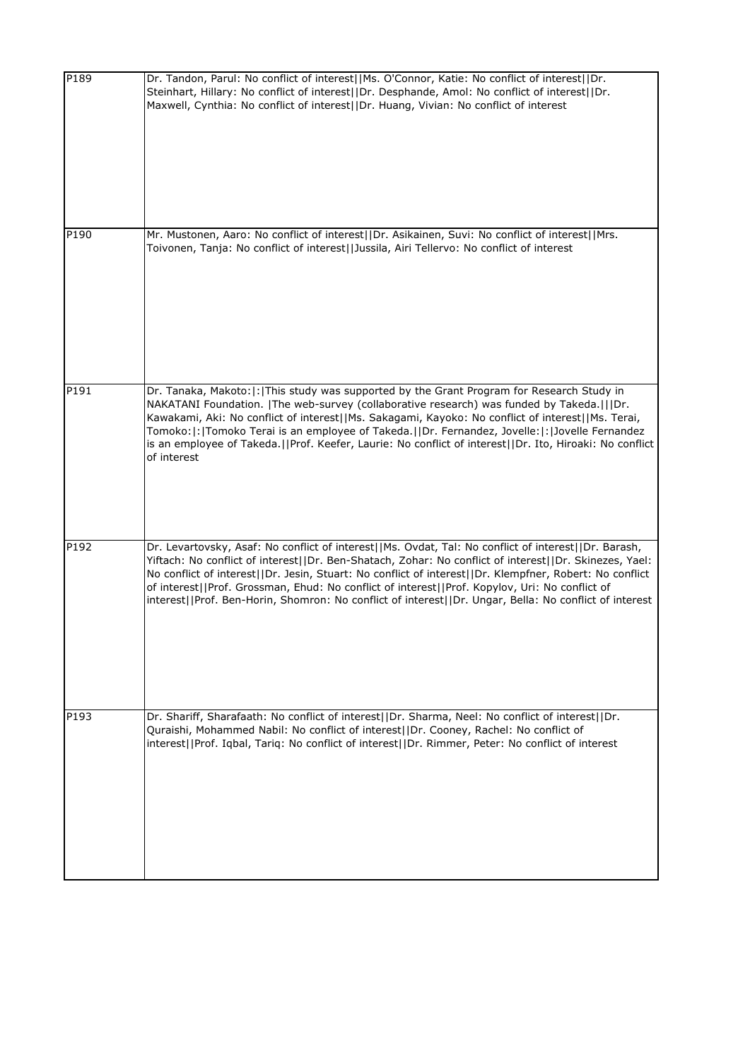| | |
|---|---|
| P189 | Dr. Tandon, Parul: No conflict of interest\|\|Ms. O'Connor, Katie: No conflict of interest\|\|Dr. Steinhart, Hillary: No conflict of interest\|\|Dr. Desphande, Amol: No conflict of interest\|\|Dr. Maxwell, Cynthia: No conflict of interest\|\|Dr. Huang, Vivian: No conflict of interest |
| P190 | Mr. Mustonen, Aaro: No conflict of interest\|\|Dr. Asikainen, Suvi: No conflict of interest\|\|Mrs. Toivonen, Tanja: No conflict of interest\|\|Jussila, Airi Tellervo: No conflict of interest |
| P191 | Dr. Tanaka, Makoto:\|:\|This study was supported by the Grant Program for Research Study in NAKATANI Foundation. \|The web-survey (collaborative research) was funded by Takeda.\|\|\|Dr. Kawakami, Aki: No conflict of interest\|\|Ms. Sakagami, Kayoko: No conflict of interest\|\|Ms. Terai, Tomoko:\|:\|Tomoko Terai is an employee of Takeda.\|\|Dr. Fernandez, Jovelle:\|:\|Jovelle Fernandez is an employee of Takeda.\|\|Prof. Keefer, Laurie: No conflict of interest\|\|Dr. Ito, Hiroaki: No conflict of interest |
| P192 | Dr. Levartovsky, Asaf: No conflict of interest\|\|Ms. Ovdat, Tal: No conflict of interest\|\|Dr. Barash, Yiftach: No conflict of interest\|\|Dr. Ben-Shatach, Zohar: No conflict of interest\|\|Dr. Skinezes, Yael: No conflict of interest\|\|Dr. Jesin, Stuart: No conflict of interest\|\|Dr. Klempfner, Robert: No conflict of interest\|\|Prof. Grossman, Ehud: No conflict of interest\|\|Prof. Kopylov, Uri: No conflict of interest\|\|Prof. Ben-Horin, Shomron: No conflict of interest\|\|Dr. Ungar, Bella: No conflict of interest |
| P193 | Dr. Shariff, Sharafaath: No conflict of interest\|\|Dr. Sharma, Neel: No conflict of interest\|\|Dr. Quraishi, Mohammed Nabil: No conflict of interest\|\|Dr. Cooney, Rachel: No conflict of interest\|\|Prof. Iqbal, Tariq: No conflict of interest\|\|Dr. Rimmer, Peter: No conflict of interest |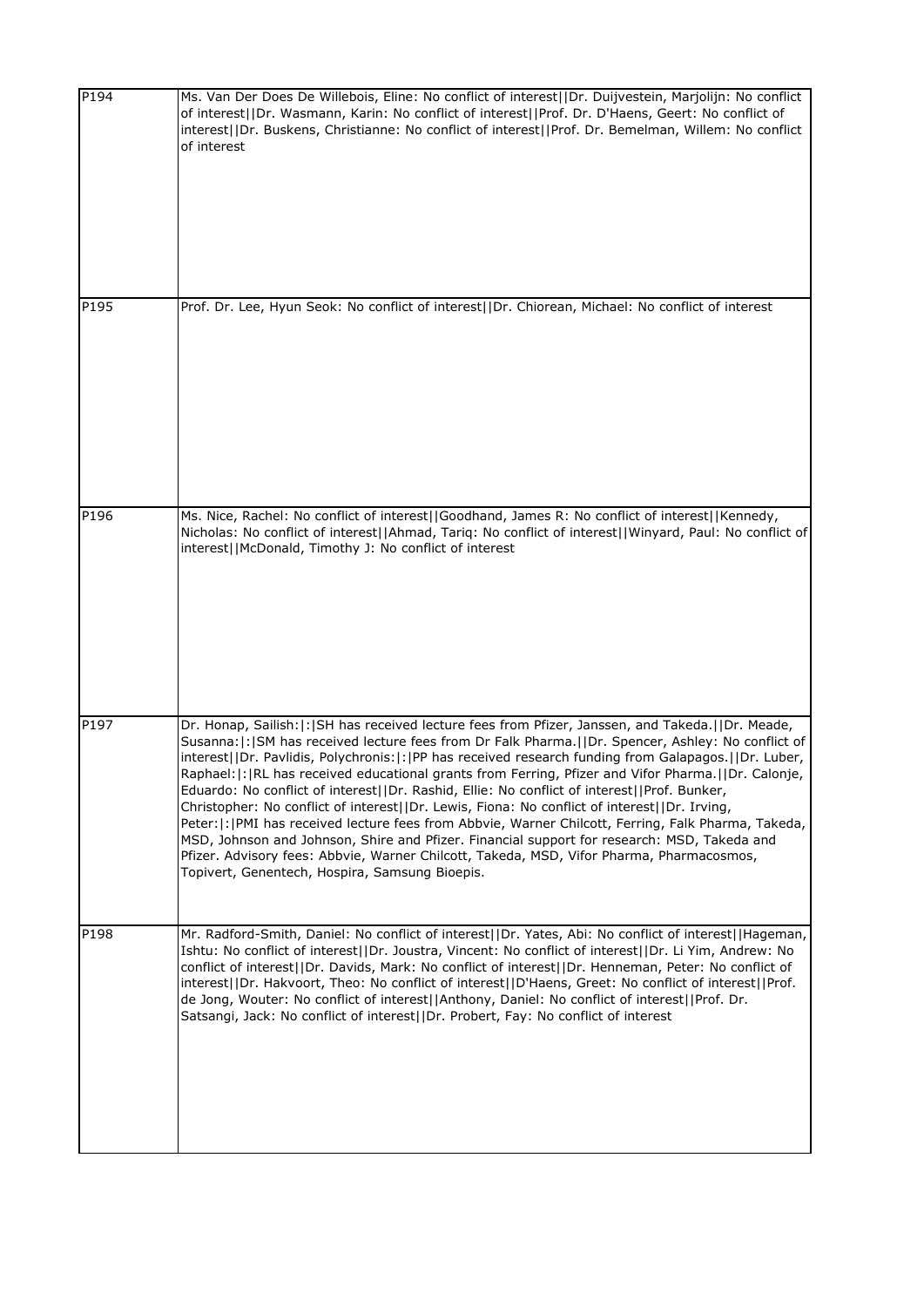| | |
|---|---|
| P194 | Ms. Van Der Does De Willebois, Eline: No conflict of interest\|\|Dr. Duijvestein, Marjolijn: No conflict of interest\|\|Dr. Wasmann, Karin: No conflict of interest\|\|Prof. Dr. D'Haens, Geert: No conflict of interest\|\|Dr. Buskens, Christianne: No conflict of interest\|\|Prof. Dr. Bemelman, Willem: No conflict of interest |
| P195 | Prof. Dr. Lee, Hyun Seok: No conflict of interest\|\|Dr. Chiorean, Michael: No conflict of interest |
| P196 | Ms. Nice, Rachel: No conflict of interest\|\|Goodhand, James R: No conflict of interest\|\|Kennedy, Nicholas: No conflict of interest\|\|Ahmad, Tariq: No conflict of interest\|\|Winyard, Paul: No conflict of interest\|\|McDonald, Timothy J: No conflict of interest |
| P197 | Dr. Honap, Sailish:\|:\|SH has received lecture fees from Pfizer, Janssen, and Takeda.\|\|Dr. Meade, Susanna:\|:\|SM has received lecture fees from Dr Falk Pharma.\|\|Dr. Spencer, Ashley: No conflict of interest\|\|Dr. Pavlidis, Polychronis:\|:\|PP has received research funding from Galapagos.\|\|Dr. Luber, Raphael:\|:\|RL has received educational grants from Ferring, Pfizer and Vifor Pharma.\|\|Dr. Calonje, Eduardo: No conflict of interest\|\|Dr. Rashid, Ellie: No conflict of interest\|\|Prof. Bunker, Christopher: No conflict of interest\|\|Dr. Lewis, Fiona: No conflict of interest\|\|Dr. Irving, Peter:\|:\|PMI has received lecture fees from Abbvie, Warner Chilcott, Ferring, Falk Pharma, Takeda, MSD, Johnson and Johnson, Shire and Pfizer. Financial support for research: MSD, Takeda and Pfizer. Advisory fees: Abbvie, Warner Chilcott, Takeda, MSD, Vifor Pharma, Pharmacosmos, Topivert, Genentech, Hospira, Samsung Bioepis. |
| P198 | Mr. Radford-Smith, Daniel: No conflict of interest\|\|Dr. Yates, Abi: No conflict of interest\|\|Hageman, Ishtu: No conflict of interest\|\|Dr. Joustra, Vincent: No conflict of interest\|\|Dr. Li Yim, Andrew: No conflict of interest\|\|Dr. Davids, Mark: No conflict of interest\|\|Dr. Henneman, Peter: No conflict of interest\|\|Dr. Hakvoort, Theo: No conflict of interest\|\|D'Haens, Greet: No conflict of interest\|\|Prof. de Jong, Wouter: No conflict of interest\|\|Anthony, Daniel: No conflict of interest\|\|Prof. Dr. Satsangi, Jack: No conflict of interest\|\|Dr. Probert, Fay: No conflict of interest |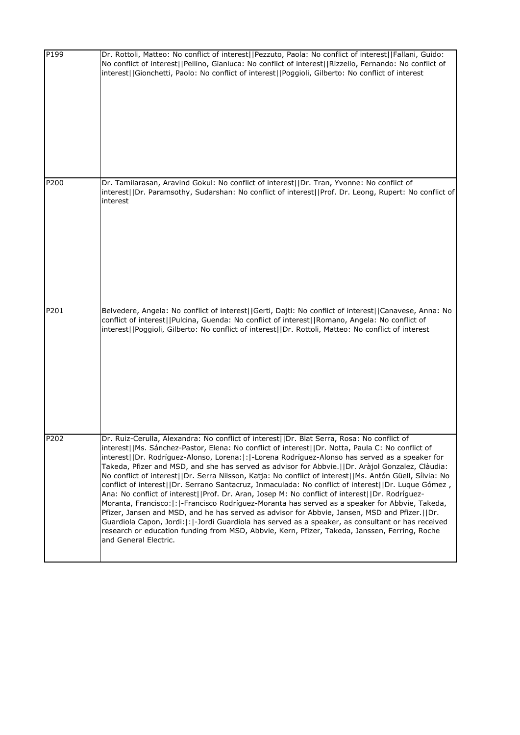| | |
|---|---|
| P199 | Dr. Rottoli, Matteo: No conflict of interest\|\|Pezzuto, Paola: No conflict of interest\|\|Fallani, Guido: No conflict of interest\|\|Pellino, Gianluca: No conflict of interest\|\|Rizzello, Fernando: No conflict of interest\|\|Gionchetti, Paolo: No conflict of interest\|\|Poggioli, Gilberto: No conflict of interest |
| P200 | Dr. Tamilarasan, Aravind Gokul: No conflict of interest\|\|Dr. Tran, Yvonne: No conflict of interest\|\|Dr. Paramsothy, Sudarshan: No conflict of interest\|\|Prof. Dr. Leong, Rupert: No conflict of interest |
| P201 | Belvedere, Angela: No conflict of interest\|\|Gerti, Dajti: No conflict of interest\|\|Canavese, Anna: No conflict of interest\|\|Pulcina, Guenda: No conflict of interest\|\|Romano, Angela: No conflict of interest\|\|Poggioli, Gilberto: No conflict of interest\|\|Dr. Rottoli, Matteo: No conflict of interest |
| P202 | Dr. Ruiz-Cerulla, Alexandra: No conflict of interest\|\|Dr. Blat Serra, Rosa: No conflict of interest\|\|Ms. Sánchez-Pastor, Elena: No conflict of interest\|\|Dr. Notta, Paula C: No conflict of interest\|\|Dr. Rodríguez-Alonso, Lorena:\|:\|-Lorena Rodríguez-Alonso has served as a speaker for Takeda, Pfizer and MSD, and she has served as advisor for Abbvie.\|\|Dr. Aràjol Gonzalez, Clàudia: No conflict of interest\|\|Dr. Serra Nilsson, Katja: No conflict of interest\|\|Ms. Antón Güell, Sílvia: No conflict of interest\|\|Dr. Serrano Santacruz, Inmaculada: No conflict of interest\|\|Dr. Luque Gómez , Ana: No conflict of interest\|\|Prof. Dr. Aran, Josep M: No conflict of interest\|\|Dr. Rodríguez-Moranta, Francisco:\|:\|-Francisco Rodríguez-Moranta has served as a speaker for Abbvie, Takeda, Pfizer, Jansen and MSD, and he has served as advisor for Abbvie, Jansen, MSD and Pfizer.\|\|Dr. Guardiola Capon, Jordi:\|:\|-Jordi Guardiola has served as a speaker, as consultant or has received research or education funding from MSD, Abbvie, Kern, Pfizer, Takeda, Janssen, Ferring, Roche and General Electric. |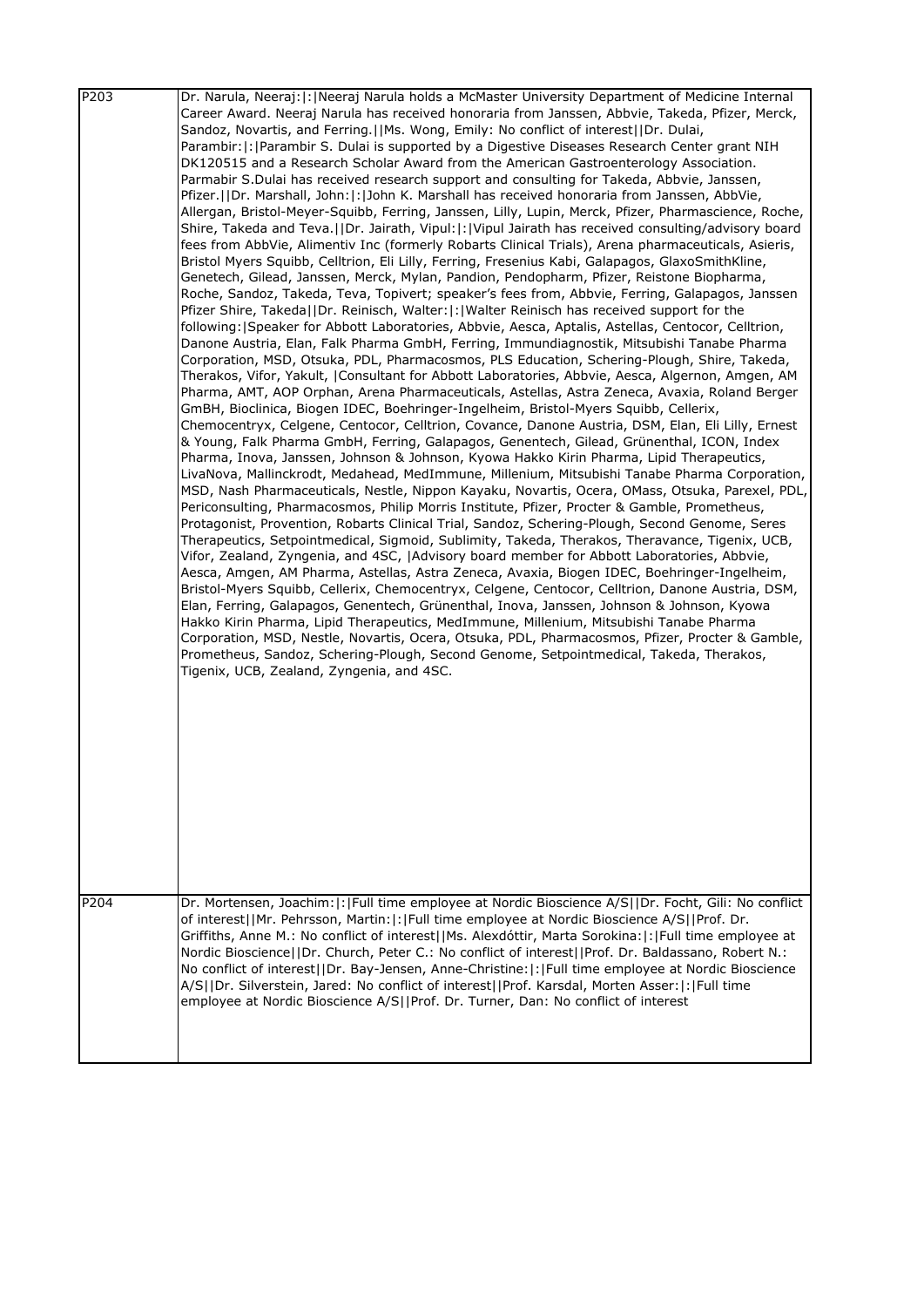| | |
|---|---|
| P203 | Dr. Narula, Neeraj:\|:\|Neeraj Narula holds a McMaster University Department of Medicine Internal Career Award. Neeraj Narula has received honoraria from Janssen, Abbvie, Takeda, Pfizer, Merck, Sandoz, Novartis, and Ferring.\|\|Ms. Wong, Emily: No conflict of interest\|\|Dr. Dulai, Parambir:\|:\|Parambir S. Dulai is supported by a Digestive Diseases Research Center grant NIH DK120515 and a Research Scholar Award from the American Gastroenterology Association. Parmabir S.Dulai has received research support and consulting for Takeda, Abbvie, Janssen, Pfizer.\|\|Dr. Marshall, John:\|:\|John K. Marshall has received honoraria from Janssen, AbbVie, Allergan, Bristol-Meyer-Squibb, Ferring, Janssen, Lilly, Lupin, Merck, Pfizer, Pharmascience, Roche, Shire, Takeda and Teva.\|\|Dr. Jairath, Vipul:\|:\|Vipul Jairath has received consulting/advisory board fees from AbbVie, Alimentiv Inc (formerly Robarts Clinical Trials), Arena pharmaceuticals, Asieris, Bristol Myers Squibb, Celltrion, Eli Lilly, Ferring, Fresenius Kabi, Galapagos, GlaxoSmithKline, Genetech, Gilead, Janssen, Merck, Mylan, Pandion, Pendopharm, Pfizer, Reistone Biopharma, Roche, Sandoz, Takeda, Teva, Topivert; speaker's fees from, Abbvie, Ferring, Galapagos, Janssen Pfizer Shire, Takeda\|\|Dr. Reinisch, Walter:\|:\|Walter Reinisch has received support for the following:\|Speaker for Abbott Laboratories, Abbvie, Aesca, Aptalis, Astellas, Centocor, Celltrion, Danone Austria, Elan, Falk Pharma GmbH, Ferring, Immundiagnostik, Mitsubishi Tanabe Pharma Corporation, MSD, Otsuka, PDL, Pharmacosmos, PLS Education, Schering-Plough, Shire, Takeda, Therakos, Vifor, Yakult, \|Consultant for Abbott Laboratories, Abbvie, Aesca, Algernon, Amgen, AM Pharma, AMT, AOP Orphan, Arena Pharmaceuticals, Astellas, Astra Zeneca, Avaxia, Roland Berger GmBH, Bioclinica, Biogen IDEC, Boehringer-Ingelheim, Bristol-Myers Squibb, Cellerix, Chemocentryx, Celgene, Centocor, Celltrion, Covance, Danone Austria, DSM, Elan, Eli Lilly, Ernest & Young, Falk Pharma GmbH, Ferring, Galapagos, Genentech, Gilead, Grünenthal, ICON, Index Pharma, Inova, Janssen, Johnson & Johnson, Kyowa Hakko Kirin Pharma, Lipid Therapeutics, LivaNova, Mallinckrodt, Medahead, MedImmune, Millenium, Mitsubishi Tanabe Pharma Corporation, MSD, Nash Pharmaceuticals, Nestle, Nippon Kayaku, Novartis, Ocera, OMass, Otsuka, Parexel, PDL, Periconsulting, Pharmacosmos, Philip Morris Institute, Pfizer, Procter & Gamble, Prometheus, Protagonist, Provention, Robarts Clinical Trial, Sandoz, Schering-Plough, Second Genome, Seres Therapeutics, Setpointmedical, Sigmoid, Sublimity, Takeda, Therakos, Theravance, Tigenix, UCB, Vifor, Zealand, Zyngenia, and 4SC, \|Advisory board member for Abbott Laboratories, Abbvie, Aesca, Amgen, AM Pharma, Astellas, Astra Zeneca, Avaxia, Biogen IDEC, Boehringer-Ingelheim, Bristol-Myers Squibb, Cellerix, Chemocentryx, Celgene, Centocor, Celltrion, Danone Austria, DSM, Elan, Ferring, Galapagos, Genentech, Grünenthal, Inova, Janssen, Johnson & Johnson, Kyowa Hakko Kirin Pharma, Lipid Therapeutics, MedImmune, Millenium, Mitsubishi Tanabe Pharma Corporation, MSD, Nestle, Novartis, Ocera, Otsuka, PDL, Pharmacosmos, Pfizer, Procter & Gamble, Prometheus, Sandoz, Schering-Plough, Second Genome, Setpointmedical, Takeda, Therakos, Tigenix, UCB, Zealand, Zyngenia, and 4SC. |
| P204 | Dr. Mortensen, Joachim:\|:\|Full time employee at Nordic Bioscience A/S\|\|Dr. Focht, Gili: No conflict of interest\|\|Mr. Pehrsson, Martin:\|:\|Full time employee at Nordic Bioscience A/S\|\|Prof. Dr. Griffiths, Anne M.: No conflict of interest\|\|Ms. Alexdóttir, Marta Sorokina:\|:\|Full time employee at Nordic Bioscience\|\|Dr. Church, Peter C.: No conflict of interest\|\|Prof. Dr. Baldassano, Robert N.: No conflict of interest\|\|Dr. Bay-Jensen, Anne-Christine:\|:\|Full time employee at Nordic Bioscience A/S\|\|Dr. Silverstein, Jared: No conflict of interest\|\|Prof. Karsdal, Morten Asser:\|:\|Full time employee at Nordic Bioscience A/S\|\|Prof. Dr. Turner, Dan: No conflict of interest |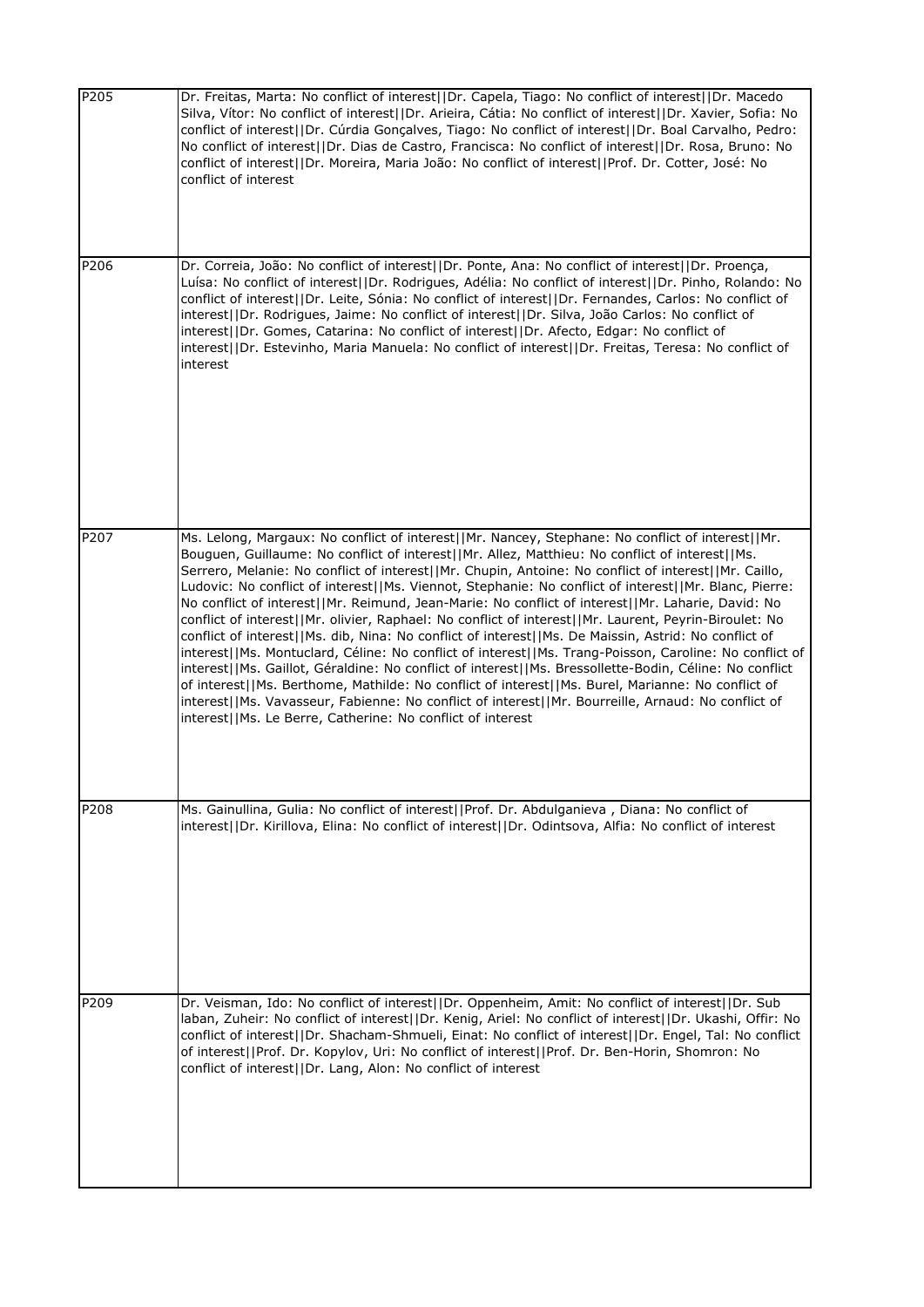| | |
|---|---|
| P205 | Dr. Freitas, Marta: No conflict of interest\|\|Dr. Capela, Tiago: No conflict of interest\|\|Dr. Macedo Silva, Vítor: No conflict of interest\|\|Dr. Arieira, Cátia: No conflict of interest\|\|Dr. Xavier, Sofia: No conflict of interest\|\|Dr. Cúrdia Gonçalves, Tiago: No conflict of interest\|\|Dr. Boal Carvalho, Pedro: No conflict of interest\|\|Dr. Dias de Castro, Francisca: No conflict of interest\|\|Dr. Rosa, Bruno: No conflict of interest\|\|Dr. Moreira, Maria João: No conflict of interest\|\|Prof. Dr. Cotter, José: No conflict of interest |
| P206 | Dr. Correia, João: No conflict of interest\|\|Dr. Ponte, Ana: No conflict of interest\|\|Dr. Proença, Luísa: No conflict of interest\|\|Dr. Rodrigues, Adélia: No conflict of interest\|\|Dr. Pinho, Rolando: No conflict of interest\|\|Dr. Leite, Sónia: No conflict of interest\|\|Dr. Fernandes, Carlos: No conflict of interest\|\|Dr. Rodrigues, Jaime: No conflict of interest\|\|Dr. Silva, João Carlos: No conflict of interest\|\|Dr. Gomes, Catarina: No conflict of interest\|\|Dr. Afecto, Edgar: No conflict of interest\|\|Dr. Estevinho, Maria Manuela: No conflict of interest\|\|Dr. Freitas, Teresa: No conflict of interest |
| P207 | Ms. Lelong, Margaux: No conflict of interest\|\|Mr. Nancey, Stephane: No conflict of interest\|\|Mr. Bouguen, Guillaume: No conflict of interest\|\|Mr. Allez, Matthieu: No conflict of interest\|\|Ms. Serrero, Melanie: No conflict of interest\|\|Mr. Chupin, Antoine: No conflict of interest\|\|Mr. Caillo, Ludovic: No conflict of interest\|\|Ms. Viennot, Stephanie: No conflict of interest\|\|Mr. Blanc, Pierre: No conflict of interest\|\|Mr. Reimund, Jean-Marie: No conflict of interest\|\|Mr. Laharie, David: No conflict of interest\|\|Mr. olivier, Raphael: No conflict of interest\|\|Mr. Laurent, Peyrin-Biroulet: No conflict of interest\|\|Ms. dib, Nina: No conflict of interest\|\|Ms. De Maissin, Astrid: No conflict of interest\|\|Ms. Montuclard, Céline: No conflict of interest\|\|Ms. Trang-Poisson, Caroline: No conflict of interest\|\|Ms. Gaillot, Géraldine: No conflict of interest\|\|Ms. Bressollette-Bodin, Céline: No conflict of interest\|\|Ms. Berthome, Mathilde: No conflict of interest\|\|Ms. Burel, Marianne: No conflict of interest\|\|Ms. Vavasseur, Fabienne: No conflict of interest\|\|Mr. Bourreille, Arnaud: No conflict of interest\|\|Ms. Le Berre, Catherine: No conflict of interest |
| P208 | Ms. Gainullina, Gulia: No conflict of interest\|\|Prof. Dr. Abdulganieva , Diana: No conflict of interest\|\|Dr. Kirillova, Elina: No conflict of interest\|\|Dr. Odintsova, Alfia: No conflict of interest |
| P209 | Dr. Veisman, Ido: No conflict of interest\|\|Dr. Oppenheim, Amit: No conflict of interest\|\|Dr. Sub laban, Zuheir: No conflict of interest\|\|Dr. Kenig, Ariel: No conflict of interest\|\|Dr. Ukashi, Offir: No conflict of interest\|\|Dr. Shacham-Shmueli, Einat: No conflict of interest\|\|Dr. Engel, Tal: No conflict of interest\|\|Prof. Dr. Kopylov, Uri: No conflict of interest\|\|Prof. Dr. Ben-Horin, Shomron: No conflict of interest\|\|Dr. Lang, Alon: No conflict of interest |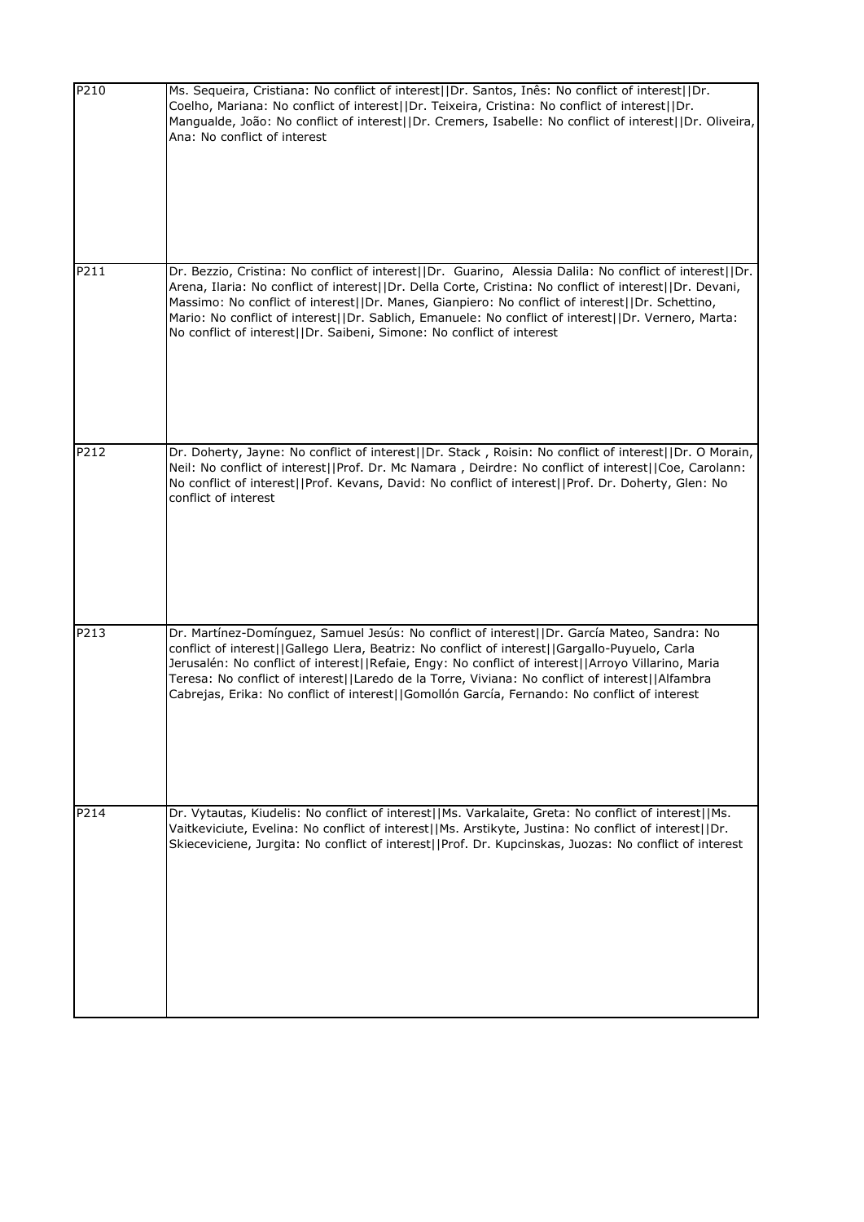| | |
|---|---|
| P210 | Ms. Sequeira, Cristiana: No conflict of interest\|\|Dr. Santos, Inês: No conflict of interest\|\|Dr. Coelho, Mariana: No conflict of interest\|\|Dr. Teixeira, Cristina: No conflict of interest\|\|Dr. Mangualde, João: No conflict of interest\|\|Dr. Cremers, Isabelle: No conflict of interest\|\|Dr. Oliveira, Ana: No conflict of interest |
| P211 | Dr. Bezzio, Cristina: No conflict of interest\|\|Dr. Guarino, Alessia Dalila: No conflict of interest\|\|Dr. Arena, Ilaria: No conflict of interest\|\|Dr. Della Corte, Cristina: No conflict of interest\|\|Dr. Devani, Massimo: No conflict of interest\|\|Dr. Manes, Gianpiero: No conflict of interest\|\|Dr. Schettino, Mario: No conflict of interest\|\|Dr. Sablich, Emanuele: No conflict of interest\|\|Dr. Vernero, Marta: No conflict of interest\|\|Dr. Saibeni, Simone: No conflict of interest |
| P212 | Dr. Doherty, Jayne: No conflict of interest\|\|Dr. Stack , Roisin: No conflict of interest\|\|Dr. O Morain, Neil: No conflict of interest\|\|Prof. Dr. Mc Namara , Deirdre: No conflict of interest\|\|Coe, Carolann: No conflict of interest\|\|Prof. Kevans, David: No conflict of interest\|\|Prof. Dr. Doherty, Glen: No conflict of interest |
| P213 | Dr. Martínez-Domínguez, Samuel Jesús: No conflict of interest\|\|Dr. García Mateo, Sandra: No conflict of interest\|\|Gallego Llera, Beatriz: No conflict of interest\|\|Gargallo-Puyuelo, Carla Jerusalén: No conflict of interest\|\|Refaie, Engy: No conflict of interest\|\|Arroyo Villarino, Maria Teresa: No conflict of interest\|\|Laredo de la Torre, Viviana: No conflict of interest\|\|Alfambra Cabrejas, Erika: No conflict of interest\|\|Gomollón García, Fernando: No conflict of interest |
| P214 | Dr. Vytautas, Kiudelis: No conflict of interest\|\|Ms. Varkalaite, Greta: No conflict of interest\|\|Ms. Vaitkeviciute, Evelina: No conflict of interest\|\|Ms. Arstikyte, Justina: No conflict of interest\|\|Dr. Skieceviciene, Jurgita: No conflict of interest\|\|Prof. Dr. Kupcinskas, Juozas: No conflict of interest |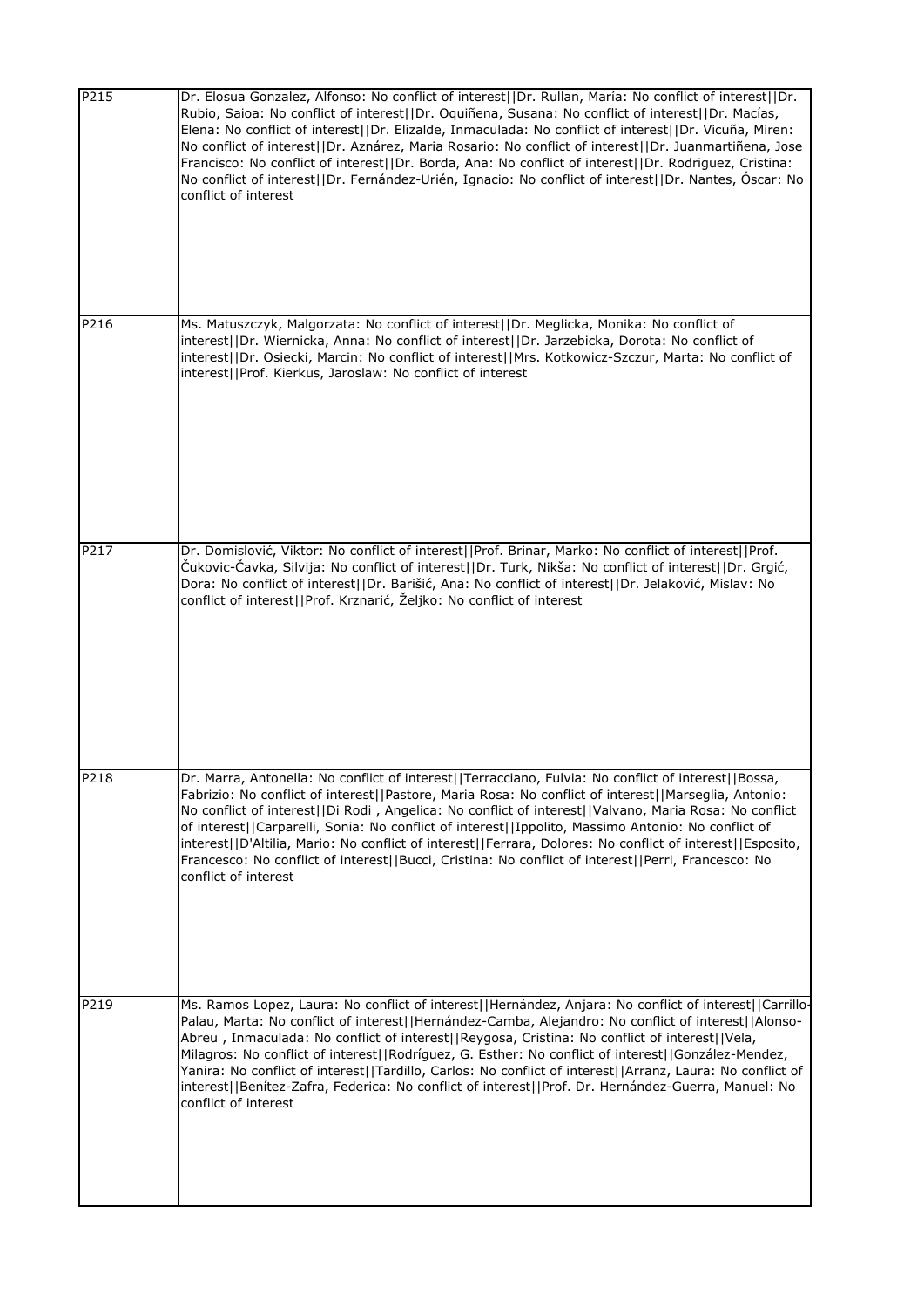| | |
|---|---|
| P215 | Dr. Elosua Gonzalez, Alfonso: No conflict of interest\|\|Dr. Rullan, María: No conflict of interest\|\|Dr. Rubio, Saioa: No conflict of interest\|\|Dr. Oquiñena, Susana: No conflict of interest\|\|Dr. Macías, Elena: No conflict of interest\|\|Dr. Elizalde, Inmaculada: No conflict of interest\|\|Dr. Vicuña, Miren: No conflict of interest\|\|Dr. Aznárez, Maria Rosario: No conflict of interest\|\|Dr. Juanmartiñena, Jose Francisco: No conflict of interest\|\|Dr. Borda, Ana: No conflict of interest\|\|Dr. Rodriguez, Cristina: No conflict of interest\|\|Dr. Fernández-Urién, Ignacio: No conflict of interest\|\|Dr. Nantes, Óscar: No conflict of interest |
| P216 | Ms. Matuszczyk, Malgorzata: No conflict of interest\|\|Dr. Meglicka, Monika: No conflict of interest\|\|Dr. Wiernicka, Anna: No conflict of interest\|\|Dr. Jarzebicka, Dorota: No conflict of interest\|\|Dr. Osiecki, Marcin: No conflict of interest\|\|Mrs. Kotkowicz-Szczur, Marta: No conflict of interest\|\|Prof. Kierkus, Jaroslaw: No conflict of interest |
| P217 | Dr. Domislović, Viktor: No conflict of interest\|\|Prof. Brinar, Marko: No conflict of interest\|\|Prof. Čukovic-Čavka, Silvija: No conflict of interest\|\|Dr. Turk, Nikša: No conflict of interest\|\|Dr. Grgić, Dora: No conflict of interest\|\|Dr. Barišić, Ana: No conflict of interest\|\|Dr. Jelaković, Mislav: No conflict of interest\|\|Prof. Krznarić, Željko: No conflict of interest |
| P218 | Dr. Marra, Antonella: No conflict of interest\|\|Terracciano, Fulvia: No conflict of interest\|\|Bossa, Fabrizio: No conflict of interest\|\|Pastore, Maria Rosa: No conflict of interest\|\|Marseglia, Antonio: No conflict of interest\|\|Di Rodi , Angelica: No conflict of interest\|\|Valvano, Maria Rosa: No conflict of interest\|\|Carparelli, Sonia: No conflict of interest\|\|Ippolito, Massimo Antonio: No conflict of interest\|\|D'Altilia, Mario: No conflict of interest\|\|Ferrara, Dolores: No conflict of interest\|\|Esposito, Francesco: No conflict of interest\|\|Bucci, Cristina: No conflict of interest\|\|Perri, Francesco: No conflict of interest |
| P219 | Ms. Ramos Lopez, Laura: No conflict of interest\|\|Hernández, Anjara: No conflict of interest\|\|Carrillo-Palau, Marta: No conflict of interest\|\|Hernández-Camba, Alejandro: No conflict of interest\|\|Alonso-Abreu , Inmaculada: No conflict of interest\|\|Reygosa, Cristina: No conflict of interest\|\|Vela, Milagros: No conflict of interest\|\|Rodríguez, G. Esther: No conflict of interest\|\|González-Mendez, Yanira: No conflict of interest\|\|Tardillo, Carlos: No conflict of interest\|\|Arranz, Laura: No conflict of interest\|\|Benítez-Zafra, Federica: No conflict of interest\|\|Prof. Dr. Hernández-Guerra, Manuel: No conflict of interest |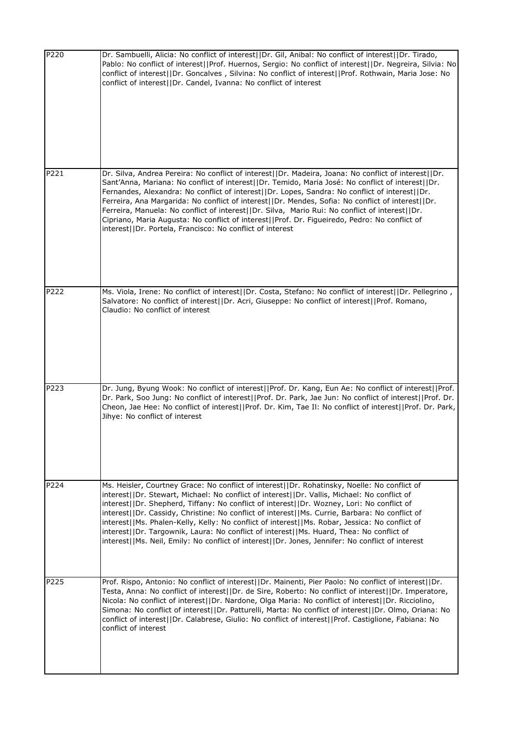| | |
|---|---|
| P220 | Dr. Sambuelli, Alicia: No conflict of interest\|\|Dr. Gil, Anibal: No conflict of interest\|\|Dr. Tirado, Pablo: No conflict of interest\|\|Prof. Huernos, Sergio: No conflict of interest\|\|Dr. Negreira, Silvia: No conflict of interest\|\|Dr. Goncalves , Silvina: No conflict of interest\|\|Prof. Rothwain, Maria Jose: No conflict of interest\|\|Dr. Candel, Ivanna: No conflict of interest |
| P221 | Dr. Silva, Andrea Pereira: No conflict of interest\|\|Dr. Madeira, Joana: No conflict of interest\|\|Dr. Sant'Anna, Mariana: No conflict of interest\|\|Dr. Temido, Maria José: No conflict of interest\|\|Dr. Fernandes, Alexandra: No conflict of interest\|\|Dr. Lopes, Sandra: No conflict of interest\|\|Dr. Ferreira, Ana Margarida: No conflict of interest\|\|Dr. Mendes, Sofia: No conflict of interest\|\|Dr. Ferreira, Manuela: No conflict of interest\|\|Dr. Silva, Mario Rui: No conflict of interest\|\|Dr. Cipriano, Maria Augusta: No conflict of interest\|\|Prof. Dr. Figueiredo, Pedro: No conflict of interest\|\|Dr. Portela, Francisco: No conflict of interest |
| P222 | Ms. Viola, Irene: No conflict of interest\|\|Dr. Costa, Stefano: No conflict of interest\|\|Dr. Pellegrino , Salvatore: No conflict of interest\|\|Dr. Acri, Giuseppe: No conflict of interest\|\|Prof. Romano, Claudio: No conflict of interest |
| P223 | Dr. Jung, Byung Wook: No conflict of interest\|\|Prof. Dr. Kang, Eun Ae: No conflict of interest\|\|Prof. Dr. Park, Soo Jung: No conflict of interest\|\|Prof. Dr. Park, Jae Jun: No conflict of interest\|\|Prof. Dr. Cheon, Jae Hee: No conflict of interest\|\|Prof. Dr. Kim, Tae Il: No conflict of interest\|\|Prof. Dr. Park, Jihye: No conflict of interest |
| P224 | Ms. Heisler, Courtney Grace: No conflict of interest\|\|Dr. Rohatinsky, Noelle: No conflict of interest\|\|Dr. Stewart, Michael: No conflict of interest\|\|Dr. Vallis, Michael: No conflict of interest\|\|Dr. Shepherd, Tiffany: No conflict of interest\|\|Dr. Wozney, Lori: No conflict of interest\|\|Dr. Cassidy, Christine: No conflict of interest\|\|Ms. Currie, Barbara: No conflict of interest\|\|Ms. Phalen-Kelly, Kelly: No conflict of interest\|\|Ms. Robar, Jessica: No conflict of interest\|\|Dr. Targownik, Laura: No conflict of interest\|\|Ms. Huard, Thea: No conflict of interest\|\|Ms. Neil, Emily: No conflict of interest\|\|Dr. Jones, Jennifer: No conflict of interest |
| P225 | Prof. Rispo, Antonio: No conflict of interest\|\|Dr. Mainenti, Pier Paolo: No conflict of interest\|\|Dr. Testa, Anna: No conflict of interest\|\|Dr. de Sire, Roberto: No conflict of interest\|\|Dr. Imperatore, Nicola: No conflict of interest\|\|Dr. Nardone, Olga Maria: No conflict of interest\|\|Dr. Ricciolino, Simona: No conflict of interest\|\|Dr. Patturelli, Marta: No conflict of interest\|\|Dr. Olmo, Oriana: No conflict of interest\|\|Dr. Calabrese, Giulio: No conflict of interest\|\|Prof. Castiglione, Fabiana: No conflict of interest |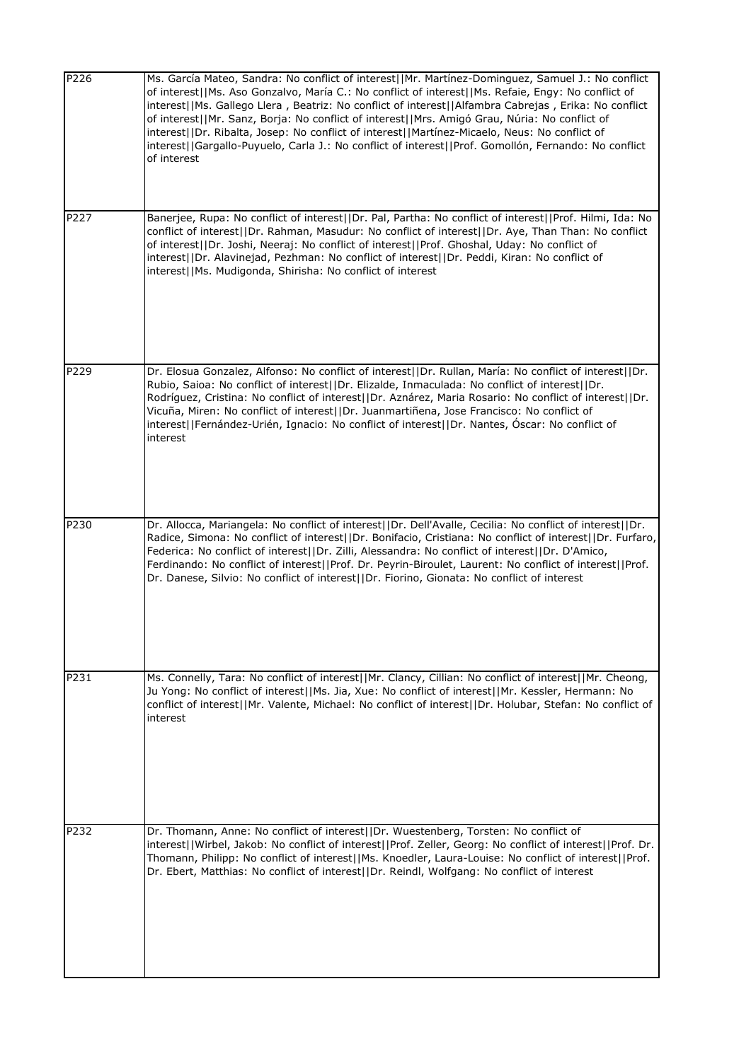| | |
|---|---|
| P226 | Ms. García Mateo, Sandra: No conflict of interest\|\|Mr. Martínez-Dominguez, Samuel J.: No conflict of interest\|\|Ms. Aso Gonzalvo, María C.: No conflict of interest\|\|Ms. Refaie, Engy: No conflict of interest\|\|Ms. Gallego Llera , Beatriz: No conflict of interest\|\|Alfambra Cabrejas , Erika: No conflict of interest\|\|Mr. Sanz, Borja: No conflict of interest\|\|Mrs. Amigó Grau, Núria: No conflict of interest\|\|Dr. Ribalta, Josep: No conflict of interest\|\|Martínez-Micaelo, Neus: No conflict of interest\|\|Gargallo-Puyuelo, Carla J.: No conflict of interest\|\|Prof. Gomollón, Fernando: No conflict of interest |
| P227 | Banerjee, Rupa: No conflict of interest\|\|Dr. Pal, Partha: No conflict of interest\|\|Prof. Hilmi, Ida: No conflict of interest\|\|Dr. Rahman, Masudur: No conflict of interest\|\|Dr. Aye, Than Than: No conflict of interest\|\|Dr. Joshi, Neeraj: No conflict of interest\|\|Prof. Ghoshal, Uday: No conflict of interest\|\|Dr. Alavinejad, Pezhman: No conflict of interest\|\|Dr. Peddi, Kiran: No conflict of interest\|\|Ms. Mudigonda, Shirisha: No conflict of interest |
| P229 | Dr. Elosua Gonzalez, Alfonso: No conflict of interest\|\|Dr. Rullan, María: No conflict of interest\|\|Dr. Rubio, Saioa: No conflict of interest\|\|Dr. Elizalde, Inmaculada: No conflict of interest\|\|Dr. Rodríguez, Cristina: No conflict of interest\|\|Dr. Aznárez, Maria Rosario: No conflict of interest\|\|Dr. Vicuña, Miren: No conflict of interest\|\|Dr. Juanmartiñena, Jose Francisco: No conflict of interest\|\|Fernández-Urién, Ignacio: No conflict of interest\|\|Dr. Nantes, Óscar: No conflict of interest |
| P230 | Dr. Allocca, Mariangela: No conflict of interest\|\|Dr. Dell'Avalle, Cecilia: No conflict of interest\|\|Dr. Radice, Simona: No conflict of interest\|\|Dr. Bonifacio, Cristiana: No conflict of interest\|\|Dr. Furfaro, Federica: No conflict of interest\|\|Dr. Zilli, Alessandra: No conflict of interest\|\|Dr. D'Amico, Ferdinando: No conflict of interest\|\|Prof. Dr. Peyrin-Biroulet, Laurent: No conflict of interest\|\|Prof. Dr. Danese, Silvio: No conflict of interest\|\|Dr. Fiorino, Gionata: No conflict of interest |
| P231 | Ms. Connelly, Tara: No conflict of interest\|\|Mr. Clancy, Cillian: No conflict of interest\|\|Mr. Cheong, Ju Yong: No conflict of interest\|\|Ms. Jia, Xue: No conflict of interest\|\|Mr. Kessler, Hermann: No conflict of interest\|\|Mr. Valente, Michael: No conflict of interest\|\|Dr. Holubar, Stefan: No conflict of interest |
| P232 | Dr. Thomann, Anne: No conflict of interest\|\|Dr. Wuestenberg, Torsten: No conflict of interest\|\|Wirbel, Jakob: No conflict of interest\|\|Prof. Zeller, Georg: No conflict of interest\|\|Prof. Dr. Thomann, Philipp: No conflict of interest\|\|Ms. Knoedler, Laura-Louise: No conflict of interest\|\|Prof. Dr. Ebert, Matthias: No conflict of interest\|\|Dr. Reindl, Wolfgang: No conflict of interest |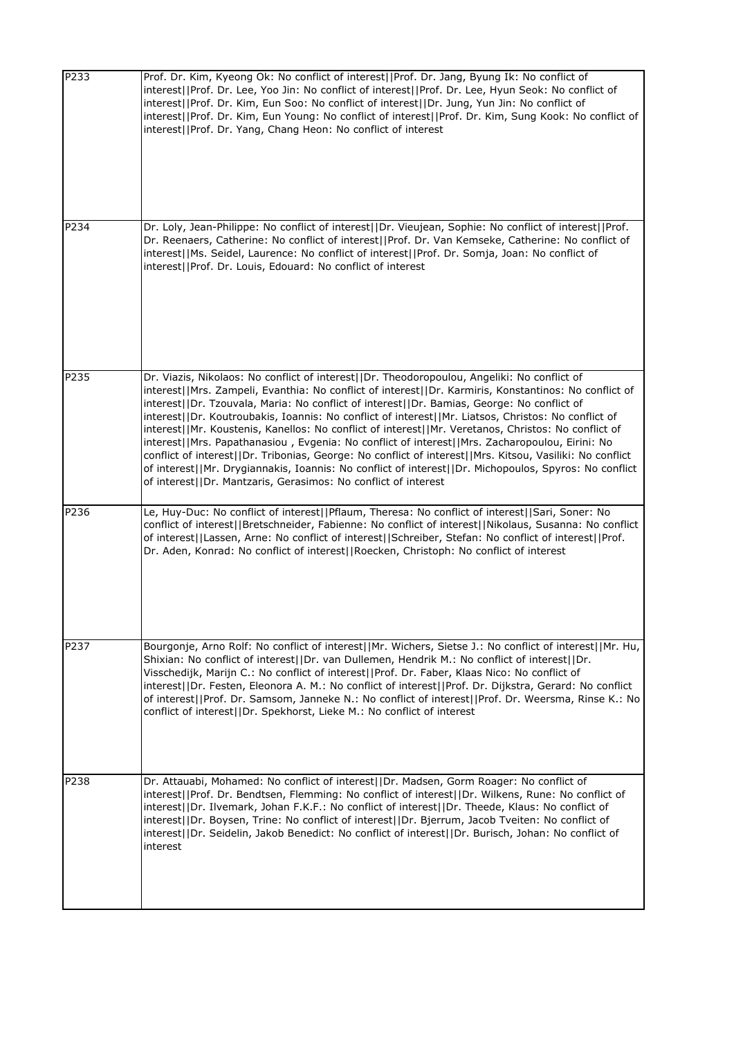| | |
|---|---|
| P233 | Prof. Dr. Kim, Kyeong Ok: No conflict of interest\|\|Prof. Dr. Jang, Byung Ik: No conflict of interest\|\|Prof. Dr. Lee, Yoo Jin: No conflict of interest\|\|Prof. Dr. Lee, Hyun Seok: No conflict of interest\|\|Prof. Dr. Kim, Eun Soo: No conflict of interest\|\|Dr. Jung, Yun Jin: No conflict of interest\|\|Prof. Dr. Kim, Eun Young: No conflict of interest\|\|Prof. Dr. Kim, Sung Kook: No conflict of interest\|\|Prof. Dr. Yang, Chang Heon: No conflict of interest |
| P234 | Dr. Loly, Jean-Philippe: No conflict of interest\|\|Dr. Vieujean, Sophie: No conflict of interest\|\|Prof. Dr. Reenaers, Catherine: No conflict of interest\|\|Prof. Dr. Van Kemseke, Catherine: No conflict of interest\|\|Ms. Seidel, Laurence: No conflict of interest\|\|Prof. Dr. Somja, Joan: No conflict of interest\|\|Prof. Dr. Louis, Edouard: No conflict of interest |
| P235 | Dr. Viazis, Nikolaos: No conflict of interest\|\|Dr. Theodoropoulou, Angeliki: No conflict of interest\|\|Mrs. Zampeli, Evanthia: No conflict of interest\|\|Dr. Karmiris, Konstantinos: No conflict of interest\|\|Dr. Tzouvala, Maria: No conflict of interest\|\|Dr. Bamias, George: No conflict of interest\|\|Dr. Koutroubakis, Ioannis: No conflict of interest\|\|Mr. Liatsos, Christos: No conflict of interest\|\|Mr. Koustenis, Kanellos: No conflict of interest\|\|Mr. Veretanos, Christos: No conflict of interest\|\|Mrs. Papathanasiou , Evgenia: No conflict of interest\|\|Mrs. Zacharopoulou, Eirini: No conflict of interest\|\|Dr. Tribonias, George: No conflict of interest\|\|Mrs. Kitsou, Vasiliki: No conflict of interest\|\|Mr. Drygiannakis, Ioannis: No conflict of interest\|\|Dr. Michopoulos, Spyros: No conflict of interest\|\|Dr. Mantzaris, Gerasimos: No conflict of interest |
| P236 | Le, Huy-Duc: No conflict of interest\|\|Pflaum, Theresa: No conflict of interest\|\|Sari, Soner: No conflict of interest\|\|Bretschneider, Fabienne: No conflict of interest\|\|Nikolaus, Susanna: No conflict of interest\|\|Lassen, Arne: No conflict of interest\|\|Schreiber, Stefan: No conflict of interest\|\|Prof. Dr. Aden, Konrad: No conflict of interest\|\|Roecken, Christoph: No conflict of interest |
| P237 | Bourgonje, Arno Rolf: No conflict of interest\|\|Mr. Wichers, Sietse J.: No conflict of interest\|\|Mr. Hu, Shixian: No conflict of interest\|\|Dr. van Dullemen, Hendrik M.: No conflict of interest\|\|Dr. Visschedijk, Marijn C.: No conflict of interest\|\|Prof. Dr. Faber, Klaas Nico: No conflict of interest\|\|Dr. Festen, Eleonora A. M.: No conflict of interest\|\|Prof. Dr. Dijkstra, Gerard: No conflict of interest\|\|Prof. Dr. Samsom, Janneke N.: No conflict of interest\|\|Prof. Dr. Weersma, Rinse K.: No conflict of interest\|\|Dr. Spekhorst, Lieke M.: No conflict of interest |
| P238 | Dr. Attauabi, Mohamed: No conflict of interest\|\|Dr. Madsen, Gorm Roager: No conflict of interest\|\|Prof. Dr. Bendtsen, Flemming: No conflict of interest\|\|Dr. Wilkens, Rune: No conflict of interest\|\|Dr. Ilvemark, Johan F.K.F.: No conflict of interest\|\|Dr. Theede, Klaus: No conflict of interest\|\|Dr. Boysen, Trine: No conflict of interest\|\|Dr. Bjerrum, Jacob Tveiten: No conflict of interest\|\|Dr. Seidelin, Jakob Benedict: No conflict of interest\|\|Dr. Burisch, Johan: No conflict of interest |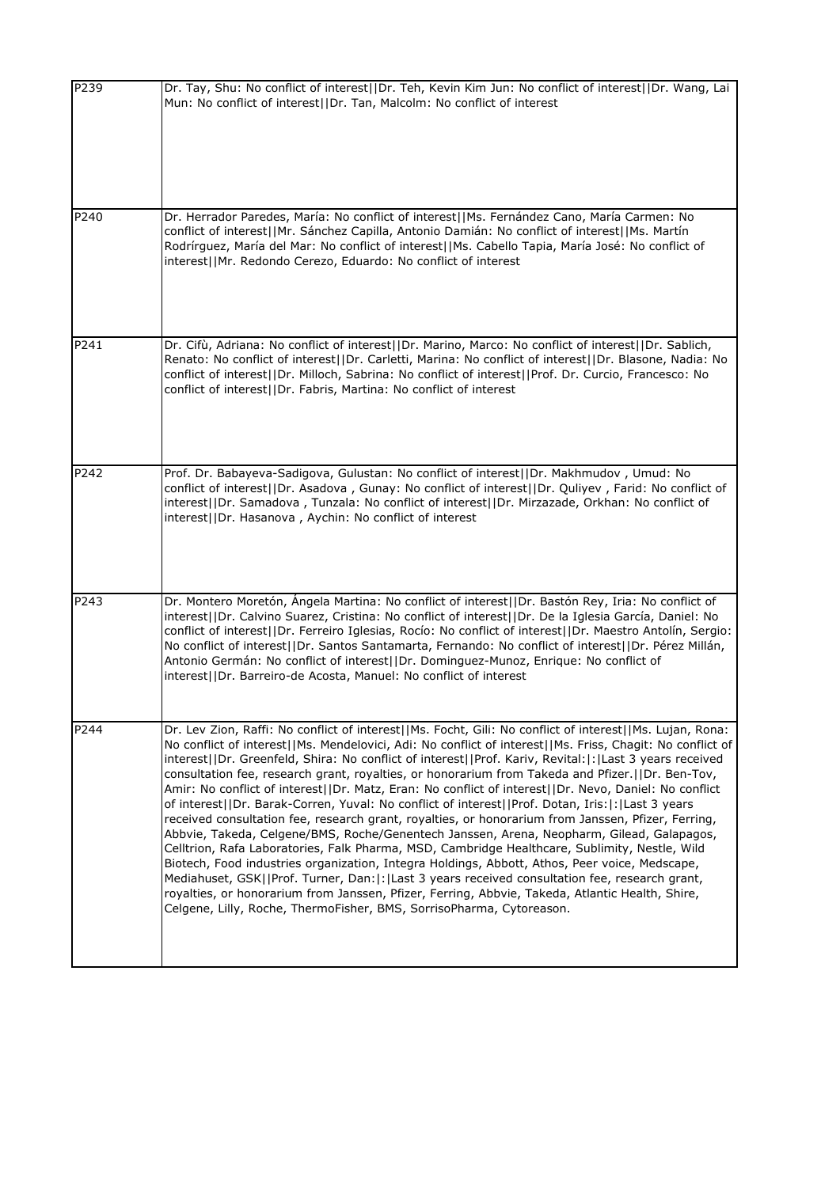| | |
|---|---|
| P239 | Dr. Tay, Shu: No conflict of interest\|\|Dr. Teh, Kevin Kim Jun: No conflict of interest\|\|Dr. Wang, Lai Mun: No conflict of interest\|\|Dr. Tan, Malcolm: No conflict of interest |
| P240 | Dr. Herrador Paredes, María: No conflict of interest\|\|Ms. Fernández Cano, María Carmen: No conflict of interest\|\|Mr. Sánchez Capilla, Antonio Damián: No conflict of interest\|\|Ms. Martín Rodrírguez, María del Mar: No conflict of interest\|\|Ms. Cabello Tapia, María José: No conflict of interest\|\|Mr. Redondo Cerezo, Eduardo: No conflict of interest |
| P241 | Dr. Cifù, Adriana: No conflict of interest\|\|Dr. Marino, Marco: No conflict of interest\|\|Dr. Sablich, Renato: No conflict of interest\|\|Dr. Carletti, Marina: No conflict of interest\|\|Dr. Blasone, Nadia: No conflict of interest\|\|Dr. Milloch, Sabrina: No conflict of interest\|\|Prof. Dr. Curcio, Francesco: No conflict of interest\|\|Dr. Fabris, Martina: No conflict of interest |
| P242 | Prof. Dr. Babayeva-Sadigova, Gulustan: No conflict of interest\|\|Dr. Makhmudov , Umud: No conflict of interest\|\|Dr. Asadova , Gunay: No conflict of interest\|\|Dr. Quliyev , Farid: No conflict of interest\|\|Dr. Samadova , Tunzala: No conflict of interest\|\|Dr. Mirzazade, Orkhan: No conflict of interest\|\|Dr. Hasanova , Aychin: No conflict of interest |
| P243 | Dr. Montero Moretón, Ángela Martina: No conflict of interest\|\|Dr. Bastón Rey, Iria: No conflict of interest\|\|Dr. Calvino Suarez, Cristina: No conflict of interest\|\|Dr. De la Iglesia García, Daniel: No conflict of interest\|\|Dr. Ferreiro Iglesias, Rocío: No conflict of interest\|\|Dr. Maestro Antolín, Sergio: No conflict of interest\|\|Dr. Santos Santamarta, Fernando: No conflict of interest\|\|Dr. Pérez Millán, Antonio Germán: No conflict of interest\|\|Dr. Dominguez-Munoz, Enrique: No conflict of interest\|\|Dr. Barreiro-de Acosta, Manuel: No conflict of interest |
| P244 | Dr. Lev Zion, Raffi: No conflict of interest\|\|Ms. Focht, Gili: No conflict of interest\|\|Ms. Lujan, Rona: No conflict of interest\|\|Ms. Mendelovici, Adi: No conflict of interest\|\|Ms. Friss, Chagit: No conflict of interest\|\|Dr. Greenfeld, Shira: No conflict of interest\|\|Prof. Kariv, Revital:\|:\|Last 3 years received consultation fee, research grant, royalties, or honorarium from Takeda and Pfizer.\|\|Dr. Ben-Tov, Amir: No conflict of interest\|\|Dr. Matz, Eran: No conflict of interest\|\|Dr. Nevo, Daniel: No conflict of interest\|\|Dr. Barak-Corren, Yuval: No conflict of interest\|\|Prof. Dotan, Iris:\|:\|Last 3 years received consultation fee, research grant, royalties, or honorarium from Janssen, Pfizer, Ferring, Abbvie, Takeda, Celgene/BMS, Roche/Genentech Janssen, Arena, Neopharm, Gilead, Galapagos, Celltrion, Rafa Laboratories, Falk Pharma, MSD, Cambridge Healthcare, Sublimity, Nestle, Wild Biotech, Food industries organization, Integra Holdings, Abbott, Athos, Peer voice, Medscape, Mediahuset, GSK\|\|Prof. Turner, Dan:\|:\|Last 3 years received consultation fee, research grant, royalties, or honorarium from Janssen, Pfizer, Ferring, Abbvie, Takeda, Atlantic Health, Shire, Celgene, Lilly, Roche, ThermoFisher, BMS, SorrisoPharma, Cytoreason. |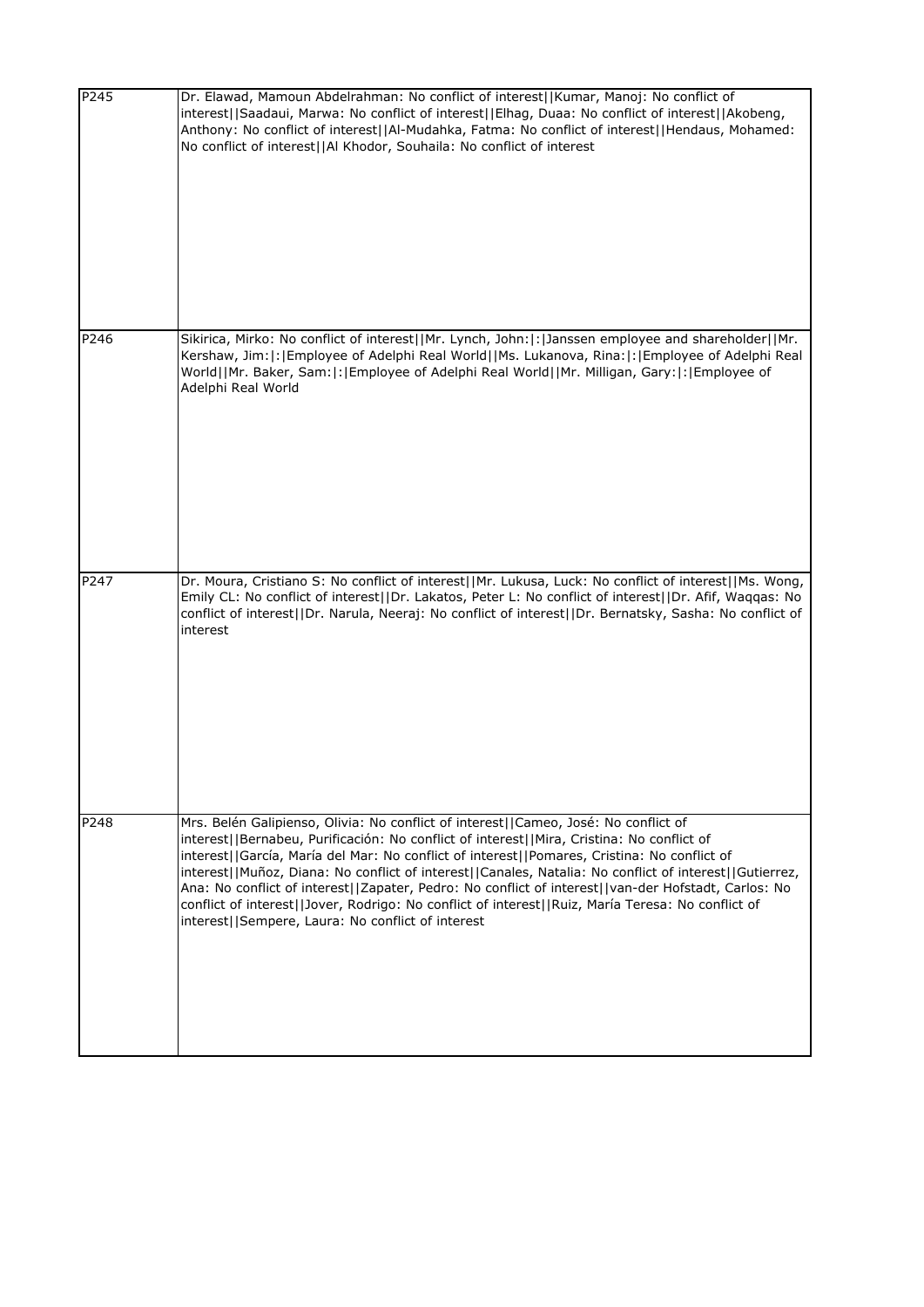| | |
|---|---|
| P245 | Dr. Elawad, Mamoun Abdelrahman: No conflict of interest\|\|Kumar, Manoj: No conflict of interest\|\|Saadaui, Marwa: No conflict of interest\|\|Elhag, Duaa: No conflict of interest\|\|Akobeng, Anthony: No conflict of interest\|\|Al-Mudahka, Fatma: No conflict of interest\|\|Hendaus, Mohamed: No conflict of interest\|\|Al Khodor, Souhaila: No conflict of interest |
| P246 | Sikirica, Mirko: No conflict of interest\|\|Mr. Lynch, John:\|:\|Janssen employee and shareholder\|\|Mr. Kershaw, Jim:\|:\|Employee of Adelphi Real World\|\|Ms. Lukanova, Rina:\|:\|Employee of Adelphi Real World\|\|Mr. Baker, Sam:\|:\|Employee of Adelphi Real World\|\|Mr. Milligan, Gary:\|:\|Employee of Adelphi Real World |
| P247 | Dr. Moura, Cristiano S: No conflict of interest\|\|Mr. Lukusa, Luck: No conflict of interest\|\|Ms. Wong, Emily CL: No conflict of interest\|\|Dr. Lakatos, Peter L: No conflict of interest\|\|Dr. Afif, Waqqas: No conflict of interest\|\|Dr. Narula, Neeraj: No conflict of interest\|\|Dr. Bernatsky, Sasha: No conflict of interest |
| P248 | Mrs. Belén Galipienso, Olivia: No conflict of interest\|\|Cameo, José: No conflict of interest\|\|Bernabeu, Purificación: No conflict of interest\|\|Mira, Cristina: No conflict of interest\|\|García, María del Mar: No conflict of interest\|\|Pomares, Cristina: No conflict of interest\|\|Muñoz, Diana: No conflict of interest\|\|Canales, Natalia: No conflict of interest\|\|Gutierrez, Ana: No conflict of interest\|\|Zapater, Pedro: No conflict of interest\|\|van-der Hofstadt, Carlos: No conflict of interest\|\|Jover, Rodrigo: No conflict of interest\|\|Ruiz, María Teresa: No conflict of interest\|\|Sempere, Laura: No conflict of interest |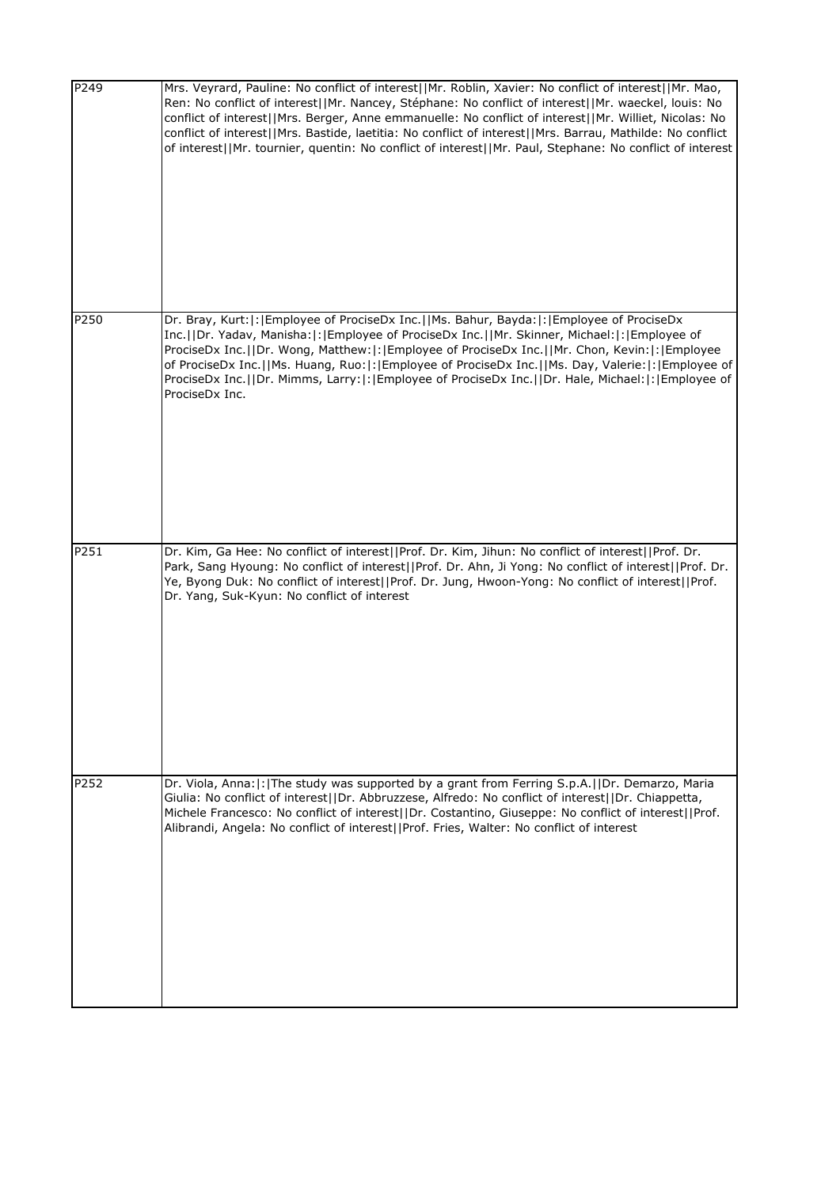| | |
|---|---|
| P249 | Mrs. Veyrard, Pauline: No conflict of interest\|\|Mr. Roblin, Xavier: No conflict of interest\|\|Mr. Mao, Ren: No conflict of interest\|\|Mr. Nancey, Stéphane: No conflict of interest\|\|Mr. waeckel, louis: No conflict of interest\|\|Mrs. Berger, Anne emmanuelle: No conflict of interest\|\|Mr. Williet, Nicolas: No conflict of interest\|\|Mrs. Bastide, laetitia: No conflict of interest\|\|Mrs. Barrau, Mathilde: No conflict of interest\|\|Mr. tournier, quentin: No conflict of interest\|\|Mr. Paul, Stephane: No conflict of interest |
| P250 | Dr. Bray, Kurt:\|:\|Employee of ProciseDx Inc.\|\|Ms. Bahur, Bayda:\|:\|Employee of ProciseDx Inc.\|\|Dr. Yadav, Manisha:\|:\|Employee of ProciseDx Inc.\|\|Mr. Skinner, Michael:\|:\|Employee of ProciseDx Inc.\|\|Dr. Wong, Matthew:\|:\|Employee of ProciseDx Inc.\|\|Mr. Chon, Kevin:\|:\|Employee of ProciseDx Inc.\|\|Ms. Huang, Ruo:\|:\|Employee of ProciseDx Inc.\|\|Ms. Day, Valerie:\|:\|Employee of ProciseDx Inc.\|\|Dr. Mimms, Larry:\|:\|Employee of ProciseDx Inc.\|\|Dr. Hale, Michael:\|:\|Employee of ProciseDx Inc. |
| P251 | Dr. Kim, Ga Hee: No conflict of interest\|\|Prof. Dr. Kim, Jihun: No conflict of interest\|\|Prof. Dr. Park, Sang Hyoung: No conflict of interest\|\|Prof. Dr. Ahn, Ji Yong: No conflict of interest\|\|Prof. Dr. Ye, Byong Duk: No conflict of interest\|\|Prof. Dr. Jung, Hwoon-Yong: No conflict of interest\|\|Prof. Dr. Yang, Suk-Kyun: No conflict of interest |
| P252 | Dr. Viola, Anna:\|:\|The study was supported by a grant from Ferring S.p.A.\|\|Dr. Demarzo, Maria Giulia: No conflict of interest\|\|Dr. Abbruzzese, Alfredo: No conflict of interest\|\|Dr. Chiappetta, Michele Francesco: No conflict of interest\|\|Dr. Costantino, Giuseppe: No conflict of interest\|\|Prof. Alibrandi, Angela: No conflict of interest\|\|Prof. Fries, Walter: No conflict of interest |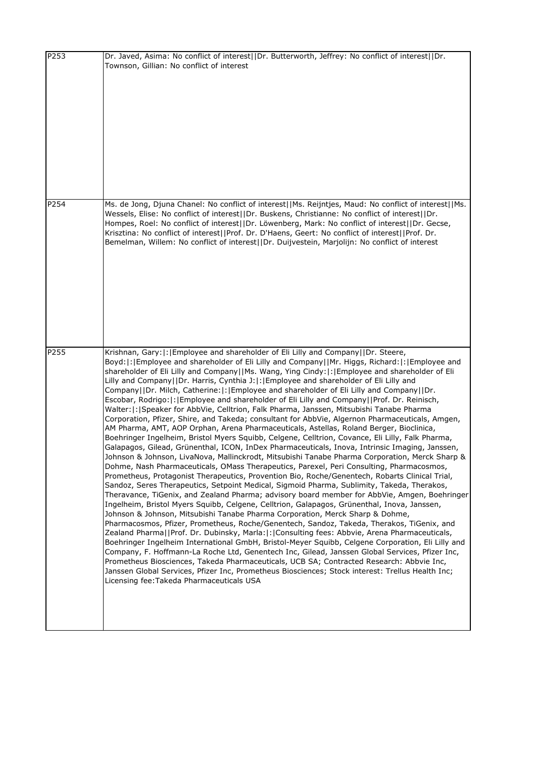| | |
|---|---|
| P253 | Dr. Javed, Asima: No conflict of interest\|\|Dr. Butterworth, Jeffrey: No conflict of interest\|\|Dr. Townson, Gillian: No conflict of interest |
| P254 | Ms. de Jong, Djuna Chanel: No conflict of interest\|\|Ms. Reijntjes, Maud: No conflict of interest\|\|Ms. Wessels, Elise: No conflict of interest\|\|Dr. Buskens, Christianne: No conflict of interest\|\|Dr. Hompes, Roel: No conflict of interest\|\|Dr. Löwenberg, Mark: No conflict of interest\|\|Dr. Gecse, Krisztina: No conflict of interest\|\|Prof. Dr. D'Haens, Geert: No conflict of interest\|\|Prof. Dr. Bemelman, Willem: No conflict of interest\|\|Dr. Duijvestein, Marjolijn: No conflict of interest |
| P255 | Krishnan, Gary:\|:\|Employee and shareholder of Eli Lilly and Company\|\|Dr. Steere, Boyd:\|:\|Employee and shareholder of Eli Lilly and Company\|\|Mr. Higgs, Richard:\|:\|Employee and shareholder of Eli Lilly and Company\|\|Ms. Wang, Ying Cindy:\|:\|Employee and shareholder of Eli Lilly and Company\|\|Dr. Harris, Cynthia J:\|:\|Employee and shareholder of Eli Lilly and Company\|\|Dr. Milch, Catherine:\|:\|Employee and shareholder of Eli Lilly and Company\|\|Dr. Escobar, Rodrigo:\|:\|Employee and shareholder of Eli Lilly and Company\|\|Prof. Dr. Reinisch, Walter:\|:\|Speaker for AbbVie, Celltrion, Falk Pharma, Janssen, Mitsubishi Tanabe Pharma Corporation, Pfizer, Shire, and Takeda; consultant for AbbVie, Algernon Pharmaceuticals, Amgen, AM Pharma, AMT, AOP Orphan, Arena Pharmaceuticals, Astellas, Roland Berger, Bioclinica, Boehringer Ingelheim, Bristol Myers Squibb, Celgene, Celltrion, Covance, Eli Lilly, Falk Pharma, Galapagos, Gilead, Grünenthal, ICON, InDex Pharmaceuticals, Inova, Intrinsic Imaging, Janssen, Johnson & Johnson, LivaNova, Mallinckrodt, Mitsubishi Tanabe Pharma Corporation, Merck Sharp & Dohme, Nash Pharmaceuticals, OMass Therapeutics, Parexel, Peri Consulting, Pharmacosmos, Prometheus, Protagonist Therapeutics, Provention Bio, Roche/Genentech, Robarts Clinical Trial, Sandoz, Seres Therapeutics, Setpoint Medical, Sigmoid Pharma, Sublimity, Takeda, Therakos, Theravance, TiGenix, and Zealand Pharma; advisory board member for AbbVie, Amgen, Boehringer Ingelheim, Bristol Myers Squibb, Celgene, Celltrion, Galapagos, Grünenthal, Inova, Janssen, Johnson & Johnson, Mitsubishi Tanabe Pharma Corporation, Merck Sharp & Dohme, Pharmacosmos, Pfizer, Prometheus, Roche/Genentech, Sandoz, Takeda, Therakos, TiGenix, and Zealand Pharma\|\|Prof. Dr. Dubinsky, Marla:\|:\|Consulting fees: Abbvie, Arena Pharmaceuticals, Boehringer Ingelheim International GmbH, Bristol-Meyer Squibb, Celgene Corporation, Eli Lilly and Company, F. Hoffmann-La Roche Ltd, Genentech Inc, Gilead, Janssen Global Services, Pfizer Inc, Prometheus Biosciences, Takeda Pharmaceuticals, UCB SA; Contracted Research: Abbvie Inc, Janssen Global Services, Pfizer Inc, Prometheus Biosciences; Stock interest: Trellus Health Inc; Licensing fee:Takeda Pharmaceuticals USA |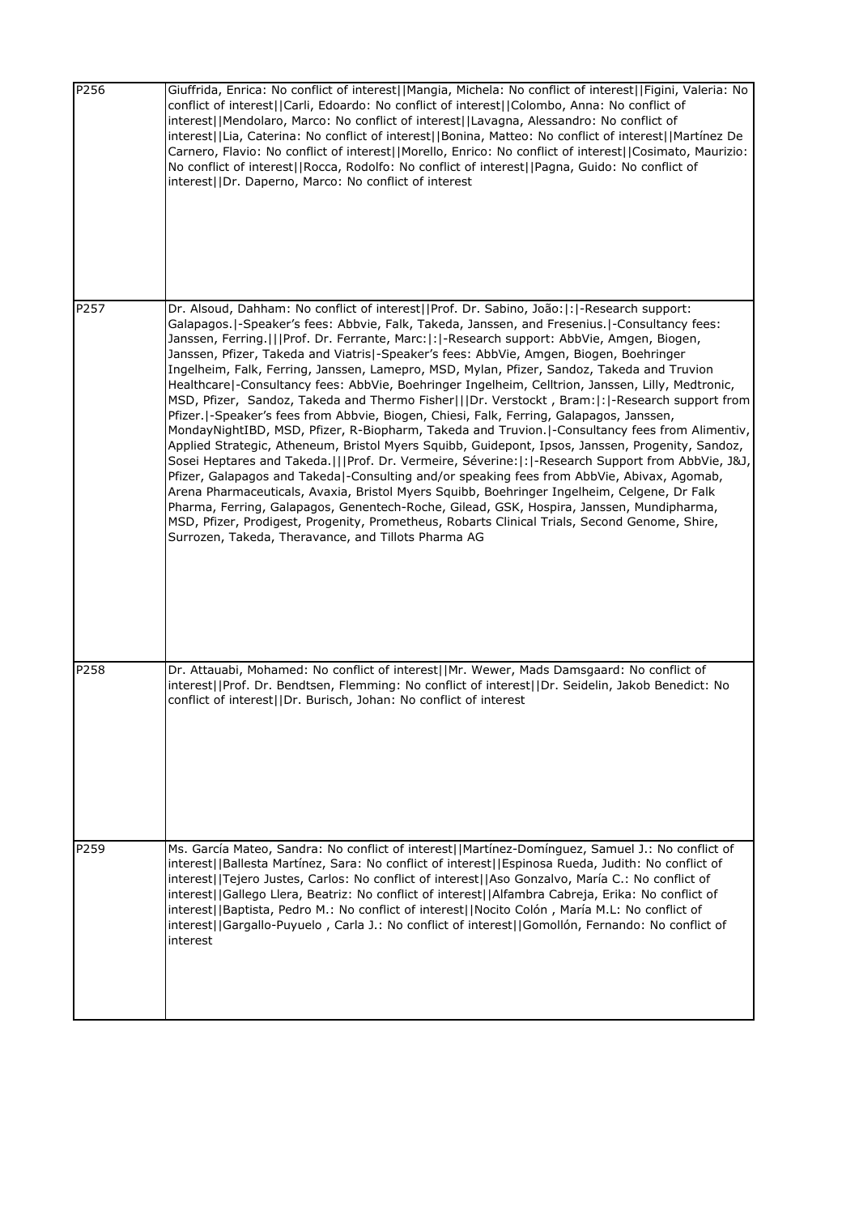| | |
|---|---|
| P256 | Giuffrida, Enrica: No conflict of interest\|\|Mangia, Michela: No conflict of interest\|\|Figini, Valeria: No conflict of interest\|\|Carli, Edoardo: No conflict of interest\|\|Colombo, Anna: No conflict of interest\|\|Mendolaro, Marco: No conflict of interest\|\|Lavagna, Alessandro: No conflict of interest\|\|Lia, Caterina: No conflict of interest\|\|Bonina, Matteo: No conflict of interest\|\|Martínez De Carnero, Flavio: No conflict of interest\|\|Morello, Enrico: No conflict of interest\|\|Cosimato, Maurizio: No conflict of interest\|\|Rocca, Rodolfo: No conflict of interest\|\|Pagna, Guido: No conflict of interest\|\|Dr. Daperno, Marco: No conflict of interest |
| P257 | Dr. Alsoud, Dahham: No conflict of interest\|\|Prof. Dr. Sabino, João:\|:\|-Research support: Galapagos.\|-Speaker's fees: Abbvie, Falk, Takeda, Janssen, and Fresenius.\|-Consultancy fees: Janssen, Ferring.\|\|\|Prof. Dr. Ferrante, Marc:\|:\|-Research support: AbbVie, Amgen, Biogen, Janssen, Pfizer, Takeda and Viatris\|-Speaker's fees: AbbVie, Amgen, Biogen, Boehringer Ingelheim, Falk, Ferring, Janssen, Lamepro, MSD, Mylan, Pfizer, Sandoz, Takeda and Truvion Healthcare\|-Consultancy fees: AbbVie, Boehringer Ingelheim, Celltrion, Janssen, Lilly, Medtronic, MSD, Pfizer, Sandoz, Takeda and Thermo Fisher\|\|\|Dr. Verstockt , Bram:\|:\|-Research support from Pfizer.\|-Speaker's fees from Abbvie, Biogen, Chiesi, Falk, Ferring, Galapagos, Janssen, MondayNightIBD, MSD, Pfizer, R-Biopharm, Takeda and Truvion.\|-Consultancy fees from Alimentiv, Applied Strategic, Atheneum, Bristol Myers Squibb, Guidepont, Ipsos, Janssen, Progenity, Sandoz, Sosei Heptares and Takeda.\|\|\|Prof. Dr. Vermeire, Séverine:\|:\|-Research Support from AbbVie, J&J, Pfizer, Galapagos and Takeda\|-Consulting and/or speaking fees from AbbVie, Abivax, Agomab, Arena Pharmaceuticals, Avaxia, Bristol Myers Squibb, Boehringer Ingelheim, Celgene, Dr Falk Pharma, Ferring, Galapagos, Genentech-Roche, Gilead, GSK, Hospira, Janssen, Mundipharma, MSD, Pfizer, Prodigest, Progenity, Prometheus, Robarts Clinical Trials, Second Genome, Shire, Surrozen, Takeda, Theravance, and Tillots Pharma AG |
| P258 | Dr. Attauabi, Mohamed: No conflict of interest\|\|Mr. Wewer, Mads Damsgaard: No conflict of interest\|\|Prof. Dr. Bendtsen, Flemming: No conflict of interest\|\|Dr. Seidelin, Jakob Benedict: No conflict of interest\|\|Dr. Burisch, Johan: No conflict of interest |
| P259 | Ms. García Mateo, Sandra: No conflict of interest\|\|Martínez-Domínguez, Samuel J.: No conflict of interest\|\|Ballesta Martínez, Sara: No conflict of interest\|\|Espinosa Rueda, Judith: No conflict of interest\|\|Tejero Justes, Carlos: No conflict of interest\|\|Aso Gonzalvo, María C.: No conflict of interest\|\|Gallego Llera, Beatriz: No conflict of interest\|\|Alfambra Cabreja, Erika: No conflict of interest\|\|Baptista, Pedro M.: No conflict of interest\|\|Nocito Colón , María M.L: No conflict of interest\|\|Gargallo-Puyuelo , Carla J.: No conflict of interest\|\|Gomollón, Fernando: No conflict of interest |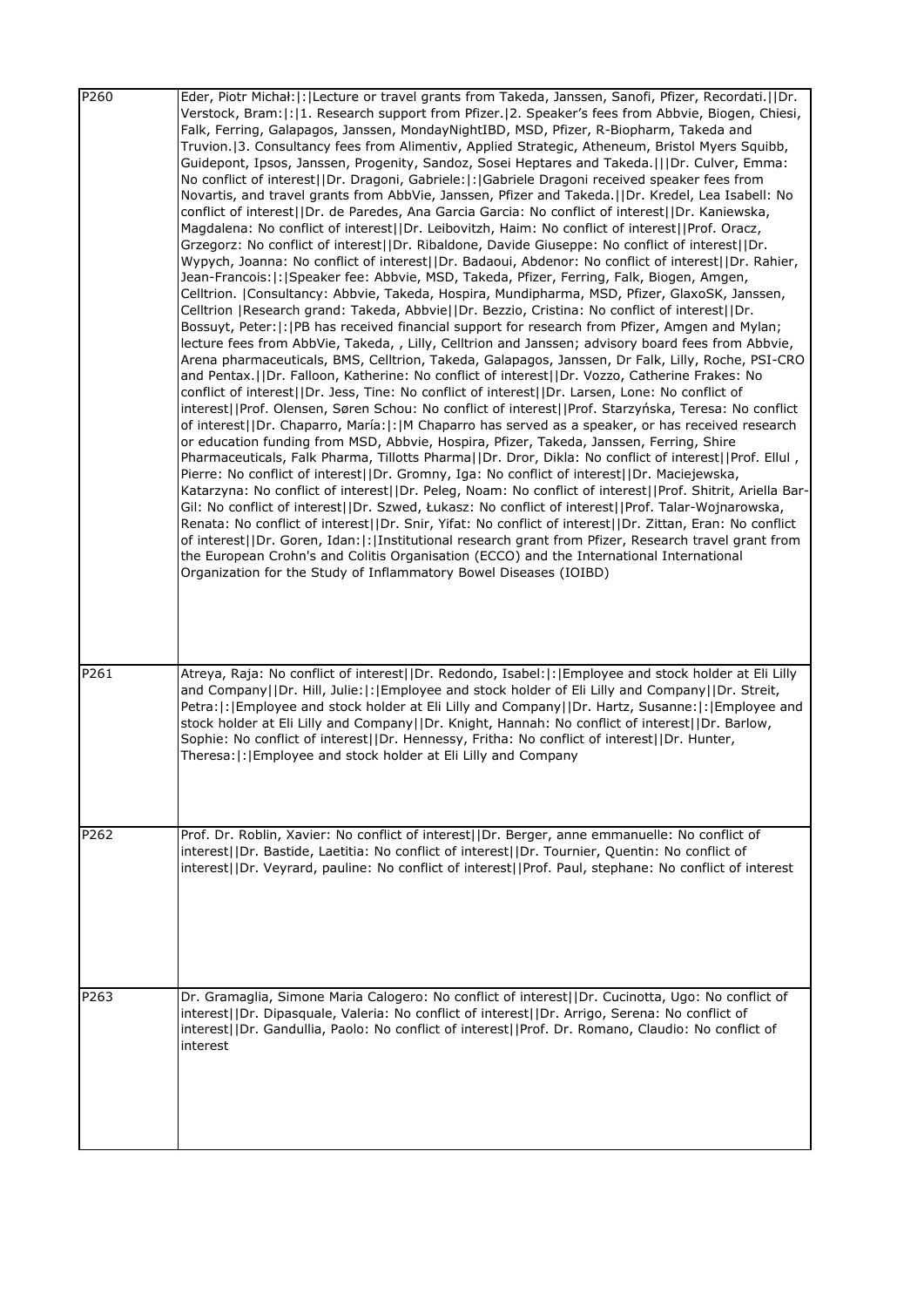| | |
|---|---|
| P260 | Eder, Piotr Michał:\|:\|Lecture or travel grants from Takeda, Janssen, Sanofi, Pfizer, Recordati.\|\|Dr. Verstock, Bram:\|:\|1. Research support from Pfizer.\|2. Speaker's fees from Abbvie, Biogen, Chiesi, Falk, Ferring, Galapagos, Janssen, MondayNightIBD, MSD, Pfizer, R-Biopharm, Takeda and Truvion.\|3. Consultancy fees from Alimentiv, Applied Strategic, Atheneum, Bristol Myers Squibb, Guidepont, Ipsos, Janssen, Progenity, Sandoz, Sosei Heptares and Takeda.\|\|\|Dr. Culver, Emma: No conflict of interest\|\|Dr. Dragoni, Gabriele:\|:\|Gabriele Dragoni received speaker fees from Novartis, and travel grants from AbbVie, Janssen, Pfizer and Takeda.\|\|Dr. Kredel, Lea Isabell: No conflict of interest\|\|Dr. de Paredes, Ana Garcia Garcia: No conflict of interest\|\|Dr. Kaniewska, Magdalena: No conflict of interest\|\|Dr. Leibovitzh, Haim: No conflict of interest\|\|Prof. Oracz, Grzegorz: No conflict of interest\|\|Dr. Ribaldone, Davide Giuseppe: No conflict of interest\|\|Dr. Wypych, Joanna: No conflict of interest\|\|Dr. Badaoui, Abdenor: No conflict of interest\|\|Dr. Rahier, Jean-Francois:\|:\|Speaker fee: Abbvie, MSD, Takeda, Pfizer, Ferring, Falk, Biogen, Amgen, Celltrion. \|Consultancy: Abbvie, Takeda, Hospira, Mundipharma, MSD, Pfizer, GlaxoSK, Janssen, Celltrion \|Research grand: Takeda, Abbvie\|\|Dr. Bezzio, Cristina: No conflict of interest\|\|Dr. Bossuyt, Peter:\|:\|PB has received financial support for research from Pfizer, Amgen and Mylan; lecture fees from AbbVie, Takeda, , Lilly, Celltrion and Janssen; advisory board fees from Abbvie, Arena pharmaceuticals, BMS, Celltrion, Takeda, Galapagos, Janssen, Dr Falk, Lilly, Roche, PSI-CRO and Pentax.\|\|Dr. Falloon, Katherine: No conflict of interest\|\|Dr. Vozzo, Catherine Frakes: No conflict of interest\|\|Dr. Jess, Tine: No conflict of interest\|\|Dr. Larsen, Lone: No conflict of interest\|\|Prof. Olensen, Søren Schou: No conflict of interest\|\|Prof. Starzyńska, Teresa: No conflict of interest\|\|Dr. Chaparro, María:\|:\|M Chaparro has served as a speaker, or has received research or education funding from MSD, Abbvie, Hospira, Pfizer, Takeda, Janssen, Ferring, Shire Pharmaceuticals, Falk Pharma, Tillotts Pharma\|\|Dr. Dror, Dikla: No conflict of interest\|\|Prof. Ellul , Pierre: No conflict of interest\|\|Dr. Gromny, Iga: No conflict of interest\|\|Dr. Maciejewska, Katarzyna: No conflict of interest\|\|Dr. Peleg, Noam: No conflict of interest\|\|Prof. Shitrit, Ariella Bar-Gil: No conflict of interest\|\|Dr. Szwed, Łukasz: No conflict of interest\|\|Prof. Talar-Wojnarowska, Renata: No conflict of interest\|\|Dr. Snir, Yifat: No conflict of interest\|\|Dr. Zittan, Eran: No conflict of interest\|\|Dr. Goren, Idan:\|:\|Institutional research grant from Pfizer, Research travel grant from the European Crohn's and Colitis Organisation (ECCO) and the International International Organization for the Study of Inflammatory Bowel Diseases (IOIBD) |
| P261 | Atreya, Raja: No conflict of interest\|\|Dr. Redondo, Isabel:\|:\|Employee and stock holder at Eli Lilly and Company\|\|Dr. Hill, Julie:\|:\|Employee and stock holder of Eli Lilly and Company\|\|Dr. Streit, Petra:\|:\|Employee and stock holder at Eli Lilly and Company\|\|Dr. Hartz, Susanne:\|:\|Employee and stock holder at Eli Lilly and Company\|\|Dr. Knight, Hannah: No conflict of interest\|\|Dr. Barlow, Sophie: No conflict of interest\|\|Dr. Hennessy, Fritha: No conflict of interest\|\|Dr. Hunter, Theresa:\|:\|Employee and stock holder at Eli Lilly and Company |
| P262 | Prof. Dr. Roblin, Xavier: No conflict of interest\|\|Dr. Berger, anne emmanuelle: No conflict of interest\|\|Dr. Bastide, Laetitia: No conflict of interest\|\|Dr. Tournier, Quentin: No conflict of interest\|\|Dr. Veyrard, pauline: No conflict of interest\|\|Prof. Paul, stephane: No conflict of interest |
| P263 | Dr. Gramaglia, Simone Maria Calogero: No conflict of interest\|\|Dr. Cucinotta, Ugo: No conflict of interest\|\|Dr. Dipasquale, Valeria: No conflict of interest\|\|Dr. Arrigo, Serena: No conflict of interest\|\|Dr. Gandullia, Paolo: No conflict of interest\|\|Prof. Dr. Romano, Claudio: No conflict of interest |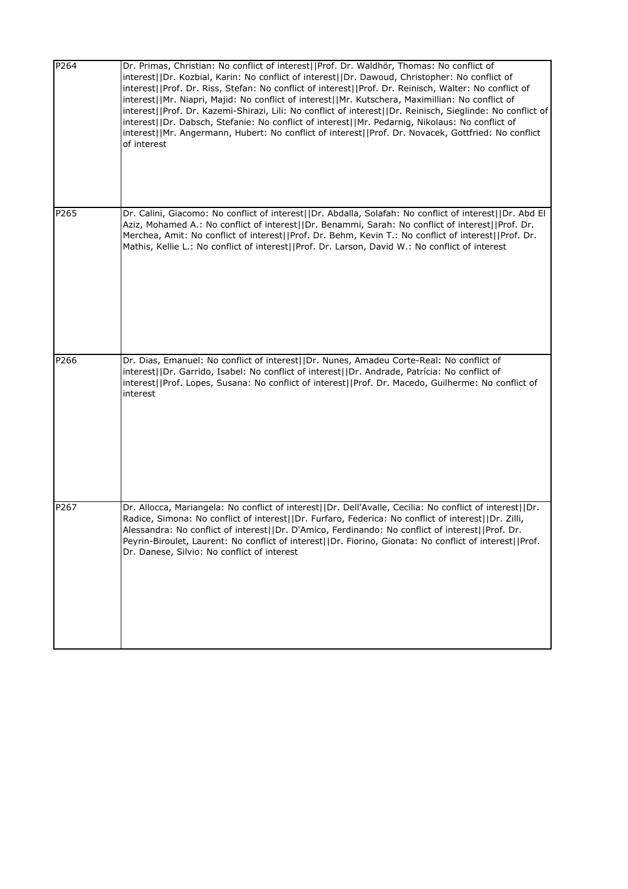| | |
|---|---|
| P264 | Dr. Primas, Christian: No conflict of interest\|\|Prof. Dr. Waldhör, Thomas: No conflict of interest\|\|Dr. Kozbial, Karin: No conflict of interest\|\|Dr. Dawoud, Christopher: No conflict of interest\|\|Prof. Dr. Riss, Stefan: No conflict of interest\|\|Prof. Dr. Reinisch, Walter: No conflict of interest\|\|Mr. Niapri, Majid: No conflict of interest\|\|Mr. Kutschera, Maximillian: No conflict of interest\|\|Prof. Dr. Kazemi-Shirazi, Lili: No conflict of interest\|\|Dr. Reinisch, Sieglinde: No conflict of interest\|\|Dr. Dabsch, Stefanie: No conflict of interest\|\|Mr. Pedarnig, Nikolaus: No conflict of interest\|\|Mr. Angermann, Hubert: No conflict of interest\|\|Prof. Dr. Novacek, Gottfried: No conflict of interest |
| P265 | Dr. Calini, Giacomo: No conflict of interest\|\|Dr. Abdalla, Solafah: No conflict of interest\|\|Dr. Abd El Aziz, Mohamed A.: No conflict of interest\|\|Dr. Benammi, Sarah: No conflict of interest\|\|Prof. Dr. Merchea, Amit: No conflict of interest\|\|Prof. Dr. Behm, Kevin T.: No conflict of interest\|\|Prof. Dr. Mathis, Kellie L.: No conflict of interest\|\|Prof. Dr. Larson, David W.: No conflict of interest |
| P266 | Dr. Dias, Emanuel: No conflict of interest\|\|Dr. Nunes, Amadeu Corte-Real: No conflict of interest\|\|Dr. Garrido, Isabel: No conflict of interest\|\|Dr. Andrade, Patrícia: No conflict of interest\|\|Prof. Lopes, Susana: No conflict of interest\|\|Prof. Dr. Macedo, Guilherme: No conflict of interest |
| P267 | Dr. Allocca, Mariangela: No conflict of interest\|\|Dr. Dell'Avalle, Cecilia: No conflict of interest\|\|Dr. Radice, Simona: No conflict of interest\|\|Dr. Furfaro, Federica: No conflict of interest\|\|Dr. Zilli, Alessandra: No conflict of interest\|\|Dr. D'Amico, Ferdinando: No conflict of interest\|\|Prof. Dr. Peyrin-Biroulet, Laurent: No conflict of interest\|\|Dr. Fiorino, Gionata: No conflict of interest\|\|Prof. Dr. Danese, Silvio: No conflict of interest |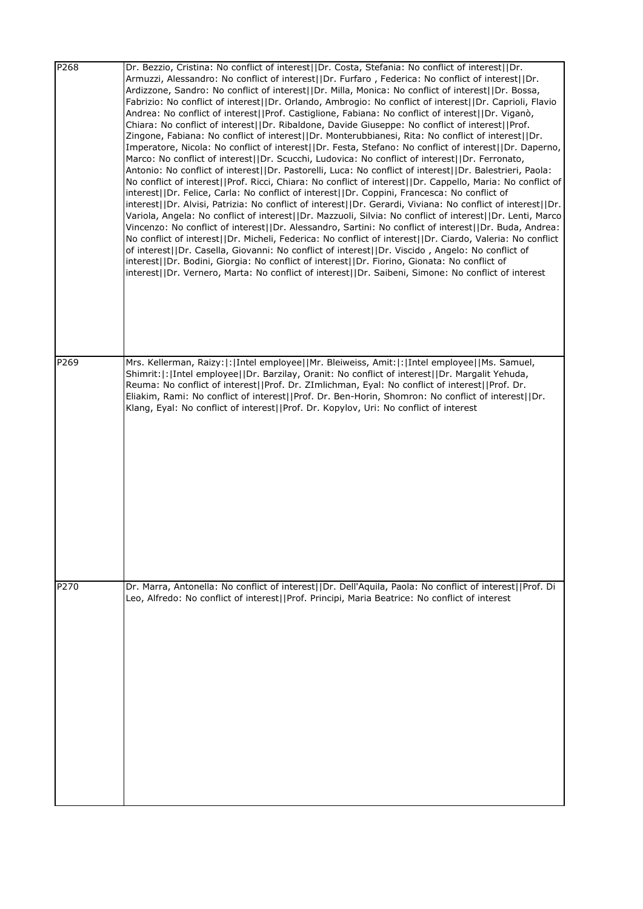| | |
|---|---|
| P268 | Dr. Bezzio, Cristina: No conflict of interest\|\|Dr. Costa, Stefania: No conflict of interest\|\|Dr. Armuzzi, Alessandro: No conflict of interest\|\|Dr. Furfaro , Federica: No conflict of interest\|\|Dr. Ardizzone, Sandro: No conflict of interest\|\|Dr. Milla, Monica: No conflict of interest\|\|Dr. Bossa, Fabrizio: No conflict of interest\|\|Dr. Orlando, Ambrogio: No conflict of interest\|\|Dr. Caprioli, Flavio Andrea: No conflict of interest\|\|Prof. Castiglione, Fabiana: No conflict of interest\|\|Dr. Viganò, Chiara: No conflict of interest\|\|Dr. Ribaldone, Davide Giuseppe: No conflict of interest\|\|Prof. Zingone, Fabiana: No conflict of interest\|\|Dr. Monterubbianesi, Rita: No conflict of interest\|\|Dr. Imperatore, Nicola: No conflict of interest\|\|Dr. Festa, Stefano: No conflict of interest\|\|Dr. Daperno, Marco: No conflict of interest\|\|Dr. Scucchi, Ludovica: No conflict of interest\|\|Dr. Ferronato, Antonio: No conflict of interest\|\|Dr. Pastorelli, Luca: No conflict of interest\|\|Dr. Balestrieri, Paola: No conflict of interest\|\|Prof. Ricci, Chiara: No conflict of interest\|\|Dr. Cappello, Maria: No conflict of interest\|\|Dr. Felice, Carla: No conflict of interest\|\|Dr. Coppini, Francesca: No conflict of interest\|\|Dr. Alvisi, Patrizia: No conflict of interest\|\|Dr. Gerardi, Viviana: No conflict of interest\|\|Dr. Variola, Angela: No conflict of interest\|\|Dr. Mazzuoli, Silvia: No conflict of interest\|\|Dr. Lenti, Marco Vincenzo: No conflict of interest\|\|Dr. Alessandro, Sartini: No conflict of interest\|\|Dr. Buda, Andrea: No conflict of interest\|\|Dr. Micheli, Federica: No conflict of interest\|\|Dr. Ciardo, Valeria: No conflict of interest\|\|Dr. Casella, Giovanni: No conflict of interest\|\|Dr. Viscido , Angelo: No conflict of interest\|\|Dr. Bodini, Giorgia: No conflict of interest\|\|Dr. Fiorino, Gionata: No conflict of interest\|\|Dr. Vernero, Marta: No conflict of interest\|\|Dr. Saibeni, Simone: No conflict of interest |
| P269 | Mrs. Kellerman, Raizy:\|:\|Intel employee\|\|Mr. Bleiweiss, Amit:\|:\|Intel employee\|\|Ms. Samuel, Shimrit:\|:\|Intel employee\|\|Dr. Barzilay, Oranit: No conflict of interest\|\|Dr. Margalit Yehuda, Reuma: No conflict of interest\|\|Prof. Dr. ZImlichman, Eyal: No conflict of interest\|\|Prof. Dr. Eliakim, Rami: No conflict of interest\|\|Prof. Dr. Ben-Horin, Shomron: No conflict of interest\|\|Dr. Klang, Eyal: No conflict of interest\|\|Prof. Dr. Kopylov, Uri: No conflict of interest |
| P270 | Dr. Marra, Antonella: No conflict of interest\|\|Dr. Dell'Aquila, Paola: No conflict of interest\|\|Prof. Di Leo, Alfredo: No conflict of interest\|\|Prof. Principi, Maria Beatrice: No conflict of interest |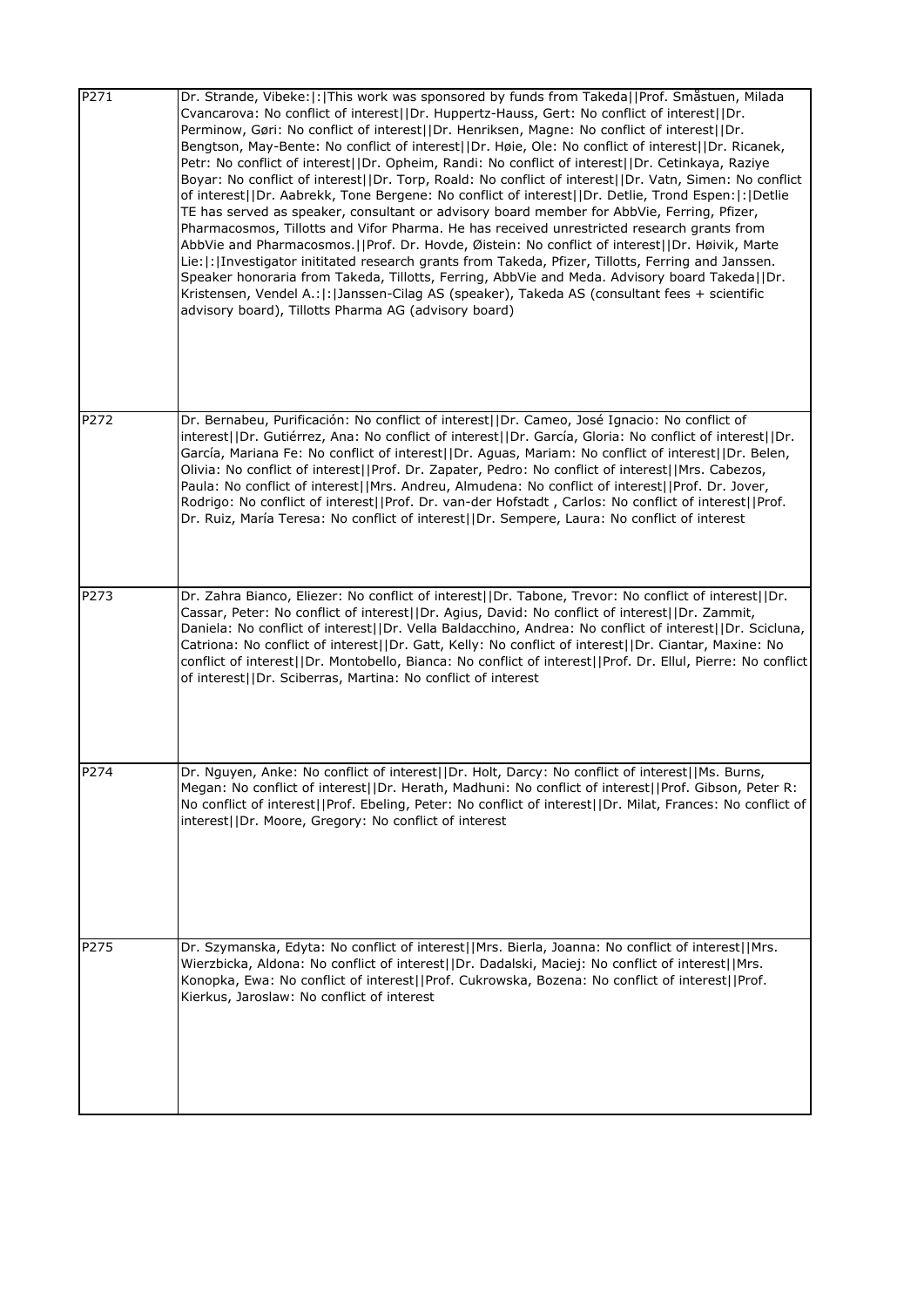| | |
|---|---|
| P271 | Dr. Strande, Vibeke:\|:\|This work was sponsored by funds from Takeda\|\|Prof. Småstuen, Milada Cvancarova: No conflict of interest\|\|Dr. Huppertz-Hauss, Gert: No conflict of interest\|\|Dr. Perminow, Gøri: No conflict of interest\|\|Dr. Henriksen, Magne: No conflict of interest\|\|Dr. Bengtson, May-Bente: No conflict of interest\|\|Dr. Høie, Ole: No conflict of interest\|\|Dr. Ricanek, Petr: No conflict of interest\|\|Dr. Opheim, Randi: No conflict of interest\|\|Dr. Cetinkaya, Raziye Boyar: No conflict of interest\|\|Dr. Torp, Roald: No conflict of interest\|\|Dr. Vatn, Simen: No conflict of interest\|\|Dr. Aabrekk, Tone Bergene: No conflict of interest\|\|Dr. Detlie, Trond Espen:\|:\|Detlie TE has served as speaker, consultant or advisory board member for AbbVie, Ferring, Pfizer, Pharmacosmos, Tillotts and Vifor Pharma. He has received unrestricted research grants from AbbVie and Pharmacosmos.\|\|Prof. Dr. Hovde, Øistein: No conflict of interest\|\|Dr. Høivik, Marte Lie:\|:\|Investigator inititated research grants from Takeda, Pfizer, Tillotts, Ferring and Janssen. Speaker honoraria from Takeda, Tillotts, Ferring, AbbVie and Meda. Advisory board Takeda\|\|Dr. Kristensen, Vendel A.:\|:\|Janssen-Cilag AS (speaker), Takeda AS (consultant fees + scientific advisory board), Tillotts Pharma AG (advisory board) |
| P272 | Dr. Bernabeu, Purificación: No conflict of interest\|\|Dr. Cameo, José Ignacio: No conflict of interest\|\|Dr. Gutiérrez, Ana: No conflict of interest\|\|Dr. García, Gloria: No conflict of interest\|\|Dr. García, Mariana Fe: No conflict of interest\|\|Dr. Aguas, Mariam: No conflict of interest\|\|Dr. Belen, Olivia: No conflict of interest\|\|Prof. Dr. Zapater, Pedro: No conflict of interest\|\|Mrs. Cabezos, Paula: No conflict of interest\|\|Mrs. Andreu, Almudena: No conflict of interest\|\|Prof. Dr. Jover, Rodrigo: No conflict of interest\|\|Prof. Dr. van-der Hofstadt , Carlos: No conflict of interest\|\|Prof. Dr. Ruiz, María Teresa: No conflict of interest\|\|Dr. Sempere, Laura: No conflict of interest |
| P273 | Dr. Zahra Bianco, Eliezer: No conflict of interest\|\|Dr. Tabone, Trevor: No conflict of interest\|\|Dr. Cassar, Peter: No conflict of interest\|\|Dr. Agius, David: No conflict of interest\|\|Dr. Zammit, Daniela: No conflict of interest\|\|Dr. Vella Baldacchino, Andrea: No conflict of interest\|\|Dr. Scicluna, Catriona: No conflict of interest\|\|Dr. Gatt, Kelly: No conflict of interest\|\|Dr. Ciantar, Maxine: No conflict of interest\|\|Dr. Montobello, Bianca: No conflict of interest\|\|Prof. Dr. Ellul, Pierre: No conflict of interest\|\|Dr. Sciberras, Martina: No conflict of interest |
| P274 | Dr. Nguyen, Anke: No conflict of interest\|\|Dr. Holt, Darcy: No conflict of interest\|\|Ms. Burns, Megan: No conflict of interest\|\|Dr. Herath, Madhuni: No conflict of interest\|\|Prof. Gibson, Peter R: No conflict of interest\|\|Prof. Ebeling, Peter: No conflict of interest\|\|Dr. Milat, Frances: No conflict of interest\|\|Dr. Moore, Gregory: No conflict of interest |
| P275 | Dr. Szymanska, Edyta: No conflict of interest\|\|Mrs. Bierla, Joanna: No conflict of interest\|\|Mrs. Wierzbicka, Aldona: No conflict of interest\|\|Dr. Dadalski, Maciej: No conflict of interest\|\|Mrs. Konopka, Ewa: No conflict of interest\|\|Prof. Cukrowska, Bozena: No conflict of interest\|\|Prof. Kierkus, Jaroslaw: No conflict of interest |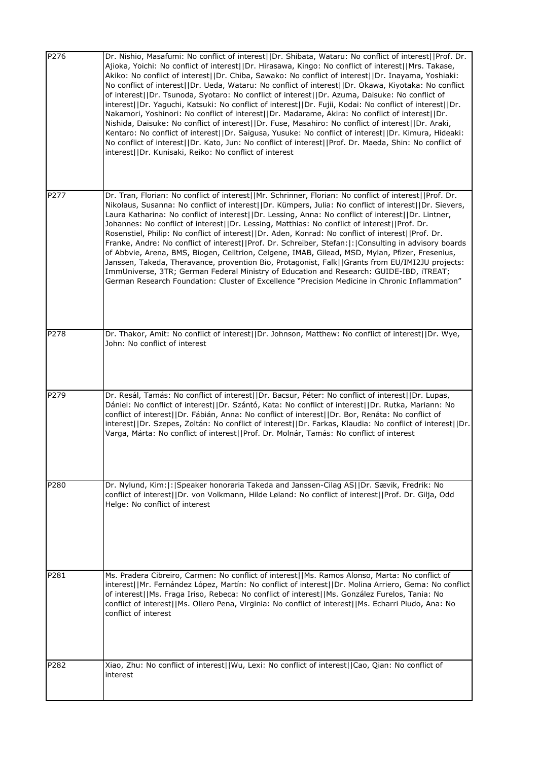| | |
|---|---|
| P276 | Dr. Nishio, Masafumi: No conflict of interest\|\|Dr. Shibata, Wataru: No conflict of interest\|\|Prof. Dr. Ajioka, Yoichi: No conflict of interest\|\|Dr. Hirasawa, Kingo: No conflict of interest\|\|Mrs. Takase, Akiko: No conflict of interest\|\|Dr. Chiba, Sawako: No conflict of interest\|\|Dr. Inayama, Yoshiaki: No conflict of interest\|\|Dr. Ueda, Wataru: No conflict of interest\|\|Dr. Okawa, Kiyotaka: No conflict of interest\|\|Dr. Tsunoda, Syotaro: No conflict of interest\|\|Dr. Azuma, Daisuke: No conflict of interest\|\|Dr. Yaguchi, Katsuki: No conflict of interest\|\|Dr. Fujii, Kodai: No conflict of interest\|\|Dr. Nakamori, Yoshinori: No conflict of interest\|\|Dr. Madarame, Akira: No conflict of interest\|\|Dr. Nishida, Daisuke: No conflict of interest\|\|Dr. Fuse, Masahiro: No conflict of interest\|\|Dr. Araki, Kentaro: No conflict of interest\|\|Dr. Saigusa, Yusuke: No conflict of interest\|\|Dr. Kimura, Hideaki: No conflict of interest\|\|Dr. Kato, Jun: No conflict of interest\|\|Prof. Dr. Maeda, Shin: No conflict of interest\|\|Dr. Kunisaki, Reiko: No conflict of interest |
| P277 | Dr. Tran, Florian: No conflict of interest\|\|Mr. Schrinner, Florian: No conflict of interest\|\|Prof. Dr. Nikolaus, Susanna: No conflict of interest\|\|Dr. Kümpers, Julia: No conflict of interest\|\|Dr. Sievers, Laura Katharina: No conflict of interest\|\|Dr. Lessing, Anna: No conflict of interest\|\|Dr. Lintner, Johannes: No conflict of interest\|\|Dr. Lessing, Matthias: No conflict of interest\|\|Prof. Dr. Rosenstiel, Philip: No conflict of interest\|\|Dr. Aden, Konrad: No conflict of interest\|\|Prof. Dr. Franke, Andre: No conflict of interest\|\|Prof. Dr. Schreiber, Stefan:\|:\|Consulting in advisory boards of Abbvie, Arena, BMS, Biogen, Celltrion, Celgene, IMAB, Gilead, MSD, Mylan, Pfizer, Fresenius, Janssen, Takeda, Theravance, provention Bio, Protagonist, Falk\|\|Grants from EU/IMI2JU projects: ImmUniverse, 3TR; German Federal Ministry of Education and Research: GUIDE-IBD, iTREAT; German Research Foundation: Cluster of Excellence "Precision Medicine in Chronic Inflammation" |
| P278 | Dr. Thakor, Amit: No conflict of interest\|\|Dr. Johnson, Matthew: No conflict of interest\|\|Dr. Wye, John: No conflict of interest |
| P279 | Dr. Resál, Tamás: No conflict of interest\|\|Dr. Bacsur, Péter: No conflict of interest\|\|Dr. Lupas, Dániel: No conflict of interest\|\|Dr. Szántó, Kata: No conflict of interest\|\|Dr. Rutka, Mariann: No conflict of interest\|\|Dr. Fábián, Anna: No conflict of interest\|\|Dr. Bor, Renáta: No conflict of interest\|\|Dr. Szepes, Zoltán: No conflict of interest\|\|Dr. Farkas, Klaudia: No conflict of interest\|\|Dr. Varga, Márta: No conflict of interest\|\|Prof. Dr. Molnár, Tamás: No conflict of interest |
| P280 | Dr. Nylund, Kim:\|:\|Speaker honoraria Takeda and Janssen-Cilag AS\|\|Dr. Sævik, Fredrik: No conflict of interest\|\|Dr. von Volkmann, Hilde Løland: No conflict of interest\|\|Prof. Dr. Gilja, Odd Helge: No conflict of interest |
| P281 | Ms. Pradera Cibreiro, Carmen: No conflict of interest\|\|Ms. Ramos Alonso, Marta: No conflict of interest\|\|Mr. Fernández López, Martín: No conflict of interest\|\|Dr. Molina Arriero, Gema: No conflict of interest\|\|Ms. Fraga Iriso, Rebeca: No conflict of interest\|\|Ms. González Furelos, Tania: No conflict of interest\|\|Ms. Ollero Pena, Virginia: No conflict of interest\|\|Ms. Echarri Piudo, Ana: No conflict of interest |
| P282 | Xiao, Zhu: No conflict of interest\|\|Wu, Lexi: No conflict of interest\|\|Cao, Qian: No conflict of interest |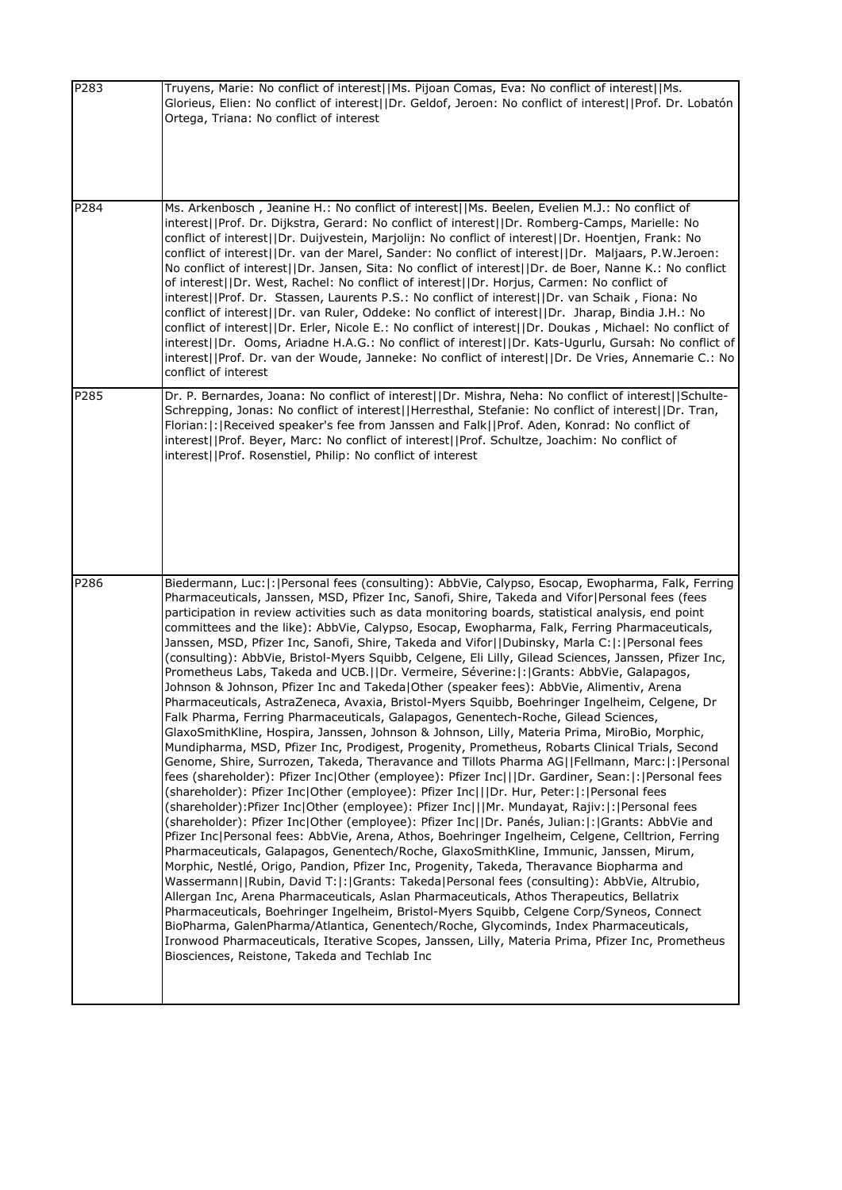| | |
|---|---|
| P283 | Truyens, Marie: No conflict of interest\|\|Ms. Pijoan Comas, Eva: No conflict of interest\|\|Ms. Glorieus, Elien: No conflict of interest\|\|Dr. Geldof, Jeroen: No conflict of interest\|\|Prof. Dr. Lobatón Ortega, Triana: No conflict of interest |
| P284 | Ms. Arkenbosch , Jeanine H.: No conflict of interest\|\|Ms. Beelen, Evelien M.J.: No conflict of interest\|\|Prof. Dr. Dijkstra, Gerard: No conflict of interest\|\|Dr. Romberg-Camps, Marielle: No conflict of interest\|\|Dr. Duijvestein, Marjolijn: No conflict of interest\|\|Dr. Hoentjen, Frank: No conflict of interest\|\|Dr. van der Marel, Sander: No conflict of interest\|\|Dr.  Maljaars, P.W.Jeroen: No conflict of interest\|\|Dr. Jansen, Sita: No conflict of interest\|\|Dr. de Boer, Nanne K.: No conflict of interest\|\|Dr. West, Rachel: No conflict of interest\|\|Dr. Horjus, Carmen: No conflict of interest\|\|Prof. Dr.  Stassen, Laurents P.S.: No conflict of interest\|\|Dr. van Schaik , Fiona: No conflict of interest\|\|Dr. van Ruler, Oddeke: No conflict of interest\|\|Dr.  Jharap, Bindia J.H.: No conflict of interest\|\|Dr. Erler, Nicole E.: No conflict of interest\|\|Dr. Doukas , Michael: No conflict of interest\|\|Dr.  Ooms, Ariadne H.A.G.: No conflict of interest\|\|Dr. Kats-Ugurlu, Gursah: No conflict of interest\|\|Prof. Dr. van der Woude, Janneke: No conflict of interest\|\|Dr. De Vries, Annemarie C.: No conflict of interest |
| P285 | Dr. P. Bernardes, Joana: No conflict of interest\|\|Dr. Mishra, Neha: No conflict of interest\|\|Schulte-Schrepping, Jonas: No conflict of interest\|\|Herresthal, Stefanie: No conflict of interest\|\|Dr. Tran, Florian:\|:\|Received speaker's fee from Janssen and Falk\|\|Prof. Aden, Konrad: No conflict of interest\|\|Prof. Beyer, Marc: No conflict of interest\|\|Prof. Schultze, Joachim: No conflict of interest\|\|Prof. Rosenstiel, Philip: No conflict of interest |
| P286 | Biedermann, Luc:\|:\|Personal fees (consulting): AbbVie, Calypso, Esocap, Ewopharma, Falk, Ferring Pharmaceuticals, Janssen, MSD, Pfizer Inc, Sanofi, Shire, Takeda and Vifor\|Personal fees (fees participation in review activities such as data monitoring boards, statistical analysis, end point committees and the like): AbbVie, Calypso, Esocap, Ewopharma, Falk, Ferring Pharmaceuticals, Janssen, MSD, Pfizer Inc, Sanofi, Shire, Takeda and Vifor\|\|Dubinsky, Marla C:\|:\|Personal fees (consulting): AbbVie, Bristol-Myers Squibb, Celgene, Eli Lilly, Gilead Sciences, Janssen, Pfizer Inc, Prometheus Labs, Takeda and UCB.\|\|Dr. Vermeire, Séverine:\|:\|Grants: AbbVie, Galapagos, Johnson & Johnson, Pfizer Inc and Takeda\|Other (speaker fees): AbbVie, Alimentiv, Arena Pharmaceuticals, AstraZeneca, Avaxia, Bristol-Myers Squibb, Boehringer Ingelheim, Celgene, Dr Falk Pharma, Ferring Pharmaceuticals, Galapagos, Genentech-Roche, Gilead Sciences, GlaxoSmithKline, Hospira, Janssen, Johnson & Johnson, Lilly, Materia Prima, MiroBio, Morphic, Mundipharma, MSD, Pfizer Inc, Prodigest, Progenity, Prometheus, Robarts Clinical Trials, Second Genome, Shire, Surrozen, Takeda, Theravance and Tillots Pharma AG\|\|Fellmann, Marc:\|:\|Personal fees (shareholder): Pfizer Inc\|Other (employee): Pfizer Inc\|\|\|Dr. Gardiner, Sean:\|:\|Personal fees (shareholder): Pfizer Inc\|Other (employee): Pfizer Inc\|\|\|Dr. Hur, Peter:\|:\|Personal fees (shareholder):Pfizer Inc\|Other (employee): Pfizer Inc\|\|\|Mr. Mundayat, Rajiv:\|:\|Personal fees (shareholder): Pfizer Inc\|Other (employee): Pfizer Inc\|\|Dr. Panés, Julian:\|:\|Grants: AbbVie and Pfizer Inc\|Personal fees: AbbVie, Arena, Athos, Boehringer Ingelheim, Celgene, Celltrion, Ferring Pharmaceuticals, Galapagos, Genentech/Roche, GlaxoSmithKline, Immunic, Janssen, Mirum, Morphic, Nestlé, Origo, Pandion, Pfizer Inc, Progenity, Takeda, Theravance Biopharma and Wassermann\|\|Rubin, David T:\|:\|Grants: Takeda\|Personal fees (consulting): AbbVie, Altrubio, Allergan Inc, Arena Pharmaceuticals, Aslan Pharmaceuticals, Athos Therapeutics, Bellatrix Pharmaceuticals, Boehringer Ingelheim, Bristol-Myers Squibb, Celgene Corp/Syneos, Connect BioPharma, GalenPharma/Atlantica, Genentech/Roche, Glycominds, Index Pharmaceuticals, Ironwood Pharmaceuticals, Iterative Scopes, Janssen, Lilly, Materia Prima, Pfizer Inc, Prometheus Biosciences, Reistone, Takeda and Techlab Inc |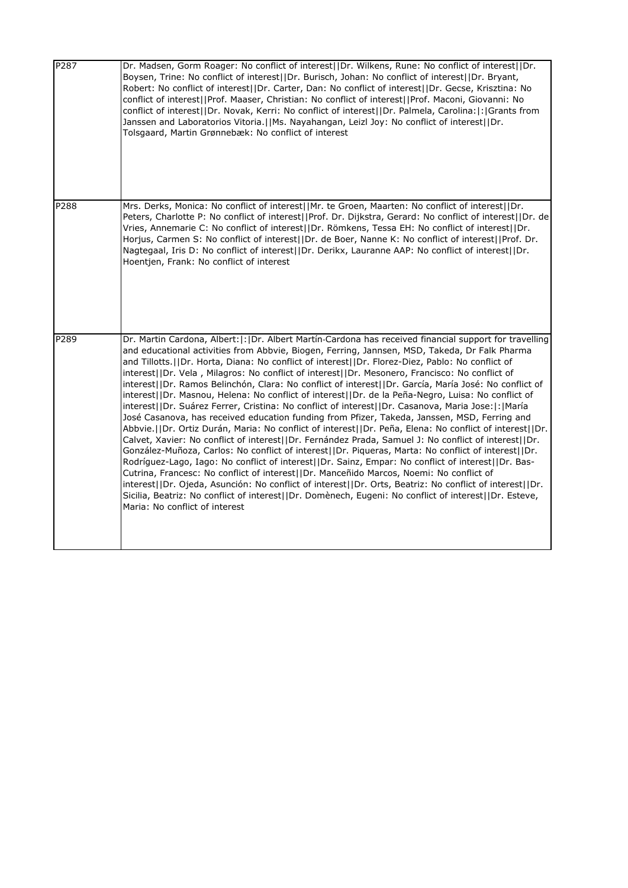| | |
|---|---|
| P287 | Dr. Madsen, Gorm Roager: No conflict of interest\|\|Dr. Wilkens, Rune: No conflict of interest\|\|Dr. Boysen, Trine: No conflict of interest\|\|Dr. Burisch, Johan: No conflict of interest\|\|Dr. Bryant, Robert: No conflict of interest\|\|Dr. Carter, Dan: No conflict of interest\|\|Dr. Gecse, Krisztina: No conflict of interest\|\|Prof. Maaser, Christian: No conflict of interest\|\|Prof. Maconi, Giovanni: No conflict of interest\|\|Dr. Novak, Kerri: No conflict of interest\|\|Dr. Palmela, Carolina:\|:\|Grants from Janssen and Laboratorios Vitoria.\|\|Ms. Nayahangan, Leizl Joy: No conflict of interest\|\|Dr. Tolsgaard, Martin Grønnebæk: No conflict of interest |
| P288 | Mrs. Derks, Monica: No conflict of interest\|\|Mr. te Groen, Maarten: No conflict of interest\|\|Dr. Peters, Charlotte P: No conflict of interest\|\|Prof. Dr. Dijkstra, Gerard: No conflict of interest\|\|Dr. de Vries, Annemarie C: No conflict of interest\|\|Dr. Römkens, Tessa EH: No conflict of interest\|\|Dr. Horjus, Carmen S: No conflict of interest\|\|Dr. de Boer, Nanne K: No conflict of interest\|\|Prof. Dr. Nagtegaal, Iris D: No conflict of interest\|\|Dr. Derikx, Lauranne AAP: No conflict of interest\|\|Dr. Hoentjen, Frank: No conflict of interest |
| P289 | Dr. Martin Cardona, Albert:\|:\|Dr. Albert Martín-Cardona has received financial support for travelling and educational activities from Abbvie, Biogen, Ferring, Jannsen, MSD, Takeda, Dr Falk Pharma and Tillotts.\|\|Dr. Horta, Diana: No conflict of interest\|\|Dr. Florez-Diez, Pablo: No conflict of interest\|\|Dr. Vela , Milagros: No conflict of interest\|\|Dr. Mesonero, Francisco: No conflict of interest\|\|Dr. Ramos Belinchón, Clara: No conflict of interest\|\|Dr. García, María José: No conflict of interest\|\|Dr. Masnou, Helena: No conflict of interest\|\|Dr. de la Peña-Negro, Luisa: No conflict of interest\|\|Dr. Suárez Ferrer, Cristina: No conflict of interest\|\|Dr. Casanova, Maria Jose:\|:\|María José Casanova, has received education funding from Pfizer, Takeda, Janssen, MSD, Ferring and Abbvie.\|\|Dr. Ortiz Durán, Maria: No conflict of interest\|\|Dr. Peña, Elena: No conflict of interest\|\|Dr. Calvet, Xavier: No conflict of interest\|\|Dr. Fernández Prada, Samuel J: No conflict of interest\|\|Dr. González-Muñoza, Carlos: No conflict of interest\|\|Dr. Piqueras, Marta: No conflict of interest\|\|Dr. Rodríguez-Lago, Iago: No conflict of interest\|\|Dr. Sainz, Empar: No conflict of interest\|\|Dr. Bas-Cutrina, Francesc: No conflict of interest\|\|Dr. Manceñido Marcos, Noemi: No conflict of interest\|\|Dr. Ojeda, Asunción: No conflict of interest\|\|Dr. Orts, Beatriz: No conflict of interest\|\|Dr. Sicilia, Beatriz: No conflict of interest\|\|Dr. Domènech, Eugeni: No conflict of interest\|\|Dr. Esteve, Maria: No conflict of interest |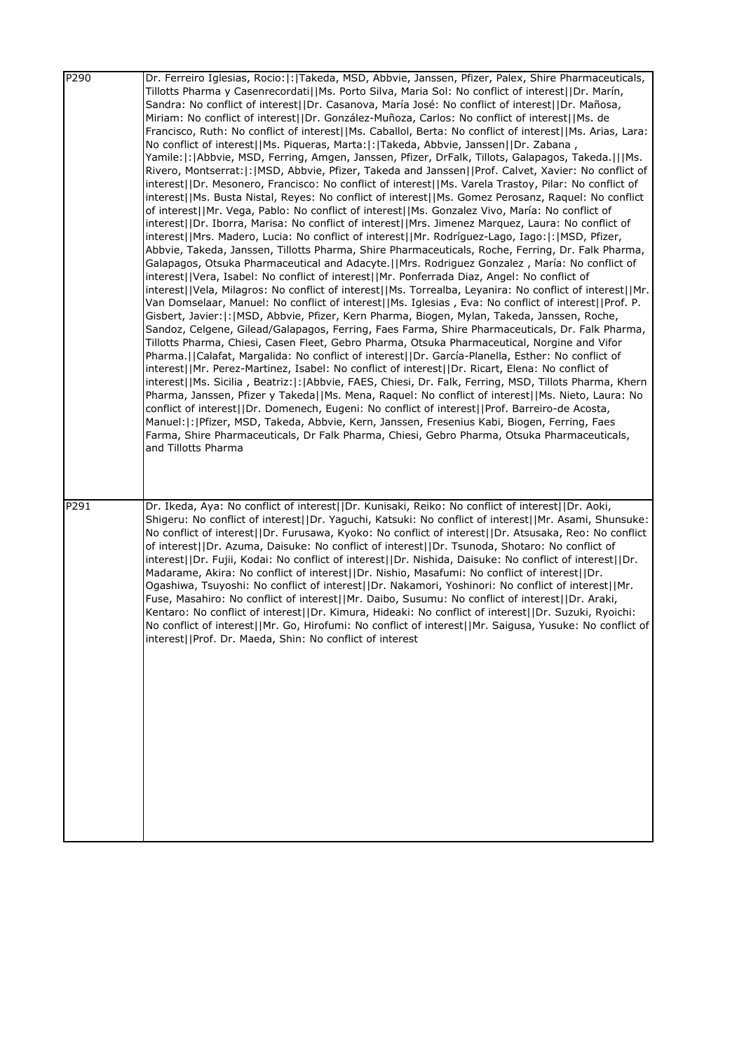| | |
|---|---|
| P290 | Dr. Ferreiro Iglesias, Rocio:\|:\|Takeda, MSD, Abbvie, Janssen, Pfizer, Palex, Shire Pharmaceuticals, Tillotts Pharma y Casenrecordati\|\|Ms. Porto Silva, Maria Sol: No conflict of interest\|\|Dr. Marín, Sandra: No conflict of interest\|\|Dr. Casanova, María José: No conflict of interest\|\|Dr. Mañosa, Miriam: No conflict of interest\|\|Dr. González-Muñoza, Carlos: No conflict of interest\|\|Ms. de Francisco, Ruth: No conflict of interest\|\|Ms. Caballol, Berta: No conflict of interest\|\|Ms. Arias, Lara: No conflict of interest\|\|Ms. Piqueras, Marta:\|:\|Takeda, Abbvie, Janssen\|\|Dr. Zabana , Yamile:\|:\|Abbvie, MSD, Ferring, Amgen, Janssen, Pfizer, DrFalk, Tillots, Galapagos, Takeda.\|\|\|Ms. Rivero, Montserrat:\|:\|MSD, Abbvie, Pfizer, Takeda and Janssen\|\|Prof. Calvet, Xavier: No conflict of interest\|\|Dr. Mesonero, Francisco: No conflict of interest\|\|Ms. Varela Trastoy, Pilar: No conflict of interest\|\|Ms. Busta Nistal, Reyes: No conflict of interest\|\|Ms. Gomez Perosanz, Raquel: No conflict of interest\|\|Mr. Vega, Pablo: No conflict of interest\|\|Ms. Gonzalez Vivo, María: No conflict of interest\|\|Dr. Iborra, Marisa: No conflict of interest\|\|Mrs. Jimenez Marquez, Laura: No conflict of interest\|\|Mrs. Madero, Lucia: No conflict of interest\|\|Mr. Rodríguez-Lago, Iago:\|:\|MSD, Pfizer, Abbvie, Takeda, Janssen, Tillotts Pharma, Shire Pharmaceuticals, Roche, Ferring, Dr. Falk Pharma, Galapagos, Otsuka Pharmaceutical and Adacyte.\|\|Mrs. Rodriguez Gonzalez , María: No conflict of interest\|\|Vera, Isabel: No conflict of interest\|\|Mr. Ponferrada Diaz, Angel: No conflict of interest\|\|Vela, Milagros: No conflict of interest\|\|Ms. Torrealba, Leyanira: No conflict of interest\|\|Mr. Van Domselaar, Manuel: No conflict of interest\|\|Ms. Iglesias , Eva: No conflict of interest\|\|Prof. P. Gisbert, Javier:\|:\|MSD, Abbvie, Pfizer, Kern Pharma, Biogen, Mylan, Takeda, Janssen, Roche, Sandoz, Celgene, Gilead/Galapagos, Ferring, Faes Farma, Shire Pharmaceuticals, Dr. Falk Pharma, Tillotts Pharma, Chiesi, Casen Fleet, Gebro Pharma, Otsuka Pharmaceutical, Norgine and Vifor Pharma.\|\|Calafat, Margalida: No conflict of interest\|\|Dr. García-Planella, Esther: No conflict of interest\|\|Mr. Perez-Martinez, Isabel: No conflict of interest\|\|Dr. Ricart, Elena: No conflict of interest\|\|Ms. Sicilia , Beatriz:\|:\|Abbvie, FAES, Chiesi, Dr. Falk, Ferring, MSD, Tillots Pharma, Khern Pharma, Janssen, Pfizer y Takeda\|\|Ms. Mena, Raquel: No conflict of interest\|\|Ms. Nieto, Laura: No conflict of interest\|\|Dr. Domenech, Eugeni: No conflict of interest\|\|Prof. Barreiro-de Acosta, Manuel:\|:\|Pfizer, MSD, Takeda, Abbvie, Kern, Janssen, Fresenius Kabi, Biogen, Ferring, Faes Farma, Shire Pharmaceuticals, Dr Falk Pharma, Chiesi, Gebro Pharma, Otsuka Pharmaceuticals, and Tillotts Pharma |
| P291 | Dr. Ikeda, Aya: No conflict of interest\|\|Dr. Kunisaki, Reiko: No conflict of interest\|\|Dr. Aoki, Shigeru: No conflict of interest\|\|Dr. Yaguchi, Katsuki: No conflict of interest\|\|Mr. Asami, Shunsuke: No conflict of interest\|\|Dr. Furusawa, Kyoko: No conflict of interest\|\|Dr. Atsusaka, Reo: No conflict of interest\|\|Dr. Azuma, Daisuke: No conflict of interest\|\|Dr. Tsunoda, Shotaro: No conflict of interest\|\|Dr. Fujii, Kodai: No conflict of interest\|\|Dr. Nishida, Daisuke: No conflict of interest\|\|Dr. Madarame, Akira: No conflict of interest\|\|Dr. Nishio, Masafumi: No conflict of interest\|\|Dr. Ogashiwa, Tsuyoshi: No conflict of interest\|\|Dr. Nakamori, Yoshinori: No conflict of interest\|\|Mr. Fuse, Masahiro: No conflict of interest\|\|Mr. Daibo, Susumu: No conflict of interest\|\|Dr. Araki, Kentaro: No conflict of interest\|\|Dr. Kimura, Hideaki: No conflict of interest\|\|Dr. Suzuki, Ryoichi: No conflict of interest\|\|Mr. Go, Hirofumi: No conflict of interest\|\|Mr. Saigusa, Yusuke: No conflict of interest\|\|Prof. Dr. Maeda, Shin: No conflict of interest |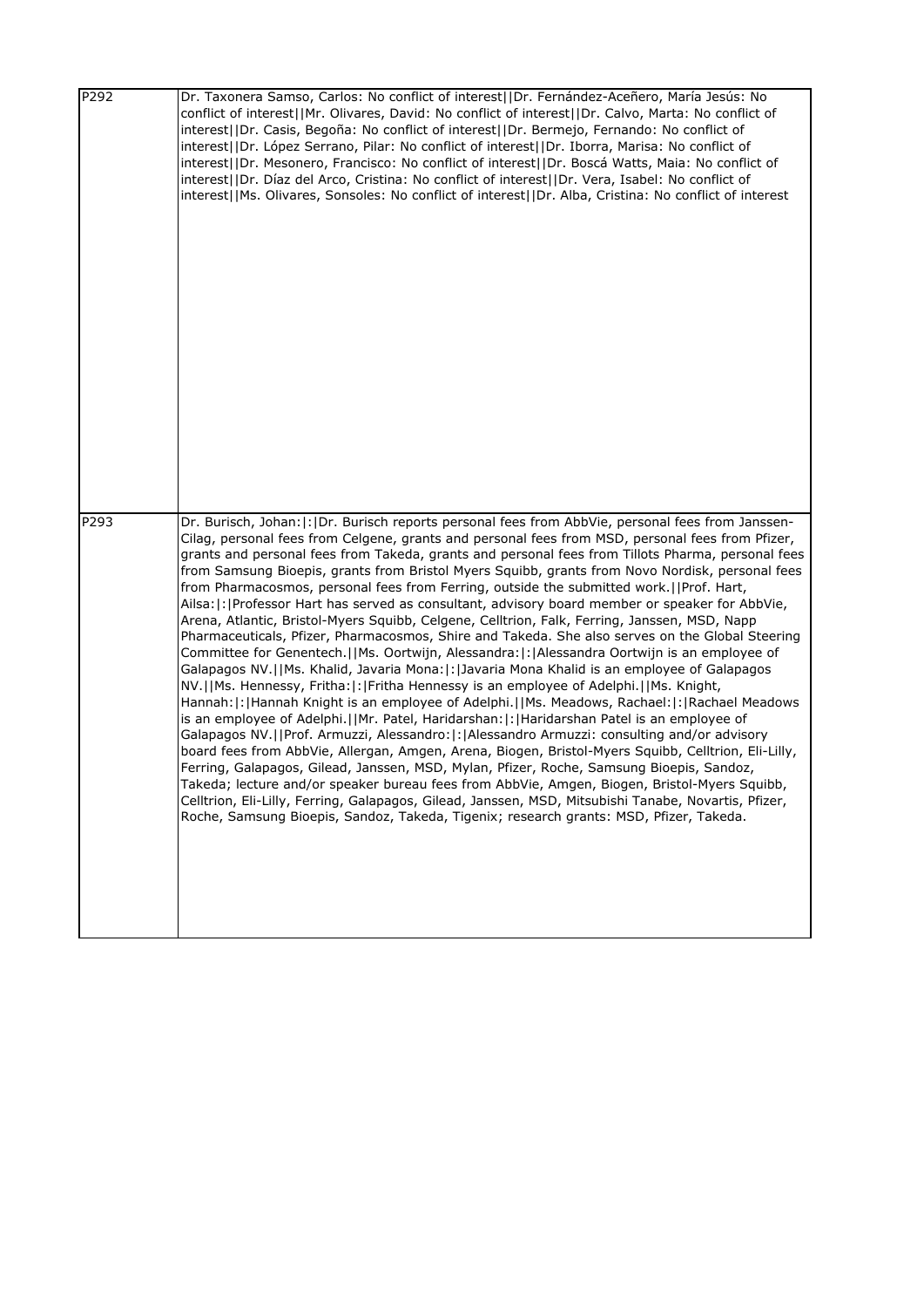| P292 | Dr. Taxonera Samso, Carlos: No conflict of interest\|\|Dr. Fernández-Aceñero, María Jesús: No conflict of interest\|\|Mr. Olivares, David: No conflict of interest\|\|Dr. Calvo, Marta: No conflict of interest\|\|Dr. Casis, Begoña: No conflict of interest\|\|Dr. Bermejo, Fernando: No conflict of interest\|\|Dr. López Serrano, Pilar: No conflict of interest\|\|Dr. Iborra, Marisa: No conflict of interest\|\|Dr. Mesonero, Francisco: No conflict of interest\|\|Dr. Boscá Watts, Maia: No conflict of interest\|\|Dr. Díaz del Arco, Cristina: No conflict of interest\|\|Dr. Vera, Isabel: No conflict of interest\|\|Ms. Olivares, Sonsoles: No conflict of interest\|\|Dr. Alba, Cristina: No conflict of interest |
|---|---|
| P293 | Dr. Burisch, Johan:\|:\|Dr. Burisch reports personal fees from AbbVie, personal fees from Janssen-Cilag, personal fees from Celgene, grants and personal fees from MSD, personal fees from Pfizer, grants and personal fees from Takeda, grants and personal fees from Tillots Pharma, personal fees from Samsung Bioepis, grants from Bristol Myers Squibb, grants from Novo Nordisk, personal fees from Pharmacosmos, personal fees from Ferring, outside the submitted work.\|\|Prof. Hart, Ailsa:\|:\|Professor Hart has served as consultant, advisory board member or speaker for AbbVie, Arena, Atlantic, Bristol-Myers Squibb, Celgene, Celltrion, Falk, Ferring, Janssen, MSD, Napp Pharmaceuticals, Pfizer, Pharmacosmos, Shire and Takeda. She also serves on the Global Steering Committee for Genentech.\|\|Ms. Oortwijn, Alessandra:\|:\|Alessandra Oortwijn is an employee of Galapagos NV.\|\|Ms. Khalid, Javaria Mona:\|:\|Javaria Mona Khalid is an employee of Galapagos NV.\|\|Ms. Hennessy, Fritha:\|:\|Fritha Hennessy is an employee of Adelphi.\|\|Ms. Knight, Hannah:\|:\|Hannah Knight is an employee of Adelphi.\|\|Ms. Meadows, Rachael:\|:\|Rachael Meadows is an employee of Adelphi.\|\|Mr. Patel, Haridarshan:\|:\|Haridarshan Patel is an employee of Galapagos NV.\|\|Prof. Armuzzi, Alessandro:\|:\|Alessandro Armuzzi: consulting and/or advisory board fees from AbbVie, Allergan, Amgen, Arena, Biogen, Bristol-Myers Squibb, Celltrion, Eli-Lilly, Ferring, Galapagos, Gilead, Janssen, MSD, Mylan, Pfizer, Roche, Samsung Bioepis, Sandoz, Takeda; lecture and/or speaker bureau fees from AbbVie, Amgen, Biogen, Bristol-Myers Squibb, Celltrion, Eli-Lilly, Ferring, Galapagos, Gilead, Janssen, MSD, Mitsubishi Tanabe, Novartis, Pfizer, Roche, Samsung Bioepis, Sandoz, Takeda, Tigenix; research grants: MSD, Pfizer, Takeda. |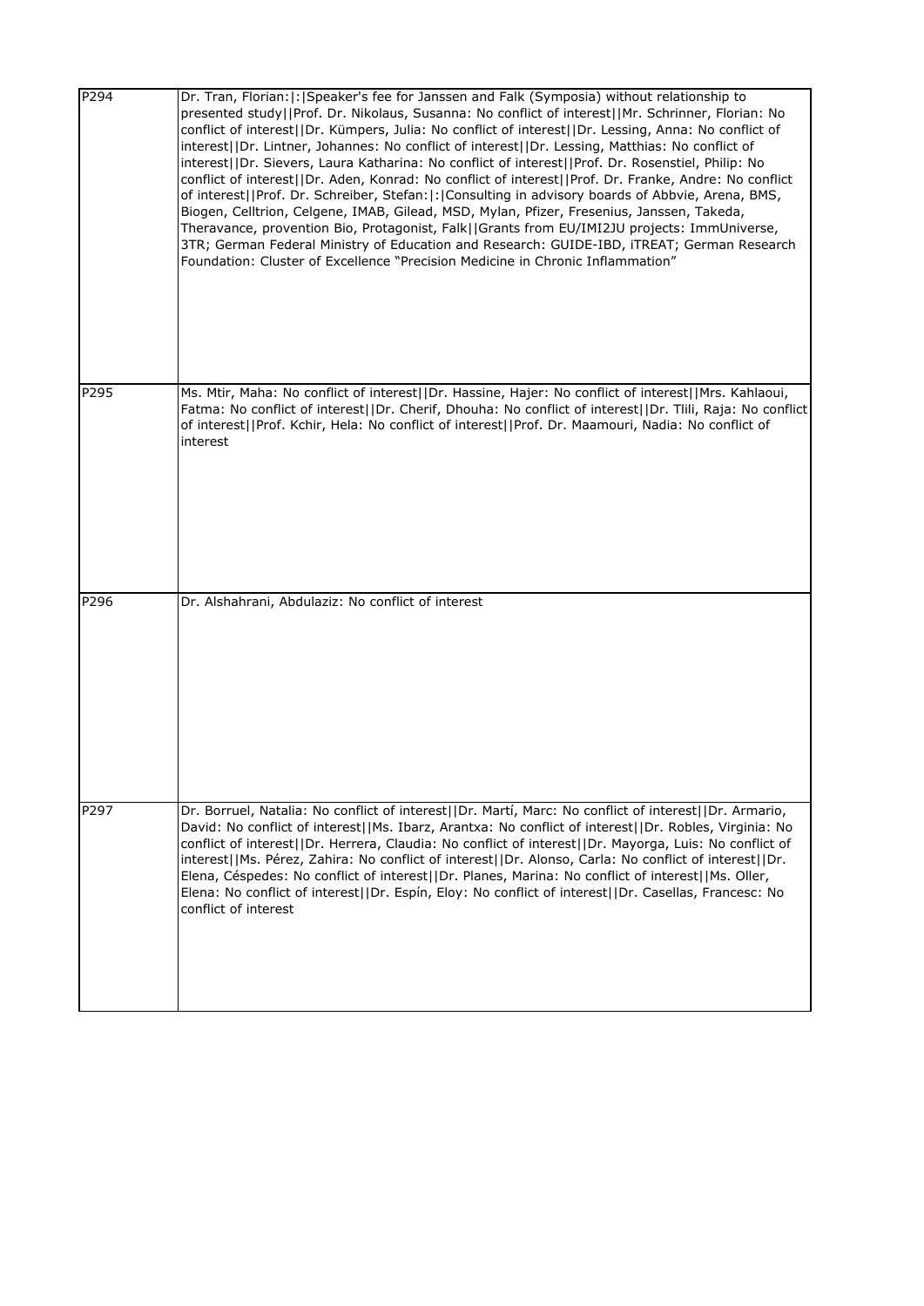| | |
|---|---|
| P294 | Dr. Tran, Florian:\|:\|Speaker's fee for Janssen and Falk (Symposia) without relationship to presented study\|\|Prof. Dr. Nikolaus, Susanna: No conflict of interest\|\|Mr. Schrinner, Florian: No conflict of interest\|\|Dr. Kümpers, Julia: No conflict of interest\|\|Dr. Lessing, Anna: No conflict of interest\|\|Dr. Lintner, Johannes: No conflict of interest\|\|Dr. Lessing, Matthias: No conflict of interest\|\|Dr. Sievers, Laura Katharina: No conflict of interest\|\|Prof. Dr. Rosenstiel, Philip: No conflict of interest\|\|Dr. Aden, Konrad: No conflict of interest\|\|Prof. Dr. Franke, Andre: No conflict of interest\|\|Prof. Dr. Schreiber, Stefan:\|:\|Consulting in advisory boards of Abbvie, Arena, BMS, Biogen, Celltrion, Celgene, IMAB, Gilead, MSD, Mylan, Pfizer, Fresenius, Janssen, Takeda, Theravance, provention Bio, Protagonist, Falk\|\|Grants from EU/IMI2JU projects: ImmUniverse, 3TR; German Federal Ministry of Education and Research: GUIDE-IBD, iTREAT; German Research Foundation: Cluster of Excellence "Precision Medicine in Chronic Inflammation" |
| P295 | Ms. Mtir, Maha: No conflict of interest\|\|Dr. Hassine, Hajer: No conflict of interest\|\|Mrs. Kahlaoui, Fatma: No conflict of interest\|\|Dr. Cherif, Dhouha: No conflict of interest\|\|Dr. Tlili, Raja: No conflict of interest\|\|Prof. Kchir, Hela: No conflict of interest\|\|Prof. Dr. Maamouri, Nadia: No conflict of interest |
| P296 | Dr. Alshahrani, Abdulaziz: No conflict of interest |
| P297 | Dr. Borruel, Natalia: No conflict of interest\|\|Dr. Martí, Marc: No conflict of interest\|\|Dr. Armario, David: No conflict of interest\|\|Ms. Ibarz, Arantxa: No conflict of interest\|\|Dr. Robles, Virginia: No conflict of interest\|\|Dr. Herrera, Claudia: No conflict of interest\|\|Dr. Mayorga, Luis: No conflict of interest\|\|Ms. Pérez, Zahira: No conflict of interest\|\|Dr. Alonso, Carla: No conflict of interest\|\|Dr. Elena, Céspedes: No conflict of interest\|\|Dr. Planes, Marina: No conflict of interest\|\|Ms. Oller, Elena: No conflict of interest\|\|Dr. Espín, Eloy: No conflict of interest\|\|Dr. Casellas, Francesc: No conflict of interest |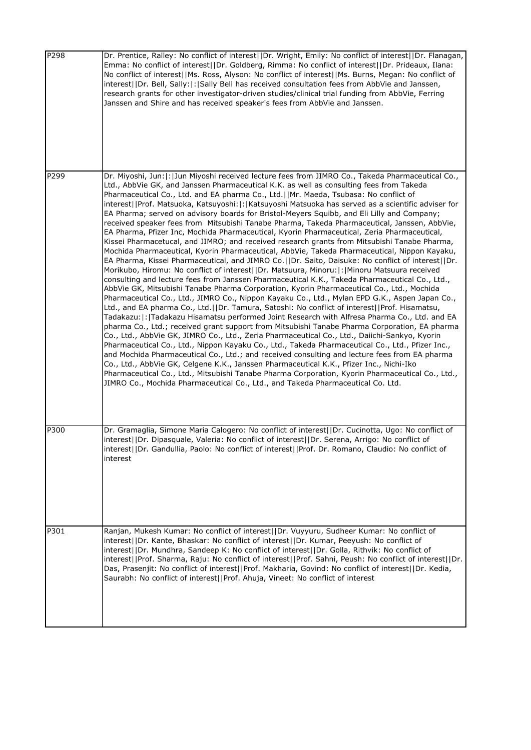| | |
|---|---|
| P298 | Dr. Prentice, Ralley: No conflict of interest\|\|Dr. Wright, Emily: No conflict of interest\|\|Dr. Flanagan, Emma: No conflict of interest\|\|Dr. Goldberg, Rimma: No conflict of interest\|\|Dr. Prideaux, Ilana: No conflict of interest\|\|Ms. Ross, Alyson: No conflict of interest\|\|Ms. Burns, Megan: No conflict of interest\|\|Dr. Bell, Sally:\|:\|Sally Bell has received consultation fees from AbbVie and Janssen, research grants for other investigator-driven studies/clinical trial funding from AbbVie, Ferring Janssen and Shire and has received speaker's fees from AbbVie and Janssen. |
| P299 | Dr. Miyoshi, Jun:\|:\|Jun Miyoshi received lecture fees from JIMRO Co., Takeda Pharmaceutical Co., Ltd., AbbVie GK, and Janssen Pharmaceutical K.K. as well as consulting fees from Takeda Pharmaceutical Co., Ltd. and EA pharma Co., Ltd.\|\|Mr. Maeda, Tsubasa: No conflict of interest\|\|Prof. Matsuoka, Katsuyoshi:\|:\|Katsuyoshi Matsuoka has served as a scientific adviser for EA Pharma; served on advisory boards for Bristol-Meyers Squibb, and Eli Lilly and Company; received speaker fees from Mitsubishi Tanabe Pharma, Takeda Pharmaceutical, Janssen, AbbVie, EA Pharma, Pfizer Inc, Mochida Pharmaceutical, Kyorin Pharmaceutical, Zeria Pharmaceutical, Kissei Pharmacetucal, and JIMRO; and received research grants from Mitsubishi Tanabe Pharma, Mochida Pharmaceutical, Kyorin Pharmaceutical, AbbVie, Takeda Pharmaceutical, Nippon Kayaku, EA Pharma, Kissei Pharmaceutical, and JIMRO Co.\|\|Dr. Saito, Daisuke: No conflict of interest\|\|Dr. Morikubo, Hiromu: No conflict of interest\|\|Dr. Matsuura, Minoru:\|:\|Minoru Matsuura received consulting and lecture fees from Janssen Pharmaceutical K.K., Takeda Pharmaceutical Co., Ltd., AbbVie GK, Mitsubishi Tanabe Pharma Corporation, Kyorin Pharmaceutical Co., Ltd., Mochida Pharmaceutical Co., Ltd., JIMRO Co., Nippon Kayaku Co., Ltd., Mylan EPD G.K., Aspen Japan Co., Ltd., and EA pharma Co., Ltd.\|\|Dr. Tamura, Satoshi: No conflict of interest\|\|Prof. Hisamatsu, Tadakazu:\|:\|Tadakazu Hisamatsu performed Joint Research with Alfresa Pharma Co., Ltd. and EA pharma Co., Ltd.; received grant support from Mitsubishi Tanabe Pharma Corporation, EA pharma Co., Ltd., AbbVie GK, JIMRO Co., Ltd., Zeria Pharmaceutical Co., Ltd., Daiichi-Sankyo, Kyorin Pharmaceutical Co., Ltd., Nippon Kayaku Co., Ltd., Takeda Pharmaceutical Co., Ltd., Pfizer Inc., and Mochida Pharmaceutical Co., Ltd.; and received consulting and lecture fees from EA pharma Co., Ltd., AbbVie GK, Celgene K.K., Janssen Pharmaceutical K.K., Pfizer Inc., Nichi-Iko Pharmaceutical Co., Ltd., Mitsubishi Tanabe Pharma Corporation, Kyorin Pharmaceutical Co., Ltd., JIMRO Co., Mochida Pharmaceutical Co., Ltd., and Takeda Pharmaceutical Co. Ltd. |
| P300 | Dr. Gramaglia, Simone Maria Calogero: No conflict of interest\|\|Dr. Cucinotta, Ugo: No conflict of interest\|\|Dr. Dipasquale, Valeria: No conflict of interest\|\|Dr. Serena, Arrigo: No conflict of interest\|\|Dr. Gandullia, Paolo: No conflict of interest\|\|Prof. Dr. Romano, Claudio: No conflict of interest |
| P301 | Ranjan, Mukesh Kumar: No conflict of interest\|\|Dr. Vuyyuru, Sudheer Kumar: No conflict of interest\|\|Dr. Kante, Bhaskar: No conflict of interest\|\|Dr. Kumar, Peeyush: No conflict of interest\|\|Dr. Mundhra, Sandeep K: No conflict of interest\|\|Dr. Golla, Rithvik: No conflict of interest\|\|Prof. Sharma, Raju: No conflict of interest\|\|Prof. Sahni, Peush: No conflict of interest\|\|Dr. Das, Prasenjit: No conflict of interest\|\|Prof. Makharia, Govind: No conflict of interest\|\|Dr. Kedia, Saurabh: No conflict of interest\|\|Prof. Ahuja, Vineet: No conflict of interest |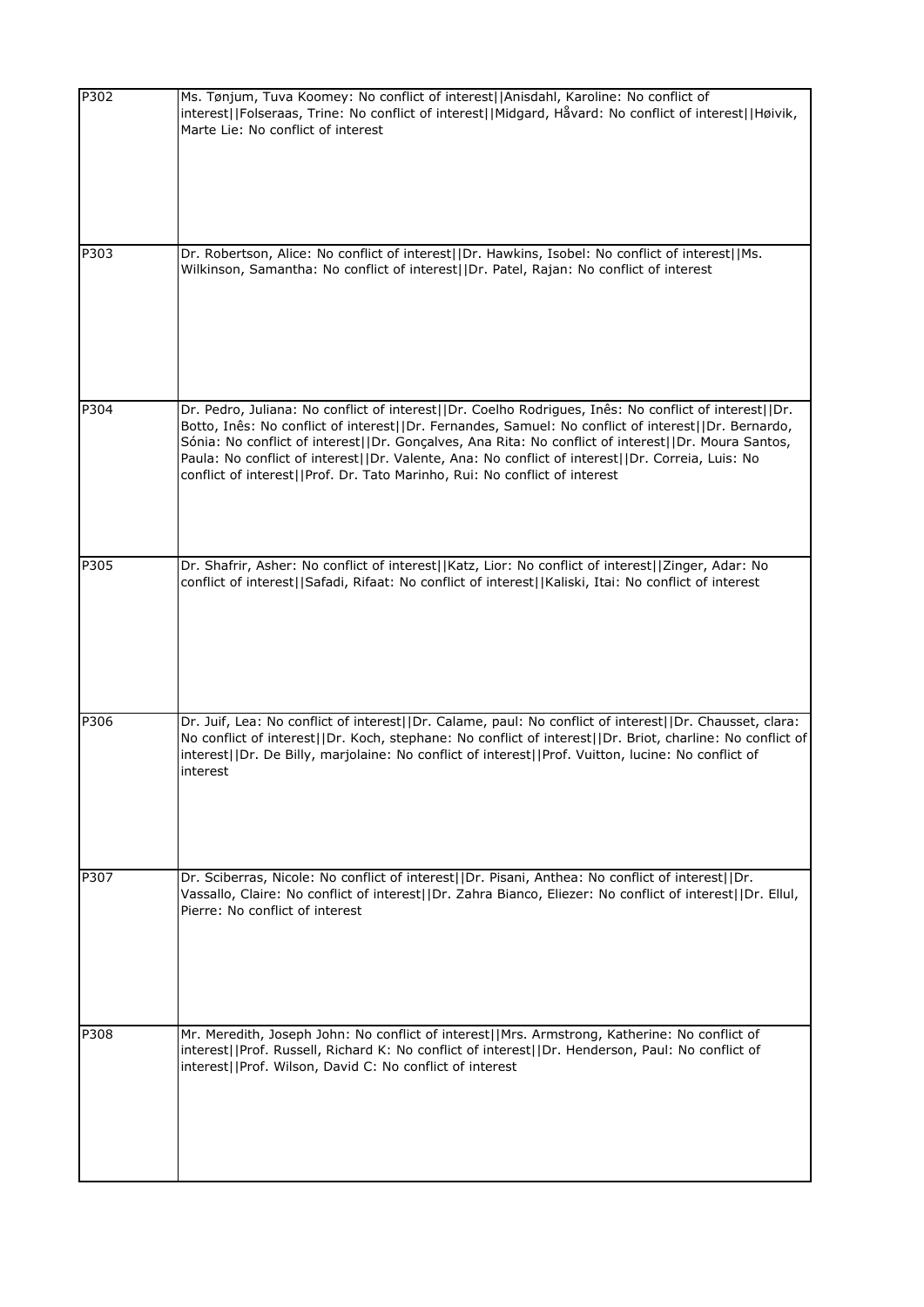| | |
|---|---|
| P302 | Ms. Tønjum, Tuva Koomey: No conflict of interest\|\|Anisdahl, Karoline: No conflict of interest\|\|Folseraas, Trine: No conflict of interest\|\|Midgard, Håvard: No conflict of interest\|\|Høivik, Marte Lie: No conflict of interest |
| P303 | Dr. Robertson, Alice: No conflict of interest\|\|Dr. Hawkins, Isobel: No conflict of interest\|\|Ms. Wilkinson, Samantha: No conflict of interest\|\|Dr. Patel, Rajan: No conflict of interest |
| P304 | Dr. Pedro, Juliana: No conflict of interest\|\|Dr. Coelho Rodrigues, Inês: No conflict of interest\|\|Dr. Botto, Inês: No conflict of interest\|\|Dr. Fernandes, Samuel: No conflict of interest\|\|Dr. Bernardo, Sónia: No conflict of interest\|\|Dr. Gonçalves, Ana Rita: No conflict of interest\|\|Dr. Moura Santos, Paula: No conflict of interest\|\|Dr. Valente, Ana: No conflict of interest\|\|Dr. Correia, Luis: No conflict of interest\|\|Prof. Dr. Tato Marinho, Rui: No conflict of interest |
| P305 | Dr. Shafrir, Asher: No conflict of interest\|\|Katz, Lior: No conflict of interest\|\|Zinger, Adar: No conflict of interest\|\|Safadi, Rifaat: No conflict of interest\|\|Kaliski, Itai: No conflict of interest |
| P306 | Dr. Juif, Lea: No conflict of interest\|\|Dr. Calame, paul: No conflict of interest\|\|Dr. Chausset, clara: No conflict of interest\|\|Dr. Koch, stephane: No conflict of interest\|\|Dr. Briot, charline: No conflict of interest\|\|Dr. De Billy, marjolaine: No conflict of interest\|\|Prof. Vuitton, lucine: No conflict of interest |
| P307 | Dr. Sciberras, Nicole: No conflict of interest\|\|Dr. Pisani, Anthea: No conflict of interest\|\|Dr. Vassallo, Claire: No conflict of interest\|\|Dr. Zahra Bianco, Eliezer: No conflict of interest\|\|Dr. Ellul, Pierre: No conflict of interest |
| P308 | Mr. Meredith, Joseph John: No conflict of interest\|\|Mrs. Armstrong, Katherine: No conflict of interest\|\|Prof. Russell, Richard K: No conflict of interest\|\|Dr. Henderson, Paul: No conflict of interest\|\|Prof. Wilson, David C: No conflict of interest |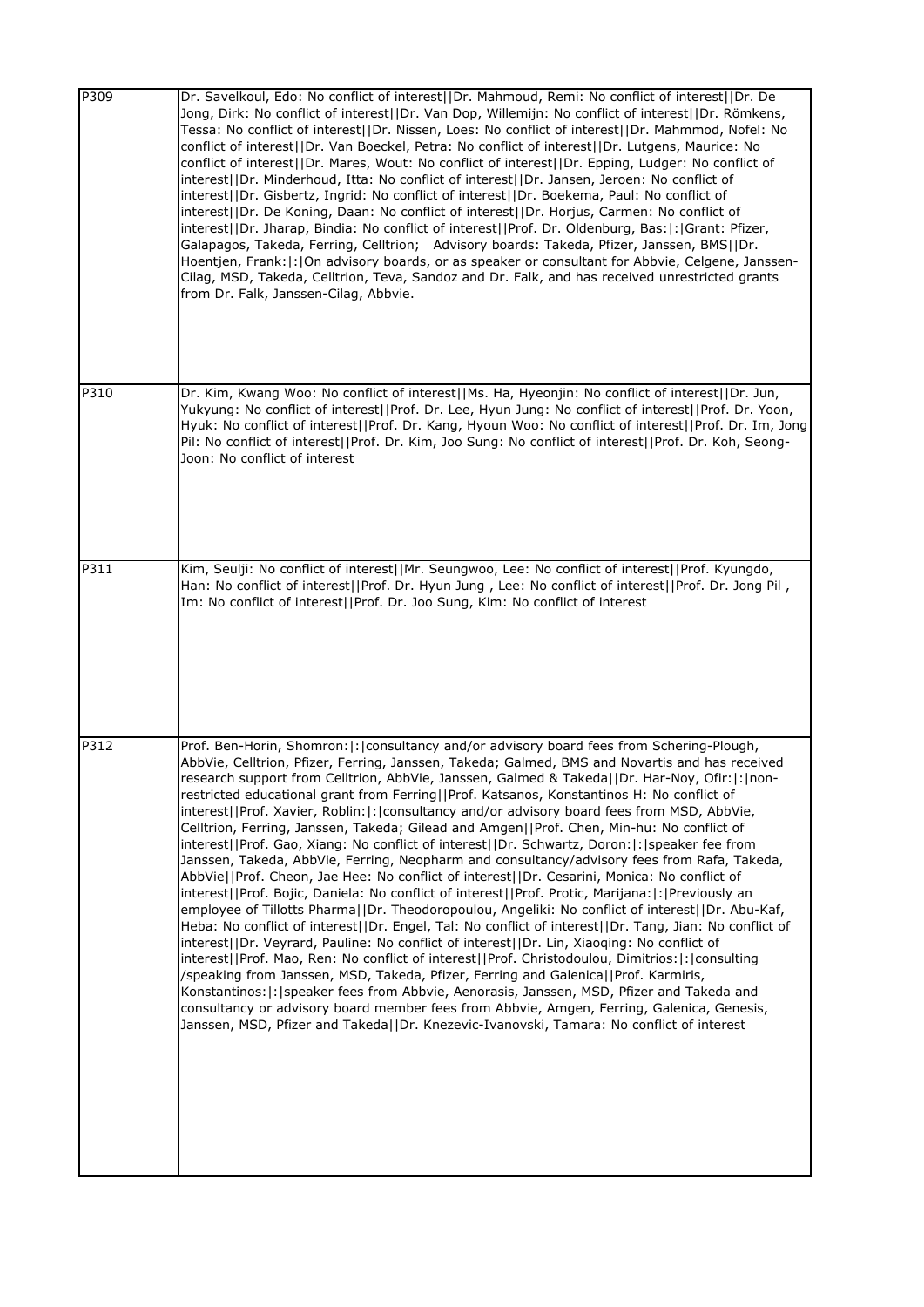| | |
|---|---|
| P309 | Dr. Savelkoul, Edo: No conflict of interest\|\|Dr. Mahmoud, Remi: No conflict of interest\|\|Dr. De Jong, Dirk: No conflict of interest\|\|Dr. Van Dop, Willemijn: No conflict of interest\|\|Dr. Römkens, Tessa: No conflict of interest\|\|Dr. Nissen, Loes: No conflict of interest\|\|Dr. Mahmmod, Nofel: No conflict of interest\|\|Dr. Van Boeckel, Petra: No conflict of interest\|\|Dr. Lutgens, Maurice: No conflict of interest\|\|Dr. Mares, Wout: No conflict of interest\|\|Dr. Epping, Ludger: No conflict of interest\|\|Dr. Minderhoud, Itta: No conflict of interest\|\|Dr. Jansen, Jeroen: No conflict of interest\|\|Dr. Gisbertz, Ingrid: No conflict of interest\|\|Dr. Boekema, Paul: No conflict of interest\|\|Dr. De Koning, Daan: No conflict of interest\|\|Dr. Horjus, Carmen: No conflict of interest\|\|Dr. Jharap, Bindia: No conflict of interest\|\|Prof. Dr. Oldenburg, Bas:\|:\|Grant: Pfizer, Galapagos, Takeda, Ferring, Celltrion;   Advisory boards: Takeda, Pfizer, Janssen, BMS\|\|Dr. Hoentjen, Frank:\|:\|On advisory boards, or as speaker or consultant for Abbvie, Celgene, Janssen-Cilag, MSD, Takeda, Celltrion, Teva, Sandoz and Dr. Falk, and has received unrestricted grants from Dr. Falk, Janssen-Cilag, Abbvie. |
| P310 | Dr. Kim, Kwang Woo: No conflict of interest\|\|Ms. Ha, Hyeonjin: No conflict of interest\|\|Dr. Jun, Yukyung: No conflict of interest\|\|Prof. Dr. Lee, Hyun Jung: No conflict of interest\|\|Prof. Dr. Yoon, Hyuk: No conflict of interest\|\|Prof. Dr. Kang, Hyoun Woo: No conflict of interest\|\|Prof. Dr. Im, Jong Pil: No conflict of interest\|\|Prof. Dr. Kim, Joo Sung: No conflict of interest\|\|Prof. Dr. Koh, Seong-Joon: No conflict of interest |
| P311 | Kim, Seulji: No conflict of interest\|\|Mr. Seungwoo, Lee: No conflict of interest\|\|Prof. Kyungdo, Han: No conflict of interest\|\|Prof. Dr. Hyun Jung , Lee: No conflict of interest\|\|Prof. Dr. Jong Pil , Im: No conflict of interest\|\|Prof. Dr. Joo Sung, Kim: No conflict of interest |
| P312 | Prof. Ben-Horin, Shomron:\|:\|consultancy and/or advisory board fees from Schering-Plough, AbbVie, Celltrion, Pfizer, Ferring, Janssen, Takeda; Galmed, BMS and Novartis and has received research support from Celltrion, AbbVie, Janssen, Galmed & Takeda\|\|Dr. Har-Noy, Ofir:\|:\|non-restricted educational grant from Ferring\|\|Prof. Katsanos, Konstantinos H: No conflict of interest\|\|Prof. Xavier, Roblin:\|:\|consultancy and/or advisory board fees from MSD, AbbVie, Celltrion, Ferring, Janssen, Takeda; Gilead and Amgen\|\|Prof. Chen, Min-hu: No conflict of interest\|\|Prof. Gao, Xiang: No conflict of interest\|\|Dr. Schwartz, Doron:\|:\|speaker fee from Janssen, Takeda, AbbVie, Ferring, Neopharm and consultancy/advisory fees from Rafa, Takeda, AbbVie\|\|Prof. Cheon, Jae Hee: No conflict of interest\|\|Dr. Cesarini, Monica: No conflict of interest\|\|Prof. Bojic, Daniela: No conflict of interest\|\|Prof. Protic, Marijana:\|:\|Previously an employee of Tillotts Pharma\|\|Dr. Theodoropoulou, Angeliki: No conflict of interest\|\|Dr. Abu-Kaf, Heba: No conflict of interest\|\|Dr. Engel, Tal: No conflict of interest\|\|Dr. Tang, Jian: No conflict of interest\|\|Dr. Veyrard, Pauline: No conflict of interest\|\|Dr. Lin, Xiaoqing: No conflict of interest\|\|Prof. Mao, Ren: No conflict of interest\|\|Prof. Christodoulou, Dimitrios:\|:\|consulting /speaking from Janssen, MSD, Takeda, Pfizer, Ferring and Galenica\|\|Prof. Karmiris, Konstantinos:\|:\|speaker fees from Abbvie, Aenorasis, Janssen, MSD, Pfizer and Takeda and consultancy or advisory board member fees from Abbvie, Amgen, Ferring, Galenica, Genesis, Janssen, MSD, Pfizer and Takeda\|\|Dr. Knezevic-Ivanovski, Tamara: No conflict of interest |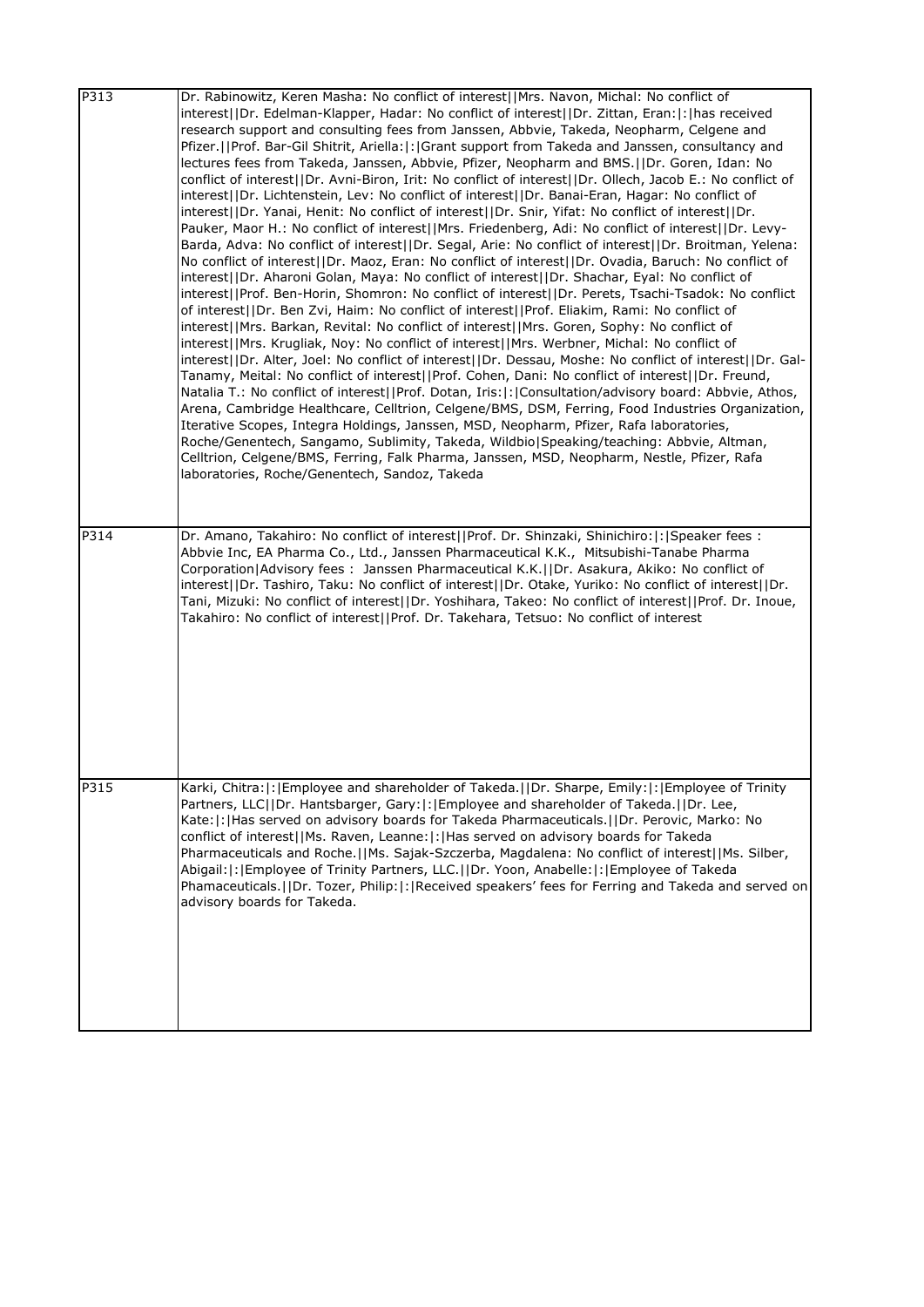| | |
|---|---|
| P313 | Dr. Rabinowitz, Keren Masha: No conflict of interest\|\|Mrs. Navon, Michal: No conflict of interest\|\|Dr. Edelman-Klapper, Hadar: No conflict of interest\|\|Dr. Zittan, Eran:\|:\|has received research support and consulting fees from Janssen, Abbvie, Takeda, Neopharm, Celgene and Pfizer.\|\|Prof. Bar-Gil Shitrit, Ariella:\|:\|Grant support from Takeda and Janssen, consultancy and lectures fees from Takeda, Janssen, Abbvie, Pfizer, Neopharm and BMS.\|\|Dr. Goren, Idan: No conflict of interest\|\|Dr. Avni-Biron, Irit: No conflict of interest\|\|Dr. Ollech, Jacob E.: No conflict of interest\|\|Dr. Lichtenstein, Lev: No conflict of interest\|\|Dr. Banai-Eran, Hagar: No conflict of interest\|\|Dr. Yanai, Henit: No conflict of interest\|\|Dr. Snir, Yifat: No conflict of interest\|\|Dr. Pauker, Maor H.: No conflict of interest\|\|Mrs. Friedenberg, Adi: No conflict of interest\|\|Dr. Levy-Barda, Adva: No conflict of interest\|\|Dr. Segal, Arie: No conflict of interest\|\|Dr. Broitman, Yelena: No conflict of interest\|\|Dr. Maoz, Eran: No conflict of interest\|\|Dr. Ovadia, Baruch: No conflict of interest\|\|Dr. Aharoni Golan, Maya: No conflict of interest\|\|Dr. Shachar, Eyal: No conflict of interest\|\|Prof. Ben-Horin, Shomron: No conflict of interest\|\|Dr. Perets, Tsachi-Tsadok: No conflict of interest\|\|Dr. Ben Zvi, Haim: No conflict of interest\|\|Prof. Eliakim, Rami: No conflict of interest\|\|Mrs. Barkan, Revital: No conflict of interest\|\|Mrs. Goren, Sophy: No conflict of interest\|\|Mrs. Krugliak, Noy: No conflict of interest\|\|Mrs. Werbner, Michal: No conflict of interest\|\|Dr. Alter, Joel: No conflict of interest\|\|Dr. Dessau, Moshe: No conflict of interest\|\|Dr. Gal-Tanamy, Meital: No conflict of interest\|\|Prof. Cohen, Dani: No conflict of interest\|\|Dr. Freund, Natalia T.: No conflict of interest\|\|Prof. Dotan, Iris:\|:\|Consultation/advisory board: Abbvie, Athos, Arena, Cambridge Healthcare, Celltrion, Celgene/BMS, DSM, Ferring, Food Industries Organization, Iterative Scopes, Integra Holdings, Janssen, MSD, Neopharm, Pfizer, Rafa laboratories, Roche/Genentech, Sangamo, Sublimity, Takeda, Wildbio\|Speaking/teaching: Abbvie, Altman, Celltrion, Celgene/BMS, Ferring, Falk Pharma, Janssen, MSD, Neopharm, Nestle, Pfizer, Rafa laboratories, Roche/Genentech, Sandoz, Takeda |
| P314 | Dr. Amano, Takahiro: No conflict of interest\|\|Prof. Dr. Shinzaki, Shinichiro:\|:\|Speaker fees : Abbvie Inc, EA Pharma Co., Ltd., Janssen Pharmaceutical K.K., Mitsubishi-Tanabe Pharma Corporation\|Advisory fees : Janssen Pharmaceutical K.K.\|\|Dr. Asakura, Akiko: No conflict of interest\|\|Dr. Tashiro, Taku: No conflict of interest\|\|Dr. Otake, Yuriko: No conflict of interest\|\|Dr. Tani, Mizuki: No conflict of interest\|\|Dr. Yoshihara, Takeo: No conflict of interest\|\|Prof. Dr. Inoue, Takahiro: No conflict of interest\|\|Prof. Dr. Takehara, Tetsuo: No conflict of interest |
| P315 | Karki, Chitra:\|:\|Employee and shareholder of Takeda.\|\|Dr. Sharpe, Emily:\|:\|Employee of Trinity Partners, LLC\|\|Dr. Hantsbarger, Gary:\|:\|Employee and shareholder of Takeda.\|\|Dr. Lee, Kate:\|:\|Has served on advisory boards for Takeda Pharmaceuticals.\|\|Dr. Perovic, Marko: No conflict of interest\|\|Ms. Raven, Leanne:\|:\|Has served on advisory boards for Takeda Pharmaceuticals and Roche.\|\|Ms. Sajak-Szczerba, Magdalena: No conflict of interest\|\|Ms. Silber, Abigail:\|:\|Employee of Trinity Partners, LLC.\|\|Dr. Yoon, Anabelle:\|:\|Employee of Takeda Phamaceuticals.\|\|Dr. Tozer, Philip:\|:\|Received speakers' fees for Ferring and Takeda and served on advisory boards for Takeda. |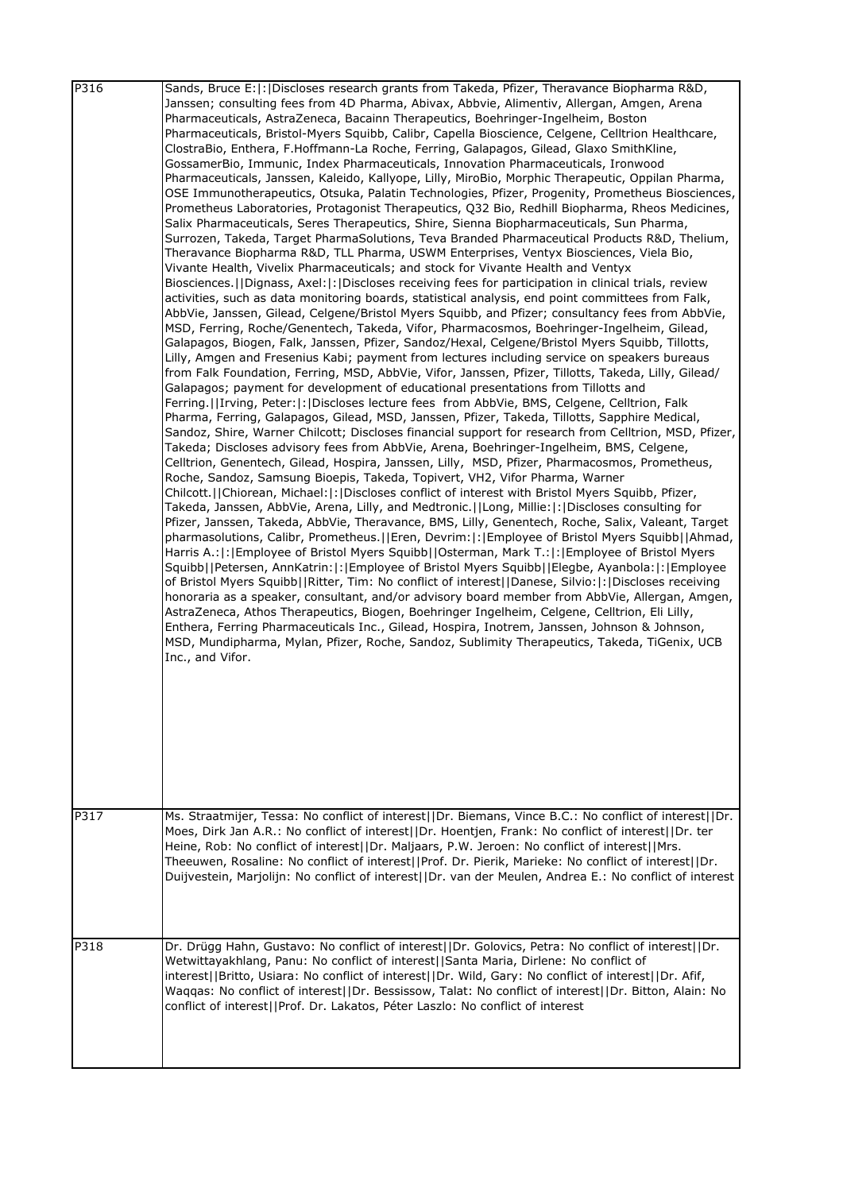| | |
|---|---|
| P316 | Sands, Bruce E:\|:\|Discloses research grants from Takeda, Pfizer, Theravance Biopharma R&D, Janssen; consulting fees from 4D Pharma, Abivax, Abbvie, Alimentiv, Allergan, Amgen, Arena Pharmaceuticals, AstraZeneca, Bacainn Therapeutics, Boehringer-Ingelheim, Boston Pharmaceuticals, Bristol-Myers Squibb, Calibr, Capella Bioscience, Celgene, Celltrion Healthcare, ClostraBio, Enthera, F.Hoffmann-La Roche, Ferring, Galapagos, Gilead, Glaxo SmithKline, GossamerBio, Immunic, Index Pharmaceuticals, Innovation Pharmaceuticals, Ironwood Pharmaceuticals, Janssen, Kaleido, Kallyope, Lilly, MiroBio, Morphic Therapeutic, Oppilan Pharma, OSE Immunotherapeutics, Otsuka, Palatin Technologies, Pfizer, Progenity, Prometheus Biosciences, Prometheus Laboratories, Protagonist Therapeutics, Q32 Bio, Redhill Biopharma, Rheos Medicines, Salix Pharmaceuticals, Seres Therapeutics, Shire, Sienna Biopharmaceuticals, Sun Pharma, Surrozen, Takeda, Target PharmaSolutions, Teva Branded Pharmaceutical Products R&D, Thelium, Theravance Biopharma R&D, TLL Pharma, USWM Enterprises, Ventyx Biosciences, Viela Bio, Vivante Health, Vivelix Pharmaceuticals; and stock for Vivante Health and Ventyx Biosciences.\|\|Dignass, Axel:\|:\|Discloses receiving fees for participation in clinical trials, review activities, such as data monitoring boards, statistical analysis, end point committees from Falk, AbbVie, Janssen, Gilead, Celgene/Bristol Myers Squibb, and Pfizer; consultancy fees from AbbVie, MSD, Ferring, Roche/Genentech, Takeda, Vifor, Pharmacosmos, Boehringer-Ingelheim, Gilead, Galapagos, Biogen, Falk, Janssen, Pfizer, Sandoz/Hexal, Celgene/Bristol Myers Squibb, Tillotts, Lilly, Amgen and Fresenius Kabi; payment from lectures including service on speakers bureaus from Falk Foundation, Ferring, MSD, AbbVie, Vifor, Janssen, Pfizer, Tillotts, Takeda, Lilly, Gilead/ Galapagos; payment for development of educational presentations from Tillotts and Ferring.\|\|Irving, Peter:\|:\|Discloses lecture fees from AbbVie, BMS, Celgene, Celltrion, Falk Pharma, Ferring, Galapagos, Gilead, MSD, Janssen, Pfizer, Takeda, Tillotts, Sapphire Medical, Sandoz, Shire, Warner Chilcott; Discloses financial support for research from Celltrion, MSD, Pfizer, Takeda; Discloses advisory fees from AbbVie, Arena, Boehringer-Ingelheim, BMS, Celgene, Celltrion, Genentech, Gilead, Hospira, Janssen, Lilly, MSD, Pfizer, Pharmacosmos, Prometheus, Roche, Sandoz, Samsung Bioepis, Takeda, Topivert, VH2, Vifor Pharma, Warner Chilcott.\|\|Chiorean, Michael:\|:\|Discloses conflict of interest with Bristol Myers Squibb, Pfizer, Takeda, Janssen, AbbVie, Arena, Lilly, and Medtronic.\|\|Long, Millie:\|:\|Discloses consulting for Pfizer, Janssen, Takeda, AbbVie, Theravance, BMS, Lilly, Genentech, Roche, Salix, Valeant, Target pharmasolutions, Calibr, Prometheus.\|\|Eren, Devrim:\|:\|Employee of Bristol Myers Squibb\|\|Ahmad, Harris A.:\|:\|Employee of Bristol Myers Squibb\|\|Osterman, Mark T.:\|:\|Employee of Bristol Myers Squibb\|\|Petersen, AnnKatrin:\|:\|Employee of Bristol Myers Squibb\|\|Elegbe, Ayanbola:\|:\|Employee of Bristol Myers Squibb\|\|Ritter, Tim: No conflict of interest\|\|Danese, Silvio:\|:\|Discloses receiving honoraria as a speaker, consultant, and/or advisory board member from AbbVie, Allergan, Amgen, AstraZeneca, Athos Therapeutics, Biogen, Boehringer Ingelheim, Celgene, Celltrion, Eli Lilly, Enthera, Ferring Pharmaceuticals Inc., Gilead, Hospira, Inotrem, Janssen, Johnson & Johnson, MSD, Mundipharma, Mylan, Pfizer, Roche, Sandoz, Sublimity Therapeutics, Takeda, TiGenix, UCB Inc., and Vifor. |
| P317 | Ms. Straatmijer, Tessa: No conflict of interest\|\|Dr. Biemans, Vince B.C.: No conflict of interest\|\|Dr. Moes, Dirk Jan A.R.: No conflict of interest\|\|Dr. Hoentjen, Frank: No conflict of interest\|\|Dr. ter Heine, Rob: No conflict of interest\|\|Dr. Maljaars, P.W. Jeroen: No conflict of interest\|\|Mrs. Theeuwen, Rosaline: No conflict of interest\|\|Prof. Dr. Pierik, Marieke: No conflict of interest\|\|Dr. Duijvestein, Marjolijn: No conflict of interest\|\|Dr. van der Meulen, Andrea E.: No conflict of interest |
| P318 | Dr. Drügg Hahn, Gustavo: No conflict of interest\|\|Dr. Golovics, Petra: No conflict of interest\|\|Dr. Wetwittayakhlang, Panu: No conflict of interest\|\|Santa Maria, Dirlene: No conflict of interest\|\|Britto, Usiara: No conflict of interest\|\|Dr. Wild, Gary: No conflict of interest\|\|Dr. Afif, Waqqas: No conflict of interest\|\|Dr. Bessissow, Talat: No conflict of interest\|\|Dr. Bitton, Alain: No conflict of interest\|\|Prof. Dr. Lakatos, Péter Laszlo: No conflict of interest |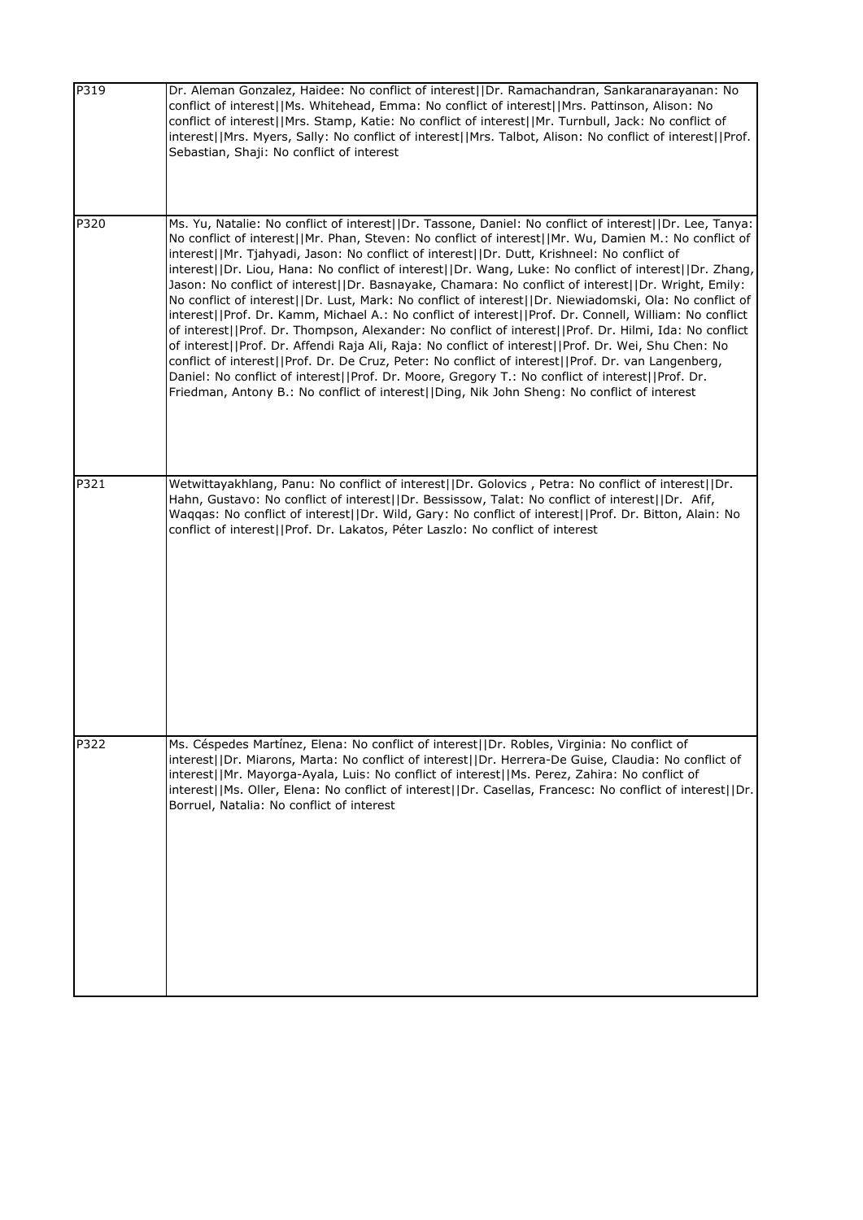| | |
|---|---|
| P319 | Dr. Aleman Gonzalez, Haidee: No conflict of interest\|\|Dr. Ramachandran, Sankaranarayanan: No conflict of interest\|\|Ms. Whitehead, Emma: No conflict of interest\|\|Mrs. Pattinson, Alison: No conflict of interest\|\|Mrs. Stamp, Katie: No conflict of interest\|\|Mr. Turnbull, Jack: No conflict of interest\|\|Mrs. Myers, Sally: No conflict of interest\|\|Mrs. Talbot, Alison: No conflict of interest\|\|Prof. Sebastian, Shaji: No conflict of interest |
| P320 | Ms. Yu, Natalie: No conflict of interest\|\|Dr. Tassone, Daniel: No conflict of interest\|\|Dr. Lee, Tanya: No conflict of interest\|\|Mr. Phan, Steven: No conflict of interest\|\|Mr. Wu, Damien M.: No conflict of interest\|\|Mr. Tjahyadi, Jason: No conflict of interest\|\|Dr. Dutt, Krishneel: No conflict of interest\|\|Dr. Liou, Hana: No conflict of interest\|\|Dr. Wang, Luke: No conflict of interest\|\|Dr. Zhang, Jason: No conflict of interest\|\|Dr. Basnayake, Chamara: No conflict of interest\|\|Dr. Wright, Emily: No conflict of interest\|\|Dr. Lust, Mark: No conflict of interest\|\|Dr. Niewiadomski, Ola: No conflict of interest\|\|Prof. Dr. Kamm, Michael A.: No conflict of interest\|\|Prof. Dr. Connell, William: No conflict of interest\|\|Prof. Dr. Thompson, Alexander: No conflict of interest\|\|Prof. Dr. Hilmi, Ida: No conflict of interest\|\|Prof. Dr. Affendi Raja Ali, Raja: No conflict of interest\|\|Prof. Dr. Wei, Shu Chen: No conflict of interest\|\|Prof. Dr. De Cruz, Peter: No conflict of interest\|\|Prof. Dr. van Langenberg, Daniel: No conflict of interest\|\|Prof. Dr. Moore, Gregory T.: No conflict of interest\|\|Prof. Dr. Friedman, Antony B.: No conflict of interest\|\|Ding, Nik John Sheng: No conflict of interest |
| P321 | Wetwittayakhlang, Panu: No conflict of interest\|\|Dr. Golovics , Petra: No conflict of interest\|\|Dr. Hahn, Gustavo: No conflict of interest\|\|Dr. Bessissow, Talat: No conflict of interest\|\|Dr. Afif, Waqqas: No conflict of interest\|\|Dr. Wild, Gary: No conflict of interest\|\|Prof. Dr. Bitton, Alain: No conflict of interest\|\|Prof. Dr. Lakatos, Péter Laszlo: No conflict of interest |
| P322 | Ms. Céspedes Martínez, Elena: No conflict of interest\|\|Dr. Robles, Virginia: No conflict of interest\|\|Dr. Miarons, Marta: No conflict of interest\|\|Dr. Herrera-De Guise, Claudia: No conflict of interest\|\|Mr. Mayorga-Ayala, Luis: No conflict of interest\|\|Ms. Perez, Zahira: No conflict of interest\|\|Ms. Oller, Elena: No conflict of interest\|\|Dr. Casellas, Francesc: No conflict of interest\|\|Dr. Borruel, Natalia: No conflict of interest |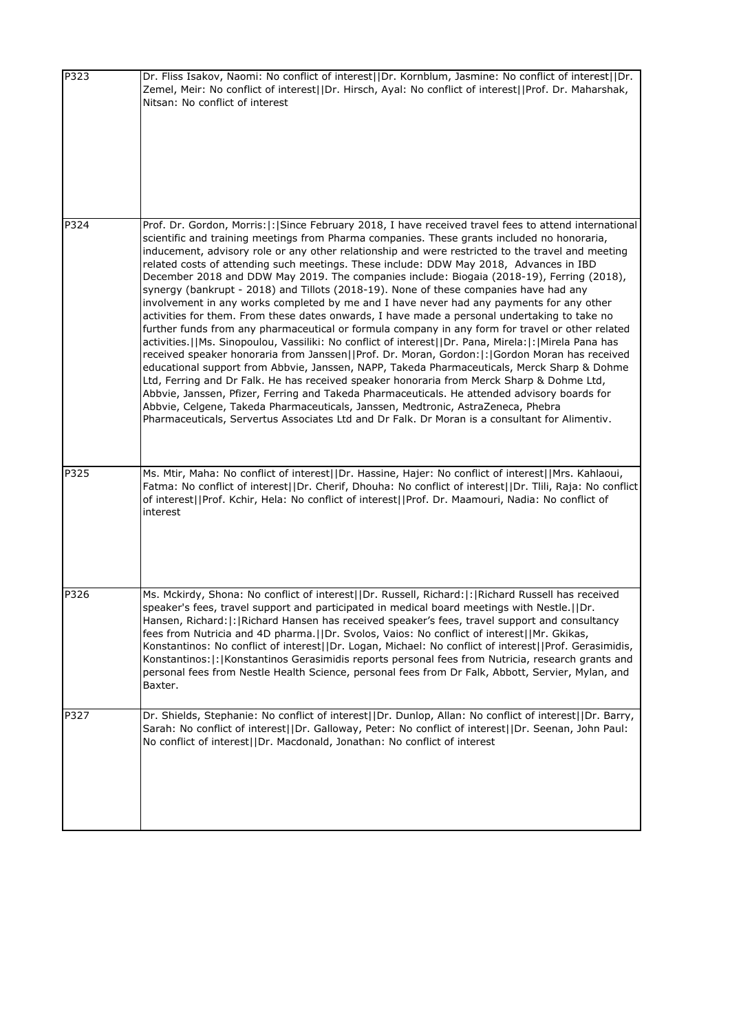| | |
|---|---|
| P323 | Dr. Fliss Isakov, Naomi: No conflict of interest\|\|Dr. Kornblum, Jasmine: No conflict of interest\|\|Dr. Zemel, Meir: No conflict of interest\|\|Dr. Hirsch, Ayal: No conflict of interest\|\|Prof. Dr. Maharshak, Nitsan: No conflict of interest |
| P324 | Prof. Dr. Gordon, Morris:\|:\|Since February 2018, I have received travel fees to attend international scientific and training meetings from Pharma companies. These grants included no honoraria, inducement, advisory role or any other relationship and were restricted to the travel and meeting related costs of attending such meetings. These include: DDW May 2018, Advances in IBD December 2018 and DDW May 2019. The companies include: Biogaia (2018-19), Ferring (2018), synergy (bankrupt - 2018) and Tillots (2018-19). None of these companies have had any involvement in any works completed by me and I have never had any payments for any other activities for them. From these dates onwards, I have made a personal undertaking to take no further funds from any pharmaceutical or formula company in any form for travel or other related activities.\|\|Ms. Sinopoulou, Vassiliki: No conflict of interest\|\|Dr. Pana, Mirela:\|:\|Mirela Pana has received speaker honoraria from Janssen\|\|Prof. Dr. Moran, Gordon:\|:\|Gordon Moran has received educational support from Abbvie, Janssen, NAPP, Takeda Pharmaceuticals, Merck Sharp & Dohme Ltd, Ferring and Dr Falk. He has received speaker honoraria from Merck Sharp & Dohme Ltd, Abbvie, Janssen, Pfizer, Ferring and Takeda Pharmaceuticals. He attended advisory boards for Abbvie, Celgene, Takeda Pharmaceuticals, Janssen, Medtronic, AstraZeneca, Phebra Pharmaceuticals, Servertus Associates Ltd and Dr Falk. Dr Moran is a consultant for Alimentiv. |
| P325 | Ms. Mtir, Maha: No conflict of interest\|\|Dr. Hassine, Hajer: No conflict of interest\|\|Mrs. Kahlaoui, Fatma: No conflict of interest\|\|Dr. Cherif, Dhouha: No conflict of interest\|\|Dr. Tlili, Raja: No conflict of interest\|\|Prof. Kchir, Hela: No conflict of interest\|\|Prof. Dr. Maamouri, Nadia: No conflict of interest |
| P326 | Ms. Mckirdy, Shona: No conflict of interest\|\|Dr. Russell, Richard:\|:\|Richard Russell has received speaker's fees, travel support and participated in medical board meetings with Nestle.\|\|Dr. Hansen, Richard:\|:\|Richard Hansen has received speaker's fees, travel support and consultancy fees from Nutricia and 4D pharma.\|\|Dr. Svolos, Vaios: No conflict of interest\|\|Mr. Gkikas, Konstantinos: No conflict of interest\|\|Dr. Logan, Michael: No conflict of interest\|\|Prof. Gerasimidis, Konstantinos:\|:\|Konstantinos Gerasimidis reports personal fees from Nutricia, research grants and personal fees from Nestle Health Science, personal fees from Dr Falk, Abbott, Servier, Mylan, and Baxter. |
| P327 | Dr. Shields, Stephanie: No conflict of interest\|\|Dr. Dunlop, Allan: No conflict of interest\|\|Dr. Barry, Sarah: No conflict of interest\|\|Dr. Galloway, Peter: No conflict of interest\|\|Dr. Seenan, John Paul: No conflict of interest\|\|Dr. Macdonald, Jonathan: No conflict of interest |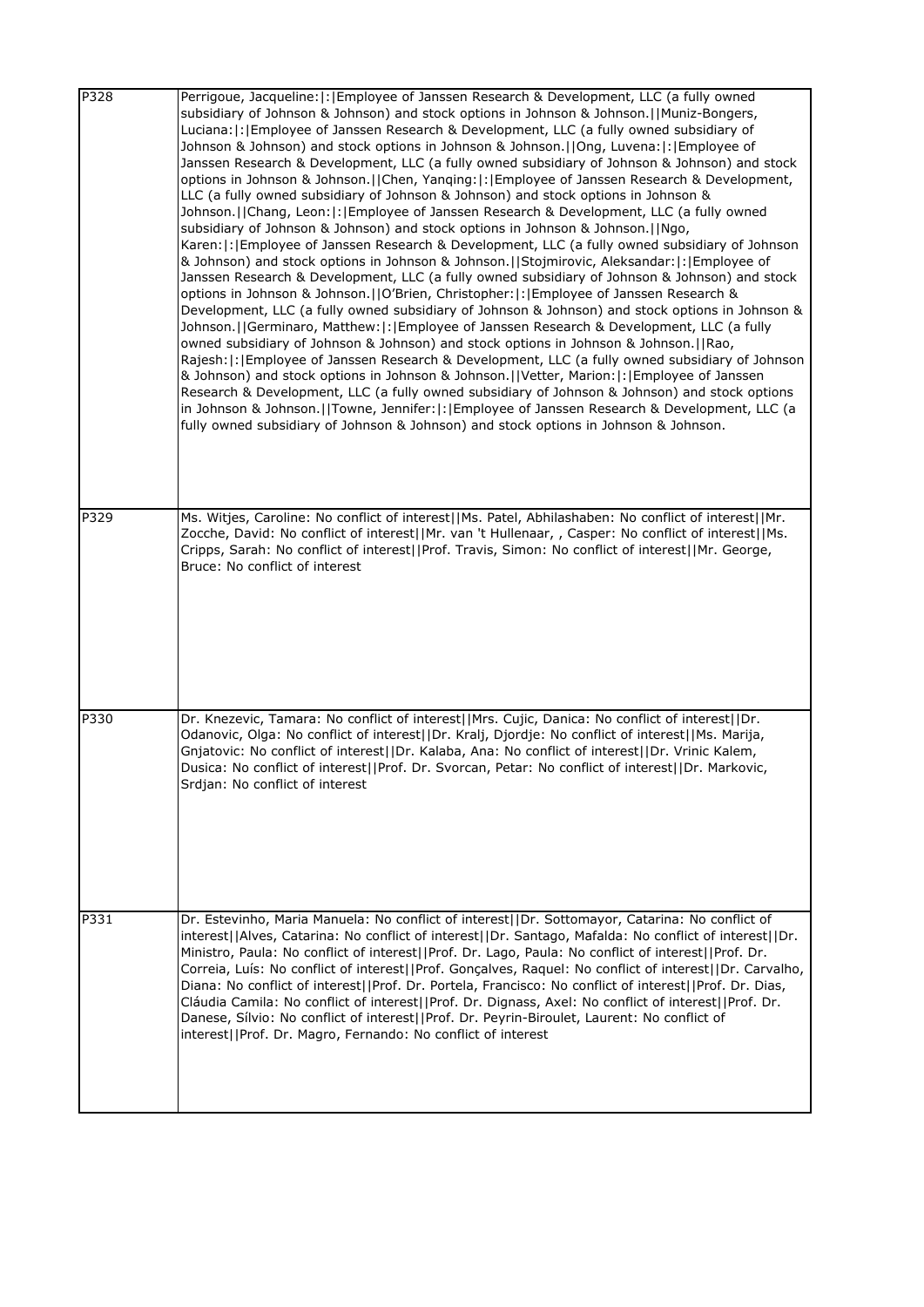| | |
|---|---|
| P328 | Perrigoue, Jacqueline:\|:\|Employee of Janssen Research & Development, LLC (a fully owned subsidiary of Johnson & Johnson) and stock options in Johnson & Johnson.\|\|Muniz-Bongers, Luciana:\|:\|Employee of Janssen Research & Development, LLC (a fully owned subsidiary of Johnson & Johnson) and stock options in Johnson & Johnson.\|\|Ong, Luvena:\|:\|Employee of Janssen Research & Development, LLC (a fully owned subsidiary of Johnson & Johnson) and stock options in Johnson & Johnson.\|\|Chen, Yanqing:\|:\|Employee of Janssen Research & Development, LLC (a fully owned subsidiary of Johnson & Johnson) and stock options in Johnson & Johnson.\|\|Chang, Leon:\|:\|Employee of Janssen Research & Development, LLC (a fully owned subsidiary of Johnson & Johnson) and stock options in Johnson & Johnson.\|\|Ngo, Karen:\|:\|Employee of Janssen Research & Development, LLC (a fully owned subsidiary of Johnson & Johnson) and stock options in Johnson & Johnson.\|\|Stojmirovic, Aleksandar:\|:\|Employee of Janssen Research & Development, LLC (a fully owned subsidiary of Johnson & Johnson) and stock options in Johnson & Johnson.\|\|O'Brien, Christopher:\|:\|Employee of Janssen Research & Development, LLC (a fully owned subsidiary of Johnson & Johnson) and stock options in Johnson & Johnson.\|\|Germinaro, Matthew:\|:\|Employee of Janssen Research & Development, LLC (a fully owned subsidiary of Johnson & Johnson) and stock options in Johnson & Johnson.\|\|Rao, Rajesh:\|:\|Employee of Janssen Research & Development, LLC (a fully owned subsidiary of Johnson & Johnson) and stock options in Johnson & Johnson.\|\|Vetter, Marion:\|:\|Employee of Janssen Research & Development, LLC (a fully owned subsidiary of Johnson & Johnson) and stock options in Johnson & Johnson.\|\|Towne, Jennifer:\|:\|Employee of Janssen Research & Development, LLC (a fully owned subsidiary of Johnson & Johnson) and stock options in Johnson & Johnson. |
| P329 | Ms. Witjes, Caroline: No conflict of interest\|\|Ms. Patel, Abhilashaben: No conflict of interest\|\|Mr. Zocche, David: No conflict of interest\|\|Mr. van 't Hullenaar, , Casper: No conflict of interest\|\|Ms. Cripps, Sarah: No conflict of interest\|\|Prof. Travis, Simon: No conflict of interest\|\|Mr. George, Bruce: No conflict of interest |
| P330 | Dr. Knezevic, Tamara: No conflict of interest\|\|Mrs. Cujic, Danica: No conflict of interest\|\|Dr. Odanovic, Olga: No conflict of interest\|\|Dr. Kralj, Djordje: No conflict of interest\|\|Ms. Marija, Gnjatovic: No conflict of interest\|\|Dr. Kalaba, Ana: No conflict of interest\|\|Dr. Vrinic Kalem, Dusica: No conflict of interest\|\|Prof. Dr. Svorcan, Petar: No conflict of interest\|\|Dr. Markovic, Srdjan: No conflict of interest |
| P331 | Dr. Estevinho, Maria Manuela: No conflict of interest\|\|Dr. Sottomayor, Catarina: No conflict of interest\|\|Alves, Catarina: No conflict of interest\|\|Dr. Santago, Mafalda: No conflict of interest\|\|Dr. Ministro, Paula: No conflict of interest\|\|Prof. Dr. Lago, Paula: No conflict of interest\|\|Prof. Dr. Correia, Luís: No conflict of interest\|\|Prof. Gonçalves, Raquel: No conflict of interest\|\|Dr. Carvalho, Diana: No conflict of interest\|\|Prof. Dr. Portela, Francisco: No conflict of interest\|\|Prof. Dr. Dias, Cláudia Camila: No conflict of interest\|\|Prof. Dr. Dignass, Axel: No conflict of interest\|\|Prof. Dr. Danese, Sílvio: No conflict of interest\|\|Prof. Dr. Peyrin-Biroulet, Laurent: No conflict of interest\|\|Prof. Dr. Magro, Fernando: No conflict of interest |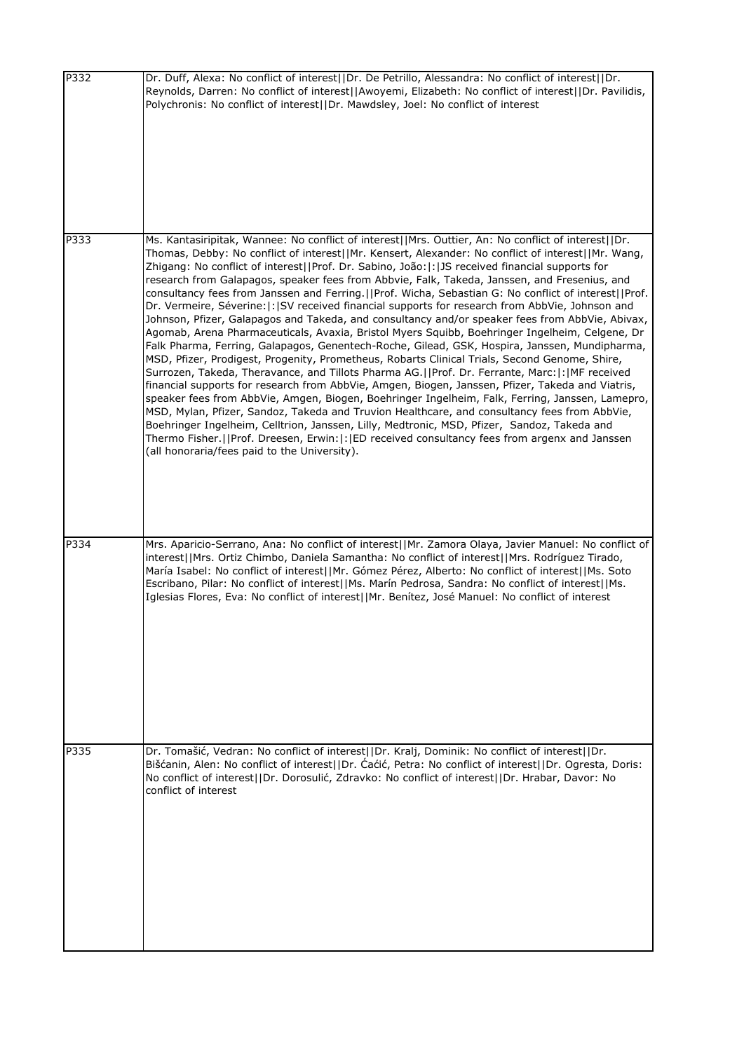| | |
|---|---|
| P332 | Dr. Duff, Alexa: No conflict of interest\|\|Dr. De Petrillo, Alessandra: No conflict of interest\|\|Dr. Reynolds, Darren: No conflict of interest\|\|Awoyemi, Elizabeth: No conflict of interest\|\|Dr. Pavilidis, Polychronis: No conflict of interest\|\|Dr. Mawdsley, Joel: No conflict of interest |
| P333 | Ms. Kantasiripitak, Wannee: No conflict of interest\|\|Mrs. Outtier, An: No conflict of interest\|\|Dr. Thomas, Debby: No conflict of interest\|\|Mr. Kensert, Alexander: No conflict of interest\|\|Mr. Wang, Zhigang: No conflict of interest\|\|Prof. Dr. Sabino, João:\|:\|JS received financial supports for research from Galapagos, speaker fees from Abbvie, Falk, Takeda, Janssen, and Fresenius, and consultancy fees from Janssen and Ferring.\|\|Prof. Wicha, Sebastian G: No conflict of interest\|\|Prof. Dr. Vermeire, Séverine:\|:\|SV received financial supports for research from AbbVie, Johnson and Johnson, Pfizer, Galapagos and Takeda, and consultancy and/or speaker fees from AbbVie, Abivax, Agomab, Arena Pharmaceuticals, Avaxia, Bristol Myers Squibb, Boehringer Ingelheim, Celgene, Dr Falk Pharma, Ferring, Galapagos, Genentech-Roche, Gilead, GSK, Hospira, Janssen, Mundipharma, MSD, Pfizer, Prodigest, Progenity, Prometheus, Robarts Clinical Trials, Second Genome, Shire, Surrozen, Takeda, Theravance, and Tillots Pharma AG.\|\|Prof. Dr. Ferrante, Marc:\|:\|MF received financial supports for research from AbbVie, Amgen, Biogen, Janssen, Pfizer, Takeda and Viatris, speaker fees from AbbVie, Amgen, Biogen, Boehringer Ingelheim, Falk, Ferring, Janssen, Lamepro, MSD, Mylan, Pfizer, Sandoz, Takeda and Truvion Healthcare, and consultancy fees from AbbVie, Boehringer Ingelheim, Celltrion, Janssen, Lilly, Medtronic, MSD, Pfizer, Sandoz, Takeda and Thermo Fisher.\|\|Prof. Dreesen, Erwin:\|:\|ED received consultancy fees from argenx and Janssen (all honoraria/fees paid to the University). |
| P334 | Mrs. Aparicio-Serrano, Ana: No conflict of interest\|\|Mr. Zamora Olaya, Javier Manuel: No conflict of interest\|\|Mrs. Ortiz Chimbo, Daniela Samantha: No conflict of interest\|\|Mrs. Rodríguez Tirado, María Isabel: No conflict of interest\|\|Mr. Gómez Pérez, Alberto: No conflict of interest\|\|Ms. Soto Escribano, Pilar: No conflict of interest\|\|Ms. Marín Pedrosa, Sandra: No conflict of interest\|\|Ms. Iglesias Flores, Eva: No conflict of interest\|\|Mr. Benítez, José Manuel: No conflict of interest |
| P335 | Dr. Tomašić, Vedran: No conflict of interest\|\|Dr. Kralj, Dominik: No conflict of interest\|\|Dr. Bišćanin, Alen: No conflict of interest\|\|Dr. Ćaćić, Petra: No conflict of interest\|\|Dr. Ogresta, Doris: No conflict of interest\|\|Dr. Dorosulić, Zdravko: No conflict of interest\|\|Dr. Hrabar, Davor: No conflict of interest |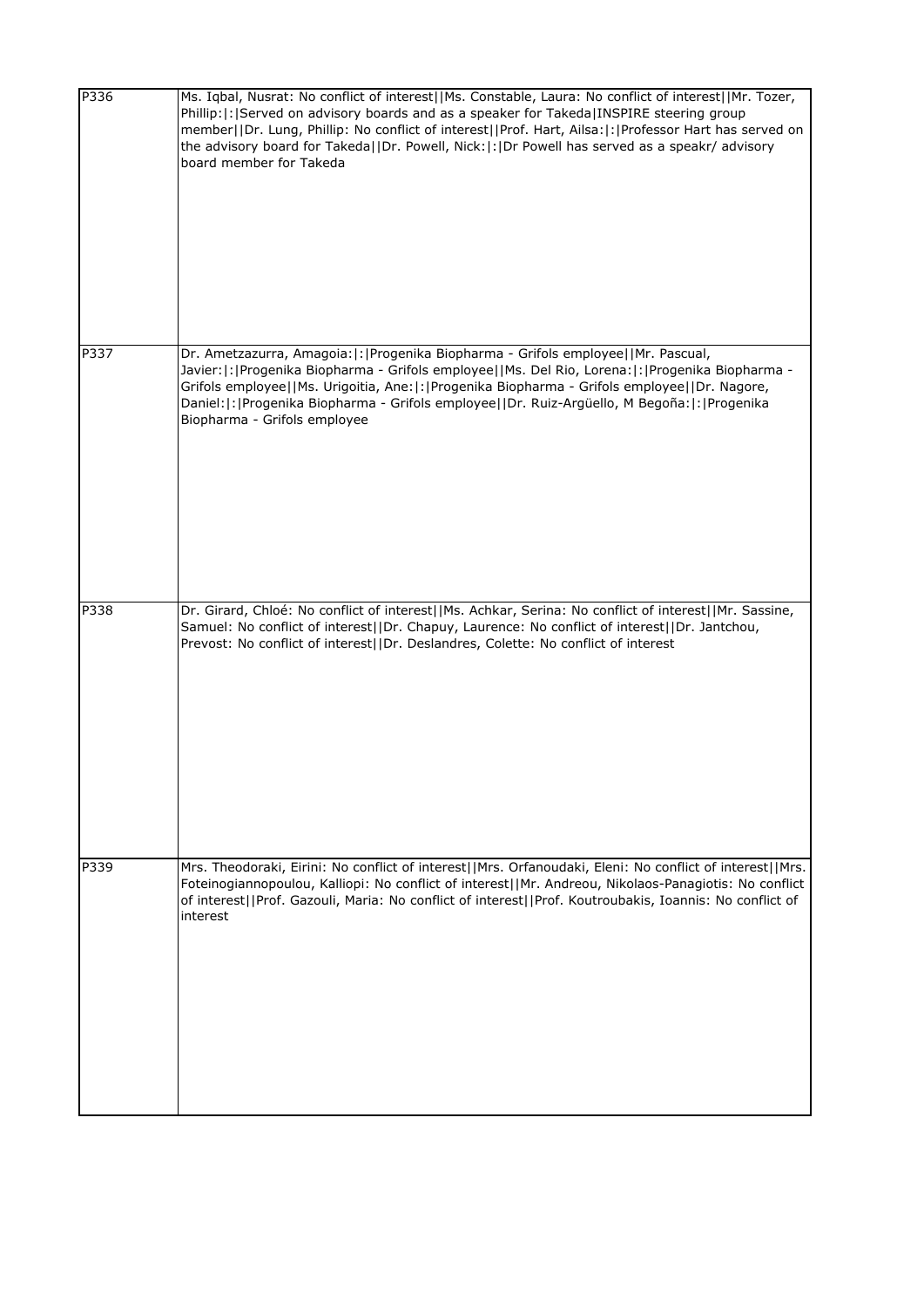| | |
|---|---|
| P336 | Ms. Iqbal, Nusrat: No conflict of interest\|\|Ms. Constable, Laura: No conflict of interest\|\|Mr. Tozer, Phillip:\|:\|Served on advisory boards and as a speaker for Takeda\|INSPIRE steering group member\|\|Dr. Lung, Phillip: No conflict of interest\|\|Prof. Hart, Ailsa:\|:\|Professor Hart has served on the advisory board for Takeda\|\|Dr. Powell, Nick:\|:\|Dr Powell has served as a speakr/ advisory board member for Takeda |
| P337 | Dr. Ametzazurra, Amagoia:\|:\|Progenika Biopharma - Grifols employee\|\|Mr. Pascual, Javier:\|:\|Progenika Biopharma - Grifols employee\|\|Ms. Del Rio, Lorena:\|:\|Progenika Biopharma - Grifols employee\|\|Ms. Urigoitia, Ane:\|:\|Progenika Biopharma - Grifols employee\|\|Dr. Nagore, Daniel:\|:\|Progenika Biopharma - Grifols employee\|\|Dr. Ruiz-Argüello, M Begoña:\|:\|Progenika Biopharma - Grifols employee |
| P338 | Dr. Girard, Chloé: No conflict of interest\|\|Ms. Achkar, Serina: No conflict of interest\|\|Mr. Sassine, Samuel: No conflict of interest\|\|Dr. Chapuy, Laurence: No conflict of interest\|\|Dr. Jantchou, Prevost: No conflict of interest\|\|Dr. Deslandres, Colette: No conflict of interest |
| P339 | Mrs. Theodoraki, Eirini: No conflict of interest\|\|Mrs. Orfanoudaki, Eleni: No conflict of interest\|\|Mrs. Foteinogiannopoulou, Kalliopi: No conflict of interest\|\|Mr. Andreou, Nikolaos-Panagiotis: No conflict of interest\|\|Prof. Gazouli, Maria: No conflict of interest\|\|Prof. Koutroubakis, Ioannis: No conflict of interest |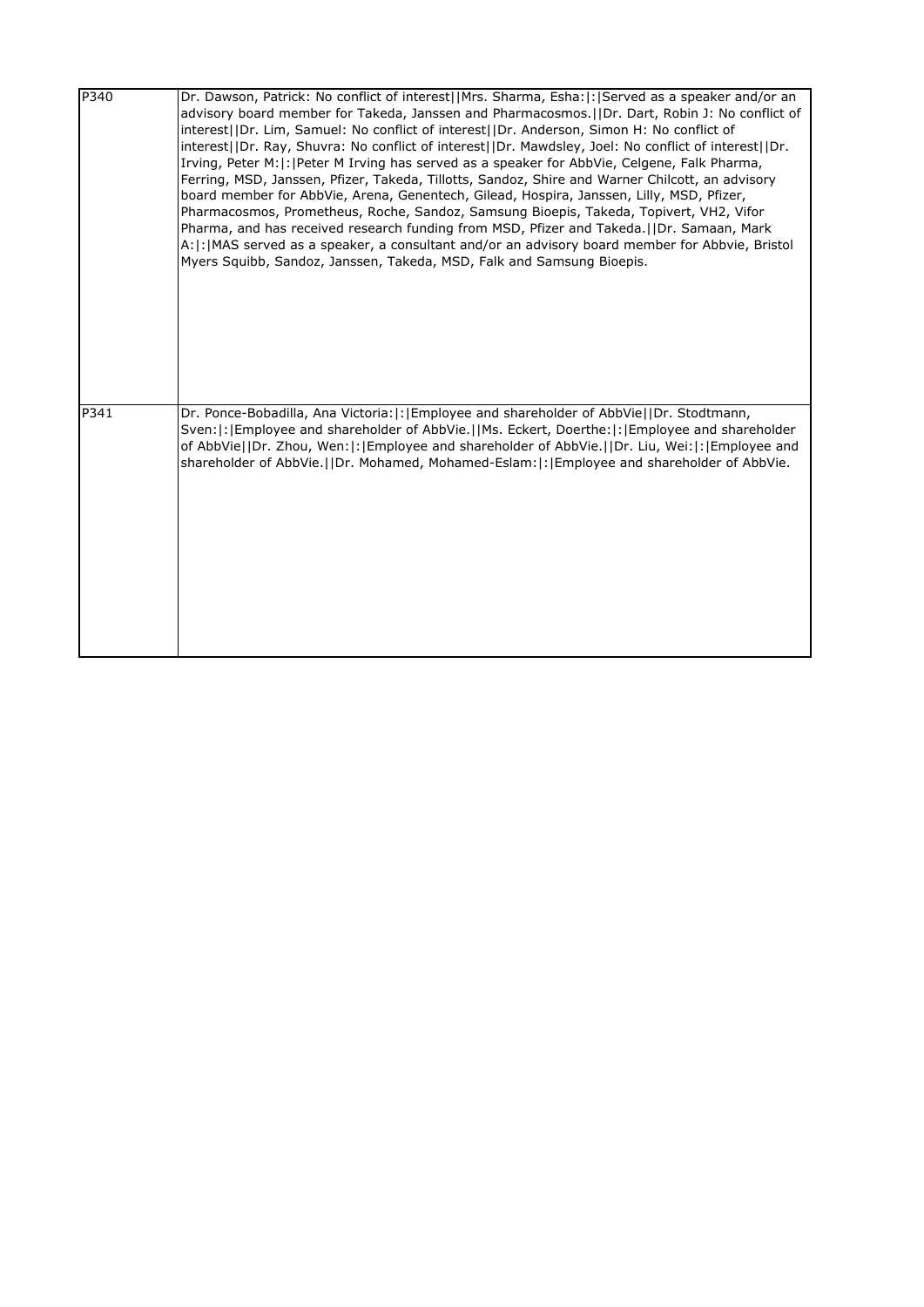| | |
|---|---|
| P340 | Dr. Dawson, Patrick: No conflict of interest\|\|Mrs. Sharma, Esha:\|:\|Served as a speaker and/or an advisory board member for Takeda, Janssen and Pharmacosmos.\|\|Dr. Dart, Robin J: No conflict of interest\|\|Dr. Lim, Samuel: No conflict of interest\|\|Dr. Anderson, Simon H: No conflict of interest\|\|Dr. Ray, Shuvra: No conflict of interest\|\|Dr. Mawdsley, Joel: No conflict of interest\|\|Dr. Irving, Peter M:\|:\|Peter M Irving has served as a speaker for AbbVie, Celgene, Falk Pharma, Ferring, MSD, Janssen, Pfizer, Takeda, Tillotts, Sandoz, Shire and Warner Chilcott, an advisory board member for AbbVie, Arena, Genentech, Gilead, Hospira, Janssen, Lilly, MSD, Pfizer, Pharmacosmos, Prometheus, Roche, Sandoz, Samsung Bioepis, Takeda, Topivert, VH2, Vifor Pharma, and has received research funding from MSD, Pfizer and Takeda.\|\|Dr. Samaan, Mark A:\|:\|MAS served as a speaker, a consultant and/or an advisory board member for Abbvie, Bristol Myers Squibb, Sandoz, Janssen, Takeda, MSD, Falk and Samsung Bioepis. |
| P341 | Dr. Ponce-Bobadilla, Ana Victoria:\|:\|Employee and shareholder of AbbVie\|\|Dr. Stodtmann, Sven:\|:\|Employee and shareholder of AbbVie.\|\|Ms. Eckert, Doerthe:\|:\|Employee and shareholder of AbbVie\|\|Dr. Zhou, Wen:\|:\|Employee and shareholder of AbbVie.\|\|Dr. Liu, Wei:\|:\|Employee and shareholder of AbbVie.\|\|Dr. Mohamed, Mohamed-Eslam:\|:\|Employee and shareholder of AbbVie. |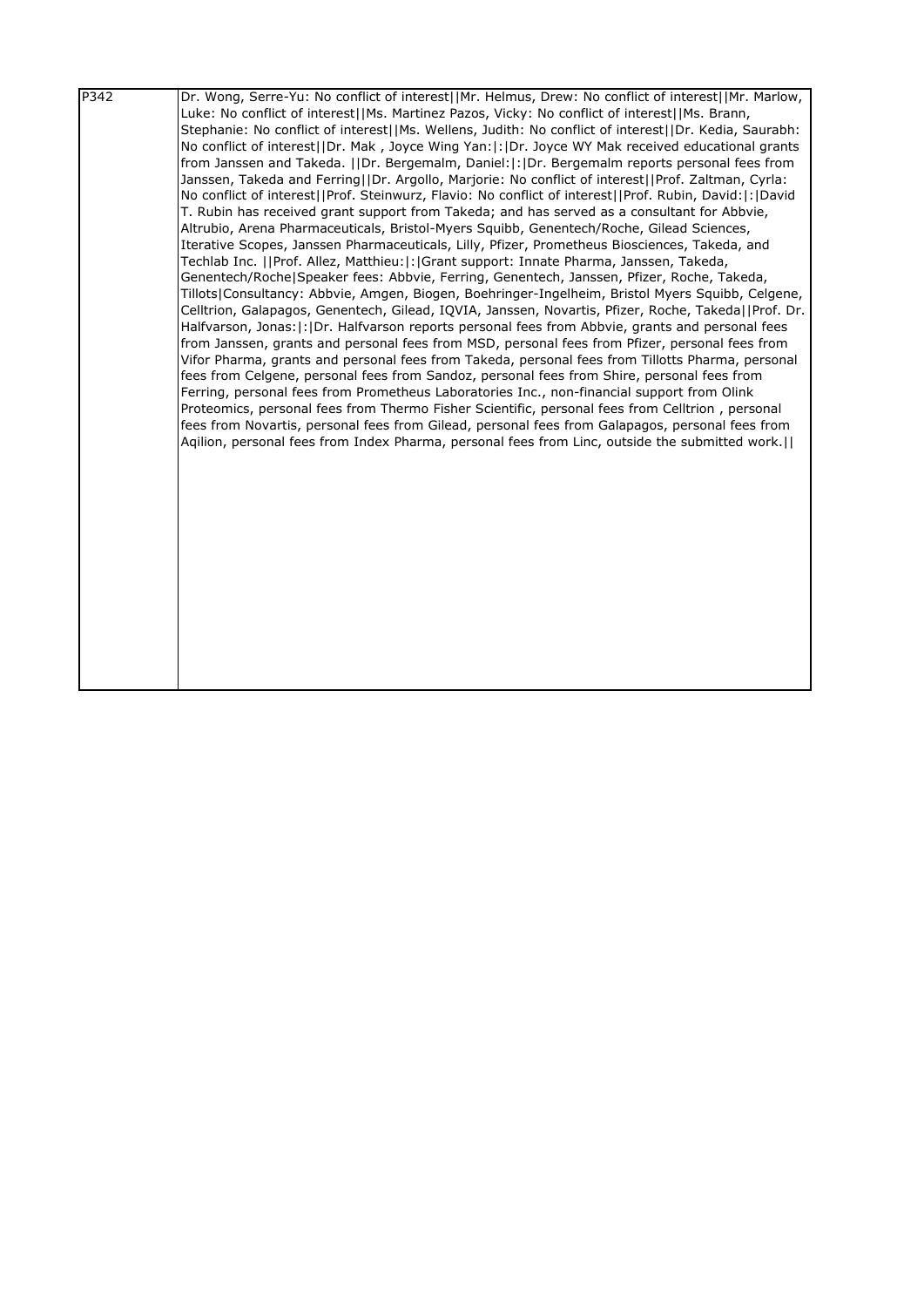| P342 | Dr. Wong, Serre-Yu: No conflict of interest\|\|Mr. Helmus, Drew: No conflict of interest\|\|Mr. Marlow, Luke: No conflict of interest\|\|Ms. Martinez Pazos, Vicky: No conflict of interest\|\|Ms. Brann, Stephanie: No conflict of interest\|\|Ms. Wellens, Judith: No conflict of interest\|\|Dr. Kedia, Saurabh: No conflict of interest\|\|Dr. Mak , Joyce Wing Yan:\|:\|Dr. Joyce WY Mak received educational grants from Janssen and Takeda. \|\|Dr. Bergemalm, Daniel:\|:\|Dr. Bergemalm reports personal fees from Janssen, Takeda and Ferring\|\|Dr. Argollo, Marjorie: No conflict of interest\|\|Prof. Zaltman, Cyrla: No conflict of interest\|\|Prof. Steinwurz, Flavio: No conflict of interest\|\|Prof. Rubin, David:\|:\|David T. Rubin has received grant support from Takeda; and has served as a consultant for Abbvie, Altrubio, Arena Pharmaceuticals, Bristol-Myers Squibb, Genentech/Roche, Gilead Sciences, Iterative Scopes, Janssen Pharmaceuticals, Lilly, Pfizer, Prometheus Biosciences, Takeda, and Techlab Inc. \|\|Prof. Allez, Matthieu:\|:\|Grant support: Innate Pharma, Janssen, Takeda, Genentech/Roche\|Speaker fees: Abbvie, Ferring, Genentech, Janssen, Pfizer, Roche, Takeda, Tillots\|Consultancy: Abbvie, Amgen, Biogen, Boehringer-Ingelheim, Bristol Myers Squibb, Celgene, Celltrion, Galapagos, Genentech, Gilead, IQVIA, Janssen, Novartis, Pfizer, Roche, Takeda\|\|Prof. Dr. Halfvarson, Jonas:\|:\|Dr. Halfvarson reports personal fees from Abbvie, grants and personal fees from Janssen, grants and personal fees from MSD, personal fees from Pfizer, personal fees from Vifor Pharma, grants and personal fees from Takeda, personal fees from Tillotts Pharma, personal fees from Celgene, personal fees from Sandoz, personal fees from Shire, personal fees from Ferring, personal fees from Prometheus Laboratories Inc., non-financial support from Olink Proteomics, personal fees from Thermo Fisher Scientific, personal fees from Celltrion , personal fees from Novartis, personal fees from Gilead, personal fees from Galapagos, personal fees from Aqilion, personal fees from Index Pharma, personal fees from Linc, outside the submitted work.\|\| |
|---|---|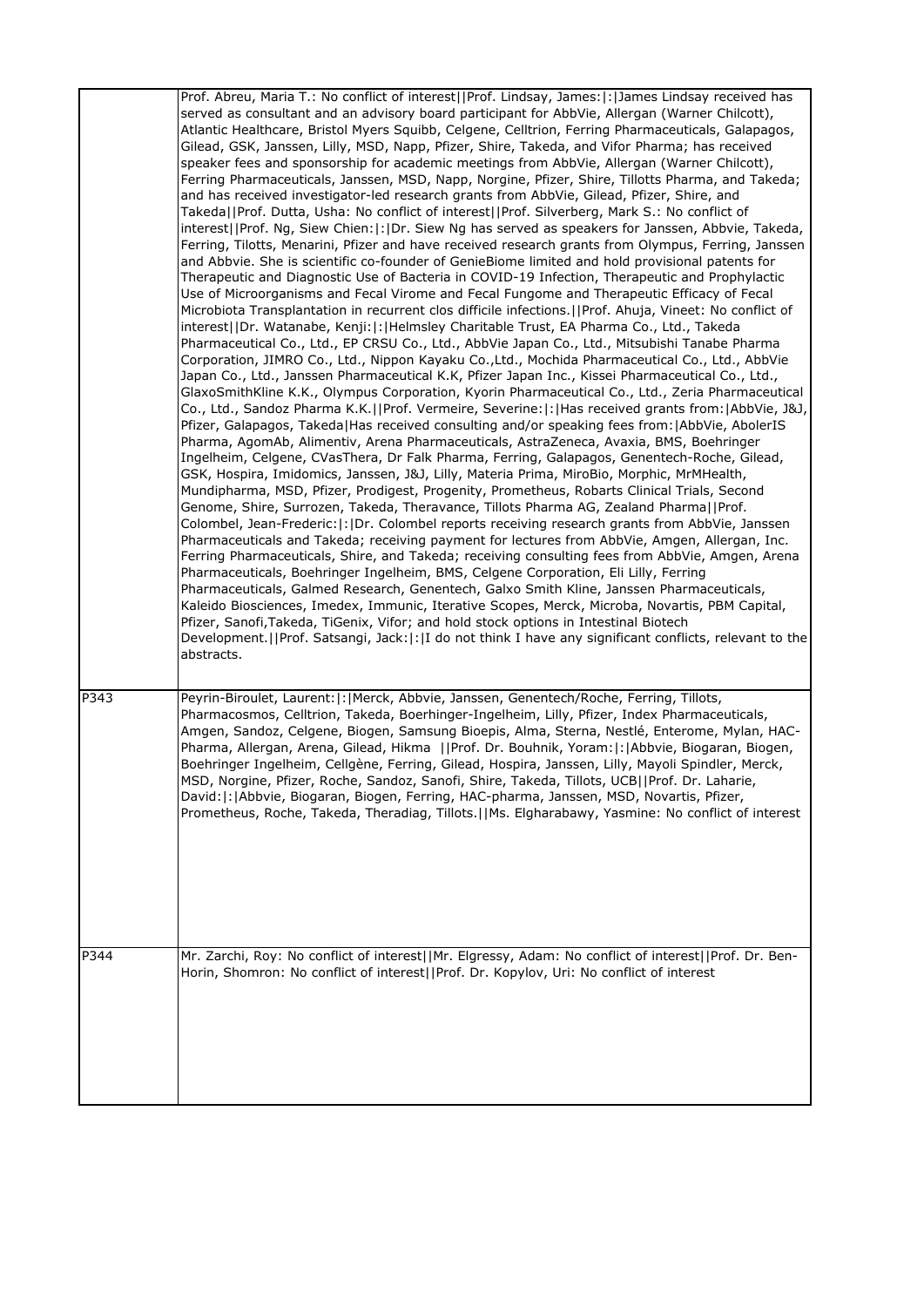| | |
|---|---|
| | Prof. Abreu, Maria T.: No conflict of interest\|\|Prof. Lindsay, James:\|:\|James Lindsay received has served as consultant and an advisory board participant for AbbVie, Allergan (Warner Chilcott), Atlantic Healthcare, Bristol Myers Squibb, Celgene, Celltrion, Ferring Pharmaceuticals, Galapagos, Gilead, GSK, Janssen, Lilly, MSD, Napp, Pfizer, Shire, Takeda, and Vifor Pharma; has received speaker fees and sponsorship for academic meetings from AbbVie, Allergan (Warner Chilcott), Ferring Pharmaceuticals, Janssen, MSD, Napp, Norgine, Pfizer, Shire, Tillotts Pharma, and Takeda; and has received investigator-led research grants from AbbVie, Gilead, Pfizer, Shire, and Takeda\|\|Prof. Dutta, Usha: No conflict of interest\|\|Prof. Silverberg, Mark S.: No conflict of interest\|\|Prof. Ng, Siew Chien:\|:\|Dr. Siew Ng has served as speakers for Janssen, Abbvie, Takeda, Ferring, Tilotts, Menarini, Pfizer and have received research grants from Olympus, Ferring, Janssen and Abbvie. She is scientific co-founder of GenieBiome limited and hold provisional patents for Therapeutic and Diagnostic Use of Bacteria in COVID-19 Infection, Therapeutic and Prophylactic Use of Microorganisms and Fecal Virome and Fecal Fungome and Therapeutic Efficacy of Fecal Microbiota Transplantation in recurrent clos difficile infections.\|\|Prof. Ahuja, Vineet: No conflict of interest\|\|Dr. Watanabe, Kenji:\|:\|Helmsley Charitable Trust, EA Pharma Co., Ltd., Takeda Pharmaceutical Co., Ltd., EP CRSU Co., Ltd., AbbVie Japan Co., Ltd., Mitsubishi Tanabe Pharma Corporation, JIMRO Co., Ltd., Nippon Kayaku Co.,Ltd., Mochida Pharmaceutical Co., Ltd., AbbVie Japan Co., Ltd., Janssen Pharmaceutical K.K, Pfizer Japan Inc., Kissei Pharmaceutical Co., Ltd., GlaxoSmithKline K.K., Olympus Corporation, Kyorin Pharmaceutical Co., Ltd., Zeria Pharmaceutical Co., Ltd., Sandoz Pharma K.K.\|\|Prof. Vermeire, Severine:\|:\|Has received grants from:\|AbbVie, J&J, Pfizer, Galapagos, Takeda\|Has received consulting and/or speaking fees from:\|AbbVie, AbolerIS Pharma, AgomAb, Alimentiv, Arena Pharmaceuticals, AstraZeneca, Avaxia, BMS, Boehringer Ingelheim, Celgene, CVasThera, Dr Falk Pharma, Ferring, Galapagos, Genentech-Roche, Gilead, GSK, Hospira, Imidomics, Janssen, J&J, Lilly, Materia Prima, MiroBio, Morphic, MrMHealth, Mundipharma, MSD, Pfizer, Prodigest, Progenity, Prometheus, Robarts Clinical Trials, Second Genome, Shire, Surrozen, Takeda, Theravance, Tillots Pharma AG, Zealand Pharma\|\|Prof. Colombel, Jean-Frederic:\|:\|Dr. Colombel reports receiving research grants from AbbVie, Janssen Pharmaceuticals and Takeda; receiving payment for lectures from AbbVie, Amgen, Allergan, Inc. Ferring Pharmaceuticals, Shire, and Takeda; receiving consulting fees from AbbVie, Amgen, Arena Pharmaceuticals, Boehringer Ingelheim, BMS, Celgene Corporation, Eli Lilly, Ferring Pharmaceuticals, Galmed Research, Genentech, Galxo Smith Kline, Janssen Pharmaceuticals, Kaleido Biosciences, Imedex, Immunic, Iterative Scopes, Merck, Microba, Novartis, PBM Capital, Pfizer, Sanofi,Takeda, TiGenix, Vifor; and hold stock options in Intestinal Biotech Development.\|\|Prof. Satsangi, Jack:\|:\|I do not think I have any significant conflicts, relevant to the abstracts. |
| P343 | Peyrin-Biroulet, Laurent:\|:\|Merck, Abbvie, Janssen, Genentech/Roche, Ferring, Tillots, Pharmacosmos, Celltrion, Takeda, Boerhinger-Ingelheim, Lilly, Pfizer, Index Pharmaceuticals, Amgen, Sandoz, Celgene, Biogen, Samsung Bioepis, Alma, Sterna, Nestlé, Enterome, Mylan, HAC-Pharma, Allergan, Arena, Gilead, Hikma \|\|Prof. Dr. Bouhnik, Yoram:\|:\|Abbvie, Biogaran, Biogen, Boehringer Ingelheim, Cellgène, Ferring, Gilead, Hospira, Janssen, Lilly, Mayoli Spindler, Merck, MSD, Norgine, Pfizer, Roche, Sandoz, Sanofi, Shire, Takeda, Tillots, UCB\|\|Prof. Dr. Laharie, David:\|:\|Abbvie, Biogaran, Biogen, Ferring, HAC-pharma, Janssen, MSD, Novartis, Pfizer, Prometheus, Roche, Takeda, Theradiag, Tillots.\|\|Ms. Elgharabawy, Yasmine: No conflict of interest |
| P344 | Mr. Zarchi, Roy: No conflict of interest\|\|Mr. Elgressy, Adam: No conflict of interest\|\|Prof. Dr. Ben-Horin, Shomron: No conflict of interest\|\|Prof. Dr. Kopylov, Uri: No conflict of interest |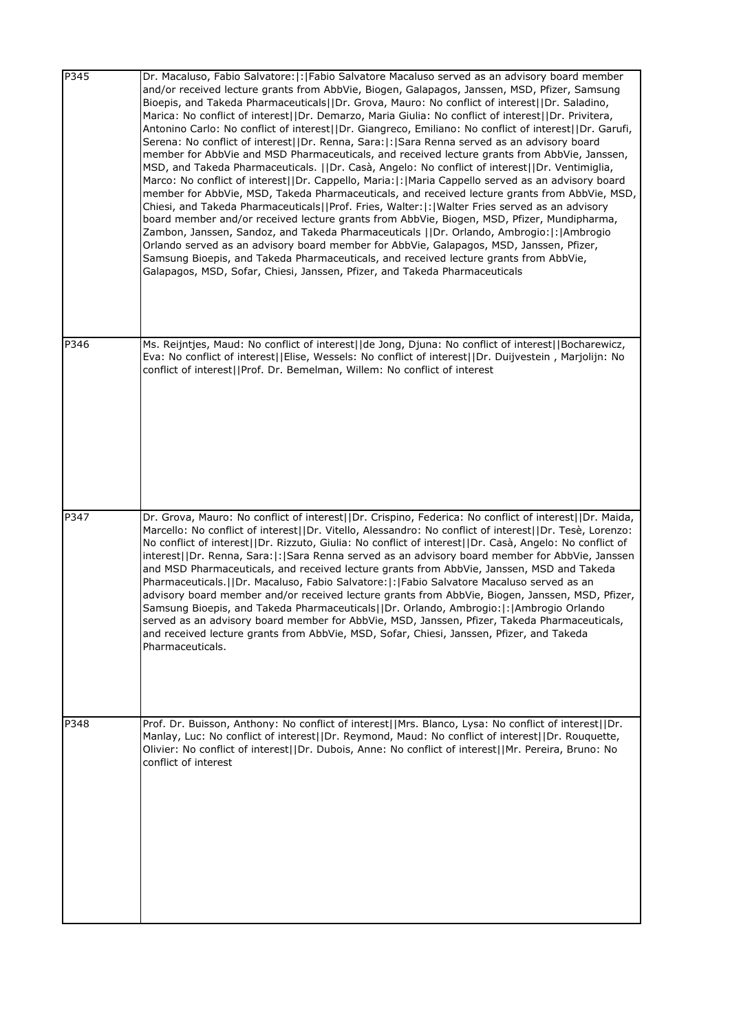| | |
|---|---|
| P345 | Dr. Macaluso, Fabio Salvatore:\|:\|Fabio Salvatore Macaluso served as an advisory board member and/or received lecture grants from AbbVie, Biogen, Galapagos, Janssen, MSD, Pfizer, Samsung Bioepis, and Takeda Pharmaceuticals\|\|Dr. Grova, Mauro: No conflict of interest\|\|Dr. Saladino, Marica: No conflict of interest\|\|Dr. Demarzo, Maria Giulia: No conflict of interest\|\|Dr. Privitera, Antonino Carlo: No conflict of interest\|\|Dr. Giangreco, Emiliano: No conflict of interest\|\|Dr. Garufi, Serena: No conflict of interest\|\|Dr. Renna, Sara:\|:\|Sara Renna served as an advisory board member for AbbVie and MSD Pharmaceuticals, and received lecture grants from AbbVie, Janssen, MSD, and Takeda Pharmaceuticals. \|\|Dr. Casà, Angelo: No conflict of interest\|\|Dr. Ventimiglia, Marco: No conflict of interest\|\|Dr. Cappello, Maria:\|:\|Maria Cappello served as an advisory board member for AbbVie, MSD, Takeda Pharmaceuticals, and received lecture grants from AbbVie, MSD, Chiesi, and Takeda Pharmaceuticals\|\|Prof. Fries, Walter:\|:\|Walter Fries served as an advisory board member and/or received lecture grants from AbbVie, Biogen, MSD, Pfizer, Mundipharma, Zambon, Janssen, Sandoz, and Takeda Pharmaceuticals \|\|Dr. Orlando, Ambrogio:\|:\|Ambrogio Orlando served as an advisory board member for AbbVie, Galapagos, MSD, Janssen, Pfizer, Samsung Bioepis, and Takeda Pharmaceuticals, and received lecture grants from AbbVie, Galapagos, MSD, Sofar, Chiesi, Janssen, Pfizer, and Takeda Pharmaceuticals |
| P346 | Ms. Reijntjes, Maud: No conflict of interest\|\|de Jong, Djuna: No conflict of interest\|\|Bocharewicz, Eva: No conflict of interest\|\|Elise, Wessels: No conflict of interest\|\|Dr. Duijvestein , Marjolijn: No conflict of interest\|\|Prof. Dr. Bemelman, Willem: No conflict of interest |
| P347 | Dr. Grova, Mauro: No conflict of interest\|\|Dr. Crispino, Federica: No conflict of interest\|\|Dr. Maida, Marcello: No conflict of interest\|\|Dr. Vitello, Alessandro: No conflict of interest\|\|Dr. Tesè, Lorenzo: No conflict of interest\|\|Dr. Rizzuto, Giulia: No conflict of interest\|\|Dr. Casà, Angelo: No conflict of interest\|\|Dr. Renna, Sara:\|:\|Sara Renna served as an advisory board member for AbbVie, Janssen and MSD Pharmaceuticals, and received lecture grants from AbbVie, Janssen, MSD and Takeda Pharmaceuticals.\|\|Dr. Macaluso, Fabio Salvatore:\|:\|Fabio Salvatore Macaluso served as an advisory board member and/or received lecture grants from AbbVie, Biogen, Janssen, MSD, Pfizer, Samsung Bioepis, and Takeda Pharmaceuticals\|\|Dr. Orlando, Ambrogio:\|:\|Ambrogio Orlando served as an advisory board member for AbbVie, MSD, Janssen, Pfizer, Takeda Pharmaceuticals, and received lecture grants from AbbVie, MSD, Sofar, Chiesi, Janssen, Pfizer, and Takeda Pharmaceuticals. |
| P348 | Prof. Dr. Buisson, Anthony: No conflict of interest\|\|Mrs. Blanco, Lysa: No conflict of interest\|\|Dr. Manlay, Luc: No conflict of interest\|\|Dr. Reymond, Maud: No conflict of interest\|\|Dr. Rouquette, Olivier: No conflict of interest\|\|Dr. Dubois, Anne: No conflict of interest\|\|Mr. Pereira, Bruno: No conflict of interest |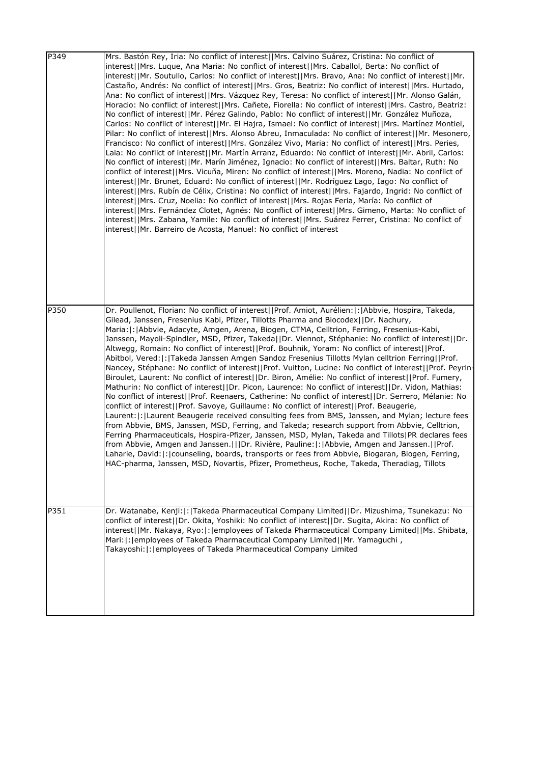| | |
|---|---|
| P349 | Mrs. Bastón Rey, Iria: No conflict of interest\|\|Mrs. Calvino Suárez, Cristina: No conflict of interest\|\|Mrs. Luque, Ana Maria: No conflict of interest\|\|Mrs. Caballol, Berta: No conflict of interest\|\|Mr. Soutullo, Carlos: No conflict of interest\|\|Mrs. Bravo, Ana: No conflict of interest\|\|Mr. Castaño, Andrés: No conflict of interest\|\|Mrs. Gros, Beatriz: No conflict of interest\|\|Mrs. Hurtado, Ana: No conflict of interest\|\|Mrs. Vázquez Rey, Teresa: No conflict of interest\|\|Mr. Alonso Galán, Horacio: No conflict of interest\|\|Mrs. Cañete, Fiorella: No conflict of interest\|\|Mrs. Castro, Beatriz: No conflict of interest\|\|Mr. Pérez Galindo, Pablo: No conflict of interest\|\|Mr. González Muñoza, Carlos: No conflict of interest\|\|Mr. El Hajra, Ismael: No conflict of interest\|\|Mrs. Martínez Montiel, Pilar: No conflict of interest\|\|Mrs. Alonso Abreu, Inmaculada: No conflict of interest\|\|Mr. Mesonero, Francisco: No conflict of interest\|\|Mrs. González Vivo, Maria: No conflict of interest\|\|Mrs. Peries, Laia: No conflict of interest\|\|Mr. Martín Arranz, Eduardo: No conflict of interest\|\|Mr. Abril, Carlos: No conflict of interest\|\|Mr. Marín Jiménez, Ignacio: No conflict of interest\|\|Mrs. Baltar, Ruth: No conflict of interest\|\|Mrs. Vicuña, Miren: No conflict of interest\|\|Mrs. Moreno, Nadia: No conflict of interest\|\|Mr. Brunet, Eduard: No conflict of interest\|\|Mr. Rodríguez Lago, Iago: No conflict of interest\|\|Mrs. Rubín de Célix, Cristina: No conflict of interest\|\|Mrs. Fajardo, Ingrid: No conflict of interest\|\|Mrs. Cruz, Noelia: No conflict of interest\|\|Mrs. Rojas Feria, María: No conflict of interest\|\|Mrs. Fernández Clotet, Agnés: No conflict of interest\|\|Mrs. Gimeno, Marta: No conflict of interest\|\|Mrs. Zabana, Yamile: No conflict of interest\|\|Mrs. Suárez Ferrer, Cristina: No conflict of interest\|\|Mr. Barreiro de Acosta, Manuel: No conflict of interest |
| P350 | Dr. Poullenot, Florian: No conflict of interest\|\|Prof. Amiot, Aurélien:\|:\|Abbvie, Hospira, Takeda, Gilead, Janssen, Fresenius Kabi, Pfizer, Tillotts Pharma and Biocodex\|\|Dr. Nachury, Maria:\|:\|Abbvie, Adacyte, Amgen, Arena, Biogen, CTMA, Celltrion, Ferring, Fresenius-Kabi, Janssen, Mayoli-Spindler, MSD, Pfizer, Takeda\|\|Dr. Viennot, Stéphanie: No conflict of interest\|\|Dr. Altwegg, Romain: No conflict of interest\|\|Prof. Bouhnik, Yoram: No conflict of interest\|\|Prof. Abitbol, Vered:\|:\|Takeda Janssen Amgen Sandoz Fresenius Tillotts Mylan celltrion Ferring\|\|Prof. Nancey, Stéphane: No conflict of interest\|\|Prof. Vuitton, Lucine: No conflict of interest\|\|Prof. Peyrin-Biroulet, Laurent: No conflict of interest\|\|Dr. Biron, Amélie: No conflict of interest\|\|Prof. Fumery, Mathurin: No conflict of interest\|\|Dr. Picon, Laurence: No conflict of interest\|\|Dr. Vidon, Mathias: No conflict of interest\|\|Prof. Reenaers, Catherine: No conflict of interest\|\|Dr. Serrero, Mélanie: No conflict of interest\|\|Prof. Savoye, Guillaume: No conflict of interest\|\|Prof. Beaugerie, Laurent:\|:\|Laurent Beaugerie received consulting fees from BMS, Janssen, and Mylan; lecture fees from Abbvie, BMS, Janssen, MSD, Ferring, and Takeda; research support from Abbvie, Celltrion, Ferring Pharmaceuticals, Hospira-Pfizer, Janssen, MSD, Mylan, Takeda and Tillots\|PR declares fees from Abbvie, Amgen and Janssen.\|\|\|Dr. Rivière, Pauline:\|:\|Abbvie, Amgen and Janssen.\|\|Prof. Laharie, David:\|:\|counseling, boards, transports or fees from Abbvie, Biogaran, Biogen, Ferring, HAC-pharma, Janssen, MSD, Novartis, Pfizer, Prometheus, Roche, Takeda, Theradiag, Tillots |
| P351 | Dr. Watanabe, Kenji:\|:\|Takeda Pharmaceutical Company Limited\|\|Dr. Mizushima, Tsunekazu: No conflict of interest\|\|Dr. Okita, Yoshiki: No conflict of interest\|\|Dr. Sugita, Akira: No conflict of interest\|\|Mr. Nakaya, Ryo:\|:\|employees of Takeda Pharmaceutical Company Limited\|\|Ms. Shibata, Mari:\|:\|employees of Takeda Pharmaceutical Company Limited\|\|Mr. Yamaguchi , Takayoshi:\|:\|employees of Takeda Pharmaceutical Company Limited |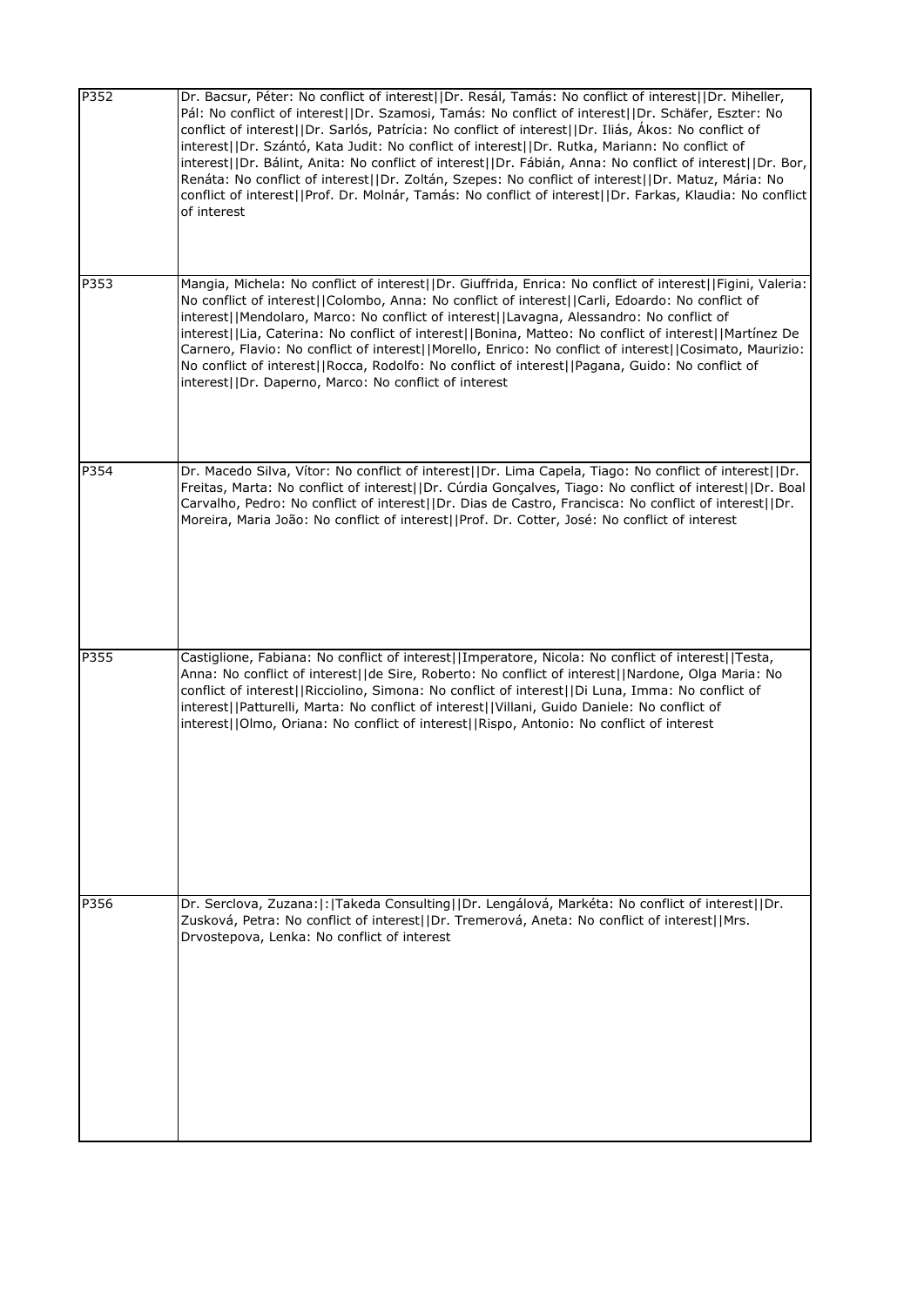| | |
|---|---|
| P352 | Dr. Bacsur, Péter: No conflict of interest\|\|Dr. Resál, Tamás: No conflict of interest\|\|Dr. Miheller, Pál: No conflict of interest\|\|Dr. Szamosi, Tamás: No conflict of interest\|\|Dr. Schäfer, Eszter: No conflict of interest\|\|Dr. Sarlós, Patrícia: No conflict of interest\|\|Dr. Iliás, Ákos: No conflict of interest\|\|Dr. Szántó, Kata Judit: No conflict of interest\|\|Dr. Rutka, Mariann: No conflict of interest\|\|Dr. Bálint, Anita: No conflict of interest\|\|Dr. Fábián, Anna: No conflict of interest\|\|Dr. Bor, Renáta: No conflict of interest\|\|Dr. Zoltán, Szepes: No conflict of interest\|\|Dr. Matuz, Mária: No conflict of interest\|\|Prof. Dr. Molnár, Tamás: No conflict of interest\|\|Dr. Farkas, Klaudia: No conflict of interest |
| P353 | Mangia, Michela: No conflict of interest\|\|Dr. Giuffrida, Enrica: No conflict of interest\|\|Figini, Valeria: No conflict of interest\|\|Colombo, Anna: No conflict of interest\|\|Carli, Edoardo: No conflict of interest\|\|Mendolaro, Marco: No conflict of interest\|\|Lavagna, Alessandro: No conflict of interest\|\|Lia, Caterina: No conflict of interest\|\|Bonina, Matteo: No conflict of interest\|\|Martínez De Carnero, Flavio: No conflict of interest\|\|Morello, Enrico: No conflict of interest\|\|Cosimato, Maurizio: No conflict of interest\|\|Rocca, Rodolfo: No conflict of interest\|\|Pagana, Guido: No conflict of interest\|\|Dr. Daperno, Marco: No conflict of interest |
| P354 | Dr. Macedo Silva, Vítor: No conflict of interest\|\|Dr. Lima Capela, Tiago: No conflict of interest\|\|Dr. Freitas, Marta: No conflict of interest\|\|Dr. Cúrdia Gonçalves, Tiago: No conflict of interest\|\|Dr. Boal Carvalho, Pedro: No conflict of interest\|\|Dr. Dias de Castro, Francisca: No conflict of interest\|\|Dr. Moreira, Maria João: No conflict of interest\|\|Prof. Dr. Cotter, José: No conflict of interest |
| P355 | Castiglione, Fabiana: No conflict of interest\|\|Imperatore, Nicola: No conflict of interest\|\|Testa, Anna: No conflict of interest\|\|de Sire, Roberto: No conflict of interest\|\|Nardone, Olga Maria: No conflict of interest\|\|Ricciolino, Simona: No conflict of interest\|\|Di Luna, Imma: No conflict of interest\|\|Patturelli, Marta: No conflict of interest\|\|Villani, Guido Daniele: No conflict of interest\|\|Olmo, Oriana: No conflict of interest\|\|Rispo, Antonio: No conflict of interest |
| P356 | Dr. Serclova, Zuzana:\|:\|Takeda Consulting\|\|Dr. Lengálová, Markéta: No conflict of interest\|\|Dr. Zusková, Petra: No conflict of interest\|\|Dr. Tremerová, Aneta: No conflict of interest\|\|Mrs. Drvostepova, Lenka: No conflict of interest |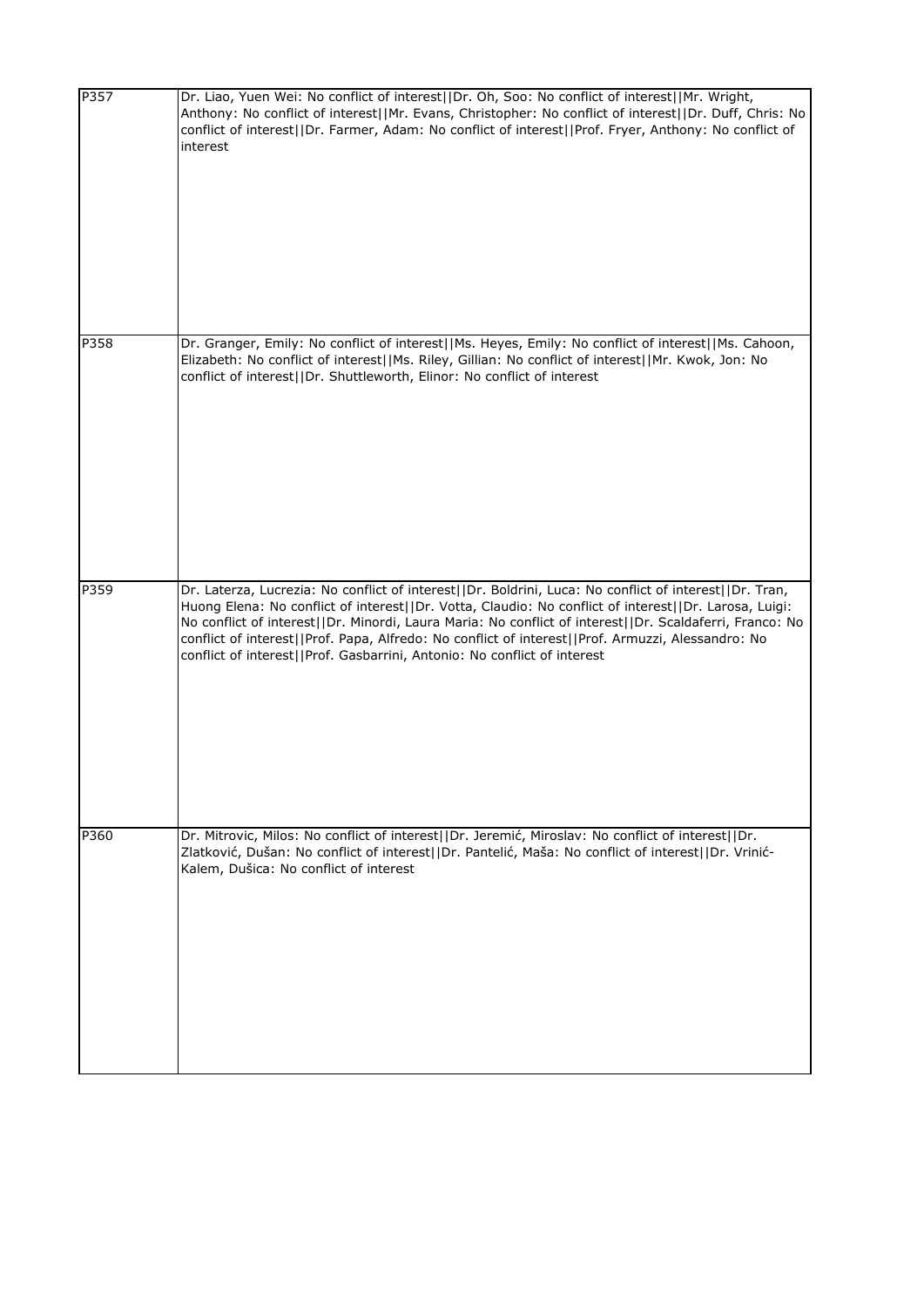| | |
|---|---|
| P357 | Dr. Liao, Yuen Wei: No conflict of interest\|\|Dr. Oh, Soo: No conflict of interest\|\|Mr. Wright, Anthony: No conflict of interest\|\|Mr. Evans, Christopher: No conflict of interest\|\|Dr. Duff, Chris: No conflict of interest\|\|Dr. Farmer, Adam: No conflict of interest\|\|Prof. Fryer, Anthony: No conflict of interest |
| P358 | Dr. Granger, Emily: No conflict of interest\|\|Ms. Heyes, Emily: No conflict of interest\|\|Ms. Cahoon, Elizabeth: No conflict of interest\|\|Ms. Riley, Gillian: No conflict of interest\|\|Mr. Kwok, Jon: No conflict of interest\|\|Dr. Shuttleworth, Elinor: No conflict of interest |
| P359 | Dr. Laterza, Lucrezia: No conflict of interest\|\|Dr. Boldrini, Luca: No conflict of interest\|\|Dr. Tran, Huong Elena: No conflict of interest\|\|Dr. Votta, Claudio: No conflict of interest\|\|Dr. Larosa, Luigi: No conflict of interest\|\|Dr. Minordi, Laura Maria: No conflict of interest\|\|Dr. Scaldaferri, Franco: No conflict of interest\|\|Prof. Papa, Alfredo: No conflict of interest\|\|Prof. Armuzzi, Alessandro: No conflict of interest\|\|Prof. Gasbarrini, Antonio: No conflict of interest |
| P360 | Dr. Mitrovic, Milos: No conflict of interest\|\|Dr. Jeremić, Miroslav: No conflict of interest\|\|Dr. Zlatković, Dušan: No conflict of interest\|\|Dr. Pantelić, Maša: No conflict of interest\|\|Dr. Vrinić-Kalem, Dušica: No conflict of interest |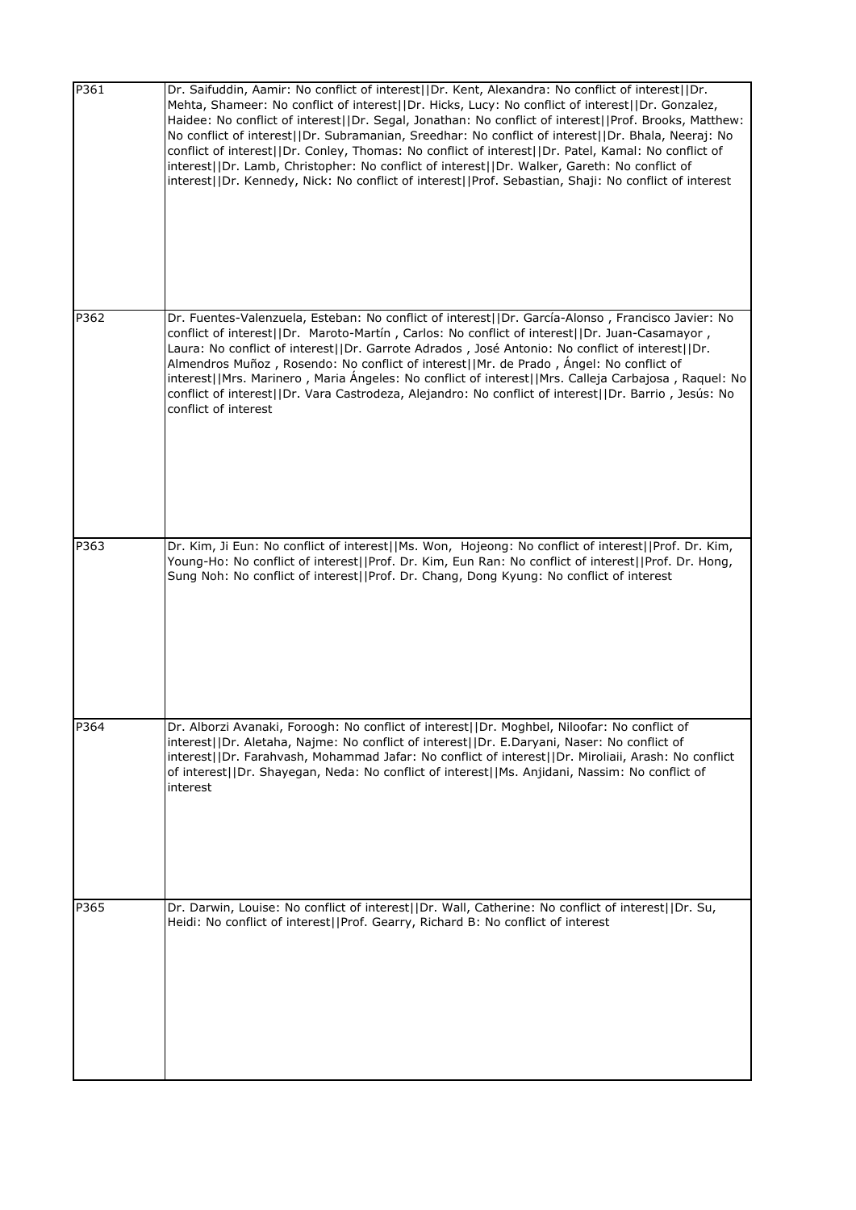| | |
|---|---|
| P361 | Dr. Saifuddin, Aamir: No conflict of interest\|\|Dr. Kent, Alexandra: No conflict of interest\|\|Dr. Mehta, Shameer: No conflict of interest\|\|Dr. Hicks, Lucy: No conflict of interest\|\|Dr. Gonzalez, Haidee: No conflict of interest\|\|Dr. Segal, Jonathan: No conflict of interest\|\|Prof. Brooks, Matthew: No conflict of interest\|\|Dr. Subramanian, Sreedhar: No conflict of interest\|\|Dr. Bhala, Neeraj: No conflict of interest\|\|Dr. Conley, Thomas: No conflict of interest\|\|Dr. Patel, Kamal: No conflict of interest\|\|Dr. Lamb, Christopher: No conflict of interest\|\|Dr. Walker, Gareth: No conflict of interest\|\|Dr. Kennedy, Nick: No conflict of interest\|\|Prof. Sebastian, Shaji: No conflict of interest |
| P362 | Dr. Fuentes-Valenzuela, Esteban: No conflict of interest\|\|Dr. García-Alonso , Francisco Javier: No conflict of interest\|\|Dr. Maroto-Martín , Carlos: No conflict of interest\|\|Dr. Juan-Casamayor , Laura: No conflict of interest\|\|Dr. Garrote Adrados , José Antonio: No conflict of interest\|\|Dr. Almendros Muñoz , Rosendo: No conflict of interest\|\|Mr. de Prado , Ángel: No conflict of interest\|\|Mrs. Marinero , Maria Ángeles: No conflict of interest\|\|Mrs. Calleja Carbajosa , Raquel: No conflict of interest\|\|Dr. Vara Castrodeza, Alejandro: No conflict of interest\|\|Dr. Barrio , Jesús: No conflict of interest |
| P363 | Dr. Kim, Ji Eun: No conflict of interest\|\|Ms. Won, Hojeong: No conflict of interest\|\|Prof. Dr. Kim, Young-Ho: No conflict of interest\|\|Prof. Dr. Kim, Eun Ran: No conflict of interest\|\|Prof. Dr. Hong, Sung Noh: No conflict of interest\|\|Prof. Dr. Chang, Dong Kyung: No conflict of interest |
| P364 | Dr. Alborzi Avanaki, Foroogh: No conflict of interest\|\|Dr. Moghbel, Niloofar: No conflict of interest\|\|Dr. Aletaha, Najme: No conflict of interest\|\|Dr. E.Daryani, Naser: No conflict of interest\|\|Dr. Farahvash, Mohammad Jafar: No conflict of interest\|\|Dr. Miroliaii, Arash: No conflict of interest\|\|Dr. Shayegan, Neda: No conflict of interest\|\|Ms. Anjidani, Nassim: No conflict of interest |
| P365 | Dr. Darwin, Louise: No conflict of interest\|\|Dr. Wall, Catherine: No conflict of interest\|\|Dr. Su, Heidi: No conflict of interest\|\|Prof. Gearry, Richard B: No conflict of interest |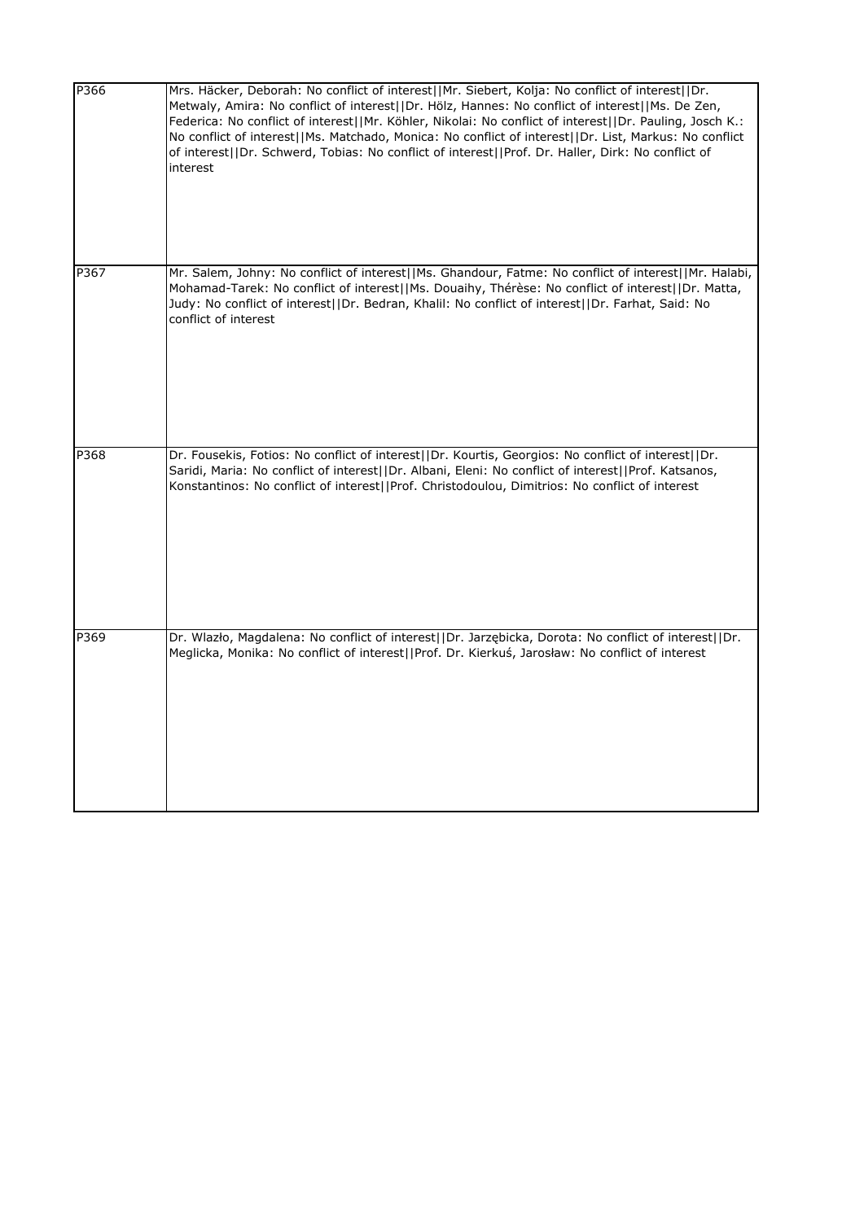| | |
|---|---|
| P366 | Mrs. Häcker, Deborah: No conflict of interest\|\|Mr. Siebert, Kolja: No conflict of interest\|\|Dr. Metwaly, Amira: No conflict of interest\|\|Dr. Hölz, Hannes: No conflict of interest\|\|Ms. De Zen, Federica: No conflict of interest\|\|Mr. Köhler, Nikolai: No conflict of interest\|\|Dr. Pauling, Josch K.: No conflict of interest\|\|Ms. Matchado, Monica: No conflict of interest\|\|Dr. List, Markus: No conflict of interest\|\|Dr. Schwerd, Tobias: No conflict of interest\|\|Prof. Dr. Haller, Dirk: No conflict of interest |
| P367 | Mr. Salem, Johny: No conflict of interest\|\|Ms. Ghandour, Fatme: No conflict of interest\|\|Mr. Halabi, Mohamad-Tarek: No conflict of interest\|\|Ms. Douaihy, Thérèse: No conflict of interest\|\|Dr. Matta, Judy: No conflict of interest\|\|Dr. Bedran, Khalil: No conflict of interest\|\|Dr. Farhat, Said: No conflict of interest |
| P368 | Dr. Fousekis, Fotios: No conflict of interest\|\|Dr. Kourtis, Georgios: No conflict of interest\|\|Dr. Saridi, Maria: No conflict of interest\|\|Dr. Albani, Eleni: No conflict of interest\|\|Prof. Katsanos, Konstantinos: No conflict of interest\|\|Prof. Christodoulou, Dimitrios: No conflict of interest |
| P369 | Dr. Wlazło, Magdalena: No conflict of interest\|\|Dr. Jarzębicka, Dorota: No conflict of interest\|\|Dr. Meglicka, Monika: No conflict of interest\|\|Prof. Dr. Kierkuś, Jarosław: No conflict of interest |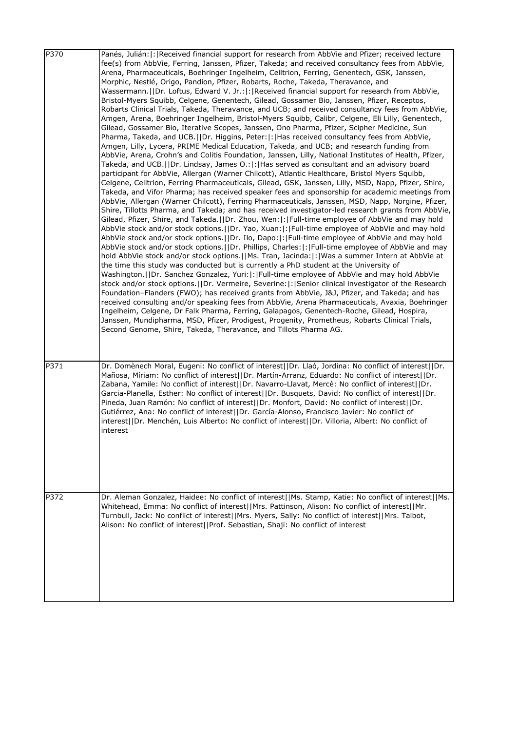| | |
|---|---|
| P370 | Panés, Julián:\|:\|Received financial support for research from AbbVie and Pfizer; received lecture fee(s) from AbbVie, Ferring, Janssen, Pfizer, Takeda; and received consultancy fees from AbbVie, Arena, Pharmaceuticals, Boehringer Ingelheim, Celltrion, Ferring, Genentech, GSK, Janssen, Morphic, Nestlé, Origo, Pandion, Pfizer, Robarts, Roche, Takeda, Theravance, and Wassermann.\|\|Dr. Loftus, Edward V. Jr.:\|:\|Received financial support for research from AbbVie, Bristol-Myers Squibb, Celgene, Genentech, Gilead, Gossamer Bio, Janssen, Pfizer, Receptos, Robarts Clinical Trials, Takeda, Theravance, and UCB; and received consultancy fees from AbbVie, Amgen, Arena, Boehringer Ingelheim, Bristol-Myers Squibb, Calibr, Celgene, Eli Lilly, Genentech, Gilead, Gossamer Bio, Iterative Scopes, Janssen, Ono Pharma, Pfizer, Scipher Medicine, Sun Pharma, Takeda, and UCB.\|\|Dr. Higgins, Peter:\|:\|Has received consultancy fees from AbbVie, Amgen, Lilly, Lycera, PRIME Medical Education, Takeda, and UCB; and research funding from AbbVie, Arena, Crohn's and Colitis Foundation, Janssen, Lilly, National Institutes of Health, Pfizer, Takeda, and UCB.\|\|Dr. Lindsay, James O.:\|:\|Has served as consultant and an advisory board participant for AbbVie, Allergan (Warner Chilcott), Atlantic Healthcare, Bristol Myers Squibb, Celgene, Celltrion, Ferring Pharmaceuticals, Gilead, GSK, Janssen, Lilly, MSD, Napp, Pfizer, Shire, Takeda, and Vifor Pharma; has received speaker fees and sponsorship for academic meetings from AbbVie, Allergan (Warner Chilcott), Ferring Pharmaceuticals, Janssen, MSD, Napp, Norgine, Pfizer, Shire, Tillotts Pharma, and Takeda; and has received investigator-led research grants from AbbVie, Gilead, Pfizer, Shire, and Takeda.\|\|Dr. Zhou, Wen:\|:\|Full-time employee of AbbVie and may hold AbbVie stock and/or stock options.\|\|Dr. Yao, Xuan:\|:\|Full-time employee of AbbVie and may hold AbbVie stock and/or stock options.\|\|Dr. Ilo, Dapo:\|:\|Full-time employee of AbbVie and may hold AbbVie stock and/or stock options.\|\|Dr. Phillips, Charles:\|:\|Full-time employee of AbbVie and may hold AbbVie stock and/or stock options.\|\|Ms. Tran, Jacinda:\|:\|Was a summer Intern at AbbVie at the time this study was conducted but is currently a PhD student at the University of Washington.\|\|Dr. Sanchez Gonzalez, Yuri:\|:\|Full-time employee of AbbVie and may hold AbbVie stock and/or stock options.\|\|Dr. Vermeire, Severine:\|:\|Senior clinical investigator of the Research Foundation–Flanders (FWO); has received grants from AbbVie, J&J, Pfizer, and Takeda; and has received consulting and/or speaking fees from AbbVie, Arena Pharmaceuticals, Avaxia, Boehringer Ingelheim, Celgene, Dr Falk Pharma, Ferring, Galapagos, Genentech-Roche, Gilead, Hospira, Janssen, Mundipharma, MSD, Pfizer, Prodigest, Progenity, Prometheus, Robarts Clinical Trials, Second Genome, Shire, Takeda, Theravance, and Tillots Pharma AG. |
| P371 | Dr. Domènech Moral, Eugeni: No conflict of interest\|\|Dr. Llaó, Jordina: No conflict of interest\|\|Dr. Mañosa, Míriam: No conflict of interest\|\|Dr. Martín-Arranz, Eduardo: No conflict of interest\|\|Dr. Zabana, Yamile: No conflict of interest\|\|Dr. Navarro-Llavat, Mercè: No conflict of interest\|\|Dr. Garcia-Planella, Esther: No conflict of interest\|\|Dr. Busquets, David: No conflict of interest\|\|Dr. Pineda, Juan Ramón: No conflict of interest\|\|Dr. Monfort, David: No conflict of interest\|\|Dr. Gutiérrez, Ana: No conflict of interest\|\|Dr. García-Alonso, Francisco Javier: No conflict of interest\|\|Dr. Menchén, Luis Alberto: No conflict of interest\|\|Dr. Villoria, Albert: No conflict of interest |
| P372 | Dr. Aleman Gonzalez, Haidee: No conflict of interest\|\|Ms. Stamp, Katie: No conflict of interest\|\|Ms. Whitehead, Emma: No conflict of interest\|\|Mrs. Pattinson, Alison: No conflict of interest\|\|Mr. Turnbull, Jack: No conflict of interest\|\|Mrs. Myers, Sally: No conflict of interest\|\|Mrs. Talbot, Alison: No conflict of interest\|\|Prof. Sebastian, Shaji: No conflict of interest |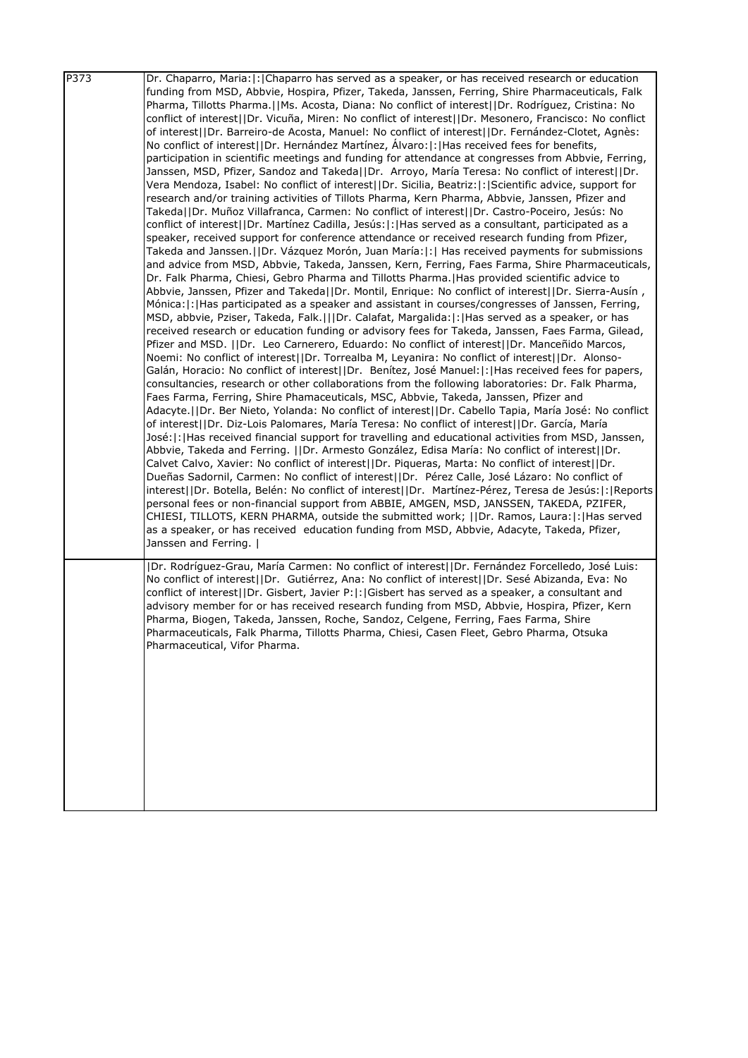| P373 | Dr. Chaparro, Maria:\|:\|Chaparro has served as a speaker, or has received research or education funding from MSD, Abbvie, Hospira, Pfizer, Takeda, Janssen, Ferring, Shire Pharmaceuticals, Falk Pharma, Tillotts Pharma.\|\|Ms. Acosta, Diana: No conflict of interest\|\|Dr. Rodríguez, Cristina: No conflict of interest\|\|Dr. Vicuña, Miren: No conflict of interest\|\|Dr. Mesonero, Francisco: No conflict of interest\|\|Dr. Barreiro-de Acosta, Manuel: No conflict of interest\|\|Dr. Fernández-Clotet, Agnès: No conflict of interest\|\|Dr. Hernández Martínez, Álvaro:\|:\|Has received fees for benefits, participation in scientific meetings and funding for attendance at congresses from Abbvie, Ferring, Janssen, MSD, Pfizer, Sandoz and Takeda\|\|Dr. Arroyo, María Teresa: No conflict of interest\|\|Dr. Vera Mendoza, Isabel: No conflict of interest\|\|Dr. Sicilia, Beatriz:\|:\|Scientific advice, support for research and/or training activities of Tillots Pharma, Kern Pharma, Abbvie, Janssen, Pfizer and Takeda\|\|Dr. Muñoz Villafranca, Carmen: No conflict of interest\|\|Dr. Castro-Poceiro, Jesús: No conflict of interest\|\|Dr. Martínez Cadilla, Jesús:\|:\|Has served as a consultant, participated as a speaker, received support for conference attendance or received research funding from Pfizer, Takeda and Janssen.\|\|Dr. Vázquez Morón, Juan María:\|:\| Has received payments for submissions and advice from MSD, Abbvie, Takeda, Janssen, Kern, Ferring, Faes Farma, Shire Pharmaceuticals, Dr. Falk Pharma, Chiesi, Gebro Pharma and Tillotts Pharma.\|Has provided scientific advice to Abbvie, Janssen, Pfizer and Takeda\|\|Dr. Montil, Enrique: No conflict of interest\|\|Dr. Sierra-Ausín , Mónica:\|:\|Has participated as a speaker and assistant in courses/congresses of Janssen, Ferring, MSD, abbvie, Pziser, Takeda, Falk.\|\|\|Dr. Calafat, Margalida:\|:\|Has served as a speaker, or has received research or education funding or advisory fees for Takeda, Janssen, Faes Farma, Gilead, Pfizer and MSD. \|\|Dr. Leo Carnerero, Eduardo: No conflict of interest\|\|Dr. Manceñido Marcos, Noemi: No conflict of interest\|\|Dr. Torrealba M, Leyanira: No conflict of interest\|\|Dr. Alonso-Galán, Horacio: No conflict of interest\|\|Dr. Benítez, José Manuel:\|:\|Has received fees for papers, consultancies, research or other collaborations from the following laboratories: Dr. Falk Pharma, Faes Farma, Ferring, Shire Phamaceuticals, MSC, Abbvie, Takeda, Janssen, Pfizer and Adacyte.\|\|Dr. Ber Nieto, Yolanda: No conflict of interest\|\|Dr. Cabello Tapia, María José: No conflict of interest\|\|Dr. Diz-Lois Palomares, María Teresa: No conflict of interest\|\|Dr. García, María José:\|:\|Has received financial support for travelling and educational activities from MSD, Janssen, Abbvie, Takeda and Ferring. \|\|Dr. Armesto González, Edisa María: No conflict of interest\|\|Dr. Calvet Calvo, Xavier: No conflict of interest\|\|Dr. Piqueras, Marta: No conflict of interest\|\|Dr. Dueñas Sadornil, Carmen: No conflict of interest\|\|Dr. Pérez Calle, José Lázaro: No conflict of interest\|\|Dr. Botella, Belén: No conflict of interest\|\|Dr. Martínez-Pérez, Teresa de Jesús:\|:\|Reports personal fees or non-financial support from ABBIE, AMGEN, MSD, JANSSEN, TAKEDA, PZIFER, CHIESI, TILLOTS, KERN PHARMA, outside the submitted work; \|\|Dr. Ramos, Laura:\|:\|Has served as a speaker, or has received education funding from MSD, Abbvie, Adacyte, Takeda, Pfizer, Janssen and Ferring. \| |
|---|---|
| | \|Dr. Rodríguez-Grau, María Carmen: No conflict of interest\|\|Dr. Fernández Forcelledo, José Luis: No conflict of interest\|\|Dr. Gutiérrez, Ana: No conflict of interest\|\|Dr. Sesé Abizanda, Eva: No conflict of interest\|\|Dr. Gisbert, Javier P:\|:\|Gisbert has served as a speaker, a consultant and advisory member for or has received research funding from MSD, Abbvie, Hospira, Pfizer, Kern Pharma, Biogen, Takeda, Janssen, Roche, Sandoz, Celgene, Ferring, Faes Farma, Shire Pharmaceuticals, Falk Pharma, Tillotts Pharma, Chiesi, Casen Fleet, Gebro Pharma, Otsuka Pharmaceutical, Vifor Pharma. |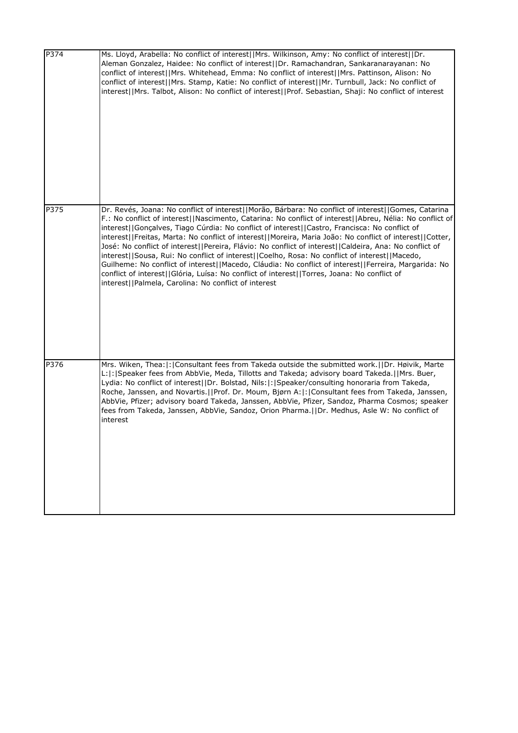| | |
|---|---|
| P374 | Ms. Lloyd, Arabella: No conflict of interest\|\|Mrs. Wilkinson, Amy: No conflict of interest\|\|Dr. Aleman Gonzalez, Haidee: No conflict of interest\|\|Dr. Ramachandran, Sankaranarayanan: No conflict of interest\|\|Mrs. Whitehead, Emma: No conflict of interest\|\|Mrs. Pattinson, Alison: No conflict of interest\|\|Mrs. Stamp, Katie: No conflict of interest\|\|Mr. Turnbull, Jack: No conflict of interest\|\|Mrs. Talbot, Alison: No conflict of interest\|\|Prof. Sebastian, Shaji: No conflict of interest |
| P375 | Dr. Revés, Joana: No conflict of interest\|\|Morão, Bárbara: No conflict of interest\|\|Gomes, Catarina F.: No conflict of interest\|\|Nascimento, Catarina: No conflict of interest\|\|Abreu, Nélia: No conflict of interest\|\|Gonçalves, Tiago Cúrdia: No conflict of interest\|\|Castro, Francisca: No conflict of interest\|\|Freitas, Marta: No conflict of interest\|\|Moreira, Maria João: No conflict of interest\|\|Cotter, José: No conflict of interest\|\|Pereira, Flávio: No conflict of interest\|\|Caldeira, Ana: No conflict of interest\|\|Sousa, Rui: No conflict of interest\|\|Coelho, Rosa: No conflict of interest\|\|Macedo, Guilheme: No conflict of interest\|\|Macedo, Cláudia: No conflict of interest\|\|Ferreira, Margarida: No conflict of interest\|\|Glória, Luísa: No conflict of interest\|\|Torres, Joana: No conflict of interest\|\|Palmela, Carolina: No conflict of interest |
| P376 | Mrs. Wiken, Thea:\|:\|Consultant fees from Takeda outside the submitted work.\|\|Dr. Høivik, Marte L:\|:\|Speaker fees from AbbVie, Meda, Tillotts and Takeda; advisory board Takeda.\|\|Mrs. Buer, Lydia: No conflict of interest\|\|Dr. Bolstad, Nils:\|:\|Speaker/consulting honoraria from Takeda, Roche, Janssen, and Novartis.\|\|Prof. Dr. Moum, Bjørn A:\|:\|Consultant fees from Takeda, Janssen, AbbVie, Pfizer; advisory board Takeda, Janssen, AbbVie, Pfizer, Sandoz, Pharma Cosmos; speaker fees from Takeda, Janssen, AbbVie, Sandoz, Orion Pharma.\|\|Dr. Medhus, Asle W: No conflict of interest |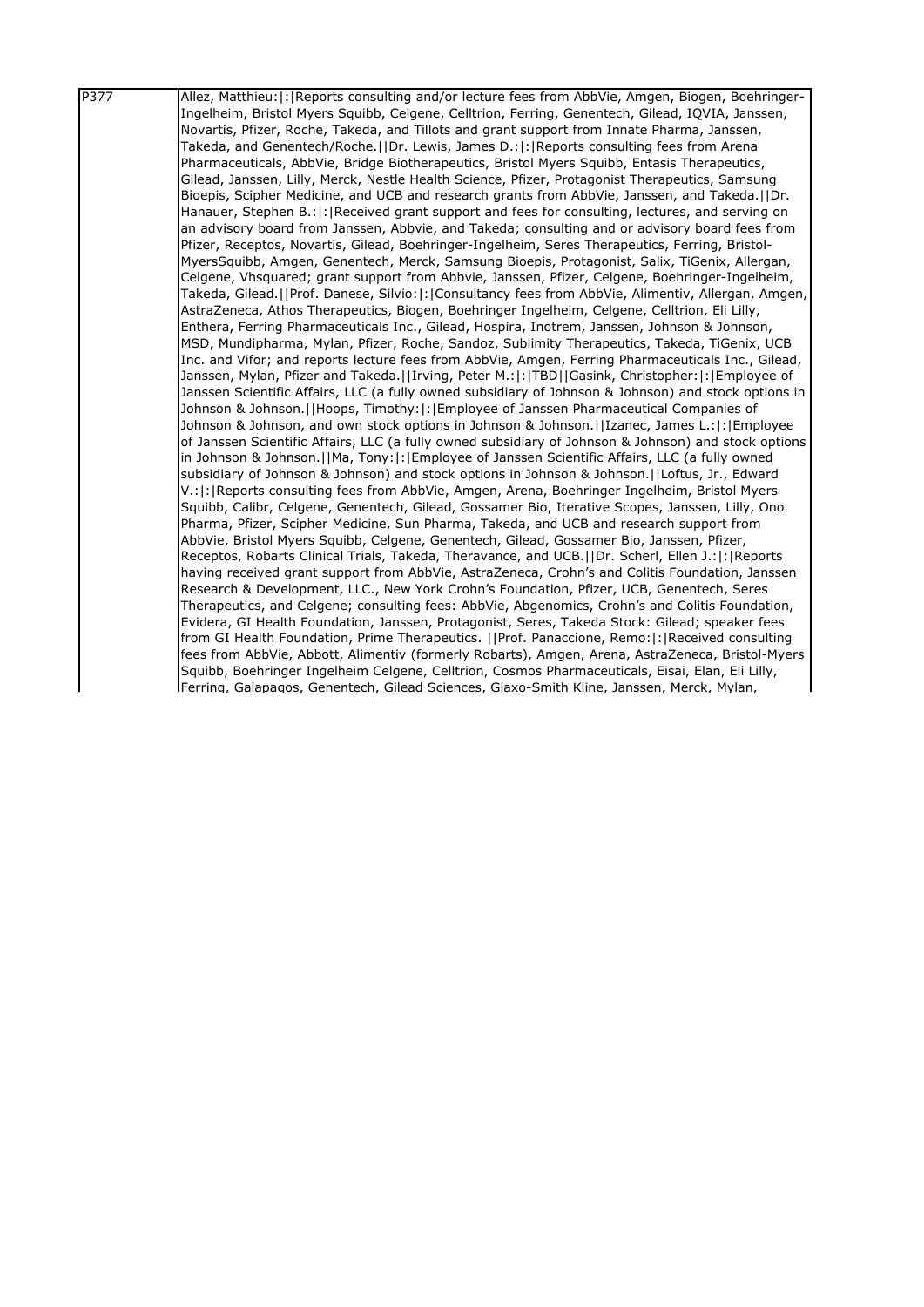| P377 | Allez, Matthieu:\|:\|Reports consulting and/or lecture fees from AbbVie, Amgen, Biogen, Boehringer-Ingelheim, Bristol Myers Squibb, Celgene, Celltrion, Ferring, Genentech, Gilead, IQVIA, Janssen, Novartis, Pfizer, Roche, Takeda, and Tillots and grant support from Innate Pharma, Janssen, Takeda, and Genentech/Roche.\|\|Dr. Lewis, James D.:\|:\|Reports consulting fees from Arena Pharmaceuticals, AbbVie, Bridge Biotherapeutics, Bristol Myers Squibb, Entasis Therapeutics, Gilead, Janssen, Lilly, Merck, Nestle Health Science, Pfizer, Protagonist Therapeutics, Samsung Bioepis, Scipher Medicine, and UCB and research grants from AbbVie, Janssen, and Takeda.\|\|Dr. Hanauer, Stephen B.:\|:\|Received grant support and fees for consulting, lectures, and serving on an advisory board from Janssen, Abbvie, and Takeda; consulting and or advisory board fees from Pfizer, Receptos, Novartis, Gilead, Boehringer-Ingelheim, Seres Therapeutics, Ferring, Bristol-MyersSquibb, Amgen, Genentech, Merck, Samsung Bioepis, Protagonist, Salix, TiGenix, Allergan, Celgene, Vhsquared; grant support from Abbvie, Janssen, Pfizer, Celgene, Boehringer-Ingelheim, Takeda, Gilead.\|\|Prof. Danese, Silvio:\|:\|Consultancy fees from AbbVie, Alimentiv, Allergan, Amgen, AstraZeneca, Athos Therapeutics, Biogen, Boehringer Ingelheim, Celgene, Celltrion, Eli Lilly, Enthera, Ferring Pharmaceuticals Inc., Gilead, Hospira, Inotrem, Janssen, Johnson & Johnson, MSD, Mundipharma, Mylan, Pfizer, Roche, Sandoz, Sublimity Therapeutics, Takeda, TiGenix, UCB Inc. and Vifor; and reports lecture fees from AbbVie, Amgen, Ferring Pharmaceuticals Inc., Gilead, Janssen, Mylan, Pfizer and Takeda.\|\|Irving, Peter M.:\|:\|TBD\|\|Gasink, Christopher:\|:\|Employee of Janssen Scientific Affairs, LLC (a fully owned subsidiary of Johnson & Johnson) and stock options in Johnson & Johnson.\|\|Hoops, Timothy:\|:\|Employee of Janssen Pharmaceutical Companies of Johnson & Johnson, and own stock options in Johnson & Johnson.\|\|Izanec, James L.:\|:\|Employee of Janssen Scientific Affairs, LLC (a fully owned subsidiary of Johnson & Johnson) and stock options in Johnson & Johnson.\|\|Ma, Tony:\|:\|Employee of Janssen Scientific Affairs, LLC (a fully owned subsidiary of Johnson & Johnson) and stock options in Johnson & Johnson.\|\|Loftus, Jr., Edward V.:\|:\|Reports consulting fees from AbbVie, Amgen, Arena, Boehringer Ingelheim, Bristol Myers Squibb, Calibr, Celgene, Genentech, Gilead, Gossamer Bio, Iterative Scopes, Janssen, Lilly, Ono Pharma, Pfizer, Scipher Medicine, Sun Pharma, Takeda, and UCB and research support from AbbVie, Bristol Myers Squibb, Celgene, Genentech, Gilead, Gossamer Bio, Janssen, Pfizer, Receptos, Robarts Clinical Trials, Takeda, Theravance, and UCB.\|\|Dr. Scherl, Ellen J.:\|:\|Reports having received grant support from AbbVie, AstraZeneca, Crohn's and Colitis Foundation, Janssen Research & Development, LLC., New York Crohn's Foundation, Pfizer, UCB, Genentech, Seres Therapeutics, and Celgene; consulting fees: AbbVie, Abgenomics, Crohn's and Colitis Foundation, Evidera, GI Health Foundation, Janssen, Protagonist, Seres, Takeda Stock: Gilead; speaker fees from GI Health Foundation, Prime Therapeutics. \|\|Prof. Panaccione, Remo:\|:\|Received consulting fees from AbbVie, Abbott, Alimentiv (formerly Robarts), Amgen, Arena, AstraZeneca, Bristol-Myers Squibb, Boehringer Ingelheim Celgene, Celltrion, Cosmos Pharmaceuticals, Eisai, Elan, Eli Lilly, Ferring, Galapagos, Genentech, Gilead Sciences, Glaxo-Smith Kline, Janssen, Merck, Mylan, |
|---|---|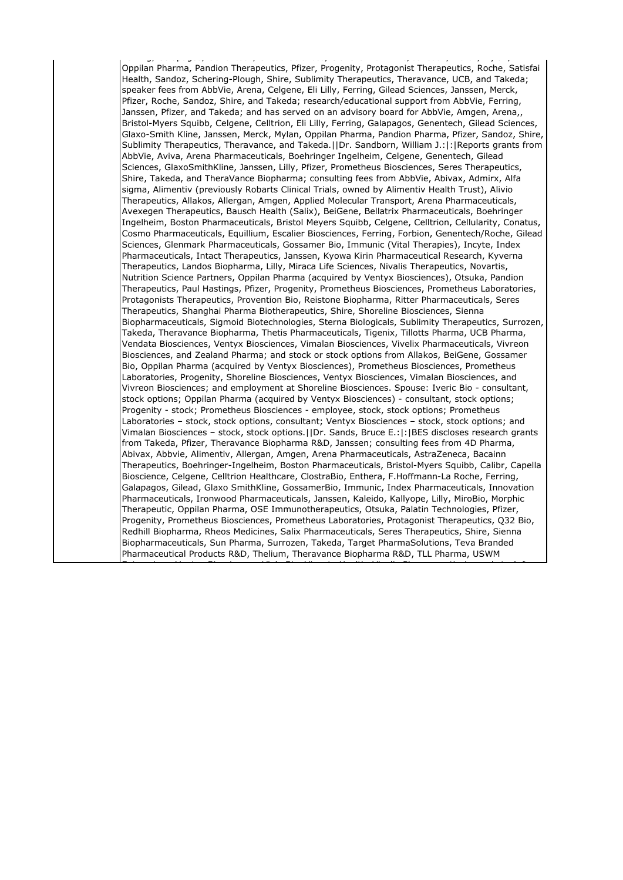| | Oppilan Pharma, Pandion Therapeutics, Pfizer, Progenity, Protagonist Therapeutics, Roche, Satisfai Health, Sandoz, Schering-Plough, Shire, Sublimity Therapeutics, Theravance, UCB, and Takeda; speaker fees from AbbVie, Arena, Celgene, Eli Lilly, Ferring, Gilead Sciences, Janssen, Merck, Pfizer, Roche, Sandoz, Shire, and Takeda; research/educational support from AbbVie, Ferring, Janssen, Pfizer, and Takeda; and has served on an advisory board for AbbVie, Amgen, Arena,, Bristol-Myers Squibb, Celgene, Celltrion, Eli Lilly, Ferring, Galapagos, Genentech, Gilead Sciences, Glaxo-Smith Kline, Janssen, Merck, Mylan, Oppilan Pharma, Pandion Pharma, Pfizer, Sandoz, Shire, Sublimity Therapeutics, Theravance, and Takeda.\|\|Dr. Sandborn, William J.:\|:\|Reports grants from AbbVie, Aviva, Arena Pharmaceuticals, Boehringer Ingelheim, Celgene, Genentech, Gilead Sciences, GlaxoSmithKline, Janssen, Lilly, Pfizer, Prometheus Biosciences, Seres Therapeutics, Shire, Takeda, and TheraVance Biopharma; consulting fees from AbbVie, Abivax, Admirx, Alfa sigma, Alimentiv (previously Robarts Clinical Trials, owned by Alimentiv Health Trust), Alivio Therapeutics, Allakos, Allergan, Amgen, Applied Molecular Transport, Arena Pharmaceuticals, Avexegen Therapeutics, Bausch Health (Salix), BeiGene, Bellatrix Pharmaceuticals, Boehringer Ingelheim, Boston Pharmaceuticals, Bristol Meyers Squibb, Celgene, Celltrion, Cellularity, Conatus, Cosmo Pharmaceuticals, Equillium, Escalier Biosciences, Ferring, Forbion, Genentech/Roche, Gilead Sciences, Glenmark Pharmaceuticals, Gossamer Bio, Immunic (Vital Therapies), Incyte, Index Pharmaceuticals, Intact Therapeutics, Janssen, Kyowa Kirin Pharmaceutical Research, Kyverna Therapeutics, Landos Biopharma, Lilly, Miraca Life Sciences, Nivalis Therapeutics, Novartis, Nutrition Science Partners, Oppilan Pharma (acquired by Ventyx Biosciences), Otsuka, Pandion Therapeutics, Paul Hastings, Pfizer, Progenity, Prometheus Biosciences, Prometheus Laboratories, Protagonists Therapeutics, Provention Bio, Reistone Biopharma, Ritter Pharmaceuticals, Seres Therapeutics, Shanghai Pharma Biotherapeutics, Shire, Shoreline Biosciences, Sienna Biopharmaceuticals, Sigmoid Biotechnologies, Sterna Biologicals, Sublimity Therapeutics, Surrozen, Takeda, Theravance Biopharma, Thetis Pharmaceuticals, Tigenix, Tillotts Pharma, UCB Pharma, Vendata Biosciences, Ventyx Biosciences, Vimalan Biosciences, Vivelix Pharmaceuticals, Vivreon Biosciences, and Zealand Pharma; and stock or stock options from Allakos, BeiGene, Gossamer Bio, Oppilan Pharma (acquired by Ventyx Biosciences), Prometheus Biosciences, Prometheus Laboratories, Progenity, Shoreline Biosciences, Ventyx Biosciences, Vimalan Biosciences, and Vivreon Biosciences; and employment at Shoreline Biosciences. Spouse: Iveric Bio - consultant, stock options; Oppilan Pharma (acquired by Ventyx Biosciences) - consultant, stock options; Progenity - stock; Prometheus Biosciences - employee, stock, stock options; Prometheus Laboratories – stock, stock options, consultant; Ventyx Biosciences – stock, stock options; and Vimalan Biosciences – stock, stock options.\|\|Dr. Sands, Bruce E.:\|:\|BES discloses research grants from Takeda, Pfizer, Theravance Biopharma R&D, Janssen; consulting fees from 4D Pharma, Abivax, Abbvie, Alimentiv, Allergan, Amgen, Arena Pharmaceuticals, AstraZeneca, Bacainn Therapeutics, Boehringer-Ingelheim, Boston Pharmaceuticals, Bristol-Myers Squibb, Calibr, Capella Bioscience, Celgene, Celltrion Healthcare, ClostraBio, Enthera, F.Hoffmann-La Roche, Ferring, Galapagos, Gilead, Glaxo SmithKline, GossamerBio, Immunic, Index Pharmaceuticals, Innovation Pharmaceuticals, Ironwood Pharmaceuticals, Janssen, Kaleido, Kallyope, Lilly, MiroBio, Morphic Therapeutic, Oppilan Pharma, OSE Immunotherapeutics, Otsuka, Palatin Technologies, Pfizer, Progenity, Prometheus Biosciences, Prometheus Laboratories, Protagonist Therapeutics, Q32 Bio, Redhill Biopharma, Rheos Medicines, Salix Pharmaceuticals, Seres Therapeutics, Shire, Sienna Biopharmaceuticals, Sun Pharma, Surrozen, Takeda, Target PharmaSolutions, Teva Branded Pharmaceutical Products R&D, Thelium, Theravance Biopharma R&D, TLL Pharma, USWM |
|---|---|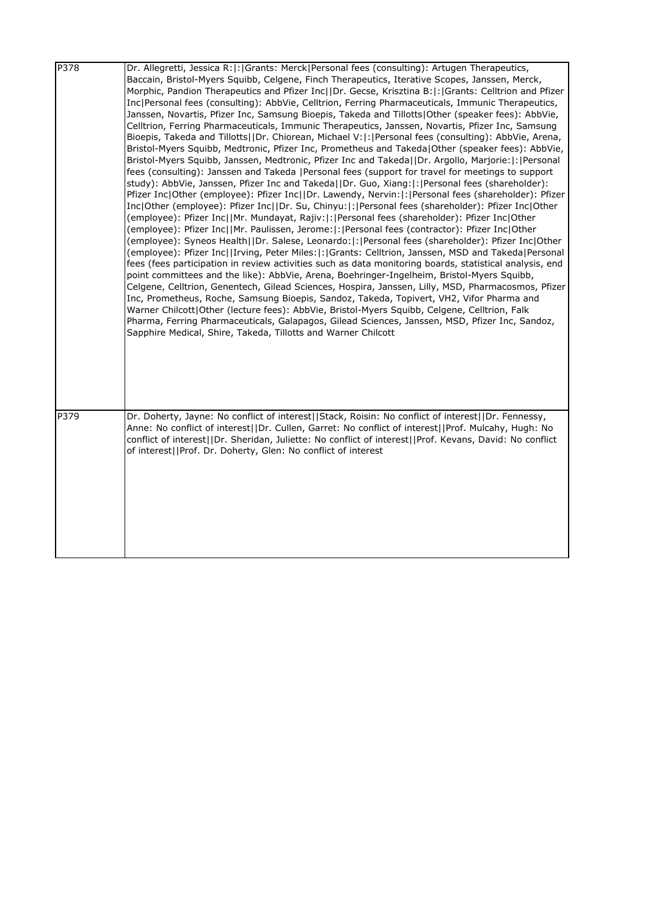| | |
|---|---|
| P378 | Dr. Allegretti, Jessica R:\|:\|Grants: Merck\|Personal fees (consulting): Artugen Therapeutics, Baccain, Bristol-Myers Squibb, Celgene, Finch Therapeutics, Iterative Scopes, Janssen, Merck, Morphic, Pandion Therapeutics and Pfizer Inc\|\|Dr. Gecse, Krisztina B:\|:\|Grants: Celltrion and Pfizer Inc\|Personal fees (consulting): AbbVie, Celltrion, Ferring Pharmaceuticals, Immunic Therapeutics, Janssen, Novartis, Pfizer Inc, Samsung Bioepis, Takeda and Tillotts\|Other (speaker fees): AbbVie, Celltrion, Ferring Pharmaceuticals, Immunic Therapeutics, Janssen, Novartis, Pfizer Inc, Samsung Bioepis, Takeda and Tillotts\|\|Dr. Chiorean, Michael V:\|:\|Personal fees (consulting): AbbVie, Arena, Bristol-Myers Squibb, Medtronic, Pfizer Inc, Prometheus and Takeda\|Other (speaker fees): AbbVie, Bristol-Myers Squibb, Janssen, Medtronic, Pfizer Inc and Takeda\|\|Dr. Argollo, Marjorie:\|:\|Personal fees (consulting): Janssen and Takeda \|Personal fees (support for travel for meetings to support study): AbbVie, Janssen, Pfizer Inc and Takeda\|\|Dr. Guo, Xiang:\|:\|Personal fees (shareholder): Pfizer Inc\|Other (employee): Pfizer Inc\|\|Dr. Lawendy, Nervin:\|:\|Personal fees (shareholder): Pfizer Inc\|Other (employee): Pfizer Inc\|\|Dr. Su, Chinyu:\|:\|Personal fees (shareholder): Pfizer Inc\|Other (employee): Pfizer Inc\|\|Mr. Mundayat, Rajiv:\|:\|Personal fees (shareholder): Pfizer Inc\|Other (employee): Pfizer Inc\|\|Mr. Paulissen, Jerome:\|:\|Personal fees (contractor): Pfizer Inc\|Other (employee): Syneos Health\|\|Dr. Salese, Leonardo:\|:\|Personal fees (shareholder): Pfizer Inc\|Other (employee): Pfizer Inc\|\|Irving, Peter Miles:\|:\|Grants: Celltrion, Janssen, MSD and Takeda\|Personal fees (fees participation in review activities such as data monitoring boards, statistical analysis, end point committees and the like): AbbVie, Arena, Boehringer-Ingelheim, Bristol-Myers Squibb, Celgene, Celltrion, Genentech, Gilead Sciences, Hospira, Janssen, Lilly, MSD, Pharmacosmos, Pfizer Inc, Prometheus, Roche, Samsung Bioepis, Sandoz, Takeda, Topivert, VH2, Vifor Pharma and Warner Chilcott\|Other (lecture fees): AbbVie, Bristol-Myers Squibb, Celgene, Celltrion, Falk Pharma, Ferring Pharmaceuticals, Galapagos, Gilead Sciences, Janssen, MSD, Pfizer Inc, Sandoz, Sapphire Medical, Shire, Takeda, Tillotts and Warner Chilcott |
| P379 | Dr. Doherty, Jayne: No conflict of interest\|\|Stack, Roisin: No conflict of interest\|\|Dr. Fennessy, Anne: No conflict of interest\|\|Dr. Cullen, Garret: No conflict of interest\|\|Prof. Mulcahy, Hugh: No conflict of interest\|\|Dr. Sheridan, Juliette: No conflict of interest\|\|Prof. Kevans, David: No conflict of interest\|\|Prof. Dr. Doherty, Glen: No conflict of interest |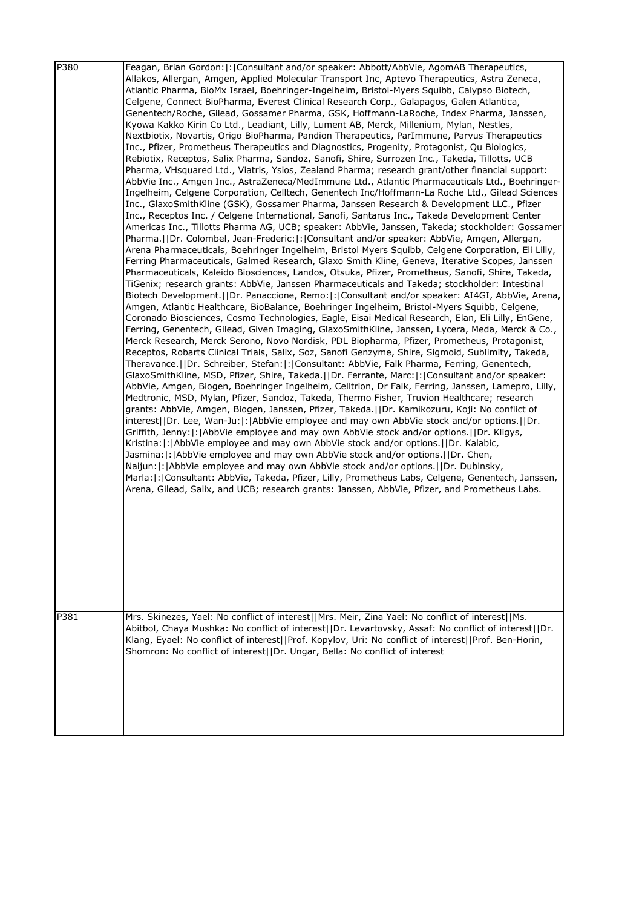| | |
|---|---|
| P380 | Feagan, Brian Gordon:\|:\|Consultant and/or speaker: Abbott/AbbVie, AgomAB Therapeutics, Allakos, Allergan, Amgen, Applied Molecular Transport Inc, Aptevo Therapeutics, Astra Zeneca, Atlantic Pharma, BioMx Israel, Boehringer-Ingelheim, Bristol-Myers Squibb, Calypso Biotech, Celgene, Connect BioPharma, Everest Clinical Research Corp., Galapagos, Galen Atlantica, Genentech/Roche, Gilead, Gossamer Pharma, GSK, Hoffmann-LaRoche, Index Pharma, Janssen, Kyowa Kakko Kirin Co Ltd., Leadiant, Lilly, Lument AB, Merck, Millenium, Mylan, Nestles, Nextbiotix, Novartis, Origo BioPharma, Pandion Therapeutics, ParImmune, Parvus Therapeutics Inc., Pfizer, Prometheus Therapeutics and Diagnostics, Progenity, Protagonist, Qu Biologics, Rebiotix, Receptos, Salix Pharma, Sandoz, Sanofi, Shire, Surrozen Inc., Takeda, Tillotts, UCB Pharma, VHsquared Ltd., Viatris, Ysios, Zealand Pharma; research grant/other financial support: AbbVie Inc., Amgen Inc., AstraZeneca/MedImmune Ltd., Atlantic Pharmaceuticals Ltd., Boehringer-Ingelheim, Celgene Corporation, Celltech, Genentech Inc/Hoffmann-La Roche Ltd., Gilead Sciences Inc., GlaxoSmithKline (GSK), Gossamer Pharma, Janssen Research & Development LLC., Pfizer Inc., Receptos Inc. / Celgene International, Sanofi, Santarus Inc., Takeda Development Center Americas Inc., Tillotts Pharma AG, UCB; speaker: AbbVie, Janssen, Takeda; stockholder: Gossamer Pharma.\|\|Dr. Colombel, Jean-Frederic:\|:\|Consultant and/or speaker: AbbVie, Amgen, Allergan, Arena Pharmaceuticals, Boehringer Ingelheim, Bristol Myers Squibb, Celgene Corporation, Eli Lilly, Ferring Pharmaceuticals, Galmed Research, Glaxo Smith Kline, Geneva, Iterative Scopes, Janssen Pharmaceuticals, Kaleido Biosciences, Landos, Otsuka, Pfizer, Prometheus, Sanofi, Shire, Takeda, TiGenix; research grants: AbbVie, Janssen Pharmaceuticals and Takeda; stockholder: Intestinal Biotech Development.\|\|Dr. Panaccione, Remo:\|:\|Consultant and/or speaker: AI4GI, AbbVie, Arena, Amgen, Atlantic Healthcare, BioBalance, Boehringer Ingelheim, Bristol-Myers Squibb, Celgene, Coronado Biosciences, Cosmo Technologies, Eagle, Eisai Medical Research, Elan, Eli Lilly, EnGene, Ferring, Genentech, Gilead, Given Imaging, GlaxoSmithKline, Janssen, Lycera, Meda, Merck & Co., Merck Research, Merck Serono, Novo Nordisk, PDL Biopharma, Pfizer, Prometheus, Protagonist, Receptos, Robarts Clinical Trials, Salix, Soz, Sanofi Genzyme, Shire, Sigmoid, Sublimity, Takeda, Theravance.\|\|Dr. Schreiber, Stefan:\|:\|Consultant: AbbVie, Falk Pharma, Ferring, Genentech, GlaxoSmithKline, MSD, Pfizer, Shire, Takeda.\|\|Dr. Ferrante, Marc:\|:\|Consultant and/or speaker: AbbVie, Amgen, Biogen, Boehringer Ingelheim, Celltrion, Dr Falk, Ferring, Janssen, Lamepro, Lilly, Medtronic, MSD, Mylan, Pfizer, Sandoz, Takeda, Thermo Fisher, Truvion Healthcare; research grants: AbbVie, Amgen, Biogen, Janssen, Pfizer, Takeda.\|\|Dr. Kamikozuru, Koji: No conflict of interest\|\|Dr. Lee, Wan-Ju:\|:\|AbbVie employee and may own AbbVie stock and/or options.\|\|Dr. Griffith, Jenny:\|:\|AbbVie employee and may own AbbVie stock and/or options.\|\|Dr. Kligys, Kristina:\|:\|AbbVie employee and may own AbbVie stock and/or options.\|\|Dr. Kalabic, Jasmina:\|:\|AbbVie employee and may own AbbVie stock and/or options.\|\|Dr. Chen, Naijun:\|:\|AbbVie employee and may own AbbVie stock and/or options.\|\|Dr. Dubinsky, Marla:\|:\|Consultant: AbbVie, Takeda, Pfizer, Lilly, Prometheus Labs, Celgene, Genentech, Janssen, Arena, Gilead, Salix, and UCB; research grants: Janssen, AbbVie, Pfizer, and Prometheus Labs. |
| P381 | Mrs. Skinezes, Yael: No conflict of interest\|\|Mrs. Meir, Zina Yael: No conflict of interest\|\|Ms. Abitbol, Chaya Mushka: No conflict of interest\|\|Dr. Levartovsky, Assaf: No conflict of interest\|\|Dr. Klang, Eyael: No conflict of interest\|\|Prof. Kopylov, Uri: No conflict of interest\|\|Prof. Ben-Horin, Shomron: No conflict of interest\|\|Dr. Ungar, Bella: No conflict of interest |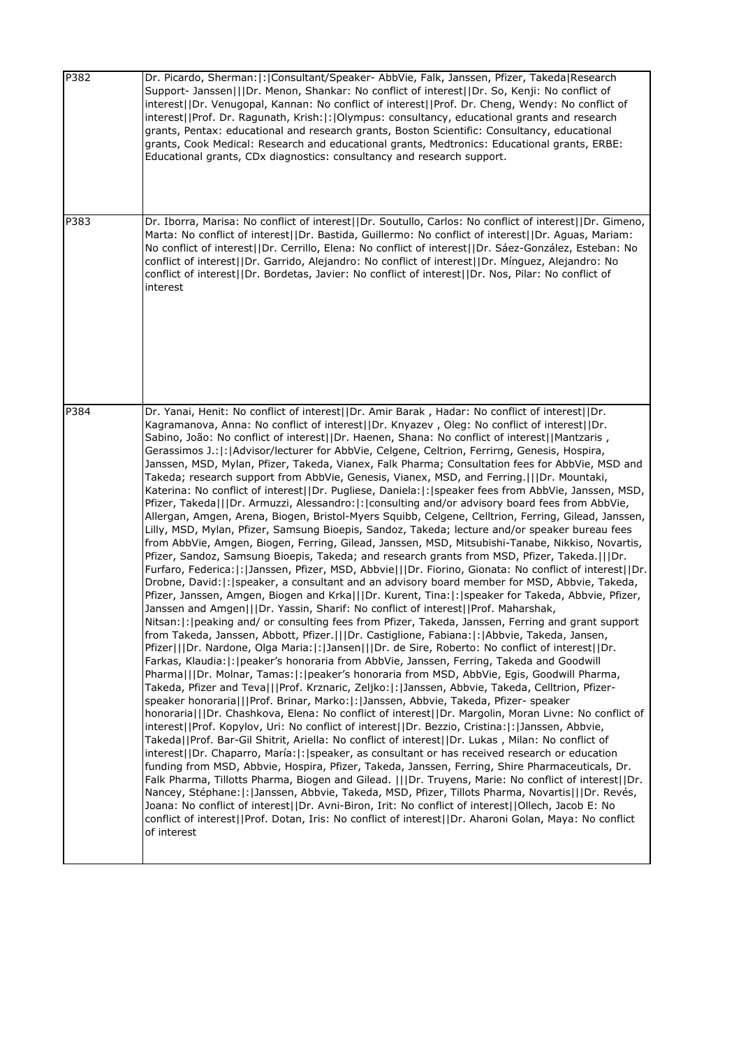| | |
|---|---|
| P382 | Dr. Picardo, Sherman:\|:\|Consultant/Speaker- AbbVie, Falk, Janssen, Pfizer, Takeda\|Research Support- Janssen\|\|\|Dr. Menon, Shankar: No conflict of interest\|\|Dr. So, Kenji: No conflict of interest\|\|Dr. Venugopal, Kannan: No conflict of interest\|\|Prof. Dr. Cheng, Wendy: No conflict of interest\|\|Prof. Dr. Ragunath, Krish:\|:\|Olympus: consultancy, educational grants and research grants, Pentax: educational and research grants, Boston Scientific: Consultancy, educational grants, Cook Medical: Research and educational grants, Medtronics: Educational grants, ERBE: Educational grants, CDx diagnostics: consultancy and research support. |
| P383 | Dr. Iborra, Marisa: No conflict of interest\|\|Dr. Soutullo, Carlos: No conflict of interest\|\|Dr. Gimeno, Marta: No conflict of interest\|\|Dr. Bastida, Guillermo: No conflict of interest\|\|Dr. Aguas, Mariam: No conflict of interest\|\|Dr. Cerrillo, Elena: No conflict of interest\|\|Dr. Sáez-González, Esteban: No conflict of interest\|\|Dr. Garrido, Alejandro: No conflict of interest\|\|Dr. Mínguez, Alejandro: No conflict of interest\|\|Dr. Bordetas, Javier: No conflict of interest\|\|Dr. Nos, Pilar: No conflict of interest |
| P384 | Dr. Yanai, Henit: No conflict of interest\|\|Dr. Amir Barak , Hadar: No conflict of interest\|\|Dr. Kagramanova, Anna: No conflict of interest\|\|Dr. Knyazev , Oleg: No conflict of interest\|\|Dr. Sabino, João: No conflict of interest\|\|Dr. Haenen, Shana: No conflict of interest\|\|Mantzaris , Gerassimos J.:\|:\|Advisor/lecturer for AbbVie, Celgene, Celtrion, Ferrirng, Genesis, Hospira, Janssen, MSD, Mylan, Pfizer, Takeda, Vianex, Falk Pharma; Consultation fees for AbbVie, MSD and Takeda; research support from AbbVie, Genesis, Vianex, MSD, and Ferring.\|\|\|Dr. Mountaki, Katerina: No conflict of interest\|\|Dr. Pugliese, Daniela:\|:\|speaker fees from AbbVie, Janssen, MSD, Pfizer, Takeda\|\|\|Dr. Armuzzi, Alessandro:\|:\|consulting and/or advisory board fees from AbbVie, Allergan, Amgen, Arena, Biogen, Bristol-Myers Squibb, Celgene, Celltrion, Ferring, Gilead, Janssen, Lilly, MSD, Mylan, Pfizer, Samsung Bioepis, Sandoz, Takeda; lecture and/or speaker bureau fees from AbbVie, Amgen, Biogen, Ferring, Gilead, Janssen, MSD, Mitsubishi-Tanabe, Nikkiso, Novartis, Pfizer, Sandoz, Samsung Bioepis, Takeda; and research grants from MSD, Pfizer, Takeda.\|\|\|Dr. Furfaro, Federica:\|:\|Janssen, Pfizer, MSD, Abbvie\|\|\|Dr. Fiorino, Gionata: No conflict of interest\|\|Dr. Drobne, David:\|:\|speaker, a consultant and an advisory board member for MSD, Abbvie, Takeda, Pfizer, Janssen, Amgen, Biogen and Krka\|\|\|Dr. Kurent, Tina:\|:\|speaker for Takeda, Abbvie, Pfizer, Janssen and Amgen\|\|\|Dr. Yassin, Sharif: No conflict of interest\|\|Prof. Maharshak, Nitsan:\|:\|peaking and/ or consulting fees from Pfizer, Takeda, Janssen, Ferring and grant support from Takeda, Janssen, Abbott, Pfizer.\|\|\|Dr. Castiglione, Fabiana:\|:\|Abbvie, Takeda, Jansen, Pfizer\|\|\|Dr. Nardone, Olga Maria:\|:\|Jansen\|\|\|Dr. de Sire, Roberto: No conflict of interest\|\|Dr. Farkas, Klaudia:\|:\|peaker's honoraria from AbbVie, Janssen, Ferring, Takeda and Goodwill Pharma\|\|\|Dr. Molnar, Tamas:\|:\|peaker's honoraria from MSD, AbbVie, Egis, Goodwill Pharma, Takeda, Pfizer and Teva\|\|\|Prof. Krznaric, Zeljko:\|:\|Janssen, Abbvie, Takeda, Celltrion, Pfizer-speaker honoraria\|\|\|Prof. Brinar, Marko:\|:\|Janssen, Abbvie, Takeda, Pfizer- speaker honoraria\|\|\|Dr. Chashkova, Elena: No conflict of interest\|\|Dr. Margolin, Moran Livne: No conflict of interest\|\|Prof. Kopylov, Uri: No conflict of interest\|\|Dr. Bezzio, Cristina:\|:\|Janssen, Abbvie, Takeda\|\|Prof. Bar-Gil Shitrit, Ariella: No conflict of interest\|\|Dr. Lukas , Milan: No conflict of interest\|\|Dr. Chaparro, María:\|:\|speaker, as consultant or has received research or education funding from MSD, Abbvie, Hospira, Pfizer, Takeda, Janssen, Ferring, Shire Pharmaceuticals, Dr. Falk Pharma, Tillotts Pharma, Biogen and Gilead. \|\|\|Dr. Truyens, Marie: No conflict of interest\|\|Dr. Nancey, Stéphane:\|:\|Janssen, Abbvie, Takeda, MSD, Pfizer, Tillots Pharma, Novartis\|\|\|Dr. Revés, Joana: No conflict of interest\|\|Dr. Avni-Biron, Irit: No conflict of interest\|\|Ollech, Jacob E: No conflict of interest\|\|Prof. Dotan, Iris: No conflict of interest\|\|Dr. Aharoni Golan, Maya: No conflict of interest |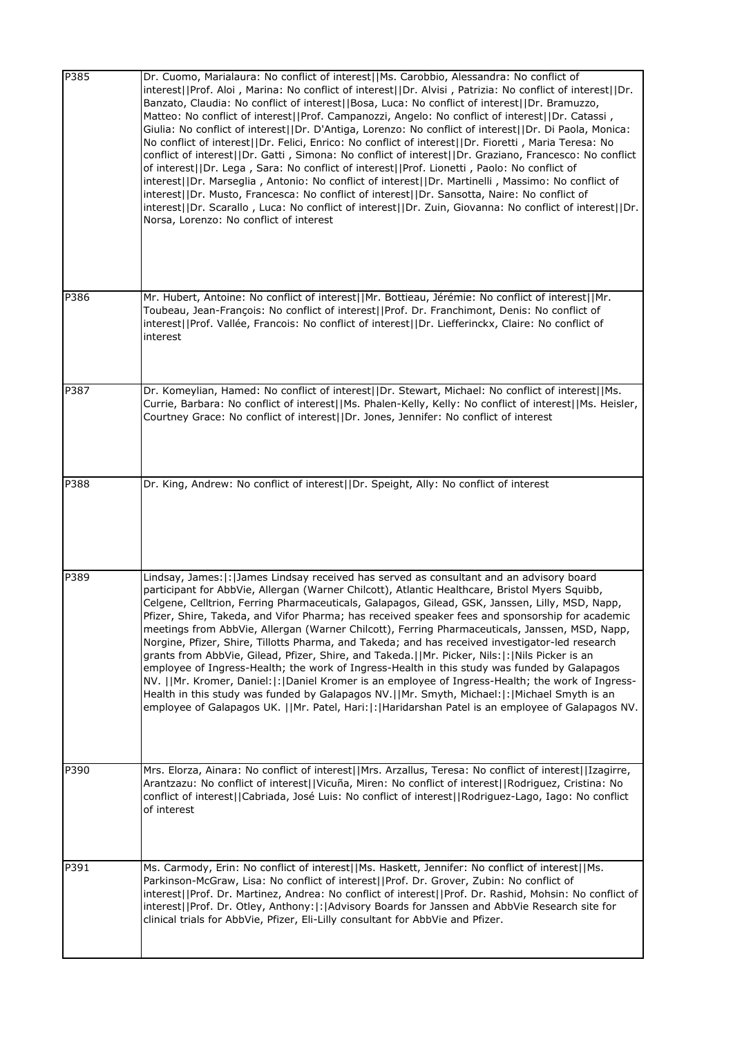| | |
|---|---|
| P385 | Dr. Cuomo, Marialaura: No conflict of interest\|\|Ms. Carobbio, Alessandra: No conflict of interest\|\|Prof. Aloi , Marina: No conflict of interest\|\|Dr. Alvisi , Patrizia: No conflict of interest\|\|Dr. Banzato, Claudia: No conflict of interest\|\|Bosa, Luca: No conflict of interest\|\|Dr. Bramuzzo, Matteo: No conflict of interest\|\|Prof. Campanozzi, Angelo: No conflict of interest\|\|Dr. Catassi , Giulia: No conflict of interest\|\|Dr. D'Antiga, Lorenzo: No conflict of interest\|\|Dr. Di Paola, Monica: No conflict of interest\|\|Dr. Felici, Enrico: No conflict of interest\|\|Dr. Fioretti , Maria Teresa: No conflict of interest\|\|Dr. Gatti , Simona: No conflict of interest\|\|Dr. Graziano, Francesco: No conflict of interest\|\|Dr. Lega , Sara: No conflict of interest\|\|Prof. Lionetti , Paolo: No conflict of interest\|\|Dr. Marseglia , Antonio: No conflict of interest\|\|Dr. Martinelli , Massimo: No conflict of interest\|\|Dr. Musto, Francesca: No conflict of interest\|\|Dr. Sansotta, Naire: No conflict of interest\|\|Dr. Scarallo , Luca: No conflict of interest\|\|Dr. Zuin, Giovanna: No conflict of interest\|\|Dr. Norsa, Lorenzo: No conflict of interest |
| P386 | Mr. Hubert, Antoine: No conflict of interest\|\|Mr. Bottieau, Jérémie: No conflict of interest\|\|Mr. Toubeau, Jean-François: No conflict of interest\|\|Prof. Dr. Franchimont, Denis: No conflict of interest\|\|Prof. Vallée, Francois: No conflict of interest\|\|Dr. Liefferinckx, Claire: No conflict of interest |
| P387 | Dr. Komeylian, Hamed: No conflict of interest\|\|Dr. Stewart, Michael: No conflict of interest\|\|Ms. Currie, Barbara: No conflict of interest\|\|Ms. Phalen-Kelly, Kelly: No conflict of interest\|\|Ms. Heisler, Courtney Grace: No conflict of interest\|\|Dr. Jones, Jennifer: No conflict of interest |
| P388 | Dr. King, Andrew: No conflict of interest\|\|Dr. Speight, Ally: No conflict of interest |
| P389 | Lindsay, James:\|:\|James Lindsay received has served as consultant and an advisory board participant for AbbVie, Allergan (Warner Chilcott), Atlantic Healthcare, Bristol Myers Squibb, Celgene, Celltrion, Ferring Pharmaceuticals, Galapagos, Gilead, GSK, Janssen, Lilly, MSD, Napp, Pfizer, Shire, Takeda, and Vifor Pharma; has received speaker fees and sponsorship for academic meetings from AbbVie, Allergan (Warner Chilcott), Ferring Pharmaceuticals, Janssen, MSD, Napp, Norgine, Pfizer, Shire, Tillotts Pharma, and Takeda; and has received investigator-led research grants from AbbVie, Gilead, Pfizer, Shire, and Takeda.\|\|Mr. Picker, Nils:\|:\|Nils Picker is an employee of Ingress-Health; the work of Ingress-Health in this study was funded by Galapagos NV. \|\|Mr. Kromer, Daniel:\|:\|Daniel Kromer is an employee of Ingress-Health; the work of Ingress-Health in this study was funded by Galapagos NV.\|\|Mr. Smyth, Michael:\|:\|Michael Smyth is an employee of Galapagos UK. \|\|Mr. Patel, Hari:\|:\|Haridarshan Patel is an employee of Galapagos NV. |
| P390 | Mrs. Elorza, Ainara: No conflict of interest\|\|Mrs. Arzallus, Teresa: No conflict of interest\|\|Izagirre, Arantzazu: No conflict of interest\|\|Vicuña, Miren: No conflict of interest\|\|Rodriguez, Cristina: No conflict of interest\|\|Cabriada, José Luis: No conflict of interest\|\|Rodriguez-Lago, Iago: No conflict of interest |
| P391 | Ms. Carmody, Erin: No conflict of interest\|\|Ms. Haskett, Jennifer: No conflict of interest\|\|Ms. Parkinson-McGraw, Lisa: No conflict of interest\|\|Prof. Dr. Grover, Zubin: No conflict of interest\|\|Prof. Dr. Martinez, Andrea: No conflict of interest\|\|Prof. Dr. Rashid, Mohsin: No conflict of interest\|\|Prof. Dr. Otley, Anthony:\|:\|Advisory Boards for Janssen and AbbVie Research site for clinical trials for AbbVie, Pfizer, Eli-Lilly consultant for AbbVie and Pfizer. |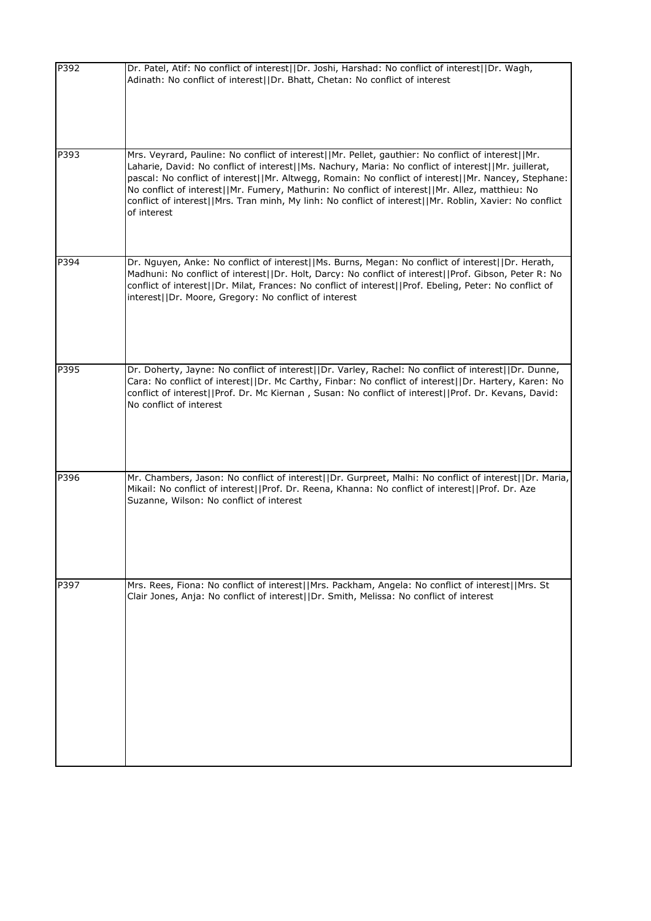| | |
|---|---|
| P392 | Dr. Patel, Atif: No conflict of interest\|\|Dr. Joshi, Harshad: No conflict of interest\|\|Dr. Wagh, Adinath: No conflict of interest\|\|Dr. Bhatt, Chetan: No conflict of interest |
| P393 | Mrs. Veyrard, Pauline: No conflict of interest\|\|Mr. Pellet, gauthier: No conflict of interest\|\|Mr. Laharie, David: No conflict of interest\|\|Ms. Nachury, Maria: No conflict of interest\|\|Mr. juillerat, pascal: No conflict of interest\|\|Mr. Altwegg, Romain: No conflict of interest\|\|Mr. Nancey, Stephane: No conflict of interest\|\|Mr. Fumery, Mathurin: No conflict of interest\|\|Mr. Allez, matthieu: No conflict of interest\|\|Mrs. Tran minh, My linh: No conflict of interest\|\|Mr. Roblin, Xavier: No conflict of interest |
| P394 | Dr. Nguyen, Anke: No conflict of interest\|\|Ms. Burns, Megan: No conflict of interest\|\|Dr. Herath, Madhuni: No conflict of interest\|\|Dr. Holt, Darcy: No conflict of interest\|\|Prof. Gibson, Peter R: No conflict of interest\|\|Dr. Milat, Frances: No conflict of interest\|\|Prof. Ebeling, Peter: No conflict of interest\|\|Dr. Moore, Gregory: No conflict of interest |
| P395 | Dr. Doherty, Jayne: No conflict of interest\|\|Dr. Varley, Rachel: No conflict of interest\|\|Dr. Dunne, Cara: No conflict of interest\|\|Dr. Mc Carthy, Finbar: No conflict of interest\|\|Dr. Hartery, Karen: No conflict of interest\|\|Prof. Dr. Mc Kiernan , Susan: No conflict of interest\|\|Prof. Dr. Kevans, David: No conflict of interest |
| P396 | Mr. Chambers, Jason: No conflict of interest\|\|Dr. Gurpreet, Malhi: No conflict of interest\|\|Dr. Maria, Mikail: No conflict of interest\|\|Prof. Dr. Reena, Khanna: No conflict of interest\|\|Prof. Dr. Aze Suzanne, Wilson: No conflict of interest |
| P397 | Mrs. Rees, Fiona: No conflict of interest\|\|Mrs. Packham, Angela: No conflict of interest\|\|Mrs. St Clair Jones, Anja: No conflict of interest\|\|Dr. Smith, Melissa: No conflict of interest |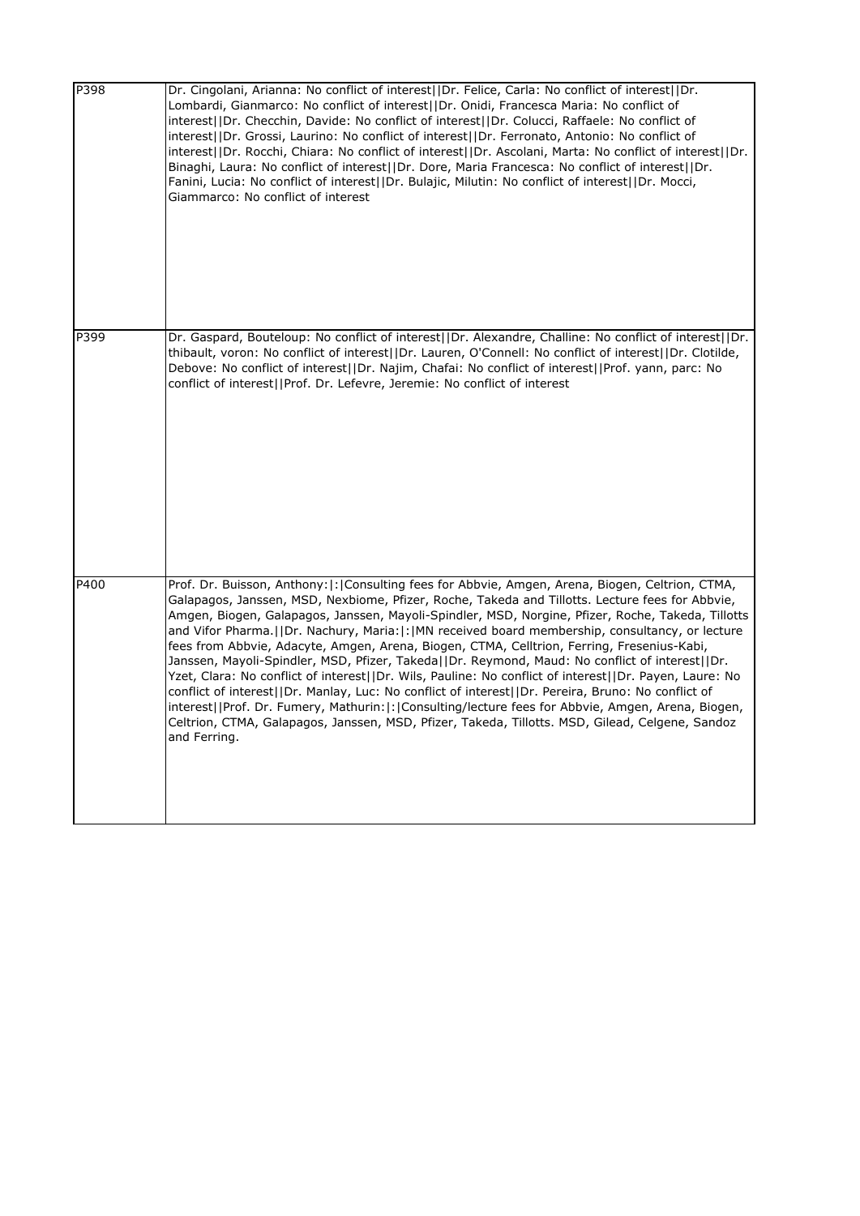| | |
|---|---|
| P398 | Dr. Cingolani, Arianna: No conflict of interest\|\|Dr. Felice, Carla: No conflict of interest\|\|Dr. Lombardi, Gianmarco: No conflict of interest\|\|Dr. Onidi, Francesca Maria: No conflict of interest\|\|Dr. Checchin, Davide: No conflict of interest\|\|Dr. Colucci, Raffaele: No conflict of interest\|\|Dr. Grossi, Laurino: No conflict of interest\|\|Dr. Ferronato, Antonio: No conflict of interest\|\|Dr. Rocchi, Chiara: No conflict of interest\|\|Dr. Ascolani, Marta: No conflict of interest\|\|Dr. Binaghi, Laura: No conflict of interest\|\|Dr. Dore, Maria Francesca: No conflict of interest\|\|Dr. Fanini, Lucia: No conflict of interest\|\|Dr. Bulajic, Milutin: No conflict of interest\|\|Dr. Mocci, Giammarco: No conflict of interest |
| P399 | Dr. Gaspard, Bouteloup: No conflict of interest\|\|Dr. Alexandre, Challine: No conflict of interest\|\|Dr. thibault, voron: No conflict of interest\|\|Dr. Lauren, O'Connell: No conflict of interest\|\|Dr. Clotilde, Debove: No conflict of interest\|\|Dr. Najim, Chafai: No conflict of interest\|\|Prof. yann, parc: No conflict of interest\|\|Prof. Dr. Lefevre, Jeremie: No conflict of interest |
| P400 | Prof. Dr. Buisson, Anthony:\|:\|Consulting fees for Abbvie, Amgen, Arena, Biogen, Celtrion, CTMA, Galapagos, Janssen, MSD, Nexbiome, Pfizer, Roche, Takeda and Tillotts. Lecture fees for Abbvie, Amgen, Biogen, Galapagos, Janssen, Mayoli-Spindler, MSD, Norgine, Pfizer, Roche, Takeda, Tillotts and Vifor Pharma.\|\|Dr. Nachury, Maria:\|:\|MN received board membership, consultancy, or lecture fees from Abbvie, Adacyte, Amgen, Arena, Biogen, CTMA, Celltrion, Ferring, Fresenius-Kabi, Janssen, Mayoli-Spindler, MSD, Pfizer, Takeda\|\|Dr. Reymond, Maud: No conflict of interest\|\|Dr. Yzet, Clara: No conflict of interest\|\|Dr. Wils, Pauline: No conflict of interest\|\|Dr. Payen, Laure: No conflict of interest\|\|Dr. Manlay, Luc: No conflict of interest\|\|Dr. Pereira, Bruno: No conflict of interest\|\|Prof. Dr. Fumery, Mathurin:\|:\|Consulting/lecture fees for Abbvie, Amgen, Arena, Biogen, Celtrion, CTMA, Galapagos, Janssen, MSD, Pfizer, Takeda, Tillotts. MSD, Gilead, Celgene, Sandoz and Ferring. |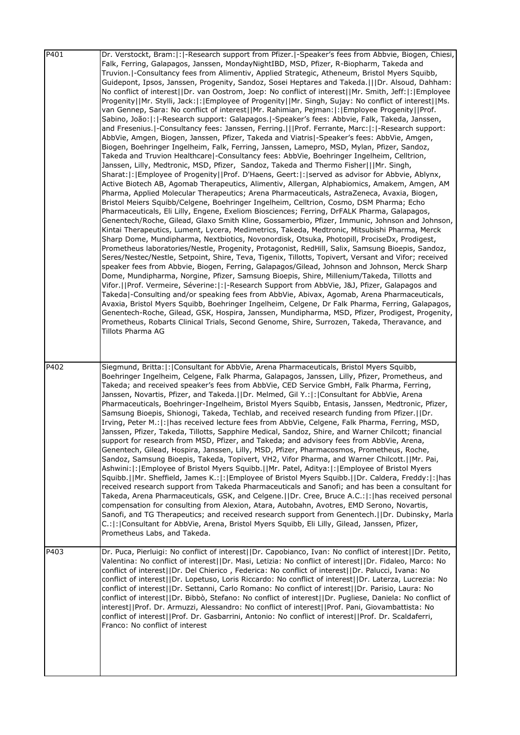| | |
|---|---|
| P401 | Dr. Verstockt, Bram:\|:\|-Research support from Pfizer.\|-Speaker's fees from Abbvie, Biogen, Chiesi, Falk, Ferring, Galapagos, Janssen, MondayNightIBD, MSD, Pfizer, R-Biopharm, Takeda and Truvion.\|-Consultancy fees from Alimentiv, Applied Strategic, Atheneum, Bristol Myers Squibb, Guidepont, Ipsos, Janssen, Progenity, Sandoz, Sosei Heptares and Takeda.\|\|\|Dr. Alsoud, Dahham: No conflict of interest\|\|Dr. van Oostrom, Joep: No conflict of interest\|\|Mr. Smith, Jeff:\|:\|Employee Progenity\|\|Mr. Stylli, Jack:\|:\|Employee of Progenity\|\|Mr. Singh, Sujay: No conflict of interest\|\|Ms. van Gennep, Sara: No conflict of interest\|\|Mr. Rahimian, Pejman:\|:\|Employee Progenity\|\|Prof. Sabino, João:\|:\|-Research support: Galapagos.\|-Speaker's fees: Abbvie, Falk, Takeda, Janssen, and Fresenius.\|-Consultancy fees: Janssen, Ferring.\|\|\|Prof. Ferrante, Marc:\|:\|-Research support: AbbVie, Amgen, Biogen, Janssen, Pfizer, Takeda and Viatris\|-Speaker's fees: AbbVie, Amgen, Biogen, Boehringer Ingelheim, Falk, Ferring, Janssen, Lamepro, MSD, Mylan, Pfizer, Sandoz, Takeda and Truvion Healthcare\|-Consultancy fees: AbbVie, Boehringer Ingelheim, Celltrion, Janssen, Lilly, Medtronic, MSD, Pfizer, Sandoz, Takeda and Thermo Fisher\|\|\|Mr. Singh, Sharat:\|:\|Employee of Progenity\|\|Prof. D'Haens, Geert:\|:\|served as advisor for Abbvie, Ablynx, Active Biotech AB, Agomab Therapeutics, Alimentiv, Allergan, Alphabiomics, Amakem, Amgen, AM Pharma, Applied Molecular Therapeutics; Arena Pharmaceuticals, AstraZeneca, Avaxia, Biogen, Bristol Meiers Squibb/Celgene, Boehringer Ingelheim, Celltrion, Cosmo, DSM Pharma; Echo Pharmaceuticals, Eli Lilly, Engene, Exeliom Biosciences; Ferring, DrFALK Pharma, Galapagos, Genentech/Roche, Gilead, Glaxo Smith Kline, Gossamerbio, Pfizer, Immunic, Johnson and Johnson, Kintai Therapeutics, Lument, Lycera, Medimetrics, Takeda, Medtronic, Mitsubishi Pharma, Merck Sharp Dome, Mundipharma, Nextbiotics, Novonordisk, Otsuka, Photopill, ProciseDx, Prodigest, Prometheus laboratories/Nestle, Progenity, Protagonist, RedHill, Salix, Samsung Bioepis, Sandoz, Seres/Nestec/Nestle, Setpoint, Shire, Teva, Tigenix, Tillotts, Topivert, Versant and Vifor; received speaker fees from Abbvie, Biogen, Ferring, Galapagos/Gilead, Johnson and Johnson, Merck Sharp Dome, Mundipharma, Norgine, Pfizer, Samsung Bioepis, Shire, Millenium/Takeda, Tillotts and Vifor.\|\|Prof. Vermeire, Séverine:\|:\|-Research Support from AbbVie, J&J, Pfizer, Galapagos and Takeda\|-Consulting and/or speaking fees from AbbVie, Abivax, Agomab, Arena Pharmaceuticals, Avaxia, Bristol Myers Squibb, Boehringer Ingelheim, Celgene, Dr Falk Pharma, Ferring, Galapagos, Genentech-Roche, Gilead, GSK, Hospira, Janssen, Mundipharma, MSD, Pfizer, Prodigest, Progenity, Prometheus, Robarts Clinical Trials, Second Genome, Shire, Surrozen, Takeda, Theravance, and Tillots Pharma AG |
| P402 | Siegmund, Britta:\|:\|Consultant for AbbVie, Arena Pharmaceuticals, Bristol Myers Squibb, Boehringer Ingelheim, Celgene, Falk Pharma, Galapagos, Janssen, Lilly, Pfizer, Prometheus, and Takeda; and received speaker's fees from AbbVie, CED Service GmbH, Falk Pharma, Ferring, Janssen, Novartis, Pfizer, and Takeda.\|\|Dr. Melmed, Gil Y.:\|:\|Consultant for AbbVie, Arena Pharmaceuticals, Boehringer-Ingelheim, Bristol Myers Squibb, Entasis, Janssen, Medtronic, Pfizer, Samsung Bioepis, Shionogi, Takeda, Techlab, and received research funding from Pfizer.\|\|Dr. Irving, Peter M.:\|:\|has received lecture fees from AbbVie, Celgene, Falk Pharma, Ferring, MSD, Janssen, Pfizer, Takeda, Tillotts, Sapphire Medical, Sandoz, Shire, and Warner Chilcott; financial support for research from MSD, Pfizer, and Takeda; and advisory fees from AbbVie, Arena, Genentech, Gilead, Hospira, Janssen, Lilly, MSD, Pfizer, Pharmacosmos, Prometheus, Roche, Sandoz, Samsung Bioepis, Takeda, Topivert, VH2, Vifor Pharma, and Warner Chilcott.\|\|Mr. Pai, Ashwini:\|:\|Employee of Bristol Myers Squibb.\|\|Mr. Patel, Aditya:\|:\|Employee of Bristol Myers Squibb.\|\|Mr. Sheffield, James K.:\|:\|Employee of Bristol Myers Squibb.\|\|Dr. Caldera, Freddy:\|:\|has received research support from Takeda Pharmaceuticals and Sanofi; and has been a consultant for Takeda, Arena Pharmaceuticals, GSK, and Celgene.\|\|Dr. Cree, Bruce A.C.:\|:\|has received personal compensation for consulting from Alexion, Atara, Autobahn, Avotres, EMD Serono, Novartis, Sanofi, and TG Therapeutics; and received research support from Genentech.\|\|Dr. Dubinsky, Marla C.:\|:\|Consultant for AbbVie, Arena, Bristol Myers Squibb, Eli Lilly, Gilead, Janssen, Pfizer, Prometheus Labs, and Takeda. |
| P403 | Dr. Puca, Pierluigi: No conflict of interest\|\|Dr. Capobianco, Ivan: No conflict of interest\|\|Dr. Petito, Valentina: No conflict of interest\|\|Dr. Masi, Letizia: No conflict of interest\|\|Dr. Fidaleo, Marco: No conflict of interest\|\|Dr. Del Chierico , Federica: No conflict of interest\|\|Dr. Palucci, Ivana: No conflict of interest\|\|Dr. Lopetuso, Loris Riccardo: No conflict of interest\|\|Dr. Laterza, Lucrezia: No conflict of interest\|\|Dr. Settanni, Carlo Romano: No conflict of interest\|\|Dr. Parisio, Laura: No conflict of interest\|\|Dr. Bibbò, Stefano: No conflict of interest\|\|Dr. Pugliese, Daniela: No conflict of interest\|\|Prof. Dr. Armuzzi, Alessandro: No conflict of interest\|\|Prof. Pani, Giovambattista: No conflict of interest\|\|Prof. Dr. Gasbarrini, Antonio: No conflict of interest\|\|Prof. Dr. Scaldaferri, Franco: No conflict of interest |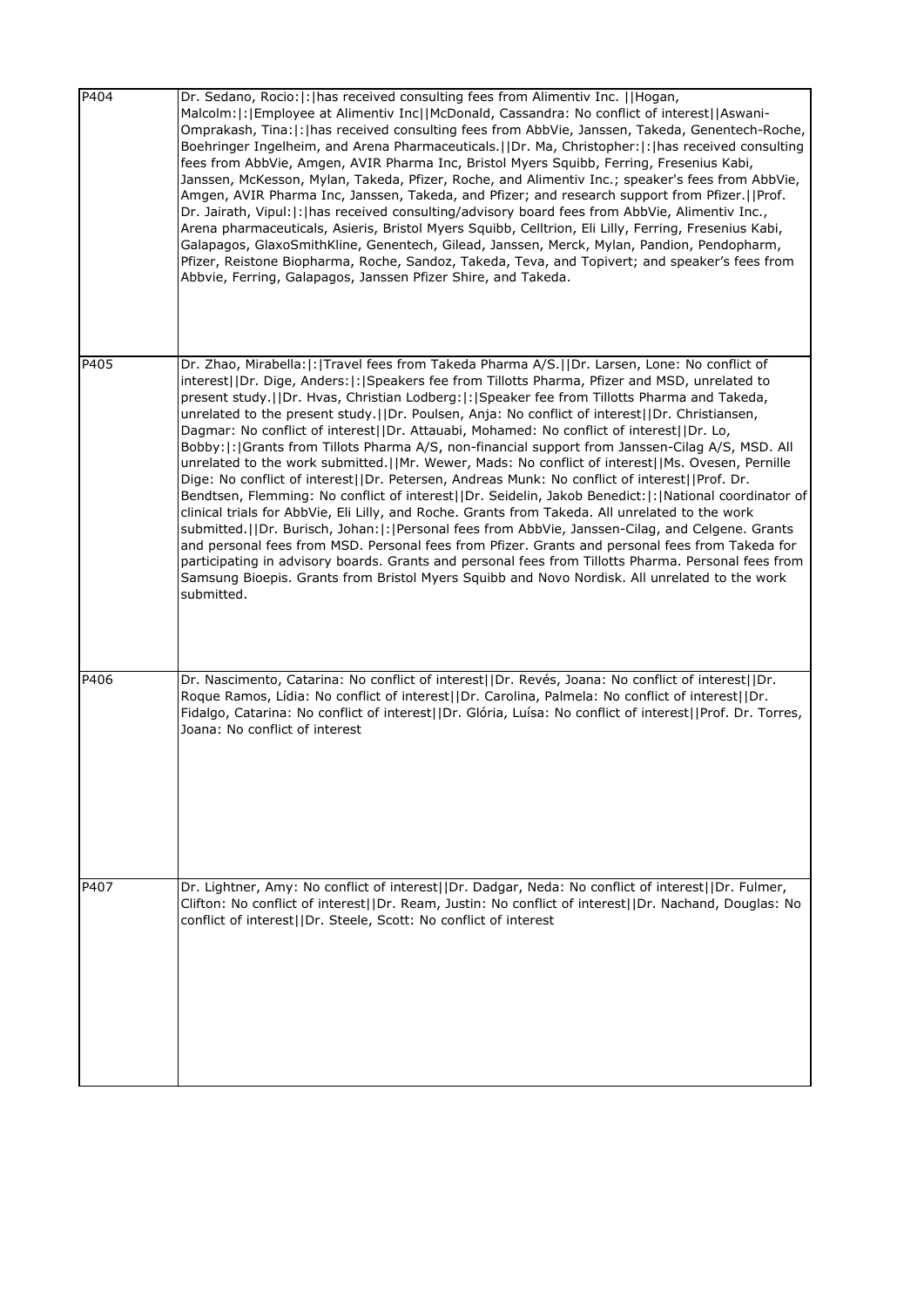| | |
|---|---|
| P404 | Dr. Sedano, Rocio:\|:\|has received consulting fees from Alimentiv Inc. \|\|Hogan, Malcolm:\|:\|Employee at Alimentiv Inc\|\|McDonald, Cassandra: No conflict of interest\|\|Aswani-Omprakash, Tina:\|:\|has received consulting fees from AbbVie, Janssen, Takeda, Genentech-Roche, Boehringer Ingelheim, and Arena Pharmaceuticals.\|\|Dr. Ma, Christopher:\|:\|has received consulting fees from AbbVie, Amgen, AVIR Pharma Inc, Bristol Myers Squibb, Ferring, Fresenius Kabi, Janssen, McKesson, Mylan, Takeda, Pfizer, Roche, and Alimentiv Inc.; speaker's fees from AbbVie, Amgen, AVIR Pharma Inc, Janssen, Takeda, and Pfizer; and research support from Pfizer.\|\|Prof. Dr. Jairath, Vipul:\|:\|has received consulting/advisory board fees from AbbVie, Alimentiv Inc., Arena pharmaceuticals, Asieris, Bristol Myers Squibb, Celltrion, Eli Lilly, Ferring, Fresenius Kabi, Galapagos, GlaxoSmithKline, Genentech, Gilead, Janssen, Merck, Mylan, Pandion, Pendopharm, Pfizer, Reistone Biopharma, Roche, Sandoz, Takeda, Teva, and Topivert; and speaker's fees from Abbvie, Ferring, Galapagos, Janssen Pfizer Shire, and Takeda. |
| P405 | Dr. Zhao, Mirabella:\|:\|Travel fees from Takeda Pharma A/S.\|\|Dr. Larsen, Lone: No conflict of interest\|\|Dr. Dige, Anders:\|:\|Speakers fee from Tillotts Pharma, Pfizer and MSD, unrelated to present study.\|\|Dr. Hvas, Christian Lodberg:\|:\|Speaker fee from Tillotts Pharma and Takeda, unrelated to the present study.\|\|Dr. Poulsen, Anja: No conflict of interest\|\|Dr. Christiansen, Dagmar: No conflict of interest\|\|Dr. Attauabi, Mohamed: No conflict of interest\|\|Dr. Lo, Bobby:\|:\|Grants from Tillots Pharma A/S, non-financial support from Janssen-Cilag A/S, MSD. All unrelated to the work submitted.\|\|Mr. Wewer, Mads: No conflict of interest\|\|Ms. Ovesen, Pernille Dige: No conflict of interest\|\|Dr. Petersen, Andreas Munk: No conflict of interest\|\|Prof. Dr. Bendtsen, Flemming: No conflict of interest\|\|Dr. Seidelin, Jakob Benedict:\|:\|National coordinator of clinical trials for AbbVie, Eli Lilly, and Roche. Grants from Takeda. All unrelated to the work submitted.\|\|Dr. Burisch, Johan:\|:\|Personal fees from AbbVie, Janssen-Cilag, and Celgene. Grants and personal fees from MSD. Personal fees from Pfizer. Grants and personal fees from Takeda for participating in advisory boards. Grants and personal fees from Tillotts Pharma. Personal fees from Samsung Bioepis. Grants from Bristol Myers Squibb and Novo Nordisk. All unrelated to the work submitted. |
| P406 | Dr. Nascimento, Catarina: No conflict of interest\|\|Dr. Revés, Joana: No conflict of interest\|\|Dr. Roque Ramos, Lídia: No conflict of interest\|\|Dr. Carolina, Palmela: No conflict of interest\|\|Dr. Fidalgo, Catarina: No conflict of interest\|\|Dr. Glória, Luísa: No conflict of interest\|\|Prof. Dr. Torres, Joana: No conflict of interest |
| P407 | Dr. Lightner, Amy: No conflict of interest\|\|Dr. Dadgar, Neda: No conflict of interest\|\|Dr. Fulmer, Clifton: No conflict of interest\|\|Dr. Ream, Justin: No conflict of interest\|\|Dr. Nachand, Douglas: No conflict of interest\|\|Dr. Steele, Scott: No conflict of interest |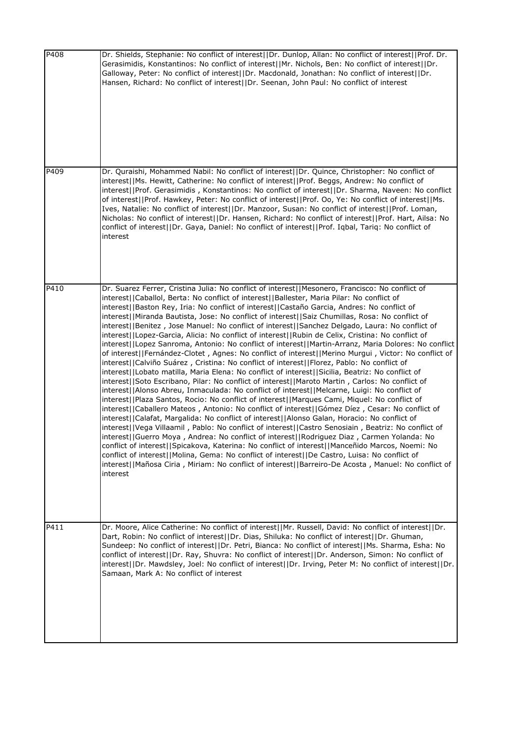| | |
|---|---|
| P408 | Dr. Shields, Stephanie: No conflict of interest\|\|Dr. Dunlop, Allan: No conflict of interest\|\|Prof. Dr. Gerasimidis, Konstantinos: No conflict of interest\|\|Mr. Nichols, Ben: No conflict of interest\|\|Dr. Galloway, Peter: No conflict of interest\|\|Dr. Macdonald, Jonathan: No conflict of interest\|\|Dr. Hansen, Richard: No conflict of interest\|\|Dr. Seenan, John Paul: No conflict of interest |
| P409 | Dr. Quraishi, Mohammed Nabil: No conflict of interest\|\|Dr. Quince, Christopher: No conflict of interest\|\|Ms. Hewitt, Catherine: No conflict of interest\|\|Prof. Beggs, Andrew: No conflict of interest\|\|Prof. Gerasimidis , Konstantinos: No conflict of interest\|\|Dr. Sharma, Naveen: No conflict of interest\|\|Prof. Hawkey, Peter: No conflict of interest\|\|Prof. Oo, Ye: No conflict of interest\|\|Ms. Ives, Natalie: No conflict of interest\|\|Dr. Manzoor, Susan: No conflict of interest\|\|Prof. Loman, Nicholas: No conflict of interest\|\|Dr. Hansen, Richard: No conflict of interest\|\|Prof. Hart, Ailsa: No conflict of interest\|\|Dr. Gaya, Daniel: No conflict of interest\|\|Prof. Iqbal, Tariq: No conflict of interest |
| P410 | Dr. Suarez Ferrer, Cristina Julia: No conflict of interest\|\|Mesonero, Francisco: No conflict of interest\|\|Caballol, Berta: No conflict of interest\|\|Ballester, Maria Pilar: No conflict of interest\|\|Baston Rey, Iria: No conflict of interest\|\|Castaño Garcia, Andres: No conflict of interest\|\|Miranda Bautista, Jose: No conflict of interest\|\|Saiz Chumillas, Rosa: No conflict of interest\|\|Benitez , Jose Manuel: No conflict of interest\|\|Sanchez Delgado, Laura: No conflict of interest\|\|Lopez-Garcia, Alicia: No conflict of interest\|\|Rubin de Celix, Cristina: No conflict of interest\|\|Lopez Sanroma, Antonio: No conflict of interest\|\|Martin-Arranz, Maria Dolores: No conflict of interest\|\|Fernández-Clotet , Agnes: No conflict of interest\|\|Merino Murgui , Victor: No conflict of interest\|\|Calviño Suárez , Cristina: No conflict of interest\|\|Florez, Pablo: No conflict of interest\|\|Lobato matilla, Maria Elena: No conflict of interest\|\|Sicilia, Beatriz: No conflict of interest\|\|Soto Escribano, Pilar: No conflict of interest\|\|Maroto Martin , Carlos: No conflict of interest\|\|Alonso Abreu, Inmaculada: No conflict of interest\|\|Melcarne, Luigi: No conflict of interest\|\|Plaza Santos, Rocio: No conflict of interest\|\|Marques Cami, Miquel: No conflict of interest\|\|Caballero Mateos , Antonio: No conflict of interest\|\|Gómez Díez , Cesar: No conflict of interest\|\|Calafat, Margalida: No conflict of interest\|\|Alonso Galan, Horacio: No conflict of interest\|\|Vega Villaamil , Pablo: No conflict of interest\|\|Castro Senosiain , Beatriz: No conflict of interest\|\|Guerro Moya , Andrea: No conflict of interest\|\|Rodriguez Diaz , Carmen Yolanda: No conflict of interest\|\|Spicakova, Katerina: No conflict of interest\|\|Manceñido Marcos, Noemi: No conflict of interest\|\|Molina, Gema: No conflict of interest\|\|De Castro, Luisa: No conflict of interest\|\|Mañosa Ciria , Miriam: No conflict of interest\|\|Barreiro-De Acosta , Manuel: No conflict of interest |
| P411 | Dr. Moore, Alice Catherine: No conflict of interest\|\|Mr. Russell, David: No conflict of interest\|\|Dr. Dart, Robin: No conflict of interest\|\|Dr. Dias, Shiluka: No conflict of interest\|\|Dr. Ghuman, Sundeep: No conflict of interest\|\|Dr. Petri, Bianca: No conflict of interest\|\|Ms. Sharma, Esha: No conflict of interest\|\|Dr. Ray, Shuvra: No conflict of interest\|\|Dr. Anderson, Simon: No conflict of interest\|\|Dr. Mawdsley, Joel: No conflict of interest\|\|Dr. Irving, Peter M: No conflict of interest\|\|Dr. Samaan, Mark A: No conflict of interest |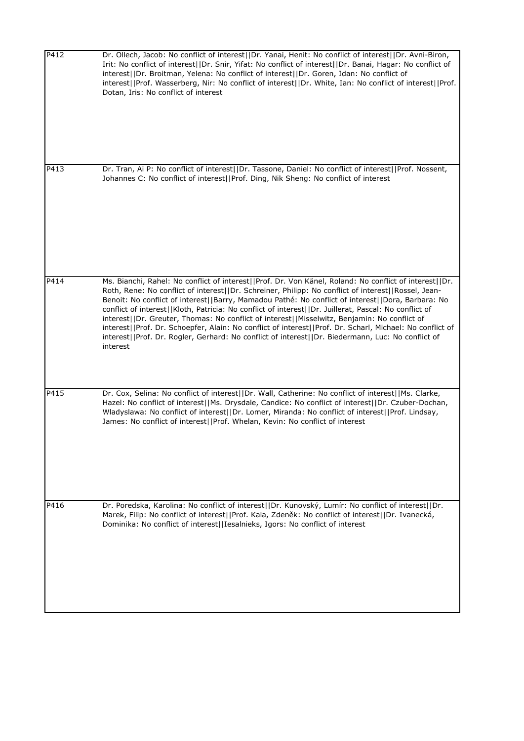| | |
|---|---|
| P412 | Dr. Ollech, Jacob: No conflict of interest\|\|Dr. Yanai, Henit: No conflict of interest\|\|Dr. Avni-Biron, Irit: No conflict of interest\|\|Dr. Snir, Yifat: No conflict of interest\|\|Dr. Banai, Hagar: No conflict of interest\|\|Dr. Broitman, Yelena: No conflict of interest\|\|Dr. Goren, Idan: No conflict of interest\|\|Prof. Wasserberg, Nir: No conflict of interest\|\|Dr. White, Ian: No conflict of interest\|\|Prof. Dotan, Iris: No conflict of interest |
| P413 | Dr. Tran, Ai P: No conflict of interest\|\|Dr. Tassone, Daniel: No conflict of interest\|\|Prof. Nossent, Johannes C: No conflict of interest\|\|Prof. Ding, Nik Sheng: No conflict of interest |
| P414 | Ms. Bianchi, Rahel: No conflict of interest\|\|Prof. Dr. Von Känel, Roland: No conflict of interest\|\|Dr. Roth, Rene: No conflict of interest\|\|Dr. Schreiner, Philipp: No conflict of interest\|\|Rossel, Jean-Benoit: No conflict of interest\|\|Barry, Mamadou Pathé: No conflict of interest\|\|Dora, Barbara: No conflict of interest\|\|Kloth, Patricia: No conflict of interest\|\|Dr. Juillerat, Pascal: No conflict of interest\|\|Dr. Greuter, Thomas: No conflict of interest\|\|Misselwitz, Benjamin: No conflict of interest\|\|Prof. Dr. Schoepfer, Alain: No conflict of interest\|\|Prof. Dr. Scharl, Michael: No conflict of interest\|\|Prof. Dr. Rogler, Gerhard: No conflict of interest\|\|Dr. Biedermann, Luc: No conflict of interest |
| P415 | Dr. Cox, Selina: No conflict of interest\|\|Dr. Wall, Catherine: No conflict of interest\|\|Ms. Clarke, Hazel: No conflict of interest\|\|Ms. Drysdale, Candice: No conflict of interest\|\|Dr. Czuber-Dochan, Wladyslawa: No conflict of interest\|\|Dr. Lomer, Miranda: No conflict of interest\|\|Prof. Lindsay, James: No conflict of interest\|\|Prof. Whelan, Kevin: No conflict of interest |
| P416 | Dr. Poredska, Karolina: No conflict of interest\|\|Dr. Kunovský, Lumír: No conflict of interest\|\|Dr. Marek, Filip: No conflict of interest\|\|Prof. Kala, Zdeněk: No conflict of interest\|\|Dr. Ivanecká, Dominika: No conflict of interest\|\|Iesalnieks, Igors: No conflict of interest |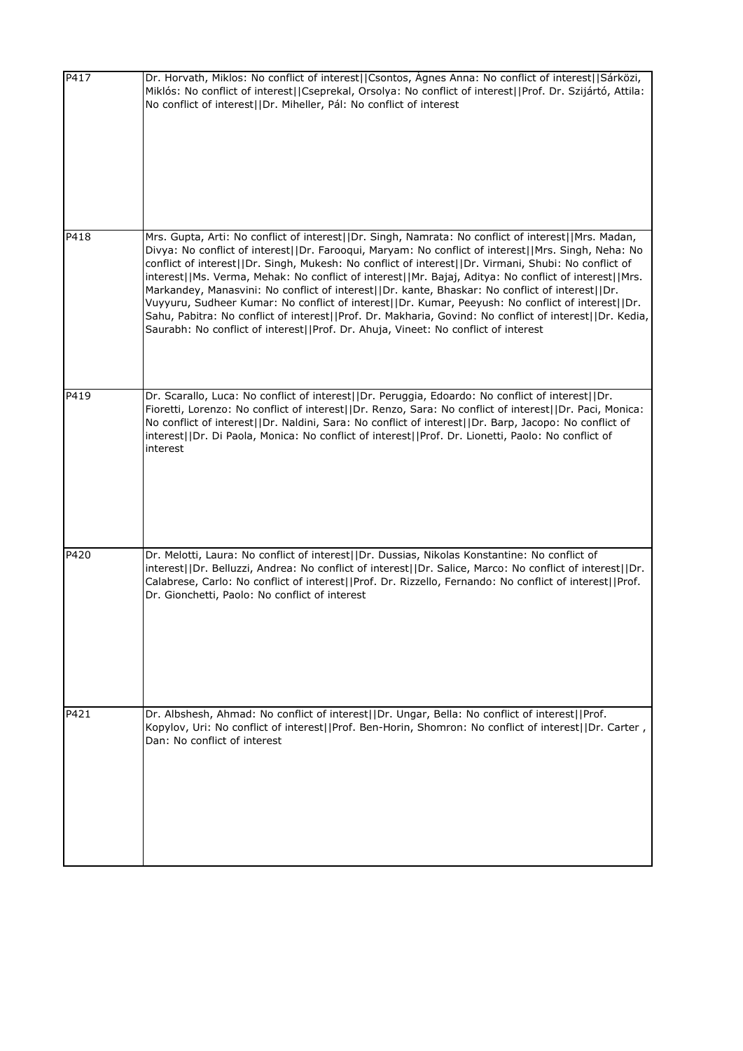| | |
|---|---|
| P417 | Dr. Horvath, Miklos: No conflict of interest\|\|Csontos, Ágnes Anna: No conflict of interest\|\|Sárközi, Miklós: No conflict of interest\|\|Cseprekal, Orsolya: No conflict of interest\|\|Prof. Dr. Szijártó, Attila: No conflict of interest\|\|Dr. Miheller, Pál: No conflict of interest |
| P418 | Mrs. Gupta, Arti: No conflict of interest\|\|Dr. Singh, Namrata: No conflict of interest\|\|Mrs. Madan, Divya: No conflict of interest\|\|Dr. Farooqui, Maryam: No conflict of interest\|\|Mrs. Singh, Neha: No conflict of interest\|\|Dr. Singh, Mukesh: No conflict of interest\|\|Dr. Virmani, Shubi: No conflict of interest\|\|Ms. Verma, Mehak: No conflict of interest\|\|Mr. Bajaj, Aditya: No conflict of interest\|\|Mrs. Markandey, Manasvini: No conflict of interest\|\|Dr. kante, Bhaskar: No conflict of interest\|\|Dr. Vuyyuru, Sudheer Kumar: No conflict of interest\|\|Dr. Kumar, Peeyush: No conflict of interest\|\|Dr. Sahu, Pabitra: No conflict of interest\|\|Prof. Dr. Makharia, Govind: No conflict of interest\|\|Dr. Kedia, Saurabh: No conflict of interest\|\|Prof. Dr. Ahuja, Vineet: No conflict of interest |
| P419 | Dr. Scarallo, Luca: No conflict of interest\|\|Dr. Peruggia, Edoardo: No conflict of interest\|\|Dr. Fioretti, Lorenzo: No conflict of interest\|\|Dr. Renzo, Sara: No conflict of interest\|\|Dr. Paci, Monica: No conflict of interest\|\|Dr. Naldini, Sara: No conflict of interest\|\|Dr. Barp, Jacopo: No conflict of interest\|\|Dr. Di Paola, Monica: No conflict of interest\|\|Prof. Dr. Lionetti, Paolo: No conflict of interest |
| P420 | Dr. Melotti, Laura: No conflict of interest\|\|Dr. Dussias, Nikolas Konstantine: No conflict of interest\|\|Dr. Belluzzi, Andrea: No conflict of interest\|\|Dr. Salice, Marco: No conflict of interest\|\|Dr. Calabrese, Carlo: No conflict of interest\|\|Prof. Dr. Rizzello, Fernando: No conflict of interest\|\|Prof. Dr. Gionchetti, Paolo: No conflict of interest |
| P421 | Dr. Albshesh, Ahmad: No conflict of interest\|\|Dr. Ungar, Bella: No conflict of interest\|\|Prof. Kopylov, Uri: No conflict of interest\|\|Prof. Ben-Horin, Shomron: No conflict of interest\|\|Dr. Carter , Dan: No conflict of interest |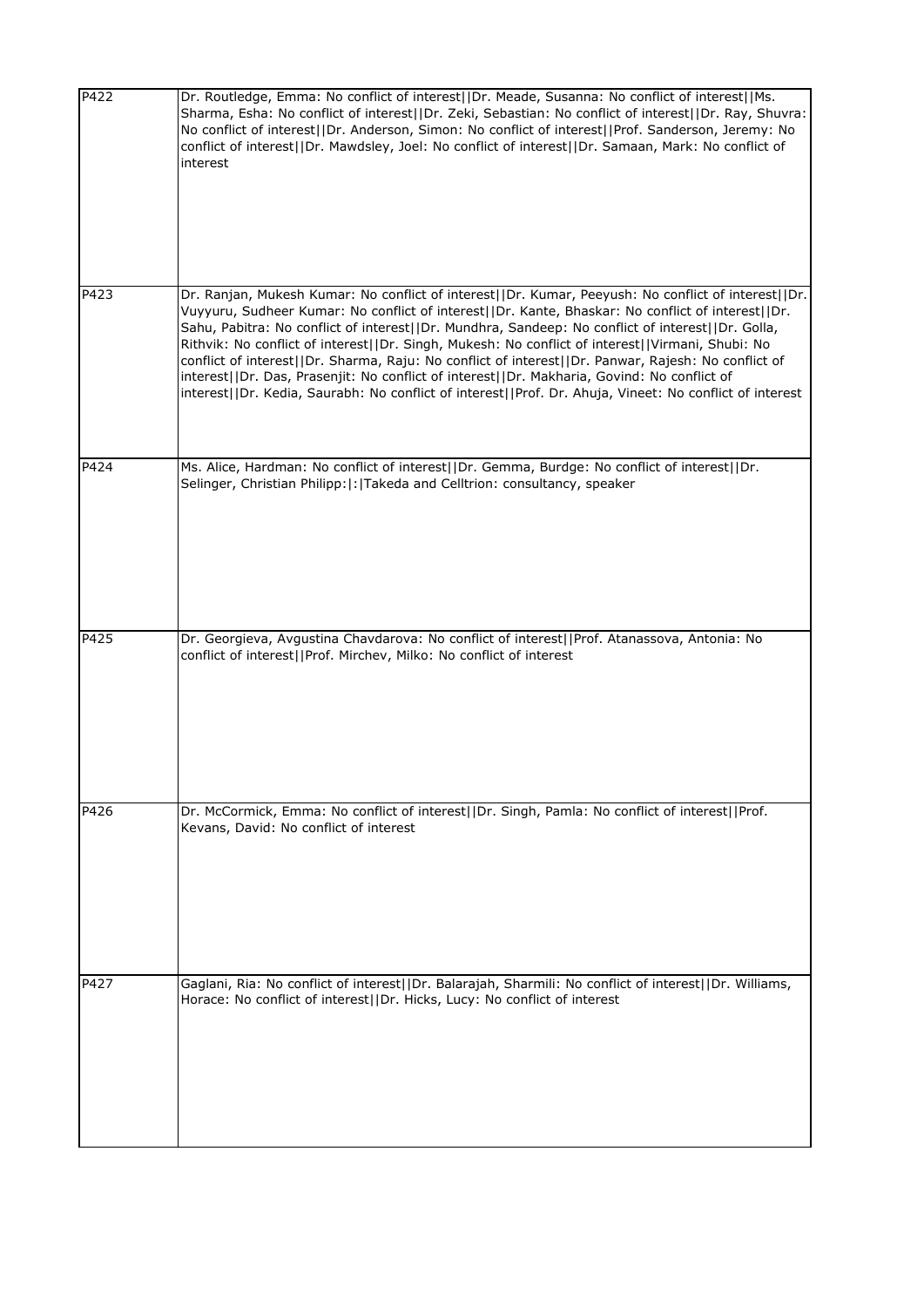| | |
|---|---|
| P422 | Dr. Routledge, Emma: No conflict of interest\|\|Dr. Meade, Susanna: No conflict of interest\|\|Ms. Sharma, Esha: No conflict of interest\|\|Dr. Zeki, Sebastian: No conflict of interest\|\|Dr. Ray, Shuvra: No conflict of interest\|\|Dr. Anderson, Simon: No conflict of interest\|\|Prof. Sanderson, Jeremy: No conflict of interest\|\|Dr. Mawdsley, Joel: No conflict of interest\|\|Dr. Samaan, Mark: No conflict of interest |
| P423 | Dr. Ranjan, Mukesh Kumar: No conflict of interest\|\|Dr. Kumar, Peeyush: No conflict of interest\|\|Dr. Vuyyuru, Sudheer Kumar: No conflict of interest\|\|Dr. Kante, Bhaskar: No conflict of interest\|\|Dr. Sahu, Pabitra: No conflict of interest\|\|Dr. Mundhra, Sandeep: No conflict of interest\|\|Dr. Golla, Rithvik: No conflict of interest\|\|Dr. Singh, Mukesh: No conflict of interest\|\|Virmani, Shubi: No conflict of interest\|\|Dr. Sharma, Raju: No conflict of interest\|\|Dr. Panwar, Rajesh: No conflict of interest\|\|Dr. Das, Prasenjit: No conflict of interest\|\|Dr. Makharia, Govind: No conflict of interest\|\|Dr. Kedia, Saurabh: No conflict of interest\|\|Prof. Dr. Ahuja, Vineet: No conflict of interest |
| P424 | Ms. Alice, Hardman: No conflict of interest\|\|Dr. Gemma, Burdge: No conflict of interest\|\|Dr. Selinger, Christian Philipp:\|:\|Takeda and Celltrion: consultancy, speaker |
| P425 | Dr. Georgieva, Avgustina Chavdarova: No conflict of interest\|\|Prof. Atanassova, Antonia: No conflict of interest\|\|Prof. Mirchev, Milko: No conflict of interest |
| P426 | Dr. McCormick, Emma: No conflict of interest\|\|Dr. Singh, Pamla: No conflict of interest\|\|Prof. Kevans, David: No conflict of interest |
| P427 | Gaglani, Ria: No conflict of interest\|\|Dr. Balarajah, Sharmili: No conflict of interest\|\|Dr. Williams, Horace: No conflict of interest\|\|Dr. Hicks, Lucy: No conflict of interest |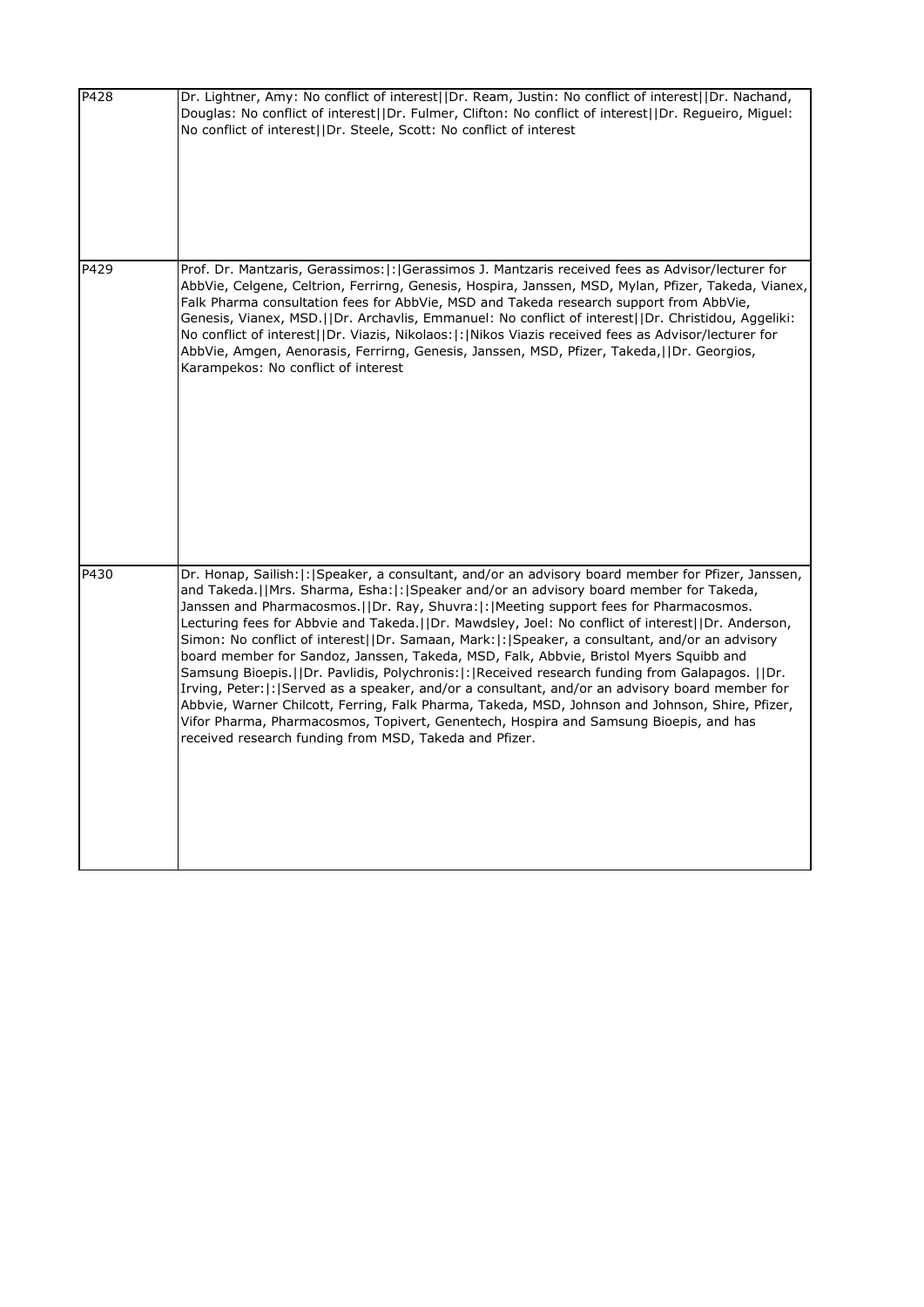| | |
|---|---|
| P428 | Dr. Lightner, Amy: No conflict of interest\|\|Dr. Ream, Justin: No conflict of interest\|\|Dr. Nachand, Douglas: No conflict of interest\|\|Dr. Fulmer, Clifton: No conflict of interest\|\|Dr. Regueiro, Miguel: No conflict of interest\|\|Dr. Steele, Scott: No conflict of interest |
| P429 | Prof. Dr. Mantzaris, Gerassimos:\|:\|Gerassimos J. Mantzaris received fees as Advisor/lecturer for AbbVie, Celgene, Celtrion, Ferrirng, Genesis, Hospira, Janssen, MSD, Mylan, Pfizer, Takeda, Vianex, Falk Pharma consultation fees for AbbVie, MSD and Takeda research support from AbbVie, Genesis, Vianex, MSD.\|\|Dr. Archavlis, Emmanuel: No conflict of interest\|\|Dr. Christidou, Aggeliki: No conflict of interest\|\|Dr. Viazis, Nikolaos:\|:\|Nikos Viazis received fees as Advisor/lecturer for AbbVie, Amgen, Aenorasis, Ferrirng, Genesis, Janssen, MSD, Pfizer, Takeda,\|\|Dr. Georgios, Karampekos: No conflict of interest |
| P430 | Dr. Honap, Sailish:\|:\|Speaker, a consultant, and/or an advisory board member for Pfizer, Janssen, and Takeda.\|\|Mrs. Sharma, Esha:\|:\|Speaker and/or an advisory board member for Takeda, Janssen and Pharmacosmos.\|\|Dr. Ray, Shuvra:\|:\|Meeting support fees for Pharmacosmos. Lecturing fees for Abbvie and Takeda.\|\|Dr. Mawdsley, Joel: No conflict of interest\|\|Dr. Anderson, Simon: No conflict of interest\|\|Dr. Samaan, Mark:\|:\|Speaker, a consultant, and/or an advisory board member for Sandoz, Janssen, Takeda, MSD, Falk, Abbvie, Bristol Myers Squibb and Samsung Bioepis.\|\|Dr. Pavlidis, Polychronis:\|:\|Received research funding from Galapagos. \|\|Dr. Irving, Peter:\|:\|Served as a speaker, and/or a consultant, and/or an advisory board member for Abbvie, Warner Chilcott, Ferring, Falk Pharma, Takeda, MSD, Johnson and Johnson, Shire, Pfizer, Vifor Pharma, Pharmacosmos, Topivert, Genentech, Hospira and Samsung Bioepis, and has received research funding from MSD, Takeda and Pfizer. |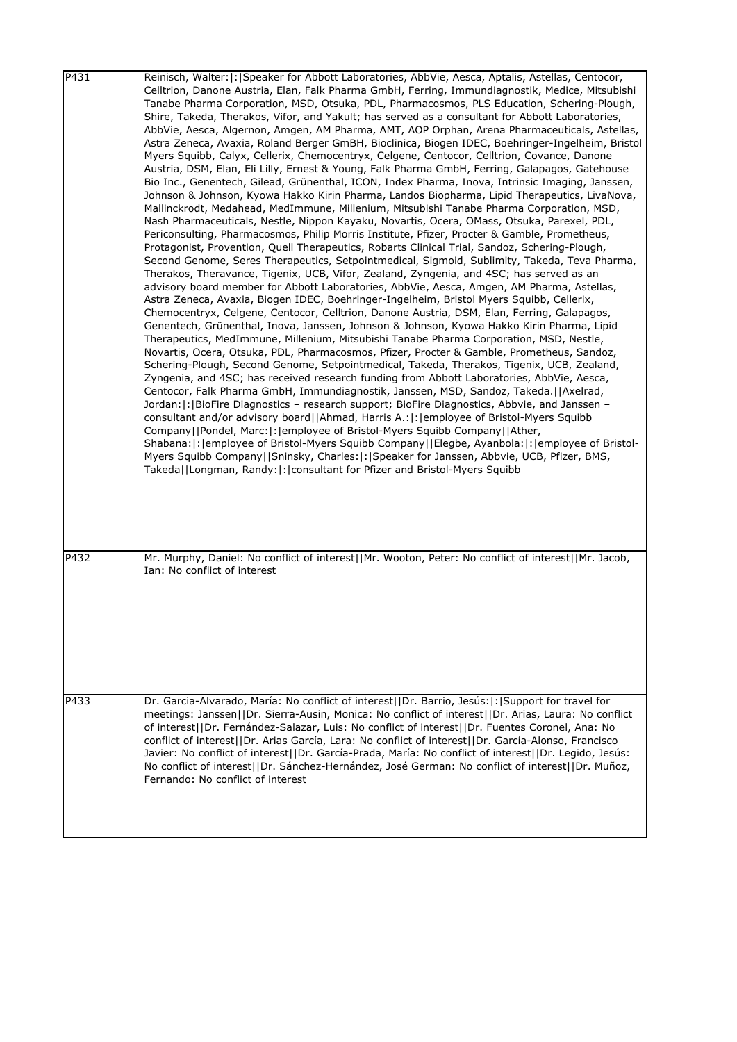| | |
|---|---|
| P431 | Reinisch, Walter:\|:\|Speaker for Abbott Laboratories, AbbVie, Aesca, Aptalis, Astellas, Centocor, Celltrion, Danone Austria, Elan, Falk Pharma GmbH, Ferring, Immundiagnostik, Medice, Mitsubishi Tanabe Pharma Corporation, MSD, Otsuka, PDL, Pharmacosmos, PLS Education, Schering-Plough, Shire, Takeda, Therakos, Vifor, and Yakult; has served as a consultant for Abbott Laboratories, AbbVie, Aesca, Algernon, Amgen, AM Pharma, AMT, AOP Orphan, Arena Pharmaceuticals, Astellas, Astra Zeneca, Avaxia, Roland Berger GmBH, Bioclinica, Biogen IDEC, Boehringer-Ingelheim, Bristol Myers Squibb, Calyx, Cellerix, Chemocentryx, Celgene, Centocor, Celltrion, Covance, Danone Austria, DSM, Elan, Eli Lilly, Ernest & Young, Falk Pharma GmbH, Ferring, Galapagos, Gatehouse Bio Inc., Genentech, Gilead, Grünenthal, ICON, Index Pharma, Inova, Intrinsic Imaging, Janssen, Johnson & Johnson, Kyowa Hakko Kirin Pharma, Landos Biopharma, Lipid Therapeutics, LivaNova, Mallinckrodt, Medahead, MedImmune, Millenium, Mitsubishi Tanabe Pharma Corporation, MSD, Nash Pharmaceuticals, Nestle, Nippon Kayaku, Novartis, Ocera, OMass, Otsuka, Parexel, PDL, Periconsulting, Pharmacosmos, Philip Morris Institute, Pfizer, Procter & Gamble, Prometheus, Protagonist, Provention, Quell Therapeutics, Robarts Clinical Trial, Sandoz, Schering-Plough, Second Genome, Seres Therapeutics, Setpointmedical, Sigmoid, Sublimity, Takeda, Teva Pharma, Therakos, Theravance, Tigenix, UCB, Vifor, Zealand, Zyngenia, and 4SC; has served as an advisory board member for Abbott Laboratories, AbbVie, Aesca, Amgen, AM Pharma, Astellas, Astra Zeneca, Avaxia, Biogen IDEC, Boehringer-Ingelheim, Bristol Myers Squibb, Cellerix, Chemocentryx, Celgene, Centocor, Celltrion, Danone Austria, DSM, Elan, Ferring, Galapagos, Genentech, Grünenthal, Inova, Janssen, Johnson & Johnson, Kyowa Hakko Kirin Pharma, Lipid Therapeutics, MedImmune, Millenium, Mitsubishi Tanabe Pharma Corporation, MSD, Nestle, Novartis, Ocera, Otsuka, PDL, Pharmacosmos, Pfizer, Procter & Gamble, Prometheus, Sandoz, Schering-Plough, Second Genome, Setpointmedical, Takeda, Therakos, Tigenix, UCB, Zealand, Zyngenia, and 4SC; has received research funding from Abbott Laboratories, AbbVie, Aesca, Centocor, Falk Pharma GmbH, Immundiagnostik, Janssen, MSD, Sandoz, Takeda.\|\|Axelrad, Jordan:\|:\|BioFire Diagnostics – research support; BioFire Diagnostics, Abbvie, and Janssen – consultant and/or advisory board\|\|Ahmad, Harris A.:\|:\|employee of Bristol-Myers Squibb Company\|\|Pondel, Marc:\|:\|employee of Bristol-Myers Squibb Company\|\|Ather, Shabana:\|:\|employee of Bristol-Myers Squibb Company\|\|Elegbe, Ayanbola:\|:\|employee of Bristol-Myers Squibb Company\|\|Sninsky, Charles:\|:\|Speaker for Janssen, Abbvie, UCB, Pfizer, BMS, Takeda\|\|Longman, Randy:\|:\|consultant for Pfizer and Bristol-Myers Squibb |
| P432 | Mr. Murphy, Daniel: No conflict of interest\|\|Mr. Wooton, Peter: No conflict of interest\|\|Mr. Jacob, Ian: No conflict of interest |
| P433 | Dr. Garcia-Alvarado, María: No conflict of interest\|\|Dr. Barrio, Jesús:\|:\|Support for travel for meetings: Janssen\|\|Dr. Sierra-Ausin, Monica: No conflict of interest\|\|Dr. Arias, Laura: No conflict of interest\|\|Dr. Fernández-Salazar, Luis: No conflict of interest\|\|Dr. Fuentes Coronel, Ana: No conflict of interest\|\|Dr. Arias García, Lara: No conflict of interest\|\|Dr. García-Alonso, Francisco Javier: No conflict of interest\|\|Dr. García-Prada, María: No conflict of interest\|\|Dr. Legido, Jesús: No conflict of interest\|\|Dr. Sánchez-Hernández, José German: No conflict of interest\|\|Dr. Muñoz, Fernando: No conflict of interest |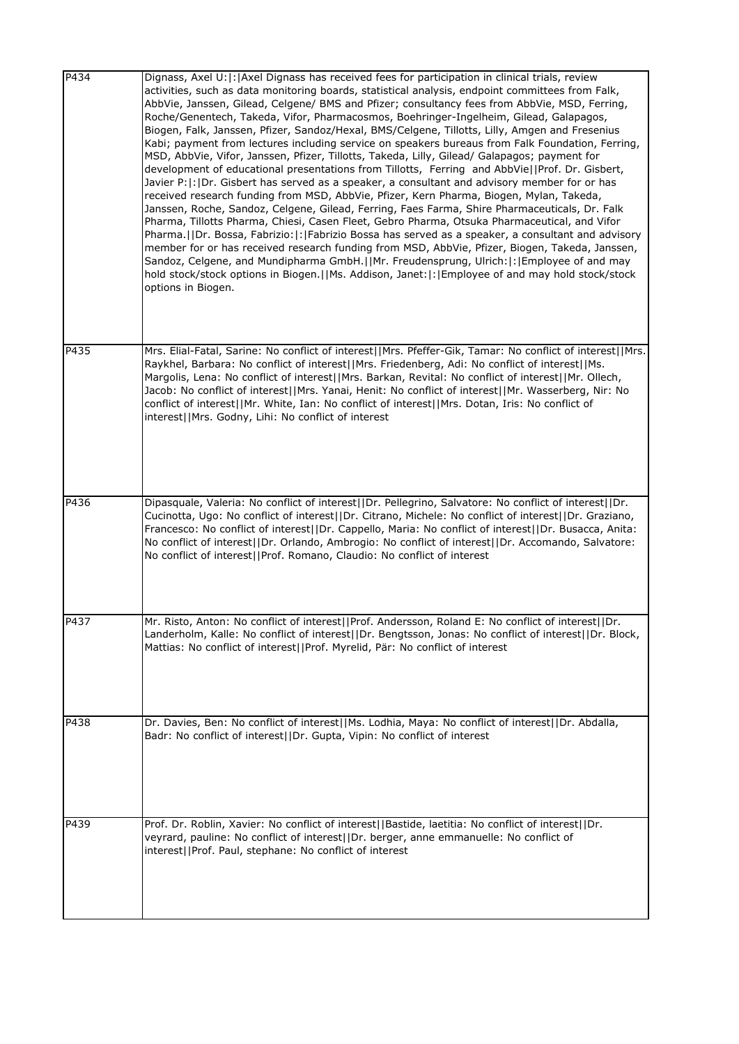| | |
|---|---|
| P434 | Dignass, Axel U:\|:\|Axel Dignass has received fees for participation in clinical trials, review activities, such as data monitoring boards, statistical analysis, endpoint committees from Falk, AbbVie, Janssen, Gilead, Celgene/ BMS and Pfizer; consultancy fees from AbbVie, MSD, Ferring, Roche/Genentech, Takeda, Vifor, Pharmacosmos, Boehringer-Ingelheim, Gilead, Galapagos, Biogen, Falk, Janssen, Pfizer, Sandoz/Hexal, BMS/Celgene, Tillotts, Lilly, Amgen and Fresenius Kabi; payment from lectures including service on speakers bureaus from Falk Foundation, Ferring, MSD, AbbVie, Vifor, Janssen, Pfizer, Tillotts, Takeda, Lilly, Gilead/ Galapagos; payment for development of educational presentations from Tillotts, Ferring and AbbVie\|\|Prof. Dr. Gisbert, Javier P:\|:\|Dr. Gisbert has served as a speaker, a consultant and advisory member for or has received research funding from MSD, AbbVie, Pfizer, Kern Pharma, Biogen, Mylan, Takeda, Janssen, Roche, Sandoz, Celgene, Gilead, Ferring, Faes Farma, Shire Pharmaceuticals, Dr. Falk Pharma, Tillotts Pharma, Chiesi, Casen Fleet, Gebro Pharma, Otsuka Pharmaceutical, and Vifor Pharma.\|\|Dr. Bossa, Fabrizio:\|:\|Fabrizio Bossa has served as a speaker, a consultant and advisory member for or has received research funding from MSD, AbbVie, Pfizer, Biogen, Takeda, Janssen, Sandoz, Celgene, and Mundipharma GmbH.\|\|Mr. Freudensprung, Ulrich:\|:\|Employee of and may hold stock/stock options in Biogen.\|\|Ms. Addison, Janet:\|:\|Employee of and may hold stock/stock options in Biogen. |
| P435 | Mrs. Elial-Fatal, Sarine: No conflict of interest\|\|Mrs. Pfeffer-Gik, Tamar: No conflict of interest\|\|Mrs. Raykhel, Barbara: No conflict of interest\|\|Mrs. Friedenberg, Adi: No conflict of interest\|\|Ms. Margolis, Lena: No conflict of interest\|\|Mrs. Barkan, Revital: No conflict of interest\|\|Mr. Ollech, Jacob: No conflict of interest\|\|Mrs. Yanai, Henit: No conflict of interest\|\|Mr. Wasserberg, Nir: No conflict of interest\|\|Mr. White, Ian: No conflict of interest\|\|Mrs. Dotan, Iris: No conflict of interest\|\|Mrs. Godny, Lihi: No conflict of interest |
| P436 | Dipasquale, Valeria: No conflict of interest\|\|Dr. Pellegrino, Salvatore: No conflict of interest\|\|Dr. Cucinotta, Ugo: No conflict of interest\|\|Dr. Citrano, Michele: No conflict of interest\|\|Dr. Graziano, Francesco: No conflict of interest\|\|Dr. Cappello, Maria: No conflict of interest\|\|Dr. Busacca, Anita: No conflict of interest\|\|Dr. Orlando, Ambrogio: No conflict of interest\|\|Dr. Accomando, Salvatore: No conflict of interest\|\|Prof. Romano, Claudio: No conflict of interest |
| P437 | Mr. Risto, Anton: No conflict of interest\|\|Prof. Andersson, Roland E: No conflict of interest\|\|Dr. Landerholm, Kalle: No conflict of interest\|\|Dr. Bengtsson, Jonas: No conflict of interest\|\|Dr. Block, Mattias: No conflict of interest\|\|Prof. Myrelid, Pär: No conflict of interest |
| P438 | Dr. Davies, Ben: No conflict of interest\|\|Ms. Lodhia, Maya: No conflict of interest\|\|Dr. Abdalla, Badr: No conflict of interest\|\|Dr. Gupta, Vipin: No conflict of interest |
| P439 | Prof. Dr. Roblin, Xavier: No conflict of interest\|\|Bastide, laetitia: No conflict of interest\|\|Dr. veyrard, pauline: No conflict of interest\|\|Dr. berger, anne emmanuelle: No conflict of interest\|\|Prof. Paul, stephane: No conflict of interest |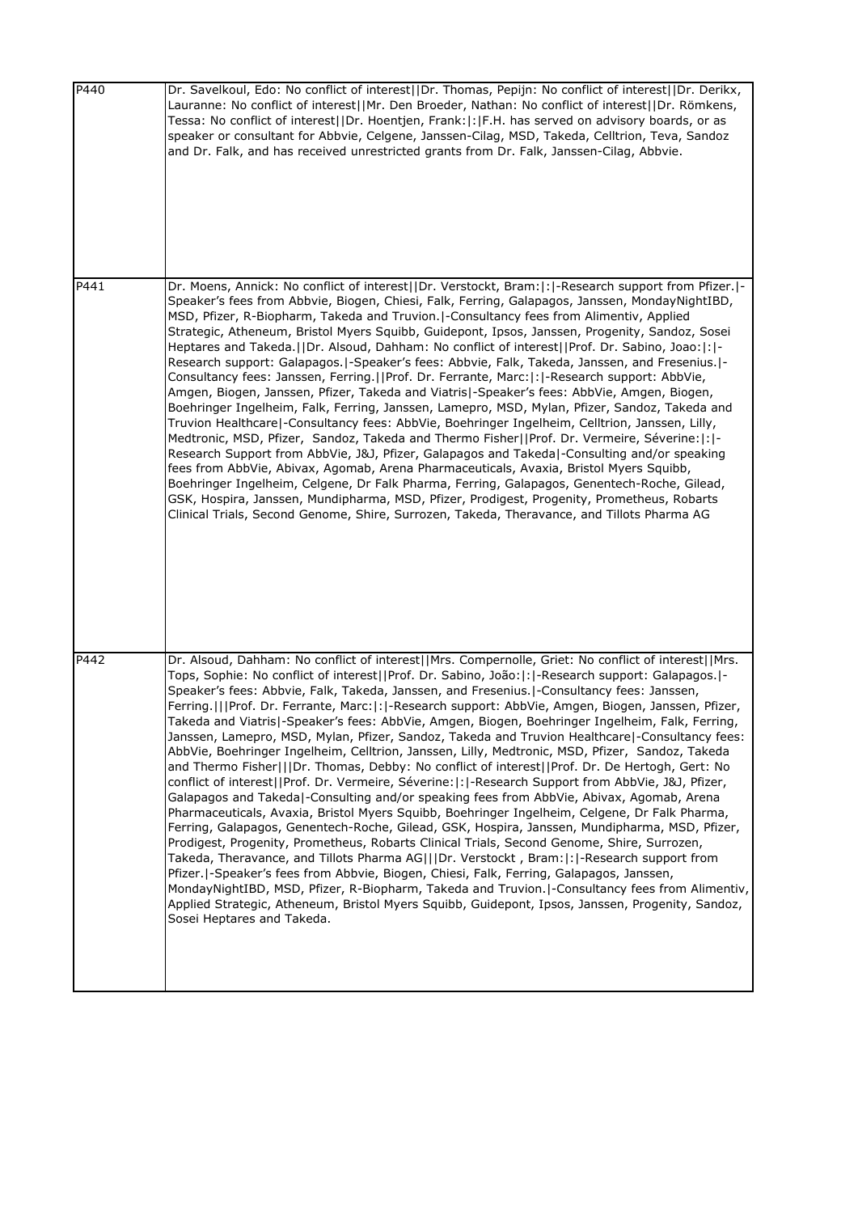| | |
|---|---|
| P440 | Dr. Savelkoul, Edo: No conflict of interest\|\|Dr. Thomas, Pepijn: No conflict of interest\|\|Dr. Derikx, Lauranne: No conflict of interest\|\|Mr. Den Broeder, Nathan: No conflict of interest\|\|Dr. Römkens, Tessa: No conflict of interest\|\|Dr. Hoentjen, Frank:\|:\|F.H. has served on advisory boards, or as speaker or consultant for Abbvie, Celgene, Janssen-Cilag, MSD, Takeda, Celltrion, Teva, Sandoz and Dr. Falk, and has received unrestricted grants from Dr. Falk, Janssen-Cilag, Abbvie. |
| P441 | Dr. Moens, Annick: No conflict of interest\|\|Dr. Verstockt, Bram:\|:\|-Research support from Pfizer.\|-Speaker's fees from Abbvie, Biogen, Chiesi, Falk, Ferring, Galapagos, Janssen, MondayNightIBD, MSD, Pfizer, R-Biopharm, Takeda and Truvion.\|-Consultancy fees from Alimentiv, Applied Strategic, Atheneum, Bristol Myers Squibb, Guidepont, Ipsos, Janssen, Progenity, Sandoz, Sosei Heptares and Takeda.\|\|Dr. Alsoud, Dahham: No conflict of interest\|\|Prof. Dr. Sabino, Joao:\|:\|-Research support: Galapagos.\|-Speaker's fees: Abbvie, Falk, Takeda, Janssen, and Fresenius.\|-Consultancy fees: Janssen, Ferring.\|\|Prof. Dr. Ferrante, Marc:\|:\|-Research support: AbbVie, Amgen, Biogen, Janssen, Pfizer, Takeda and Viatris\|-Speaker's fees: AbbVie, Amgen, Biogen, Boehringer Ingelheim, Falk, Ferring, Janssen, Lamepro, MSD, Mylan, Pfizer, Sandoz, Takeda and Truvion Healthcare\|-Consultancy fees: AbbVie, Boehringer Ingelheim, Celltrion, Janssen, Lilly, Medtronic, MSD, Pfizer, Sandoz, Takeda and Thermo Fisher\|\|Prof. Dr. Vermeire, Séverine:\|:\|-Research Support from AbbVie, J&J, Pfizer, Galapagos and Takeda\|-Consulting and/or speaking fees from AbbVie, Abivax, Agomab, Arena Pharmaceuticals, Avaxia, Bristol Myers Squibb, Boehringer Ingelheim, Celgene, Dr Falk Pharma, Ferring, Galapagos, Genentech-Roche, Gilead, GSK, Hospira, Janssen, Mundipharma, MSD, Pfizer, Prodigest, Progenity, Prometheus, Robarts Clinical Trials, Second Genome, Shire, Surrozen, Takeda, Theravance, and Tillots Pharma AG |
| P442 | Dr. Alsoud, Dahham: No conflict of interest\|\|Mrs. Compernolle, Griet: No conflict of interest\|\|Mrs. Tops, Sophie: No conflict of interest\|\|Prof. Dr. Sabino, João:\|:\|-Research support: Galapagos.\|-Speaker's fees: Abbvie, Falk, Takeda, Janssen, and Fresenius.\|-Consultancy fees: Janssen, Ferring.\|\|\|Prof. Dr. Ferrante, Marc:\|:\|-Research support: AbbVie, Amgen, Biogen, Janssen, Pfizer, Takeda and Viatris\|-Speaker's fees: AbbVie, Amgen, Biogen, Boehringer Ingelheim, Falk, Ferring, Janssen, Lamepro, MSD, Mylan, Pfizer, Sandoz, Takeda and Truvion Healthcare\|-Consultancy fees: AbbVie, Boehringer Ingelheim, Celltrion, Janssen, Lilly, Medtronic, MSD, Pfizer, Sandoz, Takeda and Thermo Fisher\|\|\|Dr. Thomas, Debby: No conflict of interest\|\|Prof. Dr. De Hertogh, Gert: No conflict of interest\|\|Prof. Dr. Vermeire, Séverine:\|:\|-Research Support from AbbVie, J&J, Pfizer, Galapagos and Takeda\|-Consulting and/or speaking fees from AbbVie, Abivax, Agomab, Arena Pharmaceuticals, Avaxia, Bristol Myers Squibb, Boehringer Ingelheim, Celgene, Dr Falk Pharma, Ferring, Galapagos, Genentech-Roche, Gilead, GSK, Hospira, Janssen, Mundipharma, MSD, Pfizer, Prodigest, Progenity, Prometheus, Robarts Clinical Trials, Second Genome, Shire, Surrozen, Takeda, Theravance, and Tillots Pharma AG\|\|\|Dr. Verstockt , Bram:\|:\|-Research support from Pfizer.\|-Speaker's fees from Abbvie, Biogen, Chiesi, Falk, Ferring, Galapagos, Janssen, MondayNightIBD, MSD, Pfizer, R-Biopharm, Takeda and Truvion.\|-Consultancy fees from Alimentiv, Applied Strategic, Atheneum, Bristol Myers Squibb, Guidepont, Ipsos, Janssen, Progenity, Sandoz, Sosei Heptares and Takeda. |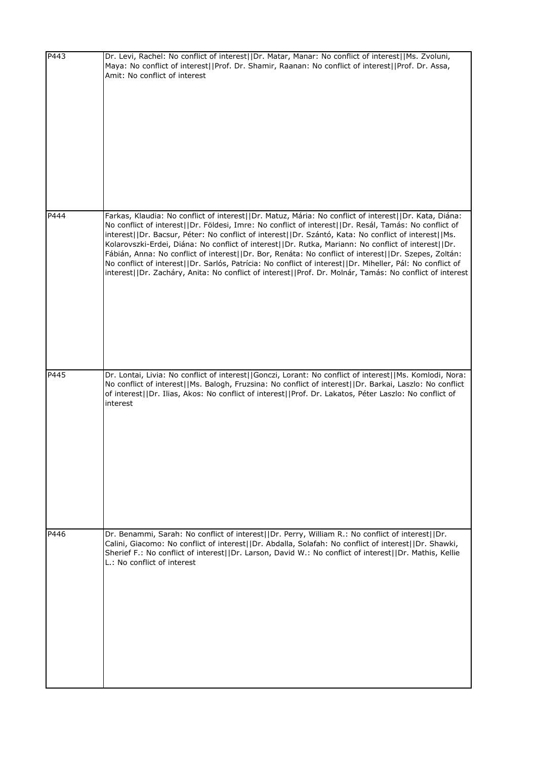| | |
|---|---|
| P443 | Dr. Levi, Rachel: No conflict of interest\|\|Dr. Matar, Manar: No conflict of interest\|\|Ms. Zvoluni, Maya: No conflict of interest\|\|Prof. Dr. Shamir, Raanan: No conflict of interest\|\|Prof. Dr. Assa, Amit: No conflict of interest |
| P444 | Farkas, Klaudia: No conflict of interest\|\|Dr. Matuz, Mária: No conflict of interest\|\|Dr. Kata, Diána: No conflict of interest\|\|Dr. Földesi, Imre: No conflict of interest\|\|Dr. Resál, Tamás: No conflict of interest\|\|Dr. Bacsur, Péter: No conflict of interest\|\|Dr. Szántó, Kata: No conflict of interest\|\|Ms. Kolarovszki-Erdei, Diána: No conflict of interest\|\|Dr. Rutka, Mariann: No conflict of interest\|\|Dr. Fábián, Anna: No conflict of interest\|\|Dr. Bor, Renáta: No conflict of interest\|\|Dr. Szepes, Zoltán: No conflict of interest\|\|Dr. Sarlós, Patrícia: No conflict of interest\|\|Dr. Miheller, Pál: No conflict of interest\|\|Dr. Zacháry, Anita: No conflict of interest\|\|Prof. Dr. Molnár, Tamás: No conflict of interest |
| P445 | Dr. Lontai, Livia: No conflict of interest\|\|Gonczi, Lorant: No conflict of interest\|\|Ms. Komlodi, Nora: No conflict of interest\|\|Ms. Balogh, Fruzsina: No conflict of interest\|\|Dr. Barkai, Laszlo: No conflict of interest\|\|Dr. Ilias, Akos: No conflict of interest\|\|Prof. Dr. Lakatos, Péter Laszlo: No conflict of interest |
| P446 | Dr. Benammi, Sarah: No conflict of interest\|\|Dr. Perry, William R.: No conflict of interest\|\|Dr. Calini, Giacomo: No conflict of interest\|\|Dr. Abdalla, Solafah: No conflict of interest\|\|Dr. Shawki, Sherief F.: No conflict of interest\|\|Dr. Larson, David W.: No conflict of interest\|\|Dr. Mathis, Kellie L.: No conflict of interest |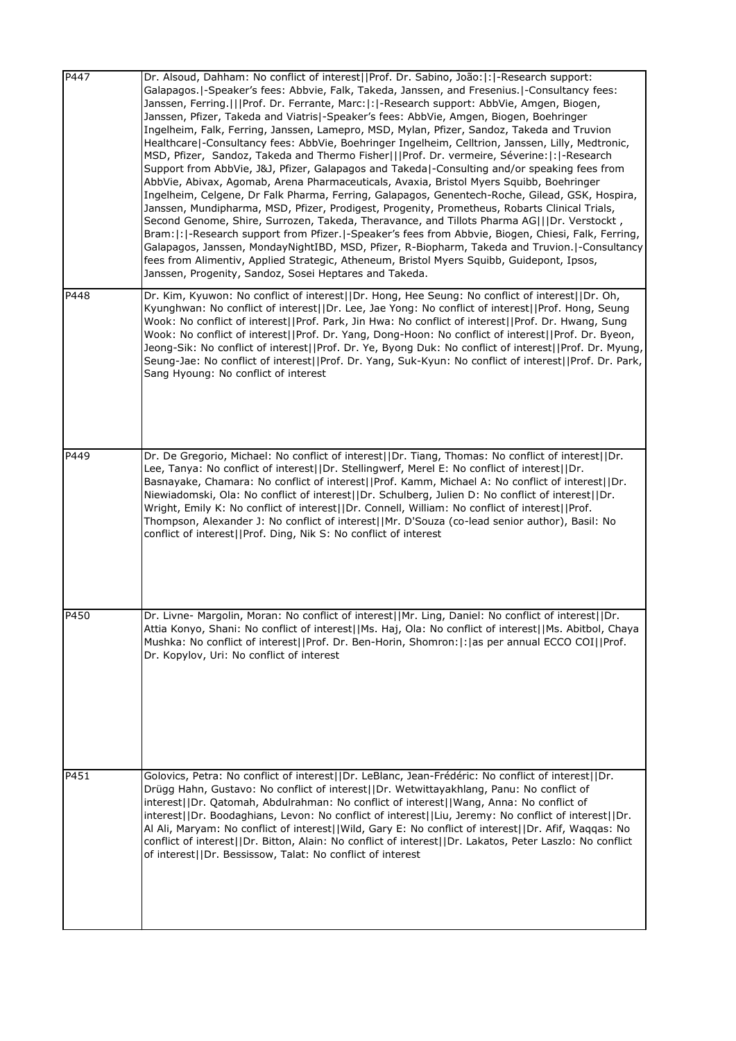| | |
|---|---|
| P447 | Dr. Alsoud, Dahham: No conflict of interest\|\|Prof. Dr. Sabino, João:\|:\|-Research support: Galapagos.\|-Speaker's fees: Abbvie, Falk, Takeda, Janssen, and Fresenius.\|-Consultancy fees: Janssen, Ferring.\|\|\|Prof. Dr. Ferrante, Marc:\|:\|-Research support: AbbVie, Amgen, Biogen, Janssen, Pfizer, Takeda and Viatris\|-Speaker's fees: AbbVie, Amgen, Biogen, Boehringer Ingelheim, Falk, Ferring, Janssen, Lamepro, MSD, Mylan, Pfizer, Sandoz, Takeda and Truvion Healthcare\|-Consultancy fees: AbbVie, Boehringer Ingelheim, Celltrion, Janssen, Lilly, Medtronic, MSD, Pfizer, Sandoz, Takeda and Thermo Fisher\|\|\|Prof. Dr. vermeire, Séverine:\|:\|-Research Support from AbbVie, J&J, Pfizer, Galapagos and Takeda\|-Consulting and/or speaking fees from AbbVie, Abivax, Agomab, Arena Pharmaceuticals, Avaxia, Bristol Myers Squibb, Boehringer Ingelheim, Celgene, Dr Falk Pharma, Ferring, Galapagos, Genentech-Roche, Gilead, GSK, Hospira, Janssen, Mundipharma, MSD, Pfizer, Prodigest, Progenity, Prometheus, Robarts Clinical Trials, Second Genome, Shire, Surrozen, Takeda, Theravance, and Tillots Pharma AG\|\|\|Dr. Verstockt , Bram:\|:\|-Research support from Pfizer.\|-Speaker's fees from Abbvie, Biogen, Chiesi, Falk, Ferring, Galapagos, Janssen, MondayNightIBD, MSD, Pfizer, R-Biopharm, Takeda and Truvion.\|-Consultancy fees from Alimentiv, Applied Strategic, Atheneum, Bristol Myers Squibb, Guidepont, Ipsos, Janssen, Progenity, Sandoz, Sosei Heptares and Takeda. |
| P448 | Dr. Kim, Kyuwon: No conflict of interest\|\|Dr. Hong, Hee Seung: No conflict of interest\|\|Dr. Oh, Kyunghwan: No conflict of interest\|\|Dr. Lee, Jae Yong: No conflict of interest\|\|Prof. Hong, Seung Wook: No conflict of interest\|\|Prof. Park, Jin Hwa: No conflict of interest\|\|Prof. Dr. Hwang, Sung Wook: No conflict of interest\|\|Prof. Dr. Yang, Dong-Hoon: No conflict of interest\|\|Prof. Dr. Byeon, Jeong-Sik: No conflict of interest\|\|Prof. Dr. Ye, Byong Duk: No conflict of interest\|\|Prof. Dr. Myung, Seung-Jae: No conflict of interest\|\|Prof. Dr. Yang, Suk-Kyun: No conflict of interest\|\|Prof. Dr. Park, Sang Hyoung: No conflict of interest |
| P449 | Dr. De Gregorio, Michael: No conflict of interest\|\|Dr. Tiang, Thomas: No conflict of interest\|\|Dr. Lee, Tanya: No conflict of interest\|\|Dr. Stellingwerf, Merel E: No conflict of interest\|\|Dr. Basnayake, Chamara: No conflict of interest\|\|Prof. Kamm, Michael A: No conflict of interest\|\|Dr. Niewiadomski, Ola: No conflict of interest\|\|Dr. Schulberg, Julien D: No conflict of interest\|\|Dr. Wright, Emily K: No conflict of interest\|\|Dr. Connell, William: No conflict of interest\|\|Prof. Thompson, Alexander J: No conflict of interest\|\|Mr. D'Souza (co-lead senior author), Basil: No conflict of interest\|\|Prof. Ding, Nik S: No conflict of interest |
| P450 | Dr. Livne- Margolin, Moran: No conflict of interest\|\|Mr. Ling, Daniel: No conflict of interest\|\|Dr. Attia Konyo, Shani: No conflict of interest\|\|Ms. Haj, Ola: No conflict of interest\|\|Ms. Abitbol, Chaya Mushka: No conflict of interest\|\|Prof. Dr. Ben-Horin, Shomron:\|:\|as per annual ECCO COI\|\|Prof. Dr. Kopylov, Uri: No conflict of interest |
| P451 | Golovics, Petra: No conflict of interest\|\|Dr. LeBlanc, Jean-Frédéric: No conflict of interest\|\|Dr. Drügg Hahn, Gustavo: No conflict of interest\|\|Dr. Wetwittayakhlang, Panu: No conflict of interest\|\|Dr. Qatomah, Abdulrahman: No conflict of interest\|\|Wang, Anna: No conflict of interest\|\|Dr. Boodaghians, Levon: No conflict of interest\|\|Liu, Jeremy: No conflict of interest\|\|Dr. Al Ali, Maryam: No conflict of interest\|\|Wild, Gary E: No conflict of interest\|\|Dr. Afif, Waqqas: No conflict of interest\|\|Dr. Bitton, Alain: No conflict of interest\|\|Dr. Lakatos, Peter Laszlo: No conflict of interest\|\|Dr. Bessissow, Talat: No conflict of interest |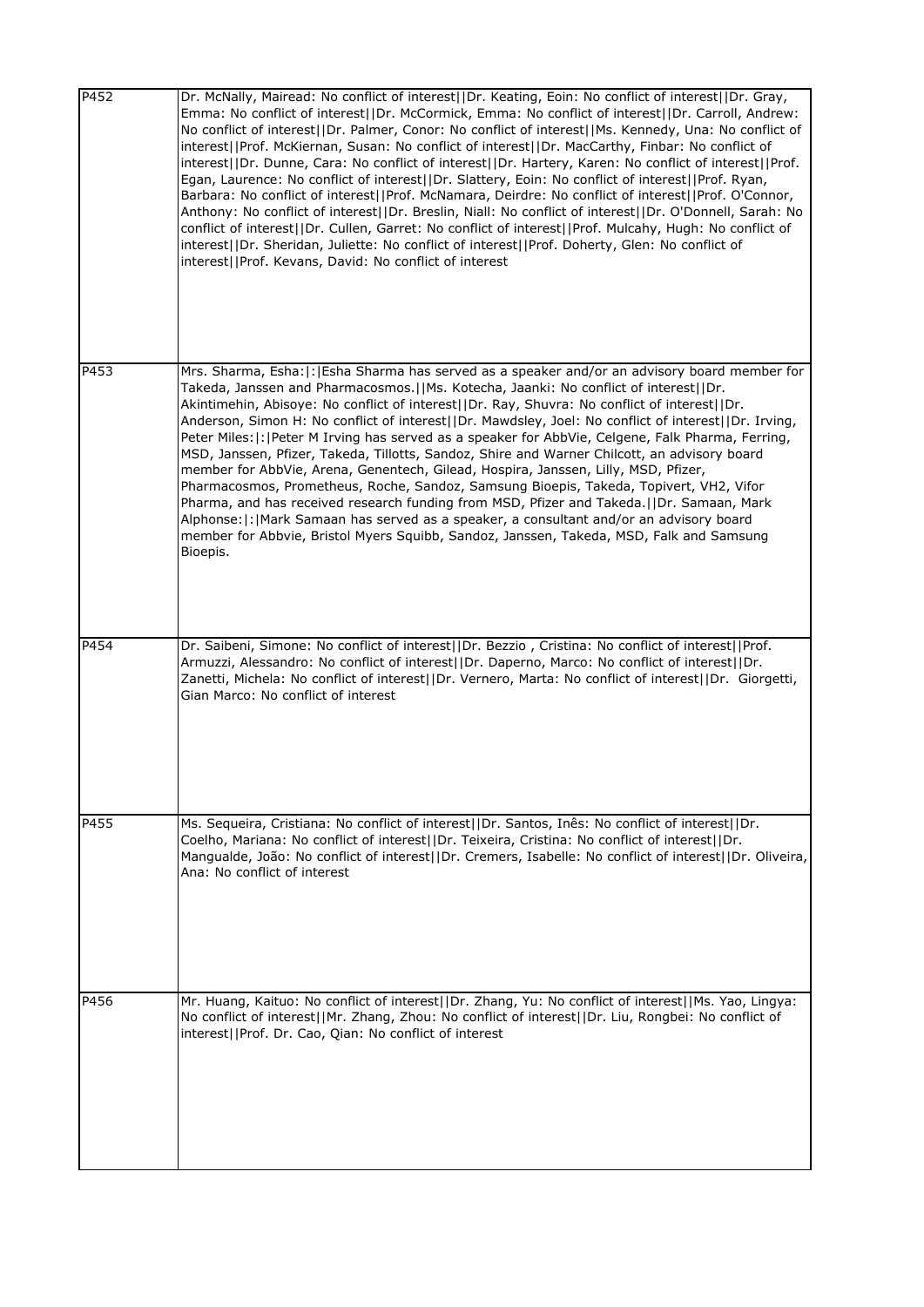| | |
|---|---|
| P452 | Dr. McNally, Mairead: No conflict of interest\|\|Dr. Keating, Eoin: No conflict of interest\|\|Dr. Gray, Emma: No conflict of interest\|\|Dr. McCormick, Emma: No conflict of interest\|\|Dr. Carroll, Andrew: No conflict of interest\|\|Dr. Palmer, Conor: No conflict of interest\|\|Ms. Kennedy, Una: No conflict of interest\|\|Prof. McKiernan, Susan: No conflict of interest\|\|Dr. MacCarthy, Finbar: No conflict of interest\|\|Dr. Dunne, Cara: No conflict of interest\|\|Dr. Hartery, Karen: No conflict of interest\|\|Prof. Egan, Laurence: No conflict of interest\|\|Dr. Slattery, Eoin: No conflict of interest\|\|Prof. Ryan, Barbara: No conflict of interest\|\|Prof. McNamara, Deirdre: No conflict of interest\|\|Prof. O'Connor, Anthony: No conflict of interest\|\|Dr. Breslin, Niall: No conflict of interest\|\|Dr. O'Donnell, Sarah: No conflict of interest\|\|Dr. Cullen, Garret: No conflict of interest\|\|Prof. Mulcahy, Hugh: No conflict of interest\|\|Dr. Sheridan, Juliette: No conflict of interest\|\|Prof. Doherty, Glen: No conflict of interest\|\|Prof. Kevans, David: No conflict of interest |
| P453 | Mrs. Sharma, Esha:\|:\|Esha Sharma has served as a speaker and/or an advisory board member for Takeda, Janssen and Pharmacosmos.\|\|Ms. Kotecha, Jaanki: No conflict of interest\|\|Dr. Akintimehin, Abisoye: No conflict of interest\|\|Dr. Ray, Shuvra: No conflict of interest\|\|Dr. Anderson, Simon H: No conflict of interest\|\|Dr. Mawdsley, Joel: No conflict of interest\|\|Dr. Irving, Peter Miles:\|:\|Peter M Irving has served as a speaker for AbbVie, Celgene, Falk Pharma, Ferring, MSD, Janssen, Pfizer, Takeda, Tillotts, Sandoz, Shire and Warner Chilcott, an advisory board member for AbbVie, Arena, Genentech, Gilead, Hospira, Janssen, Lilly, MSD, Pfizer, Pharmacosmos, Prometheus, Roche, Sandoz, Samsung Bioepis, Takeda, Topivert, VH2, Vifor Pharma, and has received research funding from MSD, Pfizer and Takeda.\|\|Dr. Samaan, Mark Alphonse:\|:\|Mark Samaan has served as a speaker, a consultant and/or an advisory board member for Abbvie, Bristol Myers Squibb, Sandoz, Janssen, Takeda, MSD, Falk and Samsung Bioepis. |
| P454 | Dr. Saibeni, Simone: No conflict of interest\|\|Dr. Bezzio , Cristina: No conflict of interest\|\|Prof. Armuzzi, Alessandro: No conflict of interest\|\|Dr. Daperno, Marco: No conflict of interest\|\|Dr. Zanetti, Michela: No conflict of interest\|\|Dr. Vernero, Marta: No conflict of interest\|\|Dr. Giorgetti, Gian Marco: No conflict of interest |
| P455 | Ms. Sequeira, Cristiana: No conflict of interest\|\|Dr. Santos, Inês: No conflict of interest\|\|Dr. Coelho, Mariana: No conflict of interest\|\|Dr. Teixeira, Cristina: No conflict of interest\|\|Dr. Mangualde, João: No conflict of interest\|\|Dr. Cremers, Isabelle: No conflict of interest\|\|Dr. Oliveira, Ana: No conflict of interest |
| P456 | Mr. Huang, Kaituo: No conflict of interest\|\|Dr. Zhang, Yu: No conflict of interest\|\|Ms. Yao, Lingya: No conflict of interest\|\|Mr. Zhang, Zhou: No conflict of interest\|\|Dr. Liu, Rongbei: No conflict of interest\|\|Prof. Dr. Cao, Qian: No conflict of interest |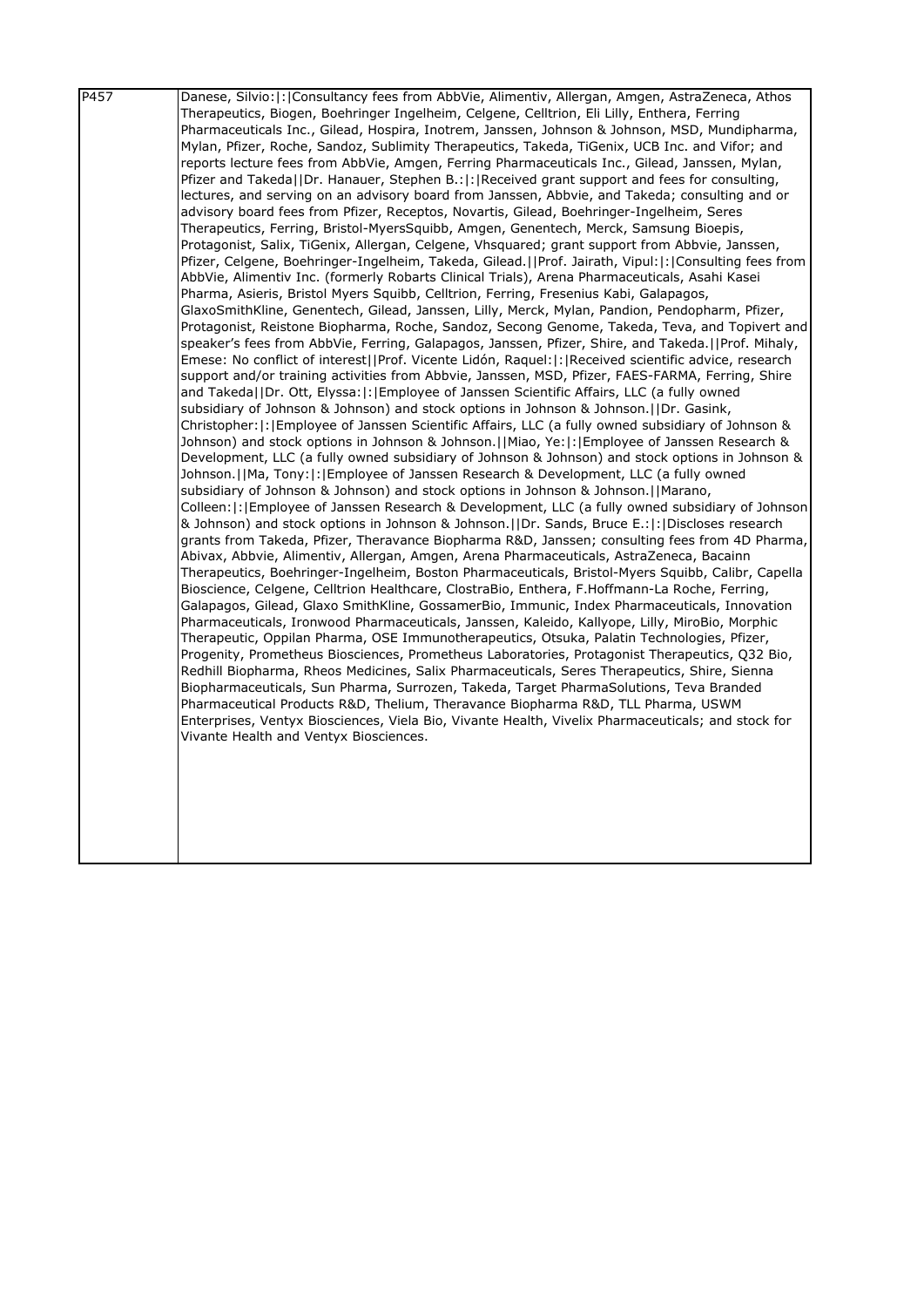| P457 | Danese, Silvio:&#124;:&#124;Consultancy fees from AbbVie, Alimentiv, Allergan, Amgen, AstraZeneca, Athos Therapeutics, Biogen, Boehringer Ingelheim, Celgene, Celltrion, Eli Lilly, Enthera, Ferring Pharmaceuticals Inc., Gilead, Hospira, Inotrem, Janssen, Johnson & Johnson, MSD, Mundipharma, Mylan, Pfizer, Roche, Sandoz, Sublimity Therapeutics, Takeda, TiGenix, UCB Inc. and Vifor; and reports lecture fees from AbbVie, Amgen, Ferring Pharmaceuticals Inc., Gilead, Janssen, Mylan, Pfizer and Takeda&#124;&#124;Dr. Hanauer, Stephen B.:&#124;:&#124;Received grant support and fees for consulting, lectures, and serving on an advisory board from Janssen, Abbvie, and Takeda; consulting and or advisory board fees from Pfizer, Receptos, Novartis, Gilead, Boehringer-Ingelheim, Seres Therapeutics, Ferring, Bristol-MyersSquibb, Amgen, Genentech, Merck, Samsung Bioepis, Protagonist, Salix, TiGenix, Allergan, Celgene, Vhsquared; grant support from Abbvie, Janssen, Pfizer, Celgene, Boehringer-Ingelheim, Takeda, Gilead.&#124;&#124;Prof. Jairath, Vipul:&#124;:&#124;Consulting fees from AbbVie, Alimentiv Inc. (formerly Robarts Clinical Trials), Arena Pharmaceuticals, Asahi Kasei Pharma, Asieris, Bristol Myers Squibb, Celltrion, Ferring, Fresenius Kabi, Galapagos, GlaxoSmithKline, Genentech, Gilead, Janssen, Lilly, Merck, Mylan, Pandion, Pendopharm, Pfizer, Protagonist, Reistone Biopharma, Roche, Sandoz, Secong Genome, Takeda, Teva, and Topivert and speaker's fees from AbbVie, Ferring, Galapagos, Janssen, Pfizer, Shire, and Takeda.&#124;&#124;Prof. Mihaly, Emese: No conflict of interest&#124;&#124;Prof. Vicente Lidón, Raquel:&#124;:&#124;Received scientific advice, research support and/or training activities from Abbvie, Janssen, MSD, Pfizer, FAES-FARMA, Ferring, Shire and Takeda&#124;&#124;Dr. Ott, Elyssa:&#124;:&#124;Employee of Janssen Scientific Affairs, LLC (a fully owned subsidiary of Johnson & Johnson) and stock options in Johnson & Johnson.&#124;&#124;Dr. Gasink, Christopher:&#124;:&#124;Employee of Janssen Scientific Affairs, LLC (a fully owned subsidiary of Johnson & Johnson) and stock options in Johnson & Johnson.&#124;&#124;Miao, Ye:&#124;:&#124;Employee of Janssen Research & Development, LLC (a fully owned subsidiary of Johnson & Johnson) and stock options in Johnson & Johnson.&#124;&#124;Ma, Tony:&#124;:&#124;Employee of Janssen Research & Development, LLC (a fully owned subsidiary of Johnson & Johnson) and stock options in Johnson & Johnson.&#124;&#124;Marano, Colleen:&#124;:&#124;Employee of Janssen Research & Development, LLC (a fully owned subsidiary of Johnson & Johnson) and stock options in Johnson & Johnson.&#124;&#124;Dr. Sands, Bruce E.:&#124;:&#124;Discloses research grants from Takeda, Pfizer, Theravance Biopharma R&D, Janssen; consulting fees from 4D Pharma, Abivax, Abbvie, Alimentiv, Allergan, Amgen, Arena Pharmaceuticals, AstraZeneca, Bacainn Therapeutics, Boehringer-Ingelheim, Boston Pharmaceuticals, Bristol-Myers Squibb, Calibr, Capella Bioscience, Celgene, Celltrion Healthcare, ClostraBio, Enthera, F.Hoffmann-La Roche, Ferring, Galapagos, Gilead, Glaxo SmithKline, GossamerBio, Immunic, Index Pharmaceuticals, Innovation Pharmaceuticals, Ironwood Pharmaceuticals, Janssen, Kaleido, Kallyope, Lilly, MiroBio, Morphic Therapeutic, Oppilan Pharma, OSE Immunotherapeutics, Otsuka, Palatin Technologies, Pfizer, Progenity, Prometheus Biosciences, Prometheus Laboratories, Protagonist Therapeutics, Q32 Bio, Redhill Biopharma, Rheos Medicines, Salix Pharmaceuticals, Seres Therapeutics, Shire, Sienna Biopharmaceuticals, Sun Pharma, Surrozen, Takeda, Target PharmaSolutions, Teva Branded Pharmaceutical Products R&D, Thelium, Theravance Biopharma R&D, TLL Pharma, USWM Enterprises, Ventyx Biosciences, Viela Bio, Vivante Health, Vivelix Pharmaceuticals; and stock for Vivante Health and Ventyx Biosciences. |
|---|---|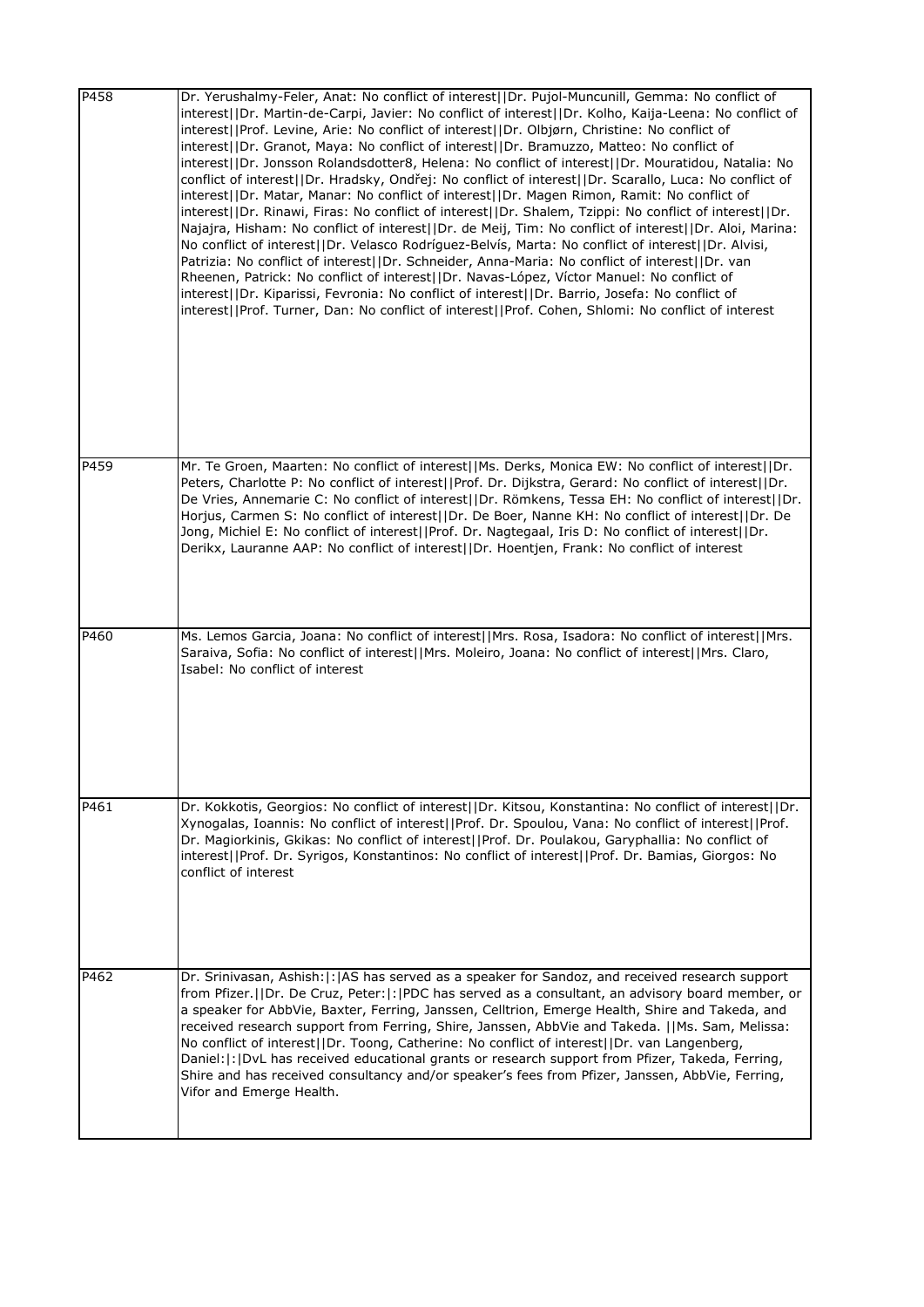| | |
|---|---|
| P458 | Dr. Yerushalmy-Feler, Anat: No conflict of interest\|\|Dr. Pujol-Muncunill, Gemma: No conflict of interest\|\|Dr. Martin-de-Carpi, Javier: No conflict of interest\|\|Dr. Kolho, Kaija-Leena: No conflict of interest\|\|Prof. Levine, Arie: No conflict of interest\|\|Dr. Olbjørn, Christine: No conflict of interest\|\|Dr. Granot, Maya: No conflict of interest\|\|Dr. Bramuzzo, Matteo: No conflict of interest\|\|Dr. Jonsson Rolandsdotter8, Helena: No conflict of interest\|\|Dr. Mouratidou, Natalia: No conflict of interest\|\|Dr. Hradsky, Ondřej: No conflict of interest\|\|Dr. Scarallo, Luca: No conflict of interest\|\|Dr. Matar, Manar: No conflict of interest\|\|Dr. Magen Rimon, Ramit: No conflict of interest\|\|Dr. Rinawi, Firas: No conflict of interest\|\|Dr. Shalem, Tzippi: No conflict of interest\|\|Dr. Najajra, Hisham: No conflict of interest\|\|Dr. de Meij, Tim: No conflict of interest\|\|Dr. Aloi, Marina: No conflict of interest\|\|Dr. Velasco Rodríguez-Belvís, Marta: No conflict of interest\|\|Dr. Alvisi, Patrizia: No conflict of interest\|\|Dr. Schneider, Anna-Maria: No conflict of interest\|\|Dr. van Rheenen, Patrick: No conflict of interest\|\|Dr. Navas-López, Víctor Manuel: No conflict of interest\|\|Dr. Kiparissi, Fevronia: No conflict of interest\|\|Dr. Barrio, Josefa: No conflict of interest\|\|Prof. Turner, Dan: No conflict of interest\|\|Prof. Cohen, Shlomi: No conflict of interest |
| P459 | Mr. Te Groen, Maarten: No conflict of interest\|\|Ms. Derks, Monica EW: No conflict of interest\|\|Dr. Peters, Charlotte P: No conflict of interest\|\|Prof. Dr. Dijkstra, Gerard: No conflict of interest\|\|Dr. De Vries, Annemarie C: No conflict of interest\|\|Dr. Römkens, Tessa EH: No conflict of interest\|\|Dr. Horjus, Carmen S: No conflict of interest\|\|Dr. De Boer, Nanne KH: No conflict of interest\|\|Dr. De Jong, Michiel E: No conflict of interest\|\|Prof. Dr. Nagtegaal, Iris D: No conflict of interest\|\|Dr. Derikx, Lauranne AAP: No conflict of interest\|\|Dr. Hoentjen, Frank: No conflict of interest |
| P460 | Ms. Lemos Garcia, Joana: No conflict of interest\|\|Mrs. Rosa, Isadora: No conflict of interest\|\|Mrs. Saraiva, Sofia: No conflict of interest\|\|Mrs. Moleiro, Joana: No conflict of interest\|\|Mrs. Claro, Isabel: No conflict of interest |
| P461 | Dr. Kokkotis, Georgios: No conflict of interest\|\|Dr. Kitsou, Konstantina: No conflict of interest\|\|Dr. Xynogalas, Ioannis: No conflict of interest\|\|Prof. Dr. Spoulou, Vana: No conflict of interest\|\|Prof. Dr. Magiorkinis, Gkikas: No conflict of interest\|\|Prof. Dr. Poulakou, Garyphallia: No conflict of interest\|\|Prof. Dr. Syrigos, Konstantinos: No conflict of interest\|\|Prof. Dr. Bamias, Giorgos: No conflict of interest |
| P462 | Dr. Srinivasan, Ashish:\|:\|AS has served as a speaker for Sandoz, and received research support from Pfizer.\|\|Dr. De Cruz, Peter:\|:\|PDC has served as a consultant, an advisory board member, or a speaker for AbbVie, Baxter, Ferring, Janssen, Celltrion, Emerge Health, Shire and Takeda, and received research support from Ferring, Shire, Janssen, AbbVie and Takeda. \|\|Ms. Sam, Melissa: No conflict of interest\|\|Dr. Toong, Catherine: No conflict of interest\|\|Dr. van Langenberg, Daniel:\|:\|DvL has received educational grants or research support from Pfizer, Takeda, Ferring, Shire and has received consultancy and/or speaker's fees from Pfizer, Janssen, AbbVie, Ferring, Vifor and Emerge Health. |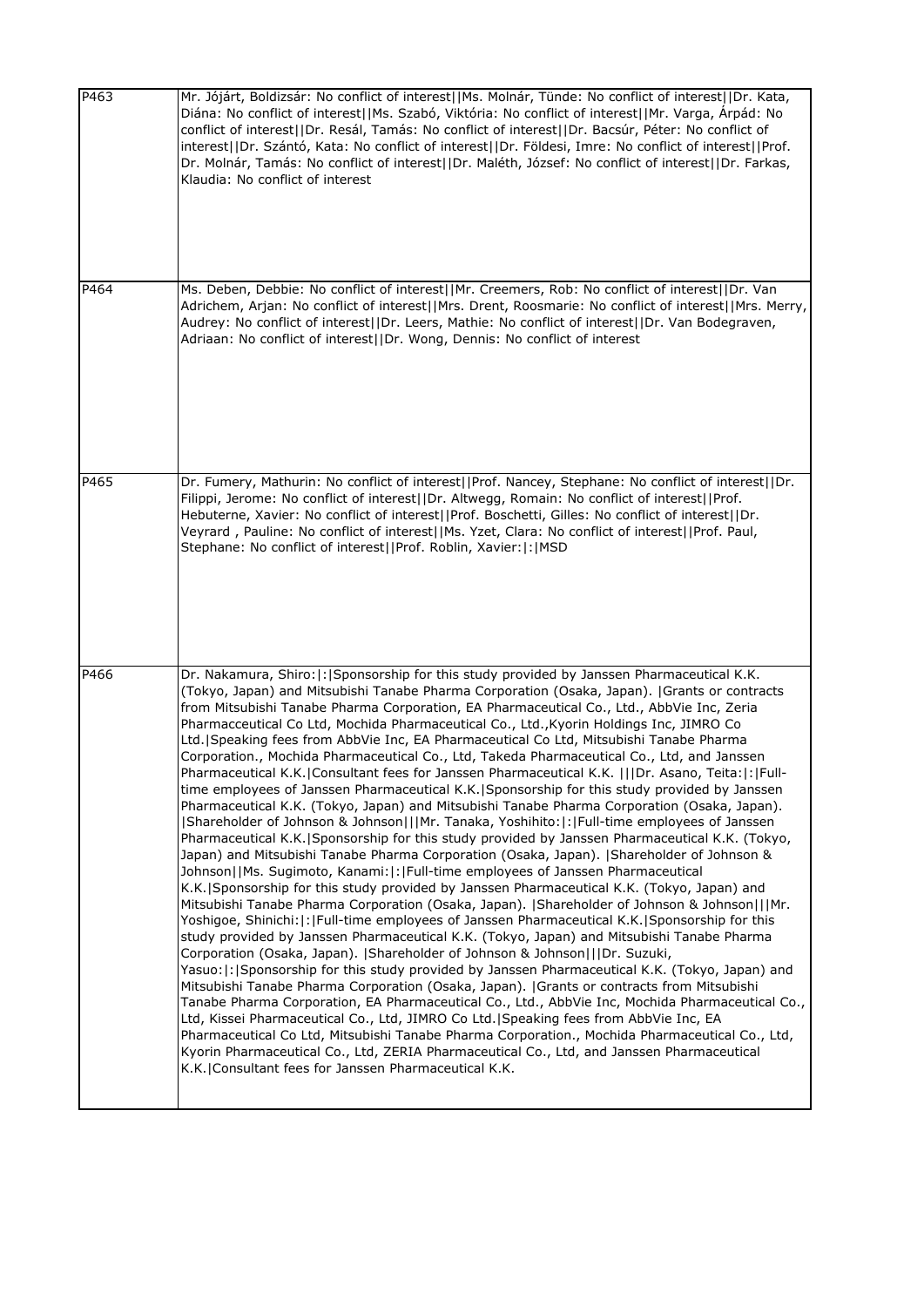| | |
|---|---|
| P463 | Mr. Jójárt, Boldizsár: No conflict of interest\|\|Ms. Molnár, Tünde: No conflict of interest\|\|Dr. Kata, Diána: No conflict of interest\|\|Ms. Szabó, Viktória: No conflict of interest\|\|Mr. Varga, Árpád: No conflict of interest\|\|Dr. Resál, Tamás: No conflict of interest\|\|Dr. Bacsúr, Péter: No conflict of interest\|\|Dr. Szántó, Kata: No conflict of interest\|\|Dr. Földesi, Imre: No conflict of interest\|\|Prof. Dr. Molnár, Tamás: No conflict of interest\|\|Dr. Maléth, József: No conflict of interest\|\|Dr. Farkas, Klaudia: No conflict of interest |
| P464 | Ms. Deben, Debbie: No conflict of interest\|\|Mr. Creemers, Rob: No conflict of interest\|\|Dr. Van Adrichem, Arjan: No conflict of interest\|\|Mrs. Drent, Roosmarie: No conflict of interest\|\|Mrs. Merry, Audrey: No conflict of interest\|\|Dr. Leers, Mathie: No conflict of interest\|\|Dr. Van Bodegraven, Adriaan: No conflict of interest\|\|Dr. Wong, Dennis: No conflict of interest |
| P465 | Dr. Fumery, Mathurin: No conflict of interest\|\|Prof. Nancey, Stephane: No conflict of interest\|\|Dr. Filippi, Jerome: No conflict of interest\|\|Dr. Altwegg, Romain: No conflict of interest\|\|Prof. Hebuterne, Xavier: No conflict of interest\|\|Prof. Boschetti, Gilles: No conflict of interest\|\|Dr. Veyrard , Pauline: No conflict of interest\|\|Ms. Yzet, Clara: No conflict of interest\|\|Prof. Paul, Stephane: No conflict of interest\|\|Prof. Roblin, Xavier:\|:\|MSD |
| P466 | Dr. Nakamura, Shiro:\|:\|Sponsorship for this study provided by Janssen Pharmaceutical K.K. (Tokyo, Japan) and Mitsubishi Tanabe Pharma Corporation (Osaka, Japan). \|Grants or contracts from Mitsubishi Tanabe Pharma Corporation, EA Pharmaceutical Co., Ltd., AbbVie Inc, Zeria Pharmacceutical Co Ltd, Mochida Pharmaceutical Co., Ltd.,Kyorin Holdings Inc, JIMRO Co Ltd.\|Speaking fees from AbbVie Inc, EA Pharmaceutical Co Ltd, Mitsubishi Tanabe Pharma Corporation., Mochida Pharmaceutical Co., Ltd, Takeda Pharmaceutical Co., Ltd, and Janssen Pharmaceutical K.K.\|Consultant fees for Janssen Pharmaceutical K.K. \|\|\|Dr. Asano, Teita:\|:\|Full-time employees of Janssen Pharmaceutical K.K.\|Sponsorship for this study provided by Janssen Pharmaceutical K.K. (Tokyo, Japan) and Mitsubishi Tanabe Pharma Corporation (Osaka, Japan). \|Shareholder of Johnson & Johnson\|\|\|Mr. Tanaka, Yoshihito:\|:\|Full-time employees of Janssen Pharmaceutical K.K.\|Sponsorship for this study provided by Janssen Pharmaceutical K.K. (Tokyo, Japan) and Mitsubishi Tanabe Pharma Corporation (Osaka, Japan). \|Shareholder of Johnson & Johnson\|\|Ms. Sugimoto, Kanami:\|:\|Full-time employees of Janssen Pharmaceutical K.K.\|Sponsorship for this study provided by Janssen Pharmaceutical K.K. (Tokyo, Japan) and Mitsubishi Tanabe Pharma Corporation (Osaka, Japan). \|Shareholder of Johnson & Johnson\|\|\|Mr. Yoshigoe, Shinichi:\|:\|Full-time employees of Janssen Pharmaceutical K.K.\|Sponsorship for this study provided by Janssen Pharmaceutical K.K. (Tokyo, Japan) and Mitsubishi Tanabe Pharma Corporation (Osaka, Japan). \|Shareholder of Johnson & Johnson\|\|\|Dr. Suzuki, Yasuo:\|:\|Sponsorship for this study provided by Janssen Pharmaceutical K.K. (Tokyo, Japan) and Mitsubishi Tanabe Pharma Corporation (Osaka, Japan). \|Grants or contracts from Mitsubishi Tanabe Pharma Corporation, EA Pharmaceutical Co., Ltd., AbbVie Inc, Mochida Pharmaceutical Co., Ltd, Kissei Pharmaceutical Co., Ltd, JIMRO Co Ltd.\|Speaking fees from AbbVie Inc, EA Pharmaceutical Co Ltd, Mitsubishi Tanabe Pharma Corporation., Mochida Pharmaceutical Co., Ltd, Kyorin Pharmaceutical Co., Ltd, ZERIA Pharmaceutical Co., Ltd, and Janssen Pharmaceutical K.K.\|Consultant fees for Janssen Pharmaceutical K.K. |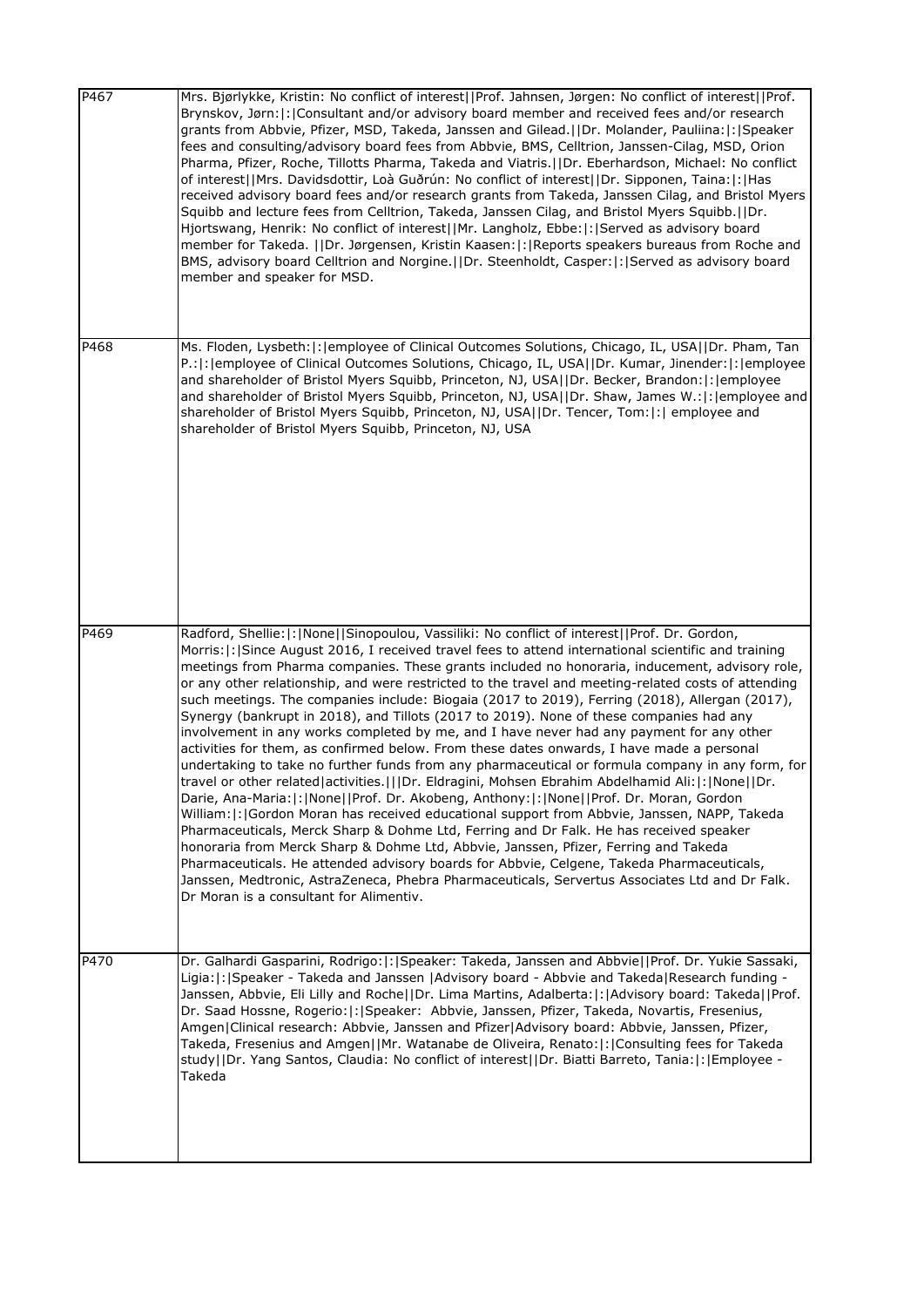| | |
|---|---|
| P467 | Mrs. Bjørlykke, Kristin: No conflict of interest\|\|Prof. Jahnsen, Jørgen: No conflict of interest\|\|Prof. Brynskov, Jørn:\|:\|Consultant and/or advisory board member and received fees and/or research grants from Abbvie, Pfizer, MSD, Takeda, Janssen and Gilead.\|\|Dr. Molander, Pauliina:\|:\|Speaker fees and consulting/advisory board fees from Abbvie, BMS, Celltrion, Janssen-Cilag, MSD, Orion Pharma, Pfizer, Roche, Tillotts Pharma, Takeda and Viatris.\|\|Dr. Eberhardson, Michael: No conflict of interest\|\|Mrs. Davidsdottir, Loà Guðrún: No conflict of interest\|\|Dr. Sipponen, Taina:\|:\|Has received advisory board fees and/or research grants from Takeda, Janssen Cilag, and Bristol Myers Squibb and lecture fees from Celltrion, Takeda, Janssen Cilag, and Bristol Myers Squibb.\|\|Dr. Hjortswang, Henrik: No conflict of interest\|\|Mr. Langholz, Ebbe:\|:\|Served as advisory board member for Takeda. \|\|Dr. Jørgensen, Kristin Kaasen:\|:\|Reports speakers bureaus from Roche and BMS, advisory board Celltrion and Norgine.\|\|Dr. Steenholdt, Casper:\|:\|Served as advisory board member and speaker for MSD. |
| P468 | Ms. Floden, Lysbeth:\|:\|employee of Clinical Outcomes Solutions, Chicago, IL, USA\|\|Dr. Pham, Tan P.:\|:\|employee of Clinical Outcomes Solutions, Chicago, IL, USA\|\|Dr. Kumar, Jinender:\|:\|employee and shareholder of Bristol Myers Squibb, Princeton, NJ, USA\|\|Dr. Becker, Brandon:\|:\|employee and shareholder of Bristol Myers Squibb, Princeton, NJ, USA\|\|Dr. Shaw, James W.:\|:\|employee and shareholder of Bristol Myers Squibb, Princeton, NJ, USA\|\|Dr. Tencer, Tom:\|:\| employee and shareholder of Bristol Myers Squibb, Princeton, NJ, USA |
| P469 | Radford, Shellie:\|:\|None\|\|Sinopoulou, Vassiliki: No conflict of interest\|\|Prof. Dr. Gordon, Morris:\|:\|Since August 2016, I received travel fees to attend international scientific and training meetings from Pharma companies. These grants included no honoraria, inducement, advisory role, or any other relationship, and were restricted to the travel and meeting-related costs of attending such meetings. The companies include: Biogaia (2017 to 2019), Ferring (2018), Allergan (2017), Synergy (bankrupt in 2018), and Tillots (2017 to 2019). None of these companies had any involvement in any works completed by me, and I have never had any payment for any other activities for them, as confirmed below. From these dates onwards, I have made a personal undertaking to take no further funds from any pharmaceutical or formula company in any form, for travel or other related\|activities.\|\|\|Dr. Eldragini, Mohsen Ebrahim Abdelhamid Ali:\|:\|None\|\|Dr. Darie, Ana-Maria:\|:\|None\|\|Prof. Dr. Akobeng, Anthony:\|:\|None\|\|Prof. Dr. Moran, Gordon William:\|:\|Gordon Moran has received educational support from Abbvie, Janssen, NAPP, Takeda Pharmaceuticals, Merck Sharp & Dohme Ltd, Ferring and Dr Falk. He has received speaker honoraria from Merck Sharp & Dohme Ltd, Abbvie, Janssen, Pfizer, Ferring and Takeda Pharmaceuticals. He attended advisory boards for Abbvie, Celgene, Takeda Pharmaceuticals, Janssen, Medtronic, AstraZeneca, Phebra Pharmaceuticals, Servertus Associates Ltd and Dr Falk. Dr Moran is a consultant for Alimentiv. |
| P470 | Dr. Galhardi Gasparini, Rodrigo:\|:\|Speaker: Takeda, Janssen and Abbvie\|\|Prof. Dr. Yukie Sassaki, Ligia:\|:\|Speaker - Takeda and Janssen \|Advisory board - Abbvie and Takeda\|Research funding - Janssen, Abbvie, Eli Lilly and Roche\|\|Dr. Lima Martins, Adalberta:\|:\|Advisory board: Takeda\|\|Prof. Dr. Saad Hossne, Rogerio:\|:\|Speaker: Abbvie, Janssen, Pfizer, Takeda, Novartis, Fresenius, Amgen\|Clinical research: Abbvie, Janssen and Pfizer\|Advisory board: Abbvie, Janssen, Pfizer, Takeda, Fresenius and Amgen\|\|Mr. Watanabe de Oliveira, Renato:\|:\|Consulting fees for Takeda study\|\|Dr. Yang Santos, Claudia: No conflict of interest\|\|Dr. Biatti Barreto, Tania:\|:\|Employee - Takeda |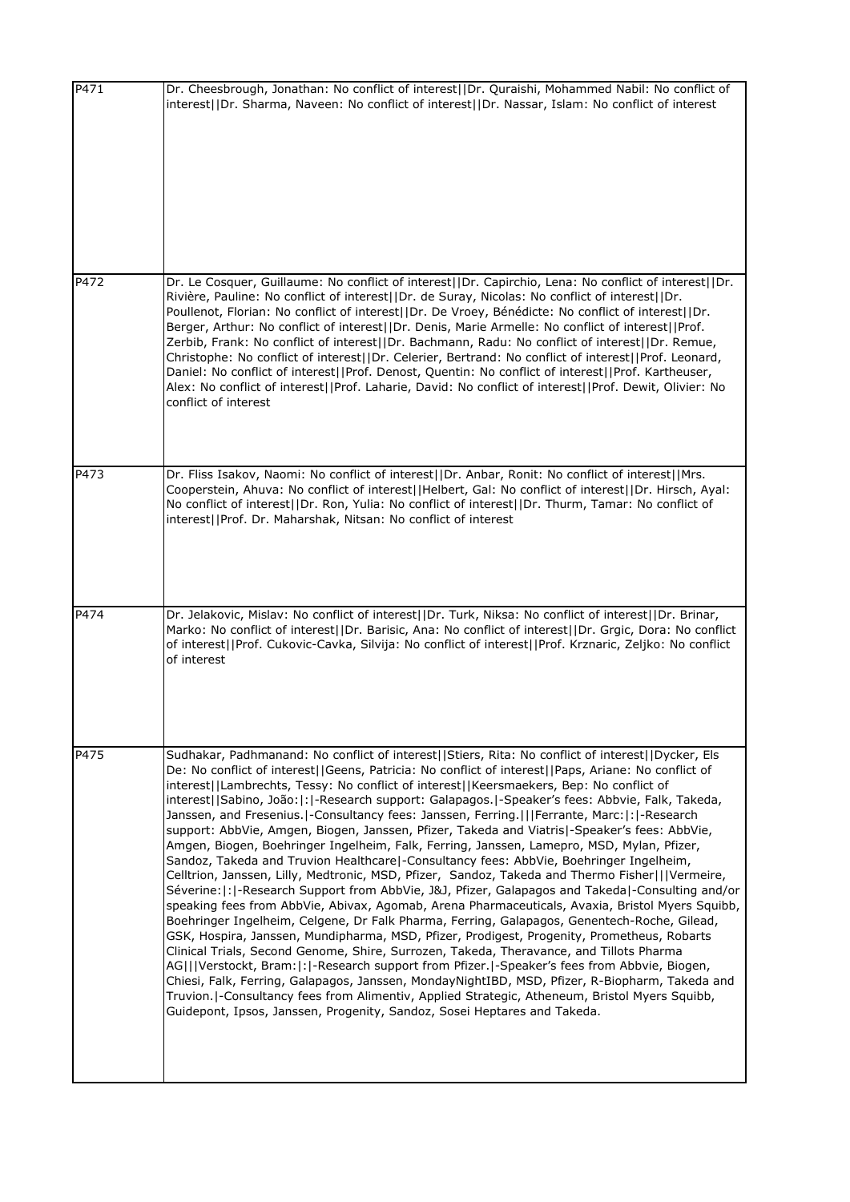| | |
|---|---|
| P471 | Dr. Cheesbrough, Jonathan: No conflict of interest\|\|Dr. Quraishi, Mohammed Nabil: No conflict of interest\|\|Dr. Sharma, Naveen: No conflict of interest\|\|Dr. Nassar, Islam: No conflict of interest |
| P472 | Dr. Le Cosquer, Guillaume: No conflict of interest\|\|Dr. Capirchio, Lena: No conflict of interest\|\|Dr. Rivière, Pauline: No conflict of interest\|\|Dr. de Suray, Nicolas: No conflict of interest\|\|Dr. Poullenot, Florian: No conflict of interest\|\|Dr. De Vroey, Bénédicte: No conflict of interest\|\|Dr. Berger, Arthur: No conflict of interest\|\|Dr. Denis, Marie Armelle: No conflict of interest\|\|Prof. Zerbib, Frank: No conflict of interest\|\|Dr. Bachmann, Radu: No conflict of interest\|\|Dr. Remue, Christophe: No conflict of interest\|\|Dr. Celerier, Bertrand: No conflict of interest\|\|Prof. Leonard, Daniel: No conflict of interest\|\|Prof. Denost, Quentin: No conflict of interest\|\|Prof. Kartheuser, Alex: No conflict of interest\|\|Prof. Laharie, David: No conflict of interest\|\|Prof. Dewit, Olivier: No conflict of interest |
| P473 | Dr. Fliss Isakov, Naomi: No conflict of interest\|\|Dr. Anbar, Ronit: No conflict of interest\|\|Mrs. Cooperstein, Ahuva: No conflict of interest\|\|Helbert, Gal: No conflict of interest\|\|Dr. Hirsch, Ayal: No conflict of interest\|\|Dr. Ron, Yulia: No conflict of interest\|\|Dr. Thurm, Tamar: No conflict of interest\|\|Prof. Dr. Maharshak, Nitsan: No conflict of interest |
| P474 | Dr. Jelakovic, Mislav: No conflict of interest\|\|Dr. Turk, Niksa: No conflict of interest\|\|Dr. Brinar, Marko: No conflict of interest\|\|Dr. Barisic, Ana: No conflict of interest\|\|Dr. Grgic, Dora: No conflict of interest\|\|Prof. Cukovic-Cavka, Silvija: No conflict of interest\|\|Prof. Krznaric, Zeljko: No conflict of interest |
| P475 | Sudhakar, Padhmanand: No conflict of interest\|\|Stiers, Rita: No conflict of interest\|\|Dycker, Els De: No conflict of interest\|\|Geens, Patricia: No conflict of interest\|\|Paps, Ariane: No conflict of interest\|\|Lambrechts, Tessy: No conflict of interest\|\|Keersmaekers, Bep: No conflict of interest\|\|Sabino, João:\|:\|-Research support: Galapagos.\|-Speaker's fees: Abbvie, Falk, Takeda, Janssen, and Fresenius.\|-Consultancy fees: Janssen, Ferring.\|\|\|Ferrante, Marc:\|:\|-Research support: AbbVie, Amgen, Biogen, Janssen, Pfizer, Takeda and Viatris\|-Speaker's fees: AbbVie, Amgen, Biogen, Boehringer Ingelheim, Falk, Ferring, Janssen, Lamepro, MSD, Mylan, Pfizer, Sandoz, Takeda and Truvion Healthcare\|-Consultancy fees: AbbVie, Boehringer Ingelheim, Celltrion, Janssen, Lilly, Medtronic, MSD, Pfizer, Sandoz, Takeda and Thermo Fisher\|\|\|Vermeire, Séverine:\|:\|-Research Support from AbbVie, J&J, Pfizer, Galapagos and Takeda\|-Consulting and/or speaking fees from AbbVie, Abivax, Agomab, Arena Pharmaceuticals, Avaxia, Bristol Myers Squibb, Boehringer Ingelheim, Celgene, Dr Falk Pharma, Ferring, Galapagos, Genentech-Roche, Gilead, GSK, Hospira, Janssen, Mundipharma, MSD, Pfizer, Prodigest, Progenity, Prometheus, Robarts Clinical Trials, Second Genome, Shire, Surrozen, Takeda, Theravance, and Tillots Pharma AG\|\|\|Verstockt, Bram:\|:\|-Research support from Pfizer.\|-Speaker's fees from Abbvie, Biogen, Chiesi, Falk, Ferring, Galapagos, Janssen, MondayNightIBD, MSD, Pfizer, R-Biopharm, Takeda and Truvion.\|-Consultancy fees from Alimentiv, Applied Strategic, Atheneum, Bristol Myers Squibb, Guidepont, Ipsos, Janssen, Progenity, Sandoz, Sosei Heptares and Takeda. |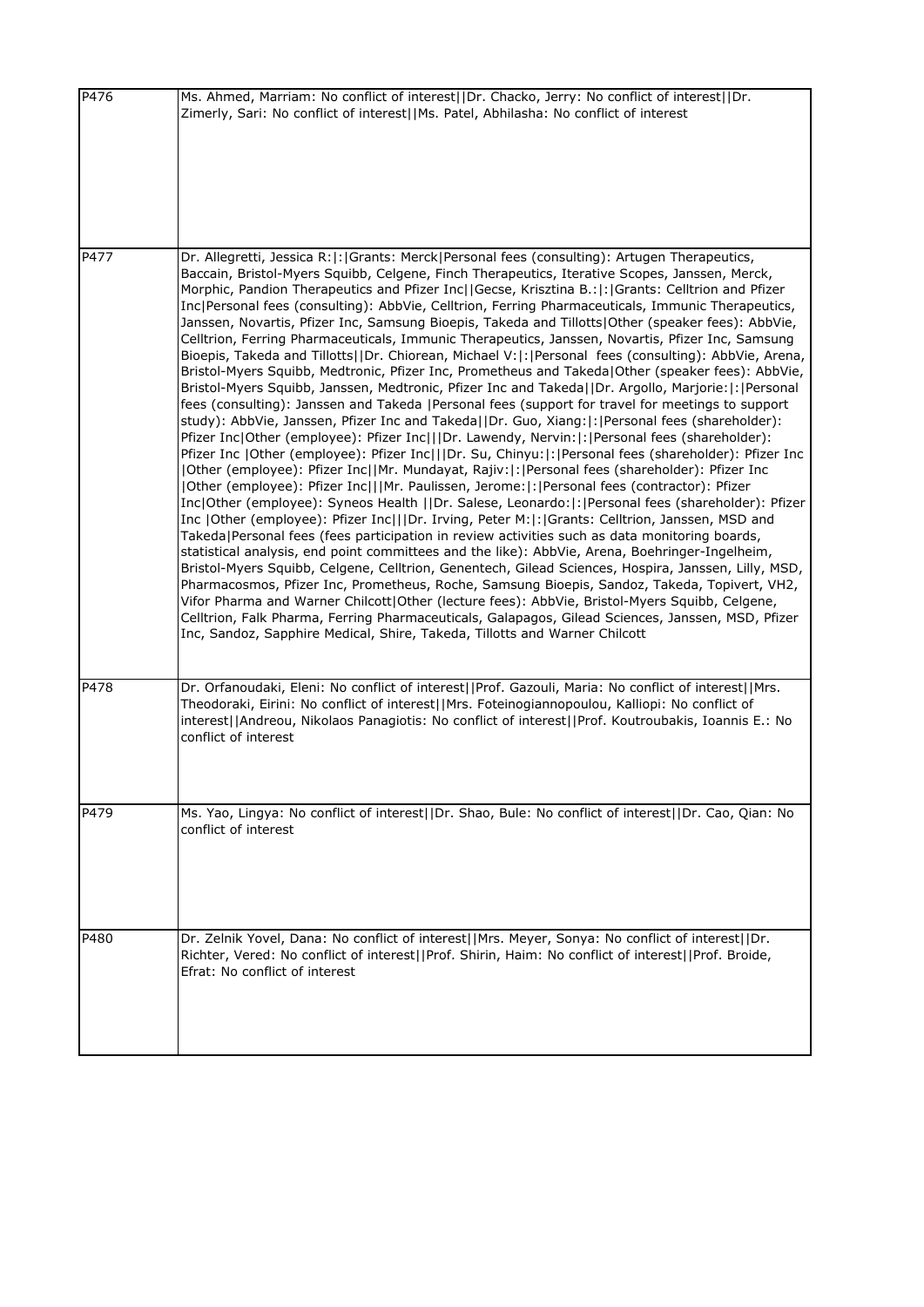| | |
|---|---|
| P476 | Ms. Ahmed, Marriam: No conflict of interest\|\|Dr. Chacko, Jerry: No conflict of interest\|\|Dr. Zimerly, Sari: No conflict of interest\|\|Ms. Patel, Abhilasha: No conflict of interest |
| P477 | Dr. Allegretti, Jessica R:\|:\|Grants: Merck\|Personal fees (consulting): Artugen Therapeutics, Baccain, Bristol-Myers Squibb, Celgene, Finch Therapeutics, Iterative Scopes, Janssen, Merck, Morphic, Pandion Therapeutics and Pfizer Inc\|\|Gecse, Krisztina B.:\|:\|Grants: Celltrion and Pfizer Inc\|Personal fees (consulting): AbbVie, Celltrion, Ferring Pharmaceuticals, Immunic Therapeutics, Janssen, Novartis, Pfizer Inc, Samsung Bioepis, Takeda and Tillotts\|Other (speaker fees): AbbVie, Celltrion, Ferring Pharmaceuticals, Immunic Therapeutics, Janssen, Novartis, Pfizer Inc, Samsung Bioepis, Takeda and Tillotts\|\|Dr. Chiorean, Michael V:\|:\|Personal fees (consulting): AbbVie, Arena, Bristol-Myers Squibb, Medtronic, Pfizer Inc, Prometheus and Takeda\|Other (speaker fees): AbbVie, Bristol-Myers Squibb, Janssen, Medtronic, Pfizer Inc and Takeda\|\|Dr. Argollo, Marjorie:\|:\|Personal fees (consulting): Janssen and Takeda \|Personal fees (support for travel for meetings to support study): AbbVie, Janssen, Pfizer Inc and Takeda\|\|Dr. Guo, Xiang:\|:\|Personal fees (shareholder): Pfizer Inc\|Other (employee): Pfizer Inc\|\|\|Dr. Lawendy, Nervin:\|:\|Personal fees (shareholder): Pfizer Inc \|Other (employee): Pfizer Inc\|\|\|Dr. Su, Chinyu:\|:\|Personal fees (shareholder): Pfizer Inc \|Other (employee): Pfizer Inc\|\|Mr. Mundayat, Rajiv:\|:\|Personal fees (shareholder): Pfizer Inc \|Other (employee): Pfizer Inc\|\|\|Mr. Paulissen, Jerome:\|:\|Personal fees (contractor): Pfizer Inc\|Other (employee): Syneos Health \|\|Dr. Salese, Leonardo:\|:\|Personal fees (shareholder): Pfizer Inc \|Other (employee): Pfizer Inc\|\|\|Dr. Irving, Peter M:\|:\|Grants: Celltrion, Janssen, MSD and Takeda\|Personal fees (fees participation in review activities such as data monitoring boards, statistical analysis, end point committees and the like): AbbVie, Arena, Boehringer-Ingelheim, Bristol-Myers Squibb, Celgene, Celltrion, Genentech, Gilead Sciences, Hospira, Janssen, Lilly, MSD, Pharmacosmos, Pfizer Inc, Prometheus, Roche, Samsung Bioepis, Sandoz, Takeda, Topivert, VH2, Vifor Pharma and Warner Chilcott\|Other (lecture fees): AbbVie, Bristol-Myers Squibb, Celgene, Celltrion, Falk Pharma, Ferring Pharmaceuticals, Galapagos, Gilead Sciences, Janssen, MSD, Pfizer Inc, Sandoz, Sapphire Medical, Shire, Takeda, Tillotts and Warner Chilcott |
| P478 | Dr. Orfanoudaki, Eleni: No conflict of interest\|\|Prof. Gazouli, Maria: No conflict of interest\|\|Mrs. Theodoraki, Eirini: No conflict of interest\|\|Mrs. Foteinogiannopoulou, Kalliopi: No conflict of interest\|\|Andreou, Nikolaos Panagiotis: No conflict of interest\|\|Prof. Koutroubakis, Ioannis E.: No conflict of interest |
| P479 | Ms. Yao, Lingya: No conflict of interest\|\|Dr. Shao, Bule: No conflict of interest\|\|Dr. Cao, Qian: No conflict of interest |
| P480 | Dr. Zelnik Yovel, Dana: No conflict of interest\|\|Mrs. Meyer, Sonya: No conflict of interest\|\|Dr. Richter, Vered: No conflict of interest\|\|Prof. Shirin, Haim: No conflict of interest\|\|Prof. Broide, Efrat: No conflict of interest |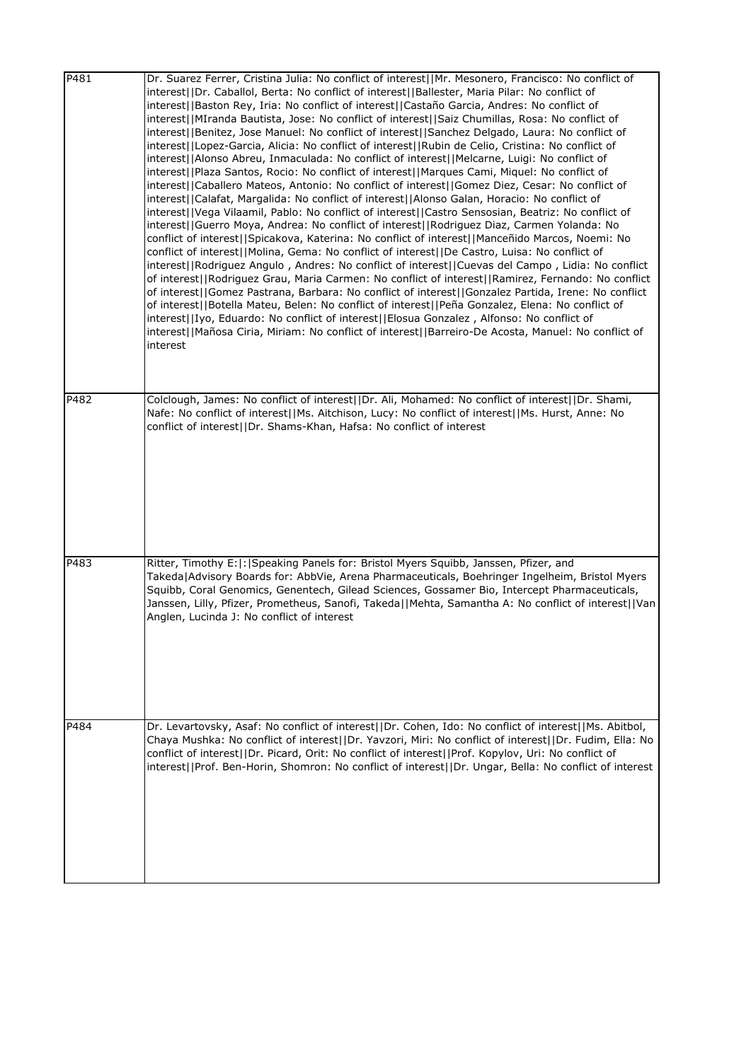| | |
|---|---|
| P481 | Dr. Suarez Ferrer, Cristina Julia: No conflict of interest\|\|Mr. Mesonero, Francisco: No conflict of interest\|\|Dr. Caballol, Berta: No conflict of interest\|\|Ballester, Maria Pilar: No conflict of interest\|\|Baston Rey, Iria: No conflict of interest\|\|Castaño Garcia, Andres: No conflict of interest\|\|MIranda Bautista, Jose: No conflict of interest\|\|Saiz Chumillas, Rosa: No conflict of interest\|\|Benitez, Jose Manuel: No conflict of interest\|\|Sanchez Delgado, Laura: No conflict of interest\|\|Lopez-Garcia, Alicia: No conflict of interest\|\|Rubin de Celio, Cristina: No conflict of interest\|\|Alonso Abreu, Inmaculada: No conflict of interest\|\|Melcarne, Luigi: No conflict of interest\|\|Plaza Santos, Rocio: No conflict of interest\|\|Marques Cami, Miquel: No conflict of interest\|\|Caballero Mateos, Antonio: No conflict of interest\|\|Gomez Diez, Cesar: No conflict of interest\|\|Calafat, Margalida: No conflict of interest\|\|Alonso Galan, Horacio: No conflict of interest\|\|Vega Vilaamil, Pablo: No conflict of interest\|\|Castro Sensosian, Beatriz: No conflict of interest\|\|Guerro Moya, Andrea: No conflict of interest\|\|Rodriguez Diaz, Carmen Yolanda: No conflict of interest\|\|Spicakova, Katerina: No conflict of interest\|\|Manceñido Marcos, Noemi: No conflict of interest\|\|Molina, Gema: No conflict of interest\|\|De Castro, Luisa: No conflict of interest\|\|Rodriguez Angulo , Andres: No conflict of interest\|\|Cuevas del Campo , Lidia: No conflict of interest\|\|Rodriguez Grau, Maria Carmen: No conflict of interest\|\|Ramirez, Fernando: No conflict of interest\|\|Gomez Pastrana, Barbara: No conflict of interest\|\|Gonzalez Partida, Irene: No conflict of interest\|\|Botella Mateu, Belen: No conflict of interest\|\|Peña Gonzalez, Elena: No conflict of interest\|\|Iyo, Eduardo: No conflict of interest\|\|Elosua Gonzalez , Alfonso: No conflict of interest\|\|Mañosa Ciria, Miriam: No conflict of interest\|\|Barreiro-De Acosta, Manuel: No conflict of interest |
| P482 | Colclough, James: No conflict of interest\|\|Dr. Ali, Mohamed: No conflict of interest\|\|Dr. Shami, Nafe: No conflict of interest\|\|Ms. Aitchison, Lucy: No conflict of interest\|\|Ms. Hurst, Anne: No conflict of interest\|\|Dr. Shams-Khan, Hafsa: No conflict of interest |
| P483 | Ritter, Timothy E:\|:\|Speaking Panels for: Bristol Myers Squibb, Janssen, Pfizer, and Takeda\|Advisory Boards for: AbbVie, Arena Pharmaceuticals, Boehringer Ingelheim, Bristol Myers Squibb, Coral Genomics, Genentech, Gilead Sciences, Gossamer Bio, Intercept Pharmaceuticals, Janssen, Lilly, Pfizer, Prometheus, Sanofi, Takeda\|\|Mehta, Samantha A: No conflict of interest\|\|Van Anglen, Lucinda J: No conflict of interest |
| P484 | Dr. Levartovsky, Asaf: No conflict of interest\|\|Dr. Cohen, Ido: No conflict of interest\|\|Ms. Abitbol, Chaya Mushka: No conflict of interest\|\|Dr. Yavzori, Miri: No conflict of interest\|\|Dr. Fudim, Ella: No conflict of interest\|\|Dr. Picard, Orit: No conflict of interest\|\|Prof. Kopylov, Uri: No conflict of interest\|\|Prof. Ben-Horin, Shomron: No conflict of interest\|\|Dr. Ungar, Bella: No conflict of interest |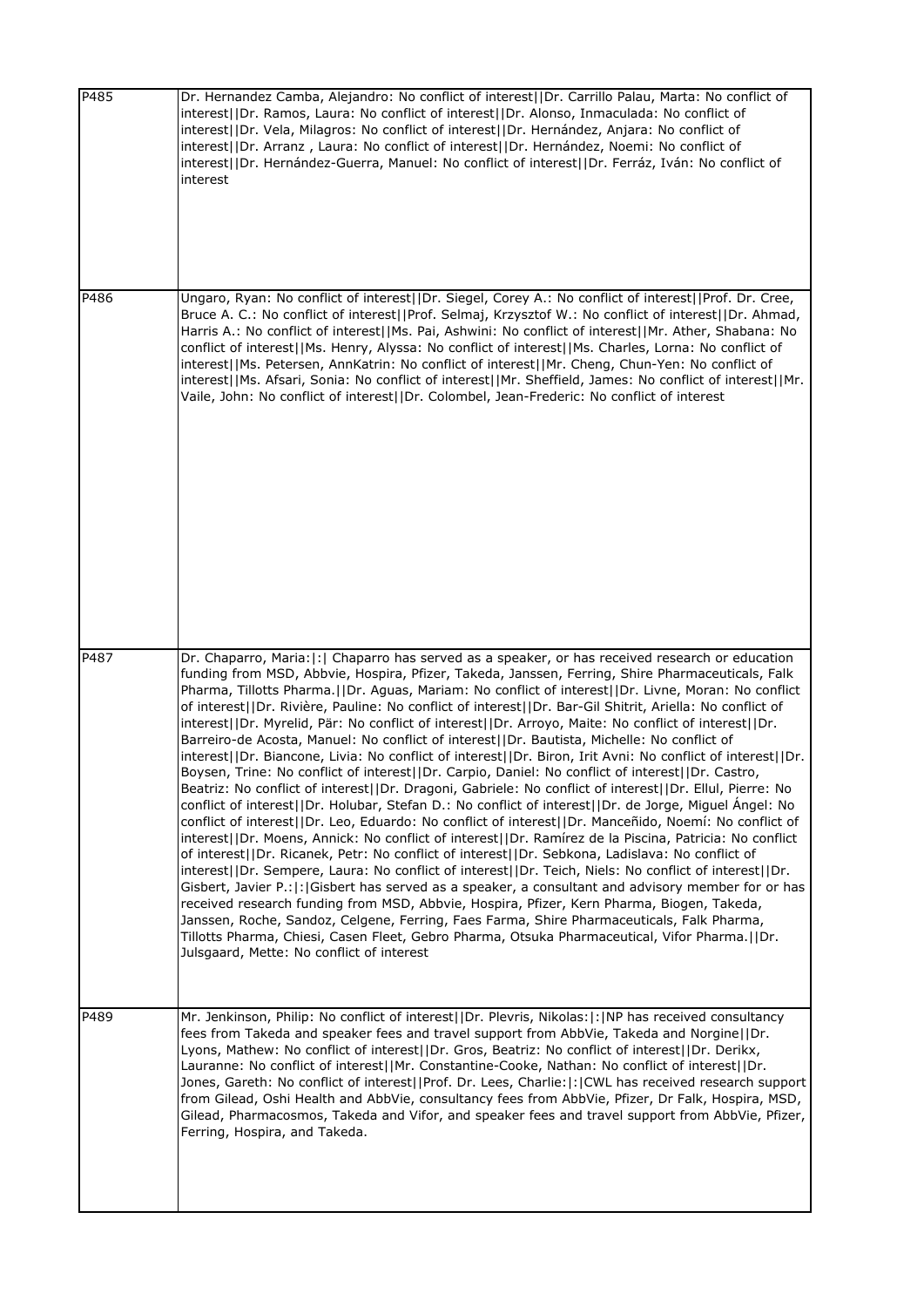| | |
|---|---|
| P485 | Dr. Hernandez Camba, Alejandro: No conflict of interest\|\|Dr. Carrillo Palau, Marta: No conflict of interest\|\|Dr. Ramos, Laura: No conflict of interest\|\|Dr. Alonso, Inmaculada: No conflict of interest\|\|Dr. Vela, Milagros: No conflict of interest\|\|Dr. Hernández, Anjara: No conflict of interest\|\|Dr. Arranz , Laura: No conflict of interest\|\|Dr. Hernández, Noemi: No conflict of interest\|\|Dr. Hernández-Guerra, Manuel: No conflict of interest\|\|Dr. Ferráz, Iván: No conflict of interest |
| P486 | Ungaro, Ryan: No conflict of interest\|\|Dr. Siegel, Corey A.: No conflict of interest\|\|Prof. Dr. Cree, Bruce A. C.: No conflict of interest\|\|Prof. Selmaj, Krzysztof W.: No conflict of interest\|\|Dr. Ahmad, Harris A.: No conflict of interest\|\|Ms. Pai, Ashwini: No conflict of interest\|\|Mr. Ather, Shabana: No conflict of interest\|\|Ms. Henry, Alyssa: No conflict of interest\|\|Ms. Charles, Lorna: No conflict of interest\|\|Ms. Petersen, AnnKatrin: No conflict of interest\|\|Mr. Cheng, Chun-Yen: No conflict of interest\|\|Ms. Afsari, Sonia: No conflict of interest\|\|Mr. Sheffield, James: No conflict of interest\|\|Mr. Vaile, John: No conflict of interest\|\|Dr. Colombel, Jean-Frederic: No conflict of interest |
| P487 | Dr. Chaparro, Maria:\|:\| Chaparro has served as a speaker, or has received research or education funding from MSD, Abbvie, Hospira, Pfizer, Takeda, Janssen, Ferring, Shire Pharmaceuticals, Falk Pharma, Tillotts Pharma.\|\|Dr. Aguas, Mariam: No conflict of interest\|\|Dr. Livne, Moran: No conflict of interest\|\|Dr. Rivière, Pauline: No conflict of interest\|\|Dr. Bar-Gil Shitrit, Ariella: No conflict of interest\|\|Dr. Myrelid, Pär: No conflict of interest\|\|Dr. Arroyo, Maite: No conflict of interest\|\|Dr. Barreiro-de Acosta, Manuel: No conflict of interest\|\|Dr. Bautista, Michelle: No conflict of interest\|\|Dr. Biancone, Livia: No conflict of interest\|\|Dr. Biron, Irit Avni: No conflict of interest\|\|Dr. Boysen, Trine: No conflict of interest\|\|Dr. Carpio, Daniel: No conflict of interest\|\|Dr. Castro, Beatriz: No conflict of interest\|\|Dr. Dragoni, Gabriele: No conflict of interest\|\|Dr. Ellul, Pierre: No conflict of interest\|\|Dr. Holubar, Stefan D.: No conflict of interest\|\|Dr. de Jorge, Miguel Ángel: No conflict of interest\|\|Dr. Leo, Eduardo: No conflict of interest\|\|Dr. Manceñido, Noemí: No conflict of interest\|\|Dr. Moens, Annick: No conflict of interest\|\|Dr. Ramírez de la Piscina, Patricia: No conflict of interest\|\|Dr. Ricanek, Petr: No conflict of interest\|\|Dr. Sebkona, Ladislava: No conflict of interest\|\|Dr. Sempere, Laura: No conflict of interest\|\|Dr. Teich, Niels: No conflict of interest\|\|Dr. Gisbert, Javier P.:\|:\|Gisbert has served as a speaker, a consultant and advisory member for or has received research funding from MSD, Abbvie, Hospira, Pfizer, Kern Pharma, Biogen, Takeda, Janssen, Roche, Sandoz, Celgene, Ferring, Faes Farma, Shire Pharmaceuticals, Falk Pharma, Tillotts Pharma, Chiesi, Casen Fleet, Gebro Pharma, Otsuka Pharmaceutical, Vifor Pharma.\|\|Dr. Julsgaard, Mette: No conflict of interest |
| P489 | Mr. Jenkinson, Philip: No conflict of interest\|\|Dr. Plevris, Nikolas:\|:\|NP has received consultancy fees from Takeda and speaker fees and travel support from AbbVie, Takeda and Norgine\|\|Dr. Lyons, Mathew: No conflict of interest\|\|Dr. Gros, Beatriz: No conflict of interest\|\|Dr. Derikx, Lauranne: No conflict of interest\|\|Mr. Constantine-Cooke, Nathan: No conflict of interest\|\|Dr. Jones, Gareth: No conflict of interest\|\|Prof. Dr. Lees, Charlie:\|:\|CWL has received research support from Gilead, Oshi Health and AbbVie, consultancy fees from AbbVie, Pfizer, Dr Falk, Hospira, MSD, Gilead, Pharmacosmos, Takeda and Vifor, and speaker fees and travel support from AbbVie, Pfizer, Ferring, Hospira, and Takeda. |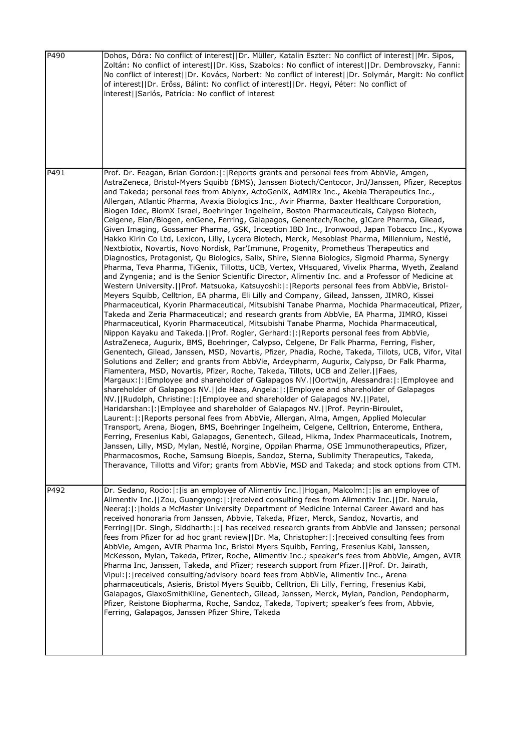| | |
|---|---|
| P490 | Dohos, Dóra: No conflict of interest\|\|Dr. Müller, Katalin Eszter: No conflict of interest\|\|Mr. Sipos, Zoltán: No conflict of interest\|\|Dr. Kiss, Szabolcs: No conflict of interest\|\|Dr. Dembrovszky, Fanni: No conflict of interest\|\|Dr. Kovács, Norbert: No conflict of interest\|\|Dr. Solymár, Margit: No conflict of interest\|\|Dr. Erőss, Bálint: No conflict of interest\|\|Dr. Hegyi, Péter: No conflict of interest\|\|Sarlós, Patrícia: No conflict of interest |
| P491 | Prof. Dr. Feagan, Brian Gordon:\|:\|Reports grants and personal fees from AbbVie, Amgen, AstraZeneca, Bristol-Myers Squibb (BMS), Janssen Biotech/Centocor, JnJ/Janssen, Pfizer, Receptos and Takeda; personal fees from Ablynx, ActoGeniX, AdMIRx Inc., Akebia Therapeutics Inc., Allergan, Atlantic Pharma, Avaxia Biologics Inc., Avir Pharma, Baxter Healthcare Corporation, Biogen Idec, BiomX Israel, Boehringer Ingelheim, Boston Pharmaceuticals, Calypso Biotech, Celgene, Elan/Biogen, enGene, Ferring, Galapagos, Genentech/Roche, gICare Pharma, Gilead, Given Imaging, Gossamer Pharma, GSK, Inception IBD Inc., Ironwood, Japan Tobacco Inc., Kyowa Hakko Kirin Co Ltd, Lexicon, Lilly, Lycera Biotech, Merck, Mesoblast Pharma, Millennium, Nestlé, Nextbiotix, Novartis, Novo Nordisk, Par'Immune, Progenity, Prometheus Therapeutics and Diagnostics, Protagonist, Qu Biologics, Salix, Shire, Sienna Biologics, Sigmoid Pharma, Synergy Pharma, Teva Pharma, TiGenix, Tillotts, UCB, Vertex, VHsquared, Vivelix Pharma, Wyeth, Zealand and Zyngenia; and is the Senior Scientific Director, Alimentiv Inc. and a Professor of Medicine at Western University.\|\|Prof. Matsuoka, Katsuyoshi:\|:\|Reports personal fees from AbbVie, Bristol-Meyers Squibb, Celltrion, EA pharma, Eli Lilly and Company, Gilead, Janssen, JIMRO, Kissei Pharmaceutical, Kyorin Pharmaceutical, Mitsubishi Tanabe Pharma, Mochida Pharmaceutical, Pfizer, Takeda and Zeria Pharmaceutical; and research grants from AbbVie, EA Pharma, JIMRO, Kissei Pharmaceutical, Kyorin Pharmaceutical, Mitsubishi Tanabe Pharma, Mochida Pharmaceutical, Nippon Kayaku and Takeda.\|\|Prof. Rogler, Gerhard:\|:\|Reports personal fees from AbbVie, AstraZeneca, Augurix, BMS, Boehringer, Calypso, Celgene, Dr Falk Pharma, Ferring, Fisher, Genentech, Gilead, Janssen, MSD, Novartis, Pfizer, Phadia, Roche, Takeda, Tillots, UCB, Vifor, Vital Solutions and Zeller; and grants from AbbVie, Ardeypharm, Augurix, Calypso, Dr Falk Pharma, Flamentera, MSD, Novartis, Pfizer, Roche, Takeda, Tillots, UCB and Zeller.\|\|Faes, Margaux:\|:\|Employee and shareholder of Galapagos NV.\|\|Oortwijn, Alessandra:\|:\|Employee and shareholder of Galapagos NV.\|\|de Haas, Angela:\|:\|Employee and shareholder of Galapagos NV.\|\|Rudolph, Christine:\|:\|Employee and shareholder of Galapagos NV.\|\|Patel, Haridarshan:\|:\|Employee and shareholder of Galapagos NV.\|\|Prof. Peyrin-Biroulet, Laurent:\|:\|Reports personal fees from AbbVie, Allergan, Alma, Amgen, Applied Molecular Transport, Arena, Biogen, BMS, Boehringer Ingelheim, Celgene, Celltrion, Enterome, Enthera, Ferring, Fresenius Kabi, Galapagos, Genentech, Gilead, Hikma, Index Pharmaceuticals, Inotrem, Janssen, Lilly, MSD, Mylan, Nestlé, Norgine, Oppilan Pharma, OSE Immunotherapeutics, Pfizer, Pharmacosmos, Roche, Samsung Bioepis, Sandoz, Sterna, Sublimity Therapeutics, Takeda, Theravance, Tillotts and Vifor; grants from AbbVie, MSD and Takeda; and stock options from CTM. |
| P492 | Dr. Sedano, Rocio:\|:\|is an employee of Alimentiv Inc.\|\|Hogan, Malcolm:\|:\|is an employee of Alimentiv Inc.\|\|Zou, Guangyong:\|:\|received consulting fees from Alimentiv Inc.\|\|Dr. Narula, Neeraj:\|:\|holds a McMaster University Department of Medicine Internal Career Award and has received honoraria from Janssen, Abbvie, Takeda, Pfizer, Merck, Sandoz, Novartis, and Ferring\|\|Dr. Singh, Siddharth:\|:\| has received research grants from AbbVie and Janssen; personal fees from Pfizer for ad hoc grant review\|\|Dr. Ma, Christopher:\|:\|received consulting fees from AbbVie, Amgen, AVIR Pharma Inc, Bristol Myers Squibb, Ferring, Fresenius Kabi, Janssen, McKesson, Mylan, Takeda, Pfizer, Roche, Alimentiv Inc.; speaker's fees from AbbVie, Amgen, AVIR Pharma Inc, Janssen, Takeda, and Pfizer; research support from Pfizer.\|\|Prof. Dr. Jairath, Vipul:\|:\|received consulting/advisory board fees from AbbVie, Alimentiv Inc., Arena pharmaceuticals, Asieris, Bristol Myers Squibb, Celltrion, Eli Lilly, Ferring, Fresenius Kabi, Galapagos, GlaxoSmithKline, Genentech, Gilead, Janssen, Merck, Mylan, Pandion, Pendopharm, Pfizer, Reistone Biopharma, Roche, Sandoz, Takeda, Topivert; speaker's fees from, Abbvie, Ferring, Galapagos, Janssen Pfizer Shire, Takeda |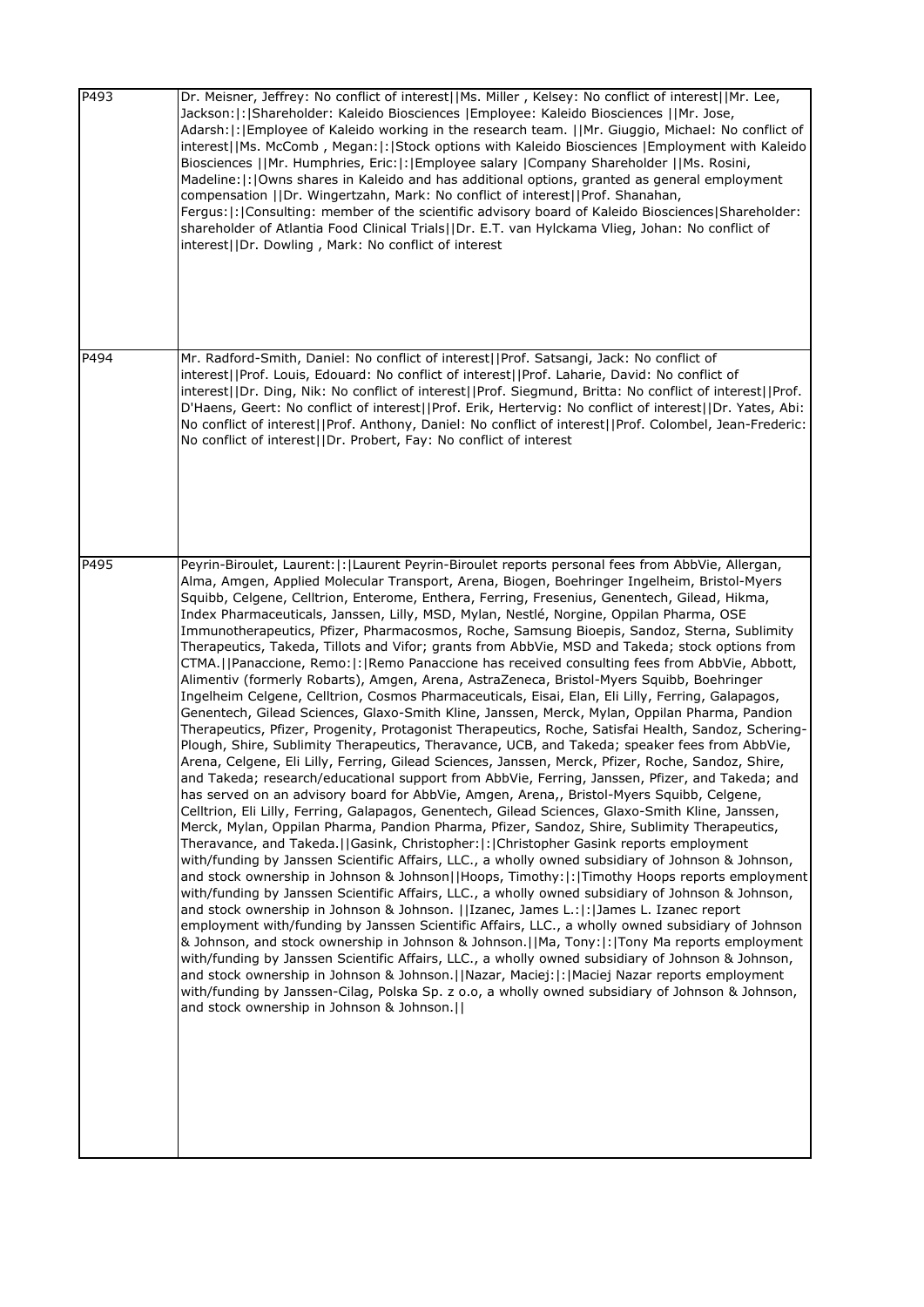| | |
|---|---|
| P493 | Dr. Meisner, Jeffrey: No conflict of interest\|\|Ms. Miller , Kelsey: No conflict of interest\|\|Mr. Lee, Jackson:\|:\|Shareholder: Kaleido Biosciences \|Employee: Kaleido Biosciences \|\|Mr. Jose, Adarsh:\|:\|Employee of Kaleido working in the research team. \|\|Mr. Giuggio, Michael: No conflict of interest\|\|Ms. McComb , Megan:\|:\|Stock options with Kaleido Biosciences \|Employment with Kaleido Biosciences \|\|Mr. Humphries, Eric:\|:\|Employee salary \|Company Shareholder \|\|Ms. Rosini, Madeline:\|:\|Owns shares in Kaleido and has additional options, granted as general employment compensation \|\|Dr. Wingertzahn, Mark: No conflict of interest\|\|Prof. Shanahan, Fergus:\|:\|Consulting: member of the scientific advisory board of Kaleido Biosciences\|Shareholder: shareholder of Atlantia Food Clinical Trials\|\|Dr. E.T. van Hylckama Vlieg, Johan: No conflict of interest\|\|Dr. Dowling , Mark: No conflict of interest |
| P494 | Mr. Radford-Smith, Daniel: No conflict of interest\|\|Prof. Satsangi, Jack: No conflict of interest\|\|Prof. Louis, Edouard: No conflict of interest\|\|Prof. Laharie, David: No conflict of interest\|\|Dr. Ding, Nik: No conflict of interest\|\|Prof. Siegmund, Britta: No conflict of interest\|\|Prof. D'Haens, Geert: No conflict of interest\|\|Prof. Erik, Hertervig: No conflict of interest\|\|Dr. Yates, Abi: No conflict of interest\|\|Prof. Anthony, Daniel: No conflict of interest\|\|Prof. Colombel, Jean-Frederic: No conflict of interest\|\|Dr. Probert, Fay: No conflict of interest |
| P495 | Peyrin-Biroulet, Laurent:\|:\|Laurent Peyrin-Biroulet reports personal fees from AbbVie, Allergan, Alma, Amgen, Applied Molecular Transport, Arena, Biogen, Boehringer Ingelheim, Bristol-Myers Squibb, Celgene, Celltrion, Enterome, Enthera, Ferring, Fresenius, Genentech, Gilead, Hikma, Index Pharmaceuticals, Janssen, Lilly, MSD, Mylan, Nestlé, Norgine, Oppilan Pharma, OSE Immunotherapeutics, Pfizer, Pharmacosmos, Roche, Samsung Bioepis, Sandoz, Sterna, Sublimity Therapeutics, Takeda, Tillots and Vifor; grants from AbbVie, MSD and Takeda; stock options from CTMA.\|\|Panaccione, Remo:\|:\|Remo Panaccione has received consulting fees from AbbVie, Abbott, Alimentiv (formerly Robarts), Amgen, Arena, AstraZeneca, Bristol-Myers Squibb, Boehringer Ingelheim Celgene, Celltrion, Cosmos Pharmaceuticals, Eisai, Elan, Eli Lilly, Ferring, Galapagos, Genentech, Gilead Sciences, Glaxo-Smith Kline, Janssen, Merck, Mylan, Oppilan Pharma, Pandion Therapeutics, Pfizer, Progenity, Protagonist Therapeutics, Roche, Satisfai Health, Sandoz, Schering-Plough, Shire, Sublimity Therapeutics, Theravance, UCB, and Takeda; speaker fees from AbbVie, Arena, Celgene, Eli Lilly, Ferring, Gilead Sciences, Janssen, Merck, Pfizer, Roche, Sandoz, Shire, and Takeda; research/educational support from AbbVie, Ferring, Janssen, Pfizer, and Takeda; and has served on an advisory board for AbbVie, Amgen, Arena,, Bristol-Myers Squibb, Celgene, Celltrion, Eli Lilly, Ferring, Galapagos, Genentech, Gilead Sciences, Glaxo-Smith Kline, Janssen, Merck, Mylan, Oppilan Pharma, Pandion Pharma, Pfizer, Sandoz, Shire, Sublimity Therapeutics, Theravance, and Takeda.\|\|Gasink, Christopher:\|:\|Christopher Gasink reports employment with/funding by Janssen Scientific Affairs, LLC., a wholly owned subsidiary of Johnson & Johnson, and stock ownership in Johnson & Johnson\|\|Hoops, Timothy:\|:\|Timothy Hoops reports employment with/funding by Janssen Scientific Affairs, LLC., a wholly owned subsidiary of Johnson & Johnson, and stock ownership in Johnson & Johnson. \|\|Izanec, James L.:\|:\|James L. Izanec report employment with/funding by Janssen Scientific Affairs, LLC., a wholly owned subsidiary of Johnson & Johnson, and stock ownership in Johnson & Johnson.\|\|Ma, Tony:\|:\|Tony Ma reports employment with/funding by Janssen Scientific Affairs, LLC., a wholly owned subsidiary of Johnson & Johnson, and stock ownership in Johnson & Johnson.\|\|Nazar, Maciej:\|:\|Maciej Nazar reports employment with/funding by Janssen-Cilag, Polska Sp. z o.o, a wholly owned subsidiary of Johnson & Johnson, and stock ownership in Johnson & Johnson.\|\| |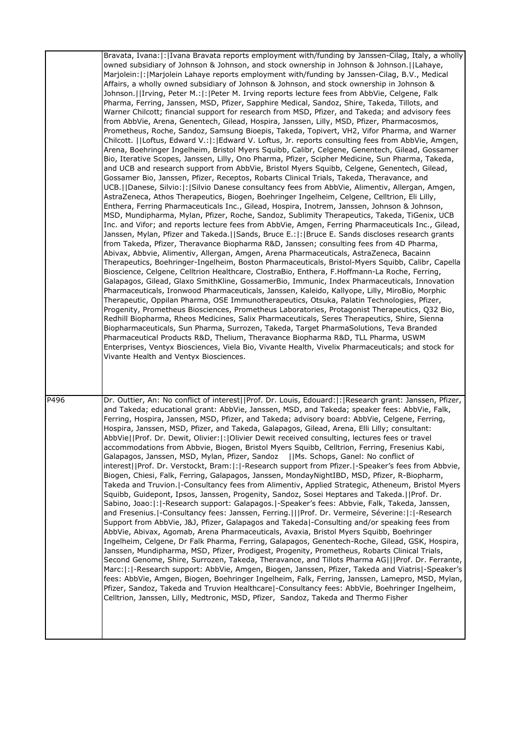|  |  |
|---|---|
|  | Bravata, Ivana:\|:\|Ivana Bravata reports employment with/funding by Janssen-Cilag, Italy, a wholly owned subsidiary of Johnson & Johnson, and stock ownership in Johnson & Johnson.\|\|Lahaye, Marjolein:\|:\|Marjolein Lahaye reports employment with/funding by Janssen-Cilag, B.V., Medical Affairs, a wholly owned subsidiary of Johnson & Johnson, and stock ownership in Johnson & Johnson.\|\|Irving, Peter M.:\|:\|Peter M. Irving reports lecture fees from AbbVie, Celgene, Falk Pharma, Ferring, Janssen, MSD, Pfizer, Sapphire Medical, Sandoz, Shire, Takeda, Tillots, and Warner Chilcott; financial support for research from MSD, Pfizer, and Takeda; and advisory fees from AbbVie, Arena, Genentech, Gilead, Hospira, Janssen, Lilly, MSD, Pfizer, Pharmacosmos, Prometheus, Roche, Sandoz, Samsung Bioepis, Takeda, Topivert, VH2, Vifor Pharma, and Warner Chilcott. \|\|Loftus, Edward V.:\|:\|Edward V. Loftus, Jr. reports consulting fees from AbbVie, Amgen, Arena, Boehringer Ingelheim, Bristol Myers Squibb, Calibr, Celgene, Genentech, Gilead, Gossamer Bio, Iterative Scopes, Janssen, Lilly, Ono Pharma, Pfizer, Scipher Medicine, Sun Pharma, Takeda, and UCB and research support from AbbVie, Bristol Myers Squibb, Celgene, Genentech, Gilead, Gossamer Bio, Janssen, Pfizer, Receptos, Robarts Clinical Trials, Takeda, Theravance, and UCB.\|\|Danese, Silvio:\|:\|Silvio Danese consultancy fees from AbbVie, Alimentiv, Allergan, Amgen, AstraZeneca, Athos Therapeutics, Biogen, Boehringer Ingelheim, Celgene, Celltrion, Eli Lilly, Enthera, Ferring Pharmaceuticals Inc., Gilead, Hospira, Inotrem, Janssen, Johnson & Johnson, MSD, Mundipharma, Mylan, Pfizer, Roche, Sandoz, Sublimity Therapeutics, Takeda, TiGenix, UCB Inc. and Vifor; and reports lecture fees from AbbVie, Amgen, Ferring Pharmaceuticals Inc., Gilead, Janssen, Mylan, Pfizer and Takeda.\|\|Sands, Bruce E.:\|:\|Bruce E. Sands discloses research grants from Takeda, Pfizer, Theravance Biopharma R&D, Janssen; consulting fees from 4D Pharma, Abivax, Abbvie, Alimentiv, Allergan, Amgen, Arena Pharmaceuticals, AstraZeneca, Bacainn Therapeutics, Boehringer-Ingelheim, Boston Pharmaceuticals, Bristol-Myers Squibb, Calibr, Capella Bioscience, Celgene, Celltrion Healthcare, ClostraBio, Enthera, F.Hoffmann-La Roche, Ferring, Galapagos, Gilead, Glaxo SmithKline, GossamerBio, Immunic, Index Pharmaceuticals, Innovation Pharmaceuticals, Ironwood Pharmaceuticals, Janssen, Kaleido, Kallyope, Lilly, MiroBio, Morphic Therapeutic, Oppilan Pharma, OSE Immunotherapeutics, Otsuka, Palatin Technologies, Pfizer, Progenity, Prometheus Biosciences, Prometheus Laboratories, Protagonist Therapeutics, Q32 Bio, Redhill Biopharma, Rheos Medicines, Salix Pharmaceuticals, Seres Therapeutics, Shire, Sienna Biopharmaceuticals, Sun Pharma, Surrozen, Takeda, Target PharmaSolutions, Teva Branded Pharmaceutical Products R&D, Thelium, Theravance Biopharma R&D, TLL Pharma, USWM Enterprises, Ventyx Biosciences, Viela Bio, Vivante Health, Vivelix Pharmaceuticals; and stock for Vivante Health and Ventyx Biosciences. |
| P496 | Dr. Outtier, An: No conflict of interest\|\|Prof. Dr. Louis, Edouard:\|:\|Research grant: Janssen, Pfizer, and Takeda; educational grant: AbbVie, Janssen, MSD, and Takeda; speaker fees: AbbVie, Falk, Ferring, Hospira, Janssen, MSD, Pfizer, and Takeda; advisory board: AbbVie, Celgene, Ferring, Hospira, Janssen, MSD, Pfizer, and Takeda, Galapagos, Gilead, Arena, Elli Lilly; consultant: AbbVie\|\|Prof. Dr. Dewit, Olivier:\|:\|Olivier Dewit received consulting, lectures fees or travel accommodations from Abbvie, Biogen, Bristol Myers Squibb, Celltrion, Ferring, Fresenius Kabi, Galapagos, Janssen, MSD, Mylan, Pfizer, Sandoz \|\|Ms. Schops, Ganel: No conflict of interest\|\|Prof. Dr. Verstockt, Bram:\|:\|-Research support from Pfizer.\|-Speaker's fees from Abbvie, Biogen, Chiesi, Falk, Ferring, Galapagos, Janssen, MondayNightIBD, MSD, Pfizer, R-Biopharm, Takeda and Truvion.\|-Consultancy fees from Alimentiv, Applied Strategic, Atheneum, Bristol Myers Squibb, Guidepont, Ipsos, Janssen, Progenity, Sandoz, Sosei Heptares and Takeda.\|\|Prof. Dr. Sabino, Joao:\|:\|-Research support: Galapagos.\|-Speaker's fees: Abbvie, Falk, Takeda, Janssen, and Fresenius.\|-Consultancy fees: Janssen, Ferring.\|\|\|Prof. Dr. Vermeire, Séverine:\|:\|-Research Support from AbbVie, J&J, Pfizer, Galapagos and Takeda\|-Consulting and/or speaking fees from AbbVie, Abivax, Agomab, Arena Pharmaceuticals, Avaxia, Bristol Myers Squibb, Boehringer Ingelheim, Celgene, Dr Falk Pharma, Ferring, Galapagos, Genentech-Roche, Gilead, GSK, Hospira, Janssen, Mundipharma, MSD, Pfizer, Prodigest, Progenity, Prometheus, Robarts Clinical Trials, Second Genome, Shire, Surrozen, Takeda, Theravance, and Tillots Pharma AG\|\|\|Prof. Dr. Ferrante, Marc:\|:\|-Research support: AbbVie, Amgen, Biogen, Janssen, Pfizer, Takeda and Viatris\|-Speaker's fees: AbbVie, Amgen, Biogen, Boehringer Ingelheim, Falk, Ferring, Janssen, Lamepro, MSD, Mylan, Pfizer, Sandoz, Takeda and Truvion Healthcare\|-Consultancy fees: AbbVie, Boehringer Ingelheim, Celltrion, Janssen, Lilly, Medtronic, MSD, Pfizer, Sandoz, Takeda and Thermo Fisher |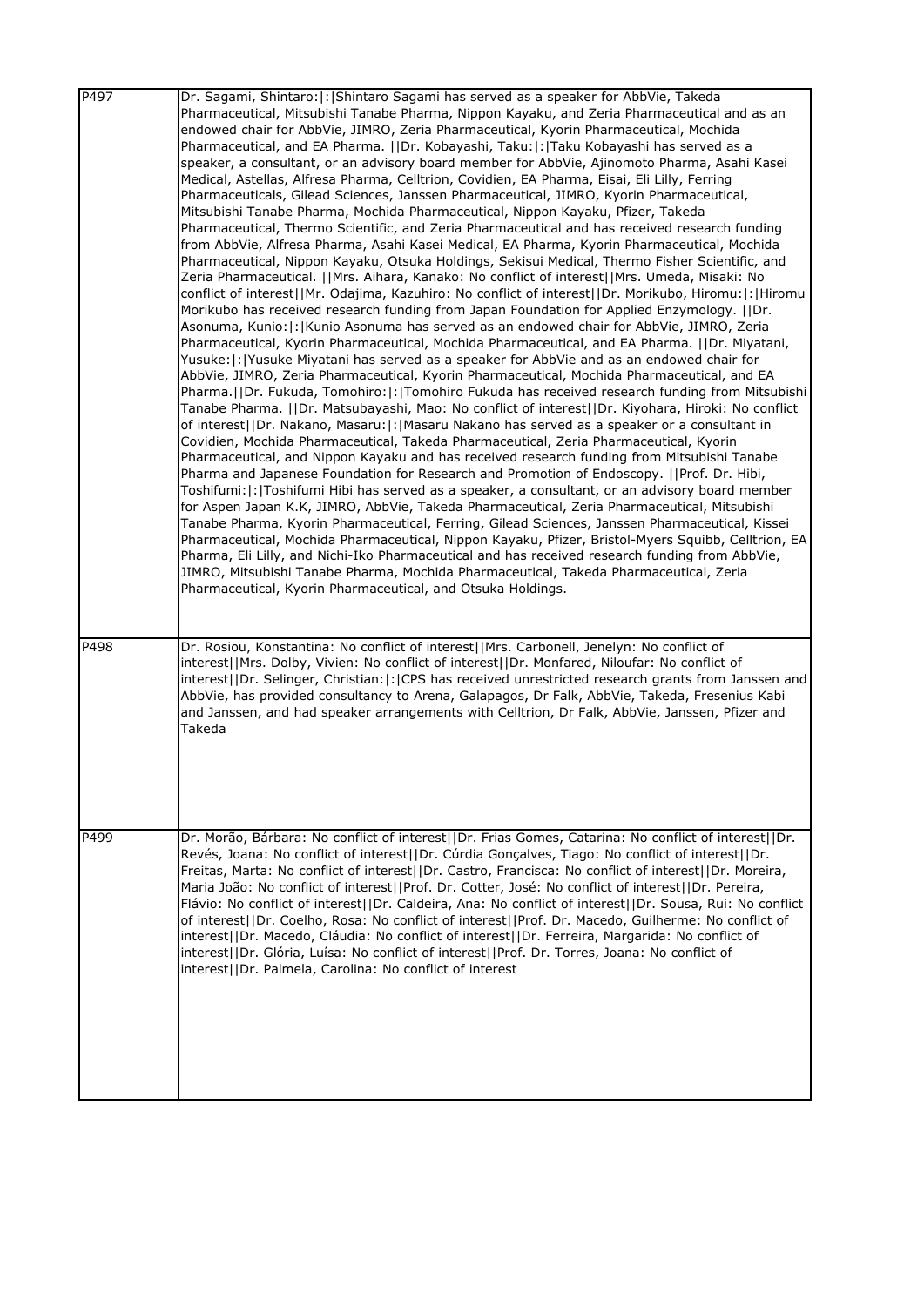| | |
|---|---|
| P497 | Dr. Sagami, Shintaro:\|:\|Shintaro Sagami has served as a speaker for AbbVie, Takeda Pharmaceutical, Mitsubishi Tanabe Pharma, Nippon Kayaku, and Zeria Pharmaceutical and as an endowed chair for AbbVie, JIMRO, Zeria Pharmaceutical, Kyorin Pharmaceutical, Mochida Pharmaceutical, and EA Pharma. \|\|Dr. Kobayashi, Taku:\|:\|Taku Kobayashi has served as a speaker, a consultant, or an advisory board member for AbbVie, Ajinomoto Pharma, Asahi Kasei Medical, Astellas, Alfresa Pharma, Celltrion, Covidien, EA Pharma, Eisai, Eli Lilly, Ferring Pharmaceuticals, Gilead Sciences, Janssen Pharmaceutical, JIMRO, Kyorin Pharmaceutical, Mitsubishi Tanabe Pharma, Mochida Pharmaceutical, Nippon Kayaku, Pfizer, Takeda Pharmaceutical, Thermo Scientific, and Zeria Pharmaceutical and has received research funding from AbbVie, Alfresa Pharma, Asahi Kasei Medical, EA Pharma, Kyorin Pharmaceutical, Mochida Pharmaceutical, Nippon Kayaku, Otsuka Holdings, Sekisui Medical, Thermo Fisher Scientific, and Zeria Pharmaceutical. \|\|Mrs. Aihara, Kanako: No conflict of interest\|\|Mrs. Umeda, Misaki: No conflict of interest\|\|Mr. Odajima, Kazuhiro: No conflict of interest\|\|Dr. Morikubo, Hiromu:\|:\|Hiromu Morikubo has received research funding from Japan Foundation for Applied Enzymology. \|\|Dr. Asonuma, Kunio:\|:\|Kunio Asonuma has served as an endowed chair for AbbVie, JIMRO, Zeria Pharmaceutical, Kyorin Pharmaceutical, Mochida Pharmaceutical, and EA Pharma. \|\|Dr. Miyatani, Yusuke:\|:\|Yusuke Miyatani has served as a speaker for AbbVie and as an endowed chair for AbbVie, JIMRO, Zeria Pharmaceutical, Kyorin Pharmaceutical, Mochida Pharmaceutical, and EA Pharma.\|\|Dr. Fukuda, Tomohiro:\|:\|Tomohiro Fukuda has received research funding from Mitsubishi Tanabe Pharma. \|\|Dr. Matsubayashi, Mao: No conflict of interest\|\|Dr. Kiyohara, Hiroki: No conflict of interest\|\|Dr. Nakano, Masaru:\|:\|Masaru Nakano has served as a speaker or a consultant in Covidien, Mochida Pharmaceutical, Takeda Pharmaceutical, Zeria Pharmaceutical, Kyorin Pharmaceutical, and Nippon Kayaku and has received research funding from Mitsubishi Tanabe Pharma and Japanese Foundation for Research and Promotion of Endoscopy. \|\|Prof. Dr. Hibi, Toshifumi:\|:\|Toshifumi Hibi has served as a speaker, a consultant, or an advisory board member for Aspen Japan K.K, JIMRO, AbbVie, Takeda Pharmaceutical, Zeria Pharmaceutical, Mitsubishi Tanabe Pharma, Kyorin Pharmaceutical, Ferring, Gilead Sciences, Janssen Pharmaceutical, Kissei Pharmaceutical, Mochida Pharmaceutical, Nippon Kayaku, Pfizer, Bristol-Myers Squibb, Celltrion, EA Pharma, Eli Lilly, and Nichi-Iko Pharmaceutical and has received research funding from AbbVie, JIMRO, Mitsubishi Tanabe Pharma, Mochida Pharmaceutical, Takeda Pharmaceutical, Zeria Pharmaceutical, Kyorin Pharmaceutical, and Otsuka Holdings. |
| P498 | Dr. Rosiou, Konstantina: No conflict of interest\|\|Mrs. Carbonell, Jenelyn: No conflict of interest\|\|Mrs. Dolby, Vivien: No conflict of interest\|\|Dr. Monfared, Niloufar: No conflict of interest\|\|Dr. Selinger, Christian:\|:\|CPS has received unrestricted research grants from Janssen and AbbVie, has provided consultancy to Arena, Galapagos, Dr Falk, AbbVie, Takeda, Fresenius Kabi and Janssen, and had speaker arrangements with Celltrion, Dr Falk, AbbVie, Janssen, Pfizer and Takeda |
| P499 | Dr. Morão, Bárbara: No conflict of interest\|\|Dr. Frias Gomes, Catarina: No conflict of interest\|\|Dr. Revés, Joana: No conflict of interest\|\|Dr. Cúrdia Gonçalves, Tiago: No conflict of interest\|\|Dr. Freitas, Marta: No conflict of interest\|\|Dr. Castro, Francisca: No conflict of interest\|\|Dr. Moreira, Maria João: No conflict of interest\|\|Prof. Dr. Cotter, José: No conflict of interest\|\|Dr. Pereira, Flávio: No conflict of interest\|\|Dr. Caldeira, Ana: No conflict of interest\|\|Dr. Sousa, Rui: No conflict of interest\|\|Dr. Coelho, Rosa: No conflict of interest\|\|Prof. Dr. Macedo, Guilherme: No conflict of interest\|\|Dr. Macedo, Cláudia: No conflict of interest\|\|Dr. Ferreira, Margarida: No conflict of interest\|\|Dr. Glória, Luísa: No conflict of interest\|\|Prof. Dr. Torres, Joana: No conflict of interest\|\|Dr. Palmela, Carolina: No conflict of interest |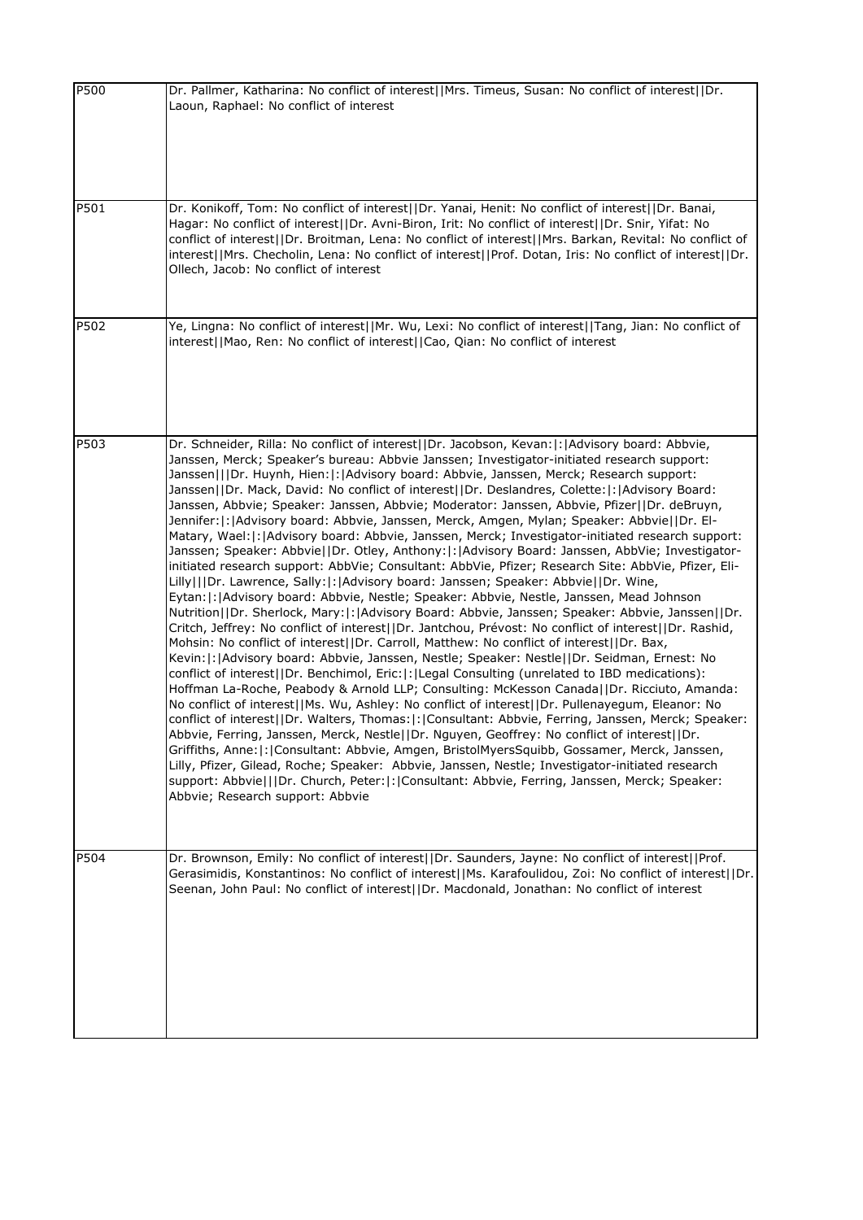| | |
|---|---|
| P500 | Dr. Pallmer, Katharina: No conflict of interest\|\|Mrs. Timeus, Susan: No conflict of interest\|\|Dr. Laoun, Raphael: No conflict of interest |
| P501 | Dr. Konikoff, Tom: No conflict of interest\|\|Dr. Yanai, Henit: No conflict of interest\|\|Dr. Banai, Hagar: No conflict of interest\|\|Dr. Avni-Biron, Irit: No conflict of interest\|\|Dr. Snir, Yifat: No conflict of interest\|\|Dr. Broitman, Lena: No conflict of interest\|\|Mrs. Barkan, Revital: No conflict of interest\|\|Mrs. Checholin, Lena: No conflict of interest\|\|Prof. Dotan, Iris: No conflict of interest\|\|Dr. Ollech, Jacob: No conflict of interest |
| P502 | Ye, Lingna: No conflict of interest\|\|Mr. Wu, Lexi: No conflict of interest\|\|Tang, Jian: No conflict of interest\|\|Mao, Ren: No conflict of interest\|\|Cao, Qian: No conflict of interest |
| P503 | Dr. Schneider, Rilla: No conflict of interest\|\|Dr. Jacobson, Kevan:\|:\|Advisory board: Abbvie, Janssen, Merck; Speaker's bureau: Abbvie Janssen; Investigator-initiated research support: Janssen\|\|\|Dr. Huynh, Hien:\|:\|Advisory board: Abbvie, Janssen, Merck; Research support: Janssen\|\|Dr. Mack, David: No conflict of interest\|\|Dr. Deslandres, Colette:\|:\|Advisory Board: Janssen, Abbvie; Speaker: Janssen, Abbvie; Moderator: Janssen, Abbvie, Pfizer\|\|Dr. deBruyn, Jennifer:\|:\|Advisory board: Abbvie, Janssen, Merck, Amgen, Mylan; Speaker: Abbvie\|\|Dr. El-Matary, Wael:\|:\|Advisory board: Abbvie, Janssen, Merck; Investigator-initiated research support: Janssen; Speaker: Abbvie\|\|Dr. Otley, Anthony:\|:\|Advisory Board: Janssen, AbbVie; Investigator-initiated research support: AbbVie; Consultant: AbbVie, Pfizer; Research Site: AbbVie, Pfizer, Eli-Lilly\|\|\|Dr. Lawrence, Sally:\|:\|Advisory board: Janssen; Speaker: Abbvie\|\|Dr. Wine, Eytan:\|:\|Advisory board: Abbvie, Nestle; Speaker: Abbvie, Nestle, Janssen, Mead Johnson Nutrition\|\|Dr. Sherlock, Mary:\|:\|Advisory Board: Abbvie, Janssen; Speaker: Abbvie, Janssen\|\|Dr. Critch, Jeffrey: No conflict of interest\|\|Dr. Jantchou, Prévost: No conflict of interest\|\|Dr. Rashid, Mohsin: No conflict of interest\|\|Dr. Carroll, Matthew: No conflict of interest\|\|Dr. Bax, Kevin:\|:\|Advisory board: Abbvie, Janssen, Nestle; Speaker: Nestle\|\|Dr. Seidman, Ernest: No conflict of interest\|\|Dr. Benchimol, Eric:\|:\|Legal Consulting (unrelated to IBD medications): Hoffman La-Roche, Peabody & Arnold LLP; Consulting: McKesson Canada\|\|Dr. Ricciuto, Amanda: No conflict of interest\|\|Ms. Wu, Ashley: No conflict of interest\|\|Dr. Pullenayegum, Eleanor: No conflict of interest\|\|Dr. Walters, Thomas:\|:\|Consultant: Abbvie, Ferring, Janssen, Merck; Speaker: Abbvie, Ferring, Janssen, Merck, Nestle\|\|Dr. Nguyen, Geoffrey: No conflict of interest\|\|Dr. Griffiths, Anne:\|:\|Consultant: Abbvie, Amgen, BristolMyersSquibb, Gossamer, Merck, Janssen, Lilly, Pfizer, Gilead, Roche; Speaker: Abbvie, Janssen, Nestle; Investigator-initiated research support: Abbvie\|\|\|Dr. Church, Peter:\|:\|Consultant: Abbvie, Ferring, Janssen, Merck; Speaker: Abbvie; Research support: Abbvie |
| P504 | Dr. Brownson, Emily: No conflict of interest\|\|Dr. Saunders, Jayne: No conflict of interest\|\|Prof. Gerasimidis, Konstantinos: No conflict of interest\|\|Ms. Karafoulidou, Zoi: No conflict of interest\|\|Dr. Seenan, John Paul: No conflict of interest\|\|Dr. Macdonald, Jonathan: No conflict of interest |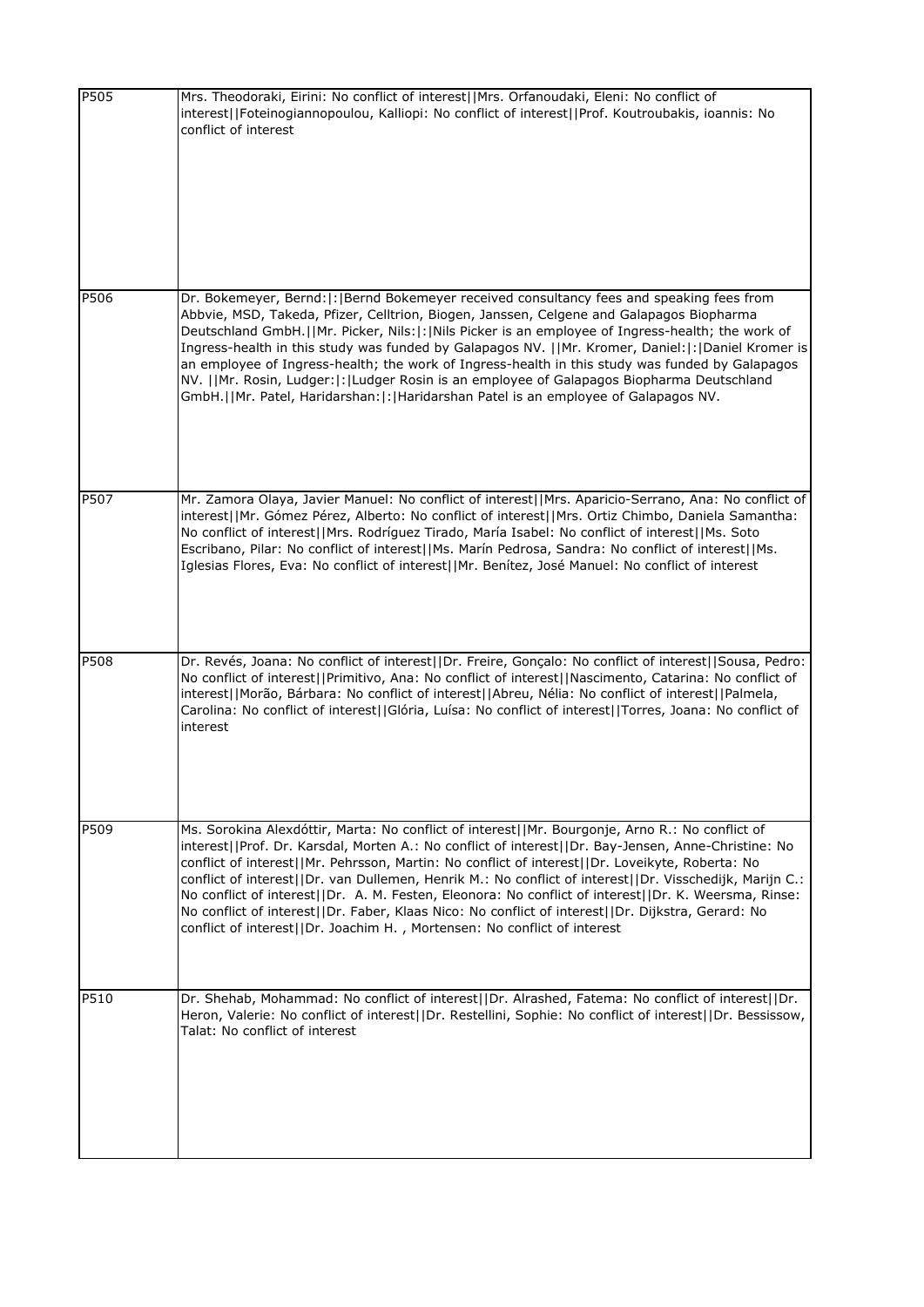| | |
|---|---|
| P505 | Mrs. Theodoraki, Eirini: No conflict of interest\|\|Mrs. Orfanoudaki, Eleni: No conflict of interest\|\|Foteinogiannopoulou, Kalliopi: No conflict of interest\|\|Prof. Koutroubakis, ioannis: No conflict of interest |
| P506 | Dr. Bokemeyer, Bernd:\|:\|Bernd Bokemeyer received consultancy fees and speaking fees from Abbvie, MSD, Takeda, Pfizer, Celltrion, Biogen, Janssen, Celgene and Galapagos Biopharma Deutschland GmbH.\|\|Mr. Picker, Nils:\|:\|Nils Picker is an employee of Ingress-health; the work of Ingress-health in this study was funded by Galapagos NV. \|\|Mr. Kromer, Daniel:\|:\|Daniel Kromer is an employee of Ingress-health; the work of Ingress-health in this study was funded by Galapagos NV. \|\|Mr. Rosin, Ludger:\|:\|Ludger Rosin is an employee of Galapagos Biopharma Deutschland GmbH.\|\|Mr. Patel, Haridarshan:\|:\|Haridarshan Patel is an employee of Galapagos NV. |
| P507 | Mr. Zamora Olaya, Javier Manuel: No conflict of interest\|\|Mrs. Aparicio-Serrano, Ana: No conflict of interest\|\|Mr. Gómez Pérez, Alberto: No conflict of interest\|\|Mrs. Ortiz Chimbo, Daniela Samantha: No conflict of interest\|\|Mrs. Rodríguez Tirado, María Isabel: No conflict of interest\|\|Ms. Soto Escribano, Pilar: No conflict of interest\|\|Ms. Marín Pedrosa, Sandra: No conflict of interest\|\|Ms. Iglesias Flores, Eva: No conflict of interest\|\|Mr. Benítez, José Manuel: No conflict of interest |
| P508 | Dr. Revés, Joana: No conflict of interest\|\|Dr. Freire, Gonçalo: No conflict of interest\|\|Sousa, Pedro: No conflict of interest\|\|Primitivo, Ana: No conflict of interest\|\|Nascimento, Catarina: No conflict of interest\|\|Morão, Bárbara: No conflict of interest\|\|Abreu, Nélia: No conflict of interest\|\|Palmela, Carolina: No conflict of interest\|\|Glória, Luísa: No conflict of interest\|\|Torres, Joana: No conflict of interest |
| P509 | Ms. Sorokina Alexdóttir, Marta: No conflict of interest\|\|Mr. Bourgonje, Arno R.: No conflict of interest\|\|Prof. Dr. Karsdal, Morten A.: No conflict of interest\|\|Dr. Bay-Jensen, Anne-Christine: No conflict of interest\|\|Mr. Pehrsson, Martin: No conflict of interest\|\|Dr. Loveikyte, Roberta: No conflict of interest\|\|Dr. van Dullemen, Henrik M.: No conflict of interest\|\|Dr. Visschedijk, Marijn C.: No conflict of interest\|\|Dr. A. M. Festen, Eleonora: No conflict of interest\|\|Dr. K. Weersma, Rinse: No conflict of interest\|\|Dr. Faber, Klaas Nico: No conflict of interest\|\|Dr. Dijkstra, Gerard: No conflict of interest\|\|Dr. Joachim H. , Mortensen: No conflict of interest |
| P510 | Dr. Shehab, Mohammad: No conflict of interest\|\|Dr. Alrashed, Fatema: No conflict of interest\|\|Dr. Heron, Valerie: No conflict of interest\|\|Dr. Restellini, Sophie: No conflict of interest\|\|Dr. Bessissow, Talat: No conflict of interest |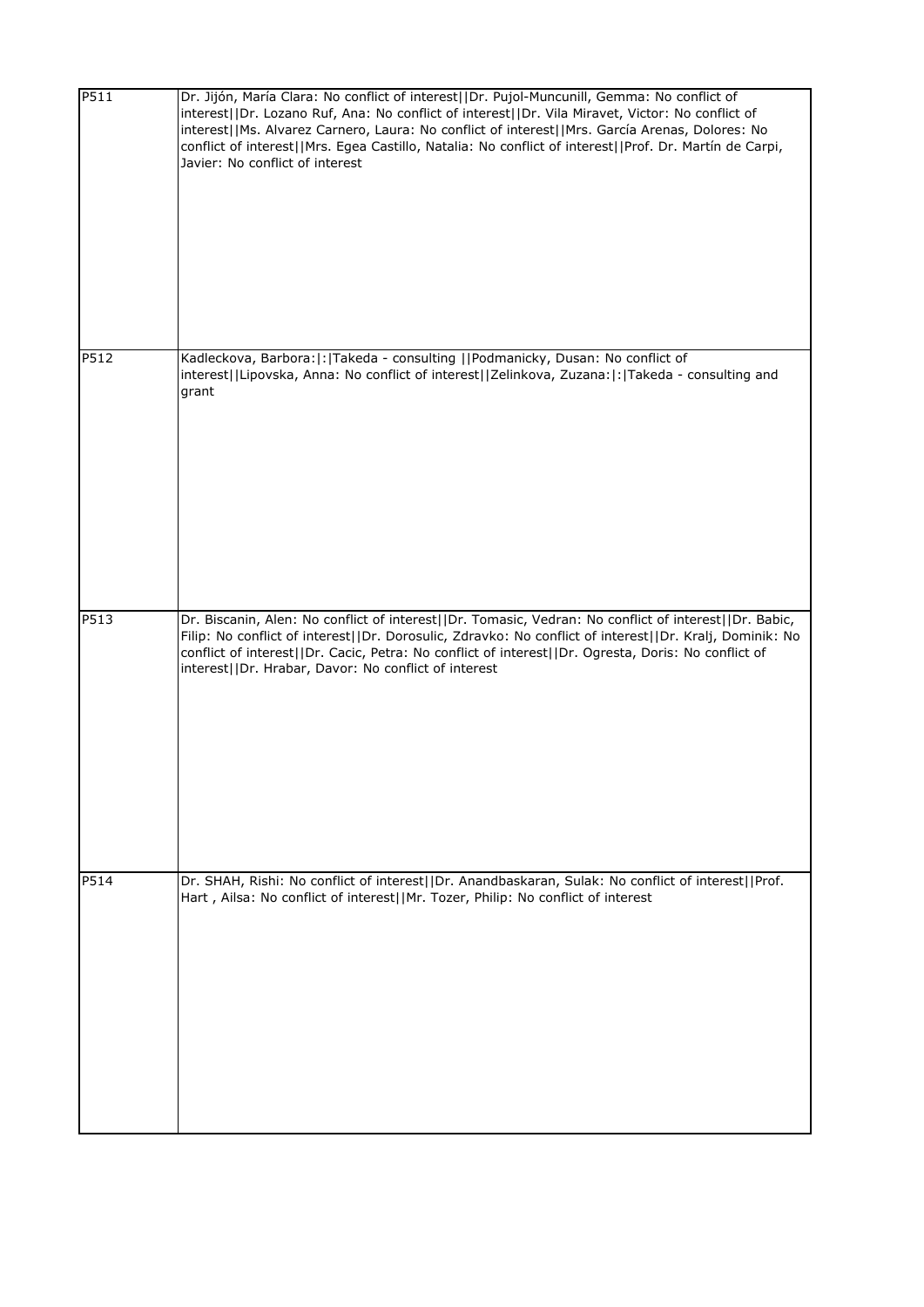| | |
|---|---|
| P511 | Dr. Jijón, María Clara: No conflict of interest\|\|Dr. Pujol-Muncunill, Gemma: No conflict of interest\|\|Dr. Lozano Ruf, Ana: No conflict of interest\|\|Dr. Vila Miravet, Victor: No conflict of interest\|\|Ms. Alvarez Carnero, Laura: No conflict of interest\|\|Mrs. García Arenas, Dolores: No conflict of interest\|\|Mrs. Egea Castillo, Natalia: No conflict of interest\|\|Prof. Dr. Martín de Carpi, Javier: No conflict of interest |
| P512 | Kadleckova, Barbora:\|:\|Takeda - consulting \|\|Podmanicky, Dusan: No conflict of interest\|\|Lipovska, Anna: No conflict of interest\|\|Zelinkova, Zuzana:\|:\|Takeda - consulting and grant |
| P513 | Dr. Biscanin, Alen: No conflict of interest\|\|Dr. Tomasic, Vedran: No conflict of interest\|\|Dr. Babic, Filip: No conflict of interest\|\|Dr. Dorosulic, Zdravko: No conflict of interest\|\|Dr. Kralj, Dominik: No conflict of interest\|\|Dr. Cacic, Petra: No conflict of interest\|\|Dr. Ogresta, Doris: No conflict of interest\|\|Dr. Hrabar, Davor: No conflict of interest |
| P514 | Dr. SHAH, Rishi: No conflict of interest\|\|Dr. Anandbaskaran, Sulak: No conflict of interest\|\|Prof. Hart , Ailsa: No conflict of interest\|\|Mr. Tozer, Philip: No conflict of interest |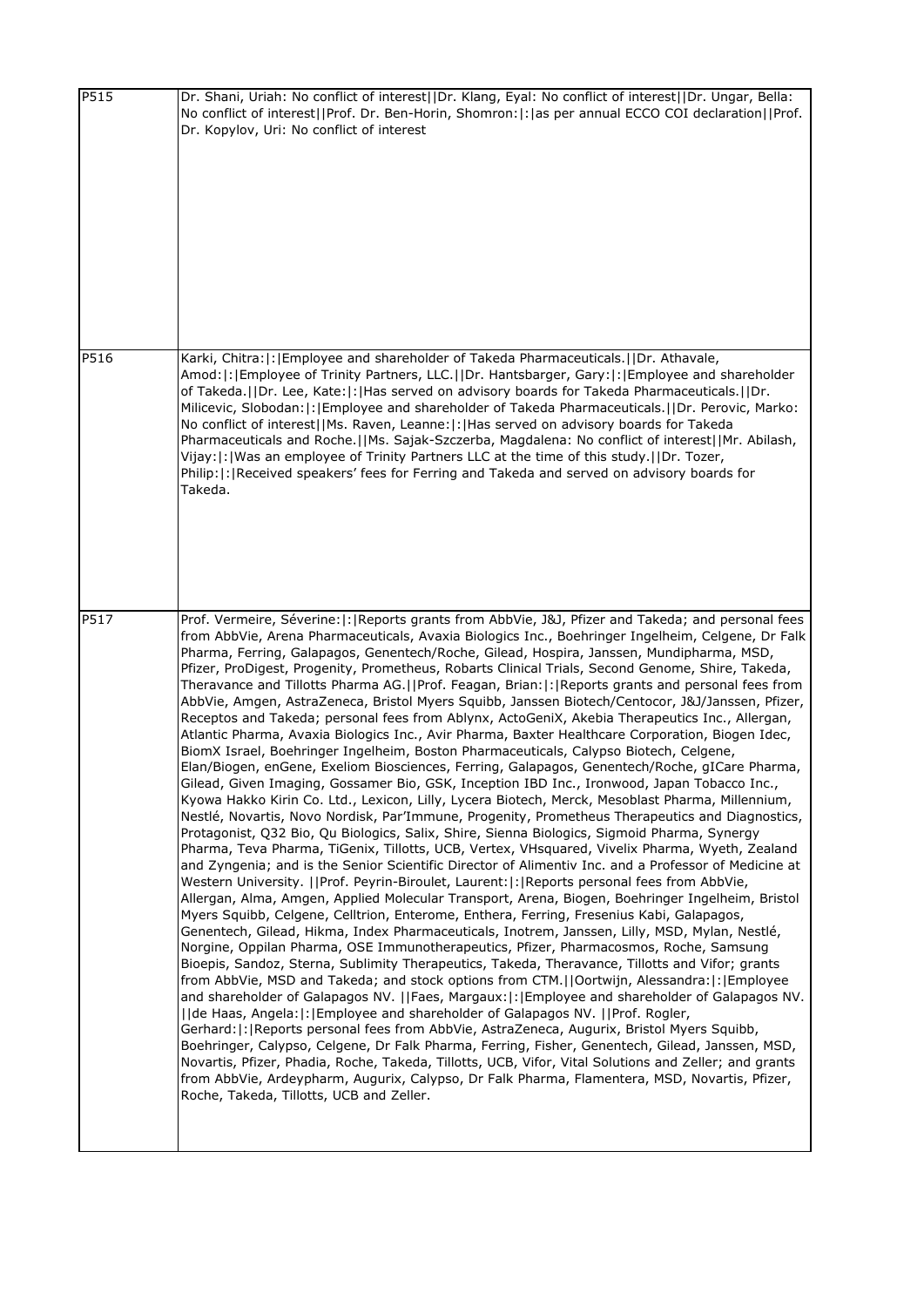| | |
|---|---|
| P515 | Dr. Shani, Uriah: No conflict of interest\|\|Dr. Klang, Eyal: No conflict of interest\|\|Dr. Ungar, Bella: No conflict of interest\|\|Prof. Dr. Ben-Horin, Shomron:\|:\|as per annual ECCO COI declaration\|\|Prof. Dr. Kopylov, Uri: No conflict of interest |
| P516 | Karki, Chitra:\|:\|Employee and shareholder of Takeda Pharmaceuticals.\|\|Dr. Athavale, Amod:\|:\|Employee of Trinity Partners, LLC.\|\|Dr. Hantsbarger, Gary:\|:\|Employee and shareholder of Takeda.\|\|Dr. Lee, Kate:\|:\|Has served on advisory boards for Takeda Pharmaceuticals.\|\|Dr. Milicevic, Slobodan:\|:\|Employee and shareholder of Takeda Pharmaceuticals.\|\|Dr. Perovic, Marko: No conflict of interest\|\|Ms. Raven, Leanne:\|:\|Has served on advisory boards for Takeda Pharmaceuticals and Roche.\|\|Ms. Sajak-Szczerba, Magdalena: No conflict of interest\|\|Mr. Abilash, Vijay:\|:\|Was an employee of Trinity Partners LLC at the time of this study.\|\|Dr. Tozer, Philip:\|:\|Received speakers' fees for Ferring and Takeda and served on advisory boards for Takeda. |
| P517 | Prof. Vermeire, Séverine:\|:\|Reports grants from AbbVie, J&J, Pfizer and Takeda; and personal fees from AbbVie, Arena Pharmaceuticals, Avaxia Biologics Inc., Boehringer Ingelheim, Celgene, Dr Falk Pharma, Ferring, Galapagos, Genentech/Roche, Gilead, Hospira, Janssen, Mundipharma, MSD, Pfizer, ProDigest, Progenity, Prometheus, Robarts Clinical Trials, Second Genome, Shire, Takeda, Theravance and Tillotts Pharma AG.\|\|Prof. Feagan, Brian:\|:\|Reports grants and personal fees from AbbVie, Amgen, AstraZeneca, Bristol Myers Squibb, Janssen Biotech/Centocor, J&J/Janssen, Pfizer, Receptos and Takeda; personal fees from Ablynx, ActoGeniX, Akebia Therapeutics Inc., Allergan, Atlantic Pharma, Avaxia Biologics Inc., Avir Pharma, Baxter Healthcare Corporation, Biogen Idec, BiomX Israel, Boehringer Ingelheim, Boston Pharmaceuticals, Calypso Biotech, Celgene, Elan/Biogen, enGene, Exeliom Biosciences, Ferring, Galapagos, Genentech/Roche, gICare Pharma, Gilead, Given Imaging, Gossamer Bio, GSK, Inception IBD Inc., Ironwood, Japan Tobacco Inc., Kyowa Hakko Kirin Co. Ltd., Lexicon, Lilly, Lycera Biotech, Merck, Mesoblast Pharma, Millennium, Nestlé, Novartis, Novo Nordisk, Par'Immune, Progenity, Prometheus Therapeutics and Diagnostics, Protagonist, Q32 Bio, Qu Biologics, Salix, Shire, Sienna Biologics, Sigmoid Pharma, Synergy Pharma, Teva Pharma, TiGenix, Tillotts, UCB, Vertex, VHsquared, Vivelix Pharma, Wyeth, Zealand and Zyngenia; and is the Senior Scientific Director of Alimentiv Inc. and a Professor of Medicine at Western University. \|\|Prof. Peyrin-Biroulet, Laurent:\|:\|Reports personal fees from AbbVie, Allergan, Alma, Amgen, Applied Molecular Transport, Arena, Biogen, Boehringer Ingelheim, Bristol Myers Squibb, Celgene, Celltrion, Enterome, Enthera, Ferring, Fresenius Kabi, Galapagos, Genentech, Gilead, Hikma, Index Pharmaceuticals, Inotrem, Janssen, Lilly, MSD, Mylan, Nestlé, Norgine, Oppilan Pharma, OSE Immunotherapeutics, Pfizer, Pharmacosmos, Roche, Samsung Bioepis, Sandoz, Sterna, Sublimity Therapeutics, Takeda, Theravance, Tillotts and Vifor; grants from AbbVie, MSD and Takeda; and stock options from CTM.\|\|Oortwijn, Alessandra:\|:\|Employee and shareholder of Galapagos NV. \|\|Faes, Margaux:\|:\|Employee and shareholder of Galapagos NV. \|\|de Haas, Angela:\|:\|Employee and shareholder of Galapagos NV. \|\|Prof. Rogler, Gerhard:\|:\|Reports personal fees from AbbVie, AstraZeneca, Augurix, Bristol Myers Squibb, Boehringer, Calypso, Celgene, Dr Falk Pharma, Ferring, Fisher, Genentech, Gilead, Janssen, MSD, Novartis, Pfizer, Phadia, Roche, Takeda, Tillotts, UCB, Vifor, Vital Solutions and Zeller; and grants from AbbVie, Ardeypharm, Augurix, Calypso, Dr Falk Pharma, Flamentera, MSD, Novartis, Pfizer, Roche, Takeda, Tillotts, UCB and Zeller. |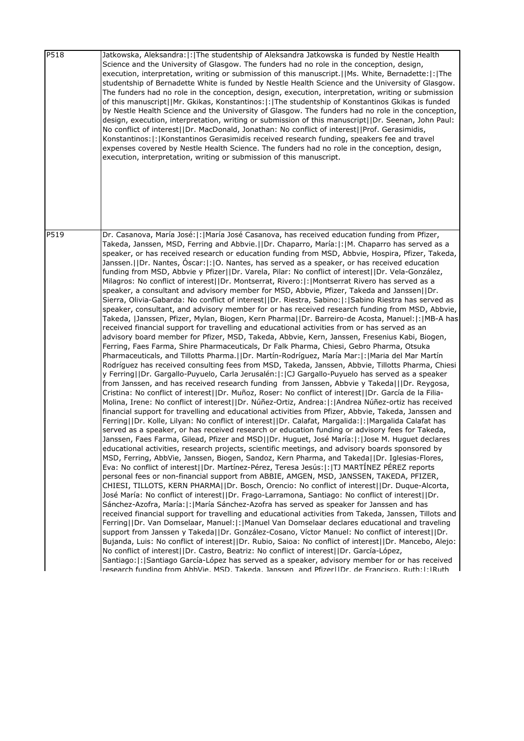| | |
|---|---|
| P518 | Jatkowska, Aleksandra:\|:\|The studentship of Aleksandra Jatkowska is funded by Nestle Health Science and the University of Glasgow. The funders had no role in the conception, design, execution, interpretation, writing or submission of this manuscript.\|\|Ms. White, Bernadette:\|:\|The studentship of Bernadette White is funded by Nestle Health Science and the University of Glasgow. The funders had no role in the conception, design, execution, interpretation, writing or submission of this manuscript\|\|Mr. Gkikas, Konstantinos:\|:\|The studentship of Konstantinos Gkikas is funded by Nestle Health Science and the University of Glasgow. The funders had no role in the conception, design, execution, interpretation, writing or submission of this manuscript\|\|Dr. Seenan, John Paul: No conflict of interest\|\|Dr. MacDonald, Jonathan: No conflict of interest\|\|Prof. Gerasimidis, Konstantinos:\|:\|Konstantinos Gerasimidis received research funding, speakers fee and travel expenses covered by Nestle Health Science. The funders had no role in the conception, design, execution, interpretation, writing or submission of this manuscript. |
| P519 | Dr. Casanova, María José:\|:\|María José Casanova, has received education funding from Pfizer, Takeda, Janssen, MSD, Ferring and Abbvie.\|\|Dr. Chaparro, María:\|:\|M. Chaparro has served as a speaker, or has received research or education funding from MSD, Abbvie, Hospira, Pfizer, Takeda, Janssen.\|\|Dr. Nantes, Óscar:\|:\|O. Nantes, has served as a speaker, or has received education funding from MSD, Abbvie y Pfizer\|\|Dr. Varela, Pilar: No conflict of interest\|\|Dr. Vela-González, Milagros: No conflict of interest\|\|Dr. Montserrat, Rivero:\|:\|Montserrat Rivero has served as a speaker, a consultant and advisory member for MSD, Abbvie, Pfizer, Takeda and Janssen\|\|Dr. Sierra, Olivia-Gabarda: No conflict of interest\|\|Dr. Riestra, Sabino:\|:\|Sabino Riestra has served as speaker, consultant, and advisory member for or has received research funding from MSD, Abbvie, Takeda, \|Janssen, Pfizer, Mylan, Biogen, Kern Pharma\|\|Dr. Barreiro-de Acosta, Manuel:\|:\|MB-A has received financial support for travelling and educational activities from or has served as an advisory board member for Pfizer, MSD, Takeda, Abbvie, Kern, Janssen, Fresenius Kabi, Biogen, Ferring, Faes Farma, Shire Pharmaceuticals, Dr Falk Pharma, Chiesi, Gebro Pharma, Otsuka Pharmaceuticals, and Tillotts Pharma.\|\|Dr. Martín-Rodríguez, María Mar:\|:\|Maria del Mar Martín Rodríguez has received consulting fees from MSD, Takeda, Janssen, Abbvie, Tillotts Pharma, Chiesi y Ferring\|\|Dr. Gargallo-Puyuelo, Carla Jerusalén:\|:\|CJ Gargallo-Puyuelo has served as a speaker from Janssen, and has received research funding from Janssen, Abbvie y Takeda\|\|\|Dr. Reygosa, Cristina: No conflict of interest\|\|Dr. Muñoz, Roser: No conflict of interest\|\|Dr. García de la Filia-Molina, Irene: No conflict of interest\|\|Dr. Núñez-Ortiz, Andrea:\|:\|Andrea Núñez-ortiz has received financial support for travelling and educational activities from Pfizer, Abbvie, Takeda, Janssen and Ferring\|\|Dr. Kolle, Lilyan: No conflict of interest\|\|Dr. Calafat, Margalida:\|:\|Margalida Calafat has served as a speaker, or has received research or education funding or advisory fees for Takeda, Janssen, Faes Farma, Gilead, Pfizer and MSD\|\|Dr. Huguet, José María:\|:\|Jose M. Huguet declares educational activities, research projects, scientific meetings, and advisory boards sponsored by MSD, Ferring, AbbVie, Janssen, Biogen, Sandoz, Kern Pharma, and Takeda\|\|Dr. Iglesias-Flores, Eva: No conflict of interest\|\|Dr. Martínez-Pérez, Teresa Jesús:\|:\|TJ MARTÍNEZ PÉREZ reports personal fees or non-financial support from ABBIE, AMGEN, MSD, JANSSEN, TAKEDA, PFIZER, CHIESI, TILLOTS, KERN PHARMA\|\|Dr. Bosch, Orencio: No conflict of interest\|\|Dr. Duque-Alcorta, José María: No conflict of interest\|\|Dr. Frago-Larramona, Santiago: No conflict of interest\|\|Dr. Sánchez-Azofra, María:\|:\|María Sánchez-Azofra has served as speaker for Janssen and has received financial support for travelling and educational activities from Takeda, Janssen, Tillots and Ferring\|\|Dr. Van Domselaar, Manuel:\|:\|Manuel Van Domselaar declares educational and traveling support from Janssen y Takeda\|\|Dr. González-Cosano, Víctor Manuel: No conflict of interest\|\|Dr. Bujanda, Luis: No conflict of interest\|\|Dr. Rubio, Saioa: No conflict of interest\|\|Dr. Mancebo, Alejo: No conflict of interest\|\|Dr. Castro, Beatriz: No conflict of interest\|\|Dr. García-López, Santiago:\|:\|Santiago García-López has served as a speaker, advisory member for or has received research funding from AbbVie, MSD, Takeda, Janssen and Pfizer\|\|Dr. de Francisco, Ruth:\|:\|Ruth |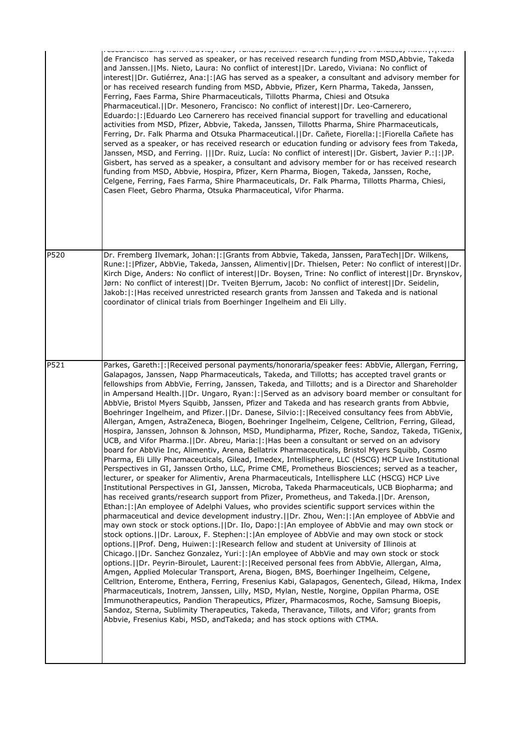| | |
|---|---|
| | research funding from Abbvie, MSD, Takeda, Janssen and Pfizer.\|\|Dr. de Francisco, Ruth:\|:\|Ruth de Francisco has served as speaker, or has received research funding from MSD,Abbvie, Takeda and Janssen.\|\|Ms. Nieto, Laura: No conflict of interest\|\|Dr. Laredo, Viviana: No conflict of interest\|\|Dr. Gutiérrez, Ana:\|:\|AG has served as a speaker, a consultant and advisory member for or has received research funding from MSD, Abbvie, Pfizer, Kern Pharma, Takeda, Janssen, Ferring, Faes Farma, Shire Pharmaceuticals, Tillotts Pharma, Chiesi and Otsuka Pharmaceutical.\|\|Dr. Mesonero, Francisco: No conflict of interest\|\|Dr. Leo-Carnerero, Eduardo:\|:\|Eduardo Leo Carnerero has received financial support for travelling and educational activities from MSD, Pfizer, Abbvie, Takeda, Janssen, Tillotts Pharma, Shire Pharmaceuticals, Ferring, Dr. Falk Pharma and Otsuka Pharmaceutical.\|\|Dr. Cañete, Fiorella:\|:\|Fiorella Cañete has served as a speaker, or has received research or education funding or advisory fees from Takeda, Janssen, MSD, and Ferring. \|\|\|Dr. Ruiz, Lucía: No conflict of interest\|\|Dr. Gisbert, Javier P.:\|:\|JP. Gisbert, has served as a speaker, a consultant and advisory member for or has received research funding from MSD, Abbvie, Hospira, Pfizer, Kern Pharma, Biogen, Takeda, Janssen, Roche, Celgene, Ferring, Faes Farma, Shire Pharmaceuticals, Dr. Falk Pharma, Tillotts Pharma, Chiesi, Casen Fleet, Gebro Pharma, Otsuka Pharmaceutical, Vifor Pharma. |
| P520 | Dr. Fremberg Ilvemark, Johan:\|:\|Grants from Abbvie, Takeda, Janssen, ParaTech\|\|Dr. Wilkens, Rune:\|:\|Pfizer, AbbVie, Takeda, Janssen, Alimentiv\|\|Dr. Thielsen, Peter: No conflict of interest\|\|Dr. Kirch Dige, Anders: No conflict of interest\|\|Dr. Boysen, Trine: No conflict of interest\|\|Dr. Brynskov, Jørn: No conflict of interest\|\|Dr. Tveiten Bjerrum, Jacob: No conflict of interest\|\|Dr. Seidelin, Jakob:\|:\|Has received unrestricted research grants from Janssen and Takeda and is national coordinator of clinical trials from Boerhinger Ingelheim and Eli Lilly. |
| P521 | Parkes, Gareth:\|:\|Received personal payments/honoraria/speaker fees: AbbVie, Allergan, Ferring, Galapagos, Janssen, Napp Pharmaceuticals, Takeda, and Tillotts; has accepted travel grants or fellowships from AbbVie, Ferring, Janssen, Takeda, and Tillotts; and is a Director and Shareholder in Ampersand Health.\|\|Dr. Ungaro, Ryan:\|:\|Served as an advisory board member or consultant for AbbVie, Bristol Myers Squibb, Janssen, Pfizer and Takeda and has research grants from Abbvie, Boehringer Ingelheim, and Pfizer.\|\|Dr. Danese, Silvio:\|:\|Received consultancy fees from AbbVie, Allergan, Amgen, AstraZeneca, Biogen, Boehringer Ingelheim, Celgene, Celltrion, Ferring, Gilead, Hospira, Janssen, Johnson & Johnson, MSD, Mundipharma, Pfizer, Roche, Sandoz, Takeda, TiGenix, UCB, and Vifor Pharma.\|\|Dr. Abreu, Maria:\|:\|Has been a consultant or served on an advisory board for AbbVie Inc, Alimentiv, Arena, Bellatrix Pharmaceuticals, Bristol Myers Squibb, Cosmo Pharma, Eli Lilly Pharmaceuticals, Gilead, Imedex, Intellisphere, LLC (HSCG) HCP Live Institutional Perspectives in GI, Janssen Ortho, LLC, Prime CME, Prometheus Biosciences; served as a teacher, lecturer, or speaker for Alimentiv, Arena Pharmaceuticals, Intellisphere LLC (HSCG) HCP Live Institutional Perspectives in GI, Janssen, Microba, Takeda Pharmaceuticals, UCB Biopharma; and has received grants/research support from Pfizer, Prometheus, and Takeda.\|\|Dr. Arenson, Ethan:\|:\|An employee of Adelphi Values, who provides scientific support services within the pharmaceutical and device development industry.\|\|Dr. Zhou, Wen:\|:\|An employee of AbbVie and may own stock or stock options.\|\|Dr. Ilo, Dapo:\|:\|An employee of AbbVie and may own stock or stock options.\|\|Dr. Laroux, F. Stephen:\|:\|An employee of AbbVie and may own stock or stock options.\|\|Prof. Deng, Huiwen:\|:\|Research fellow and student at University of Illinois at Chicago.\|\|Dr. Sanchez Gonzalez, Yuri:\|:\|An employee of AbbVie and may own stock or stock options.\|\|Dr. Peyrin-Biroulet, Laurent:\|:\|Received personal fees from AbbVie, Allergan, Alma, Amgen, Applied Molecular Transport, Arena, Biogen, BMS, Boehringer Ingelheim, Celgene, Celltrion, Enterome, Enthera, Ferring, Fresenius Kabi, Galapagos, Genentech, Gilead, Hikma, Index Pharmaceuticals, Inotrem, Janssen, Lilly, MSD, Mylan, Nestle, Norgine, Oppilan Pharma, OSE Immunotherapeutics, Pandion Therapeutics, Pfizer, Pharmacosmos, Roche, Samsung Bioepis, Sandoz, Sterna, Sublimity Therapeutics, Takeda, Theravance, Tillots, and Vifor; grants from Abbvie, Fresenius Kabi, MSD, andTakeda; and has stock options with CTMA. |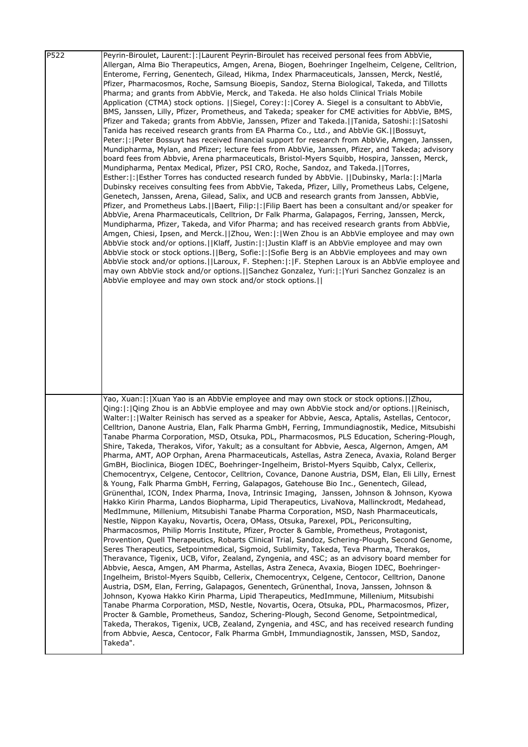| | |
|---|---|
| P522 | Peyrin-Biroulet, Laurent:\|:\|Laurent Peyrin-Biroulet has received personal fees from AbbVie, Allergan, Alma Bio Therapeutics, Amgen, Arena, Biogen, Boehringer Ingelheim, Celgene, Celltrion, Enterome, Ferring, Genentech, Gilead, Hikma, Index Pharmaceuticals, Janssen, Merck, Nestlé, Pfizer, Pharmacosmos, Roche, Samsung Bioepis, Sandoz, Sterna Biological, Takeda, and Tillotts Pharma; and grants from AbbVie, Merck, and Takeda. He also holds Clinical Trials Mobile Application (CTMA) stock options. \|\|Siegel, Corey:\|:\|Corey A. Siegel is a consultant to AbbVie, BMS, Janssen, Lilly, Pfizer, Prometheus, and Takeda; speaker for CME activities for AbbVie, BMS, Pfizer and Takeda; grants from AbbVie, Janssen, Pfizer and Takeda.\|\|Tanida, Satoshi:\|:\|Satoshi Tanida has received research grants from EA Pharma Co., Ltd., and AbbVie GK.\|\|Bossuyt, Peter:\|:\|Peter Bossuyt has received financial support for research from AbbVie, Amgen, Janssen, Mundipharma, Mylan, and Pfizer; lecture fees from AbbVie, Janssen, Pfizer, and Takeda; advisory board fees from Abbvie, Arena pharmaceuticals, Bristol-Myers Squibb, Hospira, Janssen, Merck, Mundipharma, Pentax Medical, Pfizer, PSI CRO, Roche, Sandoz, and Takeda.\|\|Torres, Esther:\|:\|Esther Torres has conducted research funded by AbbVie. \|\|Dubinsky, Marla:\|:\|Marla Dubinsky receives consulting fees from AbbVie, Takeda, Pfizer, Lilly, Prometheus Labs, Celgene, Genetech, Janssen, Arena, Gilead, Salix, and UCB and research grants from Janssen, AbbVie, Pfizer, and Prometheus Labs.\|\|Baert, Filip:\|:\|Filip Baert has been a consultant and/or speaker for AbbVie, Arena Pharmaceuticals, Celltrion, Dr Falk Pharma, Galapagos, Ferring, Janssen, Merck, Mundipharma, Pfizer, Takeda, and Vifor Pharma; and has received research grants from AbbVie, Amgen, Chiesi, Ipsen, and Merck.\|\|Zhou, Wen:\|:\|Wen Zhou is an AbbVie employee and may own AbbVie stock and/or options.\|\|Klaff, Justin:\|:\|Justin Klaff is an AbbVie employee and may own AbbVie stock or stock options.\|\|Berg, Sofie:\|:\|Sofie Berg is an AbbVie employees and may own AbbVie stock and/or options.\|\|Laroux, F. Stephen:\|:\|F. Stephen Laroux is an AbbVie employee and may own AbbVie stock and/or options.\|\|Sanchez Gonzalez, Yuri:\|:\|Yuri Sanchez Gonzalez is an AbbVie employee and may own stock and/or stock options.\|\| |
| | Yao, Xuan:\|:\|Xuan Yao is an AbbVie employee and may own stock or stock options.\|\|Zhou, Qing:\|:\|Qing Zhou is an AbbVie employee and may own AbbVie stock and/or options.\|\|Reinisch, Walter:\|:\|Walter Reinisch has served as a speaker for Abbvie, Aesca, Aptalis, Astellas, Centocor, Celltrion, Danone Austria, Elan, Falk Pharma GmbH, Ferring, Immundiagnostik, Medice, Mitsubishi Tanabe Pharma Corporation, MSD, Otsuka, PDL, Pharmacosmos, PLS Education, Schering-Plough, Shire, Takeda, Therakos, Vifor, Yakult; as a consultant for Abbvie, Aesca, Algernon, Amgen, AM Pharma, AMT, AOP Orphan, Arena Pharmaceuticals, Astellas, Astra Zeneca, Avaxia, Roland Berger GmBH, Bioclinica, Biogen IDEC, Boehringer-Ingelheim, Bristol-Myers Squibb, Calyx, Cellerix, Chemocentryx, Celgene, Centocor, Celltrion, Covance, Danone Austria, DSM, Elan, Eli Lilly, Ernest & Young, Falk Pharma GmbH, Ferring, Galapagos, Gatehouse Bio Inc., Genentech, Gilead, Grünenthal, ICON, Index Pharma, Inova, Intrinsic Imaging, Janssen, Johnson & Johnson, Kyowa Hakko Kirin Pharma, Landos Biopharma, Lipid Therapeutics, LivaNova, Mallinckrodt, Medahead, MedImmune, Millenium, Mitsubishi Tanabe Pharma Corporation, MSD, Nash Pharmaceuticals, Nestle, Nippon Kayaku, Novartis, Ocera, OMass, Otsuka, Parexel, PDL, Periconsulting, Pharmacosmos, Philip Morris Institute, Pfizer, Procter & Gamble, Prometheus, Protagonist, Provention, Quell Therapeutics, Robarts Clinical Trial, Sandoz, Schering-Plough, Second Genome, Seres Therapeutics, Setpointmedical, Sigmoid, Sublimity, Takeda, Teva Pharma, Therakos, Theravance, Tigenix, UCB, Vifor, Zealand, Zyngenia, and 4SC; as an advisory board member for Abbvie, Aesca, Amgen, AM Pharma, Astellas, Astra Zeneca, Avaxia, Biogen IDEC, Boehringer-Ingelheim, Bristol-Myers Squibb, Cellerix, Chemocentryx, Celgene, Centocor, Celltrion, Danone Austria, DSM, Elan, Ferring, Galapagos, Genentech, Grünenthal, Inova, Janssen, Johnson & Johnson, Kyowa Hakko Kirin Pharma, Lipid Therapeutics, MedImmune, Millenium, Mitsubishi Tanabe Pharma Corporation, MSD, Nestle, Novartis, Ocera, Otsuka, PDL, Pharmacosmos, Pfizer, Procter & Gamble, Prometheus, Sandoz, Schering-Plough, Second Genome, Setpointmedical, Takeda, Therakos, Tigenix, UCB, Zealand, Zyngenia, and 4SC, and has received research funding from Abbvie, Aesca, Centocor, Falk Pharma GmbH, Immundiagnostik, Janssen, MSD, Sandoz, Takeda". |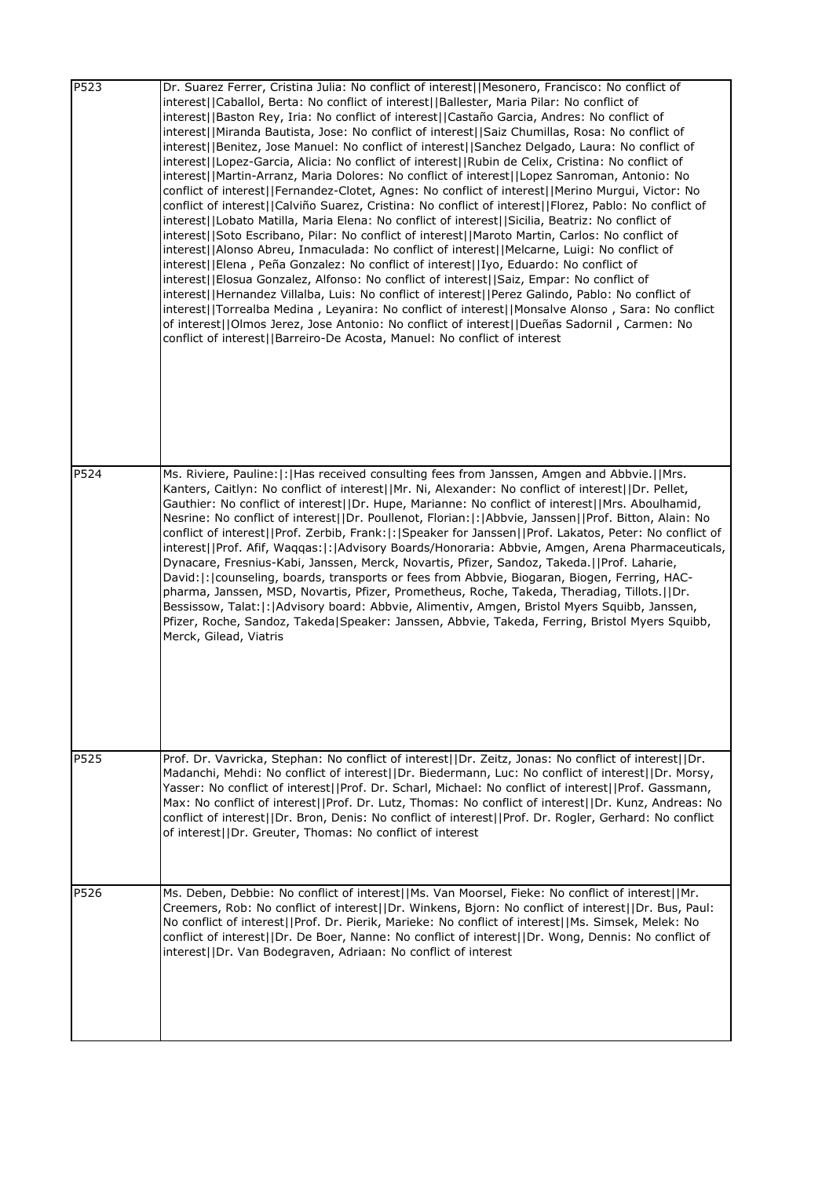| | |
|---|---|
| P523 | Dr. Suarez Ferrer, Cristina Julia: No conflict of interest\|\|Mesonero, Francisco: No conflict of interest\|\|Caballol, Berta: No conflict of interest\|\|Ballester, Maria Pilar: No conflict of interest\|\|Baston Rey, Iria: No conflict of interest\|\|Castaño Garcia, Andres: No conflict of interest\|\|Miranda Bautista, Jose: No conflict of interest\|\|Saiz Chumillas, Rosa: No conflict of interest\|\|Benitez, Jose Manuel: No conflict of interest\|\|Sanchez Delgado, Laura: No conflict of interest\|\|Lopez-Garcia, Alicia: No conflict of interest\|\|Rubin de Celix, Cristina: No conflict of interest\|\|Martin-Arranz, Maria Dolores: No conflict of interest\|\|Lopez Sanroman, Antonio: No conflict of interest\|\|Fernandez-Clotet, Agnes: No conflict of interest\|\|Merino Murgui, Victor: No conflict of interest\|\|Calviño Suarez, Cristina: No conflict of interest\|\|Florez, Pablo: No conflict of interest\|\|Lobato Matilla, Maria Elena: No conflict of interest\|\|Sicilia, Beatriz: No conflict of interest\|\|Soto Escribano, Pilar: No conflict of interest\|\|Maroto Martin, Carlos: No conflict of interest\|\|Alonso Abreu, Inmaculada: No conflict of interest\|\|Melcarne, Luigi: No conflict of interest\|\|Elena , Peña Gonzalez: No conflict of interest\|\|Iyo, Eduardo: No conflict of interest\|\|Elosua Gonzalez, Alfonso: No conflict of interest\|\|Saiz, Empar: No conflict of interest\|\|Hernandez Villalba, Luis: No conflict of interest\|\|Perez Galindo, Pablo: No conflict of interest\|\|Torrealba Medina , Leyanira: No conflict of interest\|\|Monsalve Alonso , Sara: No conflict of interest\|\|Olmos Jerez, Jose Antonio: No conflict of interest\|\|Dueñas Sadornil , Carmen: No conflict of interest\|\|Barreiro-De Acosta, Manuel: No conflict of interest |
| P524 | Ms. Riviere, Pauline:\|:\|Has received consulting fees from Janssen, Amgen and Abbvie.\|\|Mrs. Kanters, Caitlyn: No conflict of interest\|\|Mr. Ni, Alexander: No conflict of interest\|\|Dr. Pellet, Gauthier: No conflict of interest\|\|Dr. Hupe, Marianne: No conflict of interest\|\|Mrs. Aboulhamid, Nesrine: No conflict of interest\|\|Dr. Poullenot, Florian:\|:\|Abbvie, Janssen\|\|Prof. Bitton, Alain: No conflict of interest\|\|Prof. Zerbib, Frank:\|:\|Speaker for Janssen\|\|Prof. Lakatos, Peter: No conflict of interest\|\|Prof. Afif, Waqqas:\|:\|Advisory Boards/Honoraria: Abbvie, Amgen, Arena Pharmaceuticals, Dynacare, Fresnius-Kabi, Janssen, Merck, Novartis, Pfizer, Sandoz, Takeda.\|\|Prof. Laharie, David:\|:\|counseling, boards, transports or fees from Abbvie, Biogaran, Biogen, Ferring, HAC-pharma, Janssen, MSD, Novartis, Pfizer, Prometheus, Roche, Takeda, Theradiag, Tillots.\|\|Dr. Bessissow, Talat:\|:\|Advisory board: Abbvie, Alimentiv, Amgen, Bristol Myers Squibb, Janssen, Pfizer, Roche, Sandoz, Takeda\|Speaker: Janssen, Abbvie, Takeda, Ferring, Bristol Myers Squibb, Merck, Gilead, Viatris |
| P525 | Prof. Dr. Vavricka, Stephan: No conflict of interest\|\|Dr. Zeitz, Jonas: No conflict of interest\|\|Dr. Madanchi, Mehdi: No conflict of interest\|\|Dr. Biedermann, Luc: No conflict of interest\|\|Dr. Morsy, Yasser: No conflict of interest\|\|Prof. Dr. Scharl, Michael: No conflict of interest\|\|Prof. Gassmann, Max: No conflict of interest\|\|Prof. Dr. Lutz, Thomas: No conflict of interest\|\|Dr. Kunz, Andreas: No conflict of interest\|\|Dr. Bron, Denis: No conflict of interest\|\|Prof. Dr. Rogler, Gerhard: No conflict of interest\|\|Dr. Greuter, Thomas: No conflict of interest |
| P526 | Ms. Deben, Debbie: No conflict of interest\|\|Ms. Van Moorsel, Fieke: No conflict of interest\|\|Mr. Creemers, Rob: No conflict of interest\|\|Dr. Winkens, Bjorn: No conflict of interest\|\|Dr. Bus, Paul: No conflict of interest\|\|Prof. Dr. Pierik, Marieke: No conflict of interest\|\|Ms. Simsek, Melek: No conflict of interest\|\|Dr. De Boer, Nanne: No conflict of interest\|\|Dr. Wong, Dennis: No conflict of interest\|\|Dr. Van Bodegraven, Adriaan: No conflict of interest |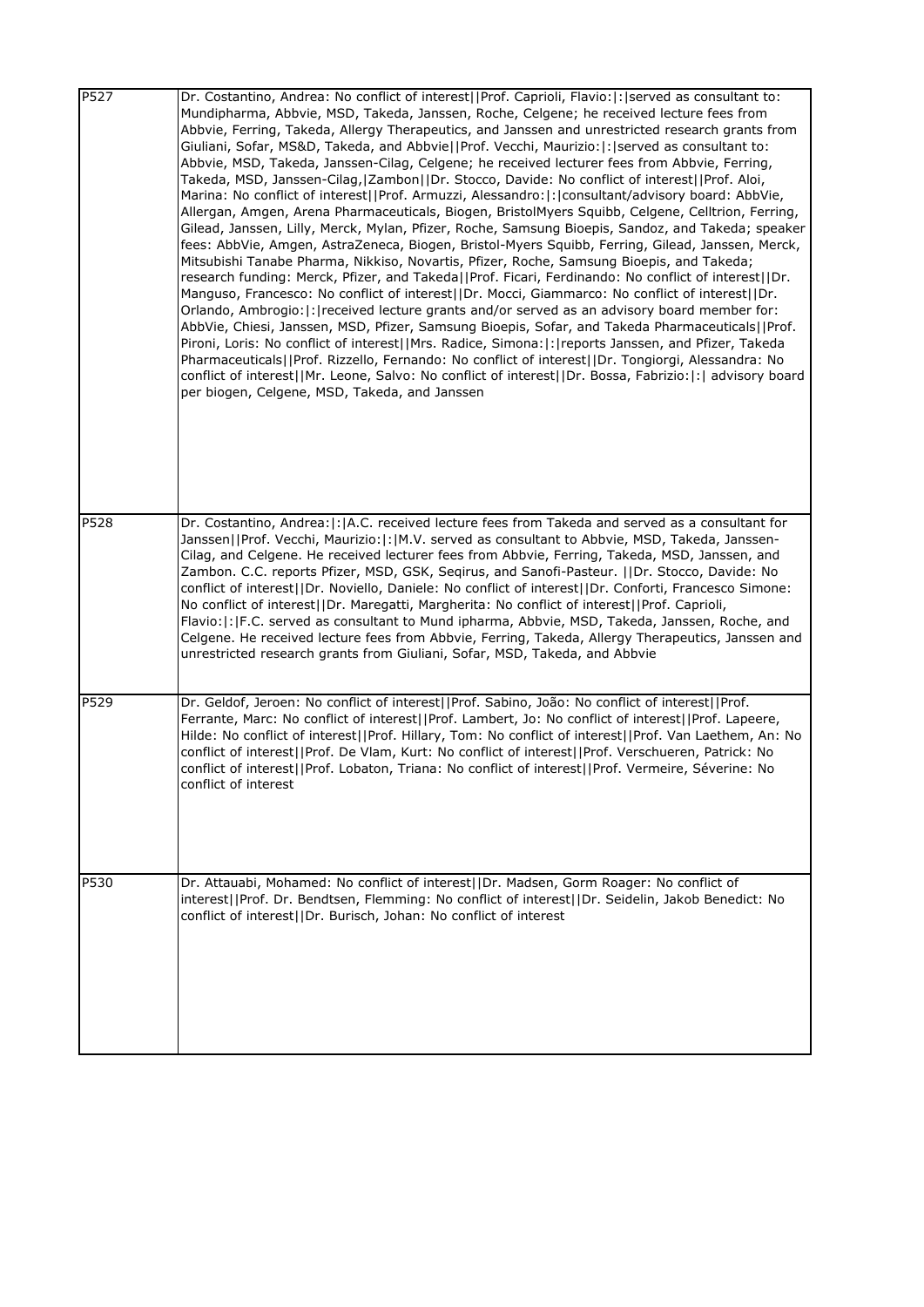| | |
|---|---|
| P527 | Dr. Costantino, Andrea: No conflict of interest\|\|Prof. Caprioli, Flavio:\|:\|served as consultant to: Mundipharma, Abbvie, MSD, Takeda, Janssen, Roche, Celgene; he received lecture fees from Abbvie, Ferring, Takeda, Allergy Therapeutics, and Janssen and unrestricted research grants from Giuliani, Sofar, MS&D, Takeda, and Abbvie\|\|Prof. Vecchi, Maurizio:\|:\|served as consultant to: Abbvie, MSD, Takeda, Janssen-Cilag, Celgene; he received lecturer fees from Abbvie, Ferring, Takeda, MSD, Janssen-Cilag,\|Zambon\|\|Dr. Stocco, Davide: No conflict of interest\|\|Prof. Aloi, Marina: No conflict of interest\|\|Prof. Armuzzi, Alessandro:\|:\|consultant/advisory board: AbbVie, Allergan, Amgen, Arena Pharmaceuticals, Biogen, BristolMyers Squibb, Celgene, Celltrion, Ferring, Gilead, Janssen, Lilly, Merck, Mylan, Pfizer, Roche, Samsung Bioepis, Sandoz, and Takeda; speaker fees: AbbVie, Amgen, AstraZeneca, Biogen, Bristol-Myers Squibb, Ferring, Gilead, Janssen, Merck, Mitsubishi Tanabe Pharma, Nikkiso, Novartis, Pfizer, Roche, Samsung Bioepis, and Takeda; research funding: Merck, Pfizer, and Takeda\|\|Prof. Ficari, Ferdinando: No conflict of interest\|\|Dr. Manguso, Francesco: No conflict of interest\|\|Dr. Mocci, Giammarco: No conflict of interest\|\|Dr. Orlando, Ambrogio:\|:\|received lecture grants and/or served as an advisory board member for: AbbVie, Chiesi, Janssen, MSD, Pfizer, Samsung Bioepis, Sofar, and Takeda Pharmaceuticals\|\|Prof. Pironi, Loris: No conflict of interest\|\|Mrs. Radice, Simona:\|:\|reports Janssen, and Pfizer, Takeda Pharmaceuticals\|\|Prof. Rizzello, Fernando: No conflict of interest\|\|Dr. Tongiorgi, Alessandra: No conflict of interest\|\|Mr. Leone, Salvo: No conflict of interest\|\|Dr. Bossa, Fabrizio:\|:\| advisory board per biogen, Celgene, MSD, Takeda, and Janssen |
| P528 | Dr. Costantino, Andrea:\|:\|A.C. received lecture fees from Takeda and served as a consultant for Janssen\|\|Prof. Vecchi, Maurizio:\|:\|M.V. served as consultant to Abbvie, MSD, Takeda, Janssen-Cilag, and Celgene. He received lecturer fees from Abbvie, Ferring, Takeda, MSD, Janssen, and Zambon. C.C. reports Pfizer, MSD, GSK, Seqirus, and Sanofi-Pasteur. \|\|Dr. Stocco, Davide: No conflict of interest\|\|Dr. Noviello, Daniele: No conflict of interest\|\|Dr. Conforti, Francesco Simone: No conflict of interest\|\|Dr. Maregatti, Margherita: No conflict of interest\|\|Prof. Caprioli, Flavio:\|:\|F.C. served as consultant to Mund ipharma, Abbvie, MSD, Takeda, Janssen, Roche, and Celgene. He received lecture fees from Abbvie, Ferring, Takeda, Allergy Therapeutics, Janssen and unrestricted research grants from Giuliani, Sofar, MSD, Takeda, and Abbvie |
| P529 | Dr. Geldof, Jeroen: No conflict of interest\|\|Prof. Sabino, João: No conflict of interest\|\|Prof. Ferrante, Marc: No conflict of interest\|\|Prof. Lambert, Jo: No conflict of interest\|\|Prof. Lapeere, Hilde: No conflict of interest\|\|Prof. Hillary, Tom: No conflict of interest\|\|Prof. Van Laethem, An: No conflict of interest\|\|Prof. De Vlam, Kurt: No conflict of interest\|\|Prof. Verschueren, Patrick: No conflict of interest\|\|Prof. Lobaton, Triana: No conflict of interest\|\|Prof. Vermeire, Séverine: No conflict of interest |
| P530 | Dr. Attauabi, Mohamed: No conflict of interest\|\|Dr. Madsen, Gorm Roager: No conflict of interest\|\|Prof. Dr. Bendtsen, Flemming: No conflict of interest\|\|Dr. Seidelin, Jakob Benedict: No conflict of interest\|\|Dr. Burisch, Johan: No conflict of interest |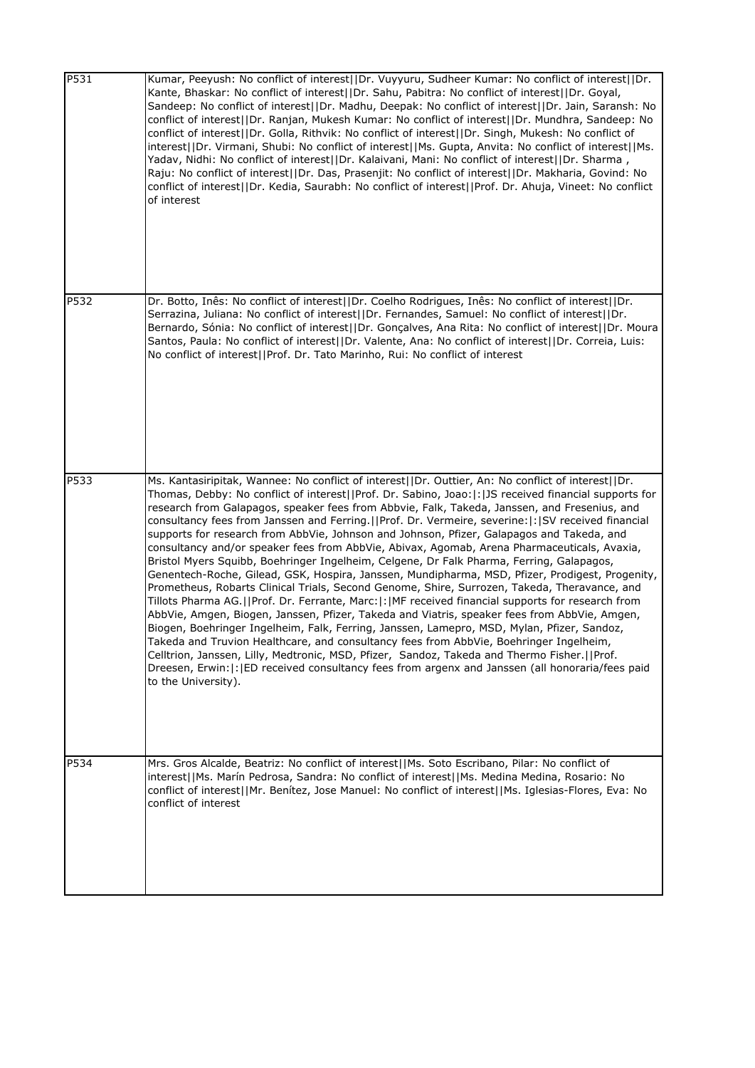| | |
|---|---|
| P531 | Kumar, Peeyush: No conflict of interest\|\|Dr. Vuyyuru, Sudheer Kumar: No conflict of interest\|\|Dr. Kante, Bhaskar: No conflict of interest\|\|Dr. Sahu, Pabitra: No conflict of interest\|\|Dr. Goyal, Sandeep: No conflict of interest\|\|Dr. Madhu, Deepak: No conflict of interest\|\|Dr. Jain, Saransh: No conflict of interest\|\|Dr. Ranjan, Mukesh Kumar: No conflict of interest\|\|Dr. Mundhra, Sandeep: No conflict of interest\|\|Dr. Golla, Rithvik: No conflict of interest\|\|Dr. Singh, Mukesh: No conflict of interest\|\|Dr. Virmani, Shubi: No conflict of interest\|\|Ms. Gupta, Anvita: No conflict of interest\|\|Ms. Yadav, Nidhi: No conflict of interest\|\|Dr. Kalaivani, Mani: No conflict of interest\|\|Dr. Sharma , Raju: No conflict of interest\|\|Dr. Das, Prasenjit: No conflict of interest\|\|Dr. Makharia, Govind: No conflict of interest\|\|Dr. Kedia, Saurabh: No conflict of interest\|\|Prof. Dr. Ahuja, Vineet: No conflict of interest |
| P532 | Dr. Botto, Inês: No conflict of interest\|\|Dr. Coelho Rodrigues, Inês: No conflict of interest\|\|Dr. Serrazina, Juliana: No conflict of interest\|\|Dr. Fernandes, Samuel: No conflict of interest\|\|Dr. Bernardo, Sónia: No conflict of interest\|\|Dr. Gonçalves, Ana Rita: No conflict of interest\|\|Dr. Moura Santos, Paula: No conflict of interest\|\|Dr. Valente, Ana: No conflict of interest\|\|Dr. Correia, Luis: No conflict of interest\|\|Prof. Dr. Tato Marinho, Rui: No conflict of interest |
| P533 | Ms. Kantasiripitak, Wannee: No conflict of interest\|\|Dr. Outtier, An: No conflict of interest\|\|Dr. Thomas, Debby: No conflict of interest\|\|Prof. Dr. Sabino, Joao:\|:\|JS received financial supports for research from Galapagos, speaker fees from Abbvie, Falk, Takeda, Janssen, and Fresenius, and consultancy fees from Janssen and Ferring.\|\|Prof. Dr. Vermeire, severine:\|:\|SV received financial supports for research from AbbVie, Johnson and Johnson, Pfizer, Galapagos and Takeda, and consultancy and/or speaker fees from AbbVie, Abivax, Agomab, Arena Pharmaceuticals, Avaxia, Bristol Myers Squibb, Boehringer Ingelheim, Celgene, Dr Falk Pharma, Ferring, Galapagos, Genentech-Roche, Gilead, GSK, Hospira, Janssen, Mundipharma, MSD, Pfizer, Prodigest, Progenity, Prometheus, Robarts Clinical Trials, Second Genome, Shire, Surrozen, Takeda, Theravance, and Tillots Pharma AG.\|\|Prof. Dr. Ferrante, Marc:\|:\|MF received financial supports for research from AbbVie, Amgen, Biogen, Janssen, Pfizer, Takeda and Viatris, speaker fees from AbbVie, Amgen, Biogen, Boehringer Ingelheim, Falk, Ferring, Janssen, Lamepro, MSD, Mylan, Pfizer, Sandoz, Takeda and Truvion Healthcare, and consultancy fees from AbbVie, Boehringer Ingelheim, Celltrion, Janssen, Lilly, Medtronic, MSD, Pfizer, Sandoz, Takeda and Thermo Fisher.\|\|Prof. Dreesen, Erwin:\|:\|ED received consultancy fees from argenx and Janssen (all honoraria/fees paid to the University). |
| P534 | Mrs. Gros Alcalde, Beatriz: No conflict of interest\|\|Ms. Soto Escribano, Pilar: No conflict of interest\|\|Ms. Marín Pedrosa, Sandra: No conflict of interest\|\|Ms. Medina Medina, Rosario: No conflict of interest\|\|Mr. Benítez, Jose Manuel: No conflict of interest\|\|Ms. Iglesias-Flores, Eva: No conflict of interest |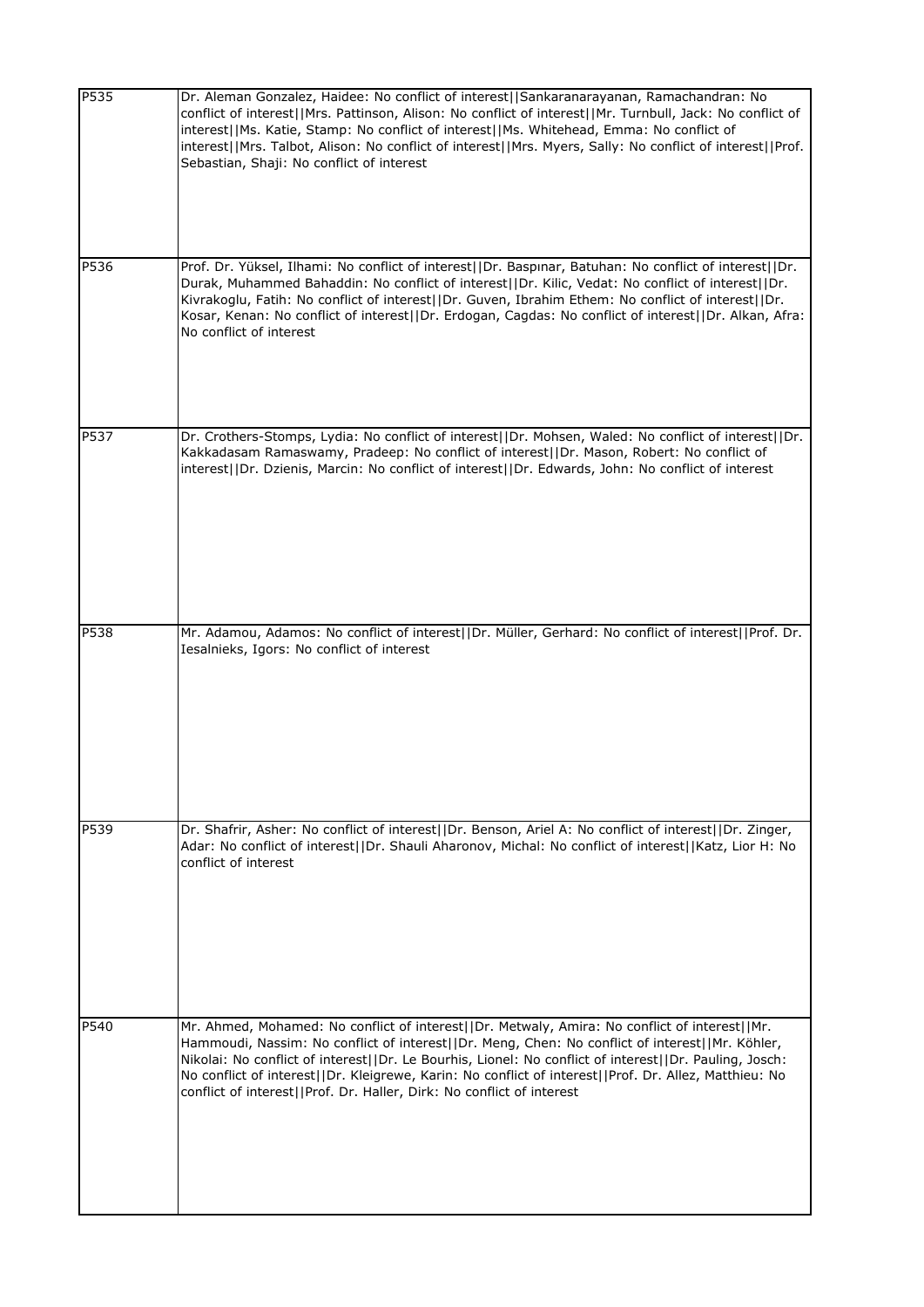| | |
|---|---|
| P535 | Dr. Aleman Gonzalez, Haidee: No conflict of interest\|\|Sankaranarayanan, Ramachandran: No conflict of interest\|\|Mrs. Pattinson, Alison: No conflict of interest\|\|Mr. Turnbull, Jack: No conflict of interest\|\|Ms. Katie, Stamp: No conflict of interest\|\|Ms. Whitehead, Emma: No conflict of interest\|\|Mrs. Talbot, Alison: No conflict of interest\|\|Mrs. Myers, Sally: No conflict of interest\|\|Prof. Sebastian, Shaji: No conflict of interest |
| P536 | Prof. Dr. Yüksel, Ilhami: No conflict of interest\|\|Dr. Baspınar, Batuhan: No conflict of interest\|\|Dr. Durak, Muhammed Bahaddin: No conflict of interest\|\|Dr. Kilic, Vedat: No conflict of interest\|\|Dr. Kivrakoglu, Fatih: No conflict of interest\|\|Dr. Guven, Ibrahim Ethem: No conflict of interest\|\|Dr. Kosar, Kenan: No conflict of interest\|\|Dr. Erdogan, Cagdas: No conflict of interest\|\|Dr. Alkan, Afra: No conflict of interest |
| P537 | Dr. Crothers-Stomps, Lydia: No conflict of interest\|\|Dr. Mohsen, Waled: No conflict of interest\|\|Dr. Kakkadasam Ramaswamy, Pradeep: No conflict of interest\|\|Dr. Mason, Robert: No conflict of interest\|\|Dr. Dzienis, Marcin: No conflict of interest\|\|Dr. Edwards, John: No conflict of interest |
| P538 | Mr. Adamou, Adamos: No conflict of interest\|\|Dr. Müller, Gerhard: No conflict of interest\|\|Prof. Dr. Iesalnieks, Igors: No conflict of interest |
| P539 | Dr. Shafrir, Asher: No conflict of interest\|\|Dr. Benson, Ariel A: No conflict of interest\|\|Dr. Zinger, Adar: No conflict of interest\|\|Dr. Shauli Aharonov, Michal: No conflict of interest\|\|Katz, Lior H: No conflict of interest |
| P540 | Mr. Ahmed, Mohamed: No conflict of interest\|\|Dr. Metwaly, Amira: No conflict of interest\|\|Mr. Hammoudi, Nassim: No conflict of interest\|\|Dr. Meng, Chen: No conflict of interest\|\|Mr. Köhler, Nikolai: No conflict of interest\|\|Dr. Le Bourhis, Lionel: No conflict of interest\|\|Dr. Pauling, Josch: No conflict of interest\|\|Dr. Kleigrewe, Karin: No conflict of interest\|\|Prof. Dr. Allez, Matthieu: No conflict of interest\|\|Prof. Dr. Haller, Dirk: No conflict of interest |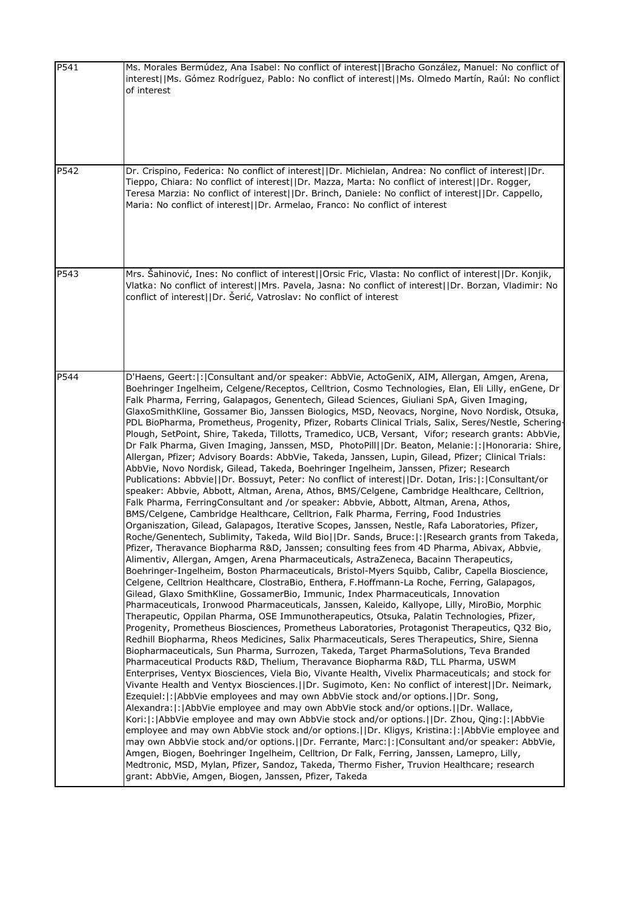| | |
|---|---|
| P541 | Ms. Morales Bermúdez, Ana Isabel: No conflict of interest\|\|Bracho González, Manuel: No conflict of interest\|\|Ms. Gómez Rodríguez, Pablo: No conflict of interest\|\|Ms. Olmedo Martín, Raúl: No conflict of interest |
| P542 | Dr. Crispino, Federica: No conflict of interest\|\|Dr. Michielan, Andrea: No conflict of interest\|\|Dr. Tieppo, Chiara: No conflict of interest\|\|Dr. Mazza, Marta: No conflict of interest\|\|Dr. Rogger, Teresa Marzia: No conflict of interest\|\|Dr. Brinch, Daniele: No conflict of interest\|\|Dr. Cappello, Maria: No conflict of interest\|\|Dr. Armelao, Franco: No conflict of interest |
| P543 | Mrs. Šahinović, Ines: No conflict of interest\|\|Orsic Fric, Vlasta: No conflict of interest\|\|Dr. Konjik, Vlatka: No conflict of interest\|\|Mrs. Pavela, Jasna: No conflict of interest\|\|Dr. Borzan, Vladimir: No conflict of interest\|\|Dr. Šerić, Vatroslav: No conflict of interest |
| P544 | D'Haens, Geert:\|:\|Consultant and/or speaker: AbbVie, ActoGeniX, AIM, Allergan, Amgen, Arena, Boehringer Ingelheim, Celgene/Receptos, Celltrion, Cosmo Technologies, Elan, Eli Lilly, enGene, Dr Falk Pharma, Ferring, Galapagos, Genentech, Gilead Sciences, Giuliani SpA, Given Imaging, GlaxoSmithKline, Gossamer Bio, Janssen Biologics, MSD, Neovacs, Norgine, Novo Nordisk, Otsuka, PDL BioPharma, Prometheus, Progenity, Pfizer, Robarts Clinical Trials, Salix, Seres/Nestle, Schering-Plough, SetPoint, Shire, Takeda, Tillotts, Tramedico, UCB, Versant, Vifor; research grants: AbbVie, Dr Falk Pharma, Given Imaging, Janssen, MSD, PhotoPill\|\|Dr. Beaton, Melanie:\|:\|Honoraria: Shire, Allergan, Pfizer; Advisory Boards: AbbVie, Takeda, Janssen, Lupin, Gilead, Pfizer; Clinical Trials: AbbVie, Novo Nordisk, Gilead, Takeda, Boehringer Ingelheim, Janssen, Pfizer; Research Publications: Abbvie\|\|Dr. Bossuyt, Peter: No conflict of interest\|\|Dr. Dotan, Iris:\|:\|Consultant/or speaker: Abbvie, Abbott, Altman, Arena, Athos, BMS/Celgene, Cambridge Healthcare, Celltrion, Falk Pharma, FerringConsultant and /or speaker: Abbvie, Abbott, Altman, Arena, Athos, BMS/Celgene, Cambridge Healthcare, Celltrion, Falk Pharma, Ferring, Food Industries Organiszation, Gilead, Galapagos, Iterative Scopes, Janssen, Nestle, Rafa Laboratories, Pfizer, Roche/Genentech, Sublimity, Takeda, Wild Bio\|\|Dr. Sands, Bruce:\|:\|Research grants from Takeda, Pfizer, Theravance Biopharma R&D, Janssen; consulting fees from 4D Pharma, Abivax, Abbvie, Alimentiv, Allergan, Amgen, Arena Pharmaceuticals, AstraZeneca, Bacainn Therapeutics, Boehringer-Ingelheim, Boston Pharmaceuticals, Bristol-Myers Squibb, Calibr, Capella Bioscience, Celgene, Celltrion Healthcare, ClostraBio, Enthera, F.Hoffmann-La Roche, Ferring, Galapagos, Gilead, Glaxo SmithKline, GossamerBio, Immunic, Index Pharmaceuticals, Innovation Pharmaceuticals, Ironwood Pharmaceuticals, Janssen, Kaleido, Kallyope, Lilly, MiroBio, Morphic Therapeutic, Oppilan Pharma, OSE Immunotherapeutics, Otsuka, Palatin Technologies, Pfizer, Progenity, Prometheus Biosciences, Prometheus Laboratories, Protagonist Therapeutics, Q32 Bio, Redhill Biopharma, Rheos Medicines, Salix Pharmaceuticals, Seres Therapeutics, Shire, Sienna Biopharmaceuticals, Sun Pharma, Surrozen, Takeda, Target PharmaSolutions, Teva Branded Pharmaceutical Products R&D, Thelium, Theravance Biopharma R&D, TLL Pharma, USWM Enterprises, Ventyx Biosciences, Viela Bio, Vivante Health, Vivelix Pharmaceuticals; and stock for Vivante Health and Ventyx Biosciences.\|\|Dr. Sugimoto, Ken: No conflict of interest\|\|Dr. Neimark, Ezequiel:\|:\|AbbVie employees and may own AbbVie stock and/or options.\|\|Dr. Song, Alexandra:\|:\|AbbVie employee and may own AbbVie stock and/or options.\|\|Dr. Wallace, Kori:\|:\|AbbVie employee and may own AbbVie stock and/or options.\|\|Dr. Zhou, Qing:\|:\|AbbVie employee and may own AbbVie stock and/or options.\|\|Dr. Kligys, Kristina:\|:\|AbbVie employee and may own AbbVie stock and/or options.\|\|Dr. Ferrante, Marc:\|:\|Consultant and/or speaker: AbbVie, Amgen, Biogen, Boehringer Ingelheim, Celltrion, Dr Falk, Ferring, Janssen, Lamepro, Lilly, Medtronic, MSD, Mylan, Pfizer, Sandoz, Takeda, Thermo Fisher, Truvion Healthcare; research grant: AbbVie, Amgen, Biogen, Janssen, Pfizer, Takeda |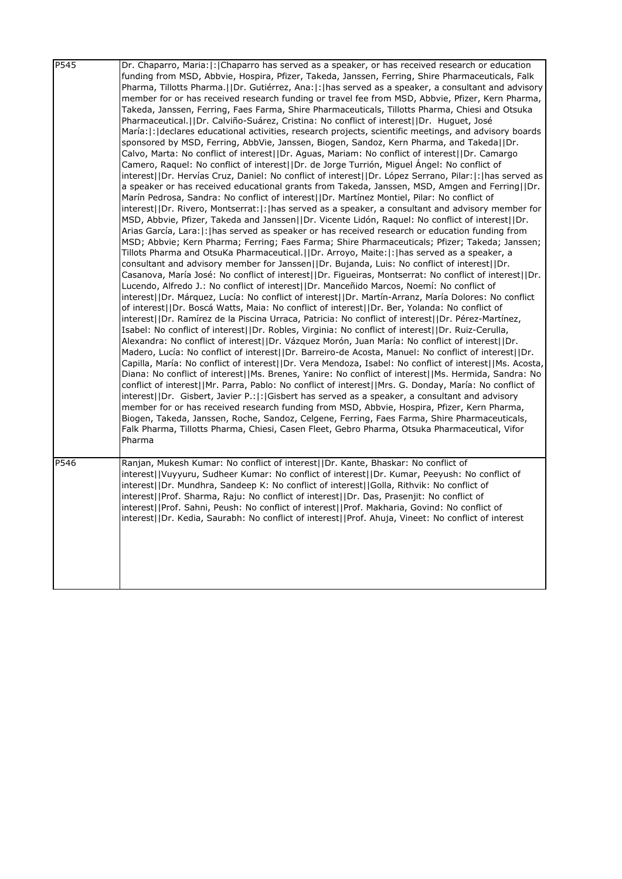| | |
|---|---|
| P545 | Dr. Chaparro, Maria:\|:\|Chaparro has served as a speaker, or has received research or education funding from MSD, Abbvie, Hospira, Pfizer, Takeda, Janssen, Ferring, Shire Pharmaceuticals, Falk Pharma, Tillotts Pharma.\|\|Dr. Gutiérrez, Ana:\|:\|has served as a speaker, a consultant and advisory member for or has received research funding or travel fee from MSD, Abbvie, Pfizer, Kern Pharma, Takeda, Janssen, Ferring, Faes Farma, Shire Pharmaceuticals, Tillotts Pharma, Chiesi and Otsuka Pharmaceutical.\|\|Dr. Calviño-Suárez, Cristina: No conflict of interest\|\|Dr. Huguet, José María:\|:\|declares educational activities, research projects, scientific meetings, and advisory boards sponsored by MSD, Ferring, AbbVie, Janssen, Biogen, Sandoz, Kern Pharma, and Takeda\|\|Dr. Calvo, Marta: No conflict of interest\|\|Dr. Aguas, Mariam: No conflict of interest\|\|Dr. Camargo Camero, Raquel: No conflict of interest\|\|Dr. de Jorge Turrión, Miguel Ángel: No conflict of interest\|\|Dr. Hervías Cruz, Daniel: No conflict of interest\|\|Dr. López Serrano, Pilar:\|:\|has served as a speaker or has received educational grants from Takeda, Janssen, MSD, Amgen and Ferring\|\|Dr. Marín Pedrosa, Sandra: No conflict of interest\|\|Dr. Martínez Montiel, Pilar: No conflict of interest\|\|Dr. Rivero, Montserrat:\|:\|has served as a speaker, a consultant and advisory member for MSD, Abbvie, Pfizer, Takeda and Janssen\|\|Dr. Vicente Lidón, Raquel: No conflict of interest\|\|Dr. Arias García, Lara:\|:\|has served as speaker or has received research or education funding from MSD; Abbvie; Kern Pharma; Ferring; Faes Farma; Shire Pharmaceuticals; Pfizer; Takeda; Janssen; Tillots Pharma and OtsuKa Pharmaceutical.\|\|Dr. Arroyo, Maite:\|:\|has served as a speaker, a consultant and advisory member for Janssen\|\|Dr. Bujanda, Luis: No conflict of interest\|\|Dr. Casanova, María José: No conflict of interest\|\|Dr. Figueiras, Montserrat: No conflict of interest\|\|Dr. Lucendo, Alfredo J.: No conflict of interest\|\|Dr. Manceñido Marcos, Noemí: No conflict of interest\|\|Dr. Márquez, Lucía: No conflict of interest\|\|Dr. Martín-Arranz, María Dolores: No conflict of interest\|\|Dr. Boscá Watts, Maia: No conflict of interest\|\|Dr. Ber, Yolanda: No conflict of interest\|\|Dr. Ramírez de la Piscina Urraca, Patricia: No conflict of interest\|\|Dr. Pérez-Martínez, Isabel: No conflict of interest\|\|Dr. Robles, Virginia: No conflict of interest\|\|Dr. Ruiz-Cerulla, Alexandra: No conflict of interest\|\|Dr. Vázquez Morón, Juan María: No conflict of interest\|\|Dr. Madero, Lucía: No conflict of interest\|\|Dr. Barreiro-de Acosta, Manuel: No conflict of interest\|\|Dr. Capilla, María: No conflict of interest\|\|Dr. Vera Mendoza, Isabel: No conflict of interest\|\|Ms. Acosta, Diana: No conflict of interest\|\|Ms. Brenes, Yanire: No conflict of interest\|\|Ms. Hermida, Sandra: No conflict of interest\|\|Mr. Parra, Pablo: No conflict of interest\|\|Mrs. G. Donday, María: No conflict of interest\|\|Dr. Gisbert, Javier P.:\|:\|Gisbert has served as a speaker, a consultant and advisory member for or has received research funding from MSD, Abbvie, Hospira, Pfizer, Kern Pharma, Biogen, Takeda, Janssen, Roche, Sandoz, Celgene, Ferring, Faes Farma, Shire Pharmaceuticals, Falk Pharma, Tillotts Pharma, Chiesi, Casen Fleet, Gebro Pharma, Otsuka Pharmaceutical, Vifor Pharma |
| P546 | Ranjan, Mukesh Kumar: No conflict of interest\|\|Dr. Kante, Bhaskar: No conflict of interest\|\|Vuyyuru, Sudheer Kumar: No conflict of interest\|\|Dr. Kumar, Peeyush: No conflict of interest\|\|Dr. Mundhra, Sandeep K: No conflict of interest\|\|Golla, Rithvik: No conflict of interest\|\|Prof. Sharma, Raju: No conflict of interest\|\|Dr. Das, Prasenjit: No conflict of interest\|\|Prof. Sahni, Peush: No conflict of interest\|\|Prof. Makharia, Govind: No conflict of interest\|\|Dr. Kedia, Saurabh: No conflict of interest\|\|Prof. Ahuja, Vineet: No conflict of interest |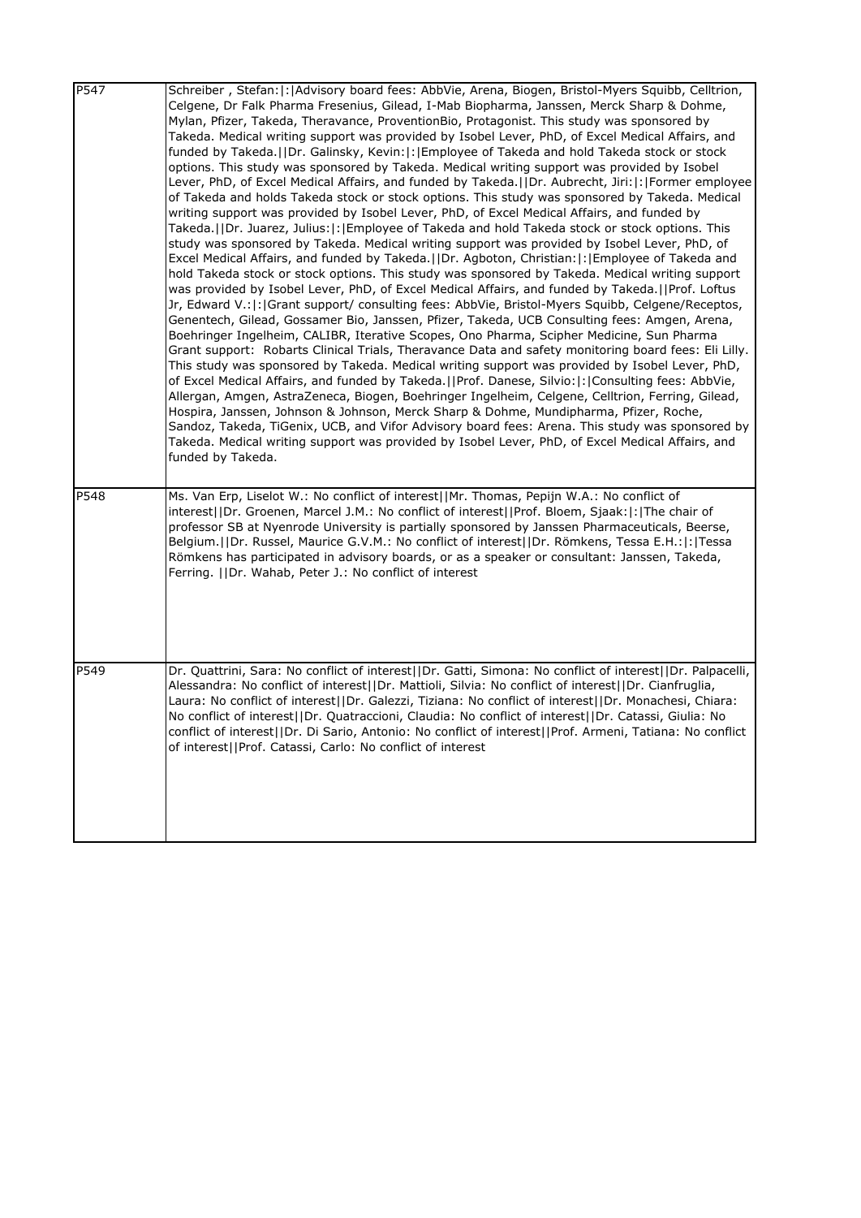| | |
|---|---|
| P547 | Schreiber , Stefan:\|:\|Advisory board fees: AbbVie, Arena, Biogen, Bristol-Myers Squibb, Celltrion, Celgene, Dr Falk Pharma Fresenius, Gilead, I-Mab Biopharma, Janssen, Merck Sharp & Dohme, Mylan, Pfizer, Takeda, Theravance, ProventionBio, Protagonist. This study was sponsored by Takeda. Medical writing support was provided by Isobel Lever, PhD, of Excel Medical Affairs, and funded by Takeda.\|\|Dr. Galinsky, Kevin:\|:\|Employee of Takeda and hold Takeda stock or stock options. This study was sponsored by Takeda. Medical writing support was provided by Isobel Lever, PhD, of Excel Medical Affairs, and funded by Takeda.\|\|Dr. Aubrecht, Jiri:\|:\|Former employee of Takeda and holds Takeda stock or stock options. This study was sponsored by Takeda. Medical writing support was provided by Isobel Lever, PhD, of Excel Medical Affairs, and funded by Takeda.\|\|Dr. Juarez, Julius:\|:\|Employee of Takeda and hold Takeda stock or stock options. This study was sponsored by Takeda. Medical writing support was provided by Isobel Lever, PhD, of Excel Medical Affairs, and funded by Takeda.\|\|Dr. Agboton, Christian:\|:\|Employee of Takeda and hold Takeda stock or stock options. This study was sponsored by Takeda. Medical writing support was provided by Isobel Lever, PhD, of Excel Medical Affairs, and funded by Takeda.\|\|Prof. Loftus Jr, Edward V.:\|:\|Grant support/ consulting fees: AbbVie, Bristol-Myers Squibb, Celgene/Receptos, Genentech, Gilead, Gossamer Bio, Janssen, Pfizer, Takeda, UCB Consulting fees: Amgen, Arena, Boehringer Ingelheim, CALIBR, Iterative Scopes, Ono Pharma, Scipher Medicine, Sun Pharma Grant support: Robarts Clinical Trials, Theravance Data and safety monitoring board fees: Eli Lilly. This study was sponsored by Takeda. Medical writing support was provided by Isobel Lever, PhD, of Excel Medical Affairs, and funded by Takeda.\|\|Prof. Danese, Silvio:\|:\|Consulting fees: AbbVie, Allergan, Amgen, AstraZeneca, Biogen, Boehringer Ingelheim, Celgene, Celltrion, Ferring, Gilead, Hospira, Janssen, Johnson & Johnson, Merck Sharp & Dohme, Mundipharma, Pfizer, Roche, Sandoz, Takeda, TiGenix, UCB, and Vifor Advisory board fees: Arena. This study was sponsored by Takeda. Medical writing support was provided by Isobel Lever, PhD, of Excel Medical Affairs, and funded by Takeda. |
| P548 | Ms. Van Erp, Liselot W.: No conflict of interest\|\|Mr. Thomas, Pepijn W.A.: No conflict of interest\|\|Dr. Groenen, Marcel J.M.: No conflict of interest\|\|Prof. Bloem, Sjaak:\|:\|The chair of professor SB at Nyenrode University is partially sponsored by Janssen Pharmaceuticals, Beerse, Belgium.\|\|Dr. Russel, Maurice G.V.M.: No conflict of interest\|\|Dr. Römkens, Tessa E.H.:\|:\|Tessa Römkens has participated in advisory boards, or as a speaker or consultant: Janssen, Takeda, Ferring. \|\|Dr. Wahab, Peter J.: No conflict of interest |
| P549 | Dr. Quattrini, Sara: No conflict of interest\|\|Dr. Gatti, Simona: No conflict of interest\|\|Dr. Palpacelli, Alessandra: No conflict of interest\|\|Dr. Mattioli, Silvia: No conflict of interest\|\|Dr. Cianfruglia, Laura: No conflict of interest\|\|Dr. Galezzi, Tiziana: No conflict of interest\|\|Dr. Monachesi, Chiara: No conflict of interest\|\|Dr. Quatraccioni, Claudia: No conflict of interest\|\|Dr. Catassi, Giulia: No conflict of interest\|\|Dr. Di Sario, Antonio: No conflict of interest\|\|Prof. Armeni, Tatiana: No conflict of interest\|\|Prof. Catassi, Carlo: No conflict of interest |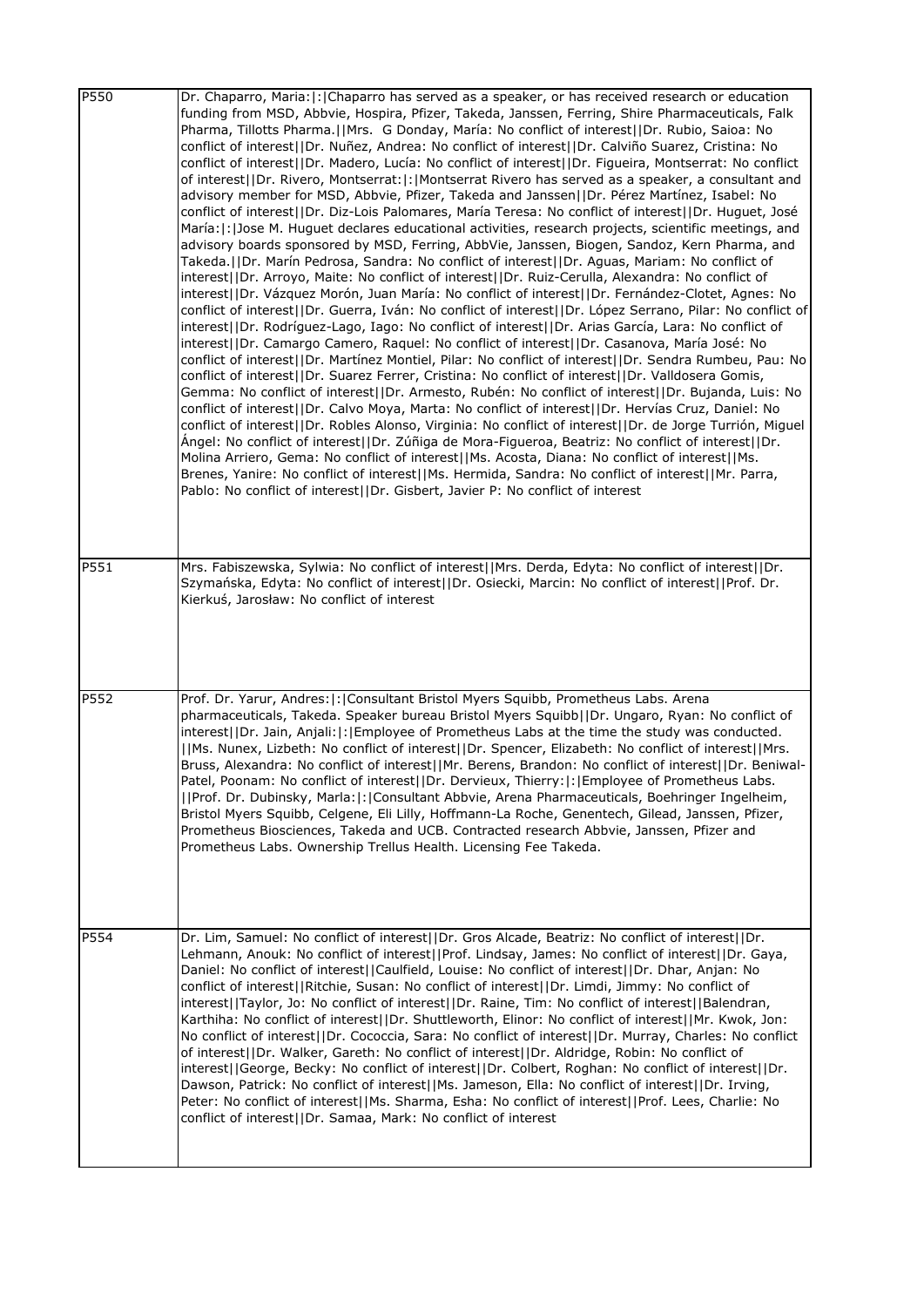| | |
|---|---|
| P550 | Dr. Chaparro, Maria:\|:\|Chaparro has served as a speaker, or has received research or education funding from MSD, Abbvie, Hospira, Pfizer, Takeda, Janssen, Ferring, Shire Pharmaceuticals, Falk Pharma, Tillotts Pharma.\|\|Mrs. G Donday, María: No conflict of interest\|\|Dr. Rubio, Saioa: No conflict of interest\|\|Dr. Nuñez, Andrea: No conflict of interest\|\|Dr. Calviño Suarez, Cristina: No conflict of interest\|\|Dr. Madero, Lucía: No conflict of interest\|\|Dr. Figueira, Montserrat: No conflict of interest\|\|Dr. Rivero, Montserrat:\|:\|Montserrat Rivero has served as a speaker, a consultant and advisory member for MSD, Abbvie, Pfizer, Takeda and Janssen\|\|Dr. Pérez Martínez, Isabel: No conflict of interest\|\|Dr. Diz-Lois Palomares, María Teresa: No conflict of interest\|\|Dr. Huguet, José María:\|:\|Jose M. Huguet declares educational activities, research projects, scientific meetings, and advisory boards sponsored by MSD, Ferring, AbbVie, Janssen, Biogen, Sandoz, Kern Pharma, and Takeda.\|\|Dr. Marín Pedrosa, Sandra: No conflict of interest\|\|Dr. Aguas, Mariam: No conflict of interest\|\|Dr. Arroyo, Maite: No conflict of interest\|\|Dr. Ruiz-Cerulla, Alexandra: No conflict of interest\|\|Dr. Vázquez Morón, Juan María: No conflict of interest\|\|Dr. Fernández-Clotet, Agnes: No conflict of interest\|\|Dr. Guerra, Iván: No conflict of interest\|\|Dr. López Serrano, Pilar: No conflict of interest\|\|Dr. Rodríguez-Lago, Iago: No conflict of interest\|\|Dr. Arias García, Lara: No conflict of interest\|\|Dr. Camargo Camero, Raquel: No conflict of interest\|\|Dr. Casanova, María José: No conflict of interest\|\|Dr. Martínez Montiel, Pilar: No conflict of interest\|\|Dr. Sendra Rumbeu, Pau: No conflict of interest\|\|Dr. Suarez Ferrer, Cristina: No conflict of interest\|\|Dr. Valldosera Gomis, Gemma: No conflict of interest\|\|Dr. Armesto, Rubén: No conflict of interest\|\|Dr. Bujanda, Luis: No conflict of interest\|\|Dr. Calvo Moya, Marta: No conflict of interest\|\|Dr. Hervías Cruz, Daniel: No conflict of interest\|\|Dr. Robles Alonso, Virginia: No conflict of interest\|\|Dr. de Jorge Turrión, Miguel Ángel: No conflict of interest\|\|Dr. Zúñiga de Mora-Figueroa, Beatriz: No conflict of interest\|\|Dr. Molina Arriero, Gema: No conflict of interest\|\|Ms. Acosta, Diana: No conflict of interest\|\|Ms. Brenes, Yanire: No conflict of interest\|\|Ms. Hermida, Sandra: No conflict of interest\|\|Mr. Parra, Pablo: No conflict of interest\|\|Dr. Gisbert, Javier P: No conflict of interest |
| P551 | Mrs. Fabiszewska, Sylwia: No conflict of interest\|\|Mrs. Derda, Edyta: No conflict of interest\|\|Dr. Szymańska, Edyta: No conflict of interest\|\|Dr. Osiecki, Marcin: No conflict of interest\|\|Prof. Dr. Kierkuś, Jarosław: No conflict of interest |
| P552 | Prof. Dr. Yarur, Andres:\|:\|Consultant Bristol Myers Squibb, Prometheus Labs. Arena pharmaceuticals, Takeda. Speaker bureau Bristol Myers Squibb\|\|Dr. Ungaro, Ryan: No conflict of interest\|\|Dr. Jain, Anjali:\|:\|Employee of Prometheus Labs at the time the study was conducted. \|\|Ms. Nunex, Lizbeth: No conflict of interest\|\|Dr. Spencer, Elizabeth: No conflict of interest\|\|Mrs. Bruss, Alexandra: No conflict of interest\|\|Mr. Berens, Brandon: No conflict of interest\|\|Dr. Beniwal-Patel, Poonam: No conflict of interest\|\|Dr. Dervieux, Thierry:\|:\|Employee of Prometheus Labs. \|\|Prof. Dr. Dubinsky, Marla:\|:\|Consultant Abbvie, Arena Pharmaceuticals, Boehringer Ingelheim, Bristol Myers Squibb, Celgene, Eli Lilly, Hoffmann-La Roche, Genentech, Gilead, Janssen, Pfizer, Prometheus Biosciences, Takeda and UCB. Contracted research Abbvie, Janssen, Pfizer and Prometheus Labs. Ownership Trellus Health. Licensing Fee Takeda. |
| P554 | Dr. Lim, Samuel: No conflict of interest\|\|Dr. Gros Alcade, Beatriz: No conflict of interest\|\|Dr. Lehmann, Anouk: No conflict of interest\|\|Prof. Lindsay, James: No conflict of interest\|\|Dr. Gaya, Daniel: No conflict of interest\|\|Caulfield, Louise: No conflict of interest\|\|Dr. Dhar, Anjan: No conflict of interest\|\|Ritchie, Susan: No conflict of interest\|\|Dr. Limdi, Jimmy: No conflict of interest\|\|Taylor, Jo: No conflict of interest\|\|Dr. Raine, Tim: No conflict of interest\|\|Balendran, Karthiha: No conflict of interest\|\|Dr. Shuttleworth, Elinor: No conflict of interest\|\|Mr. Kwok, Jon: No conflict of interest\|\|Dr. Cococcia, Sara: No conflict of interest\|\|Dr. Murray, Charles: No conflict of interest\|\|Dr. Walker, Gareth: No conflict of interest\|\|Dr. Aldridge, Robin: No conflict of interest\|\|George, Becky: No conflict of interest\|\|Dr. Colbert, Roghan: No conflict of interest\|\|Dr. Dawson, Patrick: No conflict of interest\|\|Ms. Jameson, Ella: No conflict of interest\|\|Dr. Irving, Peter: No conflict of interest\|\|Ms. Sharma, Esha: No conflict of interest\|\|Prof. Lees, Charlie: No conflict of interest\|\|Dr. Samaa, Mark: No conflict of interest |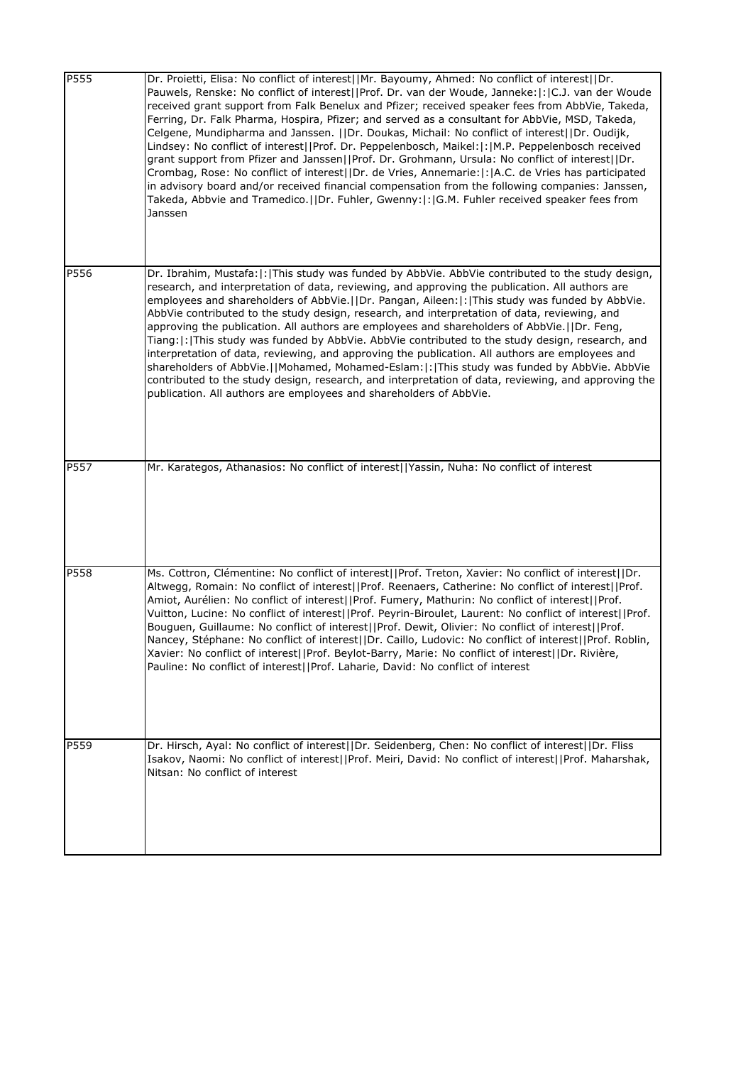| | |
|---|---|
| P555 | Dr. Proietti, Elisa: No conflict of interest\|\|Mr. Bayoumy, Ahmed: No conflict of interest\|\|Dr. Pauwels, Renske: No conflict of interest\|\|Prof. Dr. van der Woude, Janneke:\|:\|C.J. van der Woude received grant support from Falk Benelux and Pfizer; received speaker fees from AbbVie, Takeda, Ferring, Dr. Falk Pharma, Hospira, Pfizer; and served as a consultant for AbbVie, MSD, Takeda, Celgene, Mundipharma and Janssen. \|\|Dr. Doukas, Michail: No conflict of interest\|\|Dr. Oudijk, Lindsey: No conflict of interest\|\|Prof. Dr. Peppelenbosch, Maikel:\|:\|M.P. Peppelenbosch received grant support from Pfizer and Janssen\|\|Prof. Dr. Grohmann, Ursula: No conflict of interest\|\|Dr. Crombag, Rose: No conflict of interest\|\|Dr. de Vries, Annemarie:\|:\|A.C. de Vries has participated in advisory board and/or received financial compensation from the following companies: Janssen, Takeda, Abbvie and Tramedico.\|\|Dr. Fuhler, Gwenny:\|:\|G.M. Fuhler received speaker fees from Janssen |
| P556 | Dr. Ibrahim, Mustafa:\|:\|This study was funded by AbbVie. AbbVie contributed to the study design, research, and interpretation of data, reviewing, and approving the publication. All authors are employees and shareholders of AbbVie.\|\|Dr. Pangan, Aileen:\|:\|This study was funded by AbbVie. AbbVie contributed to the study design, research, and interpretation of data, reviewing, and approving the publication. All authors are employees and shareholders of AbbVie.\|\|Dr. Feng, Tiang:\|:\|This study was funded by AbbVie. AbbVie contributed to the study design, research, and interpretation of data, reviewing, and approving the publication. All authors are employees and shareholders of AbbVie.\|\|Mohamed, Mohamed-Eslam:\|:\|This study was funded by AbbVie. AbbVie contributed to the study design, research, and interpretation of data, reviewing, and approving the publication. All authors are employees and shareholders of AbbVie. |
| P557 | Mr. Karategos, Athanasios: No conflict of interest\|\|Yassin, Nuha: No conflict of interest |
| P558 | Ms. Cottron, Clémentine: No conflict of interest\|\|Prof. Treton, Xavier: No conflict of interest\|\|Dr. Altwegg, Romain: No conflict of interest\|\|Prof. Reenaers, Catherine: No conflict of interest\|\|Prof. Amiot, Aurélien: No conflict of interest\|\|Prof. Fumery, Mathurin: No conflict of interest\|\|Prof. Vuitton, Lucine: No conflict of interest\|\|Prof. Peyrin-Biroulet, Laurent: No conflict of interest\|\|Prof. Bouguen, Guillaume: No conflict of interest\|\|Prof. Dewit, Olivier: No conflict of interest\|\|Prof. Nancey, Stéphane: No conflict of interest\|\|Dr. Caillo, Ludovic: No conflict of interest\|\|Prof. Roblin, Xavier: No conflict of interest\|\|Prof. Beylot-Barry, Marie: No conflict of interest\|\|Dr. Rivière, Pauline: No conflict of interest\|\|Prof. Laharie, David: No conflict of interest |
| P559 | Dr. Hirsch, Ayal: No conflict of interest\|\|Dr. Seidenberg, Chen: No conflict of interest\|\|Dr. Fliss Isakov, Naomi: No conflict of interest\|\|Prof. Meiri, David: No conflict of interest\|\|Prof. Maharshak, Nitsan: No conflict of interest |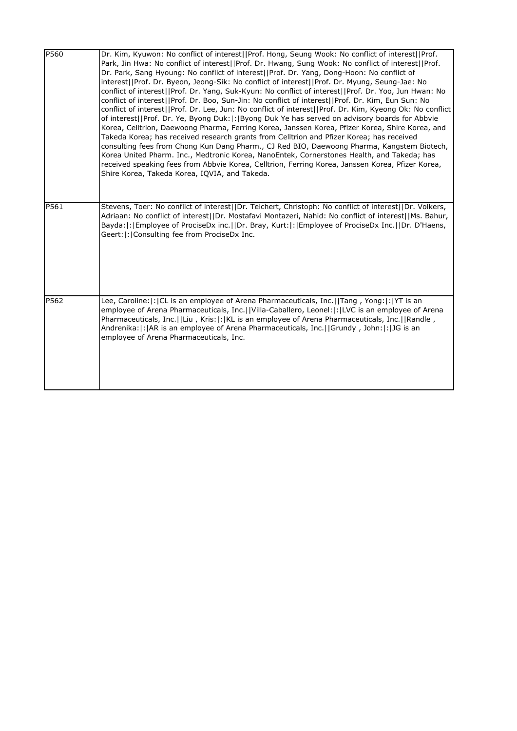| | |
|---|---|
| P560 | Dr. Kim, Kyuwon: No conflict of interest\|\|Prof. Hong, Seung Wook: No conflict of interest\|\|Prof. Park, Jin Hwa: No conflict of interest\|\|Prof. Dr. Hwang, Sung Wook: No conflict of interest\|\|Prof. Dr. Park, Sang Hyoung: No conflict of interest\|\|Prof. Dr. Yang, Dong-Hoon: No conflict of interest\|\|Prof. Dr. Byeon, Jeong-Sik: No conflict of interest\|\|Prof. Dr. Myung, Seung-Jae: No conflict of interest\|\|Prof. Dr. Yang, Suk-Kyun: No conflict of interest\|\|Prof. Dr. Yoo, Jun Hwan: No conflict of interest\|\|Prof. Dr. Boo, Sun-Jin: No conflict of interest\|\|Prof. Dr. Kim, Eun Sun: No conflict of interest\|\|Prof. Dr. Lee, Jun: No conflict of interest\|\|Prof. Dr. Kim, Kyeong Ok: No conflict of interest\|\|Prof. Dr. Ye, Byong Duk:\|:\|Byong Duk Ye has served on advisory boards for Abbvie Korea, Celltrion, Daewoong Pharma, Ferring Korea, Janssen Korea, Pfizer Korea, Shire Korea, and Takeda Korea; has received research grants from Celltrion and Pfizer Korea; has received consulting fees from Chong Kun Dang Pharm., CJ Red BIO, Daewoong Pharma, Kangstem Biotech, Korea United Pharm. Inc., Medtronic Korea, NanoEntek, Cornerstones Health, and Takeda; has received speaking fees from Abbvie Korea, Celltrion, Ferring Korea, Janssen Korea, Pfizer Korea, Shire Korea, Takeda Korea, IQVIA, and Takeda. |
| P561 | Stevens, Toer: No conflict of interest\|\|Dr. Teichert, Christoph: No conflict of interest\|\|Dr. Volkers, Adriaan: No conflict of interest\|\|Dr. Mostafavi Montazeri, Nahid: No conflict of interest\|\|Ms. Bahur, Bayda:\|:\|Employee of ProciseDx inc.\|\|Dr. Bray, Kurt:\|:\|Employee of ProciseDx Inc.\|\|Dr. D'Haens, Geert:\|:\|Consulting fee from ProciseDx Inc. |
| P562 | Lee, Caroline:\|:\|CL is an employee of Arena Pharmaceuticals, Inc.\|\|Tang , Yong:\|:\|YT is an employee of Arena Pharmaceuticals, Inc.\|\|Villa-Caballero, Leonel:\|:\|LVC is an employee of Arena Pharmaceuticals, Inc.\|\|Liu , Kris:\|:\|KL is an employee of Arena Pharmaceuticals, Inc.\|\|Randle , Andrenika:\|:\|AR is an employee of Arena Pharmaceuticals, Inc.\|\|Grundy , John:\|:\|JG is an employee of Arena Pharmaceuticals, Inc. |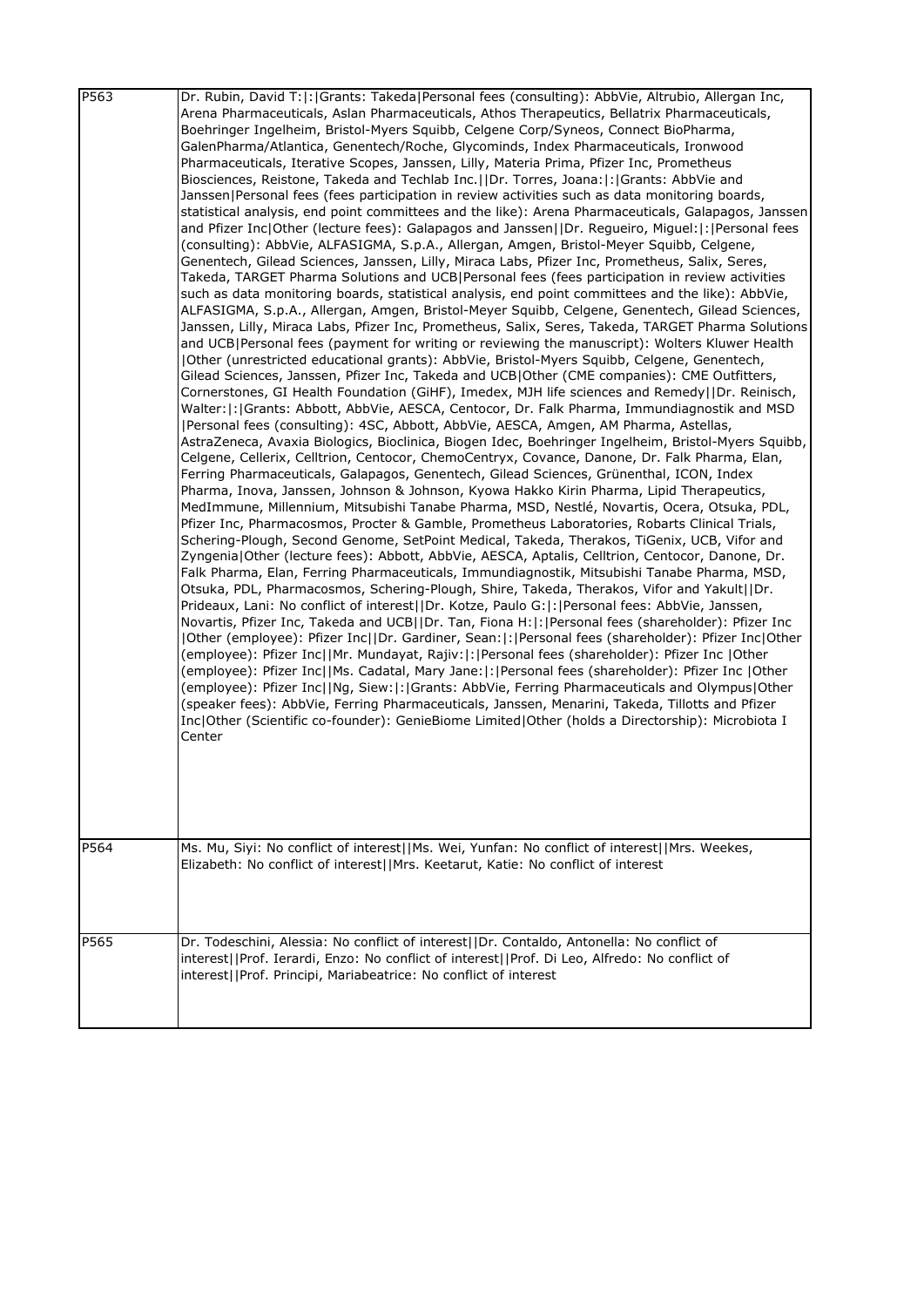| | |
|---|---|
| P563 | Dr. Rubin, David T:\|:\|Grants: Takeda\|Personal fees (consulting): AbbVie, Altrubio, Allergan Inc, Arena Pharmaceuticals, Aslan Pharmaceuticals, Athos Therapeutics, Bellatrix Pharmaceuticals, Boehringer Ingelheim, Bristol-Myers Squibb, Celgene Corp/Syneos, Connect BioPharma, GalenPharma/Atlantica, Genentech/Roche, Glycominds, Index Pharmaceuticals, Ironwood Pharmaceuticals, Iterative Scopes, Janssen, Lilly, Materia Prima, Pfizer Inc, Prometheus Biosciences, Reistone, Takeda and Techlab Inc.\|\|Dr. Torres, Joana:\|:\|Grants: AbbVie and Janssen\|Personal fees (fees participation in review activities such as data monitoring boards, statistical analysis, end point committees and the like): Arena Pharmaceuticals, Galapagos, Janssen and Pfizer Inc\|Other (lecture fees): Galapagos and Janssen\|\|Dr. Regueiro, Miguel:\|:\|Personal fees (consulting): AbbVie, ALFASIGMA, S.p.A., Allergan, Amgen, Bristol-Meyer Squibb, Celgene, Genentech, Gilead Sciences, Janssen, Lilly, Miraca Labs, Pfizer Inc, Prometheus, Salix, Seres, Takeda, TARGET Pharma Solutions and UCB\|Personal fees (fees participation in review activities such as data monitoring boards, statistical analysis, end point committees and the like): AbbVie, ALFASIGMA, S.p.A., Allergan, Amgen, Bristol-Meyer Squibb, Celgene, Genentech, Gilead Sciences, Janssen, Lilly, Miraca Labs, Pfizer Inc, Prometheus, Salix, Seres, Takeda, TARGET Pharma Solutions and UCB\|Personal fees (payment for writing or reviewing the manuscript): Wolters Kluwer Health \|Other (unrestricted educational grants): AbbVie, Bristol-Myers Squibb, Celgene, Genentech, Gilead Sciences, Janssen, Pfizer Inc, Takeda and UCB\|Other (CME companies): CME Outfitters, Cornerstones, GI Health Foundation (GiHF), Imedex, MJH life sciences and Remedy\|\|Dr. Reinisch, Walter:\|:\|Grants: Abbott, AbbVie, AESCA, Centocor, Dr. Falk Pharma, Immundiagnostik and MSD \|Personal fees (consulting): 4SC, Abbott, AbbVie, AESCA, Amgen, AM Pharma, Astellas, AstraZeneca, Avaxia Biologics, Bioclinica, Biogen Idec, Boehringer Ingelheim, Bristol-Myers Squibb, Celgene, Cellerix, Celltrion, Centocor, ChemoCentryx, Covance, Danone, Dr. Falk Pharma, Elan, Ferring Pharmaceuticals, Galapagos, Genentech, Gilead Sciences, Grünenthal, ICON, Index Pharma, Inova, Janssen, Johnson & Johnson, Kyowa Hakko Kirin Pharma, Lipid Therapeutics, MedImmune, Millennium, Mitsubishi Tanabe Pharma, MSD, Nestlé, Novartis, Ocera, Otsuka, PDL, Pfizer Inc, Pharmacosmos, Procter & Gamble, Prometheus Laboratories, Robarts Clinical Trials, Schering-Plough, Second Genome, SetPoint Medical, Takeda, Therakos, TiGenix, UCB, Vifor and Zyngenia\|Other (lecture fees): Abbott, AbbVie, AESCA, Aptalis, Celltrion, Centocor, Danone, Dr. Falk Pharma, Elan, Ferring Pharmaceuticals, Immundiagnostik, Mitsubishi Tanabe Pharma, MSD, Otsuka, PDL, Pharmacosmos, Schering-Plough, Shire, Takeda, Therakos, Vifor and Yakult\|\|Dr. Prideaux, Lani: No conflict of interest\|\|Dr. Kotze, Paulo G:\|:\|Personal fees: AbbVie, Janssen, Novartis, Pfizer Inc, Takeda and UCB\|\|Dr. Tan, Fiona H:\|:\|Personal fees (shareholder): Pfizer Inc \|Other (employee): Pfizer Inc\|\|Dr. Gardiner, Sean:\|:\|Personal fees (shareholder): Pfizer Inc\|Other (employee): Pfizer Inc\|\|Mr. Mundayat, Rajiv:\|:\|Personal fees (shareholder): Pfizer Inc \|Other (employee): Pfizer Inc\|\|Ms. Cadatal, Mary Jane:\|:\|Personal fees (shareholder): Pfizer Inc \|Other (employee): Pfizer Inc\|\|Ng, Siew:\|:\|Grants: AbbVie, Ferring Pharmaceuticals and Olympus\|Other (speaker fees): AbbVie, Ferring Pharmaceuticals, Janssen, Menarini, Takeda, Tillotts and Pfizer Inc\|Other (Scientific co-founder): GenieBiome Limited\|Other (holds a Directorship): Microbiota I Center |
| P564 | Ms. Mu, Siyi: No conflict of interest\|\|Ms. Wei, Yunfan: No conflict of interest\|\|Mrs. Weekes, Elizabeth: No conflict of interest\|\|Mrs. Keetarut, Katie: No conflict of interest |
| P565 | Dr. Todeschini, Alessia: No conflict of interest\|\|Dr. Contaldo, Antonella: No conflict of interest\|\|Prof. Ierardi, Enzo: No conflict of interest\|\|Prof. Di Leo, Alfredo: No conflict of interest\|\|Prof. Principi, Mariabeatrice: No conflict of interest |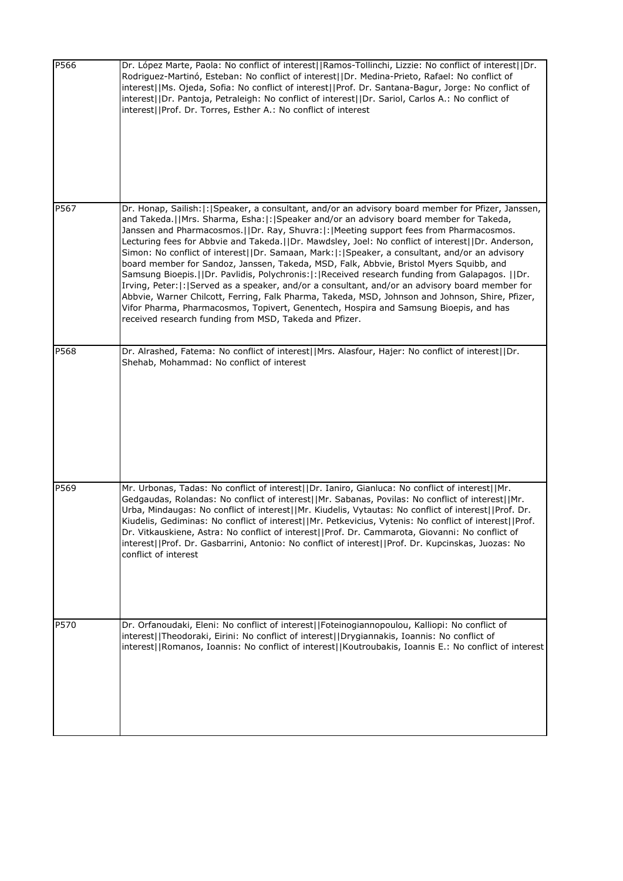| | |
|---|---|
| P566 | Dr. López Marte, Paola: No conflict of interest\|\|Ramos-Tollinchi, Lizzie: No conflict of interest\|\|Dr. Rodriguez-Martinó, Esteban: No conflict of interest\|\|Dr. Medina-Prieto, Rafael: No conflict of interest\|\|Ms. Ojeda, Sofia: No conflict of interest\|\|Prof. Dr. Santana-Bagur, Jorge: No conflict of interest\|\|Dr. Pantoja, Petraleigh: No conflict of interest\|\|Dr. Sariol, Carlos A.: No conflict of interest\|\|Prof. Dr. Torres, Esther A.: No conflict of interest |
| P567 | Dr. Honap, Sailish:\|:\|Speaker, a consultant, and/or an advisory board member for Pfizer, Janssen, and Takeda.\|\|Mrs. Sharma, Esha:\|:\|Speaker and/or an advisory board member for Takeda, Janssen and Pharmacosmos.\|\|Dr. Ray, Shuvra:\|:\|Meeting support fees from Pharmacosmos. Lecturing fees for Abbvie and Takeda.\|\|Dr. Mawdsley, Joel: No conflict of interest\|\|Dr. Anderson, Simon: No conflict of interest\|\|Dr. Samaan, Mark:\|:\|Speaker, a consultant, and/or an advisory board member for Sandoz, Janssen, Takeda, MSD, Falk, Abbvie, Bristol Myers Squibb, and Samsung Bioepis.\|\|Dr. Pavlidis, Polychronis:\|:\|Received research funding from Galapagos. \|\|Dr. Irving, Peter:\|:\|Served as a speaker, and/or a consultant, and/or an advisory board member for Abbvie, Warner Chilcott, Ferring, Falk Pharma, Takeda, MSD, Johnson and Johnson, Shire, Pfizer, Vifor Pharma, Pharmacosmos, Topivert, Genentech, Hospira and Samsung Bioepis, and has received research funding from MSD, Takeda and Pfizer. |
| P568 | Dr. Alrashed, Fatema: No conflict of interest\|\|Mrs. Alasfour, Hajer: No conflict of interest\|\|Dr. Shehab, Mohammad: No conflict of interest |
| P569 | Mr. Urbonas, Tadas: No conflict of interest\|\|Dr. Ianiro, Gianluca: No conflict of interest\|\|Mr. Gedgaudas, Rolandas: No conflict of interest\|\|Mr. Sabanas, Povilas: No conflict of interest\|\|Mr. Urba, Mindaugas: No conflict of interest\|\|Mr. Kiudelis, Vytautas: No conflict of interest\|\|Prof. Dr. Kiudelis, Gediminas: No conflict of interest\|\|Mr. Petkevicius, Vytenis: No conflict of interest\|\|Prof. Dr. Vitkauskiene, Astra: No conflict of interest\|\|Prof. Dr. Cammarota, Giovanni: No conflict of interest\|\|Prof. Dr. Gasbarrini, Antonio: No conflict of interest\|\|Prof. Dr. Kupcinskas, Juozas: No conflict of interest |
| P570 | Dr. Orfanoudaki, Eleni: No conflict of interest\|\|Foteinogiannopoulou, Kalliopi: No conflict of interest\|\|Theodoraki, Eirini: No conflict of interest\|\|Drygiannakis, Ioannis: No conflict of interest\|\|Romanos, Ioannis: No conflict of interest\|\|Koutroubakis, Ioannis E.: No conflict of interest |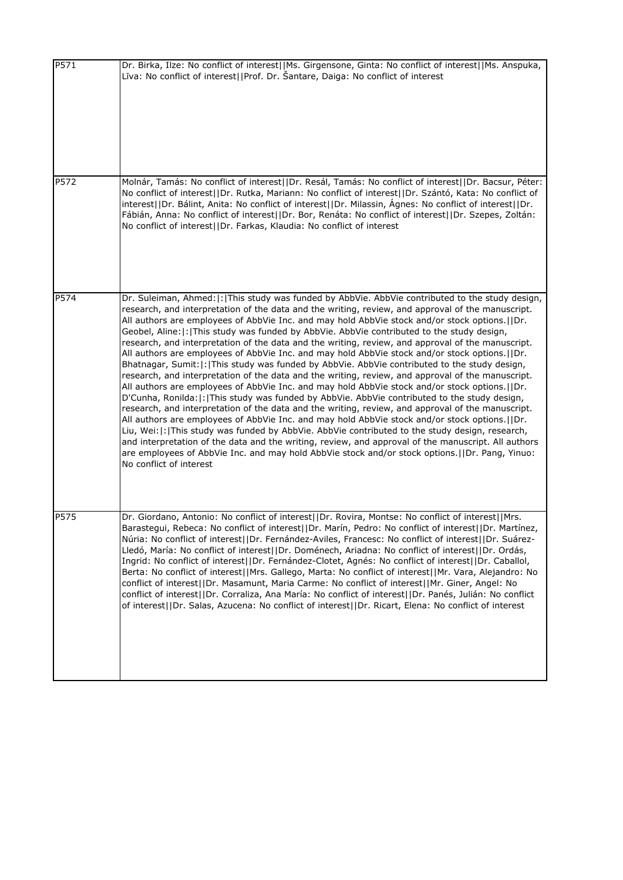| | |
|---|---|
| P571 | Dr. Birka, Ilze: No conflict of interest\|\|Ms. Girgensone, Ginta: No conflict of interest\|\|Ms. Anspuka, Līva: No conflict of interest\|\|Prof. Dr. Šantare, Daiga: No conflict of interest |
| P572 | Molnár, Tamás: No conflict of interest\|\|Dr. Resál, Tamás: No conflict of interest\|\|Dr. Bacsur, Péter: No conflict of interest\|\|Dr. Rutka, Mariann: No conflict of interest\|\|Dr. Szántó, Kata: No conflict of interest\|\|Dr. Bálint, Anita: No conflict of interest\|\|Dr. Milassin, Ágnes: No conflict of interest\|\|Dr. Fábián, Anna: No conflict of interest\|\|Dr. Bor, Renáta: No conflict of interest\|\|Dr. Szepes, Zoltán: No conflict of interest\|\|Dr. Farkas, Klaudia: No conflict of interest |
| P574 | Dr. Suleiman, Ahmed:\|:\|This study was funded by AbbVie. AbbVie contributed to the study design, research, and interpretation of the data and the writing, review, and approval of the manuscript. All authors are employees of AbbVie Inc. and may hold AbbVie stock and/or stock options.\|\|Dr. Geobel, Aline:\|:\|This study was funded by AbbVie. AbbVie contributed to the study design, research, and interpretation of the data and the writing, review, and approval of the manuscript. All authors are employees of AbbVie Inc. and may hold AbbVie stock and/or stock options.\|\|Dr. Bhatnagar, Sumit:\|:\|This study was funded by AbbVie. AbbVie contributed to the study design, research, and interpretation of the data and the writing, review, and approval of the manuscript. All authors are employees of AbbVie Inc. and may hold AbbVie stock and/or stock options.\|\|Dr. D'Cunha, Ronilda:\|:\|This study was funded by AbbVie. AbbVie contributed to the study design, research, and interpretation of the data and the writing, review, and approval of the manuscript. All authors are employees of AbbVie Inc. and may hold AbbVie stock and/or stock options.\|\|Dr. Liu, Wei:\|:\|This study was funded by AbbVie. AbbVie contributed to the study design, research, and interpretation of the data and the writing, review, and approval of the manuscript. All authors are employees of AbbVie Inc. and may hold AbbVie stock and/or stock options.\|\|Dr. Pang, Yinuo: No conflict of interest |
| P575 | Dr. Giordano, Antonio: No conflict of interest\|\|Dr. Rovira, Montse: No conflict of interest\|\|Mrs. Barastegui, Rebeca: No conflict of interest\|\|Dr. Marín, Pedro: No conflict of interest\|\|Dr. Martínez, Núria: No conflict of interest\|\|Dr. Fernández-Aviles, Francesc: No conflict of interest\|\|Dr. Suárez-Lledó, María: No conflict of interest\|\|Dr. Doménech, Ariadna: No conflict of interest\|\|Dr. Ordás, Ingrid: No conflict of interest\|\|Dr. Fernández-Clotet, Agnés: No conflict of interest\|\|Dr. Caballol, Berta: No conflict of interest\|\|Mrs. Gallego, Marta: No conflict of interest\|\|Mr. Vara, Alejandro: No conflict of interest\|\|Dr. Masamunt, Maria Carme: No conflict of interest\|\|Mr. Giner, Angel: No conflict of interest\|\|Dr. Corraliza, Ana María: No conflict of interest\|\|Dr. Panés, Julián: No conflict of interest\|\|Dr. Salas, Azucena: No conflict of interest\|\|Dr. Ricart, Elena: No conflict of interest |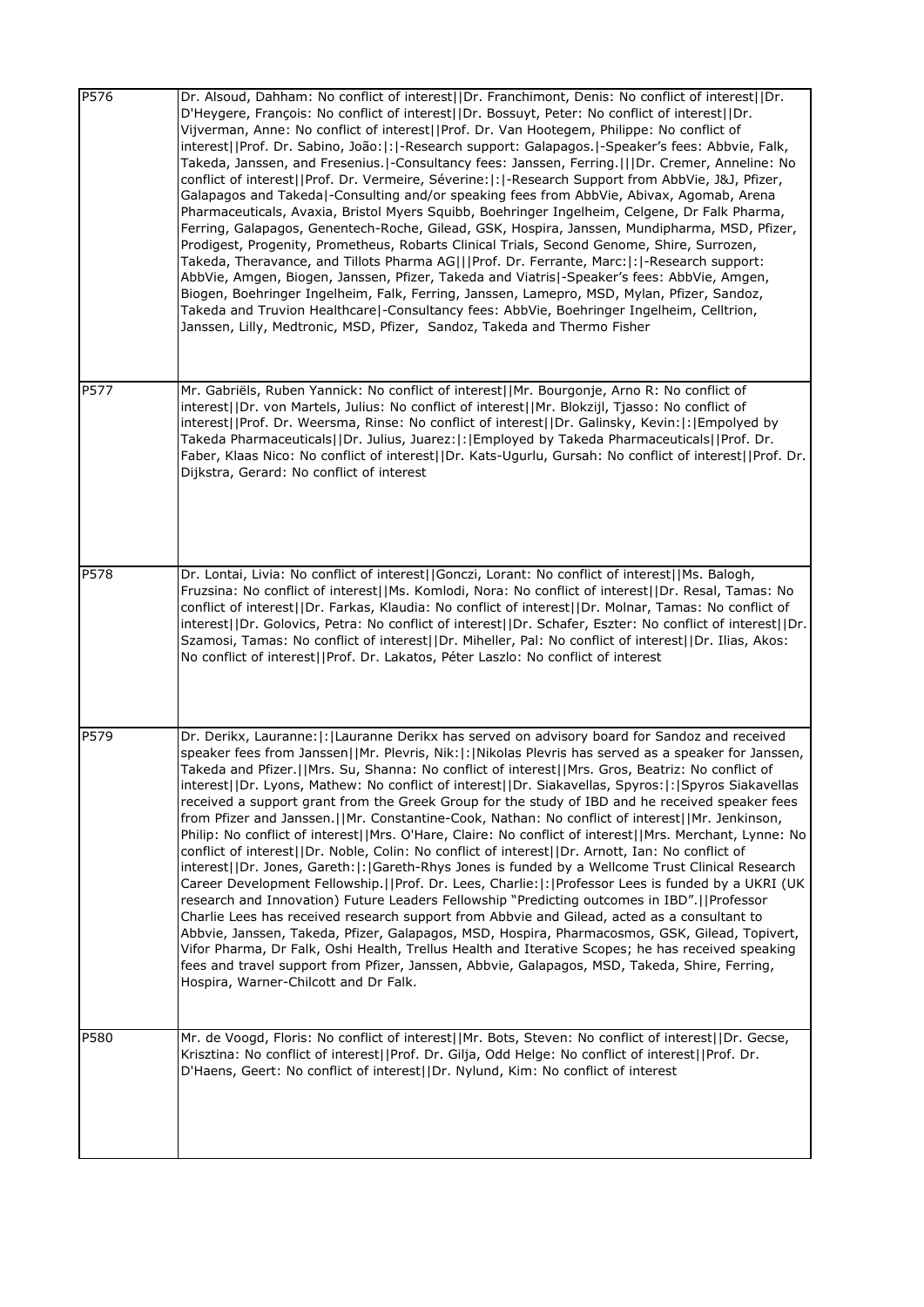| | |
|---|---|
| P576 | Dr. Alsoud, Dahham: No conflict of interest\|\|Dr. Franchimont, Denis: No conflict of interest\|\|Dr. D'Heygere, François: No conflict of interest\|\|Dr. Bossuyt, Peter: No conflict of interest\|\|Dr. Vijverman, Anne: No conflict of interest\|\|Prof. Dr. Van Hootegem, Philippe: No conflict of interest\|\|Prof. Dr. Sabino, João:\|:\|-Research support: Galapagos.\|-Speaker's fees: Abbvie, Falk, Takeda, Janssen, and Fresenius.\|-Consultancy fees: Janssen, Ferring.\|\|\|Dr. Cremer, Anneline: No conflict of interest\|\|Prof. Dr. Vermeire, Séverine:\|:\|-Research Support from AbbVie, J&J, Pfizer, Galapagos and Takeda\|-Consulting and/or speaking fees from AbbVie, Abivax, Agomab, Arena Pharmaceuticals, Avaxia, Bristol Myers Squibb, Boehringer Ingelheim, Celgene, Dr Falk Pharma, Ferring, Galapagos, Genentech-Roche, Gilead, GSK, Hospira, Janssen, Mundipharma, MSD, Pfizer, Prodigest, Progenity, Prometheus, Robarts Clinical Trials, Second Genome, Shire, Surrozen, Takeda, Theravance, and Tillots Pharma AG\|\|\|Prof. Dr. Ferrante, Marc:\|:\|-Research support: AbbVie, Amgen, Biogen, Janssen, Pfizer, Takeda and Viatris\|-Speaker's fees: AbbVie, Amgen, Biogen, Boehringer Ingelheim, Falk, Ferring, Janssen, Lamepro, MSD, Mylan, Pfizer, Sandoz, Takeda and Truvion Healthcare\|-Consultancy fees: AbbVie, Boehringer Ingelheim, Celltrion, Janssen, Lilly, Medtronic, MSD, Pfizer, Sandoz, Takeda and Thermo Fisher |
| P577 | Mr. Gabriëls, Ruben Yannick: No conflict of interest\|\|Mr. Bourgonje, Arno R: No conflict of interest\|\|Dr. von Martels, Julius: No conflict of interest\|\|Mr. Blokzijl, Tjasso: No conflict of interest\|\|Prof. Dr. Weersma, Rinse: No conflict of interest\|\|Dr. Galinsky, Kevin:\|:\|Empolyed by Takeda Pharmaceuticals\|\|Dr. Julius, Juarez:\|:\|Employed by Takeda Pharmaceuticals\|\|Prof. Dr. Faber, Klaas Nico: No conflict of interest\|\|Dr. Kats-Ugurlu, Gursah: No conflict of interest\|\|Prof. Dr. Dijkstra, Gerard: No conflict of interest |
| P578 | Dr. Lontai, Livia: No conflict of interest\|\|Gonczi, Lorant: No conflict of interest\|\|Ms. Balogh, Fruzsina: No conflict of interest\|\|Ms. Komlodi, Nora: No conflict of interest\|\|Dr. Resal, Tamas: No conflict of interest\|\|Dr. Farkas, Klaudia: No conflict of interest\|\|Dr. Molnar, Tamas: No conflict of interest\|\|Dr. Golovics, Petra: No conflict of interest\|\|Dr. Schafer, Eszter: No conflict of interest\|\|Dr. Szamosi, Tamas: No conflict of interest\|\|Dr. Miheller, Pal: No conflict of interest\|\|Dr. Ilias, Akos: No conflict of interest\|\|Prof. Dr. Lakatos, Péter Laszlo: No conflict of interest |
| P579 | Dr. Derikx, Lauranne:\|:\|Lauranne Derikx has served on advisory board for Sandoz and received speaker fees from Janssen\|\|Mr. Plevris, Nik:\|:\|Nikolas Plevris has served as a speaker for Janssen, Takeda and Pfizer.\|\|Mrs. Su, Shanna: No conflict of interest\|\|Mrs. Gros, Beatriz: No conflict of interest\|\|Dr. Lyons, Mathew: No conflict of interest\|\|Dr. Siakavellas, Spyros:\|:\|Spyros Siakavellas received a support grant from the Greek Group for the study of IBD and he received speaker fees from Pfizer and Janssen.\|\|Mr. Constantine-Cook, Nathan: No conflict of interest\|\|Mr. Jenkinson, Philip: No conflict of interest\|\|Mrs. O'Hare, Claire: No conflict of interest\|\|Mrs. Merchant, Lynne: No conflict of interest\|\|Dr. Noble, Colin: No conflict of interest\|\|Dr. Arnott, Ian: No conflict of interest\|\|Dr. Jones, Gareth:\|:\|Gareth-Rhys Jones is funded by a Wellcome Trust Clinical Research Career Development Fellowship.\|\|Prof. Dr. Lees, Charlie:\|:\|Professor Lees is funded by a UKRI (UK research and Innovation) Future Leaders Fellowship "Predicting outcomes in IBD".\|\|Professor Charlie Lees has received research support from Abbvie and Gilead, acted as a consultant to Abbvie, Janssen, Takeda, Pfizer, Galapagos, MSD, Hospira, Pharmacosmos, GSK, Gilead, Topivert, Vifor Pharma, Dr Falk, Oshi Health, Trellus Health and Iterative Scopes; he has received speaking fees and travel support from Pfizer, Janssen, Abbvie, Galapagos, MSD, Takeda, Shire, Ferring, Hospira, Warner-Chilcott and Dr Falk. |
| P580 | Mr. de Voogd, Floris: No conflict of interest\|\|Mr. Bots, Steven: No conflict of interest\|\|Dr. Gecse, Krisztina: No conflict of interest\|\|Prof. Dr. Gilja, Odd Helge: No conflict of interest\|\|Prof. Dr. D'Haens, Geert: No conflict of interest\|\|Dr. Nylund, Kim: No conflict of interest |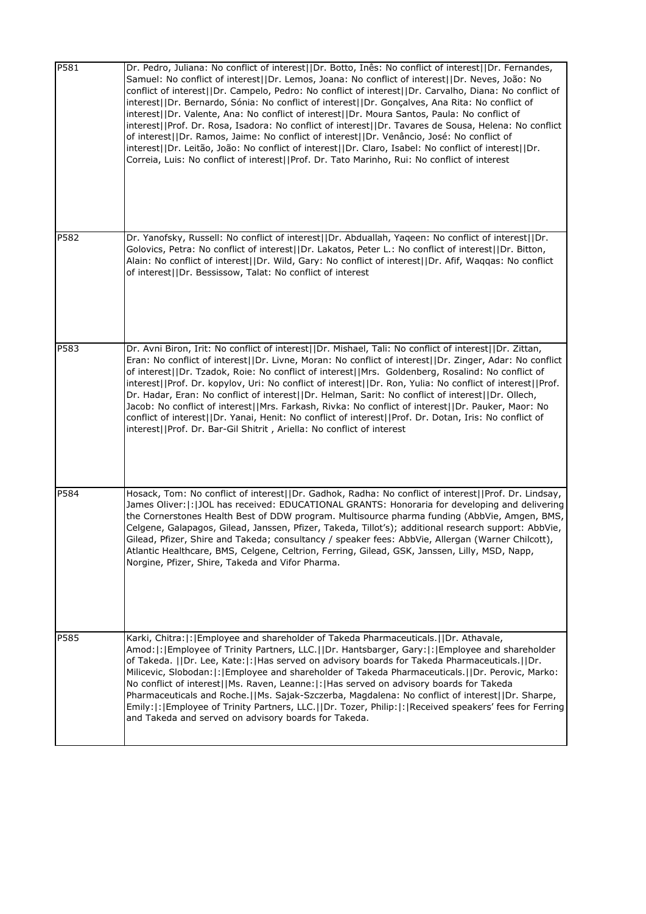| | |
|---|---|
| P581 | Dr. Pedro, Juliana: No conflict of interest\|\|Dr. Botto, Inês: No conflict of interest\|\|Dr. Fernandes, Samuel: No conflict of interest\|\|Dr. Lemos, Joana: No conflict of interest\|\|Dr. Neves, João: No conflict of interest\|\|Dr. Campelo, Pedro: No conflict of interest\|\|Dr. Carvalho, Diana: No conflict of interest\|\|Dr. Bernardo, Sónia: No conflict of interest\|\|Dr. Gonçalves, Ana Rita: No conflict of interest\|\|Dr. Valente, Ana: No conflict of interest\|\|Dr. Moura Santos, Paula: No conflict of interest\|\|Prof. Dr. Rosa, Isadora: No conflict of interest\|\|Dr. Tavares de Sousa, Helena: No conflict of interest\|\|Dr. Ramos, Jaime: No conflict of interest\|\|Dr. Venâncio, José: No conflict of interest\|\|Dr. Leitão, João: No conflict of interest\|\|Dr. Claro, Isabel: No conflict of interest\|\|Dr. Correia, Luis: No conflict of interest\|\|Prof. Dr. Tato Marinho, Rui: No conflict of interest |
| P582 | Dr. Yanofsky, Russell: No conflict of interest\|\|Dr. Abduallah, Yaqeen: No conflict of interest\|\|Dr. Golovics, Petra: No conflict of interest\|\|Dr. Lakatos, Peter L.: No conflict of interest\|\|Dr. Bitton, Alain: No conflict of interest\|\|Dr. Wild, Gary: No conflict of interest\|\|Dr. Afif, Waqqas: No conflict of interest\|\|Dr. Bessissow, Talat: No conflict of interest |
| P583 | Dr. Avni Biron, Irit: No conflict of interest\|\|Dr. Mishael, Tali: No conflict of interest\|\|Dr. Zittan, Eran: No conflict of interest\|\|Dr. Livne, Moran: No conflict of interest\|\|Dr. Zinger, Adar: No conflict of interest\|\|Dr. Tzadok, Roie: No conflict of interest\|\|Mrs. Goldenberg, Rosalind: No conflict of interest\|\|Prof. Dr. kopylov, Uri: No conflict of interest\|\|Dr. Ron, Yulia: No conflict of interest\|\|Prof. Dr. Hadar, Eran: No conflict of interest\|\|Dr. Helman, Sarit: No conflict of interest\|\|Dr. Ollech, Jacob: No conflict of interest\|\|Mrs. Farkash, Rivka: No conflict of interest\|\|Dr. Pauker, Maor: No conflict of interest\|\|Dr. Yanai, Henit: No conflict of interest\|\|Prof. Dr. Dotan, Iris: No conflict of interest\|\|Prof. Dr. Bar-Gil Shitrit , Ariella: No conflict of interest |
| P584 | Hosack, Tom: No conflict of interest\|\|Dr. Gadhok, Radha: No conflict of interest\|\|Prof. Dr. Lindsay, James Oliver:\|:\|JOL has received: EDUCATIONAL GRANTS: Honoraria for developing and delivering the Cornerstones Health Best of DDW program. Multisource pharma funding (AbbVie, Amgen, BMS, Celgene, Galapagos, Gilead, Janssen, Pfizer, Takeda, Tillot's); additional research support: AbbVie, Gilead, Pfizer, Shire and Takeda; consultancy / speaker fees: AbbVie, Allergan (Warner Chilcott), Atlantic Healthcare, BMS, Celgene, Celtrion, Ferring, Gilead, GSK, Janssen, Lilly, MSD, Napp, Norgine, Pfizer, Shire, Takeda and Vifor Pharma. |
| P585 | Karki, Chitra:\|:\|Employee and shareholder of Takeda Pharmaceuticals.\|\|Dr. Athavale, Amod:\|:\|Employee of Trinity Partners, LLC.\|\|Dr. Hantsbarger, Gary:\|:\|Employee and shareholder of Takeda. \|\|Dr. Lee, Kate:\|:\|Has served on advisory boards for Takeda Pharmaceuticals.\|\|Dr. Milicevic, Slobodan:\|:\|Employee and shareholder of Takeda Pharmaceuticals.\|\|Dr. Perovic, Marko: No conflict of interest\|\|Ms. Raven, Leanne:\|:\|Has served on advisory boards for Takeda Pharmaceuticals and Roche.\|\|Ms. Sajak-Szczerba, Magdalena: No conflict of interest\|\|Dr. Sharpe, Emily:\|:\|Employee of Trinity Partners, LLC.\|\|Dr. Tozer, Philip:\|:\|Received speakers' fees for Ferring and Takeda and served on advisory boards for Takeda. |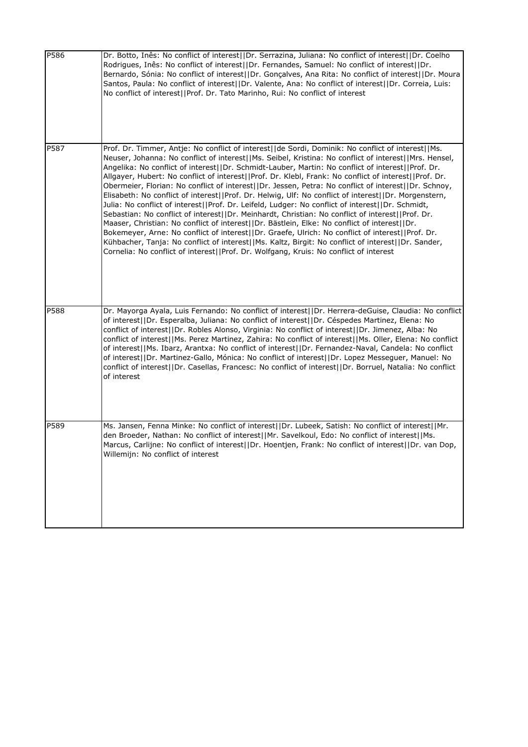| | |
|---|---|
| P586 | Dr. Botto, Inês: No conflict of interest\|\|Dr. Serrazina, Juliana: No conflict of interest\|\|Dr. Coelho Rodrigues, Inês: No conflict of interest\|\|Dr. Fernandes, Samuel: No conflict of interest\|\|Dr. Bernardo, Sónia: No conflict of interest\|\|Dr. Gonçalves, Ana Rita: No conflict of interest\|\|Dr. Moura Santos, Paula: No conflict of interest\|\|Dr. Valente, Ana: No conflict of interest\|\|Dr. Correia, Luis: No conflict of interest\|\|Prof. Dr. Tato Marinho, Rui: No conflict of interest |
| P587 | Prof. Dr. Timmer, Antje: No conflict of interest\|\|de Sordi, Dominik: No conflict of interest\|\|Ms. Neuser, Johanna: No conflict of interest\|\|Ms. Seibel, Kristina: No conflict of interest\|\|Mrs. Hensel, Angelika: No conflict of interest\|\|Dr. Schmidt-Lauber, Martin: No conflict of interest\|\|Prof. Dr. Allgayer, Hubert: No conflict of interest\|\|Prof. Dr. Klebl, Frank: No conflict of interest\|\|Prof. Dr. Obermeier, Florian: No conflict of interest\|\|Dr. Jessen, Petra: No conflict of interest\|\|Dr. Schnoy, Elisabeth: No conflict of interest\|\|Prof. Dr. Helwig, Ulf: No conflict of interest\|\|Dr. Morgenstern, Julia: No conflict of interest\|\|Prof. Dr. Leifeld, Ludger: No conflict of interest\|\|Dr. Schmidt, Sebastian: No conflict of interest\|\|Dr. Meinhardt, Christian: No conflict of interest\|\|Prof. Dr. Maaser, Christian: No conflict of interest\|\|Dr. Bästlein, Elke: No conflict of interest\|\|Dr. Bokemeyer, Arne: No conflict of interest\|\|Dr. Graefe, Ulrich: No conflict of interest\|\|Prof. Dr. Kühbacher, Tanja: No conflict of interest\|\|Ms. Kaltz, Birgit: No conflict of interest\|\|Dr. Sander, Cornelia: No conflict of interest\|\|Prof. Dr. Wolfgang, Kruis: No conflict of interest |
| P588 | Dr. Mayorga Ayala, Luis Fernando: No conflict of interest\|\|Dr. Herrera-deGuise, Claudia: No conflict of interest\|\|Dr. Esperalba, Juliana: No conflict of interest\|\|Dr. Céspedes Martinez, Elena: No conflict of interest\|\|Dr. Robles Alonso, Virginia: No conflict of interest\|\|Dr. Jimenez, Alba: No conflict of interest\|\|Ms. Perez Martinez, Zahira: No conflict of interest\|\|Ms. Oller, Elena: No conflict of interest\|\|Ms. Ibarz, Arantxa: No conflict of interest\|\|Dr. Fernandez-Naval, Candela: No conflict of interest\|\|Dr. Martinez-Gallo, Mónica: No conflict of interest\|\|Dr. Lopez Messeguer, Manuel: No conflict of interest\|\|Dr. Casellas, Francesc: No conflict of interest\|\|Dr. Borruel, Natalia: No conflict of interest |
| P589 | Ms. Jansen, Fenna Minke: No conflict of interest\|\|Dr. Lubeek, Satish: No conflict of interest\|\|Mr. den Broeder, Nathan: No conflict of interest\|\|Mr. Savelkoul, Edo: No conflict of interest\|\|Ms. Marcus, Carlijne: No conflict of interest\|\|Dr. Hoentjen, Frank: No conflict of interest\|\|Dr. van Dop, Willemijn: No conflict of interest |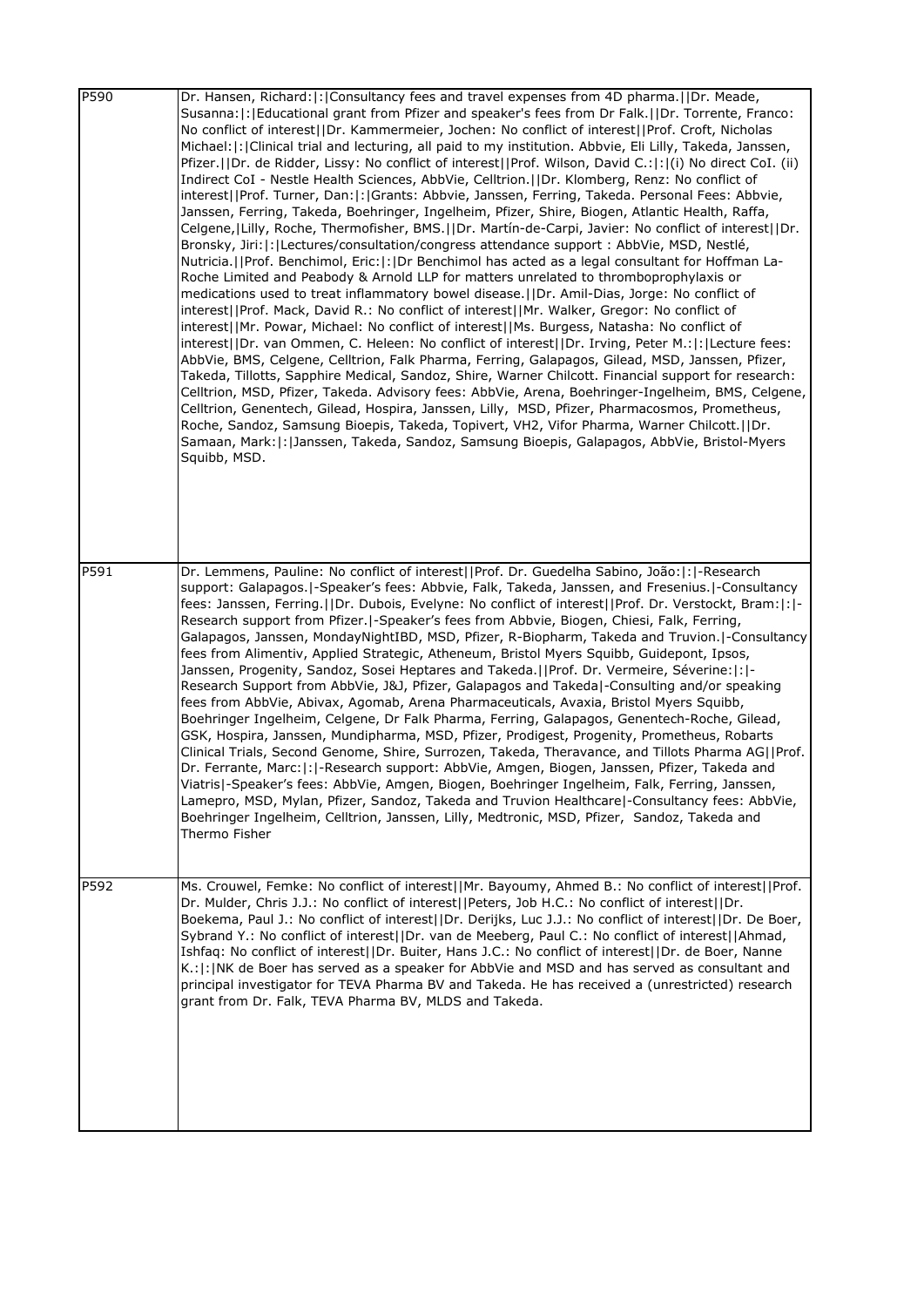| | |
|---|---|
| P590 | Dr. Hansen, Richard:\|:\|Consultancy fees and travel expenses from 4D pharma.\|\|Dr. Meade, Susanna:\|:\|Educational grant from Pfizer and speaker's fees from Dr Falk.\|\|Dr. Torrente, Franco: No conflict of interest\|\|Dr. Kammermeier, Jochen: No conflict of interest\|\|Prof. Croft, Nicholas Michael:\|:\|Clinical trial and lecturing, all paid to my institution. Abbvie, Eli Lilly, Takeda, Janssen, Pfizer.\|\|Dr. de Ridder, Lissy: No conflict of interest\|\|Prof. Wilson, David C.:\|:\|(i) No direct CoI. (ii) Indirect CoI - Nestle Health Sciences, AbbVie, Celltrion.\|\|Dr. Klomberg, Renz: No conflict of interest\|\|Prof. Turner, Dan:\|:\|Grants: Abbvie, Janssen, Ferring, Takeda. Personal Fees: Abbvie, Janssen, Ferring, Takeda, Boehringer, Ingelheim, Pfizer, Shire, Biogen, Atlantic Health, Raffa, Celgene,\|Lilly, Roche, Thermofisher, BMS.\|\|Dr. Martín-de-Carpi, Javier: No conflict of interest\|\|Dr. Bronsky, Jiri:\|:\|Lectures/consultation/congress attendance support : AbbVie, MSD, Nestlé, Nutricia.\|\|Prof. Benchimol, Eric:\|:\|Dr Benchimol has acted as a legal consultant for Hoffman La-Roche Limited and Peabody & Arnold LLP for matters unrelated to thromboprophylaxis or medications used to treat inflammatory bowel disease.\|\|Dr. Amil-Dias, Jorge: No conflict of interest\|\|Prof. Mack, David R.: No conflict of interest\|\|Mr. Walker, Gregor: No conflict of interest\|\|Mr. Powar, Michael: No conflict of interest\|\|Ms. Burgess, Natasha: No conflict of interest\|\|Dr. van Ommen, C. Heleen: No conflict of interest\|\|Dr. Irving, Peter M.:\|:\|Lecture fees: AbbVie, BMS, Celgene, Celltrion, Falk Pharma, Ferring, Galapagos, Gilead, MSD, Janssen, Pfizer, Takeda, Tillotts, Sapphire Medical, Sandoz, Shire, Warner Chilcott. Financial support for research: Celltrion, MSD, Pfizer, Takeda. Advisory fees: AbbVie, Arena, Boehringer-Ingelheim, BMS, Celgene, Celltrion, Genentech, Gilead, Hospira, Janssen, Lilly, MSD, Pfizer, Pharmacosmos, Prometheus, Roche, Sandoz, Samsung Bioepis, Takeda, Topivert, VH2, Vifor Pharma, Warner Chilcott.\|\|Dr. Samaan, Mark:\|:\|Janssen, Takeda, Sandoz, Samsung Bioepis, Galapagos, AbbVie, Bristol-Myers Squibb, MSD. |
| P591 | Dr. Lemmens, Pauline: No conflict of interest\|\|Prof. Dr. Guedelha Sabino, João:\|:\|-Research support: Galapagos.\|-Speaker's fees: Abbvie, Falk, Takeda, Janssen, and Fresenius.\|-Consultancy fees: Janssen, Ferring.\|\|Dr. Dubois, Evelyne: No conflict of interest\|\|Prof. Dr. Verstockt, Bram:\|:\|-Research support from Pfizer.\|-Speaker's fees from Abbvie, Biogen, Chiesi, Falk, Ferring, Galapagos, Janssen, MondayNightIBD, MSD, Pfizer, R-Biopharm, Takeda and Truvion.\|-Consultancy fees from Alimentiv, Applied Strategic, Atheneum, Bristol Myers Squibb, Guidepont, Ipsos, Janssen, Progenity, Sandoz, Sosei Heptares and Takeda.\|\|Prof. Dr. Vermeire, Séverine:\|:\|-Research Support from AbbVie, J&J, Pfizer, Galapagos and Takeda\|-Consulting and/or speaking fees from AbbVie, Abivax, Agomab, Arena Pharmaceuticals, Avaxia, Bristol Myers Squibb, Boehringer Ingelheim, Celgene, Dr Falk Pharma, Ferring, Galapagos, Genentech-Roche, Gilead, GSK, Hospira, Janssen, Mundipharma, MSD, Pfizer, Prodigest, Progenity, Prometheus, Robarts Clinical Trials, Second Genome, Shire, Surrozen, Takeda, Theravance, and Tillots Pharma AG\|\|Prof. Dr. Ferrante, Marc:\|:\|-Research support: AbbVie, Amgen, Biogen, Janssen, Pfizer, Takeda and Viatris\|-Speaker's fees: AbbVie, Amgen, Biogen, Boehringer Ingelheim, Falk, Ferring, Janssen, Lamepro, MSD, Mylan, Pfizer, Sandoz, Takeda and Truvion Healthcare\|-Consultancy fees: AbbVie, Boehringer Ingelheim, Celltrion, Janssen, Lilly, Medtronic, MSD, Pfizer, Sandoz, Takeda and Thermo Fisher |
| P592 | Ms. Crouwel, Femke: No conflict of interest\|\|Mr. Bayoumy, Ahmed B.: No conflict of interest\|\|Prof. Dr. Mulder, Chris J.J.: No conflict of interest\|\|Peters, Job H.C.: No conflict of interest\|\|Dr. Boekema, Paul J.: No conflict of interest\|\|Dr. Derijks, Luc J.J.: No conflict of interest\|\|Dr. De Boer, Sybrand Y.: No conflict of interest\|\|Dr. van de Meeberg, Paul C.: No conflict of interest\|\|Ahmad, Ishfaq: No conflict of interest\|\|Dr. Buiter, Hans J.C.: No conflict of interest\|\|Dr. de Boer, Nanne K.:\|:\|NK de Boer has served as a speaker for AbbVie and MSD and has served as consultant and principal investigator for TEVA Pharma BV and Takeda. He has received a (unrestricted) research grant from Dr. Falk, TEVA Pharma BV, MLDS and Takeda. |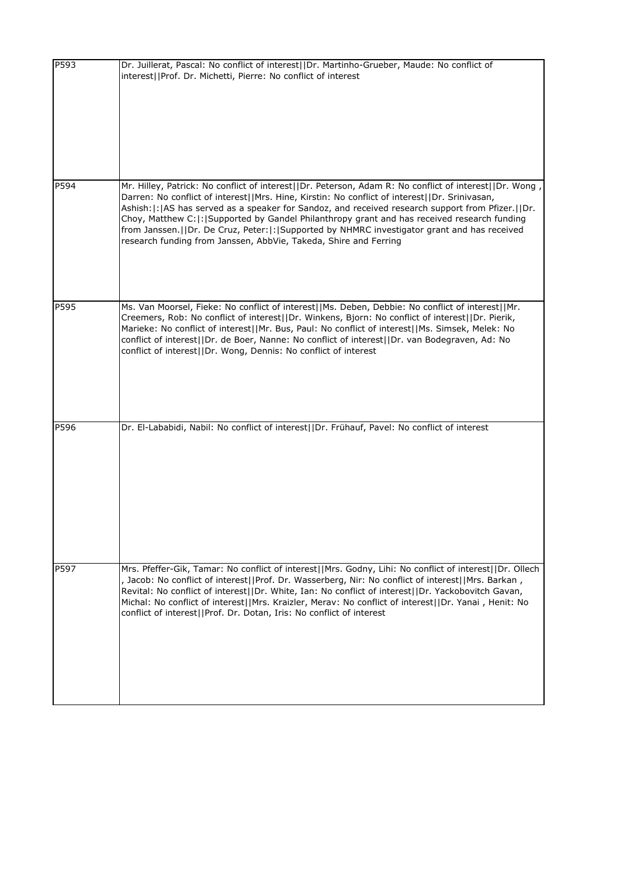| | |
|---|---|
| P593 | Dr. Juillerat, Pascal: No conflict of interest\|\|Dr. Martinho-Grueber, Maude: No conflict of interest\|\|Prof. Dr. Michetti, Pierre: No conflict of interest |
| P594 | Mr. Hilley, Patrick: No conflict of interest\|\|Dr. Peterson, Adam R: No conflict of interest\|\|Dr. Wong , Darren: No conflict of interest\|\|Mrs. Hine, Kirstin: No conflict of interest\|\|Dr. Srinivasan, Ashish:\|:\|AS has served as a speaker for Sandoz, and received research support from Pfizer.\|\|Dr. Choy, Matthew C:\|:\|Supported by Gandel Philanthropy grant and has received research funding from Janssen.\|\|Dr. De Cruz, Peter:\|:\|Supported by NHMRC investigator grant and has received research funding from Janssen, AbbVie, Takeda, Shire and Ferring |
| P595 | Ms. Van Moorsel, Fieke: No conflict of interest\|\|Ms. Deben, Debbie: No conflict of interest\|\|Mr. Creemers, Rob: No conflict of interest\|\|Dr. Winkens, Bjorn: No conflict of interest\|\|Dr. Pierik, Marieke: No conflict of interest\|\|Mr. Bus, Paul: No conflict of interest\|\|Ms. Simsek, Melek: No conflict of interest\|\|Dr. de Boer, Nanne: No conflict of interest\|\|Dr. van Bodegraven, Ad: No conflict of interest\|\|Dr. Wong, Dennis: No conflict of interest |
| P596 | Dr. El-Lababidi, Nabil: No conflict of interest\|\|Dr. Frühauf, Pavel: No conflict of interest |
| P597 | Mrs. Pfeffer-Gik, Tamar: No conflict of interest\|\|Mrs. Godny, Lihi: No conflict of interest\|\|Dr. Ollech , Jacob: No conflict of interest\|\|Prof. Dr. Wasserberg, Nir: No conflict of interest\|\|Mrs. Barkan , Revital: No conflict of interest\|\|Dr. White, Ian: No conflict of interest\|\|Dr. Yackobovitch Gavan, Michal: No conflict of interest\|\|Mrs. Kraizler, Merav: No conflict of interest\|\|Dr. Yanai , Henit: No conflict of interest\|\|Prof. Dr. Dotan, Iris: No conflict of interest |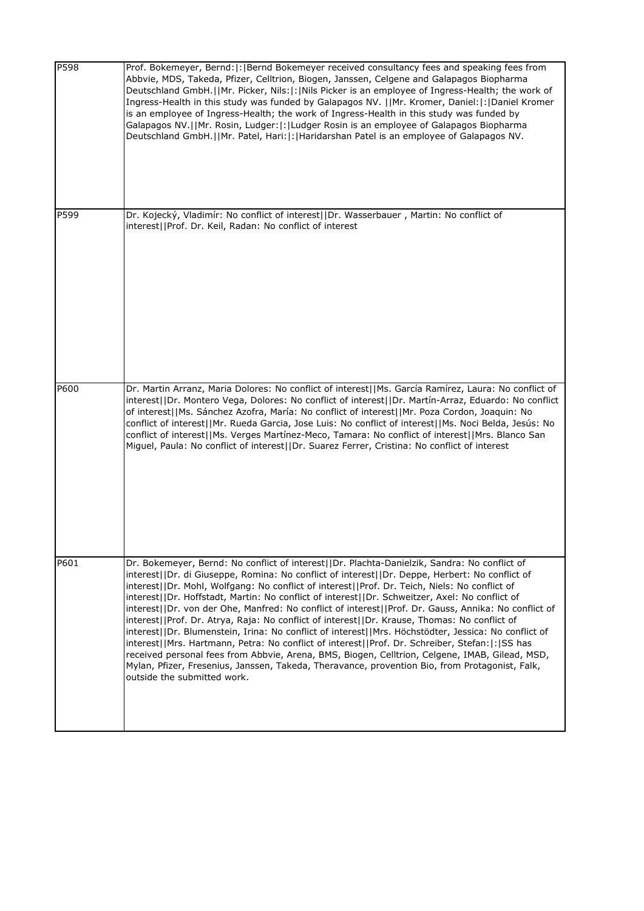| | |
|---|---|
| P598 | Prof. Bokemeyer, Bernd:\|:\|Bernd Bokemeyer received consultancy fees and speaking fees from Abbvie, MDS, Takeda, Pfizer, Celltrion, Biogen, Janssen, Celgene and Galapagos Biopharma Deutschland GmbH.\|\|Mr. Picker, Nils:\|:\|Nils Picker is an employee of Ingress-Health; the work of Ingress-Health in this study was funded by Galapagos NV. \|\|Mr. Kromer, Daniel:\|:\|Daniel Kromer is an employee of Ingress-Health; the work of Ingress-Health in this study was funded by Galapagos NV.\|\|Mr. Rosin, Ludger:\|:\|Ludger Rosin is an employee of Galapagos Biopharma Deutschland GmbH.\|\|Mr. Patel, Hari:\|:\|Haridarshan Patel is an employee of Galapagos NV. |
| P599 | Dr. Kojecký, Vladimír: No conflict of interest\|\|Dr. Wasserbauer , Martin: No conflict of interest\|\|Prof. Dr. Keil, Radan: No conflict of interest |
| P600 | Dr. Martin Arranz, Maria Dolores: No conflict of interest\|\|Ms. García Ramírez, Laura: No conflict of interest\|\|Dr. Montero Vega, Dolores: No conflict of interest\|\|Dr. Martín-Arraz, Eduardo: No conflict of interest\|\|Ms. Sánchez Azofra, María: No conflict of interest\|\|Mr. Poza Cordon, Joaquin: No conflict of interest\|\|Mr. Rueda Garcia, Jose Luis: No conflict of interest\|\|Ms. Noci Belda, Jesús: No conflict of interest\|\|Ms. Verges Martínez-Meco, Tamara: No conflict of interest\|\|Mrs. Blanco San Miguel, Paula: No conflict of interest\|\|Dr. Suarez Ferrer, Cristina: No conflict of interest |
| P601 | Dr. Bokemeyer, Bernd: No conflict of interest\|\|Dr. Plachta-Danielzik, Sandra: No conflict of interest\|\|Dr. di Giuseppe, Romina: No conflict of interest\|\|Dr. Deppe, Herbert: No conflict of interest\|\|Dr. Mohl, Wolfgang: No conflict of interest\|\|Prof. Dr. Teich, Niels: No conflict of interest\|\|Dr. Hoffstadt, Martin: No conflict of interest\|\|Dr. Schweitzer, Axel: No conflict of interest\|\|Dr. von der Ohe, Manfred: No conflict of interest\|\|Prof. Dr. Gauss, Annika: No conflict of interest\|\|Prof. Dr. Atrya, Raja: No conflict of interest\|\|Dr. Krause, Thomas: No conflict of interest\|\|Dr. Blumenstein, Irina: No conflict of interest\|\|Mrs. Höchstödter, Jessica: No conflict of interest\|\|Mrs. Hartmann, Petra: No conflict of interest\|\|Prof. Dr. Schreiber, Stefan:\|:\|SS has received personal fees from Abbvie, Arena, BMS, Biogen, Celltrion, Celgene, IMAB, Gilead, MSD, Mylan, Pfizer, Fresenius, Janssen, Takeda, Theravance, provention Bio, from Protagonist, Falk, outside the submitted work. |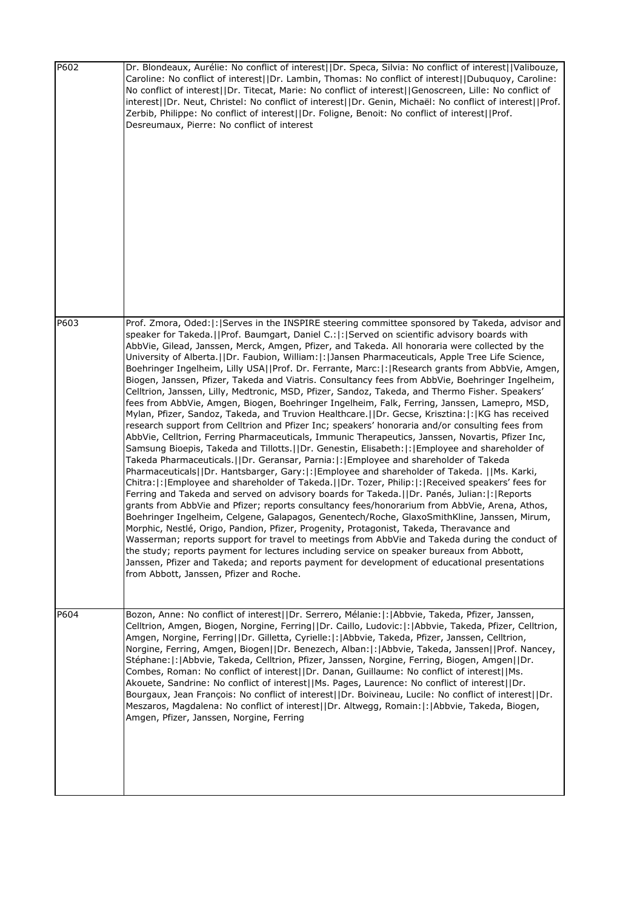| | |
|---|---|
| P602 | Dr. Blondeaux, Aurélie: No conflict of interest\|\|Dr. Speca, Silvia: No conflict of interest\|\|Valibouze, Caroline: No conflict of interest\|\|Dr. Lambin, Thomas: No conflict of interest\|\|Dubuquoy, Caroline: No conflict of interest\|\|Dr. Titecat, Marie: No conflict of interest\|\|Genoscreen, Lille: No conflict of interest\|\|Dr. Neut, Christel: No conflict of interest\|\|Dr. Genin, Michaël: No conflict of interest\|\|Prof. Zerbib, Philippe: No conflict of interest\|\|Dr. Foligne, Benoit: No conflict of interest\|\|Prof. Desreumaux, Pierre: No conflict of interest |
| P603 | Prof. Zmora, Oded:\|:\|Serves in the INSPIRE steering committee sponsored by Takeda, advisor and speaker for Takeda.\|\|Prof. Baumgart, Daniel C.:\|:\|Served on scientific advisory boards with AbbVie, Gilead, Janssen, Merck, Amgen, Pfizer, and Takeda. All honoraria were collected by the University of Alberta.\|\|Dr. Faubion, William:\|:\|Jansen Pharmaceuticals, Apple Tree Life Science, Boehringer Ingelheim, Lilly USA\|\|Prof. Dr. Ferrante, Marc:\|:\|Research grants from AbbVie, Amgen, Biogen, Janssen, Pfizer, Takeda and Viatris. Consultancy fees from AbbVie, Boehringer Ingelheim, Celltrion, Janssen, Lilly, Medtronic, MSD, Pfizer, Sandoz, Takeda, and Thermo Fisher. Speakers' fees from AbbVie, Amgen, Biogen, Boehringer Ingelheim, Falk, Ferring, Janssen, Lamepro, MSD, Mylan, Pfizer, Sandoz, Takeda, and Truvion Healthcare.\|\|Dr. Gecse, Krisztina:\|:\|KG has received research support from Celltrion and Pfizer Inc; speakers' honoraria and/or consulting fees from AbbVie, Celltrion, Ferring Pharmaceuticals, Immunic Therapeutics, Janssen, Novartis, Pfizer Inc, Samsung Bioepis, Takeda and Tillotts.\|\|Dr. Genestin, Elisabeth:\|:\|Employee and shareholder of Takeda Pharmaceuticals.\|\|Dr. Geransar, Parnia:\|:\|Employee and shareholder of Takeda Pharmaceuticals\|\|Dr. Hantsbarger, Gary:\|:\|Employee and shareholder of Takeda. \|\|Ms. Karki, Chitra:\|:\|Employee and shareholder of Takeda.\|\|Dr. Tozer, Philip:\|:\|Received speakers' fees for Ferring and Takeda and served on advisory boards for Takeda.\|\|Dr. Panés, Julian:\|:\|Reports grants from AbbVie and Pfizer; reports consultancy fees/honorarium from AbbVie, Arena, Athos, Boehringer Ingelheim, Celgene, Galapagos, Genentech/Roche, GlaxoSmithKline, Janssen, Mirum, Morphic, Nestlé, Origo, Pandion, Pfizer, Progenity, Protagonist, Takeda, Theravance and Wasserman; reports support for travel to meetings from AbbVie and Takeda during the conduct of the study; reports payment for lectures including service on speaker bureaux from Abbott, Janssen, Pfizer and Takeda; and reports payment for development of educational presentations from Abbott, Janssen, Pfizer and Roche. |
| P604 | Bozon, Anne: No conflict of interest\|\|Dr. Serrero, Mélanie:\|:\|Abbvie, Takeda, Pfizer, Janssen, Celltrion, Amgen, Biogen, Norgine, Ferring\|\|Dr. Caillo, Ludovic:\|:\|Abbvie, Takeda, Pfizer, Celltrion, Amgen, Norgine, Ferring\|\|Dr. Gilletta, Cyrielle:\|:\|Abbvie, Takeda, Pfizer, Janssen, Celltrion, Norgine, Ferring, Amgen, Biogen\|\|Dr. Benezech, Alban:\|:\|Abbvie, Takeda, Janssen\|\|Prof. Nancey, Stéphane:\|:\|Abbvie, Takeda, Celltrion, Pfizer, Janssen, Norgine, Ferring, Biogen, Amgen\|\|Dr. Combes, Roman: No conflict of interest\|\|Dr. Danan, Guillaume: No conflict of interest\|\|Ms. Akouete, Sandrine: No conflict of interest\|\|Ms. Pages, Laurence: No conflict of interest\|\|Dr. Bourgaux, Jean François: No conflict of interest\|\|Dr. Boivineau, Lucile: No conflict of interest\|\|Dr. Meszaros, Magdalena: No conflict of interest\|\|Dr. Altwegg, Romain:\|:\|Abbvie, Takeda, Biogen, Amgen, Pfizer, Janssen, Norgine, Ferring |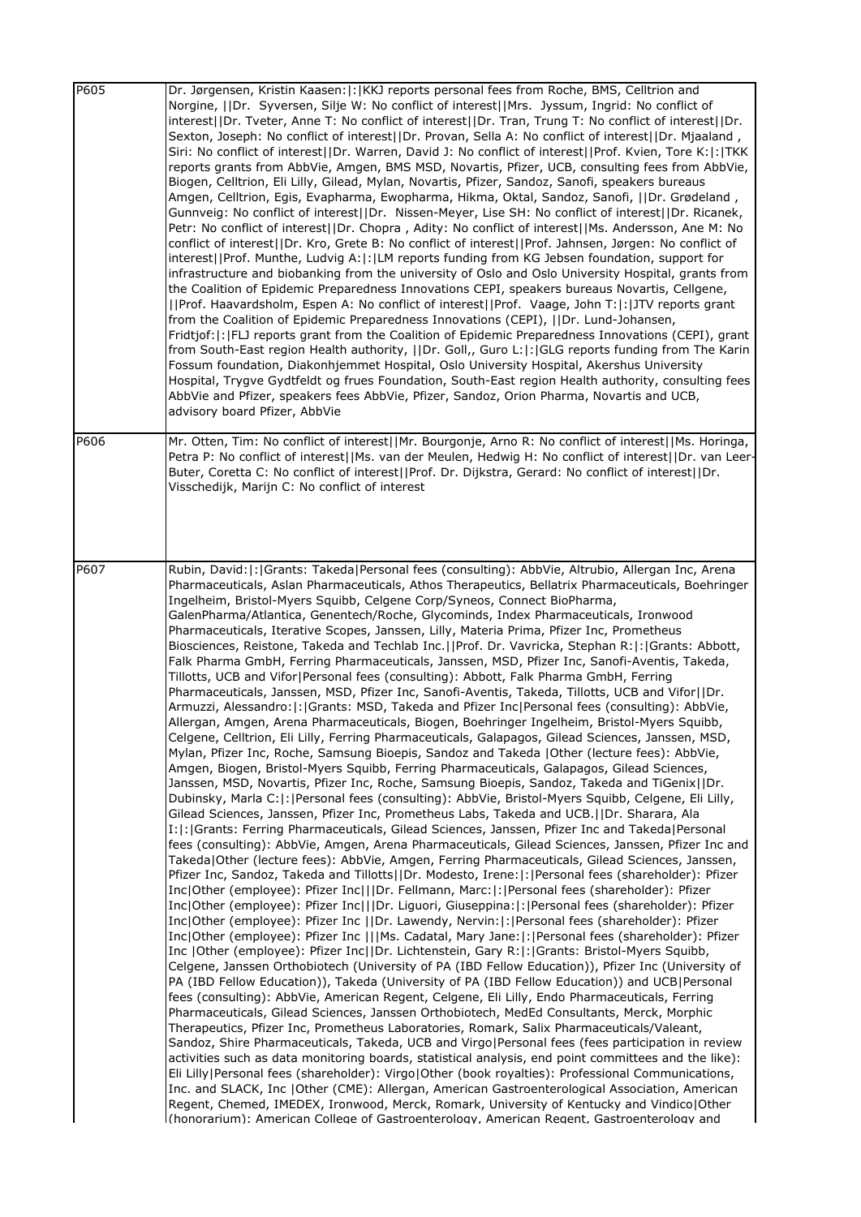| | |
|---|---|
| P605 | Dr. Jørgensen, Kristin Kaasen:\|:\|KKJ reports personal fees from Roche, BMS, Celltrion and Norgine, \|\|Dr. Syversen, Silje W: No conflict of interest\|\|Mrs. Jyssum, Ingrid: No conflict of interest\|\|Dr. Tveter, Anne T: No conflict of interest\|\|Dr. Tran, Trung T: No conflict of interest\|\|Dr. Sexton, Joseph: No conflict of interest\|\|Dr. Provan, Sella A: No conflict of interest\|\|Dr. Mjaaland , Siri: No conflict of interest\|\|Dr. Warren, David J: No conflict of interest\|\|Prof. Kvien, Tore K:\|:\|TKK reports grants from AbbVie, Amgen, BMS MSD, Novartis, Pfizer, UCB, consulting fees from AbbVie, Biogen, Celltrion, Eli Lilly, Gilead, Mylan, Novartis, Pfizer, Sandoz, Sanofi, speakers bureaus Amgen, Celltrion, Egis, Evapharma, Ewopharma, Hikma, Oktal, Sandoz, Sanofi, \|\|Dr. Grødeland , Gunnveig: No conflict of interest\|\|Dr. Nissen-Meyer, Lise SH: No conflict of interest\|\|Dr. Ricanek, Petr: No conflict of interest\|\|Dr. Chopra , Adity: No conflict of interest\|\|Ms. Andersson, Ane M: No conflict of interest\|\|Dr. Kro, Grete B: No conflict of interest\|\|Prof. Jahnsen, Jørgen: No conflict of interest\|\|Prof. Munthe, Ludvig A:\|:\|LM reports funding from KG Jebsen foundation, support for infrastructure and biobanking from the university of Oslo and Oslo University Hospital, grants from the Coalition of Epidemic Preparedness Innovations CEPI, speakers bureaus Novartis, Cellgene, \|\|Prof. Haavardsholm, Espen A: No conflict of interest\|\|Prof. Vaage, John T:\|:\|JTV reports grant from the Coalition of Epidemic Preparedness Innovations (CEPI), \|\|Dr. Lund-Johansen, Fridtjof:\|:\|FLJ reports grant from the Coalition of Epidemic Preparedness Innovations (CEPI), grant from South-East region Health authority, \|\|Dr. Goll,, Guro L:\|:\|GLG reports funding from The Karin Fossum foundation, Diakonhjemmet Hospital, Oslo University Hospital, Akershus University Hospital, Trygve Gydtfeldt og frues Foundation, South-East region Health authority, consulting fees AbbVie and Pfizer, speakers fees AbbVie, Pfizer, Sandoz, Orion Pharma, Novartis and UCB, advisory board Pfizer, AbbVie |
| P606 | Mr. Otten, Tim: No conflict of interest\|\|Mr. Bourgonje, Arno R: No conflict of interest\|\|Ms. Horinga, Petra P: No conflict of interest\|\|Ms. van der Meulen, Hedwig H: No conflict of interest\|\|Dr. van Leer-Buter, Coretta C: No conflict of interest\|\|Prof. Dr. Dijkstra, Gerard: No conflict of interest\|\|Dr. Visschedijk, Marijn C: No conflict of interest |
| P607 | Rubin, David:\|:\|Grants: Takeda\|Personal fees (consulting): AbbVie, Altrubio, Allergan Inc, Arena Pharmaceuticals, Aslan Pharmaceuticals, Athos Therapeutics, Bellatrix Pharmaceuticals, Boehringer Ingelheim, Bristol-Myers Squibb, Celgene Corp/Syneos, Connect BioPharma, GalenPharma/Atlantica, Genentech/Roche, Glycominds, Index Pharmaceuticals, Ironwood Pharmaceuticals, Iterative Scopes, Janssen, Lilly, Materia Prima, Pfizer Inc, Prometheus Biosciences, Reistone, Takeda and Techlab Inc.\|\|Prof. Dr. Vavricka, Stephan R:\|:\|Grants: Abbott, Falk Pharma GmbH, Ferring Pharmaceuticals, Janssen, MSD, Pfizer Inc, Sanofi-Aventis, Takeda, Tillotts, UCB and Vifor\|Personal fees (consulting): Abbott, Falk Pharma GmbH, Ferring Pharmaceuticals, Janssen, MSD, Pfizer Inc, Sanofi-Aventis, Takeda, Tillotts, UCB and Vifor\|\|Dr. Armuzzi, Alessandro:\|:\|Grants: MSD, Takeda and Pfizer Inc\|Personal fees (consulting): AbbVie, Allergan, Amgen, Arena Pharmaceuticals, Biogen, Boehringer Ingelheim, Bristol-Myers Squibb, Celgene, Celltrion, Eli Lilly, Ferring Pharmaceuticals, Galapagos, Gilead Sciences, Janssen, MSD, Mylan, Pfizer Inc, Roche, Samsung Bioepis, Sandoz and Takeda \|Other (lecture fees): AbbVie, Amgen, Biogen, Bristol-Myers Squibb, Ferring Pharmaceuticals, Galapagos, Gilead Sciences, Janssen, MSD, Novartis, Pfizer Inc, Roche, Samsung Bioepis, Sandoz, Takeda and TiGenix\|\|Dr. Dubinsky, Marla C:\|:\|Personal fees (consulting): AbbVie, Bristol-Myers Squibb, Celgene, Eli Lilly, Gilead Sciences, Janssen, Pfizer Inc, Prometheus Labs, Takeda and UCB.\|\|Dr. Sharara, Ala I:\|:\|Grants: Ferring Pharmaceuticals, Gilead Sciences, Janssen, Pfizer Inc and Takeda\|Personal fees (consulting): AbbVie, Amgen, Arena Pharmaceuticals, Gilead Sciences, Janssen, Pfizer Inc and Takeda\|Other (lecture fees): AbbVie, Amgen, Ferring Pharmaceuticals, Gilead Sciences, Janssen, Pfizer Inc, Sandoz, Takeda and Tillotts\|\|Dr. Modesto, Irene:\|:\|Personal fees (shareholder): Pfizer Inc\|Other (employee): Pfizer Inc\|\|\|Dr. Fellmann, Marc:\|:\|Personal fees (shareholder): Pfizer Inc\|Other (employee): Pfizer Inc\|\|\|Dr. Liguori, Giuseppina:\|:\|Personal fees (shareholder): Pfizer Inc\|Other (employee): Pfizer Inc \|\|Dr. Lawendy, Nervin:\|:\|Personal fees (shareholder): Pfizer Inc\|Other (employee): Pfizer Inc \|\|\|Ms. Cadatal, Mary Jane:\|:\|Personal fees (shareholder): Pfizer Inc \|Other (employee): Pfizer Inc\|\|Dr. Lichtenstein, Gary R:\|:\|Grants: Bristol-Myers Squibb, Celgene, Janssen Orthobiotech (University of PA (IBD Fellow Education)), Pfizer Inc (University of PA (IBD Fellow Education)), Takeda (University of PA (IBD Fellow Education)) and UCB\|Personal fees (consulting): AbbVie, American Regent, Celgene, Eli Lilly, Endo Pharmaceuticals, Ferring Pharmaceuticals, Gilead Sciences, Janssen Orthobiotech, MedEd Consultants, Merck, Morphic Therapeutics, Pfizer Inc, Prometheus Laboratories, Romark, Salix Pharmaceuticals/Valeant, Sandoz, Shire Pharmaceuticals, Takeda, UCB and Virgo\|Personal fees (fees participation in review activities such as data monitoring boards, statistical analysis, end point committees and the like): Eli Lilly\|Personal fees (shareholder): Virgo\|Other (book royalties): Professional Communications, Inc. and SLACK, Inc \|Other (CME): Allergan, American Gastroenterological Association, American Regent, Chemed, IMEDEX, Ironwood, Merck, Romark, University of Kentucky and Vindico\|Other (honorarium): American College of Gastroenterology, American Regent, Gastroenterology and |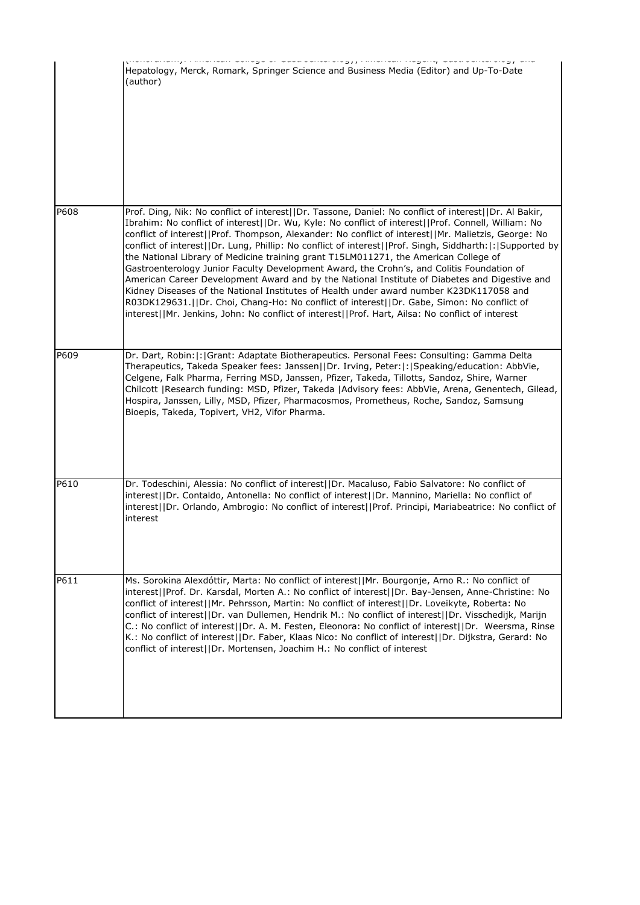| | |
|---|---|
| | (Honorarium): American College of Gastroenterology, American Regent, Gastroenterology and Hepatology, Merck, Romark, Springer Science and Business Media (Editor) and Up-To-Date (author) |
| P608 | Prof. Ding, Nik: No conflict of interest\|\|Dr. Tassone, Daniel: No conflict of interest\|\|Dr. Al Bakir, Ibrahim: No conflict of interest\|\|Dr. Wu, Kyle: No conflict of interest\|\|Prof. Connell, William: No conflict of interest\|\|Prof. Thompson, Alexander: No conflict of interest\|\|Mr. Malietzis, George: No conflict of interest\|\|Dr. Lung, Phillip: No conflict of interest\|\|Prof. Singh, Siddharth:\|:\|Supported by the National Library of Medicine training grant T15LM011271, the American College of Gastroenterology Junior Faculty Development Award, the Crohn's, and Colitis Foundation of American Career Development Award and by the National Institute of Diabetes and Digestive and Kidney Diseases of the National Institutes of Health under award number K23DK117058 and R03DK129631.\|\|Dr. Choi, Chang-Ho: No conflict of interest\|\|Dr. Gabe, Simon: No conflict of interest\|\|Mr. Jenkins, John: No conflict of interest\|\|Prof. Hart, Ailsa: No conflict of interest |
| P609 | Dr. Dart, Robin:\|:\|Grant: Adaptate Biotherapeutics. Personal Fees: Consulting: Gamma Delta Therapeutics, Takeda Speaker fees: Janssen\|\|Dr. Irving, Peter:\|:\|Speaking/education: AbbVie, Celgene, Falk Pharma, Ferring MSD, Janssen, Pfizer, Takeda, Tillotts, Sandoz, Shire, Warner Chilcott \|Research funding: MSD, Pfizer, Takeda \|Advisory fees: AbbVie, Arena, Genentech, Gilead, Hospira, Janssen, Lilly, MSD, Pfizer, Pharmacosmos, Prometheus, Roche, Sandoz, Samsung Bioepis, Takeda, Topivert, VH2, Vifor Pharma. |
| P610 | Dr. Todeschini, Alessia: No conflict of interest\|\|Dr. Macaluso, Fabio Salvatore: No conflict of interest\|\|Dr. Contaldo, Antonella: No conflict of interest\|\|Dr. Mannino, Mariella: No conflict of interest\|\|Dr. Orlando, Ambrogio: No conflict of interest\|\|Prof. Principi, Mariabeatrice: No conflict of interest |
| P611 | Ms. Sorokina Alexdóttir, Marta: No conflict of interest\|\|Mr. Bourgonje, Arno R.: No conflict of interest\|\|Prof. Dr. Karsdal, Morten A.: No conflict of interest\|\|Dr. Bay-Jensen, Anne-Christine: No conflict of interest\|\|Mr. Pehrsson, Martin: No conflict of interest\|\|Dr. Loveikyte, Roberta: No conflict of interest\|\|Dr. van Dullemen, Hendrik M.: No conflict of interest\|\|Dr. Visschedijk, Marijn C.: No conflict of interest\|\|Dr. A. M. Festen, Eleonora: No conflict of interest\|\|Dr. Weersma, Rinse K.: No conflict of interest\|\|Dr. Faber, Klaas Nico: No conflict of interest\|\|Dr. Dijkstra, Gerard: No conflict of interest\|\|Dr. Mortensen, Joachim H.: No conflict of interest |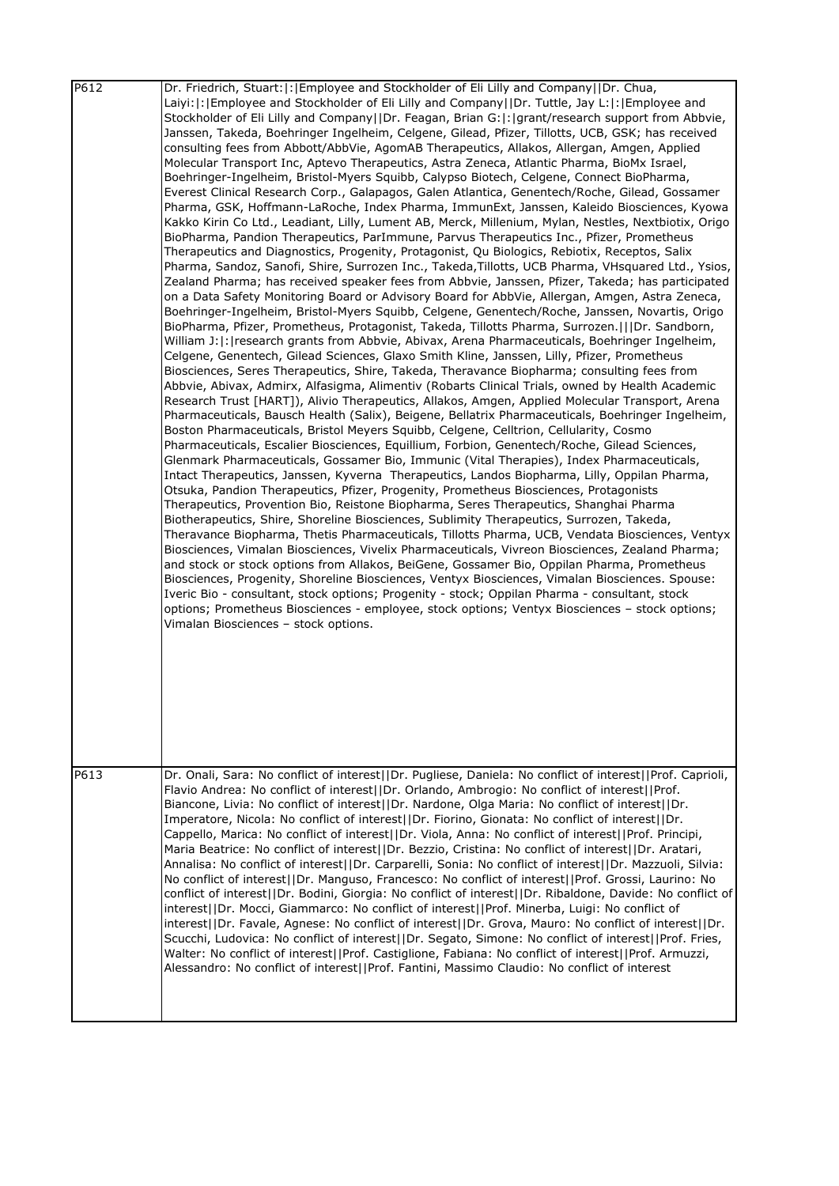| | |
|---|---|
| P612 | Dr. Friedrich, Stuart:\|:\|Employee and Stockholder of Eli Lilly and Company\|\|Dr. Chua, Laiyi:\|:\|Employee and Stockholder of Eli Lilly and Company\|\|Dr. Tuttle, Jay L:\|:\|Employee and Stockholder of Eli Lilly and Company\|\|Dr. Feagan, Brian G:\|:\|grant/research support from Abbvie, Janssen, Takeda, Boehringer Ingelheim, Celgene, Gilead, Pfizer, Tillotts, UCB, GSK; has received consulting fees from Abbott/AbbVie, AgomAB Therapeutics, Allakos, Allergan, Amgen, Applied Molecular Transport Inc, Aptevo Therapeutics, Astra Zeneca, Atlantic Pharma, BioMx Israel, Boehringer-Ingelheim, Bristol-Myers Squibb, Calypso Biotech, Celgene, Connect BioPharma, Everest Clinical Research Corp., Galapagos, Galen Atlantica, Genentech/Roche, Gilead, Gossamer Pharma, GSK, Hoffmann-LaRoche, Index Pharma, ImmunExt, Janssen, Kaleido Biosciences, Kyowa Kakko Kirin Co Ltd., Leadiant, Lilly, Lument AB, Merck, Millenium, Mylan, Nestles, Nextbiotix, Origo BioPharma, Pandion Therapeutics, ParImmune, Parvus Therapeutics Inc., Pfizer, Prometheus Therapeutics and Diagnostics, Progenity, Protagonist, Qu Biologics, Rebiotix, Receptos, Salix Pharma, Sandoz, Sanofi, Shire, Surrozen Inc., Takeda,Tillotts, UCB Pharma, VHsquared Ltd., Ysios, Zealand Pharma; has received speaker fees from Abbvie, Janssen, Pfizer, Takeda; has participated on a Data Safety Monitoring Board or Advisory Board for AbbVie, Allergan, Amgen, Astra Zeneca, Boehringer-Ingelheim, Bristol-Myers Squibb, Celgene, Genentech/Roche, Janssen, Novartis, Origo BioPharma, Pfizer, Prometheus, Protagonist, Takeda, Tillotts Pharma, Surrozen.\|\|\|Dr. Sandborn, William J:\|:\|research grants from Abbvie, Abivax, Arena Pharmaceuticals, Boehringer Ingelheim, Celgene, Genentech, Gilead Sciences, Glaxo Smith Kline, Janssen, Lilly, Pfizer, Prometheus Biosciences, Seres Therapeutics, Shire, Takeda, Theravance Biopharma; consulting fees from Abbvie, Abivax, Admirx, Alfasigma, Alimentiv (Robarts Clinical Trials, owned by Health Academic Research Trust [HART]), Alivio Therapeutics, Allakos, Amgen, Applied Molecular Transport, Arena Pharmaceuticals, Bausch Health (Salix), Beigene, Bellatrix Pharmaceuticals, Boehringer Ingelheim, Boston Pharmaceuticals, Bristol Meyers Squibb, Celgene, Celltrion, Cellularity, Cosmo Pharmaceuticals, Escalier Biosciences, Equillium, Forbion, Genentech/Roche, Gilead Sciences, Glenmark Pharmaceuticals, Gossamer Bio, Immunic (Vital Therapies), Index Pharmaceuticals, Intact Therapeutics, Janssen, Kyverna Therapeutics, Landos Biopharma, Lilly, Oppilan Pharma, Otsuka, Pandion Therapeutics, Pfizer, Progenity, Prometheus Biosciences, Protagonists Therapeutics, Provention Bio, Reistone Biopharma, Seres Therapeutics, Shanghai Pharma Biotherapeutics, Shire, Shoreline Biosciences, Sublimity Therapeutics, Surrozen, Takeda, Theravance Biopharma, Thetis Pharmaceuticals, Tillotts Pharma, UCB, Vendata Biosciences, Ventyx Biosciences, Vimalan Biosciences, Vivelix Pharmaceuticals, Vivreon Biosciences, Zealand Pharma; and stock or stock options from Allakos, BeiGene, Gossamer Bio, Oppilan Pharma, Prometheus Biosciences, Progenity, Shoreline Biosciences, Ventyx Biosciences, Vimalan Biosciences. Spouse: Iveric Bio - consultant, stock options; Progenity - stock; Oppilan Pharma - consultant, stock options; Prometheus Biosciences - employee, stock options; Ventyx Biosciences – stock options; Vimalan Biosciences – stock options. |
| P613 | Dr. Onali, Sara: No conflict of interest\|\|Dr. Pugliese, Daniela: No conflict of interest\|\|Prof. Caprioli, Flavio Andrea: No conflict of interest\|\|Dr. Orlando, Ambrogio: No conflict of interest\|\|Prof. Biancone, Livia: No conflict of interest\|\|Dr. Nardone, Olga Maria: No conflict of interest\|\|Dr. Imperatore, Nicola: No conflict of interest\|\|Dr. Fiorino, Gionata: No conflict of interest\|\|Dr. Cappello, Marica: No conflict of interest\|\|Dr. Viola, Anna: No conflict of interest\|\|Prof. Principi, Maria Beatrice: No conflict of interest\|\|Dr. Bezzio, Cristina: No conflict of interest\|\|Dr. Aratari, Annalisa: No conflict of interest\|\|Dr. Carparelli, Sonia: No conflict of interest\|\|Dr. Mazzuoli, Silvia: No conflict of interest\|\|Dr. Manguso, Francesco: No conflict of interest\|\|Prof. Grossi, Laurino: No conflict of interest\|\|Dr. Bodini, Giorgia: No conflict of interest\|\|Dr. Ribaldone, Davide: No conflict of interest\|\|Dr. Mocci, Giammarco: No conflict of interest\|\|Prof. Minerba, Luigi: No conflict of interest\|\|Dr. Favale, Agnese: No conflict of interest\|\|Dr. Grova, Mauro: No conflict of interest\|\|Dr. Scucchi, Ludovica: No conflict of interest\|\|Dr. Segato, Simone: No conflict of interest\|\|Prof. Fries, Walter: No conflict of interest\|\|Prof. Castiglione, Fabiana: No conflict of interest\|\|Prof. Armuzzi, Alessandro: No conflict of interest\|\|Prof. Fantini, Massimo Claudio: No conflict of interest |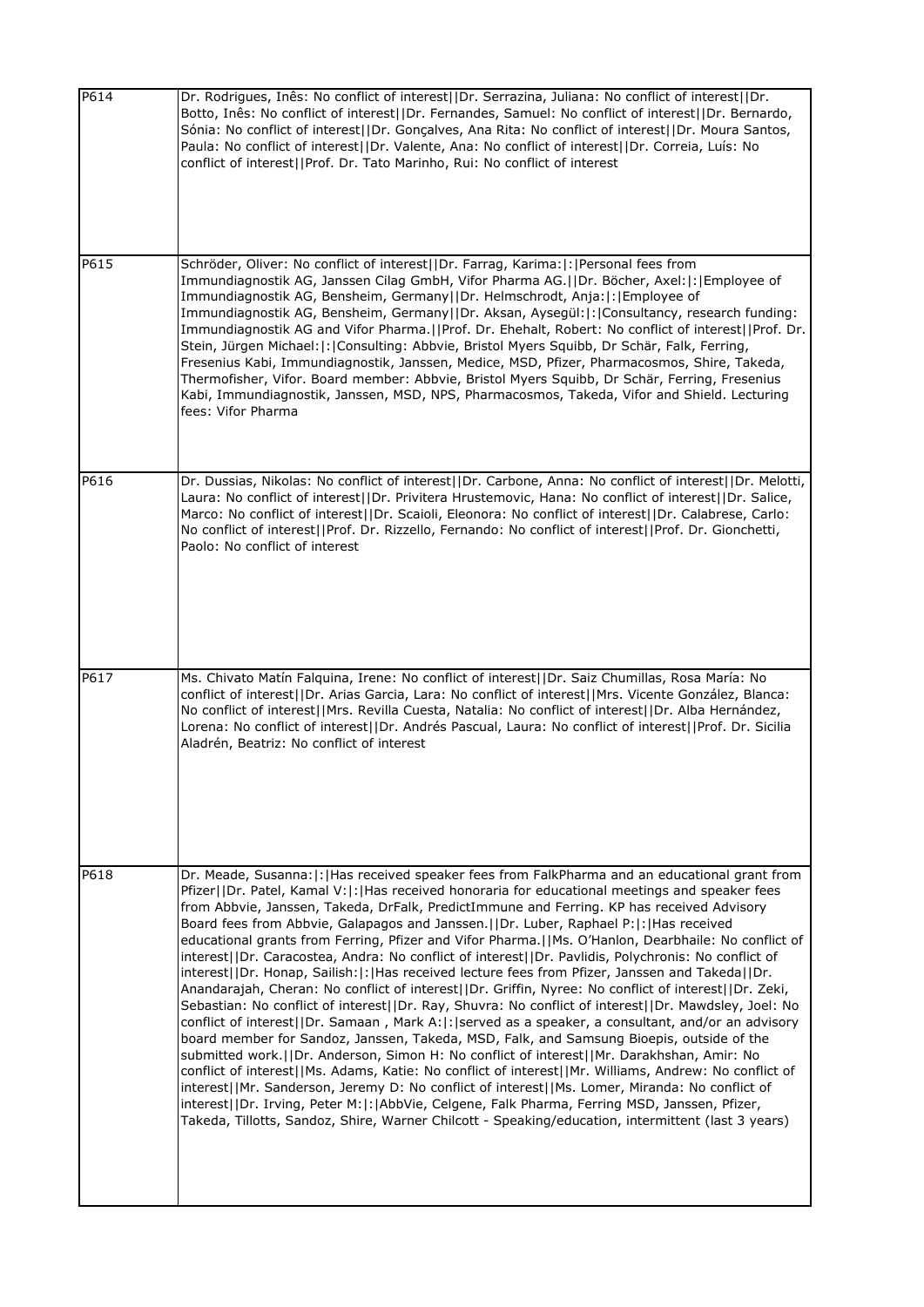| | |
|---|---|
| P614 | Dr. Rodrigues, Inês: No conflict of interest\|\|Dr. Serrazina, Juliana: No conflict of interest\|\|Dr. Botto, Inês: No conflict of interest\|\|Dr. Fernandes, Samuel: No conflict of interest\|\|Dr. Bernardo, Sónia: No conflict of interest\|\|Dr. Gonçalves, Ana Rita: No conflict of interest\|\|Dr. Moura Santos, Paula: No conflict of interest\|\|Dr. Valente, Ana: No conflict of interest\|\|Dr. Correia, Luís: No conflict of interest\|\|Prof. Dr. Tato Marinho, Rui: No conflict of interest |
| P615 | Schröder, Oliver: No conflict of interest\|\|Dr. Farrag, Karima:\|:\|Personal fees from Immundiagnostik AG, Janssen Cilag GmbH, Vifor Pharma AG.\|\|Dr. Böcher, Axel:\|:\|Employee of Immundiagnostik AG, Bensheim, Germany\|\|Dr. Helmschrodt, Anja:\|:\|Employee of Immundiagnostik AG, Bensheim, Germany\|\|Dr. Aksan, Aysegül:\|:\|Consultancy, research funding: Immundiagnostik AG and Vifor Pharma.\|\|Prof. Dr. Ehehalt, Robert: No conflict of interest\|\|Prof. Dr. Stein, Jürgen Michael:\|:\|Consulting: Abbvie, Bristol Myers Squibb, Dr Schär, Falk, Ferring, Fresenius Kabi, Immundiagnostik, Janssen, Medice, MSD, Pfizer, Pharmacosmos, Shire, Takeda, Thermofisher, Vifor. Board member: Abbvie, Bristol Myers Squibb, Dr Schär, Ferring, Fresenius Kabi, Immundiagnostik, Janssen, MSD, NPS, Pharmacosmos, Takeda, Vifor and Shield. Lecturing fees: Vifor Pharma |
| P616 | Dr. Dussias, Nikolas: No conflict of interest\|\|Dr. Carbone, Anna: No conflict of interest\|\|Dr. Melotti, Laura: No conflict of interest\|\|Dr. Privitera Hrustemovic, Hana: No conflict of interest\|\|Dr. Salice, Marco: No conflict of interest\|\|Dr. Scaioli, Eleonora: No conflict of interest\|\|Dr. Calabrese, Carlo: No conflict of interest\|\|Prof. Dr. Rizzello, Fernando: No conflict of interest\|\|Prof. Dr. Gionchetti, Paolo: No conflict of interest |
| P617 | Ms. Chivato Matín Falquina, Irene: No conflict of interest\|\|Dr. Saiz Chumillas, Rosa María: No conflict of interest\|\|Dr. Arias Garcia, Lara: No conflict of interest\|\|Mrs. Vicente González, Blanca: No conflict of interest\|\|Mrs. Revilla Cuesta, Natalia: No conflict of interest\|\|Dr. Alba Hernández, Lorena: No conflict of interest\|\|Dr. Andrés Pascual, Laura: No conflict of interest\|\|Prof. Dr. Sicilia Aladrén, Beatriz: No conflict of interest |
| P618 | Dr. Meade, Susanna:\|:\|Has received speaker fees from FalkPharma and an educational grant from Pfizer\|\|Dr. Patel, Kamal V:\|:\|Has received honoraria for educational meetings and speaker fees from Abbvie, Janssen, Takeda, DrFalk, PredictImmune and Ferring. KP has received Advisory Board fees from Abbvie, Galapagos and Janssen.\|\|Dr. Luber, Raphael P:\|:\|Has received educational grants from Ferring, Pfizer and Vifor Pharma.\|\|Ms. O'Hanlon, Dearbhaile: No conflict of interest\|\|Dr. Caracostea, Andra: No conflict of interest\|\|Dr. Pavlidis, Polychronis: No conflict of interest\|\|Dr. Honap, Sailish:\|:\|Has received lecture fees from Pfizer, Janssen and Takeda\|\|Dr. Anandarajah, Cheran: No conflict of interest\|\|Dr. Griffin, Nyree: No conflict of interest\|\|Dr. Zeki, Sebastian: No conflict of interest\|\|Dr. Ray, Shuvra: No conflict of interest\|\|Dr. Mawdsley, Joel: No conflict of interest\|\|Dr. Samaan , Mark A:\|:\|served as a speaker, a consultant, and/or an advisory board member for Sandoz, Janssen, Takeda, MSD, Falk, and Samsung Bioepis, outside of the submitted work.\|\|Dr. Anderson, Simon H: No conflict of interest\|\|Mr. Darakhshan, Amir: No conflict of interest\|\|Ms. Adams, Katie: No conflict of interest\|\|Mr. Williams, Andrew: No conflict of interest\|\|Mr. Sanderson, Jeremy D: No conflict of interest\|\|Ms. Lomer, Miranda: No conflict of interest\|\|Dr. Irving, Peter M:\|:\|AbbVie, Celgene, Falk Pharma, Ferring MSD, Janssen, Pfizer, Takeda, Tillotts, Sandoz, Shire, Warner Chilcott - Speaking/education, intermittent (last 3 years) |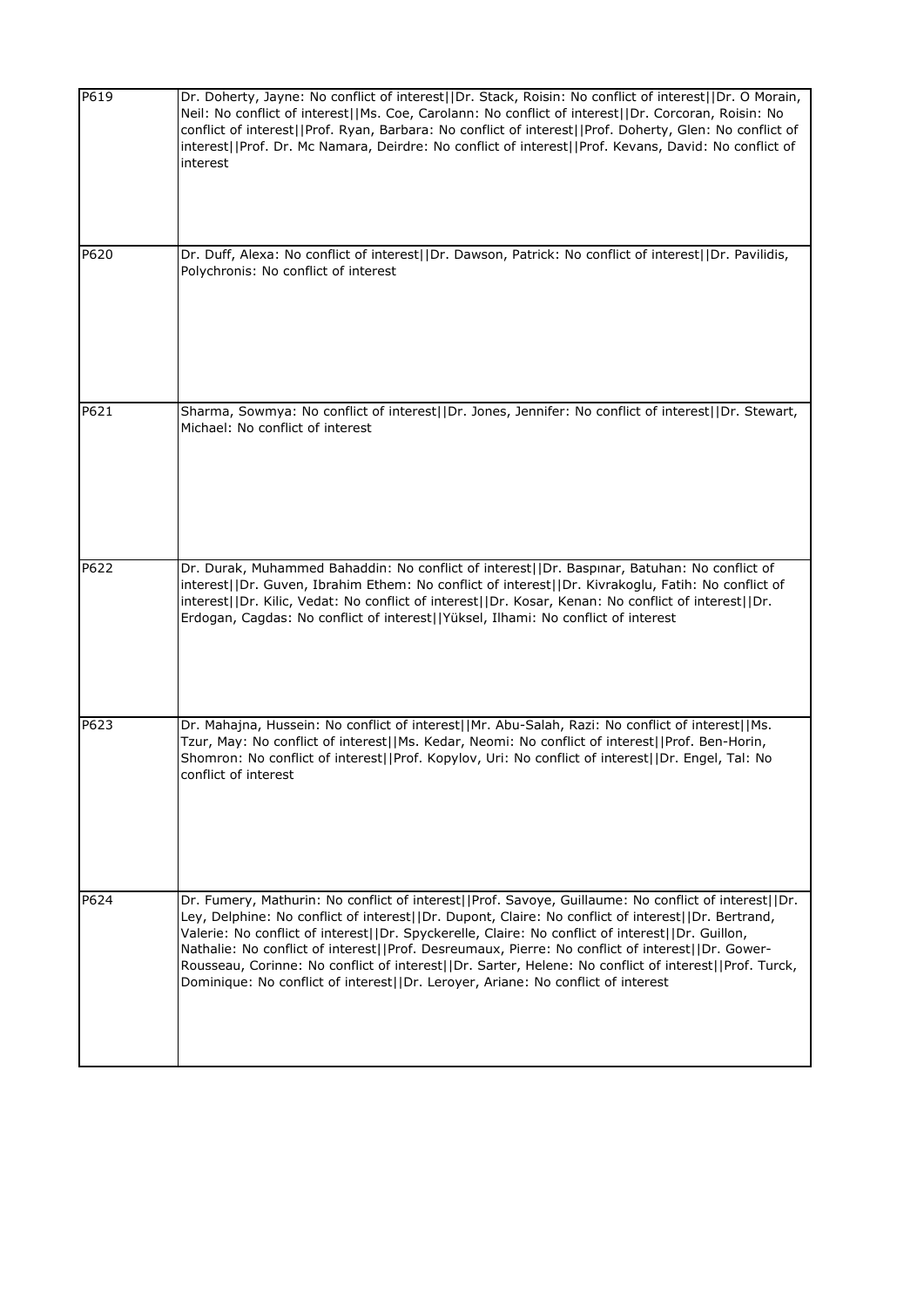| | |
|---|---|
| P619 | Dr. Doherty, Jayne: No conflict of interest\|\|Dr. Stack, Roisin: No conflict of interest\|\|Dr. O Morain, Neil: No conflict of interest\|\|Ms. Coe, Carolann: No conflict of interest\|\|Dr. Corcoran, Roisin: No conflict of interest\|\|Prof. Ryan, Barbara: No conflict of interest\|\|Prof. Doherty, Glen: No conflict of interest\|\|Prof. Dr. Mc Namara, Deirdre: No conflict of interest\|\|Prof. Kevans, David: No conflict of interest |
| P620 | Dr. Duff, Alexa: No conflict of interest\|\|Dr. Dawson, Patrick: No conflict of interest\|\|Dr. Pavilidis, Polychronis: No conflict of interest |
| P621 | Sharma, Sowmya: No conflict of interest\|\|Dr. Jones, Jennifer: No conflict of interest\|\|Dr. Stewart, Michael: No conflict of interest |
| P622 | Dr. Durak, Muhammed Bahaddin: No conflict of interest\|\|Dr. Baspınar, Batuhan: No conflict of interest\|\|Dr. Guven, Ibrahim Ethem: No conflict of interest\|\|Dr. Kivrakoglu, Fatih: No conflict of interest\|\|Dr. Kilic, Vedat: No conflict of interest\|\|Dr. Kosar, Kenan: No conflict of interest\|\|Dr. Erdogan, Cagdas: No conflict of interest\|\|Yüksel, Ilhami: No conflict of interest |
| P623 | Dr. Mahajna, Hussein: No conflict of interest\|\|Mr. Abu-Salah, Razi: No conflict of interest\|\|Ms. Tzur, May: No conflict of interest\|\|Ms. Kedar, Neomi: No conflict of interest\|\|Prof. Ben-Horin, Shomron: No conflict of interest\|\|Prof. Kopylov, Uri: No conflict of interest\|\|Dr. Engel, Tal: No conflict of interest |
| P624 | Dr. Fumery, Mathurin: No conflict of interest\|\|Prof. Savoye, Guillaume: No conflict of interest\|\|Dr. Ley, Delphine: No conflict of interest\|\|Dr. Dupont, Claire: No conflict of interest\|\|Dr. Bertrand, Valerie: No conflict of interest\|\|Dr. Spyckerelle, Claire: No conflict of interest\|\|Dr. Guillon, Nathalie: No conflict of interest\|\|Prof. Desreumaux, Pierre: No conflict of interest\|\|Dr. Gower-Rousseau, Corinne: No conflict of interest\|\|Dr. Sarter, Helene: No conflict of interest\|\|Prof. Turck, Dominique: No conflict of interest\|\|Dr. Leroyer, Ariane: No conflict of interest |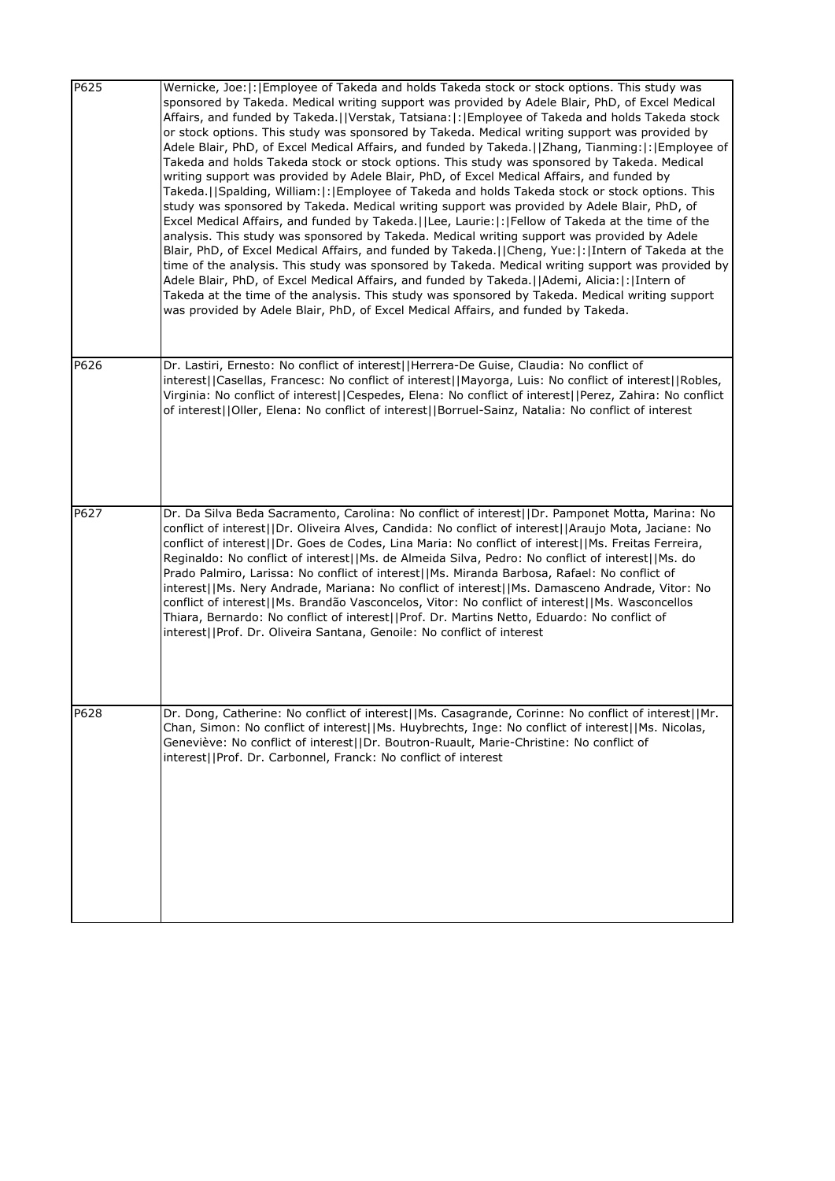| | |
|---|---|
| P625 | Wernicke, Joe:\|:\|Employee of Takeda and holds Takeda stock or stock options. This study was sponsored by Takeda. Medical writing support was provided by Adele Blair, PhD, of Excel Medical Affairs, and funded by Takeda.\|\|Verstak, Tatsiana:\|:\|Employee of Takeda and holds Takeda stock or stock options. This study was sponsored by Takeda. Medical writing support was provided by Adele Blair, PhD, of Excel Medical Affairs, and funded by Takeda.\|\|Zhang, Tianming:\|:\|Employee of Takeda and holds Takeda stock or stock options. This study was sponsored by Takeda. Medical writing support was provided by Adele Blair, PhD, of Excel Medical Affairs, and funded by Takeda.\|\|Spalding, William:\|:\|Employee of Takeda and holds Takeda stock or stock options. This study was sponsored by Takeda. Medical writing support was provided by Adele Blair, PhD, of Excel Medical Affairs, and funded by Takeda.\|\|Lee, Laurie:\|:\|Fellow of Takeda at the time of the analysis. This study was sponsored by Takeda. Medical writing support was provided by Adele Blair, PhD, of Excel Medical Affairs, and funded by Takeda.\|\|Cheng, Yue:\|:\|Intern of Takeda at the time of the analysis. This study was sponsored by Takeda. Medical writing support was provided by Adele Blair, PhD, of Excel Medical Affairs, and funded by Takeda.\|\|Ademi, Alicia:\|:\|Intern of Takeda at the time of the analysis. This study was sponsored by Takeda. Medical writing support was provided by Adele Blair, PhD, of Excel Medical Affairs, and funded by Takeda. |
| P626 | Dr. Lastiri, Ernesto: No conflict of interest\|\|Herrera-De Guise, Claudia: No conflict of interest\|\|Casellas, Francesc: No conflict of interest\|\|Mayorga, Luis: No conflict of interest\|\|Robles, Virginia: No conflict of interest\|\|Cespedes, Elena: No conflict of interest\|\|Perez, Zahira: No conflict of interest\|\|Oller, Elena: No conflict of interest\|\|Borruel-Sainz, Natalia: No conflict of interest |
| P627 | Dr. Da Silva Beda Sacramento, Carolina: No conflict of interest\|\|Dr. Pamponet Motta, Marina: No conflict of interest\|\|Dr. Oliveira Alves, Candida: No conflict of interest\|\|Araujo Mota, Jaciane: No conflict of interest\|\|Dr. Goes de Codes, Lina Maria: No conflict of interest\|\|Ms. Freitas Ferreira, Reginaldo: No conflict of interest\|\|Ms. de Almeida Silva, Pedro: No conflict of interest\|\|Ms. do Prado Palmiro, Larissa: No conflict of interest\|\|Ms. Miranda Barbosa, Rafael: No conflict of interest\|\|Ms. Nery Andrade, Mariana: No conflict of interest\|\|Ms. Damasceno Andrade, Vitor: No conflict of interest\|\|Ms. Brandão Vasconcelos, Vitor: No conflict of interest\|\|Ms. Wasconcellos Thiara, Bernardo: No conflict of interest\|\|Prof. Dr. Martins Netto, Eduardo: No conflict of interest\|\|Prof. Dr. Oliveira Santana, Genoile: No conflict of interest |
| P628 | Dr. Dong, Catherine: No conflict of interest\|\|Ms. Casagrande, Corinne: No conflict of interest\|\|Mr. Chan, Simon: No conflict of interest\|\|Ms. Huybrechts, Inge: No conflict of interest\|\|Ms. Nicolas, Geneviève: No conflict of interest\|\|Dr. Boutron-Ruault, Marie-Christine: No conflict of interest\|\|Prof. Dr. Carbonnel, Franck: No conflict of interest |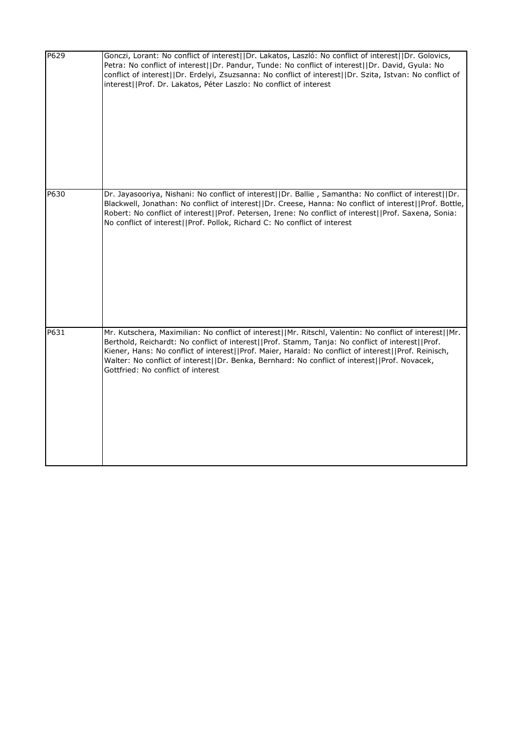| | |
|---|---|
| P629 | Gonczi, Lorant: No conflict of interest\|\|Dr. Lakatos, László: No conflict of interest\|\|Dr. Golovics, Petra: No conflict of interest\|\|Dr. Pandur, Tunde: No conflict of interest\|\|Dr. David, Gyula: No conflict of interest\|\|Dr. Erdelyi, Zsuzsanna: No conflict of interest\|\|Dr. Szita, Istvan: No conflict of interest\|\|Prof. Dr. Lakatos, Péter Laszlo: No conflict of interest |
| P630 | Dr. Jayasooriya, Nishani: No conflict of interest\|\|Dr. Ballie , Samantha: No conflict of interest\|\|Dr. Blackwell, Jonathan: No conflict of interest\|\|Dr. Creese, Hanna: No conflict of interest\|\|Prof. Bottle, Robert: No conflict of interest\|\|Prof. Petersen, Irene: No conflict of interest\|\|Prof. Saxena, Sonia: No conflict of interest\|\|Prof. Pollok, Richard C: No conflict of interest |
| P631 | Mr. Kutschera, Maximilian: No conflict of interest\|\|Mr. Ritschl, Valentin: No conflict of interest\|\|Mr. Berthold, Reichardt: No conflict of interest\|\|Prof. Stamm, Tanja: No conflict of interest\|\|Prof. Kiener, Hans: No conflict of interest\|\|Prof. Maier, Harald: No conflict of interest\|\|Prof. Reinisch, Walter: No conflict of interest\|\|Dr. Benka, Bernhard: No conflict of interest\|\|Prof. Novacek, Gottfried: No conflict of interest |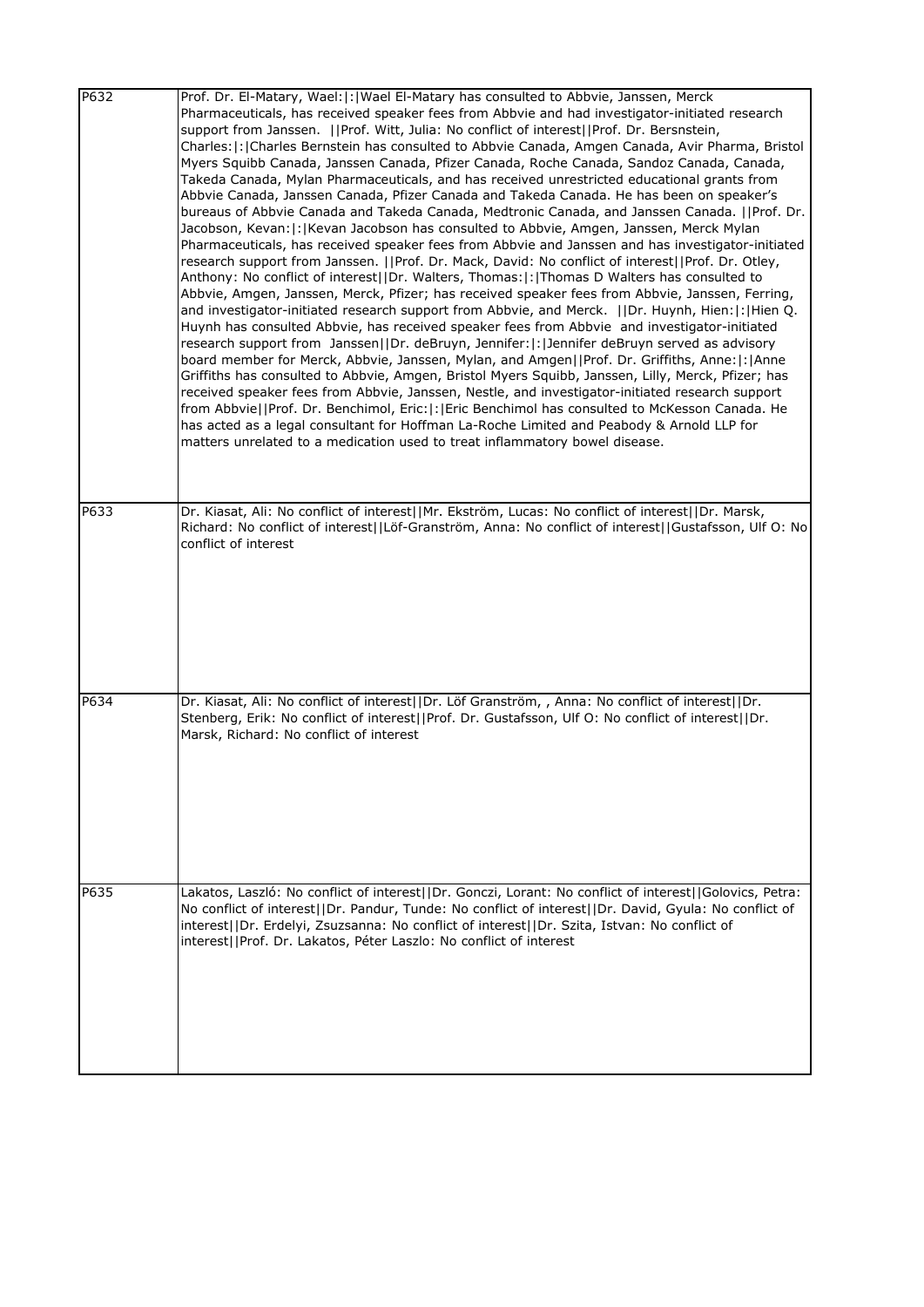| | |
|---|---|
| P632 | Prof. Dr. El-Matary, Wael:\|:\|Wael El-Matary has consulted to Abbvie, Janssen, Merck Pharmaceuticals, has received speaker fees from Abbvie and had investigator-initiated research support from Janssen. \|\|Prof. Witt, Julia: No conflict of interest\|\|Prof. Dr. Bersnstein, Charles:\|:\|Charles Bernstein has consulted to Abbvie Canada, Amgen Canada, Avir Pharma, Bristol Myers Squibb Canada, Janssen Canada, Pfizer Canada, Roche Canada, Sandoz Canada, Canada, Takeda Canada, Mylan Pharmaceuticals, and has received unrestricted educational grants from Abbvie Canada, Janssen Canada, Pfizer Canada and Takeda Canada. He has been on speaker's bureaus of Abbvie Canada and Takeda Canada, Medtronic Canada, and Janssen Canada. \|\|Prof. Dr. Jacobson, Kevan:\|:\|Kevan Jacobson has consulted to Abbvie, Amgen, Janssen, Merck Mylan Pharmaceuticals, has received speaker fees from Abbvie and Janssen and has investigator-initiated research support from Janssen. \|\|Prof. Dr. Mack, David: No conflict of interest\|\|Prof. Dr. Otley, Anthony: No conflict of interest\|\|Dr. Walters, Thomas:\|:\|Thomas D Walters has consulted to Abbvie, Amgen, Janssen, Merck, Pfizer; has received speaker fees from Abbvie, Janssen, Ferring, and investigator-initiated research support from Abbvie, and Merck. \|\|Dr. Huynh, Hien:\|:\|Hien Q. Huynh has consulted Abbvie, has received speaker fees from Abbvie and investigator-initiated research support from Janssen\|\|Dr. deBruyn, Jennifer:\|:\|Jennifer deBruyn served as advisory board member for Merck, Abbvie, Janssen, Mylan, and Amgen\|\|Prof. Dr. Griffiths, Anne:\|:\|Anne Griffiths has consulted to Abbvie, Amgen, Bristol Myers Squibb, Janssen, Lilly, Merck, Pfizer; has received speaker fees from Abbvie, Janssen, Nestle, and investigator-initiated research support from Abbvie\|\|Prof. Dr. Benchimol, Eric:\|:\|Eric Benchimol has consulted to McKesson Canada. He has acted as a legal consultant for Hoffman La-Roche Limited and Peabody & Arnold LLP for matters unrelated to a medication used to treat inflammatory bowel disease. |
| P633 | Dr. Kiasat, Ali: No conflict of interest\|\|Mr. Ekström, Lucas: No conflict of interest\|\|Dr. Marsk, Richard: No conflict of interest\|\|Löf-Granström, Anna: No conflict of interest\|\|Gustafsson, Ulf O: No conflict of interest |
| P634 | Dr. Kiasat, Ali: No conflict of interest\|\|Dr. Löf Granström, , Anna: No conflict of interest\|\|Dr. Stenberg, Erik: No conflict of interest\|\|Prof. Dr. Gustafsson, Ulf O: No conflict of interest\|\|Dr. Marsk, Richard: No conflict of interest |
| P635 | Lakatos, Laszló: No conflict of interest\|\|Dr. Gonczi, Lorant: No conflict of interest\|\|Golovics, Petra: No conflict of interest\|\|Dr. Pandur, Tunde: No conflict of interest\|\|Dr. David, Gyula: No conflict of interest\|\|Dr. Erdelyi, Zsuzsanna: No conflict of interest\|\|Dr. Szita, Istvan: No conflict of interest\|\|Prof. Dr. Lakatos, Péter Laszlo: No conflict of interest |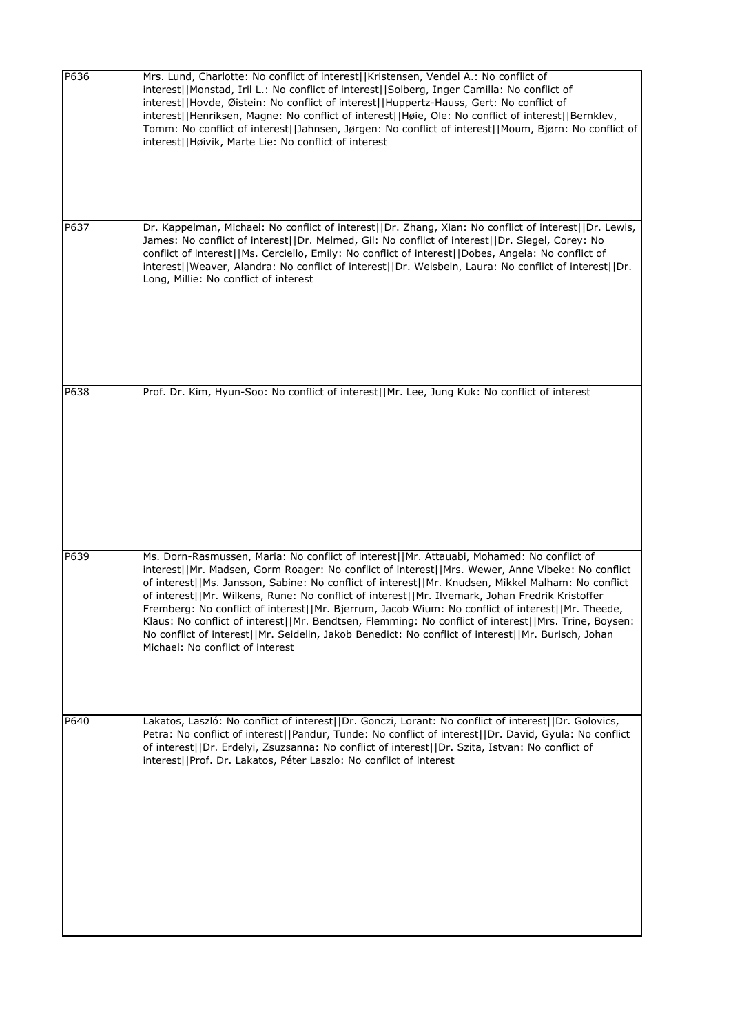| | |
|---|---|
| P636 | Mrs. Lund, Charlotte: No conflict of interest\|\|Kristensen, Vendel A.: No conflict of interest\|\|Monstad, Iril L.: No conflict of interest\|\|Solberg, Inger Camilla: No conflict of interest\|\|Hovde, Øistein: No conflict of interest\|\|Huppertz-Hauss, Gert: No conflict of interest\|\|Henriksen, Magne: No conflict of interest\|\|Høie, Ole: No conflict of interest\|\|Bernklev, Tomm: No conflict of interest\|\|Jahnsen, Jørgen: No conflict of interest\|\|Moum, Bjørn: No conflict of interest\|\|Høivik, Marte Lie: No conflict of interest |
| P637 | Dr. Kappelman, Michael: No conflict of interest\|\|Dr. Zhang, Xian: No conflict of interest\|\|Dr. Lewis, James: No conflict of interest\|\|Dr. Melmed, Gil: No conflict of interest\|\|Dr. Siegel, Corey: No conflict of interest\|\|Ms. Cerciello, Emily: No conflict of interest\|\|Dobes, Angela: No conflict of interest\|\|Weaver, Alandra: No conflict of interest\|\|Dr. Weisbein, Laura: No conflict of interest\|\|Dr. Long, Millie: No conflict of interest |
| P638 | Prof. Dr. Kim, Hyun-Soo: No conflict of interest\|\|Mr. Lee, Jung Kuk: No conflict of interest |
| P639 | Ms. Dorn-Rasmussen, Maria: No conflict of interest\|\|Mr. Attauabi, Mohamed: No conflict of interest\|\|Mr. Madsen, Gorm Roager: No conflict of interest\|\|Mrs. Wewer, Anne Vibeke: No conflict of interest\|\|Ms. Jansson, Sabine: No conflict of interest\|\|Mr. Knudsen, Mikkel Malham: No conflict of interest\|\|Mr. Wilkens, Rune: No conflict of interest\|\|Mr. Ilvemark, Johan Fredrik Kristoffer Fremberg: No conflict of interest\|\|Mr. Bjerrum, Jacob Wium: No conflict of interest\|\|Mr. Theede, Klaus: No conflict of interest\|\|Mr. Bendtsen, Flemming: No conflict of interest\|\|Mrs. Trine, Boysen: No conflict of interest\|\|Mr. Seidelin, Jakob Benedict: No conflict of interest\|\|Mr. Burisch, Johan Michael: No conflict of interest |
| P640 | Lakatos, Laszló: No conflict of interest\|\|Dr. Gonczi, Lorant: No conflict of interest\|\|Dr. Golovics, Petra: No conflict of interest\|\|Pandur, Tunde: No conflict of interest\|\|Dr. David, Gyula: No conflict of interest\|\|Dr. Erdelyi, Zsuzsanna: No conflict of interest\|\|Dr. Szita, Istvan: No conflict of interest\|\|Prof. Dr. Lakatos, Péter Laszlo: No conflict of interest |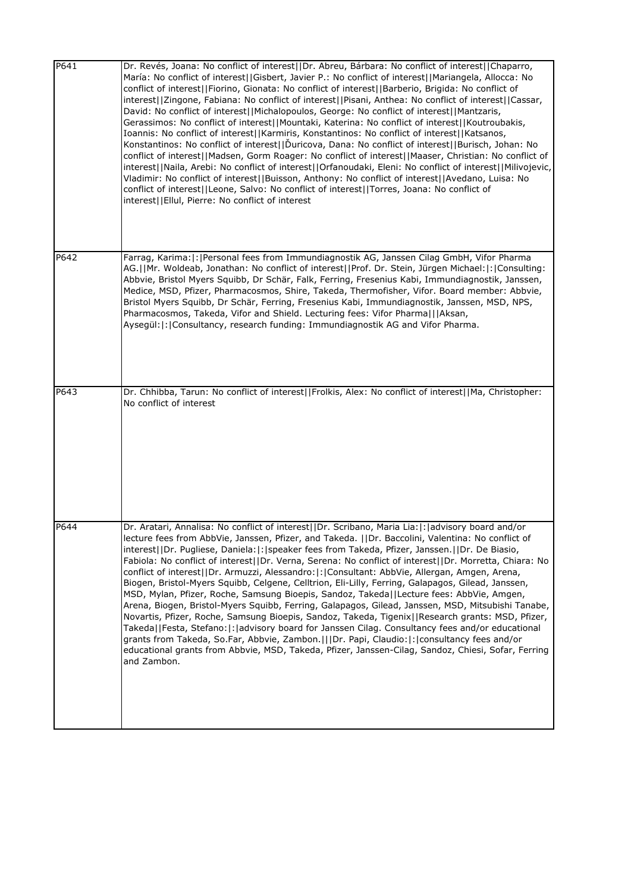| | |
|---|---|
| P641 | Dr. Revés, Joana: No conflict of interest\|\|Dr. Abreu, Bárbara: No conflict of interest\|\|Chaparro, María: No conflict of interest\|\|Gisbert, Javier P.: No conflict of interest\|\|Mariangela, Allocca: No conflict of interest\|\|Fiorino, Gionata: No conflict of interest\|\|Barberio, Brigida: No conflict of interest\|\|Zingone, Fabiana: No conflict of interest\|\|Pisani, Anthea: No conflict of interest\|\|Cassar, David: No conflict of interest\|\|Michalopoulos, George: No conflict of interest\|\|Mantzaris, Gerassimos: No conflict of interest\|\|Mountaki, Katerina: No conflict of interest\|\|Koutroubakis, Ioannis: No conflict of interest\|\|Karmiris, Konstantinos: No conflict of interest\|\|Katsanos, Konstantinos: No conflict of interest\|\|Ďuricova, Dana: No conflict of interest\|\|Burisch, Johan: No conflict of interest\|\|Madsen, Gorm Roager: No conflict of interest\|\|Maaser, Christian: No conflict of interest\|\|Naila, Arebi: No conflict of interest\|\|Orfanoudaki, Eleni: No conflict of interest\|\|Milivojevic, Vladimir: No conflict of interest\|\|Buisson, Anthony: No conflict of interest\|\|Avedano, Luisa: No conflict of interest\|\|Leone, Salvo: No conflict of interest\|\|Torres, Joana: No conflict of interest\|\|Ellul, Pierre: No conflict of interest |
| P642 | Farrag, Karima:\|:\|Personal fees from Immundiagnostik AG, Janssen Cilag GmbH, Vifor Pharma AG.\|\|Mr. Woldeab, Jonathan: No conflict of interest\|\|Prof. Dr. Stein, Jürgen Michael:\|:\|Consulting: Abbvie, Bristol Myers Squibb, Dr Schär, Falk, Ferring, Fresenius Kabi, Immundiagnostik, Janssen, Medice, MSD, Pfizer, Pharmacosmos, Shire, Takeda, Thermofisher, Vifor. Board member: Abbvie, Bristol Myers Squibb, Dr Schär, Ferring, Fresenius Kabi, Immundiagnostik, Janssen, MSD, NPS, Pharmacosmos, Takeda, Vifor and Shield. Lecturing fees: Vifor Pharma\|\|\|Aksan, Aysegül:\|:\|Consultancy, research funding: Immundiagnostik AG and Vifor Pharma. |
| P643 | Dr. Chhibba, Tarun: No conflict of interest\|\|Frolkis, Alex: No conflict of interest\|\|Ma, Christopher: No conflict of interest |
| P644 | Dr. Aratari, Annalisa: No conflict of interest\|\|Dr. Scribano, Maria Lia:\|:\|advisory board and/or lecture fees from AbbVie, Janssen, Pfizer, and Takeda. \|\|Dr. Baccolini, Valentina: No conflict of interest\|\|Dr. Pugliese, Daniela:\|:\|speaker fees from Takeda, Pfizer, Janssen.\|\|Dr. De Biasio, Fabiola: No conflict of interest\|\|Dr. Verna, Serena: No conflict of interest\|\|Dr. Morretta, Chiara: No conflict of interest\|\|Dr. Armuzzi, Alessandro:\|:\|Consultant: AbbVie, Allergan, Amgen, Arena, Biogen, Bristol-Myers Squibb, Celgene, Celltrion, Eli-Lilly, Ferring, Galapagos, Gilead, Janssen, MSD, Mylan, Pfizer, Roche, Samsung Bioepis, Sandoz, Takeda\|\|Lecture fees: AbbVie, Amgen, Arena, Biogen, Bristol-Myers Squibb, Ferring, Galapagos, Gilead, Janssen, MSD, Mitsubishi Tanabe, Novartis, Pfizer, Roche, Samsung Bioepis, Sandoz, Takeda, Tigenix\|\|Research grants: MSD, Pfizer, Takeda\|\|Festa, Stefano:\|:\|advisory board for Janssen Cilag. Consultancy fees and/or educational grants from Takeda, So.Far, Abbvie, Zambon.\|\|\|Dr. Papi, Claudio:\|:\|consultancy fees and/or educational grants from Abbvie, MSD, Takeda, Pfizer, Janssen-Cilag, Sandoz, Chiesi, Sofar, Ferring and Zambon. |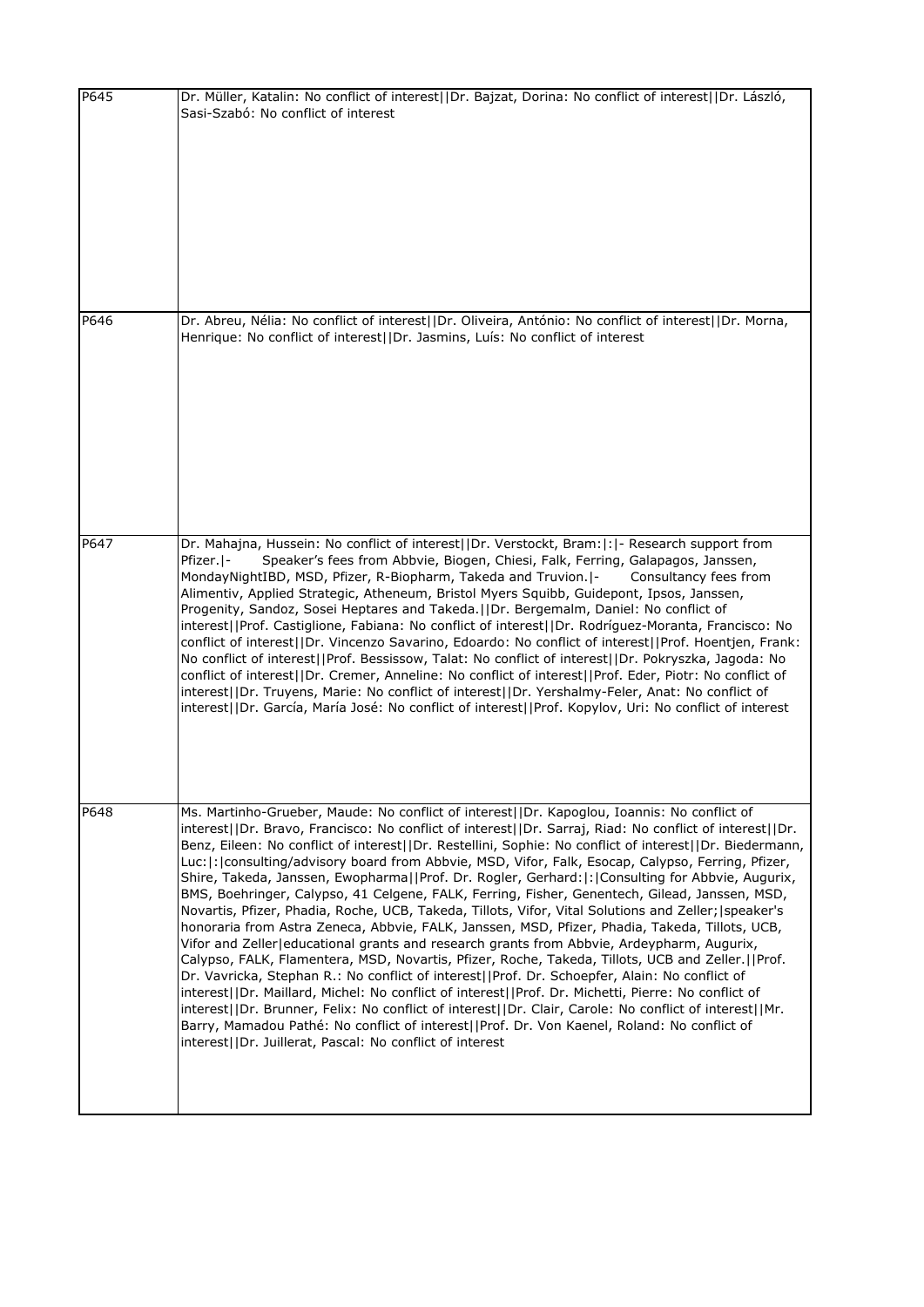| | |
|---|---|
| P645 | Dr. Müller, Katalin: No conflict of interest\|\|Dr. Bajzat, Dorina: No conflict of interest\|\|Dr. László, Sasi-Szabó: No conflict of interest |
| P646 | Dr. Abreu, Nélia: No conflict of interest\|\|Dr. Oliveira, António: No conflict of interest\|\|Dr. Morna, Henrique: No conflict of interest\|\|Dr. Jasmins, Luís: No conflict of interest |
| P647 | Dr. Mahajna, Hussein: No conflict of interest\|\|Dr. Verstockt, Bram:\|:\|- Research support from Pfizer.\|- Speaker's fees from Abbvie, Biogen, Chiesi, Falk, Ferring, Galapagos, Janssen, MondayNightIBD, MSD, Pfizer, R-Biopharm, Takeda and Truvion.\|- Consultancy fees from Alimentiv, Applied Strategic, Atheneum, Bristol Myers Squibb, Guidepont, Ipsos, Janssen, Progenity, Sandoz, Sosei Heptares and Takeda.\|\|Dr. Bergemalm, Daniel: No conflict of interest\|\|Prof. Castiglione, Fabiana: No conflict of interest\|\|Dr. Rodríguez-Moranta, Francisco: No conflict of interest\|\|Dr. Vincenzo Savarino, Edoardo: No conflict of interest\|\|Prof. Hoentjen, Frank: No conflict of interest\|\|Prof. Bessissow, Talat: No conflict of interest\|\|Dr. Pokryszka, Jagoda: No conflict of interest\|\|Dr. Cremer, Anneline: No conflict of interest\|\|Prof. Eder, Piotr: No conflict of interest\|\|Dr. Truyens, Marie: No conflict of interest\|\|Dr. Yershalmy-Feler, Anat: No conflict of interest\|\|Dr. García, María José: No conflict of interest\|\|Prof. Kopylov, Uri: No conflict of interest |
| P648 | Ms. Martinho-Grueber, Maude: No conflict of interest\|\|Dr. Kapoglou, Ioannis: No conflict of interest\|\|Dr. Bravo, Francisco: No conflict of interest\|\|Dr. Sarraj, Riad: No conflict of interest\|\|Dr. Benz, Eileen: No conflict of interest\|\|Dr. Restellini, Sophie: No conflict of interest\|\|Dr. Biedermann, Luc:\|:\|consulting/advisory board from Abbvie, MSD, Vifor, Falk, Esocap, Calypso, Ferring, Pfizer, Shire, Takeda, Janssen, Ewopharma\|\|Prof. Dr. Rogler, Gerhard:\|:\|Consulting for Abbvie, Augurix, BMS, Boehringer, Calypso, 41 Celgene, FALK, Ferring, Fisher, Genentech, Gilead, Janssen, MSD, Novartis, Pfizer, Phadia, Roche, UCB, Takeda, Tillots, Vifor, Vital Solutions and Zeller;\|speaker's honoraria from Astra Zeneca, Abbvie, FALK, Janssen, MSD, Pfizer, Phadia, Takeda, Tillots, UCB, Vifor and Zeller\|educational grants and research grants from Abbvie, Ardeypharm, Augurix, Calypso, FALK, Flamentera, MSD, Novartis, Pfizer, Roche, Takeda, Tillots, UCB and Zeller.\|\|Prof. Dr. Vavricka, Stephan R.: No conflict of interest\|\|Prof. Dr. Schoepfer, Alain: No conflict of interest\|\|Dr. Maillard, Michel: No conflict of interest\|\|Prof. Dr. Michetti, Pierre: No conflict of interest\|\|Dr. Brunner, Felix: No conflict of interest\|\|Dr. Clair, Carole: No conflict of interest\|\|Mr. Barry, Mamadou Pathé: No conflict of interest\|\|Prof. Dr. Von Kaenel, Roland: No conflict of interest\|\|Dr. Juillerat, Pascal: No conflict of interest |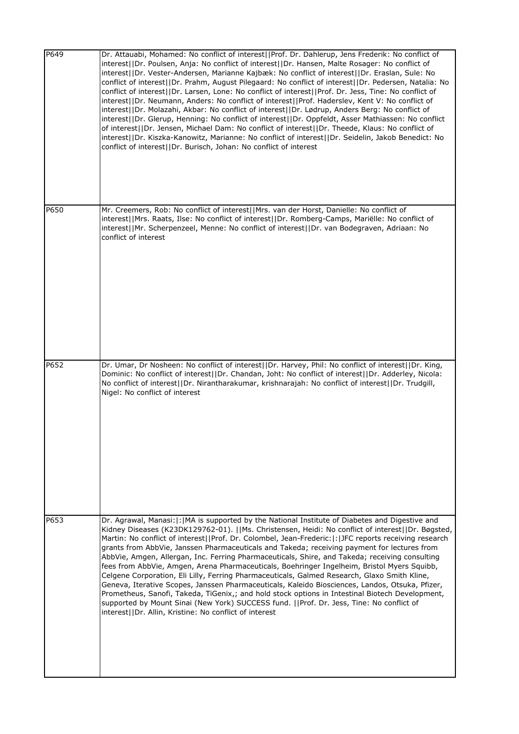| | |
|---|---|
| P649 | Dr. Attauabi, Mohamed: No conflict of interest\|\|Prof. Dr. Dahlerup, Jens Frederik: No conflict of interest\|\|Dr. Poulsen, Anja: No conflict of interest\|\|Dr. Hansen, Malte Rosager: No conflict of interest\|\|Dr. Vester-Andersen, Marianne Kajbæk: No conflict of interest\|\|Dr. Eraslan, Sule: No conflict of interest\|\|Dr. Prahm, August Pilegaard: No conflict of interest\|\|Dr. Pedersen, Natalia: No conflict of interest\|\|Dr. Larsen, Lone: No conflict of interest\|\|Prof. Dr. Jess, Tine: No conflict of interest\|\|Dr. Neumann, Anders: No conflict of interest\|\|Prof. Haderslev, Kent V: No conflict of interest\|\|Dr. Molazahi, Akbar: No conflict of interest\|\|Dr. Lødrup, Anders Berg: No conflict of interest\|\|Dr. Glerup, Henning: No conflict of interest\|\|Dr. Oppfeldt, Asser Mathiassen: No conflict of interest\|\|Dr. Jensen, Michael Dam: No conflict of interest\|\|Dr. Theede, Klaus: No conflict of interest\|\|Dr. Kiszka-Kanowitz, Marianne: No conflict of interest\|\|Dr. Seidelin, Jakob Benedict: No conflict of interest\|\|Dr. Burisch, Johan: No conflict of interest |
| P650 | Mr. Creemers, Rob: No conflict of interest\|\|Mrs. van der Horst, Danielle: No conflict of interest\|\|Mrs. Raats, Ilse: No conflict of interest\|\|Dr. Romberg-Camps, Mariëlle: No conflict of interest\|\|Mr. Scherpenzeel, Menne: No conflict of interest\|\|Dr. van Bodegraven, Adriaan: No conflict of interest |
| P652 | Dr. Umar, Dr Nosheen: No conflict of interest\|\|Dr. Harvey, Phil: No conflict of interest\|\|Dr. King, Dominic: No conflict of interest\|\|Dr. Chandan, Joht: No conflict of interest\|\|Dr. Adderley, Nicola: No conflict of interest\|\|Dr. Nirantharakumar, krishnarajah: No conflict of interest\|\|Dr. Trudgill, Nigel: No conflict of interest |
| P653 | Dr. Agrawal, Manasi:\|:\|MA is supported by the National Institute of Diabetes and Digestive and Kidney Diseases (K23DK129762-01). \|\|Ms. Christensen, Heidi: No conflict of interest\|\|Dr. Bøgsted, Martin: No conflict of interest\|\|Prof. Dr. Colombel, Jean-Frederic:\|:\|JFC reports receiving research grants from AbbVie, Janssen Pharmaceuticals and Takeda; receiving payment for lectures from AbbVie, Amgen, Allergan, Inc. Ferring Pharmaceuticals, Shire, and Takeda; receiving consulting fees from AbbVie, Amgen, Arena Pharmaceuticals, Boehringer Ingelheim, Bristol Myers Squibb, Celgene Corporation, Eli Lilly, Ferring Pharmaceuticals, Galmed Research, Glaxo Smith Kline, Geneva, Iterative Scopes, Janssen Pharmaceuticals, Kaleido Biosciences, Landos, Otsuka, Pfizer, Prometheus, Sanofi, Takeda, TiGenix,; and hold stock options in Intestinal Biotech Development, supported by Mount Sinai (New York) SUCCESS fund. \|\|Prof. Dr. Jess, Tine: No conflict of interest\|\|Dr. Allin, Kristine: No conflict of interest |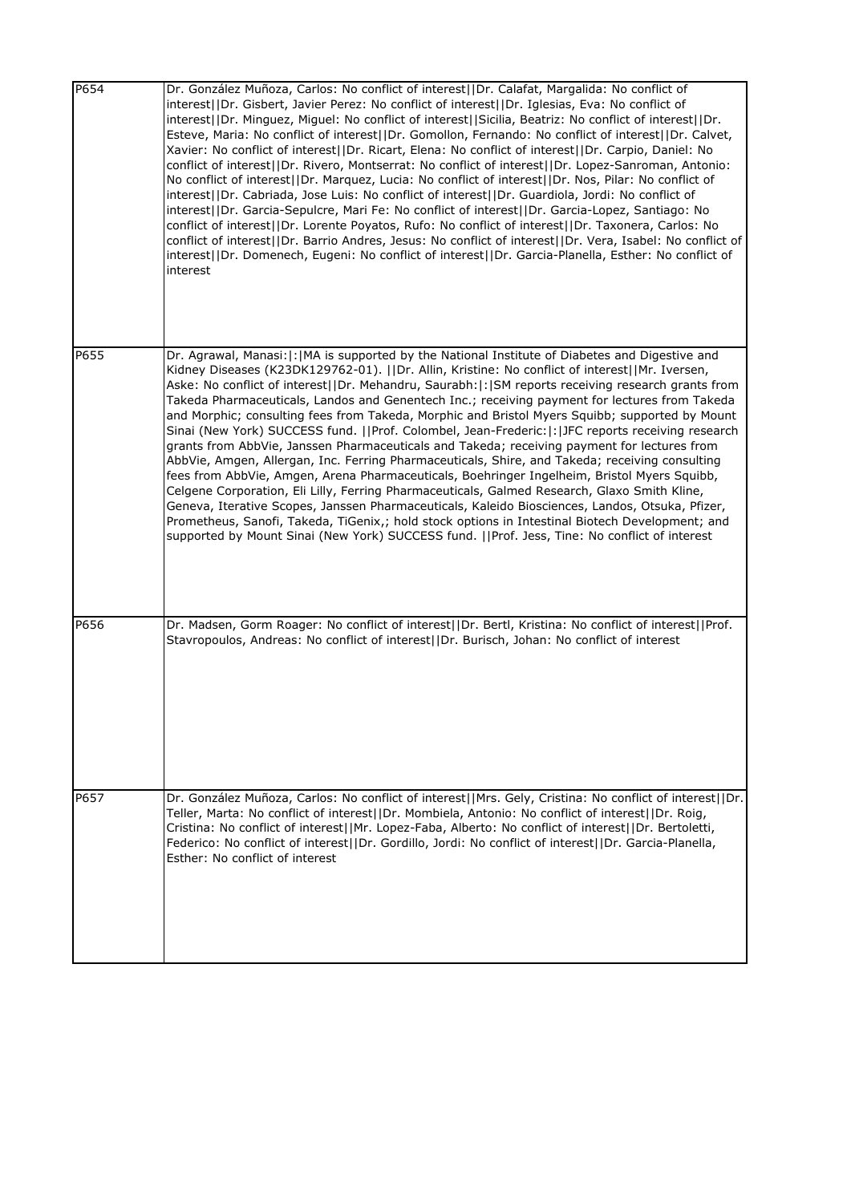| | |
|---|---|
| P654 | Dr. González Muñoza, Carlos: No conflict of interest\|\|Dr. Calafat, Margalida: No conflict of interest\|\|Dr. Gisbert, Javier Perez: No conflict of interest\|\|Dr. Iglesias, Eva: No conflict of interest\|\|Dr. Minguez, Miguel: No conflict of interest\|\|Sicilia, Beatriz: No conflict of interest\|\|Dr. Esteve, Maria: No conflict of interest\|\|Dr. Gomollon, Fernando: No conflict of interest\|\|Dr. Calvet, Xavier: No conflict of interest\|\|Dr. Ricart, Elena: No conflict of interest\|\|Dr. Carpio, Daniel: No conflict of interest\|\|Dr. Rivero, Montserrat: No conflict of interest\|\|Dr. Lopez-Sanroman, Antonio: No conflict of interest\|\|Dr. Marquez, Lucia: No conflict of interest\|\|Dr. Nos, Pilar: No conflict of interest\|\|Dr. Cabriada, Jose Luis: No conflict of interest\|\|Dr. Guardiola, Jordi: No conflict of interest\|\|Dr. Garcia-Sepulcre, Mari Fe: No conflict of interest\|\|Dr. Garcia-Lopez, Santiago: No conflict of interest\|\|Dr. Lorente Poyatos, Rufo: No conflict of interest\|\|Dr. Taxonera, Carlos: No conflict of interest\|\|Dr. Barrio Andres, Jesus: No conflict of interest\|\|Dr. Vera, Isabel: No conflict of interest\|\|Dr. Domenech, Eugeni: No conflict of interest\|\|Dr. Garcia-Planella, Esther: No conflict of interest |
| P655 | Dr. Agrawal, Manasi:\|:\|MA is supported by the National Institute of Diabetes and Digestive and Kidney Diseases (K23DK129762-01). \|\|Dr. Allin, Kristine: No conflict of interest\|\|Mr. Iversen, Aske: No conflict of interest\|\|Dr. Mehandru, Saurabh:\|:\|SM reports receiving research grants from Takeda Pharmaceuticals, Landos and Genentech Inc.; receiving payment for lectures from Takeda and Morphic; consulting fees from Takeda, Morphic and Bristol Myers Squibb; supported by Mount Sinai (New York) SUCCESS fund. \|\|Prof. Colombel, Jean-Frederic:\|:\|JFC reports receiving research grants from AbbVie, Janssen Pharmaceuticals and Takeda; receiving payment for lectures from AbbVie, Amgen, Allergan, Inc. Ferring Pharmaceuticals, Shire, and Takeda; receiving consulting fees from AbbVie, Amgen, Arena Pharmaceuticals, Boehringer Ingelheim, Bristol Myers Squibb, Celgene Corporation, Eli Lilly, Ferring Pharmaceuticals, Galmed Research, Glaxo Smith Kline, Geneva, Iterative Scopes, Janssen Pharmaceuticals, Kaleido Biosciences, Landos, Otsuka, Pfizer, Prometheus, Sanofi, Takeda, TiGenix,; hold stock options in Intestinal Biotech Development; and supported by Mount Sinai (New York) SUCCESS fund. \|\|Prof. Jess, Tine: No conflict of interest |
| P656 | Dr. Madsen, Gorm Roager: No conflict of interest\|\|Dr. Bertl, Kristina: No conflict of interest\|\|Prof. Stavropoulos, Andreas: No conflict of interest\|\|Dr. Burisch, Johan: No conflict of interest |
| P657 | Dr. González Muñoza, Carlos: No conflict of interest\|\|Mrs. Gely, Cristina: No conflict of interest\|\|Dr. Teller, Marta: No conflict of interest\|\|Dr. Mombiela, Antonio: No conflict of interest\|\|Dr. Roig, Cristina: No conflict of interest\|\|Mr. Lopez-Faba, Alberto: No conflict of interest\|\|Dr. Bertoletti, Federico: No conflict of interest\|\|Dr. Gordillo, Jordi: No conflict of interest\|\|Dr. Garcia-Planella, Esther: No conflict of interest |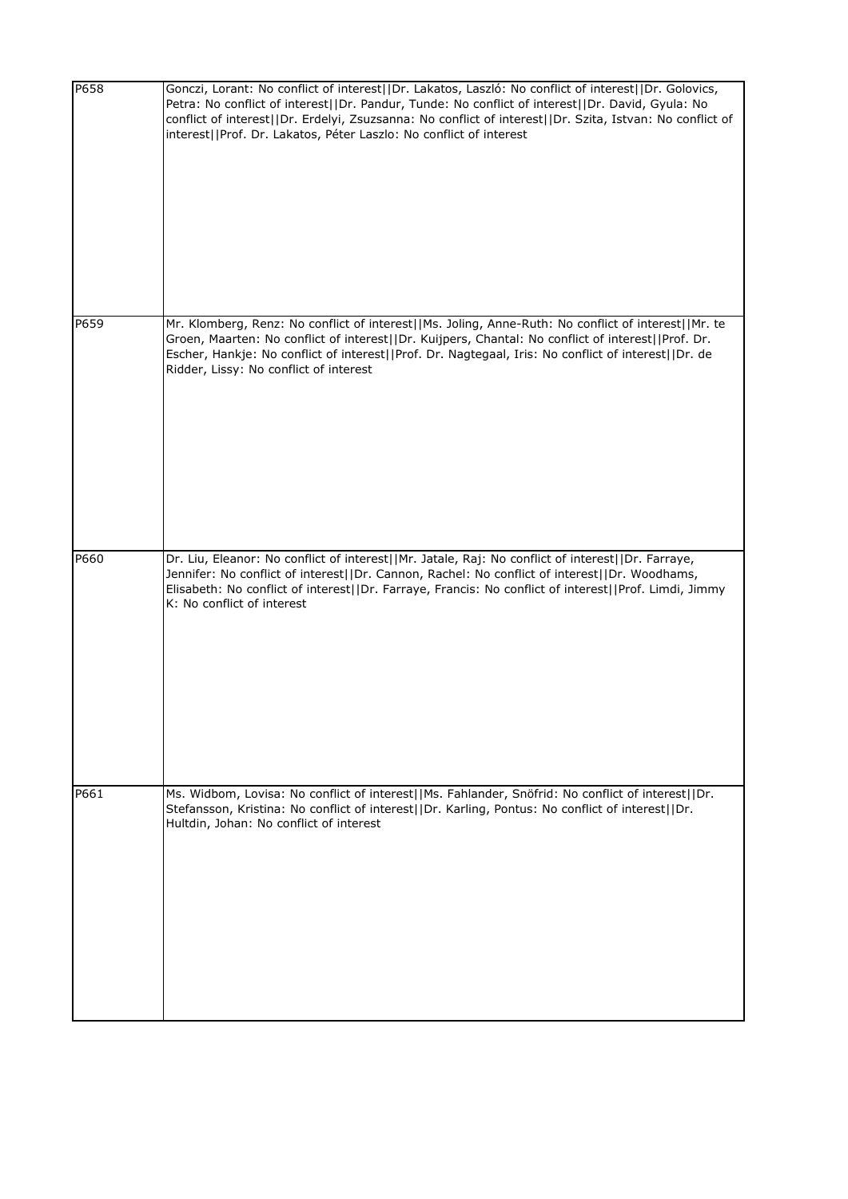| | |
|---|---|
| P658 | Gonczi, Lorant: No conflict of interest\|\|Dr. Lakatos, Laszló: No conflict of interest\|\|Dr. Golovics, Petra: No conflict of interest\|\|Dr. Pandur, Tunde: No conflict of interest\|\|Dr. David, Gyula: No conflict of interest\|\|Dr. Erdelyi, Zsuzsanna: No conflict of interest\|\|Dr. Szita, Istvan: No conflict of interest\|\|Prof. Dr. Lakatos, Péter Laszlo: No conflict of interest |
| P659 | Mr. Klomberg, Renz: No conflict of interest\|\|Ms. Joling, Anne-Ruth: No conflict of interest\|\|Mr. te Groen, Maarten: No conflict of interest\|\|Dr. Kuijpers, Chantal: No conflict of interest\|\|Prof. Dr. Escher, Hankje: No conflict of interest\|\|Prof. Dr. Nagtegaal, Iris: No conflict of interest\|\|Dr. de Ridder, Lissy: No conflict of interest |
| P660 | Dr. Liu, Eleanor: No conflict of interest\|\|Mr. Jatale, Raj: No conflict of interest\|\|Dr. Farraye, Jennifer: No conflict of interest\|\|Dr. Cannon, Rachel: No conflict of interest\|\|Dr. Woodhams, Elisabeth: No conflict of interest\|\|Dr. Farraye, Francis: No conflict of interest\|\|Prof. Limdi, Jimmy K: No conflict of interest |
| P661 | Ms. Widbom, Lovisa: No conflict of interest\|\|Ms. Fahlander, Snöfrid: No conflict of interest\|\|Dr. Stefansson, Kristina: No conflict of interest\|\|Dr. Karling, Pontus: No conflict of interest\|\|Dr. Hultdin, Johan: No conflict of interest |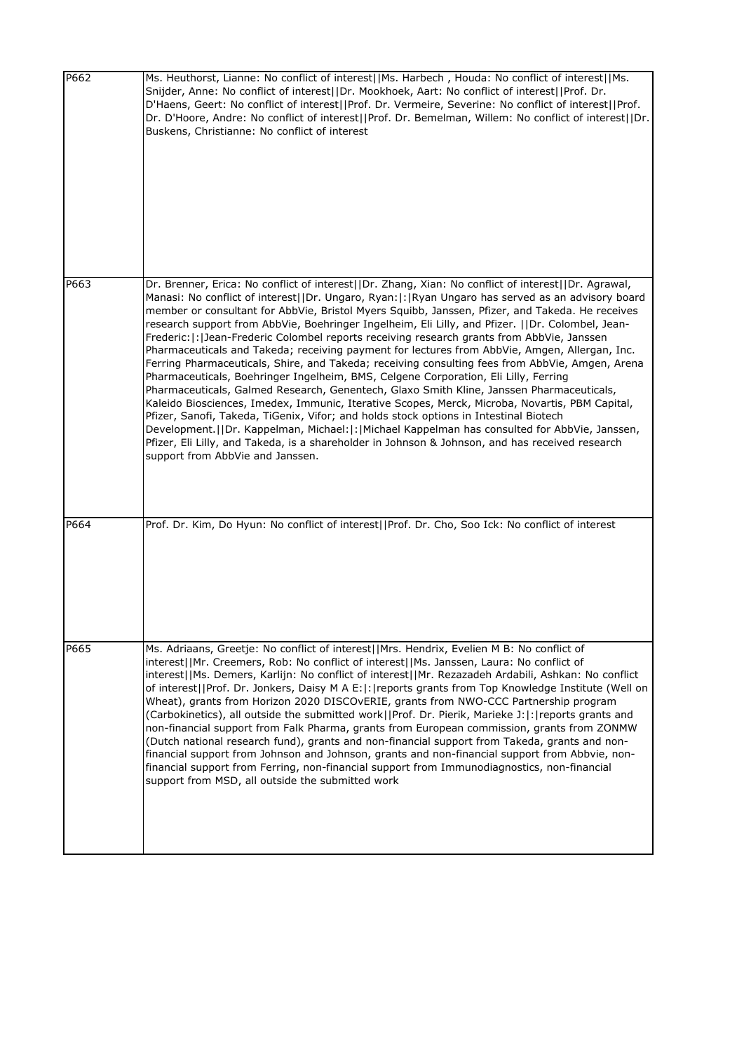| | |
|---|---|
| P662 | Ms. Heuthorst, Lianne: No conflict of interest\|\|Ms. Harbech , Houda: No conflict of interest\|\|Ms. Snijder, Anne: No conflict of interest\|\|Dr. Mookhoek, Aart: No conflict of interest\|\|Prof. Dr. D'Haens, Geert: No conflict of interest\|\|Prof. Dr. Vermeire, Severine: No conflict of interest\|\|Prof. Dr. D'Hoore, Andre: No conflict of interest\|\|Prof. Dr. Bemelman, Willem: No conflict of interest\|\|Dr. Buskens, Christianne: No conflict of interest |
| P663 | Dr. Brenner, Erica: No conflict of interest\|\|Dr. Zhang, Xian: No conflict of interest\|\|Dr. Agrawal, Manasi: No conflict of interest\|\|Dr. Ungaro, Ryan:\|:\|Ryan Ungaro has served as an advisory board member or consultant for AbbVie, Bristol Myers Squibb, Janssen, Pfizer, and Takeda. He receives research support from AbbVie, Boehringer Ingelheim, Eli Lilly, and Pfizer. \|\|Dr. Colombel, Jean-Frederic:\|:\|Jean-Frederic Colombel reports receiving research grants from AbbVie, Janssen Pharmaceuticals and Takeda; receiving payment for lectures from AbbVie, Amgen, Allergan, Inc. Ferring Pharmaceuticals, Shire, and Takeda; receiving consulting fees from AbbVie, Amgen, Arena Pharmaceuticals, Boehringer Ingelheim, BMS, Celgene Corporation, Eli Lilly, Ferring Pharmaceuticals, Galmed Research, Genentech, Glaxo Smith Kline, Janssen Pharmaceuticals, Kaleido Biosciences, Imedex, Immunic, Iterative Scopes, Merck, Microba, Novartis, PBM Capital, Pfizer, Sanofi, Takeda, TiGenix, Vifor; and holds stock options in Intestinal Biotech Development.\|\|Dr. Kappelman, Michael:\|:\|Michael Kappelman has consulted for AbbVie, Janssen, Pfizer, Eli Lilly, and Takeda, is a shareholder in Johnson & Johnson, and has received research support from AbbVie and Janssen. |
| P664 | Prof. Dr. Kim, Do Hyun: No conflict of interest\|\|Prof. Dr. Cho, Soo Ick: No conflict of interest |
| P665 | Ms. Adriaans, Greetje: No conflict of interest\|\|Mrs. Hendrix, Evelien M B: No conflict of interest\|\|Mr. Creemers, Rob: No conflict of interest\|\|Ms. Janssen, Laura: No conflict of interest\|\|Ms. Demers, Karlijn: No conflict of interest\|\|Mr. Rezazadeh Ardabili, Ashkan: No conflict of interest\|\|Prof. Dr. Jonkers, Daisy M A E:\|:\|reports grants from Top Knowledge Institute (Well on Wheat), grants from Horizon 2020 DISCOvERIE, grants from NWO-CCC Partnership program (Carbokinetics), all outside the submitted work\|\|Prof. Dr. Pierik, Marieke J:\|:\|reports grants and non-financial support from Falk Pharma, grants from European commission, grants from ZONMW (Dutch national research fund), grants and non-financial support from Takeda, grants and non-financial support from Johnson and Johnson, grants and non-financial support from Abbvie, non-financial support from Ferring, non-financial support from Immunodiagnostics, non-financial support from MSD, all outside the submitted work |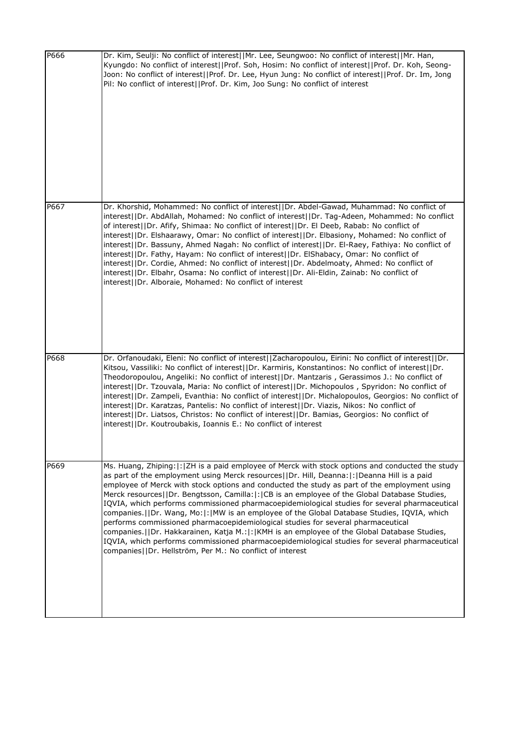| | |
|---|---|
| P666 | Dr. Kim, Seulji: No conflict of interest\|\|Mr. Lee, Seungwoo: No conflict of interest\|\|Mr. Han, Kyungdo: No conflict of interest\|\|Prof. Soh, Hosim: No conflict of interest\|\|Prof. Dr. Koh, Seong-Joon: No conflict of interest\|\|Prof. Dr. Lee, Hyun Jung: No conflict of interest\|\|Prof. Dr. Im, Jong Pil: No conflict of interest\|\|Prof. Dr. Kim, Joo Sung: No conflict of interest |
| P667 | Dr. Khorshid, Mohammed: No conflict of interest\|\|Dr. Abdel-Gawad, Muhammad: No conflict of interest\|\|Dr. AbdAllah, Mohamed: No conflict of interest\|\|Dr. Tag-Adeen, Mohammed: No conflict of interest\|\|Dr. Afify, Shimaa: No conflict of interest\|\|Dr. El Deeb, Rabab: No conflict of interest\|\|Dr. Elshaarawy, Omar: No conflict of interest\|\|Dr. Elbasiony, Mohamed: No conflict of interest\|\|Dr. Bassuny, Ahmed Nagah: No conflict of interest\|\|Dr. El-Raey, Fathiya: No conflict of interest\|\|Dr. Fathy, Hayam: No conflict of interest\|\|Dr. ElShabacy, Omar: No conflict of interest\|\|Dr. Cordie, Ahmed: No conflict of interest\|\|Dr. Abdelmoaty, Ahmed: No conflict of interest\|\|Dr. Elbahr, Osama: No conflict of interest\|\|Dr. Ali-Eldin, Zainab: No conflict of interest\|\|Dr. Alboraie, Mohamed: No conflict of interest |
| P668 | Dr. Orfanoudaki, Eleni: No conflict of interest\|\|Zacharopoulou, Eirini: No conflict of interest\|\|Dr. Kitsou, Vassiliki: No conflict of interest\|\|Dr. Karmiris, Konstantinos: No conflict of interest\|\|Dr. Theodoropoulou, Angeliki: No conflict of interest\|\|Dr. Mantzaris , Gerassimos J.: No conflict of interest\|\|Dr. Tzouvala, Maria: No conflict of interest\|\|Dr. Michopoulos , Spyridon: No conflict of interest\|\|Dr. Zampeli, Evanthia: No conflict of interest\|\|Dr. Michalopoulos, Georgios: No conflict of interest\|\|Dr. Karatzas, Pantelis: No conflict of interest\|\|Dr. Viazis, Nikos: No conflict of interest\|\|Dr. Liatsos, Christos: No conflict of interest\|\|Dr. Bamias, Georgios: No conflict of interest\|\|Dr. Koutroubakis, Ioannis E.: No conflict of interest |
| P669 | Ms. Huang, Zhiping:\|:\|ZH is a paid employee of Merck with stock options and conducted the study as part of the employment using Merck resources\|\|Dr. Hill, Deanna:\|:\|Deanna Hill is a paid employee of Merck with stock options and conducted the study as part of the employment using Merck resources\|\|Dr. Bengtsson, Camilla:\|:\|CB is an employee of the Global Database Studies, IQVIA, which performs commissioned pharmacoepidemiological studies for several pharmaceutical companies.\|\|Dr. Wang, Mo:\|:\|MW is an employee of the Global Database Studies, IQVIA, which performs commissioned pharmacoepidemiological studies for several pharmaceutical companies.\|\|Dr. Hakkarainen, Katja M.:\|:\|KMH is an employee of the Global Database Studies, IQVIA, which performs commissioned pharmacoepidemiological studies for several pharmaceutical companies\|\|Dr. Hellström, Per M.: No conflict of interest |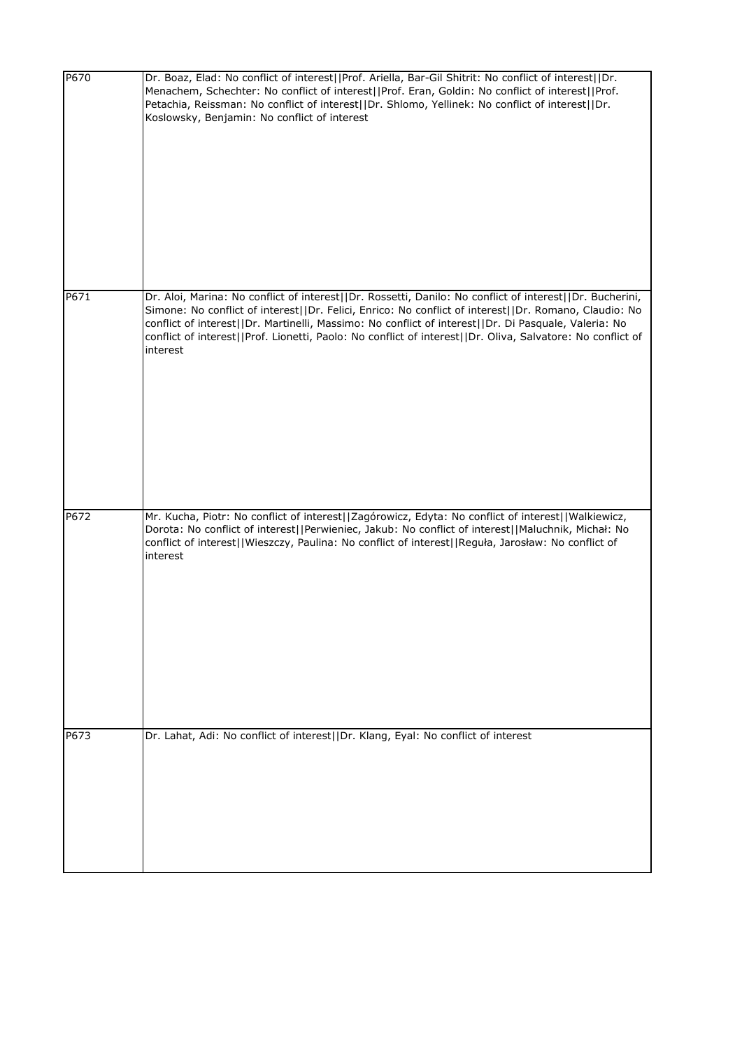| | |
|---|---|
| P670 | Dr. Boaz, Elad: No conflict of interest\|\|Prof. Ariella, Bar-Gil Shitrit: No conflict of interest\|\|Dr. Menachem, Schechter: No conflict of interest\|\|Prof. Eran, Goldin: No conflict of interest\|\|Prof. Petachia, Reissman: No conflict of interest\|\|Dr. Shlomo, Yellinek: No conflict of interest\|\|Dr. Koslowsky, Benjamin: No conflict of interest |
| P671 | Dr. Aloi, Marina: No conflict of interest\|\|Dr. Rossetti, Danilo: No conflict of interest\|\|Dr. Bucherini, Simone: No conflict of interest\|\|Dr. Felici, Enrico: No conflict of interest\|\|Dr. Romano, Claudio: No conflict of interest\|\|Dr. Martinelli, Massimo: No conflict of interest\|\|Dr. Di Pasquale, Valeria: No conflict of interest\|\|Prof. Lionetti, Paolo: No conflict of interest\|\|Dr. Oliva, Salvatore: No conflict of interest |
| P672 | Mr. Kucha, Piotr: No conflict of interest\|\|Zagórowicz, Edyta: No conflict of interest\|\|Walkiewicz, Dorota: No conflict of interest\|\|Perwieniec, Jakub: No conflict of interest\|\|Maluchnik, Michał: No conflict of interest\|\|Wieszczy, Paulina: No conflict of interest\|\|Reguła, Jarosław: No conflict of interest |
| P673 | Dr. Lahat, Adi: No conflict of interest\|\|Dr. Klang, Eyal: No conflict of interest |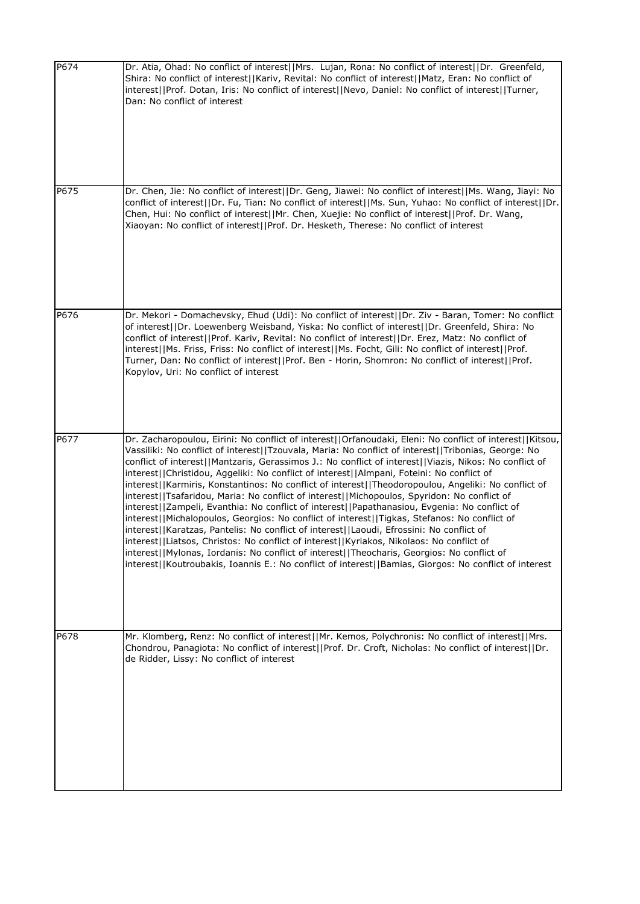| | |
|---|---|
| P674 | Dr. Atia, Ohad: No conflict of interest\|\|Mrs. Lujan, Rona: No conflict of interest\|\|Dr. Greenfeld, Shira: No conflict of interest\|\|Kariv, Revital: No conflict of interest\|\|Matz, Eran: No conflict of interest\|\|Prof. Dotan, Iris: No conflict of interest\|\|Nevo, Daniel: No conflict of interest\|\|Turner, Dan: No conflict of interest |
| P675 | Dr. Chen, Jie: No conflict of interest\|\|Dr. Geng, Jiawei: No conflict of interest\|\|Ms. Wang, Jiayi: No conflict of interest\|\|Dr. Fu, Tian: No conflict of interest\|\|Ms. Sun, Yuhao: No conflict of interest\|\|Dr. Chen, Hui: No conflict of interest\|\|Mr. Chen, Xuejie: No conflict of interest\|\|Prof. Dr. Wang, Xiaoyan: No conflict of interest\|\|Prof. Dr. Hesketh, Therese: No conflict of interest |
| P676 | Dr. Mekori - Domachevsky, Ehud (Udi): No conflict of interest\|\|Dr. Ziv - Baran, Tomer: No conflict of interest\|\|Dr. Loewenberg Weisband, Yiska: No conflict of interest\|\|Dr. Greenfeld, Shira: No conflict of interest\|\|Prof. Kariv, Revital: No conflict of interest\|\|Dr. Erez, Matz: No conflict of interest\|\|Ms. Friss, Friss: No conflict of interest\|\|Ms. Focht, Gili: No conflict of interest\|\|Prof. Turner, Dan: No conflict of interest\|\|Prof. Ben - Horin, Shomron: No conflict of interest\|\|Prof. Kopylov, Uri: No conflict of interest |
| P677 | Dr. Zacharopoulou, Eirini: No conflict of interest\|\|Orfanoudaki, Eleni: No conflict of interest\|\|Kitsou, Vassiliki: No conflict of interest\|\|Tzouvala, Maria: No conflict of interest\|\|Tribonias, George: No conflict of interest\|\|Mantzaris, Gerassimos J.: No conflict of interest\|\|Viazis, Nikos: No conflict of interest\|\|Christidou, Aggeliki: No conflict of interest\|\|Almpani, Foteini: No conflict of interest\|\|Karmiris, Konstantinos: No conflict of interest\|\|Theodoropoulou, Angeliki: No conflict of interest\|\|Tsafaridou, Maria: No conflict of interest\|\|Michopoulos, Spyridon: No conflict of interest\|\|Zampeli, Evanthia: No conflict of interest\|\|Papathanasiou, Evgenia: No conflict of interest\|\|Michalopoulos, Georgios: No conflict of interest\|\|Tigkas, Stefanos: No conflict of interest\|\|Karatzas, Pantelis: No conflict of interest\|\|Laoudi, Efrossini: No conflict of interest\|\|Liatsos, Christos: No conflict of interest\|\|Kyriakos, Nikolaos: No conflict of interest\|\|Mylonas, Iordanis: No conflict of interest\|\|Theocharis, Georgios: No conflict of interest\|\|Koutroubakis, Ioannis E.: No conflict of interest\|\|Bamias, Giorgos: No conflict of interest |
| P678 | Mr. Klomberg, Renz: No conflict of interest\|\|Mr. Kemos, Polychronis: No conflict of interest\|\|Mrs. Chondrou, Panagiota: No conflict of interest\|\|Prof. Dr. Croft, Nicholas: No conflict of interest\|\|Dr. de Ridder, Lissy: No conflict of interest |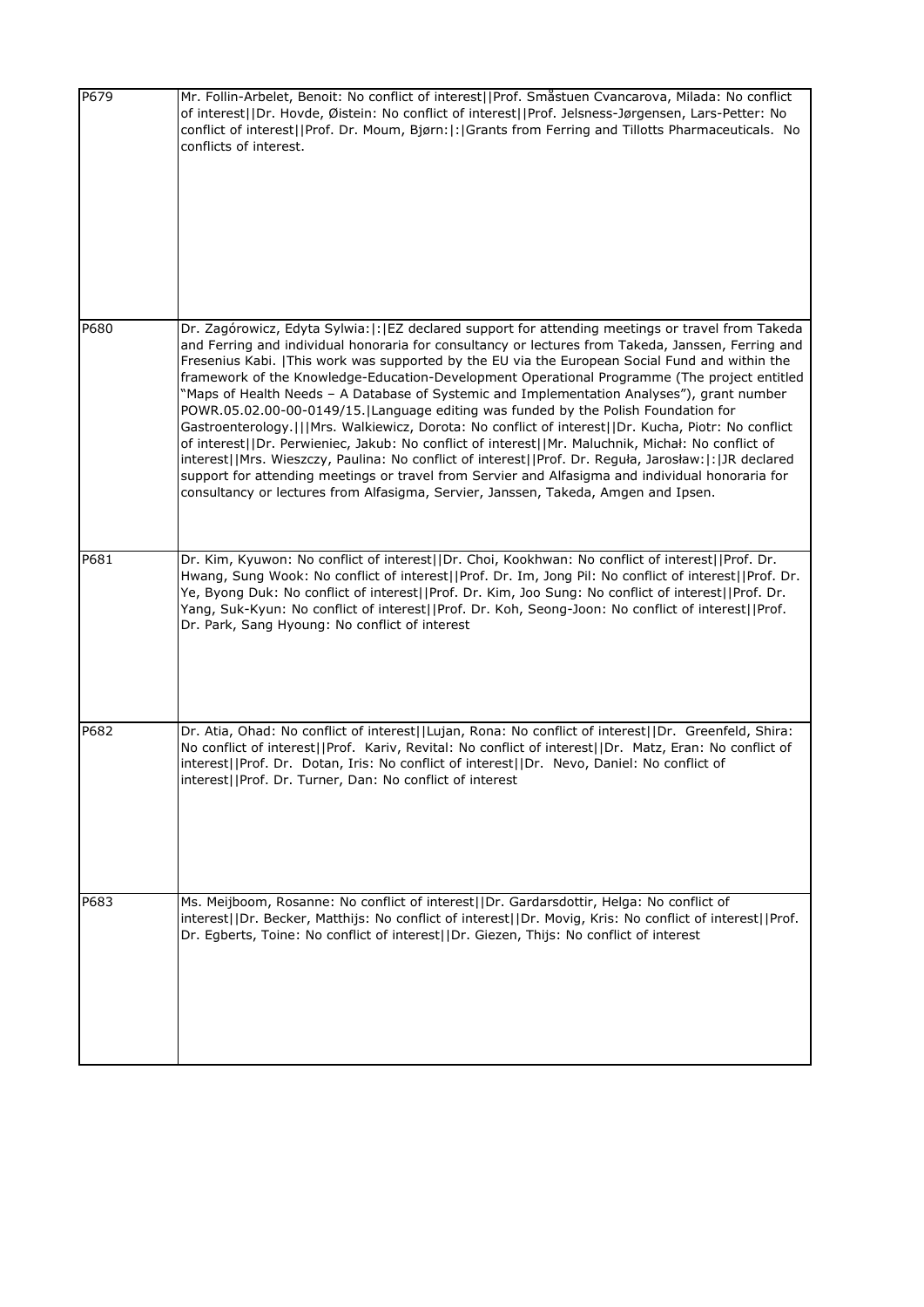| | |
|---|---|
| P679 | Mr. Follin-Arbelet, Benoit: No conflict of interest\|\|Prof. Småstuen Cvancarova, Milada: No conflict of interest\|\|Dr. Hovde, Øistein: No conflict of interest\|\|Prof. Jelsness-Jørgensen, Lars-Petter: No conflict of interest\|\|Prof. Dr. Moum, Bjørn:\|:\|Grants from Ferring and Tillotts Pharmaceuticals. No conflicts of interest. |
| P680 | Dr. Zagórowicz, Edyta Sylwia:\|:\|EZ declared support for attending meetings or travel from Takeda and Ferring and individual honoraria for consultancy or lectures from Takeda, Janssen, Ferring and Fresenius Kabi. \|This work was supported by the EU via the European Social Fund and within the framework of the Knowledge-Education-Development Operational Programme (The project entitled "Maps of Health Needs – A Database of Systemic and Implementation Analyses"), grant number POWR.05.02.00-00-0149/15.\|Language editing was funded by the Polish Foundation for Gastroenterology.\|\|\|Mrs. Walkiewicz, Dorota: No conflict of interest\|\|Dr. Kucha, Piotr: No conflict of interest\|\|Dr. Perwieniec, Jakub: No conflict of interest\|\|Mr. Maluchnik, Michał: No conflict of interest\|\|Mrs. Wieszczy, Paulina: No conflict of interest\|\|Prof. Dr. Reguła, Jarosław:\|:\|JR declared support for attending meetings or travel from Servier and Alfasigma and individual honoraria for consultancy or lectures from Alfasigma, Servier, Janssen, Takeda, Amgen and Ipsen. |
| P681 | Dr. Kim, Kyuwon: No conflict of interest\|\|Dr. Choi, Kookhwan: No conflict of interest\|\|Prof. Dr. Hwang, Sung Wook: No conflict of interest\|\|Prof. Dr. Im, Jong Pil: No conflict of interest\|\|Prof. Dr. Ye, Byong Duk: No conflict of interest\|\|Prof. Dr. Kim, Joo Sung: No conflict of interest\|\|Prof. Dr. Yang, Suk-Kyun: No conflict of interest\|\|Prof. Dr. Koh, Seong-Joon: No conflict of interest\|\|Prof. Dr. Park, Sang Hyoung: No conflict of interest |
| P682 | Dr. Atia, Ohad: No conflict of interest\|\|Lujan, Rona: No conflict of interest\|\|Dr. Greenfeld, Shira: No conflict of interest\|\|Prof. Kariv, Revital: No conflict of interest\|\|Dr. Matz, Eran: No conflict of interest\|\|Prof. Dr. Dotan, Iris: No conflict of interest\|\|Dr. Nevo, Daniel: No conflict of interest\|\|Prof. Dr. Turner, Dan: No conflict of interest |
| P683 | Ms. Meijboom, Rosanne: No conflict of interest\|\|Dr. Gardarsdottir, Helga: No conflict of interest\|\|Dr. Becker, Matthijs: No conflict of interest\|\|Dr. Movig, Kris: No conflict of interest\|\|Prof. Dr. Egberts, Toine: No conflict of interest\|\|Dr. Giezen, Thijs: No conflict of interest |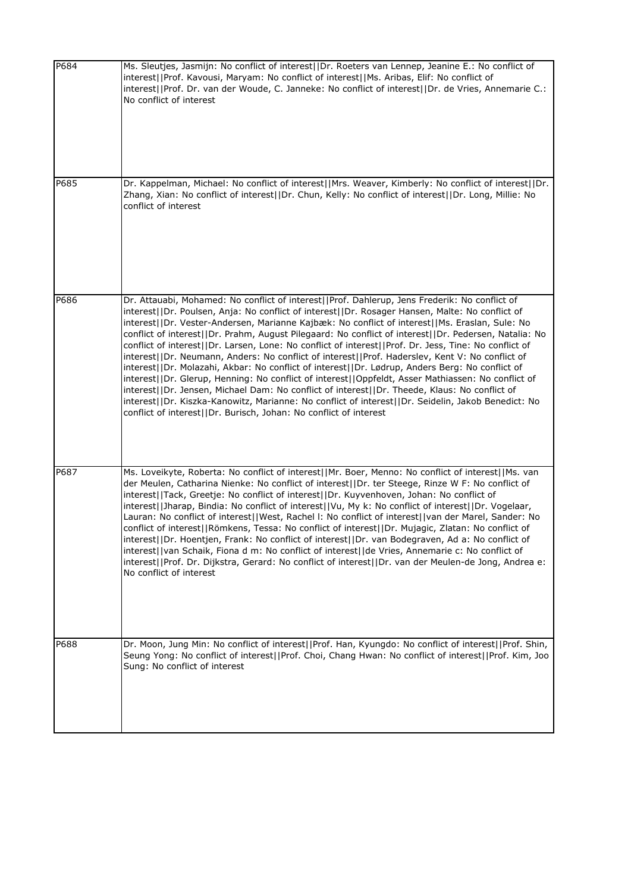| | |
|---|---|
| P684 | Ms. Sleutjes, Jasmijn: No conflict of interest\|\|Dr. Roeters van Lennep, Jeanine E.: No conflict of interest\|\|Prof. Kavousi, Maryam: No conflict of interest\|\|Ms. Aribas, Elif: No conflict of interest\|\|Prof. Dr. van der Woude, C. Janneke: No conflict of interest\|\|Dr. de Vries, Annemarie C.: No conflict of interest |
| P685 | Dr. Kappelman, Michael: No conflict of interest\|\|Mrs. Weaver, Kimberly: No conflict of interest\|\|Dr. Zhang, Xian: No conflict of interest\|\|Dr. Chun, Kelly: No conflict of interest\|\|Dr. Long, Millie: No conflict of interest |
| P686 | Dr. Attauabi, Mohamed: No conflict of interest\|\|Prof. Dahlerup, Jens Frederik: No conflict of interest\|\|Dr. Poulsen, Anja: No conflict of interest\|\|Dr. Rosager Hansen, Malte: No conflict of interest\|\|Dr. Vester-Andersen, Marianne Kajbæk: No conflict of interest\|\|Ms. Eraslan, Sule: No conflict of interest\|\|Dr. Prahm, August Pilegaard: No conflict of interest\|\|Dr. Pedersen, Natalia: No conflict of interest\|\|Dr. Larsen, Lone: No conflict of interest\|\|Prof. Dr. Jess, Tine: No conflict of interest\|\|Dr. Neumann, Anders: No conflict of interest\|\|Prof. Haderslev, Kent V: No conflict of interest\|\|Dr. Molazahi, Akbar: No conflict of interest\|\|Dr. Lødrup, Anders Berg: No conflict of interest\|\|Dr. Glerup, Henning: No conflict of interest\|\|Oppfeldt, Asser Mathiassen: No conflict of interest\|\|Dr. Jensen, Michael Dam: No conflict of interest\|\|Dr. Theede, Klaus: No conflict of interest\|\|Dr. Kiszka-Kanowitz, Marianne: No conflict of interest\|\|Dr. Seidelin, Jakob Benedict: No conflict of interest\|\|Dr. Burisch, Johan: No conflict of interest |
| P687 | Ms. Loveikyte, Roberta: No conflict of interest\|\|Mr. Boer, Menno: No conflict of interest\|\|Ms. van der Meulen, Catharina Nienke: No conflict of interest\|\|Dr. ter Steege, Rinze W F: No conflict of interest\|\|Tack, Greetje: No conflict of interest\|\|Dr. Kuyvenhoven, Johan: No conflict of interest\|\|Jharap, Bindia: No conflict of interest\|\|Vu, My k: No conflict of interest\|\|Dr. Vogelaar, Lauran: No conflict of interest\|\|West, Rachel l: No conflict of interest\|\|van der Marel, Sander: No conflict of interest\|\|Römkens, Tessa: No conflict of interest\|\|Dr. Mujagic, Zlatan: No conflict of interest\|\|Dr. Hoentjen, Frank: No conflict of interest\|\|Dr. van Bodegraven, Ad a: No conflict of interest\|\|van Schaik, Fiona d m: No conflict of interest\|\|de Vries, Annemarie c: No conflict of interest\|\|Prof. Dr. Dijkstra, Gerard: No conflict of interest\|\|Dr. van der Meulen-de Jong, Andrea e: No conflict of interest |
| P688 | Dr. Moon, Jung Min: No conflict of interest\|\|Prof. Han, Kyungdo: No conflict of interest\|\|Prof. Shin, Seung Yong: No conflict of interest\|\|Prof. Choi, Chang Hwan: No conflict of interest\|\|Prof. Kim, Joo Sung: No conflict of interest |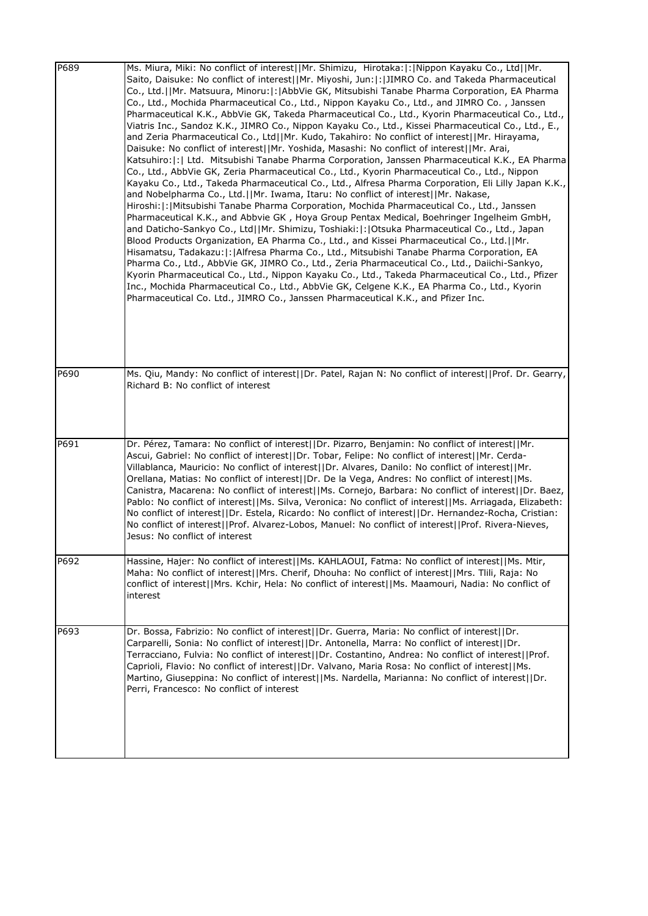| | |
|---|---|
| P689 | Ms. Miura, Miki: No conflict of interest\|\|Mr. Shimizu, Hirotaka:\|:\|Nippon Kayaku Co., Ltd\|\|Mr. Saito, Daisuke: No conflict of interest\|\|Mr. Miyoshi, Jun:\|:\|JIMRO Co. and Takeda Pharmaceutical Co., Ltd.\|\|Mr. Matsuura, Minoru:\|:\|AbbVie GK, Mitsubishi Tanabe Pharma Corporation, EA Pharma Co., Ltd., Mochida Pharmaceutical Co., Ltd., Nippon Kayaku Co., Ltd., and JIMRO Co. , Janssen Pharmaceutical K.K., AbbVie GK, Takeda Pharmaceutical Co., Ltd., Kyorin Pharmaceutical Co., Ltd., Viatris Inc., Sandoz K.K., JIMRO Co., Nippon Kayaku Co., Ltd., Kissei Pharmaceutical Co., Ltd., E., and Zeria Pharmaceutical Co., Ltd\|\|Mr. Kudo, Takahiro: No conflict of interest\|\|Mr. Hirayama, Daisuke: No conflict of interest\|\|Mr. Yoshida, Masashi: No conflict of interest\|\|Mr. Arai, Katsuhiro:\|:\| Ltd. Mitsubishi Tanabe Pharma Corporation, Janssen Pharmaceutical K.K., EA Pharma Co., Ltd., AbbVie GK, Zeria Pharmaceutical Co., Ltd., Kyorin Pharmaceutical Co., Ltd., Nippon Kayaku Co., Ltd., Takeda Pharmaceutical Co., Ltd., Alfresa Pharma Corporation, Eli Lilly Japan K.K., and Nobelpharma Co., Ltd.\|\|Mr. Iwama, Itaru: No conflict of interest\|\|Mr. Nakase, Hiroshi:\|:\|Mitsubishi Tanabe Pharma Corporation, Mochida Pharmaceutical Co., Ltd., Janssen Pharmaceutical K.K., and Abbvie GK , Hoya Group Pentax Medical, Boehringer Ingelheim GmbH, and Daticho-Sankyo Co., Ltd\|\|Mr. Shimizu, Toshiaki:\|:\|Otsuka Pharmaceutical Co., Ltd., Japan Blood Products Organization, EA Pharma Co., Ltd., and Kissei Pharmaceutical Co., Ltd.\|\|Mr. Hisamatsu, Tadakazu:\|:\|Alfresa Pharma Co., Ltd., Mitsubishi Tanabe Pharma Corporation, EA Pharma Co., Ltd., AbbVie GK, JIMRO Co., Ltd., Zeria Pharmaceutical Co., Ltd., Daiichi-Sankyo, Kyorin Pharmaceutical Co., Ltd., Nippon Kayaku Co., Ltd., Takeda Pharmaceutical Co., Ltd., Pfizer Inc., Mochida Pharmaceutical Co., Ltd., AbbVie GK, Celgene K.K., EA Pharma Co., Ltd., Kyorin Pharmaceutical Co. Ltd., JIMRO Co., Janssen Pharmaceutical K.K., and Pfizer Inc. |
| P690 | Ms. Qiu, Mandy: No conflict of interest\|\|Dr. Patel, Rajan N: No conflict of interest\|\|Prof. Dr. Gearry, Richard B: No conflict of interest |
| P691 | Dr. Pérez, Tamara: No conflict of interest\|\|Dr. Pizarro, Benjamin: No conflict of interest\|\|Mr. Ascui, Gabriel: No conflict of interest\|\|Dr. Tobar, Felipe: No conflict of interest\|\|Mr. Cerda-Villablanca, Mauricio: No conflict of interest\|\|Dr. Alvares, Danilo: No conflict of interest\|\|Mr. Orellana, Matias: No conflict of interest\|\|Dr. De la Vega, Andres: No conflict of interest\|\|Ms. Canistra, Macarena: No conflict of interest\|\|Ms. Cornejo, Barbara: No conflict of interest\|\|Dr. Baez, Pablo: No conflict of interest\|\|Ms. Silva, Veronica: No conflict of interest\|\|Ms. Arriagada, Elizabeth: No conflict of interest\|\|Dr. Estela, Ricardo: No conflict of interest\|\|Dr. Hernandez-Rocha, Cristian: No conflict of interest\|\|Prof. Alvarez-Lobos, Manuel: No conflict of interest\|\|Prof. Rivera-Nieves, Jesus: No conflict of interest |
| P692 | Hassine, Hajer: No conflict of interest\|\|Ms. KAHLAOUI, Fatma: No conflict of interest\|\|Ms. Mtir, Maha: No conflict of interest\|\|Mrs. Cherif, Dhouha: No conflict of interest\|\|Mrs. Tlili, Raja: No conflict of interest\|\|Mrs. Kchir, Hela: No conflict of interest\|\|Ms. Maamouri, Nadia: No conflict of interest |
| P693 | Dr. Bossa, Fabrizio: No conflict of interest\|\|Dr. Guerra, Maria: No conflict of interest\|\|Dr. Carparelli, Sonia: No conflict of interest\|\|Dr. Antonella, Marra: No conflict of interest\|\|Dr. Terracciano, Fulvia: No conflict of interest\|\|Dr. Costantino, Andrea: No conflict of interest\|\|Prof. Caprioli, Flavio: No conflict of interest\|\|Dr. Valvano, Maria Rosa: No conflict of interest\|\|Ms. Martino, Giuseppina: No conflict of interest\|\|Ms. Nardella, Marianna: No conflict of interest\|\|Dr. Perri, Francesco: No conflict of interest |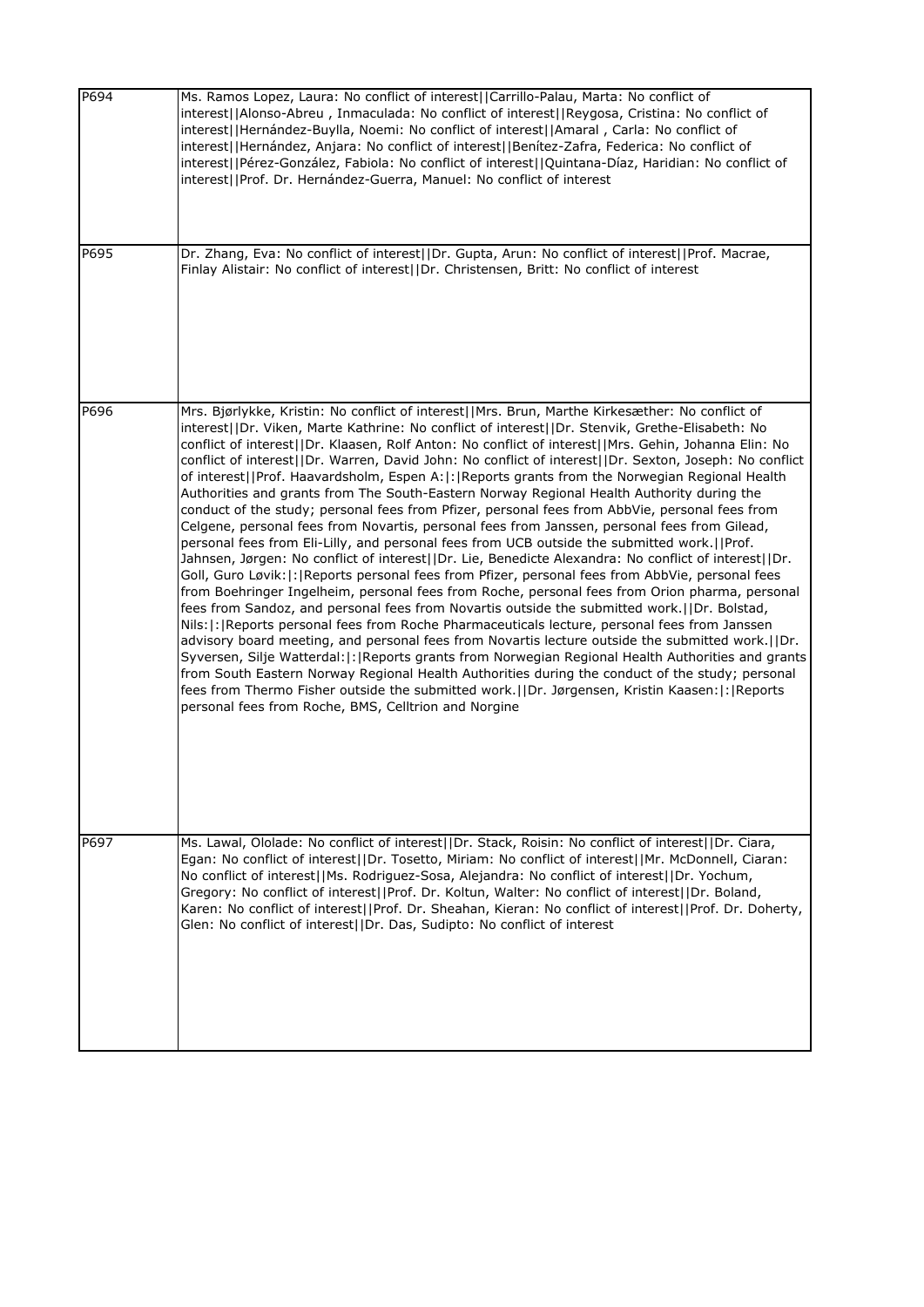| | |
|---|---|
| P694 | Ms. Ramos Lopez, Laura: No conflict of interest\|\|Carrillo-Palau, Marta: No conflict of interest\|\|Alonso-Abreu , Inmaculada: No conflict of interest\|\|Reygosa, Cristina: No conflict of interest\|\|Hernández-Buylla, Noemi: No conflict of interest\|\|Amaral , Carla: No conflict of interest\|\|Hernández, Anjara: No conflict of interest\|\|Benítez-Zafra, Federica: No conflict of interest\|\|Pérez-González, Fabiola: No conflict of interest\|\|Quintana-Díaz, Haridian: No conflict of interest\|\|Prof. Dr. Hernández-Guerra, Manuel: No conflict of interest |
| P695 | Dr. Zhang, Eva: No conflict of interest\|\|Dr. Gupta, Arun: No conflict of interest\|\|Prof. Macrae, Finlay Alistair: No conflict of interest\|\|Dr. Christensen, Britt: No conflict of interest |
| P696 | Mrs. Bjørlykke, Kristin: No conflict of interest\|\|Mrs. Brun, Marthe Kirkesæther: No conflict of interest\|\|Dr. Viken, Marte Kathrine: No conflict of interest\|\|Dr. Stenvik, Grethe-Elisabeth: No conflict of interest\|\|Dr. Klaasen, Rolf Anton: No conflict of interest\|\|Mrs. Gehin, Johanna Elin: No conflict of interest\|\|Dr. Warren, David John: No conflict of interest\|\|Dr. Sexton, Joseph: No conflict of interest\|\|Prof. Haavardsholm, Espen A:\|:\|Reports grants from the Norwegian Regional Health Authorities and grants from The South-Eastern Norway Regional Health Authority during the conduct of the study; personal fees from Pfizer, personal fees from AbbVie, personal fees from Celgene, personal fees from Novartis, personal fees from Janssen, personal fees from Gilead, personal fees from Eli-Lilly, and personal fees from UCB outside the submitted work.\|\|Prof. Jahnsen, Jørgen: No conflict of interest\|\|Dr. Lie, Benedicte Alexandra: No conflict of interest\|\|Dr. Goll, Guro Løvik:\|:\|Reports personal fees from Pfizer, personal fees from AbbVie, personal fees from Boehringer Ingelheim, personal fees from Roche, personal fees from Orion pharma, personal fees from Sandoz, and personal fees from Novartis outside the submitted work.\|\|Dr. Bolstad, Nils:\|:\|Reports personal fees from Roche Pharmaceuticals lecture, personal fees from Janssen advisory board meeting, and personal fees from Novartis lecture outside the submitted work.\|\|Dr. Syversen, Silje Watterdal:\|:\|Reports grants from Norwegian Regional Health Authorities and grants from South Eastern Norway Regional Health Authorities during the conduct of the study; personal fees from Thermo Fisher outside the submitted work.\|\|Dr. Jørgensen, Kristin Kaasen:\|:\|Reports personal fees from Roche, BMS, Celltrion and Norgine |
| P697 | Ms. Lawal, Ololade: No conflict of interest\|\|Dr. Stack, Roisin: No conflict of interest\|\|Dr. Ciara, Egan: No conflict of interest\|\|Dr. Tosetto, Miriam: No conflict of interest\|\|Mr. McDonnell, Ciaran: No conflict of interest\|\|Ms. Rodriguez-Sosa, Alejandra: No conflict of interest\|\|Dr. Yochum, Gregory: No conflict of interest\|\|Prof. Dr. Koltun, Walter: No conflict of interest\|\|Dr. Boland, Karen: No conflict of interest\|\|Prof. Dr. Sheahan, Kieran: No conflict of interest\|\|Prof. Dr. Doherty, Glen: No conflict of interest\|\|Dr. Das, Sudipto: No conflict of interest |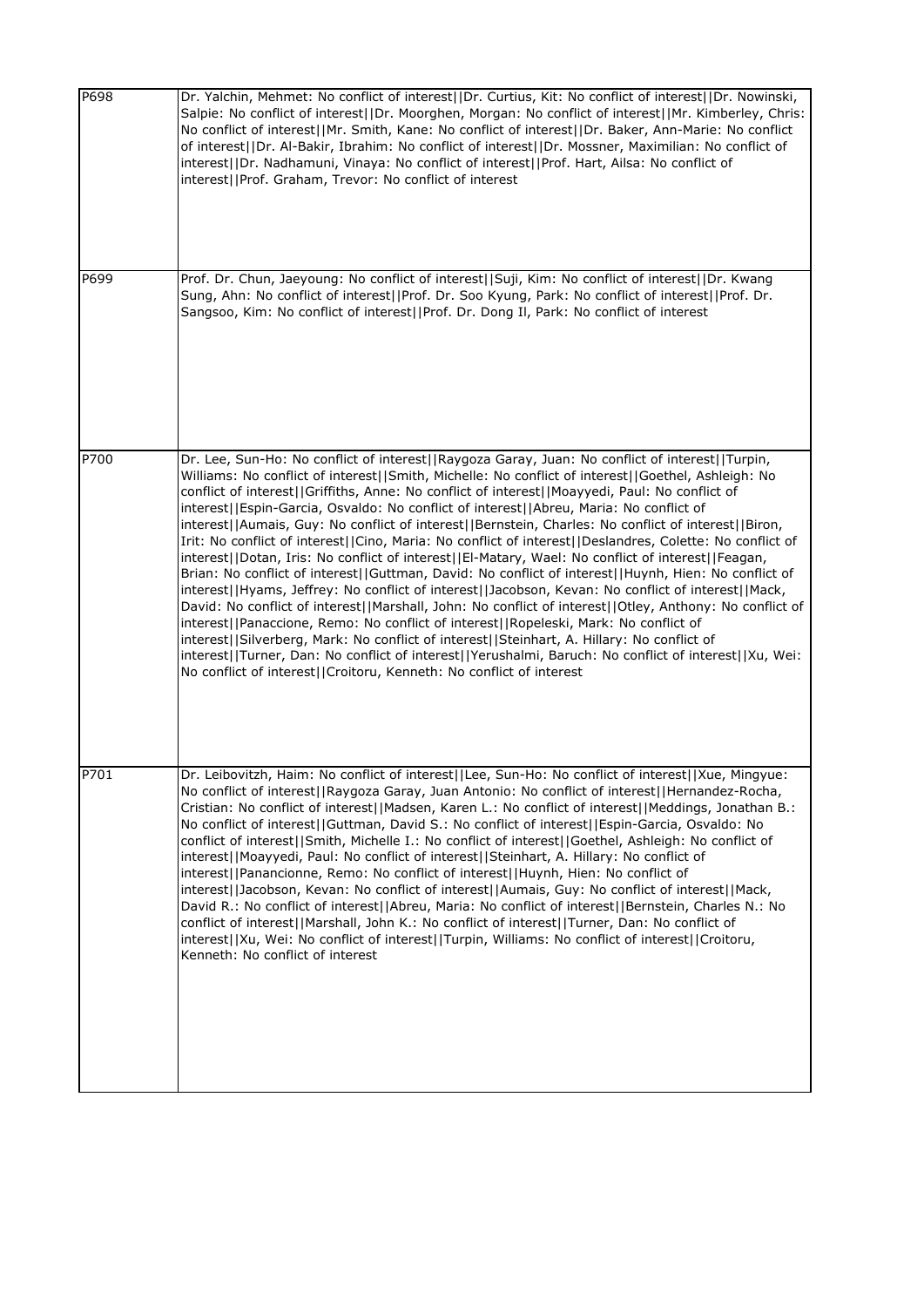| | |
|---|---|
| P698 | Dr. Yalchin, Mehmet: No conflict of interest\|\|Dr. Curtius, Kit: No conflict of interest\|\|Dr. Nowinski, Salpie: No conflict of interest\|\|Dr. Moorghen, Morgan: No conflict of interest\|\|Mr. Kimberley, Chris: No conflict of interest\|\|Mr. Smith, Kane: No conflict of interest\|\|Dr. Baker, Ann-Marie: No conflict of interest\|\|Dr. Al-Bakir, Ibrahim: No conflict of interest\|\|Dr. Mossner, Maximilian: No conflict of interest\|\|Dr. Nadhamuni, Vinaya: No conflict of interest\|\|Prof. Hart, Ailsa: No conflict of interest\|\|Prof. Graham, Trevor: No conflict of interest |
| P699 | Prof. Dr. Chun, Jaeyoung: No conflict of interest\|\|Suji, Kim: No conflict of interest\|\|Dr. Kwang Sung, Ahn: No conflict of interest\|\|Prof. Dr. Soo Kyung, Park: No conflict of interest\|\|Prof. Dr. Sangsoo, Kim: No conflict of interest\|\|Prof. Dr. Dong Il, Park: No conflict of interest |
| P700 | Dr. Lee, Sun-Ho: No conflict of interest\|\|Raygoza Garay, Juan: No conflict of interest\|\|Turpin, Williams: No conflict of interest\|\|Smith, Michelle: No conflict of interest\|\|Goethel, Ashleigh: No conflict of interest\|\|Griffiths, Anne: No conflict of interest\|\|Moayyedi, Paul: No conflict of interest\|\|Espin-Garcia, Osvaldo: No conflict of interest\|\|Abreu, Maria: No conflict of interest\|\|Aumais, Guy: No conflict of interest\|\|Bernstein, Charles: No conflict of interest\|\|Biron, Irit: No conflict of interest\|\|Cino, Maria: No conflict of interest\|\|Deslandres, Colette: No conflict of interest\|\|Dotan, Iris: No conflict of interest\|\|El-Matary, Wael: No conflict of interest\|\|Feagan, Brian: No conflict of interest\|\|Guttman, David: No conflict of interest\|\|Huynh, Hien: No conflict of interest\|\|Hyams, Jeffrey: No conflict of interest\|\|Jacobson, Kevan: No conflict of interest\|\|Mack, David: No conflict of interest\|\|Marshall, John: No conflict of interest\|\|Otley, Anthony: No conflict of interest\|\|Panaccione, Remo: No conflict of interest\|\|Ropeleski, Mark: No conflict of interest\|\|Silverberg, Mark: No conflict of interest\|\|Steinhart, A. Hillary: No conflict of interest\|\|Turner, Dan: No conflict of interest\|\|Yerushalmi, Baruch: No conflict of interest\|\|Xu, Wei: No conflict of interest\|\|Croitoru, Kenneth: No conflict of interest |
| P701 | Dr. Leibovitzh, Haim: No conflict of interest\|\|Lee, Sun-Ho: No conflict of interest\|\|Xue, Mingyue: No conflict of interest\|\|Raygoza Garay, Juan Antonio: No conflict of interest\|\|Hernandez-Rocha, Cristian: No conflict of interest\|\|Madsen, Karen L.: No conflict of interest\|\|Meddings, Jonathan B.: No conflict of interest\|\|Guttman, David S.: No conflict of interest\|\|Espin-Garcia, Osvaldo: No conflict of interest\|\|Smith, Michelle I.: No conflict of interest\|\|Goethel, Ashleigh: No conflict of interest\|\|Moayyedi, Paul: No conflict of interest\|\|Steinhart, A. Hillary: No conflict of interest\|\|Panancionne, Remo: No conflict of interest\|\|Huynh, Hien: No conflict of interest\|\|Jacobson, Kevan: No conflict of interest\|\|Aumais, Guy: No conflict of interest\|\|Mack, David R.: No conflict of interest\|\|Abreu, Maria: No conflict of interest\|\|Bernstein, Charles N.: No conflict of interest\|\|Marshall, John K.: No conflict of interest\|\|Turner, Dan: No conflict of interest\|\|Xu, Wei: No conflict of interest\|\|Turpin, Williams: No conflict of interest\|\|Croitoru, Kenneth: No conflict of interest |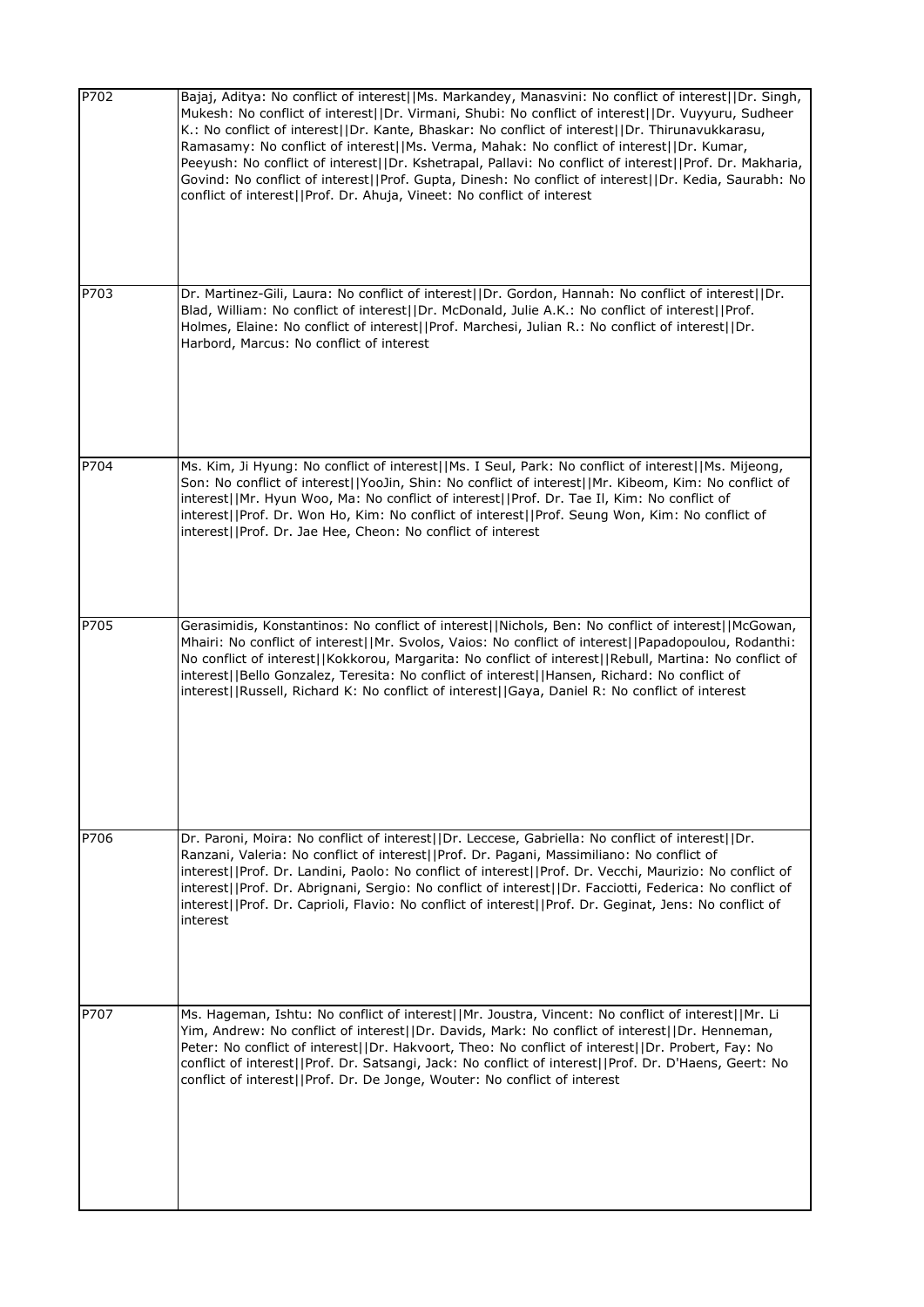| | |
|---|---|
| P702 | Bajaj, Aditya: No conflict of interest\|\|Ms. Markandey, Manasvini: No conflict of interest\|\|Dr. Singh, Mukesh: No conflict of interest\|\|Dr. Virmani, Shubi: No conflict of interest\|\|Dr. Vuyyuru, Sudheer K.: No conflict of interest\|\|Dr. Kante, Bhaskar: No conflict of interest\|\|Dr. Thirunavukkarasu, Ramasamy: No conflict of interest\|\|Ms. Verma, Mahak: No conflict of interest\|\|Dr. Kumar, Peeyush: No conflict of interest\|\|Dr. Kshetrapal, Pallavi: No conflict of interest\|\|Prof. Dr. Makharia, Govind: No conflict of interest\|\|Prof. Gupta, Dinesh: No conflict of interest\|\|Dr. Kedia, Saurabh: No conflict of interest\|\|Prof. Dr. Ahuja, Vineet: No conflict of interest |
| P703 | Dr. Martinez-Gili, Laura: No conflict of interest\|\|Dr. Gordon, Hannah: No conflict of interest\|\|Dr. Blad, William: No conflict of interest\|\|Dr. McDonald, Julie A.K.: No conflict of interest\|\|Prof. Holmes, Elaine: No conflict of interest\|\|Prof. Marchesi, Julian R.: No conflict of interest\|\|Dr. Harbord, Marcus: No conflict of interest |
| P704 | Ms. Kim, Ji Hyung: No conflict of interest\|\|Ms. I Seul, Park: No conflict of interest\|\|Ms. Mijeong, Son: No conflict of interest\|\|YooJin, Shin: No conflict of interest\|\|Mr. Kibeom, Kim: No conflict of interest\|\|Mr. Hyun Woo, Ma: No conflict of interest\|\|Prof. Dr. Tae Il, Kim: No conflict of interest\|\|Prof. Dr. Won Ho, Kim: No conflict of interest\|\|Prof. Seung Won, Kim: No conflict of interest\|\|Prof. Dr. Jae Hee, Cheon: No conflict of interest |
| P705 | Gerasimidis, Konstantinos: No conflict of interest\|\|Nichols, Ben: No conflict of interest\|\|McGowan, Mhairi: No conflict of interest\|\|Mr. Svolos, Vaios: No conflict of interest\|\|Papadopoulou, Rodanthi: No conflict of interest\|\|Kokkorou, Margarita: No conflict of interest\|\|Rebull, Martina: No conflict of interest\|\|Bello Gonzalez, Teresita: No conflict of interest\|\|Hansen, Richard: No conflict of interest\|\|Russell, Richard K: No conflict of interest\|\|Gaya, Daniel R: No conflict of interest |
| P706 | Dr. Paroni, Moira: No conflict of interest\|\|Dr. Leccese, Gabriella: No conflict of interest\|\|Dr. Ranzani, Valeria: No conflict of interest\|\|Prof. Dr. Pagani, Massimiliano: No conflict of interest\|\|Prof. Dr. Landini, Paolo: No conflict of interest\|\|Prof. Dr. Vecchi, Maurizio: No conflict of interest\|\|Prof. Dr. Abrignani, Sergio: No conflict of interest\|\|Dr. Facciotti, Federica: No conflict of interest\|\|Prof. Dr. Caprioli, Flavio: No conflict of interest\|\|Prof. Dr. Geginat, Jens: No conflict of interest |
| P707 | Ms. Hageman, Ishtu: No conflict of interest\|\|Mr. Joustra, Vincent: No conflict of interest\|\|Mr. Li Yim, Andrew: No conflict of interest\|\|Dr. Davids, Mark: No conflict of interest\|\|Dr. Henneman, Peter: No conflict of interest\|\|Dr. Hakvoort, Theo: No conflict of interest\|\|Dr. Probert, Fay: No conflict of interest\|\|Prof. Dr. Satsangi, Jack: No conflict of interest\|\|Prof. Dr. D'Haens, Geert: No conflict of interest\|\|Prof. Dr. De Jonge, Wouter: No conflict of interest |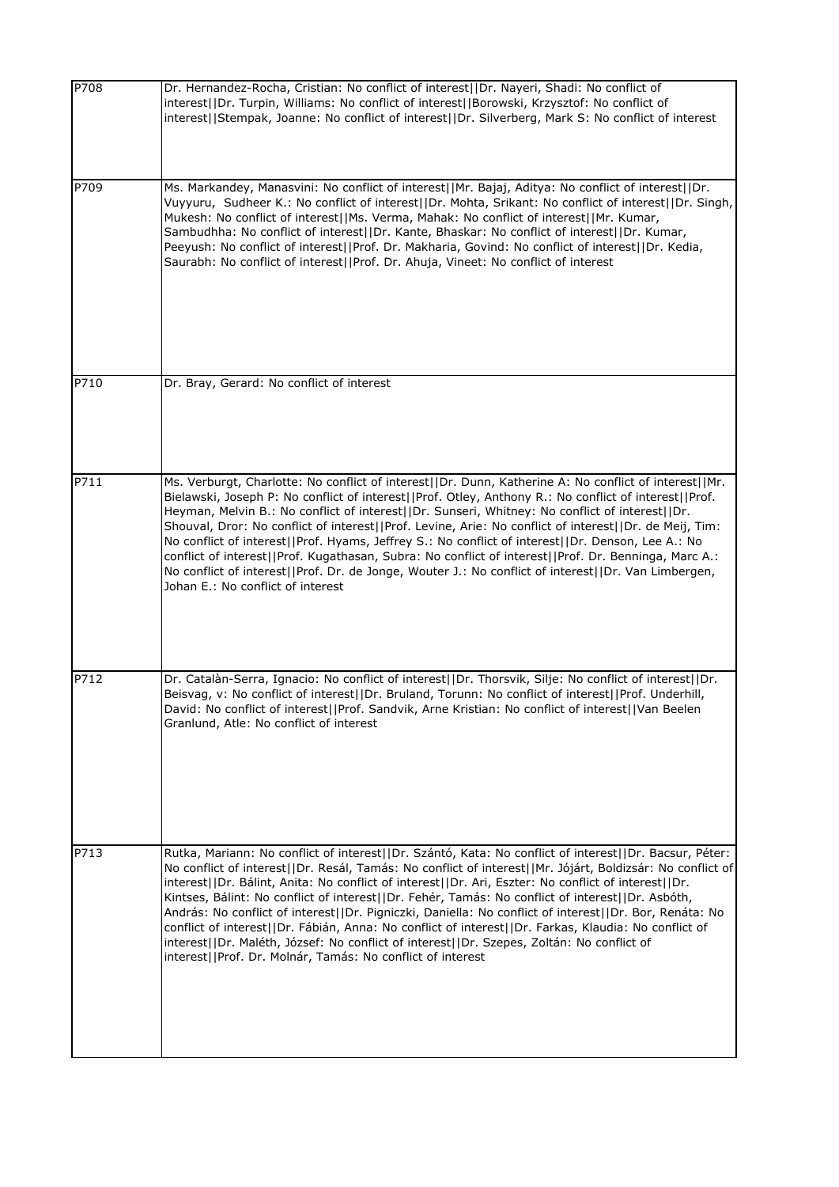| | |
|---|---|
| P708 | Dr. Hernandez-Rocha, Cristian: No conflict of interest\|\|Dr. Nayeri, Shadi: No conflict of interest\|\|Dr. Turpin, Williams: No conflict of interest\|\|Borowski, Krzysztof: No conflict of interest\|\|Stempak, Joanne: No conflict of interest\|\|Dr. Silverberg, Mark S: No conflict of interest |
| P709 | Ms. Markandey, Manasvini: No conflict of interest\|\|Mr. Bajaj, Aditya: No conflict of interest\|\|Dr. Vuyyuru, Sudheer K.: No conflict of interest\|\|Dr. Mohta, Srikant: No conflict of interest\|\|Dr. Singh, Mukesh: No conflict of interest\|\|Ms. Verma, Mahak: No conflict of interest\|\|Mr. Kumar, Sambudhha: No conflict of interest\|\|Dr. Kante, Bhaskar: No conflict of interest\|\|Dr. Kumar, Peeyush: No conflict of interest\|\|Prof. Dr. Makharia, Govind: No conflict of interest\|\|Dr. Kedia, Saurabh: No conflict of interest\|\|Prof. Dr. Ahuja, Vineet: No conflict of interest |
| P710 | Dr. Bray, Gerard: No conflict of interest |
| P711 | Ms. Verburgt, Charlotte: No conflict of interest\|\|Dr. Dunn, Katherine A: No conflict of interest\|\|Mr. Bielawski, Joseph P: No conflict of interest\|\|Prof. Otley, Anthony R.: No conflict of interest\|\|Prof. Heyman, Melvin B.: No conflict of interest\|\|Dr. Sunseri, Whitney: No conflict of interest\|\|Dr. Shouval, Dror: No conflict of interest\|\|Prof. Levine, Arie: No conflict of interest\|\|Dr. de Meij, Tim: No conflict of interest\|\|Prof. Hyams, Jeffrey S.: No conflict of interest\|\|Dr. Denson, Lee A.: No conflict of interest\|\|Prof. Kugathasan, Subra: No conflict of interest\|\|Prof. Dr. Benninga, Marc A.: No conflict of interest\|\|Prof. Dr. de Jonge, Wouter J.: No conflict of interest\|\|Dr. Van Limbergen, Johan E.: No conflict of interest |
| P712 | Dr. Catalàn-Serra, Ignacio: No conflict of interest\|\|Dr. Thorsvik, Silje: No conflict of interest\|\|Dr. Beisvag, v: No conflict of interest\|\|Dr. Bruland, Torunn: No conflict of interest\|\|Prof. Underhill, David: No conflict of interest\|\|Prof. Sandvik, Arne Kristian: No conflict of interest\|\|Van Beelen Granlund, Atle: No conflict of interest |
| P713 | Rutka, Mariann: No conflict of interest\|\|Dr. Szántó, Kata: No conflict of interest\|\|Dr. Bacsur, Péter: No conflict of interest\|\|Dr. Resál, Tamás: No conflict of interest\|\|Mr. Jójárt, Boldizsár: No conflict of interest\|\|Dr. Bálint, Anita: No conflict of interest\|\|Dr. Ari, Eszter: No conflict of interest\|\|Dr. Kintses, Bálint: No conflict of interest\|\|Dr. Fehér, Tamás: No conflict of interest\|\|Dr. Asbóth, András: No conflict of interest\|\|Dr. Pigniczki, Daniella: No conflict of interest\|\|Dr. Bor, Renáta: No conflict of interest\|\|Dr. Fábián, Anna: No conflict of interest\|\|Dr. Farkas, Klaudia: No conflict of interest\|\|Dr. Maléth, József: No conflict of interest\|\|Dr. Szepes, Zoltán: No conflict of interest\|\|Prof. Dr. Molnár, Tamás: No conflict of interest |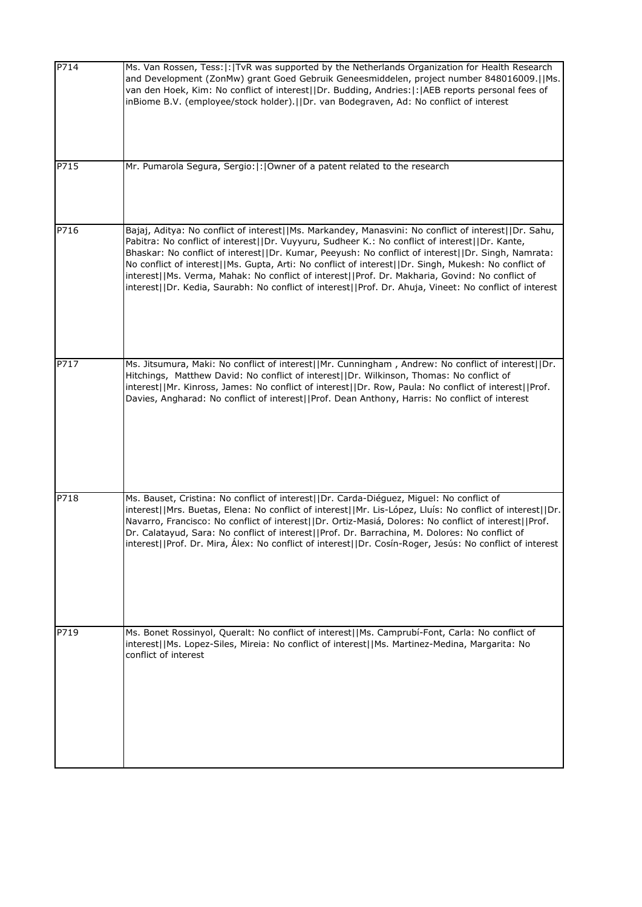| | |
|---|---|
| P714 | Ms. Van Rossen, Tess:\|:\|TvR was supported by the Netherlands Organization for Health Research and Development (ZonMw) grant Goed Gebruik Geneesmiddelen, project number 848016009.\|\|Ms. van den Hoek, Kim: No conflict of interest\|\|Dr. Budding, Andries:\|:\|AEB reports personal fees of inBiome B.V. (employee/stock holder).\|\|Dr. van Bodegraven, Ad: No conflict of interest |
| P715 | Mr. Pumarola Segura, Sergio:\|:\|Owner of a patent related to the research |
| P716 | Bajaj, Aditya: No conflict of interest\|\|Ms. Markandey, Manasvini: No conflict of interest\|\|Dr. Sahu, Pabitra: No conflict of interest\|\|Dr. Vuyyuru, Sudheer K.: No conflict of interest\|\|Dr. Kante, Bhaskar: No conflict of interest\|\|Dr. Kumar, Peeyush: No conflict of interest\|\|Dr. Singh, Namrata: No conflict of interest\|\|Ms. Gupta, Arti: No conflict of interest\|\|Dr. Singh, Mukesh: No conflict of interest\|\|Ms. Verma, Mahak: No conflict of interest\|\|Prof. Dr. Makharia, Govind: No conflict of interest\|\|Dr. Kedia, Saurabh: No conflict of interest\|\|Prof. Dr. Ahuja, Vineet: No conflict of interest |
| P717 | Ms. Jitsumura, Maki: No conflict of interest\|\|Mr. Cunningham , Andrew: No conflict of interest\|\|Dr. Hitchings, Matthew David: No conflict of interest\|\|Dr. Wilkinson, Thomas: No conflict of interest\|\|Mr. Kinross, James: No conflict of interest\|\|Dr. Row, Paula: No conflict of interest\|\|Prof. Davies, Angharad: No conflict of interest\|\|Prof. Dean Anthony, Harris: No conflict of interest |
| P718 | Ms. Bauset, Cristina: No conflict of interest\|\|Dr. Carda-Diéguez, Miguel: No conflict of interest\|\|Mrs. Buetas, Elena: No conflict of interest\|\|Mr. Lis-López, Lluís: No conflict of interest\|\|Dr. Navarro, Francisco: No conflict of interest\|\|Dr. Ortiz-Masiá, Dolores: No conflict of interest\|\|Prof. Dr. Calatayud, Sara: No conflict of interest\|\|Prof. Dr. Barrachina, M. Dolores: No conflict of interest\|\|Prof. Dr. Mira, Álex: No conflict of interest\|\|Dr. Cosín-Roger, Jesús: No conflict of interest |
| P719 | Ms. Bonet Rossinyol, Queralt: No conflict of interest\|\|Ms. Camprubí-Font, Carla: No conflict of interest\|\|Ms. Lopez-Siles, Mireia: No conflict of interest\|\|Ms. Martinez-Medina, Margarita: No conflict of interest |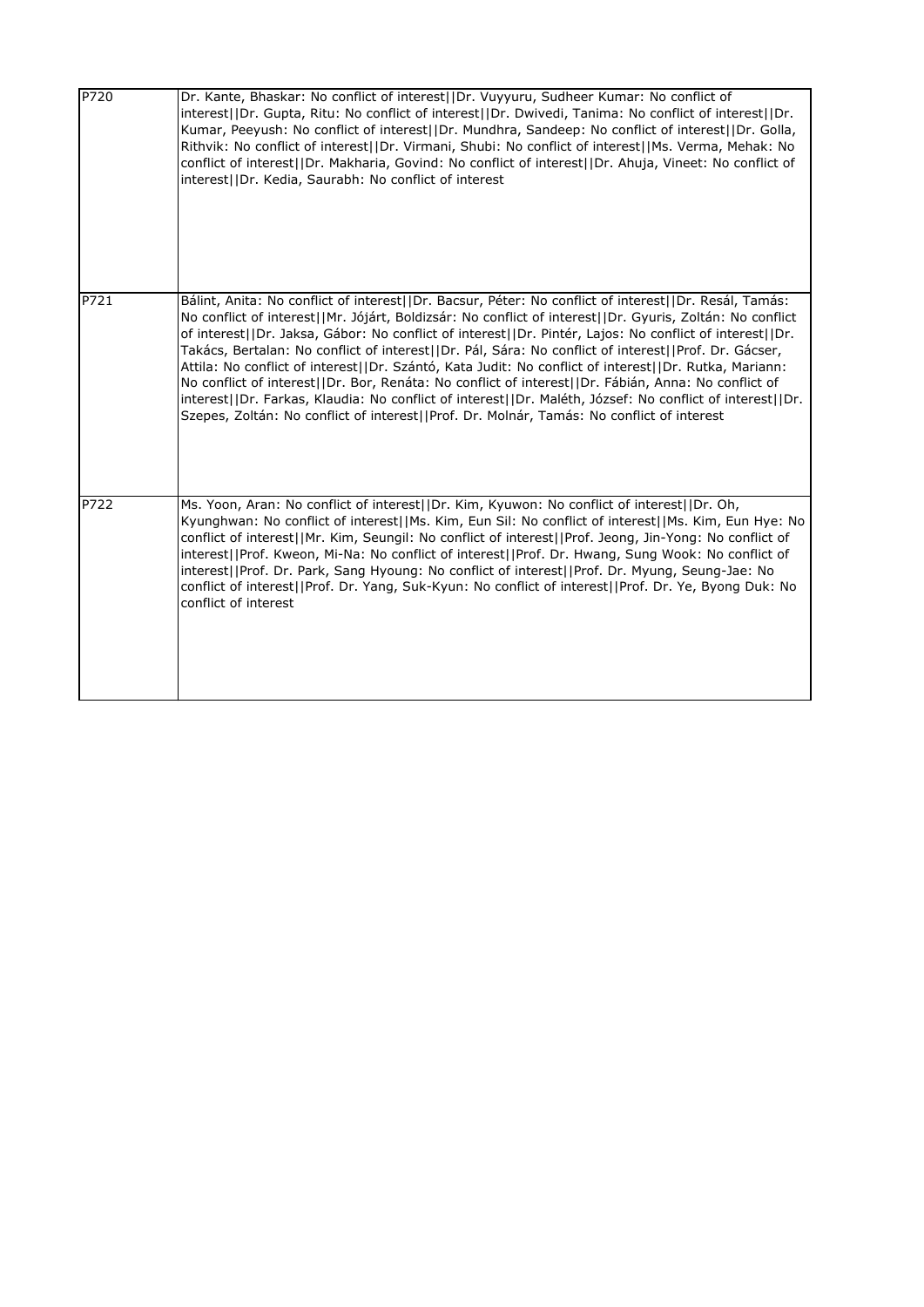| | |
|---|---|
| P720 | Dr. Kante, Bhaskar: No conflict of interest\|\|Dr. Vuyyuru, Sudheer Kumar: No conflict of interest\|\|Dr. Gupta, Ritu: No conflict of interest\|\|Dr. Dwivedi, Tanima: No conflict of interest\|\|Dr. Kumar, Peeyush: No conflict of interest\|\|Dr. Mundhra, Sandeep: No conflict of interest\|\|Dr. Golla, Rithvik: No conflict of interest\|\|Dr. Virmani, Shubi: No conflict of interest\|\|Ms. Verma, Mehak: No conflict of interest\|\|Dr. Makharia, Govind: No conflict of interest\|\|Dr. Ahuja, Vineet: No conflict of interest\|\|Dr. Kedia, Saurabh: No conflict of interest |
| P721 | Bálint, Anita: No conflict of interest\|\|Dr. Bacsur, Péter: No conflict of interest\|\|Dr. Resál, Tamás: No conflict of interest\|\|Mr. Jójárt, Boldizsár: No conflict of interest\|\|Dr. Gyuris, Zoltán: No conflict of interest\|\|Dr. Jaksa, Gábor: No conflict of interest\|\|Dr. Pintér, Lajos: No conflict of interest\|\|Dr. Takács, Bertalan: No conflict of interest\|\|Dr. Pál, Sára: No conflict of interest\|\|Prof. Dr. Gácser, Attila: No conflict of interest\|\|Dr. Szántó, Kata Judit: No conflict of interest\|\|Dr. Rutka, Mariann: No conflict of interest\|\|Dr. Bor, Renáta: No conflict of interest\|\|Dr. Fábián, Anna: No conflict of interest\|\|Dr. Farkas, Klaudia: No conflict of interest\|\|Dr. Maléth, József: No conflict of interest\|\|Dr. Szepes, Zoltán: No conflict of interest\|\|Prof. Dr. Molnár, Tamás: No conflict of interest |
| P722 | Ms. Yoon, Aran: No conflict of interest\|\|Dr. Kim, Kyuwon: No conflict of interest\|\|Dr. Oh, Kyunghwan: No conflict of interest\|\|Ms. Kim, Eun Sil: No conflict of interest\|\|Ms. Kim, Eun Hye: No conflict of interest\|\|Mr. Kim, Seungil: No conflict of interest\|\|Prof. Jeong, Jin-Yong: No conflict of interest\|\|Prof. Kweon, Mi-Na: No conflict of interest\|\|Prof. Dr. Hwang, Sung Wook: No conflict of interest\|\|Prof. Dr. Park, Sang Hyoung: No conflict of interest\|\|Prof. Dr. Myung, Seung-Jae: No conflict of interest\|\|Prof. Dr. Yang, Suk-Kyun: No conflict of interest\|\|Prof. Dr. Ye, Byong Duk: No conflict of interest |